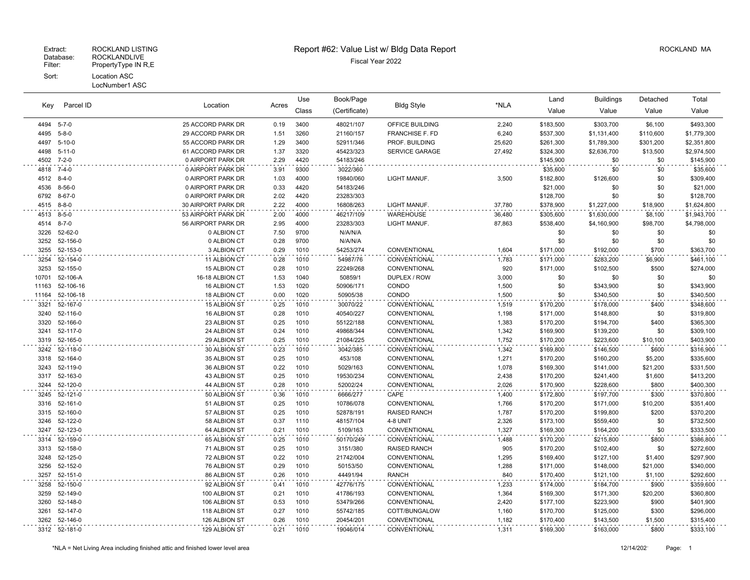Extract: ROCKLAND LISTING
Database: ROCKLANDLIVE
Filter: PropertyType IN R,E
Sort: Location ASC
LocNumber1 ASC

# Report #62: Value List w/ Bldg Data Report

Fiscal Year 2022

ROCKLAND MA

| Key | Parcel ID | Location | Acres | Use Class | Book/Page (Certificate) | Bldg Style | *NLA | Land Value | Buildings Value | Detached Value | Total Value |
|---|---|---|---|---|---|---|---|---|---|---|---|
| 4494 | 5-7-0 | 25 ACCORD PARK DR | 0.19 | 3400 | 48021/107 | OFFICE BUILDING | 2,240 | $183,500 | $303,700 | $6,100 | $493,300 |
| 4495 | 5-8-0 | 29 ACCORD PARK DR | 1.51 | 3260 | 21160/157 | FRANCHISE F. FD | 6,240 | $537,300 | $1,131,400 | $110,600 | $1,779,300 |
| 4497 | 5-10-0 | 55 ACCORD PARK DR | 1.29 | 3400 | 52911/346 | PROF. BUILDING | 25,620 | $261,300 | $1,789,300 | $301,200 | $2,351,800 |
| 4498 | 5-11-0 | 61 ACCORD PARK DR | 1.37 | 3320 | 45423/323 | SERVICE GARAGE | 27,492 | $324,300 | $2,636,700 | $13,500 | $2,974,500 |
| 4502 | 7-2-0 | 0 AIRPORT PARK DR | 2.29 | 4420 | 54183/246 | | | $145,900 | $0 | $0 | $145,900 |
| 4818 | 7-4-0 | 0 AIRPORT PARK DR | 3.91 | 9300 | 3022/360 | | | $35,600 | $0 | $0 | $35,600 |
| 4512 | 8-4-0 | 0 AIRPORT PARK DR | 1.03 | 4000 | 19840/060 | LIGHT MANUF. | 3,500 | $182,800 | $126,600 | $0 | $309,400 |
| 4536 | 8-56-0 | 0 AIRPORT PARK DR | 0.33 | 4420 | 54183/246 | | | $21,000 | $0 | $0 | $21,000 |
| 6792 | 8-67-0 | 0 AIRPORT PARK DR | 2.02 | 4420 | 23283/303 | | | $128,700 | $0 | $0 | $128,700 |
| 4515 | 8-8-0 | 30 AIRPORT PARK DR | 2.22 | 4000 | 16808/263 | LIGHT MANUF. | 37,780 | $378,900 | $1,227,000 | $18,900 | $1,624,800 |
| 4513 | 8-5-0 | 53 AIRPORT PARK DR | 2.00 | 4000 | 46217/109 | WAREHOUSE | 36,480 | $305,600 | $1,630,000 | $8,100 | $1,943,700 |
| 4514 | 8-7-0 | 56 AIRPORT PARK DR | 2.95 | 4000 | 23283/303 | LIGHT MANUF. | 87,863 | $538,400 | $4,160,900 | $98,700 | $4,798,000 |
| 3226 | 52-62-0 | 0 ALBION CT | 7.50 | 9700 | N/A/N/A | | | $0 | $0 | $0 | $0 |
| 3252 | 52-156-0 | 0 ALBION CT | 0.28 | 9700 | N/A/N/A | | | $0 | $0 | $0 | $0 |
| 3255 | 52-153-0 | 3 ALBION CT | 0.29 | 1010 | 54253/274 | CONVENTIONAL | 1,604 | $171,000 | $192,000 | $700 | $363,700 |
| 3254 | 52-154-0 | 11 ALBION CT | 0.28 | 1010 | 54987/76 | CONVENTIONAL | 1,783 | $171,000 | $283,200 | $6,900 | $461,100 |
| 3253 | 52-155-0 | 15 ALBION CT | 0.28 | 1010 | 22249/268 | CONVENTIONAL | 920 | $171,000 | $102,500 | $500 | $274,000 |
| 10701 | 52-106-A | 16-18 ALBION CT | 1.53 | 1040 | 50859/1 | DUPLEX / ROW | 3,000 | $0 | $0 | $0 | $0 |
| 11163 | 52-106-16 | 16 ALBION CT | 1.53 | 1020 | 50906/171 | CONDO | 1,500 | $0 | $343,900 | $0 | $343,900 |
| 11164 | 52-106-18 | 18 ALBION CT | 0.00 | 1020 | 50905/38 | CONDO | 1,500 | $0 | $340,500 | $0 | $340,500 |
| 3321 | 52-167-0 | 15 ALBION ST | 0.25 | 1010 | 30070/22 | CONVENTIONAL | 1,519 | $170,200 | $178,000 | $400 | $348,600 |
| 3240 | 52-116-0 | 16 ALBION ST | 0.28 | 1010 | 40540/227 | CONVENTIONAL | 1,198 | $171,000 | $148,800 | $0 | $319,800 |
| 3320 | 52-166-0 | 23 ALBION ST | 0.25 | 1010 | 55122/188 | CONVENTIONAL | 1,383 | $170,200 | $194,700 | $400 | $365,300 |
| 3241 | 52-117-0 | 24 ALBION ST | 0.24 | 1010 | 49868/344 | CONVENTIONAL | 1,342 | $169,900 | $139,200 | $0 | $309,100 |
| 3319 | 52-165-0 | 29 ALBION ST | 0.25 | 1010 | 21084/225 | CONVENTIONAL | 1,752 | $170,200 | $223,600 | $10,100 | $403,900 |
| 3242 | 52-118-0 | 30 ALBION ST | 0.23 | 1010 | 3042/385 | CONVENTIONAL | 1,342 | $169,800 | $146,500 | $600 | $316,900 |
| 3318 | 52-164-0 | 35 ALBION ST | 0.25 | 1010 | 453/108 | CONVENTIONAL | 1,271 | $170,200 | $160,200 | $5,200 | $335,600 |
| 3243 | 52-119-0 | 36 ALBION ST | 0.22 | 1010 | 5029/163 | CONVENTIONAL | 1,078 | $169,300 | $141,000 | $21,200 | $331,500 |
| 3317 | 52-163-0 | 43 ALBION ST | 0.25 | 1010 | 19530/234 | CONVENTIONAL | 2,438 | $170,200 | $241,400 | $1,600 | $413,200 |
| 3244 | 52-120-0 | 44 ALBION ST | 0.28 | 1010 | 52002/24 | CONVENTIONAL | 2,026 | $170,900 | $228,600 | $800 | $400,300 |
| 3245 | 52-121-0 | 50 ALBION ST | 0.36 | 1010 | 6666/277 | CAPE | 1,400 | $172,800 | $197,700 | $300 | $370,800 |
| 3316 | 52-161-0 | 51 ALBION ST | 0.25 | 1010 | 10786/078 | CONVENTIONAL | 1,766 | $170,200 | $171,000 | $10,200 | $351,400 |
| 3315 | 52-160-0 | 57 ALBION ST | 0.25 | 1010 | 52878/191 | RAISED RANCH | 1,787 | $170,200 | $199,800 | $200 | $370,200 |
| 3246 | 52-122-0 | 58 ALBION ST | 0.37 | 1110 | 48157/104 | 4-8 UNIT | 2,326 | $173,100 | $559,400 | $0 | $732,500 |
| 3247 | 52-123-0 | 64 ALBION ST | 0.21 | 1010 | 5109/163 | CONVENTIONAL | 1,327 | $169,300 | $164,200 | $0 | $333,500 |
| 3314 | 52-159-0 | 65 ALBION ST | 0.25 | 1010 | 50170/249 | CONVENTIONAL | 1,488 | $170,200 | $215,800 | $800 | $386,800 |
| 3313 | 52-158-0 | 71 ALBION ST | 0.25 | 1010 | 3151/380 | RAISED RANCH | 905 | $170,200 | $102,400 | $0 | $272,600 |
| 3248 | 52-125-0 | 72 ALBION ST | 0.22 | 1010 | 21742/004 | CONVENTIONAL | 1,295 | $169,400 | $127,100 | $1,400 | $297,900 |
| 3256 | 52-152-0 | 76 ALBION ST | 0.29 | 1010 | 50153/50 | CONVENTIONAL | 1,288 | $171,000 | $148,000 | $21,000 | $340,000 |
| 3257 | 52-151-0 | 86 ALBION ST | 0.26 | 1010 | 44491/94 | RANCH | 840 | $170,400 | $121,100 | $1,100 | $292,600 |
| 3258 | 52-150-0 | 92 ALBION ST | 0.41 | 1010 | 42776/175 | CONVENTIONAL | 1,233 | $174,000 | $184,700 | $900 | $359,600 |
| 3259 | 52-149-0 | 100 ALBION ST | 0.21 | 1010 | 41786/193 | CONVENTIONAL | 1,364 | $169,300 | $171,300 | $20,200 | $360,800 |
| 3260 | 52-148-0 | 106 ALBION ST | 0.53 | 1010 | 53479/266 | CONVENTIONAL | 2,420 | $177,100 | $223,900 | $900 | $401,900 |
| 3261 | 52-147-0 | 118 ALBION ST | 0.27 | 1010 | 55742/185 | COTT/BUNGALOW | 1,160 | $170,700 | $125,000 | $300 | $296,000 |
| 3262 | 52-146-0 | 126 ALBION ST | 0.26 | 1010 | 20454/201 | CONVENTIONAL | 1,182 | $170,400 | $143,500 | $1,500 | $315,400 |
| 3312 | 52-181-0 | 129 ALBION ST | 0.21 | 1010 | 19046/014 | CONVENTIONAL | 1,311 | $169,300 | $163,000 | $800 | $333,100 |

*NLA = Net Living Area including finished attic and finished lower level area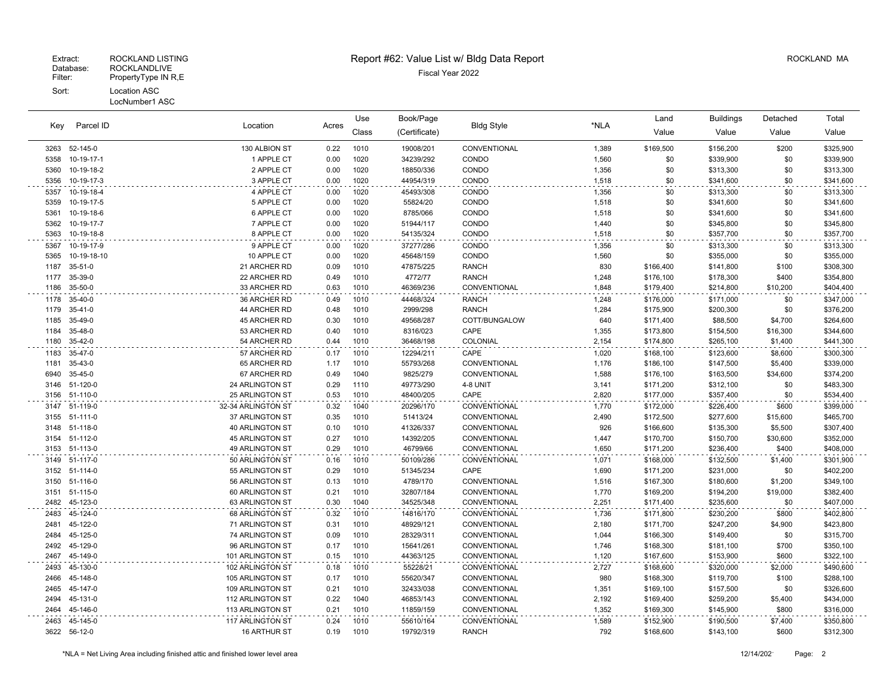Extract: ROCKLAND LISTING
Database: ROCKLANDLIVE
Filter: PropertyType IN R,E
Sort: Location ASC
LocNumber1 ASC

# Report #62: Value List w/ Bldg Data Report

Fiscal Year 2022

ROCKLAND MA

| Key | Parcel ID | Location | Acres | Use Class | Book/Page (Certificate) | Bldg Style | *NLA | Land Value | Buildings Value | Detached Value | Total Value |
|---|---|---|---|---|---|---|---|---|---|---|---|
| 3263 | 52-145-0 | 130 ALBION ST | 0.22 | 1010 | 19008/201 | CONVENTIONAL | 1,389 | $169,500 | $156,200 | $200 | $325,900 |
| 5358 | 10-19-17-1 | 1 APPLE CT | 0.00 | 1020 | 34239/292 | CONDO | 1,560 | $0 | $339,900 | $0 | $339,900 |
| 5360 | 10-19-18-2 | 2 APPLE CT | 0.00 | 1020 | 18850/336 | CONDO | 1,356 | $0 | $313,300 | $0 | $313,300 |
| 5356 | 10-19-17-3 | 3 APPLE CT | 0.00 | 1020 | 44954/319 | CONDO | 1,518 | $0 | $341,600 | $0 | $341,600 |
| 5357 | 10-19-18-4 | 4 APPLE CT | 0.00 | 1020 | 45493/308 | CONDO | 1,356 | $0 | $313,300 | $0 | $313,300 |
| 5359 | 10-19-17-5 | 5 APPLE CT | 0.00 | 1020 | 55824/20 | CONDO | 1,518 | $0 | $341,600 | $0 | $341,600 |
| 5361 | 10-19-18-6 | 6 APPLE CT | 0.00 | 1020 | 8785/066 | CONDO | 1,518 | $0 | $341,600 | $0 | $341,600 |
| 5362 | 10-19-17-7 | 7 APPLE CT | 0.00 | 1020 | 51944/117 | CONDO | 1,440 | $0 | $345,800 | $0 | $345,800 |
| 5363 | 10-19-18-8 | 8 APPLE CT | 0.00 | 1020 | 54135/324 | CONDO | 1,518 | $0 | $357,700 | $0 | $357,700 |
| 5367 | 10-19-17-9 | 9 APPLE CT | 0.00 | 1020 | 37277/286 | CONDO | 1,356 | $0 | $313,300 | $0 | $313,300 |
| 5365 | 10-19-18-10 | 10 APPLE CT | 0.00 | 1020 | 45648/159 | CONDO | 1,560 | $0 | $355,000 | $0 | $355,000 |
| 1187 | 35-51-0 | 21 ARCHER RD | 0.09 | 1010 | 47875/225 | RANCH | 830 | $166,400 | $141,800 | $100 | $308,300 |
| 1177 | 35-39-0 | 22 ARCHER RD | 0.49 | 1010 | 4772/77 | RANCH | 1,248 | $176,100 | $178,300 | $400 | $354,800 |
| 1186 | 35-50-0 | 33 ARCHER RD | 0.63 | 1010 | 46369/236 | CONVENTIONAL | 1,848 | $179,400 | $214,800 | $10,200 | $404,400 |
| 1178 | 35-40-0 | 36 ARCHER RD | 0.49 | 1010 | 44468/324 | RANCH | 1,248 | $176,000 | $171,000 | $0 | $347,000 |
| 1179 | 35-41-0 | 44 ARCHER RD | 0.48 | 1010 | 2999/298 | RANCH | 1,284 | $175,900 | $200,300 | $0 | $376,200 |
| 1185 | 35-49-0 | 45 ARCHER RD | 0.30 | 1010 | 49568/287 | COTT/BUNGALOW | 640 | $171,400 | $88,500 | $4,700 | $264,600 |
| 1184 | 35-48-0 | 53 ARCHER RD | 0.40 | 1010 | 8316/023 | CAPE | 1,355 | $173,800 | $154,500 | $16,300 | $344,600 |
| 1180 | 35-42-0 | 54 ARCHER RD | 0.44 | 1010 | 36468/198 | COLONIAL | 2,154 | $174,800 | $265,100 | $1,400 | $441,300 |
| 1183 | 35-47-0 | 57 ARCHER RD | 0.17 | 1010 | 12294/211 | CAPE | 1,020 | $168,100 | $123,600 | $8,600 | $300,300 |
| 1181 | 35-43-0 | 65 ARCHER RD | 1.17 | 1010 | 55793/268 | CONVENTIONAL | 1,176 | $186,100 | $147,500 | $5,400 | $339,000 |
| 6940 | 35-45-0 | 67 ARCHER RD | 0.49 | 1040 | 9825/279 | CONVENTIONAL | 1,588 | $176,100 | $163,500 | $34,600 | $374,200 |
| 3146 | 51-120-0 | 24 ARLINGTON ST | 0.29 | 1110 | 49773/290 | 4-8 UNIT | 3,141 | $171,200 | $312,100 | $0 | $483,300 |
| 3156 | 51-110-0 | 25 ARLINGTON ST | 0.53 | 1010 | 48400/205 | CAPE | 2,820 | $177,000 | $357,400 | $0 | $534,400 |
| 3147 | 51-119-0 | 32-34 ARLINGTON ST | 0.32 | 1040 | 20296/170 | CONVENTIONAL | 1,770 | $172,000 | $226,400 | $600 | $399,000 |
| 3155 | 51-111-0 | 37 ARLINGTON ST | 0.35 | 1010 | 51413/24 | CONVENTIONAL | 2,490 | $172,500 | $277,600 | $15,600 | $465,700 |
| 3148 | 51-118-0 | 40 ARLINGTON ST | 0.10 | 1010 | 41326/337 | CONVENTIONAL | 926 | $166,600 | $135,300 | $5,500 | $307,400 |
| 3154 | 51-112-0 | 45 ARLINGTON ST | 0.27 | 1010 | 14392/205 | CONVENTIONAL | 1,447 | $170,700 | $150,700 | $30,600 | $352,000 |
| 3153 | 51-113-0 | 49 ARLINGTON ST | 0.29 | 1010 | 46799/66 | CONVENTIONAL | 1,650 | $171,200 | $236,400 | $400 | $408,000 |
| 3149 | 51-117-0 | 50 ARLINGTON ST | 0.16 | 1010 | 50109/286 | CONVENTIONAL | 1,071 | $168,000 | $132,500 | $1,400 | $301,900 |
| 3152 | 51-114-0 | 55 ARLINGTON ST | 0.29 | 1010 | 51345/234 | CAPE | 1,690 | $171,200 | $231,000 | $0 | $402,200 |
| 3150 | 51-116-0 | 56 ARLINGTON ST | 0.13 | 1010 | 4789/170 | CONVENTIONAL | 1,516 | $167,300 | $180,600 | $1,200 | $349,100 |
| 3151 | 51-115-0 | 60 ARLINGTON ST | 0.21 | 1010 | 32807/184 | CONVENTIONAL | 1,770 | $169,200 | $194,200 | $19,000 | $382,400 |
| 2482 | 45-123-0 | 63 ARLINGTON ST | 0.30 | 1040 | 34525/348 | CONVENTIONAL | 2,251 | $171,400 | $235,600 | $0 | $407,000 |
| 2483 | 45-124-0 | 68 ARLINGTON ST | 0.32 | 1010 | 14816/170 | CONVENTIONAL | 1,736 | $171,800 | $230,200 | $800 | $402,800 |
| 2481 | 45-122-0 | 71 ARLINGTON ST | 0.31 | 1010 | 48929/121 | CONVENTIONAL | 2,180 | $171,700 | $247,200 | $4,900 | $423,800 |
| 2484 | 45-125-0 | 74 ARLINGTON ST | 0.09 | 1010 | 28329/311 | CONVENTIONAL | 1,044 | $166,300 | $149,400 | $0 | $315,700 |
| 2492 | 45-129-0 | 96 ARLINGTON ST | 0.17 | 1010 | 15641/261 | CONVENTIONAL | 1,746 | $168,300 | $181,100 | $700 | $350,100 |
| 2467 | 45-149-0 | 101 ARLINGTON ST | 0.15 | 1010 | 44363/125 | CONVENTIONAL | 1,120 | $167,600 | $153,900 | $600 | $322,100 |
| 2493 | 45-130-0 | 102 ARLINGTON ST | 0.18 | 1010 | 55228/21 | CONVENTIONAL | 2,727 | $168,600 | $320,000 | $2,000 | $490,600 |
| 2466 | 45-148-0 | 105 ARLINGTON ST | 0.17 | 1010 | 55620/347 | CONVENTIONAL | 980 | $168,300 | $119,700 | $100 | $288,100 |
| 2465 | 45-147-0 | 109 ARLINGTON ST | 0.21 | 1010 | 32433/038 | CONVENTIONAL | 1,351 | $169,100 | $157,500 | $0 | $326,600 |
| 2494 | 45-131-0 | 112 ARLINGTON ST | 0.22 | 1040 | 46853/143 | CONVENTIONAL | 2,192 | $169,400 | $259,200 | $5,400 | $434,000 |
| 2464 | 45-146-0 | 113 ARLINGTON ST | 0.21 | 1010 | 11859/159 | CONVENTIONAL | 1,352 | $169,300 | $145,900 | $800 | $316,000 |
| 2463 | 45-145-0 | 117 ARLINGTON ST | 0.24 | 1010 | 55610/164 | CONVENTIONAL | 1,589 | $152,900 | $190,500 | $7,400 | $350,800 |
| 3622 | 56-12-0 | 16 ARTHUR ST | 0.19 | 1010 | 19792/319 | RANCH | 792 | $168,600 | $143,100 | $600 | $312,300 |

*NLA = Net Living Area including finished attic and finished lower level area

12/14/202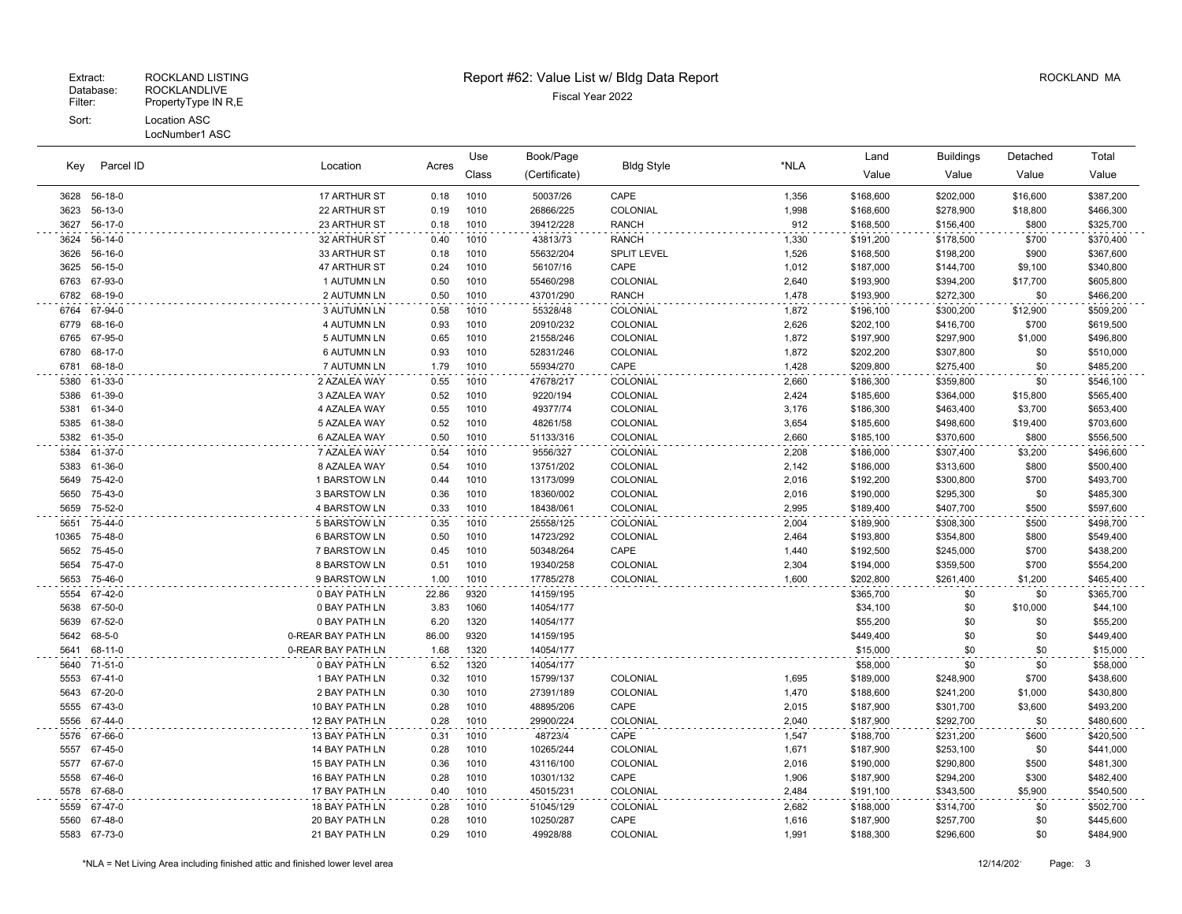Extract: ROCKLAND LISTING
Database: ROCKLANDLIVE
Filter: PropertyType IN R,E
Sort: Location ASC
LocNumber1 ASC

# Report #62: Value List w/ Bldg Data Report

Fiscal Year 2022

ROCKLAND MA

| Key | Parcel ID | Location | Acres | Use Class | Book/Page (Certificate) | Bldg Style | *NLA | Land Value | Buildings Value | Detached Value | Total Value |
|---|---|---|---|---|---|---|---|---|---|---|---|
| 3628 | 56-18-0 | 17 ARTHUR ST | 0.18 | 1010 | 50037/26 | CAPE | 1,356 | $168,600 | $202,000 | $16,600 | $387,200 |
| 3623 | 56-13-0 | 22 ARTHUR ST | 0.19 | 1010 | 26866/225 | COLONIAL | 1,998 | $168,600 | $278,900 | $18,800 | $466,300 |
| 3627 | 56-17-0 | 23 ARTHUR ST | 0.18 | 1010 | 39412/228 | RANCH | 912 | $168,500 | $156,400 | $800 | $325,700 |
| 3624 | 56-14-0 | 32 ARTHUR ST | 0.40 | 1010 | 43813/73 | RANCH | 1,330 | $191,200 | $178,500 | $700 | $370,400 |
| 3626 | 56-16-0 | 33 ARTHUR ST | 0.18 | 1010 | 55632/204 | SPLIT LEVEL | 1,526 | $168,500 | $198,200 | $900 | $367,600 |
| 3625 | 56-15-0 | 47 ARTHUR ST | 0.24 | 1010 | 56107/16 | CAPE | 1,012 | $187,000 | $144,700 | $9,100 | $340,800 |
| 6763 | 67-93-0 | 1 AUTUMN LN | 0.50 | 1010 | 55460/298 | COLONIAL | 2,640 | $193,900 | $394,200 | $17,700 | $605,800 |
| 6782 | 68-19-0 | 2 AUTUMN LN | 0.50 | 1010 | 43701/290 | RANCH | 1,478 | $193,900 | $272,300 | $0 | $466,200 |
| 6764 | 67-94-0 | 3 AUTUMN LN | 0.58 | 1010 | 55328/48 | COLONIAL | 1,872 | $196,100 | $300,200 | $12,900 | $509,200 |
| 6779 | 68-16-0 | 4 AUTUMN LN | 0.93 | 1010 | 20910/232 | COLONIAL | 2,626 | $202,100 | $416,700 | $700 | $619,500 |
| 6765 | 67-95-0 | 5 AUTUMN LN | 0.65 | 1010 | 21558/246 | COLONIAL | 1,872 | $197,900 | $297,900 | $1,000 | $496,800 |
| 6780 | 68-17-0 | 6 AUTUMN LN | 0.93 | 1010 | 52831/246 | COLONIAL | 1,872 | $202,200 | $307,800 | $0 | $510,000 |
| 6781 | 68-18-0 | 7 AUTUMN LN | 1.79 | 1010 | 55934/270 | CAPE | 1,428 | $209,800 | $275,400 | $0 | $485,200 |
| 5380 | 61-33-0 | 2 AZALEA WAY | 0.55 | 1010 | 47678/217 | COLONIAL | 2,660 | $186,300 | $359,800 | $0 | $546,100 |
| 5386 | 61-39-0 | 3 AZALEA WAY | 0.52 | 1010 | 9220/194 | COLONIAL | 2,424 | $185,600 | $364,000 | $15,800 | $565,400 |
| 5381 | 61-34-0 | 4 AZALEA WAY | 0.55 | 1010 | 49377/74 | COLONIAL | 3,176 | $186,300 | $463,400 | $3,700 | $653,400 |
| 5385 | 61-38-0 | 5 AZALEA WAY | 0.52 | 1010 | 48261/58 | COLONIAL | 3,654 | $185,600 | $498,600 | $19,400 | $703,600 |
| 5382 | 61-35-0 | 6 AZALEA WAY | 0.50 | 1010 | 51133/316 | COLONIAL | 2,660 | $185,100 | $370,600 | $800 | $556,500 |
| 5384 | 61-37-0 | 7 AZALEA WAY | 0.54 | 1010 | 9556/327 | COLONIAL | 2,208 | $186,000 | $307,400 | $3,200 | $496,600 |
| 5383 | 61-36-0 | 8 AZALEA WAY | 0.54 | 1010 | 13751/202 | COLONIAL | 2,142 | $186,000 | $313,600 | $800 | $500,400 |
| 5649 | 75-42-0 | 1 BARSTOW LN | 0.44 | 1010 | 13173/099 | COLONIAL | 2,016 | $192,200 | $300,800 | $700 | $493,700 |
| 5650 | 75-43-0 | 3 BARSTOW LN | 0.36 | 1010 | 18360/002 | COLONIAL | 2,016 | $190,000 | $295,300 | $0 | $485,300 |
| 5659 | 75-52-0 | 4 BARSTOW LN | 0.33 | 1010 | 18438/061 | COLONIAL | 2,995 | $189,400 | $407,700 | $500 | $597,600 |
| 5651 | 75-44-0 | 5 BARSTOW LN | 0.35 | 1010 | 25558/125 | COLONIAL | 2,004 | $189,900 | $308,300 | $500 | $498,700 |
| 10365 | 75-48-0 | 6 BARSTOW LN | 0.50 | 1010 | 14723/292 | COLONIAL | 2,464 | $193,800 | $354,800 | $800 | $549,400 |
| 5652 | 75-45-0 | 7 BARSTOW LN | 0.45 | 1010 | 50348/264 | CAPE | 1,440 | $192,500 | $245,000 | $700 | $438,200 |
| 5654 | 75-47-0 | 8 BARSTOW LN | 0.51 | 1010 | 19340/258 | COLONIAL | 2,304 | $194,000 | $359,500 | $700 | $554,200 |
| 5653 | 75-46-0 | 9 BARSTOW LN | 1.00 | 1010 | 17785/278 | COLONIAL | 1,600 | $202,800 | $261,400 | $1,200 | $465,400 |
| 5554 | 67-42-0 | 0 BAY PATH LN | 22.86 | 9320 | 14159/195 | | | $365,700 | $0 | $0 | $365,700 |
| 5638 | 67-50-0 | 0 BAY PATH LN | 3.83 | 1060 | 14054/177 | | | $34,100 | $0 | $10,000 | $44,100 |
| 5639 | 67-52-0 | 0 BAY PATH LN | 6.20 | 1320 | 14054/177 | | | $55,200 | $0 | $0 | $55,200 |
| 5642 | 68-5-0 | 0-REAR BAY PATH LN | 86.00 | 9320 | 14159/195 | | | $449,400 | $0 | $0 | $449,400 |
| 5641 | 68-11-0 | 0-REAR BAY PATH LN | 1.68 | 1320 | 14054/177 | | | $15,000 | $0 | $0 | $15,000 |
| 5640 | 71-51-0 | 0 BAY PATH LN | 6.52 | 1320 | 14054/177 | | | $58,000 | $0 | $0 | $58,000 |
| 5553 | 67-41-0 | 1 BAY PATH LN | 0.32 | 1010 | 15799/137 | COLONIAL | 1,695 | $189,000 | $248,900 | $700 | $438,600 |
| 5643 | 67-20-0 | 2 BAY PATH LN | 0.30 | 1010 | 27391/189 | COLONIAL | 1,470 | $188,600 | $241,200 | $1,000 | $430,800 |
| 5555 | 67-43-0 | 10 BAY PATH LN | 0.28 | 1010 | 48895/206 | CAPE | 2,015 | $187,900 | $301,700 | $3,600 | $493,200 |
| 5556 | 67-44-0 | 12 BAY PATH LN | 0.28 | 1010 | 29900/224 | COLONIAL | 2,040 | $187,900 | $292,700 | $0 | $480,600 |
| 5576 | 67-66-0 | 13 BAY PATH LN | 0.31 | 1010 | 48723/4 | CAPE | 1,547 | $188,700 | $231,200 | $600 | $420,500 |
| 5557 | 67-45-0 | 14 BAY PATH LN | 0.28 | 1010 | 10265/244 | COLONIAL | 1,671 | $187,900 | $253,100 | $0 | $441,000 |
| 5577 | 67-67-0 | 15 BAY PATH LN | 0.36 | 1010 | 43116/100 | COLONIAL | 2,016 | $190,000 | $290,800 | $500 | $481,300 |
| 5558 | 67-46-0 | 16 BAY PATH LN | 0.28 | 1010 | 10301/132 | CAPE | 1,906 | $187,900 | $294,200 | $300 | $482,400 |
| 5578 | 67-68-0 | 17 BAY PATH LN | 0.40 | 1010 | 45015/231 | COLONIAL | 2,484 | $191,100 | $343,500 | $5,900 | $540,500 |
| 5559 | 67-47-0 | 18 BAY PATH LN | 0.28 | 1010 | 51045/129 | COLONIAL | 2,682 | $188,000 | $314,700 | $0 | $502,700 |
| 5560 | 67-48-0 | 20 BAY PATH LN | 0.28 | 1010 | 10250/287 | CAPE | 1,616 | $187,900 | $257,700 | $0 | $445,600 |
| 5583 | 67-73-0 | 21 BAY PATH LN | 0.29 | 1010 | 49928/88 | COLONIAL | 1,991 | $188,300 | $296,600 | $0 | $484,900 |

*NLA = Net Living Area including finished attic and finished lower level area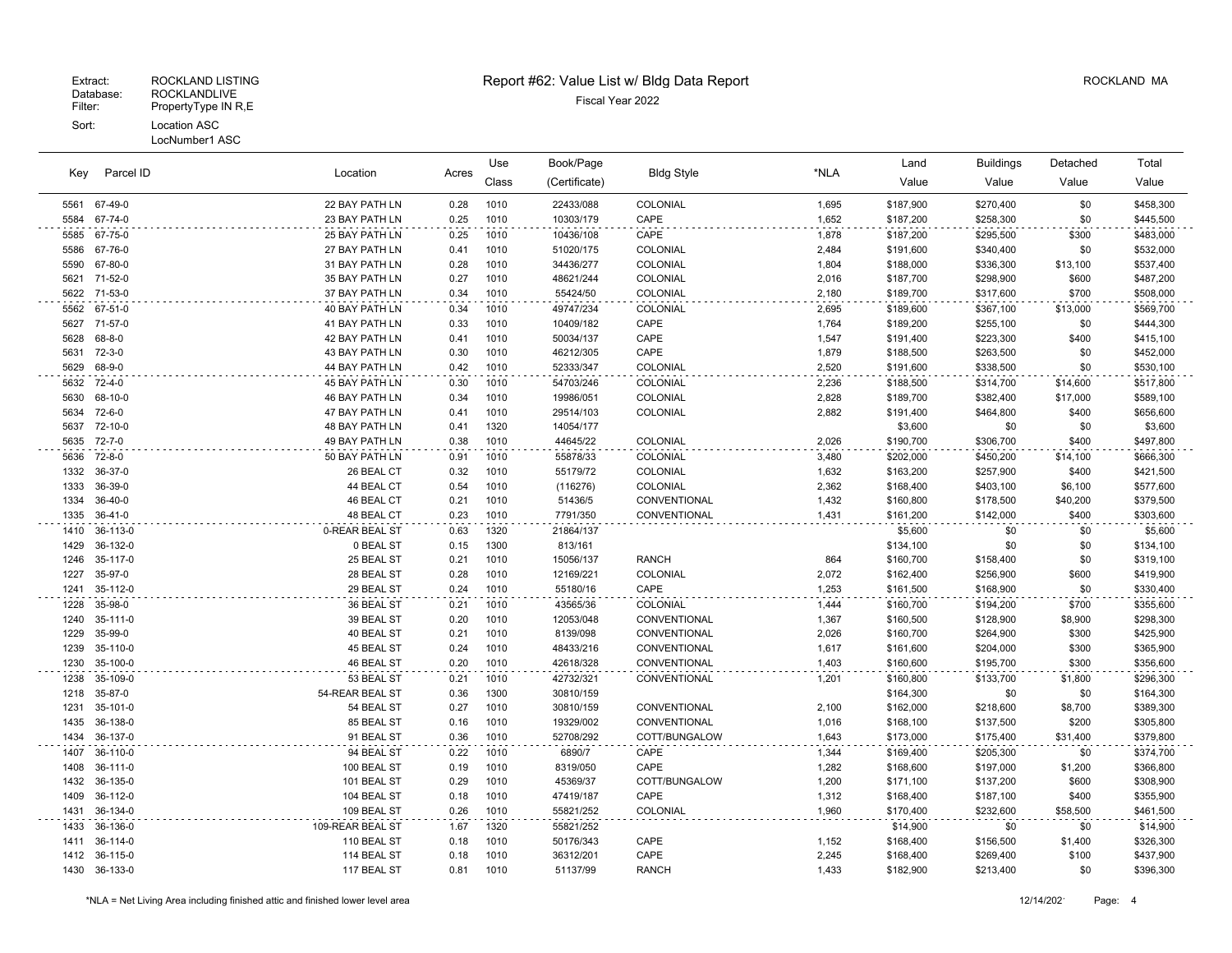Extract: ROCKLAND LISTING
Database: ROCKLANDLIVE
Filter: PropertyType IN R,E
Sort: Location ASC
LocNumber1 ASC

# Report #62: Value List w/ Bldg Data Report

Fiscal Year 2022

ROCKLAND MA

| Key | Parcel ID | Location | Acres | Use Class | Book/Page (Certificate) | Bldg Style | *NLA | Land Value | Buildings Value | Detached Value | Total Value |
|---|---|---|---|---|---|---|---|---|---|---|---|
| 5561 | 67-49-0 | 22 BAY PATH LN | 0.28 | 1010 | 22433/088 | COLONIAL | 1,695 | $187,900 | $270,400 | $0 | $458,300 |
| 5584 | 67-74-0 | 23 BAY PATH LN | 0.25 | 1010 | 10303/179 | CAPE | 1,652 | $187,200 | $258,300 | $0 | $445,500 |
| 5585 | 67-75-0 | 25 BAY PATH LN | 0.25 | 1010 | 10436/108 | CAPE | 1,878 | $187,200 | $295,500 | $300 | $483,000 |
| 5586 | 67-76-0 | 27 BAY PATH LN | 0.41 | 1010 | 51020/175 | COLONIAL | 2,484 | $191,600 | $340,400 | $0 | $532,000 |
| 5590 | 67-80-0 | 31 BAY PATH LN | 0.28 | 1010 | 34436/277 | COLONIAL | 1,804 | $188,000 | $336,300 | $13,100 | $537,400 |
| 5621 | 71-52-0 | 35 BAY PATH LN | 0.27 | 1010 | 48621/244 | COLONIAL | 2,016 | $187,700 | $298,900 | $600 | $487,200 |
| 5622 | 71-53-0 | 37 BAY PATH LN | 0.34 | 1010 | 55424/50 | COLONIAL | 2,180 | $189,700 | $317,600 | $700 | $508,000 |
| 5562 | 67-51-0 | 40 BAY PATH LN | 0.34 | 1010 | 49747/234 | COLONIAL | 2,695 | $189,600 | $367,100 | $13,000 | $569,700 |
| 5627 | 71-57-0 | 41 BAY PATH LN | 0.33 | 1010 | 10409/182 | CAPE | 1,764 | $189,200 | $255,100 | $0 | $444,300 |
| 5628 | 68-8-0 | 42 BAY PATH LN | 0.41 | 1010 | 50034/137 | CAPE | 1,547 | $191,400 | $223,300 | $400 | $415,100 |
| 5631 | 72-3-0 | 43 BAY PATH LN | 0.30 | 1010 | 46212/305 | CAPE | 1,879 | $188,500 | $263,500 | $0 | $452,000 |
| 5629 | 68-9-0 | 44 BAY PATH LN | 0.42 | 1010 | 52333/347 | COLONIAL | 2,520 | $191,600 | $338,500 | $0 | $530,100 |
| 5632 | 72-4-0 | 45 BAY PATH LN | 0.30 | 1010 | 54703/246 | COLONIAL | 2,236 | $188,500 | $314,700 | $14,600 | $517,800 |
| 5630 | 68-10-0 | 46 BAY PATH LN | 0.34 | 1010 | 19986/051 | COLONIAL | 2,828 | $189,700 | $382,400 | $17,000 | $589,100 |
| 5634 | 72-6-0 | 47 BAY PATH LN | 0.41 | 1010 | 29514/103 | COLONIAL | 2,882 | $191,400 | $464,800 | $400 | $656,600 |
| 5637 | 72-10-0 | 48 BAY PATH LN | 0.41 | 1320 | 14054/177 | | | $3,600 | $0 | $0 | $3,600 |
| 5635 | 72-7-0 | 49 BAY PATH LN | 0.38 | 1010 | 44645/22 | COLONIAL | 2,026 | $190,700 | $306,700 | $400 | $497,800 |
| 5636 | 72-8-0 | 50 BAY PATH LN | 0.91 | 1010 | 55878/33 | COLONIAL | 3,480 | $202,000 | $450,200 | $14,100 | $666,300 |
| 1332 | 36-37-0 | 26 BEAL CT | 0.32 | 1010 | 55179/72 | COLONIAL | 1,632 | $163,200 | $257,900 | $400 | $421,500 |
| 1333 | 36-39-0 | 44 BEAL CT | 0.54 | 1010 | (116276) | COLONIAL | 2,362 | $168,400 | $403,100 | $6,100 | $577,600 |
| 1334 | 36-40-0 | 46 BEAL CT | 0.21 | 1010 | 51436/5 | CONVENTIONAL | 1,432 | $160,800 | $178,500 | $40,200 | $379,500 |
| 1335 | 36-41-0 | 48 BEAL CT | 0.23 | 1010 | 7791/350 | CONVENTIONAL | 1,431 | $161,200 | $142,000 | $400 | $303,600 |
| 1410 | 36-113-0 | 0-REAR BEAL ST | 0.63 | 1320 | 21864/137 | | | $5,600 | $0 | $0 | $5,600 |
| 1429 | 36-132-0 | 0 BEAL ST | 0.15 | 1300 | 813/161 | | | $134,100 | $0 | $0 | $134,100 |
| 1246 | 35-117-0 | 25 BEAL ST | 0.21 | 1010 | 15056/137 | RANCH | 864 | $160,700 | $158,400 | $0 | $319,100 |
| 1227 | 35-97-0 | 28 BEAL ST | 0.28 | 1010 | 12169/221 | COLONIAL | 2,072 | $162,400 | $256,900 | $600 | $419,900 |
| 1241 | 35-112-0 | 29 BEAL ST | 0.24 | 1010 | 55180/16 | CAPE | 1,253 | $161,500 | $168,900 | $0 | $330,400 |
| 1228 | 35-98-0 | 36 BEAL ST | 0.21 | 1010 | 43565/36 | COLONIAL | 1,444 | $160,700 | $194,200 | $700 | $355,600 |
| 1240 | 35-111-0 | 39 BEAL ST | 0.20 | 1010 | 12053/048 | CONVENTIONAL | 1,367 | $160,500 | $128,900 | $8,900 | $298,300 |
| 1229 | 35-99-0 | 40 BEAL ST | 0.21 | 1010 | 8139/098 | CONVENTIONAL | 2,026 | $160,700 | $264,900 | $300 | $425,900 |
| 1239 | 35-110-0 | 45 BEAL ST | 0.24 | 1010 | 48433/216 | CONVENTIONAL | 1,617 | $161,600 | $204,000 | $300 | $365,900 |
| 1230 | 35-100-0 | 46 BEAL ST | 0.20 | 1010 | 42618/328 | CONVENTIONAL | 1,403 | $160,600 | $195,700 | $300 | $356,600 |
| 1238 | 35-109-0 | 53 BEAL ST | 0.21 | 1010 | 42732/321 | CONVENTIONAL | 1,201 | $160,800 | $133,700 | $1,800 | $296,300 |
| 1218 | 35-87-0 | 54-REAR BEAL ST | 0.36 | 1300 | 30810/159 | | | $164,300 | $0 | $0 | $164,300 |
| 1231 | 35-101-0 | 54 BEAL ST | 0.27 | 1010 | 30810/159 | CONVENTIONAL | 2,100 | $162,000 | $218,600 | $8,700 | $389,300 |
| 1435 | 36-138-0 | 85 BEAL ST | 0.16 | 1010 | 19329/002 | CONVENTIONAL | 1,016 | $168,100 | $137,500 | $200 | $305,800 |
| 1434 | 36-137-0 | 91 BEAL ST | 0.36 | 1010 | 52708/292 | COTT/BUNGALOW | 1,643 | $173,000 | $175,400 | $31,400 | $379,800 |
| 1407 | 36-110-0 | 94 BEAL ST | 0.22 | 1010 | 6890/7 | CAPE | 1,344 | $169,400 | $205,300 | $0 | $374,700 |
| 1408 | 36-111-0 | 100 BEAL ST | 0.19 | 1010 | 8319/050 | CAPE | 1,282 | $168,600 | $197,000 | $1,200 | $366,800 |
| 1432 | 36-135-0 | 101 BEAL ST | 0.29 | 1010 | 45369/37 | COTT/BUNGALOW | 1,200 | $171,100 | $137,200 | $600 | $308,900 |
| 1409 | 36-112-0 | 104 BEAL ST | 0.18 | 1010 | 47419/187 | CAPE | 1,312 | $168,400 | $187,100 | $400 | $355,900 |
| 1431 | 36-134-0 | 109 BEAL ST | 0.26 | 1010 | 55821/252 | COLONIAL | 1,960 | $170,400 | $232,600 | $58,500 | $461,500 |
| 1433 | 36-136-0 | 109-REAR BEAL ST | 1.67 | 1320 | 55821/252 | | | $14,900 | $0 | $0 | $14,900 |
| 1411 | 36-114-0 | 110 BEAL ST | 0.18 | 1010 | 50176/343 | CAPE | 1,152 | $168,400 | $156,500 | $1,400 | $326,300 |
| 1412 | 36-115-0 | 114 BEAL ST | 0.18 | 1010 | 36312/201 | CAPE | 2,245 | $168,400 | $269,400 | $100 | $437,900 |
| 1430 | 36-133-0 | 117 BEAL ST | 0.81 | 1010 | 51137/99 | RANCH | 1,433 | $182,900 | $213,400 | $0 | $396,300 |

*NLA = Net Living Area including finished attic and finished lower level area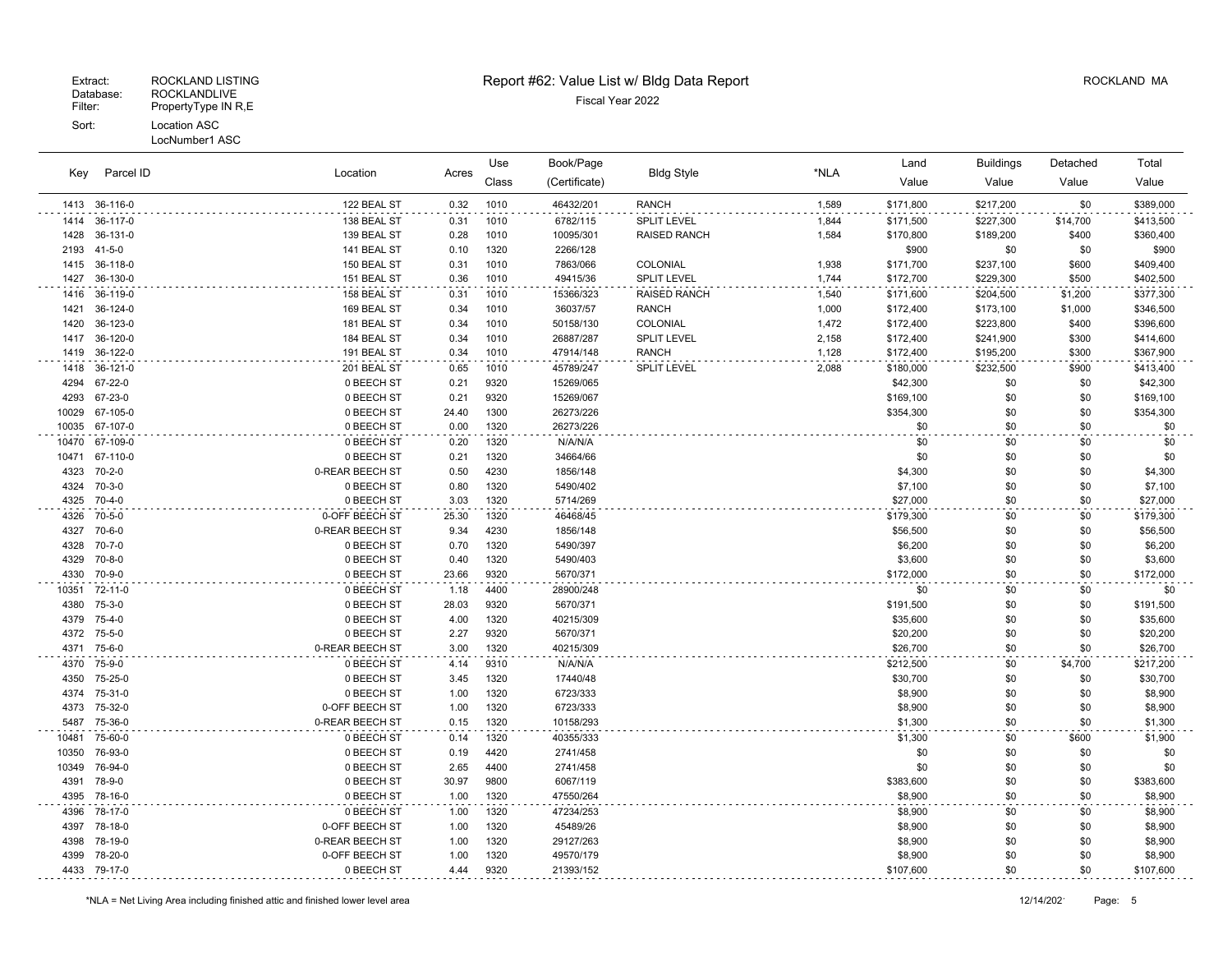Extract: ROCKLAND LISTING
Database: ROCKLANDLIVE
Filter: PropertyType IN R,E
Sort: Location ASC
LocNumber1 ASC

# Report #62: Value List w/ Bldg Data Report

Fiscal Year 2022

ROCKLAND MA

| Key | Parcel ID | Location | Acres | Use Class | Book/Page (Certificate) | Bldg Style | *NLA | Land Value | Buildings Value | Detached Value | Total Value |
|---|---|---|---|---|---|---|---|---|---|---|---|
| 1413 | 36-116-0 | 122 BEAL ST | 0.32 | 1010 | 46432/201 | RANCH | 1,589 | $171,800 | $217,200 | $0 | $389,000 |
| 1414 | 36-117-0 | 138 BEAL ST | 0.31 | 1010 | 6782/115 | SPLIT LEVEL | 1,844 | $171,500 | $227,300 | $14,700 | $413,500 |
| 1428 | 36-131-0 | 139 BEAL ST | 0.28 | 1010 | 10095/301 | RAISED RANCH | 1,584 | $170,800 | $189,200 | $400 | $360,400 |
| 2193 | 41-5-0 | 141 BEAL ST | 0.10 | 1320 | 2266/128 | | | $900 | $0 | $0 | $900 |
| 1415 | 36-118-0 | 150 BEAL ST | 0.31 | 1010 | 7863/066 | COLONIAL | 1,938 | $171,700 | $237,100 | $600 | $409,400 |
| 1427 | 36-130-0 | 151 BEAL ST | 0.36 | 1010 | 49415/36 | SPLIT LEVEL | 1,744 | $172,700 | $229,300 | $500 | $402,500 |
| 1416 | 36-119-0 | 158 BEAL ST | 0.31 | 1010 | 15366/323 | RAISED RANCH | 1,540 | $171,600 | $204,500 | $1,200 | $377,300 |
| 1421 | 36-124-0 | 169 BEAL ST | 0.34 | 1010 | 36037/57 | RANCH | 1,000 | $172,400 | $173,100 | $1,000 | $346,500 |
| 1420 | 36-123-0 | 181 BEAL ST | 0.34 | 1010 | 50158/130 | COLONIAL | 1,472 | $172,400 | $223,800 | $400 | $396,600 |
| 1417 | 36-120-0 | 184 BEAL ST | 0.34 | 1010 | 26887/287 | SPLIT LEVEL | 2,158 | $172,400 | $241,900 | $300 | $414,600 |
| 1419 | 36-122-0 | 191 BEAL ST | 0.34 | 1010 | 47914/148 | RANCH | 1,128 | $172,400 | $195,200 | $300 | $367,900 |
| 1418 | 36-121-0 | 201 BEAL ST | 0.65 | 1010 | 45789/247 | SPLIT LEVEL | 2,088 | $180,000 | $232,500 | $900 | $413,400 |
| 4294 | 67-22-0 | 0 BEECH ST | 0.21 | 9320 | 15269/065 | | | $42,300 | $0 | $0 | $42,300 |
| 4293 | 67-23-0 | 0 BEECH ST | 0.21 | 9320 | 15269/067 | | | $169,100 | $0 | $0 | $169,100 |
| 10029 | 67-105-0 | 0 BEECH ST | 24.40 | 1300 | 26273/226 | | | $354,300 | $0 | $0 | $354,300 |
| 10035 | 67-107-0 | 0 BEECH ST | 0.00 | 1320 | 26273/226 | | | $0 | $0 | $0 | $0 |
| 10470 | 67-109-0 | 0 BEECH ST | 0.20 | 1320 | N/A/N/A | | | $0 | $0 | $0 | $0 |
| 10471 | 67-110-0 | 0 BEECH ST | 0.21 | 1320 | 34664/66 | | | $0 | $0 | $0 | $0 |
| 4323 | 70-2-0 | 0-REAR BEECH ST | 0.50 | 4230 | 1856/148 | | | $4,300 | $0 | $0 | $4,300 |
| 4324 | 70-3-0 | 0 BEECH ST | 0.80 | 1320 | 5490/402 | | | $7,100 | $0 | $0 | $7,100 |
| 4325 | 70-4-0 | 0 BEECH ST | 3.03 | 1320 | 5714/269 | | | $27,000 | $0 | $0 | $27,000 |
| 4326 | 70-5-0 | 0-OFF BEECH ST | 25.30 | 1320 | 46468/45 | | | $179,300 | $0 | $0 | $179,300 |
| 4327 | 70-6-0 | 0-REAR BEECH ST | 9.34 | 4230 | 1856/148 | | | $56,500 | $0 | $0 | $56,500 |
| 4328 | 70-7-0 | 0 BEECH ST | 0.70 | 1320 | 5490/397 | | | $6,200 | $0 | $0 | $6,200 |
| 4329 | 70-8-0 | 0 BEECH ST | 0.40 | 1320 | 5490/403 | | | $3,600 | $0 | $0 | $3,600 |
| 4330 | 70-9-0 | 0 BEECH ST | 23.66 | 9320 | 5670/371 | | | $172,000 | $0 | $0 | $172,000 |
| 10351 | 72-11-0 | 0 BEECH ST | 1.18 | 4400 | 28900/248 | | | $0 | $0 | $0 | $0 |
| 4380 | 75-3-0 | 0 BEECH ST | 28.03 | 9320 | 5670/371 | | | $191,500 | $0 | $0 | $191,500 |
| 4379 | 75-4-0 | 0 BEECH ST | 4.00 | 1320 | 40215/309 | | | $35,600 | $0 | $0 | $35,600 |
| 4372 | 75-5-0 | 0 BEECH ST | 2.27 | 9320 | 5670/371 | | | $20,200 | $0 | $0 | $20,200 |
| 4371 | 75-6-0 | 0-REAR BEECH ST | 3.00 | 1320 | 40215/309 | | | $26,700 | $0 | $0 | $26,700 |
| 4370 | 75-9-0 | 0 BEECH ST | 4.14 | 9310 | N/A/N/A | | | $212,500 | $0 | $4,700 | $217,200 |
| 4350 | 75-25-0 | 0 BEECH ST | 3.45 | 1320 | 17440/48 | | | $30,700 | $0 | $0 | $30,700 |
| 4374 | 75-31-0 | 0 BEECH ST | 1.00 | 1320 | 6723/333 | | | $8,900 | $0 | $0 | $8,900 |
| 4373 | 75-32-0 | 0-OFF BEECH ST | 1.00 | 1320 | 6723/333 | | | $8,900 | $0 | $0 | $8,900 |
| 5487 | 75-36-0 | 0-REAR BEECH ST | 0.15 | 1320 | 10158/293 | | | $1,300 | $0 | $0 | $1,300 |
| 10481 | 75-60-0 | 0 BEECH ST | 0.14 | 1320 | 40355/333 | | | $1,300 | $0 | $600 | $1,900 |
| 10350 | 76-93-0 | 0 BEECH ST | 0.19 | 4420 | 2741/458 | | | $0 | $0 | $0 | $0 |
| 10349 | 76-94-0 | 0 BEECH ST | 2.65 | 4400 | 2741/458 | | | $0 | $0 | $0 | $0 |
| 4391 | 78-9-0 | 0 BEECH ST | 30.97 | 9800 | 6067/119 | | | $383,600 | $0 | $0 | $383,600 |
| 4395 | 78-16-0 | 0 BEECH ST | 1.00 | 1320 | 47550/264 | | | $8,900 | $0 | $0 | $8,900 |
| 4396 | 78-17-0 | 0 BEECH ST | 1.00 | 1320 | 47234/253 | | | $8,900 | $0 | $0 | $8,900 |
| 4397 | 78-18-0 | 0-OFF BEECH ST | 1.00 | 1320 | 45489/26 | | | $8,900 | $0 | $0 | $8,900 |
| 4398 | 78-19-0 | 0-REAR BEECH ST | 1.00 | 1320 | 29127/263 | | | $8,900 | $0 | $0 | $8,900 |
| 4399 | 78-20-0 | 0-OFF BEECH ST | 1.00 | 1320 | 49570/179 | | | $8,900 | $0 | $0 | $8,900 |
| 4433 | 79-17-0 | 0 BEECH ST | 4.44 | 9320 | 21393/152 | | | $107,600 | $0 | $0 | $107,600 |

*NLA = Net Living Area including finished attic and finished lower level area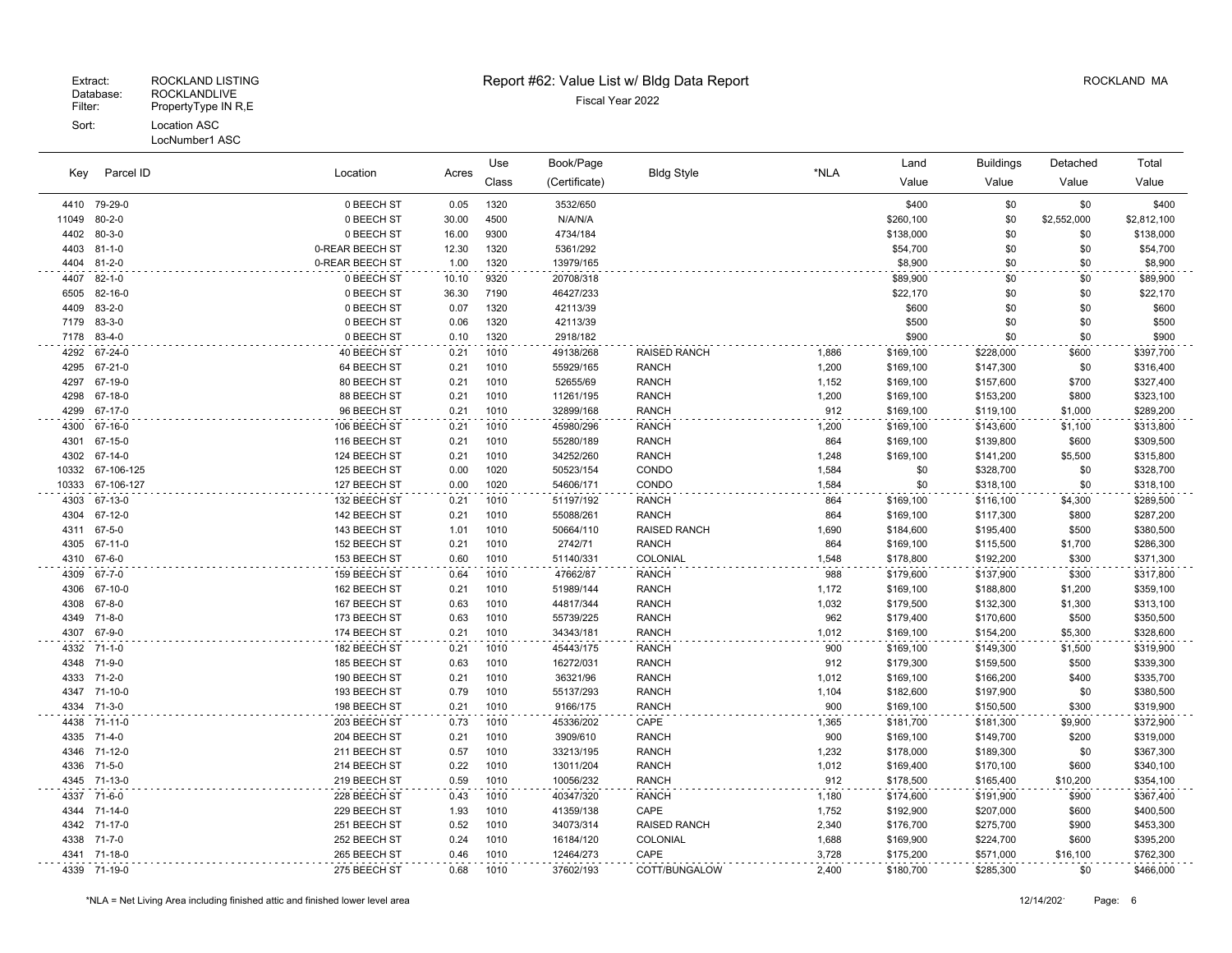Extract: ROCKLAND LISTING
Database: ROCKLANDLIVE
Filter: PropertyType IN R,E
Sort: Location ASC
LocNumber1 ASC

# Report #62: Value List w/ Bldg Data Report

Fiscal Year 2022

ROCKLAND MA

| Key | Parcel ID | Location | Acres | Use Class | Book/Page (Certificate) | Bldg Style | *NLA | Land Value | Buildings Value | Detached Value | Total Value |
|---|---|---|---|---|---|---|---|---|---|---|---|
| 4410 | 79-29-0 | 0 BEECH ST | 0.05 | 1320 | 3532/650 | | | $400 | $0 | $0 | $400 |
| 11049 | 80-2-0 | 0 BEECH ST | 30.00 | 4500 | N/A/N/A | | | $260,100 | $0 | $2,552,000 | $2,812,100 |
| 4402 | 80-3-0 | 0 BEECH ST | 16.00 | 9300 | 4734/184 | | | $138,000 | $0 | $0 | $138,000 |
| 4403 | 81-1-0 | 0-REAR BEECH ST | 12.30 | 1320 | 5361/292 | | | $54,700 | $0 | $0 | $54,700 |
| 4404 | 81-2-0 | 0-REAR BEECH ST | 1.00 | 1320 | 13979/165 | | | $8,900 | $0 | $0 | $8,900 |
| 4407 | 82-1-0 | 0 BEECH ST | 10.10 | 9320 | 20708/318 | | | $89,900 | $0 | $0 | $89,900 |
| 6505 | 82-16-0 | 0 BEECH ST | 36.30 | 7190 | 46427/233 | | | $22,170 | $0 | $0 | $22,170 |
| 4409 | 83-2-0 | 0 BEECH ST | 0.07 | 1320 | 42113/39 | | | $600 | $0 | $0 | $600 |
| 7179 | 83-3-0 | 0 BEECH ST | 0.06 | 1320 | 42113/39 | | | $500 | $0 | $0 | $500 |
| 7178 | 83-4-0 | 0 BEECH ST | 0.10 | 1320 | 2918/182 | | | $900 | $0 | $0 | $900 |
| 4292 | 67-24-0 | 40 BEECH ST | 0.21 | 1010 | 49138/268 | RAISED RANCH | 1,886 | $169,100 | $228,000 | $600 | $397,700 |
| 4295 | 67-21-0 | 64 BEECH ST | 0.21 | 1010 | 55929/165 | RANCH | 1,200 | $169,100 | $147,300 | $0 | $316,400 |
| 4297 | 67-19-0 | 80 BEECH ST | 0.21 | 1010 | 52655/69 | RANCH | 1,152 | $169,100 | $157,600 | $700 | $327,400 |
| 4298 | 67-18-0 | 88 BEECH ST | 0.21 | 1010 | 11261/195 | RANCH | 1,200 | $169,100 | $153,200 | $800 | $323,100 |
| 4299 | 67-17-0 | 96 BEECH ST | 0.21 | 1010 | 32899/168 | RANCH | 912 | $169,100 | $119,100 | $1,000 | $289,200 |
| 4300 | 67-16-0 | 106 BEECH ST | 0.21 | 1010 | 45980/296 | RANCH | 1,200 | $169,100 | $143,600 | $1,100 | $313,800 |
| 4301 | 67-15-0 | 116 BEECH ST | 0.21 | 1010 | 55280/189 | RANCH | 864 | $169,100 | $139,800 | $600 | $309,500 |
| 4302 | 67-14-0 | 124 BEECH ST | 0.21 | 1010 | 34252/260 | RANCH | 1,248 | $169,100 | $141,200 | $5,500 | $315,800 |
| 10332 | 67-106-125 | 125 BEECH ST | 0.00 | 1020 | 50523/154 | CONDO | 1,584 | $0 | $328,700 | $0 | $328,700 |
| 10333 | 67-106-127 | 127 BEECH ST | 0.00 | 1020 | 54606/171 | CONDO | 1,584 | $0 | $318,100 | $0 | $318,100 |
| 4303 | 67-13-0 | 132 BEECH ST | 0.21 | 1010 | 51197/192 | RANCH | 864 | $169,100 | $116,100 | $4,300 | $289,500 |
| 4304 | 67-12-0 | 142 BEECH ST | 0.21 | 1010 | 55088/261 | RANCH | 864 | $169,100 | $117,300 | $800 | $287,200 |
| 4311 | 67-5-0 | 143 BEECH ST | 1.01 | 1010 | 50664/110 | RAISED RANCH | 1,690 | $184,600 | $195,400 | $500 | $380,500 |
| 4305 | 67-11-0 | 152 BEECH ST | 0.21 | 1010 | 2742/71 | RANCH | 864 | $169,100 | $115,500 | $1,700 | $286,300 |
| 4310 | 67-6-0 | 153 BEECH ST | 0.60 | 1010 | 51140/331 | COLONIAL | 1,548 | $178,800 | $192,200 | $300 | $371,300 |
| 4309 | 67-7-0 | 159 BEECH ST | 0.64 | 1010 | 47662/87 | RANCH | 988 | $179,600 | $137,900 | $300 | $317,800 |
| 4306 | 67-10-0 | 162 BEECH ST | 0.21 | 1010 | 51989/144 | RANCH | 1,172 | $169,100 | $188,800 | $1,200 | $359,100 |
| 4308 | 67-8-0 | 167 BEECH ST | 0.63 | 1010 | 44817/344 | RANCH | 1,032 | $179,500 | $132,300 | $1,300 | $313,100 |
| 4349 | 71-8-0 | 173 BEECH ST | 0.63 | 1010 | 55739/225 | RANCH | 962 | $179,400 | $170,600 | $500 | $350,500 |
| 4307 | 67-9-0 | 174 BEECH ST | 0.21 | 1010 | 34343/181 | RANCH | 1,012 | $169,100 | $154,200 | $5,300 | $328,600 |
| 4332 | 71-1-0 | 182 BEECH ST | 0.21 | 1010 | 45443/175 | RANCH | 900 | $169,100 | $149,300 | $1,500 | $319,900 |
| 4348 | 71-9-0 | 185 BEECH ST | 0.63 | 1010 | 16272/031 | RANCH | 912 | $179,300 | $159,500 | $500 | $339,300 |
| 4333 | 71-2-0 | 190 BEECH ST | 0.21 | 1010 | 36321/96 | RANCH | 1,012 | $169,100 | $166,200 | $400 | $335,700 |
| 4347 | 71-10-0 | 193 BEECH ST | 0.79 | 1010 | 55137/293 | RANCH | 1,104 | $182,600 | $197,900 | $0 | $380,500 |
| 4334 | 71-3-0 | 198 BEECH ST | 0.21 | 1010 | 9166/175 | RANCH | 900 | $169,100 | $150,500 | $300 | $319,900 |
| 4438 | 71-11-0 | 203 BEECH ST | 0.73 | 1010 | 45336/202 | CAPE | 1,365 | $181,700 | $181,300 | $9,900 | $372,900 |
| 4335 | 71-4-0 | 204 BEECH ST | 0.21 | 1010 | 3909/610 | RANCH | 900 | $169,100 | $149,700 | $200 | $319,000 |
| 4346 | 71-12-0 | 211 BEECH ST | 0.57 | 1010 | 33213/195 | RANCH | 1,232 | $178,000 | $189,300 | $0 | $367,300 |
| 4336 | 71-5-0 | 214 BEECH ST | 0.22 | 1010 | 13011/204 | RANCH | 1,012 | $169,400 | $170,100 | $600 | $340,100 |
| 4345 | 71-13-0 | 219 BEECH ST | 0.59 | 1010 | 10056/232 | RANCH | 912 | $178,500 | $165,400 | $10,200 | $354,100 |
| 4337 | 71-6-0 | 228 BEECH ST | 0.43 | 1010 | 40347/320 | RANCH | 1,180 | $174,600 | $191,900 | $900 | $367,400 |
| 4344 | 71-14-0 | 229 BEECH ST | 1.93 | 1010 | 41359/138 | CAPE | 1,752 | $192,900 | $207,000 | $600 | $400,500 |
| 4342 | 71-17-0 | 251 BEECH ST | 0.52 | 1010 | 34073/314 | RAISED RANCH | 2,340 | $176,700 | $275,700 | $900 | $453,300 |
| 4338 | 71-7-0 | 252 BEECH ST | 0.24 | 1010 | 16184/120 | COLONIAL | 1,688 | $169,900 | $224,700 | $600 | $395,200 |
| 4341 | 71-18-0 | 265 BEECH ST | 0.46 | 1010 | 12464/273 | CAPE | 3,728 | $175,200 | $571,000 | $16,100 | $762,300 |
| 4339 | 71-19-0 | 275 BEECH ST | 0.68 | 1010 | 37602/193 | COTT/BUNGALOW | 2,400 | $180,700 | $285,300 | $0 | $466,000 |

*NLA = Net Living Area including finished attic and finished lower level area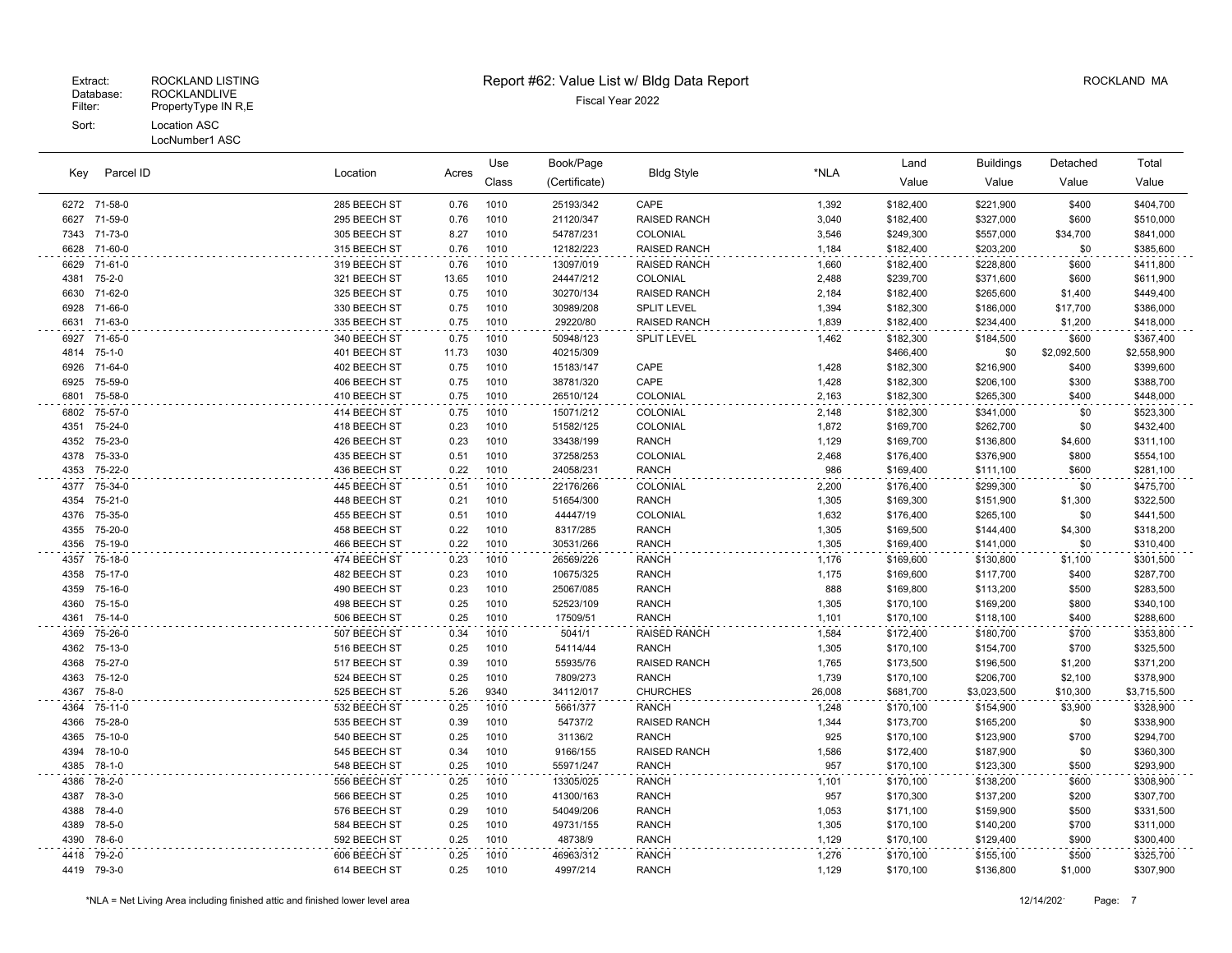Extract: ROCKLAND LISTING
Database: ROCKLANDLIVE
Filter: PropertyType IN R,E
Sort: Location ASC
LocNumber1 ASC

# Report #62: Value List w/ Bldg Data Report

Fiscal Year 2022

ROCKLAND MA

| Key | Parcel ID | Location | Acres | Use Class | Book/Page (Certificate) | Bldg Style | *NLA | Land Value | Buildings Value | Detached Value | Total Value |
|---|---|---|---|---|---|---|---|---|---|---|---|
| 6272 | 71-58-0 | 285 BEECH ST | 0.76 | 1010 | 25193/342 | CAPE | 1,392 | $182,400 | $221,900 | $400 | $404,700 |
| 6627 | 71-59-0 | 295 BEECH ST | 0.76 | 1010 | 21120/347 | RAISED RANCH | 3,040 | $182,400 | $327,000 | $600 | $510,000 |
| 7343 | 71-73-0 | 305 BEECH ST | 8.27 | 1010 | 54787/231 | COLONIAL | 3,546 | $249,300 | $557,000 | $34,700 | $841,000 |
| 6628 | 71-60-0 | 315 BEECH ST | 0.76 | 1010 | 12182/223 | RAISED RANCH | 1,184 | $182,400 | $203,200 | $0 | $385,600 |
| 6629 | 71-61-0 | 319 BEECH ST | 0.76 | 1010 | 13097/019 | RAISED RANCH | 1,660 | $182,400 | $228,800 | $600 | $411,800 |
| 4381 | 75-2-0 | 321 BEECH ST | 13.65 | 1010 | 24447/212 | COLONIAL | 2,488 | $239,700 | $371,600 | $600 | $611,900 |
| 6630 | 71-62-0 | 325 BEECH ST | 0.75 | 1010 | 30270/134 | RAISED RANCH | 2,184 | $182,400 | $265,600 | $1,400 | $449,400 |
| 6928 | 71-66-0 | 330 BEECH ST | 0.75 | 1010 | 30989/208 | SPLIT LEVEL | 1,394 | $182,300 | $186,000 | $17,700 | $386,000 |
| 6631 | 71-63-0 | 335 BEECH ST | 0.75 | 1010 | 29220/80 | RAISED RANCH | 1,839 | $182,400 | $234,400 | $1,200 | $418,000 |
| 6927 | 71-65-0 | 340 BEECH ST | 0.75 | 1010 | 50948/123 | SPLIT LEVEL | 1,462 | $182,300 | $184,500 | $600 | $367,400 |
| 4814 | 75-1-0 | 401 BEECH ST | 11.73 | 1030 | 40215/309 | | | $466,400 | $0 | $2,092,500 | $2,558,900 |
| 6926 | 71-64-0 | 402 BEECH ST | 0.75 | 1010 | 15183/147 | CAPE | 1,428 | $182,300 | $216,900 | $400 | $399,600 |
| 6925 | 75-59-0 | 406 BEECH ST | 0.75 | 1010 | 38781/320 | CAPE | 1,428 | $182,300 | $206,100 | $300 | $388,700 |
| 6801 | 75-58-0 | 410 BEECH ST | 0.75 | 1010 | 26510/124 | COLONIAL | 2,163 | $182,300 | $265,300 | $400 | $448,000 |
| 6802 | 75-57-0 | 414 BEECH ST | 0.75 | 1010 | 15071/212 | COLONIAL | 2,148 | $182,300 | $341,000 | $0 | $523,300 |
| 4351 | 75-24-0 | 418 BEECH ST | 0.23 | 1010 | 51582/125 | COLONIAL | 1,872 | $169,700 | $262,700 | $0 | $432,400 |
| 4352 | 75-23-0 | 426 BEECH ST | 0.23 | 1010 | 33438/199 | RANCH | 1,129 | $169,700 | $136,800 | $4,600 | $311,100 |
| 4378 | 75-33-0 | 435 BEECH ST | 0.51 | 1010 | 37258/253 | COLONIAL | 2,468 | $176,400 | $376,900 | $800 | $554,100 |
| 4353 | 75-22-0 | 436 BEECH ST | 0.22 | 1010 | 24058/231 | RANCH | 986 | $169,400 | $111,100 | $600 | $281,100 |
| 4377 | 75-34-0 | 445 BEECH ST | 0.51 | 1010 | 22176/266 | COLONIAL | 2,200 | $176,400 | $299,300 | $0 | $475,700 |
| 4354 | 75-21-0 | 448 BEECH ST | 0.21 | 1010 | 51654/300 | RANCH | 1,305 | $169,300 | $151,900 | $1,300 | $322,500 |
| 4376 | 75-35-0 | 455 BEECH ST | 0.51 | 1010 | 44447/19 | COLONIAL | 1,632 | $176,400 | $265,100 | $0 | $441,500 |
| 4355 | 75-20-0 | 458 BEECH ST | 0.22 | 1010 | 8317/285 | RANCH | 1,305 | $169,500 | $144,400 | $4,300 | $318,200 |
| 4356 | 75-19-0 | 466 BEECH ST | 0.22 | 1010 | 30531/266 | RANCH | 1,305 | $169,400 | $141,000 | $0 | $310,400 |
| 4357 | 75-18-0 | 474 BEECH ST | 0.23 | 1010 | 26569/226 | RANCH | 1,176 | $169,600 | $130,800 | $1,100 | $301,500 |
| 4358 | 75-17-0 | 482 BEECH ST | 0.23 | 1010 | 10675/325 | RANCH | 1,175 | $169,600 | $117,700 | $400 | $287,700 |
| 4359 | 75-16-0 | 490 BEECH ST | 0.23 | 1010 | 25067/085 | RANCH | 888 | $169,800 | $113,200 | $500 | $283,500 |
| 4360 | 75-15-0 | 498 BEECH ST | 0.25 | 1010 | 52523/109 | RANCH | 1,305 | $170,100 | $169,200 | $800 | $340,100 |
| 4361 | 75-14-0 | 506 BEECH ST | 0.25 | 1010 | 17509/51 | RANCH | 1,101 | $170,100 | $118,100 | $400 | $288,600 |
| 4369 | 75-26-0 | 507 BEECH ST | 0.34 | 1010 | 5041/1 | RAISED RANCH | 1,584 | $172,400 | $180,700 | $700 | $353,800 |
| 4362 | 75-13-0 | 516 BEECH ST | 0.25 | 1010 | 54114/44 | RANCH | 1,305 | $170,100 | $154,700 | $700 | $325,500 |
| 4368 | 75-27-0 | 517 BEECH ST | 0.39 | 1010 | 55935/76 | RAISED RANCH | 1,765 | $173,500 | $196,500 | $1,200 | $371,200 |
| 4363 | 75-12-0 | 524 BEECH ST | 0.25 | 1010 | 7809/273 | RANCH | 1,739 | $170,100 | $206,700 | $2,100 | $378,900 |
| 4367 | 75-8-0 | 525 BEECH ST | 5.26 | 9340 | 34112/017 | CHURCHES | 26,008 | $681,700 | $3,023,500 | $10,300 | $3,715,500 |
| 4364 | 75-11-0 | 532 BEECH ST | 0.25 | 1010 | 5661/377 | RANCH | 1,248 | $170,100 | $154,900 | $3,900 | $328,900 |
| 4366 | 75-28-0 | 535 BEECH ST | 0.39 | 1010 | 54737/2 | RAISED RANCH | 1,344 | $173,700 | $165,200 | $0 | $338,900 |
| 4365 | 75-10-0 | 540 BEECH ST | 0.25 | 1010 | 31136/2 | RANCH | 925 | $170,100 | $123,900 | $700 | $294,700 |
| 4394 | 78-10-0 | 545 BEECH ST | 0.34 | 1010 | 9166/155 | RAISED RANCH | 1,586 | $172,400 | $187,900 | $0 | $360,300 |
| 4385 | 78-1-0 | 548 BEECH ST | 0.25 | 1010 | 55971/247 | RANCH | 957 | $170,100 | $123,300 | $500 | $293,900 |
| 4386 | 78-2-0 | 556 BEECH ST | 0.25 | 1010 | 13305/025 | RANCH | 1,101 | $170,100 | $138,200 | $600 | $308,900 |
| 4387 | 78-3-0 | 566 BEECH ST | 0.25 | 1010 | 41300/163 | RANCH | 957 | $170,300 | $137,200 | $200 | $307,700 |
| 4388 | 78-4-0 | 576 BEECH ST | 0.29 | 1010 | 54049/206 | RANCH | 1,053 | $171,100 | $159,900 | $500 | $331,500 |
| 4389 | 78-5-0 | 584 BEECH ST | 0.25 | 1010 | 49731/155 | RANCH | 1,305 | $170,100 | $140,200 | $700 | $311,000 |
| 4390 | 78-6-0 | 592 BEECH ST | 0.25 | 1010 | 48738/9 | RANCH | 1,129 | $170,100 | $129,400 | $900 | $300,400 |
| 4418 | 79-2-0 | 606 BEECH ST | 0.25 | 1010 | 46963/312 | RANCH | 1,276 | $170,100 | $155,100 | $500 | $325,700 |
| 4419 | 79-3-0 | 614 BEECH ST | 0.25 | 1010 | 4997/214 | RANCH | 1,129 | $170,100 | $136,800 | $1,000 | $307,900 |

*NLA = Net Living Area including finished attic and finished lower level area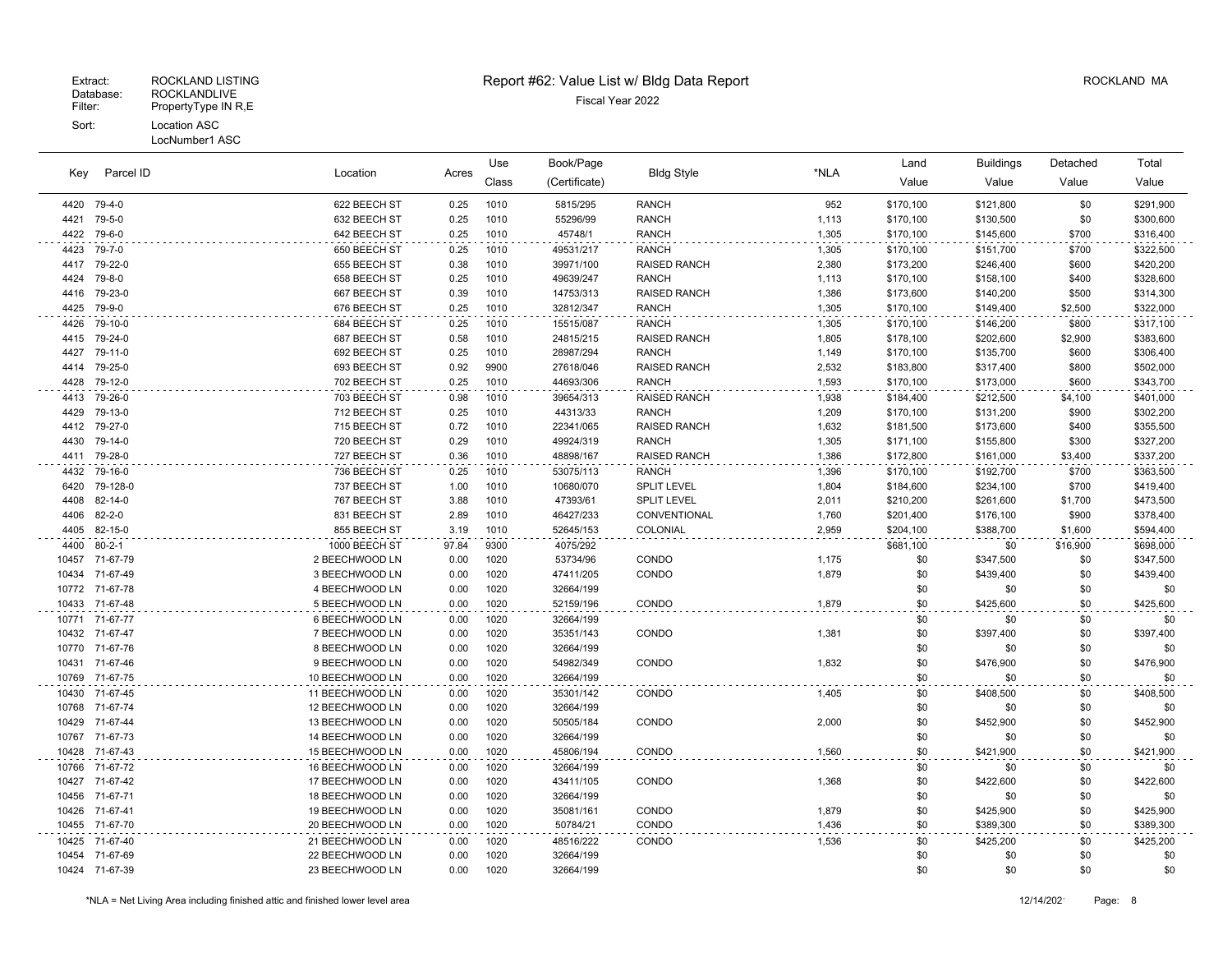Extract: ROCKLAND LISTING
Database: ROCKLANDLIVE
Filter: PropertyType IN R,E
Sort: Location ASC
LocNumber1 ASC

# Report #62: Value List w/ Bldg Data Report

Fiscal Year 2022

ROCKLAND MA

| Key | Parcel ID | Location | Acres | Use Class | Book/Page (Certificate) | Bldg Style | *NLA | Land Value | Buildings Value | Detached Value | Total Value |
|---|---|---|---|---|---|---|---|---|---|---|---|
| 4420 | 79-4-0 | 622 BEECH ST | 0.25 | 1010 | 5815/295 | RANCH | 952 | $170,100 | $121,800 | $0 | $291,900 |
| 4421 | 79-5-0 | 632 BEECH ST | 0.25 | 1010 | 55296/99 | RANCH | 1,113 | $170,100 | $130,500 | $0 | $300,600 |
| 4422 | 79-6-0 | 642 BEECH ST | 0.25 | 1010 | 45748/1 | RANCH | 1,305 | $170,100 | $145,600 | $700 | $316,400 |
| 4423 | 79-7-0 | 650 BEECH ST | 0.25 | 1010 | 49531/217 | RANCH | 1,305 | $170,100 | $151,700 | $700 | $322,500 |
| 4417 | 79-22-0 | 655 BEECH ST | 0.38 | 1010 | 39971/100 | RAISED RANCH | 2,380 | $173,200 | $246,400 | $600 | $420,200 |
| 4424 | 79-8-0 | 658 BEECH ST | 0.25 | 1010 | 49639/247 | RANCH | 1,113 | $170,100 | $158,100 | $400 | $328,600 |
| 4416 | 79-23-0 | 667 BEECH ST | 0.39 | 1010 | 14753/313 | RAISED RANCH | 1,386 | $173,600 | $140,200 | $500 | $314,300 |
| 4425 | 79-9-0 | 676 BEECH ST | 0.25 | 1010 | 32812/347 | RANCH | 1,305 | $170,100 | $149,400 | $2,500 | $322,000 |
| 4426 | 79-10-0 | 684 BEECH ST | 0.25 | 1010 | 15515/087 | RANCH | 1,305 | $170,100 | $146,200 | $800 | $317,100 |
| 4415 | 79-24-0 | 687 BEECH ST | 0.58 | 1010 | 24815/215 | RAISED RANCH | 1,805 | $178,100 | $202,600 | $2,900 | $383,600 |
| 4427 | 79-11-0 | 692 BEECH ST | 0.25 | 1010 | 28987/294 | RANCH | 1,149 | $170,100 | $135,700 | $600 | $306,400 |
| 4414 | 79-25-0 | 693 BEECH ST | 0.92 | 9900 | 27618/046 | RAISED RANCH | 2,532 | $183,800 | $317,400 | $800 | $502,000 |
| 4428 | 79-12-0 | 702 BEECH ST | 0.25 | 1010 | 44693/306 | RANCH | 1,593 | $170,100 | $173,000 | $600 | $343,700 |
| 4413 | 79-26-0 | 703 BEECH ST | 0.98 | 1010 | 39654/313 | RAISED RANCH | 1,938 | $184,400 | $212,500 | $4,100 | $401,000 |
| 4429 | 79-13-0 | 712 BEECH ST | 0.25 | 1010 | 44313/33 | RANCH | 1,209 | $170,100 | $131,200 | $900 | $302,200 |
| 4412 | 79-27-0 | 715 BEECH ST | 0.72 | 1010 | 22341/065 | RAISED RANCH | 1,632 | $181,500 | $173,600 | $400 | $355,500 |
| 4430 | 79-14-0 | 720 BEECH ST | 0.29 | 1010 | 49924/319 | RANCH | 1,305 | $171,100 | $155,800 | $300 | $327,200 |
| 4411 | 79-28-0 | 727 BEECH ST | 0.36 | 1010 | 48898/167 | RAISED RANCH | 1,386 | $172,800 | $161,000 | $3,400 | $337,200 |
| 4432 | 79-16-0 | 736 BEECH ST | 0.25 | 1010 | 53075/113 | RANCH | 1,396 | $170,100 | $192,700 | $700 | $363,500 |
| 6420 | 79-128-0 | 737 BEECH ST | 1.00 | 1010 | 10680/070 | SPLIT LEVEL | 1,804 | $184,600 | $234,100 | $700 | $419,400 |
| 4408 | 82-14-0 | 767 BEECH ST | 3.88 | 1010 | 47393/61 | SPLIT LEVEL | 2,011 | $210,200 | $261,600 | $1,700 | $473,500 |
| 4406 | 82-2-0 | 831 BEECH ST | 2.89 | 1010 | 46427/233 | CONVENTIONAL | 1,760 | $201,400 | $176,100 | $900 | $378,400 |
| 4405 | 82-15-0 | 855 BEECH ST | 3.19 | 1010 | 52645/153 | COLONIAL | 2,959 | $204,100 | $388,700 | $1,600 | $594,400 |
| 4400 | 80-2-1 | 1000 BEECH ST | 97.84 | 9300 | 4075/292 | | | $681,100 | $0 | $16,900 | $698,000 |
| 10457 | 71-67-79 | 2 BEECHWOOD LN | 0.00 | 1020 | 53734/96 | CONDO | 1,175 | $0 | $347,500 | $0 | $347,500 |
| 10434 | 71-67-49 | 3 BEECHWOOD LN | 0.00 | 1020 | 47411/205 | CONDO | 1,879 | $0 | $439,400 | $0 | $439,400 |
| 10772 | 71-67-78 | 4 BEECHWOOD LN | 0.00 | 1020 | 32664/199 | | | $0 | $0 | $0 | $0 |
| 10433 | 71-67-48 | 5 BEECHWOOD LN | 0.00 | 1020 | 52159/196 | CONDO | 1,879 | $0 | $425,600 | $0 | $425,600 |
| 10771 | 71-67-77 | 6 BEECHWOOD LN | 0.00 | 1020 | 32664/199 | | | $0 | $0 | $0 | $0 |
| 10432 | 71-67-47 | 7 BEECHWOOD LN | 0.00 | 1020 | 35351/143 | CONDO | 1,381 | $0 | $397,400 | $0 | $397,400 |
| 10770 | 71-67-76 | 8 BEECHWOOD LN | 0.00 | 1020 | 32664/199 | | | $0 | $0 | $0 | $0 |
| 10431 | 71-67-46 | 9 BEECHWOOD LN | 0.00 | 1020 | 54982/349 | CONDO | 1,832 | $0 | $476,900 | $0 | $476,900 |
| 10769 | 71-67-75 | 10 BEECHWOOD LN | 0.00 | 1020 | 32664/199 | | | $0 | $0 | $0 | $0 |
| 10430 | 71-67-45 | 11 BEECHWOOD LN | 0.00 | 1020 | 35301/142 | CONDO | 1,405 | $0 | $408,500 | $0 | $408,500 |
| 10768 | 71-67-74 | 12 BEECHWOOD LN | 0.00 | 1020 | 32664/199 | | | $0 | $0 | $0 | $0 |
| 10429 | 71-67-44 | 13 BEECHWOOD LN | 0.00 | 1020 | 50505/184 | CONDO | 2,000 | $0 | $452,900 | $0 | $452,900 |
| 10767 | 71-67-73 | 14 BEECHWOOD LN | 0.00 | 1020 | 32664/199 | | | $0 | $0 | $0 | $0 |
| 10428 | 71-67-43 | 15 BEECHWOOD LN | 0.00 | 1020 | 45806/194 | CONDO | 1,560 | $0 | $421,900 | $0 | $421,900 |
| 10766 | 71-67-72 | 16 BEECHWOOD LN | 0.00 | 1020 | 32664/199 | | | $0 | $0 | $0 | $0 |
| 10427 | 71-67-42 | 17 BEECHWOOD LN | 0.00 | 1020 | 43411/105 | CONDO | 1,368 | $0 | $422,600 | $0 | $422,600 |
| 10456 | 71-67-71 | 18 BEECHWOOD LN | 0.00 | 1020 | 32664/199 | | | $0 | $0 | $0 | $0 |
| 10426 | 71-67-41 | 19 BEECHWOOD LN | 0.00 | 1020 | 35081/161 | CONDO | 1,879 | $0 | $425,900 | $0 | $425,900 |
| 10455 | 71-67-70 | 20 BEECHWOOD LN | 0.00 | 1020 | 50784/21 | CONDO | 1,436 | $0 | $389,300 | $0 | $389,300 |
| 10425 | 71-67-40 | 21 BEECHWOOD LN | 0.00 | 1020 | 48516/222 | CONDO | 1,536 | $0 | $425,200 | $0 | $425,200 |
| 10454 | 71-67-69 | 22 BEECHWOOD LN | 0.00 | 1020 | 32664/199 | | | $0 | $0 | $0 | $0 |
| 10424 | 71-67-39 | 23 BEECHWOOD LN | 0.00 | 1020 | 32664/199 | | | $0 | $0 | $0 | $0 |

*NLA = Net Living Area including finished attic and finished lower level area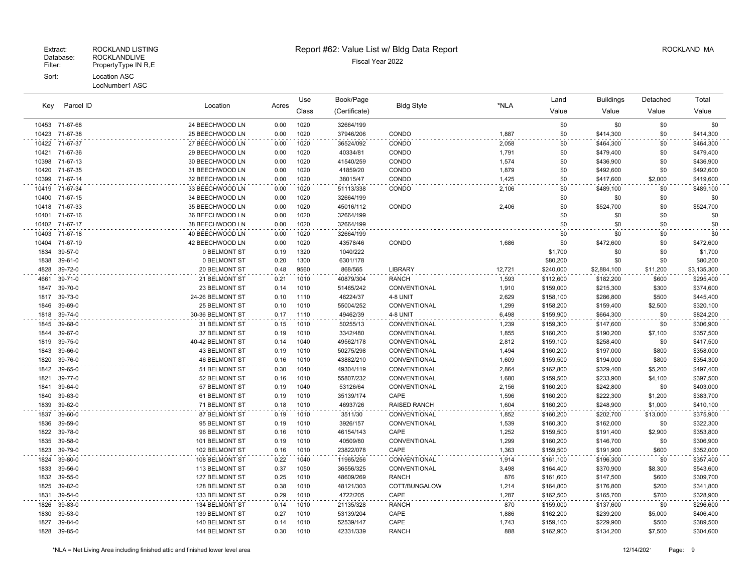Extract: ROCKLAND LISTING
Database: ROCKLANDLIVE
Filter: PropertyType IN R,E
Sort: Location ASC
LocNumber1 ASC

# Report #62: Value List w/ Bldg Data Report

Fiscal Year 2022

ROCKLAND MA

| Key | Parcel ID | Location | Acres | Use Class | Book/Page (Certificate) | Bldg Style | *NLA | Land Value | Buildings Value | Detached Value | Total Value |
|---|---|---|---|---|---|---|---|---|---|---|---|
| 10453 | 71-67-68 | 24 BEECHWOOD LN | 0.00 | 1020 | 32664/199 | | | $0 | $0 | $0 | $0 |
| 10423 | 71-67-38 | 25 BEECHWOOD LN | 0.00 | 1020 | 37946/206 | CONDO | 1,887 | $0 | $414,300 | $0 | $414,300 |
| 10422 | 71-67-37 | 27 BEECHWOOD LN | 0.00 | 1020 | 36524/092 | CONDO | 2,058 | $0 | $464,300 | $0 | $464,300 |
| 10421 | 71-67-36 | 29 BEECHWOOD LN | 0.00 | 1020 | 40334/81 | CONDO | 1,791 | $0 | $479,400 | $0 | $479,400 |
| 10398 | 71-67-13 | 30 BEECHWOOD LN | 0.00 | 1020 | 41540/259 | CONDO | 1,574 | $0 | $436,900 | $0 | $436,900 |
| 10420 | 71-67-35 | 31 BEECHWOOD LN | 0.00 | 1020 | 41859/20 | CONDO | 1,879 | $0 | $492,600 | $0 | $492,600 |
| 10399 | 71-67-14 | 32 BEECHWOOD LN | 0.00 | 1020 | 38015/47 | CONDO | 1,425 | $0 | $417,600 | $2,000 | $419,600 |
| 10419 | 71-67-34 | 33 BEECHWOOD LN | 0.00 | 1020 | 51113/338 | CONDO | 2,106 | $0 | $489,100 | $0 | $489,100 |
| 10400 | 71-67-15 | 34 BEECHWOOD LN | 0.00 | 1020 | 32664/199 | | | $0 | $0 | $0 | $0 |
| 10418 | 71-67-33 | 35 BEECHWOOD LN | 0.00 | 1020 | 45016/112 | CONDO | 2,406 | $0 | $524,700 | $0 | $524,700 |
| 10401 | 71-67-16 | 36 BEECHWOOD LN | 0.00 | 1020 | 32664/199 | | | $0 | $0 | $0 | $0 |
| 10402 | 71-67-17 | 38 BEECHWOOD LN | 0.00 | 1020 | 32664/199 | | | $0 | $0 | $0 | $0 |
| 10403 | 71-67-18 | 40 BEECHWOOD LN | 0.00 | 1020 | 32664/199 | | | $0 | $0 | $0 | $0 |
| 10404 | 71-67-19 | 42 BEECHWOOD LN | 0.00 | 1020 | 43578/46 | CONDO | 1,686 | $0 | $472,600 | $0 | $472,600 |
| 1834 | 39-57-0 | 0 BELMONT ST | 0.19 | 1320 | 1040/222 | | | $1,700 | $0 | $0 | $1,700 |
| 1838 | 39-61-0 | 0 BELMONT ST | 0.20 | 1300 | 6301/178 | | | $80,200 | $0 | $0 | $80,200 |
| 4828 | 39-72-0 | 20 BELMONT ST | 0.48 | 9560 | 868/565 | LIBRARY | 12,721 | $240,000 | $2,884,100 | $11,200 | $3,135,300 |
| 4661 | 39-71-0 | 21 BELMONT ST | 0.21 | 1010 | 40879/304 | RANCH | 1,593 | $112,600 | $182,200 | $600 | $295,400 |
| 1847 | 39-70-0 | 23 BELMONT ST | 0.14 | 1010 | 51465/242 | CONVENTIONAL | 1,910 | $159,000 | $215,300 | $300 | $374,600 |
| 1817 | 39-73-0 | 24-26 BELMONT ST | 0.10 | 1110 | 46224/37 | 4-8 UNIT | 2,629 | $158,100 | $286,800 | $500 | $445,400 |
| 1846 | 39-69-0 | 25 BELMONT ST | 0.10 | 1010 | 55004/252 | CONVENTIONAL | 1,299 | $158,200 | $159,400 | $2,500 | $320,100 |
| 1818 | 39-74-0 | 30-36 BELMONT ST | 0.17 | 1110 | 49462/39 | 4-8 UNIT | 6,498 | $159,900 | $664,300 | $0 | $824,200 |
| 1845 | 39-68-0 | 31 BELMONT ST | 0.15 | 1010 | 50255/13 | CONVENTIONAL | 1,239 | $159,300 | $147,600 | $0 | $306,900 |
| 1844 | 39-67-0 | 37 BELMONT ST | 0.19 | 1010 | 3342/480 | CONVENTIONAL | 1,855 | $160,200 | $190,200 | $7,100 | $357,500 |
| 1819 | 39-75-0 | 40-42 BELMONT ST | 0.14 | 1040 | 49562/178 | CONVENTIONAL | 2,812 | $159,100 | $258,400 | $0 | $417,500 |
| 1843 | 39-66-0 | 43 BELMONT ST | 0.19 | 1010 | 50275/298 | CONVENTIONAL | 1,494 | $160,200 | $197,000 | $800 | $358,000 |
| 1820 | 39-76-0 | 46 BELMONT ST | 0.16 | 1010 | 43882/210 | CONVENTIONAL | 1,609 | $159,500 | $194,000 | $800 | $354,300 |
| 1842 | 39-65-0 | 51 BELMONT ST | 0.30 | 1040 | 49304/119 | CONVENTIONAL | 2,864 | $162,800 | $329,400 | $5,200 | $497,400 |
| 1821 | 39-77-0 | 52 BELMONT ST | 0.16 | 1010 | 55807/232 | CONVENTIONAL | 1,680 | $159,500 | $233,900 | $4,100 | $397,500 |
| 1841 | 39-64-0 | 57 BELMONT ST | 0.19 | 1040 | 53126/64 | CONVENTIONAL | 2,156 | $160,200 | $242,800 | $0 | $403,000 |
| 1840 | 39-63-0 | 61 BELMONT ST | 0.19 | 1010 | 35139/174 | CAPE | 1,596 | $160,200 | $222,300 | $1,200 | $383,700 |
| 1839 | 39-62-0 | 71 BELMONT ST | 0.18 | 1010 | 46937/26 | RAISED RANCH | 1,604 | $160,200 | $248,900 | $1,000 | $410,100 |
| 1837 | 39-60-0 | 87 BELMONT ST | 0.19 | 1010 | 3511/30 | CONVENTIONAL | 1,852 | $160,200 | $202,700 | $13,000 | $375,900 |
| 1836 | 39-59-0 | 95 BELMONT ST | 0.19 | 1010 | 3926/157 | CONVENTIONAL | 1,539 | $160,300 | $162,000 | $0 | $322,300 |
| 1822 | 39-78-0 | 96 BELMONT ST | 0.16 | 1010 | 46154/143 | CAPE | 1,252 | $159,500 | $191,400 | $2,900 | $353,800 |
| 1835 | 39-58-0 | 101 BELMONT ST | 0.19 | 1010 | 40509/80 | CONVENTIONAL | 1,299 | $160,200 | $146,700 | $0 | $306,900 |
| 1823 | 39-79-0 | 102 BELMONT ST | 0.16 | 1010 | 23822/078 | CAPE | 1,363 | $159,500 | $191,900 | $600 | $352,000 |
| 1824 | 39-80-0 | 108 BELMONT ST | 0.22 | 1040 | 11965/256 | CONVENTIONAL | 1,914 | $161,100 | $196,300 | $0 | $357,400 |
| 1833 | 39-56-0 | 113 BELMONT ST | 0.37 | 1050 | 36556/325 | CONVENTIONAL | 3,498 | $164,400 | $370,900 | $8,300 | $543,600 |
| 1832 | 39-55-0 | 127 BELMONT ST | 0.25 | 1010 | 48609/269 | RANCH | 876 | $161,600 | $147,500 | $600 | $309,700 |
| 1825 | 39-82-0 | 128 BELMONT ST | 0.38 | 1010 | 48121/303 | COTT/BUNGALOW | 1,214 | $164,800 | $176,800 | $200 | $341,800 |
| 1831 | 39-54-0 | 133 BELMONT ST | 0.29 | 1010 | 4722/205 | CAPE | 1,287 | $162,500 | $165,700 | $700 | $328,900 |
| 1826 | 39-83-0 | 134 BELMONT ST | 0.14 | 1010 | 21135/328 | RANCH | 870 | $159,000 | $137,600 | $0 | $296,600 |
| 1830 | 39-53-0 | 139 BELMONT ST | 0.27 | 1010 | 53139/204 | CAPE | 1,886 | $162,200 | $239,200 | $5,000 | $406,400 |
| 1827 | 39-84-0 | 140 BELMONT ST | 0.14 | 1010 | 52539/147 | CAPE | 1,743 | $159,100 | $229,900 | $500 | $389,500 |
| 1828 | 39-85-0 | 144 BELMONT ST | 0.30 | 1010 | 42331/339 | RANCH | 888 | $162,900 | $134,200 | $7,500 | $304,600 |

*NLA = Net Living Area including finished attic and finished lower level area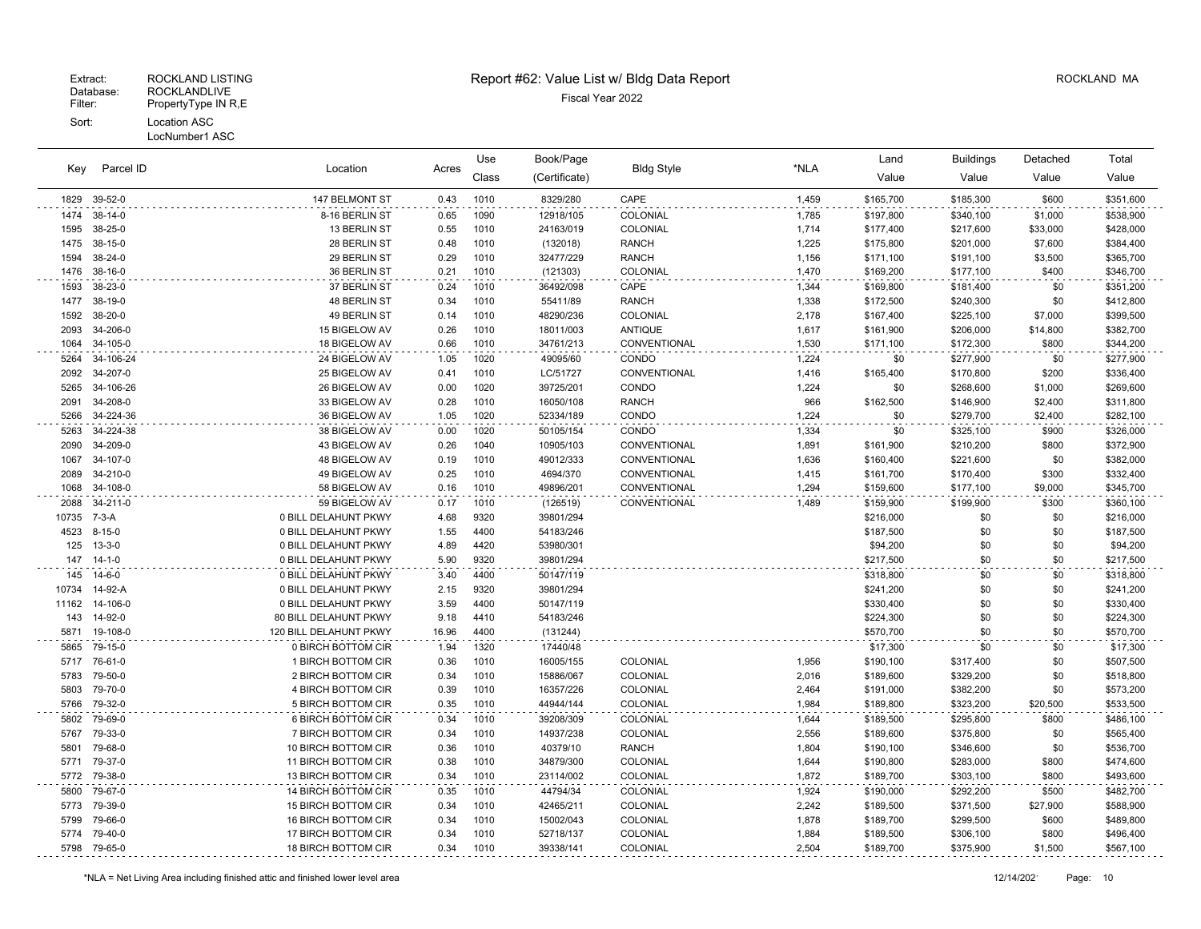Extract: ROCKLAND LISTING
Database: ROCKLANDLIVE
Filter: PropertyType IN R,E
Sort: Location ASC
LocNumber1 ASC

# Report #62: Value List w/ Bldg Data Report

Fiscal Year 2022

ROCKLAND MA

| Key | Parcel ID | Location | Acres | Use Class | Book/Page (Certificate) | Bldg Style | *NLA | Land Value | Buildings Value | Detached Value | Total Value |
|---|---|---|---|---|---|---|---|---|---|---|---|
| 1829 | 39-52-0 | 147 BELMONT ST | 0.43 | 1010 | 8329/280 | CAPE | 1,459 | $165,700 | $185,300 | $600 | $351,600 |
| 1474 | 38-14-0 | 8-16 BERLIN ST | 0.65 | 1090 | 12918/105 | COLONIAL | 1,785 | $197,800 | $340,100 | $1,000 | $538,900 |
| 1595 | 38-25-0 | 13 BERLIN ST | 0.55 | 1010 | 24163/019 | COLONIAL | 1,714 | $177,400 | $217,600 | $33,000 | $428,000 |
| 1475 | 38-15-0 | 28 BERLIN ST | 0.48 | 1010 | (132018) | RANCH | 1,225 | $175,800 | $201,000 | $7,600 | $384,400 |
| 1594 | 38-24-0 | 29 BERLIN ST | 0.29 | 1010 | 32477/229 | RANCH | 1,156 | $171,100 | $191,100 | $3,500 | $365,700 |
| 1476 | 38-16-0 | 36 BERLIN ST | 0.21 | 1010 | (121303) | COLONIAL | 1,470 | $169,200 | $177,100 | $400 | $346,700 |
| 1593 | 38-23-0 | 37 BERLIN ST | 0.24 | 1010 | 36492/098 | CAPE | 1,344 | $169,800 | $181,400 | $0 | $351,200 |
| 1477 | 38-19-0 | 48 BERLIN ST | 0.34 | 1010 | 55411/89 | RANCH | 1,338 | $172,500 | $240,300 | $0 | $412,800 |
| 1592 | 38-20-0 | 49 BERLIN ST | 0.14 | 1010 | 48290/236 | COLONIAL | 2,178 | $167,400 | $225,100 | $7,000 | $399,500 |
| 2093 | 34-206-0 | 15 BIGELOW AV | 0.26 | 1010 | 18011/003 | ANTIQUE | 1,617 | $161,900 | $206,000 | $14,800 | $382,700 |
| 1064 | 34-105-0 | 18 BIGELOW AV | 0.66 | 1010 | 34761/213 | CONVENTIONAL | 1,530 | $171,100 | $172,300 | $800 | $344,200 |
| 5264 | 34-106-24 | 24 BIGELOW AV | 1.05 | 1020 | 49095/60 | CONDO | 1,224 | $0 | $277,900 | $0 | $277,900 |
| 2092 | 34-207-0 | 25 BIGELOW AV | 0.41 | 1010 | LC/51727 | CONVENTIONAL | 1,416 | $165,400 | $170,800 | $200 | $336,400 |
| 5265 | 34-106-26 | 26 BIGELOW AV | 0.00 | 1020 | 39725/201 | CONDO | 1,224 | $0 | $268,600 | $1,000 | $269,600 |
| 2091 | 34-208-0 | 33 BIGELOW AV | 0.28 | 1010 | 16050/108 | RANCH | 966 | $162,500 | $146,900 | $2,400 | $311,800 |
| 5266 | 34-224-36 | 36 BIGELOW AV | 1.05 | 1020 | 52334/189 | CONDO | 1,224 | $0 | $279,700 | $2,400 | $282,100 |
| 5263 | 34-224-38 | 38 BIGELOW AV | 0.00 | 1020 | 50105/154 | CONDO | 1,334 | $0 | $325,100 | $900 | $326,000 |
| 2090 | 34-209-0 | 43 BIGELOW AV | 0.26 | 1040 | 10905/103 | CONVENTIONAL | 1,891 | $161,900 | $210,200 | $800 | $372,900 |
| 1067 | 34-107-0 | 48 BIGELOW AV | 0.19 | 1010 | 49012/333 | CONVENTIONAL | 1,636 | $160,400 | $221,600 | $0 | $382,000 |
| 2089 | 34-210-0 | 49 BIGELOW AV | 0.25 | 1010 | 4694/370 | CONVENTIONAL | 1,415 | $161,700 | $170,400 | $300 | $332,400 |
| 1068 | 34-108-0 | 58 BIGELOW AV | 0.16 | 1010 | 49896/201 | CONVENTIONAL | 1,294 | $159,600 | $177,100 | $9,000 | $345,700 |
| 2088 | 34-211-0 | 59 BIGELOW AV | 0.17 | 1010 | (126519) | CONVENTIONAL | 1,489 | $159,900 | $199,900 | $300 | $360,100 |
| 10735 | 7-3-A | 0 BILL DELAHUNT PKWY | 4.68 | 9320 | 39801/294 | | | $216,000 | $0 | $0 | $216,000 |
| 4523 | 8-15-0 | 0 BILL DELAHUNT PKWY | 1.55 | 4400 | 54183/246 | | | $187,500 | $0 | $0 | $187,500 |
| 125 | 13-3-0 | 0 BILL DELAHUNT PKWY | 4.89 | 4420 | 53980/301 | | | $94,200 | $0 | $0 | $94,200 |
| 147 | 14-1-0 | 0 BILL DELAHUNT PKWY | 5.90 | 9320 | 39801/294 | | | $217,500 | $0 | $0 | $217,500 |
| 145 | 14-6-0 | 0 BILL DELAHUNT PKWY | 3.40 | 4400 | 50147/119 | | | $318,800 | $0 | $0 | $318,800 |
| 10734 | 14-92-A | 0 BILL DELAHUNT PKWY | 2.15 | 9320 | 39801/294 | | | $241,200 | $0 | $0 | $241,200 |
| 11162 | 14-106-0 | 0 BILL DELAHUNT PKWY | 3.59 | 4400 | 50147/119 | | | $330,400 | $0 | $0 | $330,400 |
| 143 | 14-92-0 | 80 BILL DELAHUNT PKWY | 9.18 | 4410 | 54183/246 | | | $224,300 | $0 | $0 | $224,300 |
| 5871 | 19-108-0 | 120 BILL DELAHUNT PKWY | 16.96 | 4400 | (131244) | | | $570,700 | $0 | $0 | $570,700 |
| 5865 | 79-15-0 | 0 BIRCH BOTTOM CIR | 1.94 | 1320 | 17440/48 | | | $17,300 | $0 | $0 | $17,300 |
| 5717 | 76-61-0 | 1 BIRCH BOTTOM CIR | 0.36 | 1010 | 16005/155 | COLONIAL | 1,956 | $190,100 | $317,400 | $0 | $507,500 |
| 5783 | 79-50-0 | 2 BIRCH BOTTOM CIR | 0.34 | 1010 | 15886/067 | COLONIAL | 2,016 | $189,600 | $329,200 | $0 | $518,800 |
| 5803 | 79-70-0 | 4 BIRCH BOTTOM CIR | 0.39 | 1010 | 16357/226 | COLONIAL | 2,464 | $191,000 | $382,200 | $0 | $573,200 |
| 5766 | 79-32-0 | 5 BIRCH BOTTOM CIR | 0.35 | 1010 | 44944/144 | COLONIAL | 1,984 | $189,800 | $323,200 | $20,500 | $533,500 |
| 5802 | 79-69-0 | 6 BIRCH BOTTOM CIR | 0.34 | 1010 | 39208/309 | COLONIAL | 1,644 | $189,500 | $295,800 | $800 | $486,100 |
| 5767 | 79-33-0 | 7 BIRCH BOTTOM CIR | 0.34 | 1010 | 14937/238 | COLONIAL | 2,556 | $189,600 | $375,800 | $0 | $565,400 |
| 5801 | 79-68-0 | 10 BIRCH BOTTOM CIR | 0.36 | 1010 | 40379/10 | RANCH | 1,804 | $190,100 | $346,600 | $0 | $536,700 |
| 5771 | 79-37-0 | 11 BIRCH BOTTOM CIR | 0.38 | 1010 | 34879/300 | COLONIAL | 1,644 | $190,800 | $283,000 | $800 | $474,600 |
| 5772 | 79-38-0 | 13 BIRCH BOTTOM CIR | 0.34 | 1010 | 23114/002 | COLONIAL | 1,872 | $189,700 | $303,100 | $800 | $493,600 |
| 5800 | 79-67-0 | 14 BIRCH BOTTOM CIR | 0.35 | 1010 | 44794/34 | COLONIAL | 1,924 | $190,000 | $292,200 | $500 | $482,700 |
| 5773 | 79-39-0 | 15 BIRCH BOTTOM CIR | 0.34 | 1010 | 42465/211 | COLONIAL | 2,242 | $189,500 | $371,500 | $27,900 | $588,900 |
| 5799 | 79-66-0 | 16 BIRCH BOTTOM CIR | 0.34 | 1010 | 15002/043 | COLONIAL | 1,878 | $189,700 | $299,500 | $600 | $489,800 |
| 5774 | 79-40-0 | 17 BIRCH BOTTOM CIR | 0.34 | 1010 | 52718/137 | COLONIAL | 1,884 | $189,500 | $306,100 | $800 | $496,400 |
| 5798 | 79-65-0 | 18 BIRCH BOTTOM CIR | 0.34 | 1010 | 39338/141 | COLONIAL | 2,504 | $189,700 | $375,900 | $1,500 | $567,100 |

*NLA = Net Living Area including finished attic and finished lower level area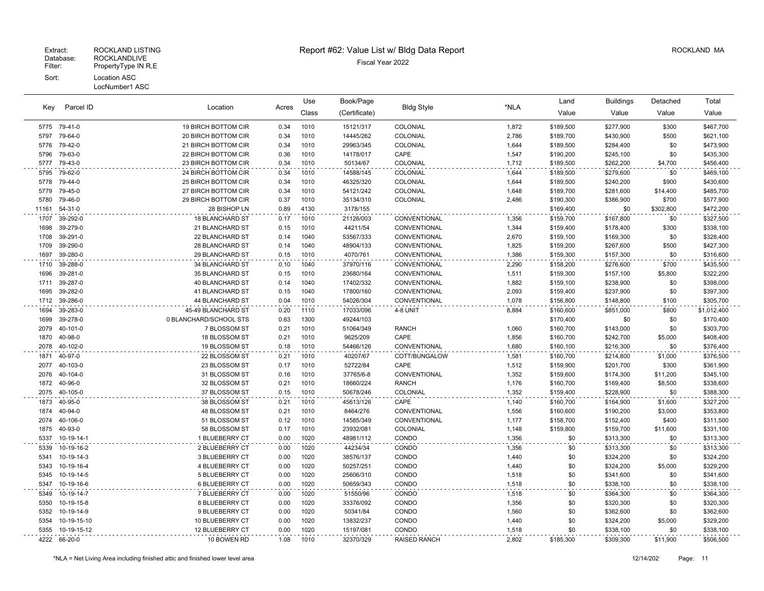Extract: ROCKLAND LISTING
Database: ROCKLANDLIVE
Filter: PropertyType IN R,E
Sort: Location ASC
LocNumber1 ASC

# Report #62: Value List w/ Bldg Data Report

Fiscal Year 2022

ROCKLAND MA

| Key | Parcel ID | Location | Acres | Use Class | Book/Page (Certificate) | Bldg Style | *NLA | Land Value | Buildings Value | Detached Value | Total Value |
|---|---|---|---|---|---|---|---|---|---|---|---|
| 5775 | 79-41-0 | 19 BIRCH BOTTOM CIR | 0.34 | 1010 | 15121/317 | COLONIAL | 1,872 | $189,500 | $277,900 | $300 | $467,700 |
| 5797 | 79-64-0 | 20 BIRCH BOTTOM CIR | 0.34 | 1010 | 14445/262 | COLONIAL | 2,786 | $189,700 | $430,900 | $500 | $621,100 |
| 5776 | 79-42-0 | 21 BIRCH BOTTOM CIR | 0.34 | 1010 | 29963/345 | COLONIAL | 1,644 | $189,500 | $284,400 | $0 | $473,900 |
| 5796 | 79-63-0 | 22 BIRCH BOTTOM CIR | 0.36 | 1010 | 14178/017 | CAPE | 1,547 | $190,200 | $245,100 | $0 | $435,300 |
| 5777 | 79-43-0 | 23 BIRCH BOTTOM CIR | 0.34 | 1010 | 50134/67 | COLONIAL | 1,712 | $189,500 | $262,200 | $4,700 | $456,400 |
| 5795 | 79-62-0 | 24 BIRCH BOTTOM CIR | 0.34 | 1010 | 14588/145 | COLONIAL | 1,644 | $189,500 | $279,600 | $0 | $469,100 |
| 5778 | 79-44-0 | 25 BIRCH BOTTOM CIR | 0.34 | 1010 | 46325/320 | COLONIAL | 1,644 | $189,500 | $240,200 | $900 | $430,600 |
| 5779 | 79-45-0 | 27 BIRCH BOTTOM CIR | 0.34 | 1010 | 54121/242 | COLONIAL | 1,648 | $189,700 | $281,600 | $14,400 | $485,700 |
| 5780 | 79-46-0 | 29 BIRCH BOTTOM CIR | 0.37 | 1010 | 35134/310 | COLONIAL | 2,486 | $190,300 | $386,900 | $700 | $577,900 |
| 11161 | 54-31-0 | 28 BISHOP LN | 0.89 | 4130 | 3178/155 | | | $169,400 | $0 | $302,800 | $472,200 |
| 1707 | 39-292-0 | 18 BLANCHARD ST | 0.17 | 1010 | 21126/003 | CONVENTIONAL | 1,356 | $159,700 | $167,800 | $0 | $327,500 |
| 1698 | 39-279-0 | 21 BLANCHARD ST | 0.15 | 1010 | 44211/54 | CONVENTIONAL | 1,344 | $159,400 | $178,400 | $300 | $338,100 |
| 1708 | 39-291-0 | 22 BLANCHARD ST | 0.14 | 1040 | 53567/333 | CONVENTIONAL | 2,670 | $159,100 | $169,300 | $0 | $328,400 |
| 1709 | 39-290-0 | 28 BLANCHARD ST | 0.14 | 1040 | 48904/133 | CONVENTIONAL | 1,825 | $159,200 | $267,600 | $500 | $427,300 |
| 1697 | 39-280-0 | 29 BLANCHARD ST | 0.15 | 1010 | 4070/761 | CONVENTIONAL | 1,386 | $159,300 | $157,300 | $0 | $316,600 |
| 1710 | 39-288-0 | 34 BLANCHARD ST | 0.10 | 1040 | 37970/116 | CONVENTIONAL | 2,290 | $158,200 | $276,600 | $700 | $435,500 |
| 1696 | 39-281-0 | 35 BLANCHARD ST | 0.15 | 1010 | 23680/164 | CONVENTIONAL | 1,511 | $159,300 | $157,100 | $5,800 | $322,200 |
| 1711 | 39-287-0 | 40 BLANCHARD ST | 0.14 | 1040 | 17402/332 | CONVENTIONAL | 1,882 | $159,100 | $238,900 | $0 | $398,000 |
| 1695 | 39-282-0 | 41 BLANCHARD ST | 0.15 | 1040 | 17800/160 | CONVENTIONAL | 2,093 | $159,400 | $237,900 | $0 | $397,300 |
| 1712 | 39-286-0 | 44 BLANCHARD ST | 0.04 | 1010 | 54026/304 | CONVENTIONAL | 1,078 | $156,800 | $148,800 | $100 | $305,700 |
| 1694 | 39-283-0 | 45-49 BLANCHARD ST | 0.20 | 1110 | 17033/096 | 4-8 UNIT | 8,884 | $160,600 | $851,000 | $800 | $1,012,400 |
| 1699 | 39-278-0 | 0 BLANCHARD/SCHOOL STS | 0.63 | 1300 | 49244/103 | | | $170,400 | $0 | $0 | $170,400 |
| 2079 | 40-101-0 | 7 BLOSSOM ST | 0.21 | 1010 | 51064/349 | RANCH | 1,060 | $160,700 | $143,000 | $0 | $303,700 |
| 1870 | 40-98-0 | 18 BLOSSOM ST | 0.21 | 1010 | 9625/209 | CAPE | 1,856 | $160,700 | $242,700 | $5,000 | $408,400 |
| 2078 | 40-102-0 | 19 BLOSSOM ST | 0.18 | 1010 | 54466/126 | CONVENTIONAL | 1,680 | $160,100 | $216,300 | $0 | $376,400 |
| 1871 | 40-97-0 | 22 BLOSSOM ST | 0.21 | 1010 | 40207/67 | COTT/BUNGALOW | 1,581 | $160,700 | $214,800 | $1,000 | $376,500 |
| 2077 | 40-103-0 | 23 BLOSSOM ST | 0.17 | 1010 | 52722/84 | CAPE | 1,512 | $159,900 | $201,700 | $300 | $361,900 |
| 2076 | 40-104-0 | 31 BLOSSOM ST | 0.16 | 1010 | 37765/6-8 | CONVENTIONAL | 1,352 | $159,600 | $174,300 | $11,200 | $345,100 |
| 1872 | 40-96-0 | 32 BLOSSOM ST | 0.21 | 1010 | 18660/224 | RANCH | 1,176 | $160,700 | $169,400 | $8,500 | $338,600 |
| 2075 | 40-105-0 | 37 BLOSSOM ST | 0.15 | 1010 | 50678/246 | COLONIAL | 1,352 | $159,400 | $228,900 | $0 | $388,300 |
| 1873 | 40-95-0 | 38 BLOSSOM ST | 0.21 | 1010 | 45613/126 | CAPE | 1,140 | $160,700 | $164,900 | $1,600 | $327,200 |
| 1874 | 40-94-0 | 48 BLOSSOM ST | 0.21 | 1010 | 8464/276 | CONVENTIONAL | 1,556 | $160,600 | $190,200 | $3,000 | $353,800 |
| 2074 | 40-106-0 | 51 BLOSSOM ST | 0.12 | 1010 | 14585/349 | CONVENTIONAL | 1,177 | $158,700 | $152,400 | $400 | $311,500 |
| 1875 | 40-93-0 | 58 BLOSSOM ST | 0.17 | 1010 | 23932/081 | COLONIAL | 1,148 | $159,800 | $159,700 | $11,600 | $331,100 |
| 5337 | 10-19-14-1 | 1 BLUEBERRY CT | 0.00 | 1020 | 48981/112 | CONDO | 1,356 | $0 | $313,300 | $0 | $313,300 |
| 5339 | 10-19-16-2 | 2 BLUEBERRY CT | 0.00 | 1020 | 44234/34 | CONDO | 1,356 | $0 | $313,300 | $0 | $313,300 |
| 5341 | 10-19-14-3 | 3 BLUEBERRY CT | 0.00 | 1020 | 38576/137 | CONDO | 1,440 | $0 | $324,200 | $0 | $324,200 |
| 5343 | 10-19-16-4 | 4 BLUEBERRY CT | 0.00 | 1020 | 50257/251 | CONDO | 1,440 | $0 | $324,200 | $5,000 | $329,200 |
| 5345 | 10-19-14-5 | 5 BLUEBERRY CT | 0.00 | 1020 | 25606/310 | CONDO | 1,518 | $0 | $341,600 | $0 | $341,600 |
| 5347 | 10-19-16-6 | 6 BLUEBERRY CT | 0.00 | 1020 | 50659/343 | CONDO | 1,518 | $0 | $338,100 | $0 | $338,100 |
| 5349 | 10-19-14-7 | 7 BLUEBERRY CT | 0.00 | 1020 | 51550/96 | CONDO | 1,518 | $0 | $364,300 | $0 | $364,300 |
| 5350 | 10-19-15-8 | 8 BLUEBERRY CT | 0.00 | 1020 | 33376/092 | CONDO | 1,356 | $0 | $320,300 | $0 | $320,300 |
| 5352 | 10-19-14-9 | 9 BLUEBERRY CT | 0.00 | 1020 | 50341/84 | CONDO | 1,560 | $0 | $362,600 | $0 | $362,600 |
| 5354 | 10-19-15-10 | 10 BLUEBERRY CT | 0.00 | 1020 | 13832/237 | CONDO | 1,440 | $0 | $324,200 | $5,000 | $329,200 |
| 5355 | 10-19-15-12 | 12 BLUEBERRY CT | 0.00 | 1020 | 15197/081 | CONDO | 1,518 | $0 | $338,100 | $0 | $338,100 |
| 4222 | 66-20-0 | 10 BOWEN RD | 1.08 | 1010 | 32370/329 | RAISED RANCH | 2,802 | $185,300 | $309,300 | $11,900 | $506,500 |

*NLA = Net Living Area including finished attic and finished lower level area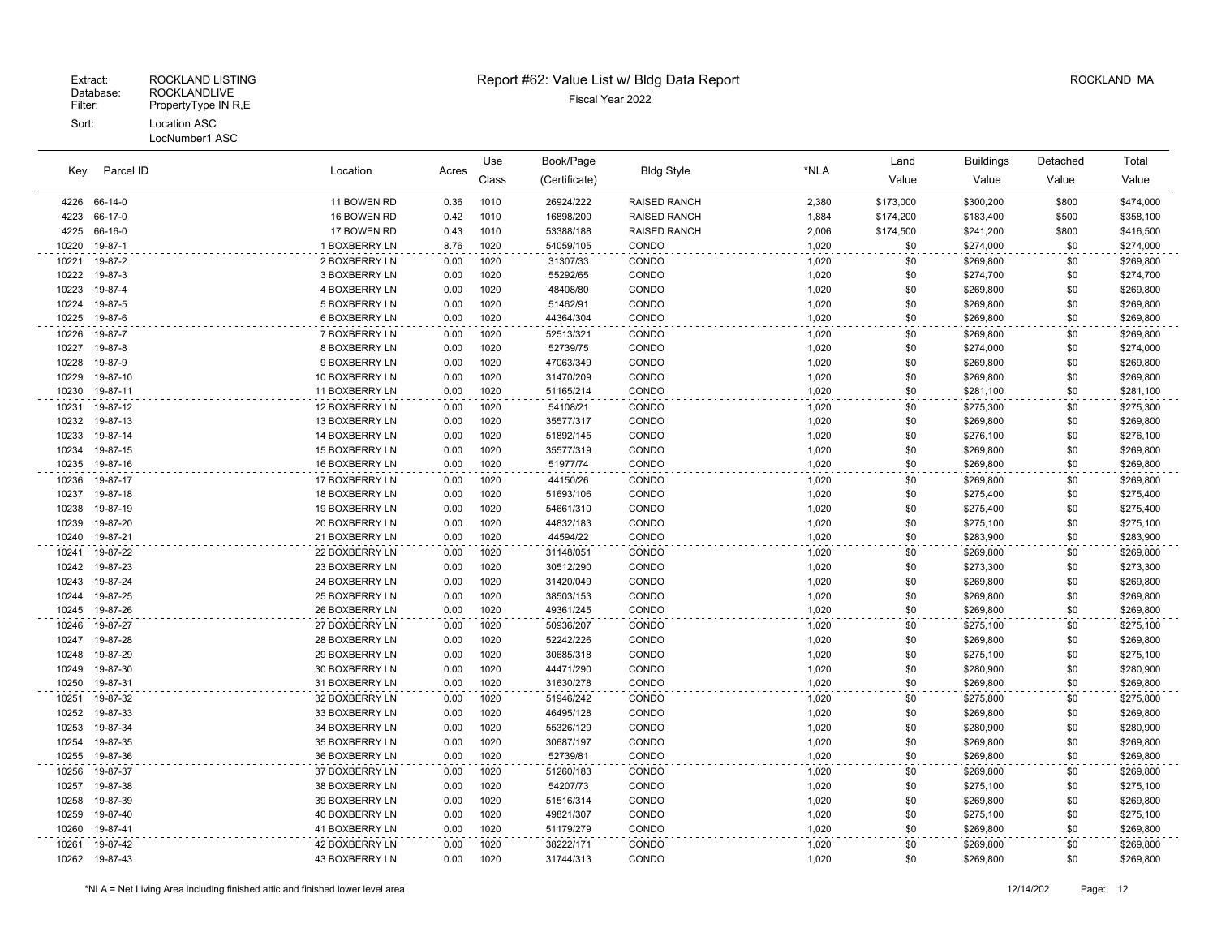Extract: ROCKLAND LISTING
Database: ROCKLANDLIVE
Filter: PropertyType IN R,E
Sort: Location ASC
LocNumber1 ASC

# Report #62: Value List w/ Bldg Data Report

Fiscal Year 2022

ROCKLAND MA

| Key | Parcel ID | Location | Acres | Use Class | Book/Page (Certificate) | Bldg Style | *NLA | Land Value | Buildings Value | Detached Value | Total Value |
|---|---|---|---|---|---|---|---|---|---|---|---|
| 4226 | 66-14-0 | 11 BOWEN RD | 0.36 | 1010 | 26924/222 | RAISED RANCH | 2,380 | $173,000 | $300,200 | $800 | $474,000 |
| 4223 | 66-17-0 | 16 BOWEN RD | 0.42 | 1010 | 16898/200 | RAISED RANCH | 1,884 | $174,200 | $183,400 | $500 | $358,100 |
| 4225 | 66-16-0 | 17 BOWEN RD | 0.43 | 1010 | 53388/188 | RAISED RANCH | 2,006 | $174,500 | $241,200 | $800 | $416,500 |
| 10220 | 19-87-1 | 1 BOXBERRY LN | 8.76 | 1020 | 54059/105 | CONDO | 1,020 | $0 | $274,000 | $0 | $274,000 |
| 10221 | 19-87-2 | 2 BOXBERRY LN | 0.00 | 1020 | 31307/33 | CONDO | 1,020 | $0 | $269,800 | $0 | $269,800 |
| 10222 | 19-87-3 | 3 BOXBERRY LN | 0.00 | 1020 | 55292/65 | CONDO | 1,020 | $0 | $274,700 | $0 | $274,700 |
| 10223 | 19-87-4 | 4 BOXBERRY LN | 0.00 | 1020 | 48408/80 | CONDO | 1,020 | $0 | $269,800 | $0 | $269,800 |
| 10224 | 19-87-5 | 5 BOXBERRY LN | 0.00 | 1020 | 51462/91 | CONDO | 1,020 | $0 | $269,800 | $0 | $269,800 |
| 10225 | 19-87-6 | 6 BOXBERRY LN | 0.00 | 1020 | 44364/304 | CONDO | 1,020 | $0 | $269,800 | $0 | $269,800 |
| 10226 | 19-87-7 | 7 BOXBERRY LN | 0.00 | 1020 | 52513/321 | CONDO | 1,020 | $0 | $269,800 | $0 | $269,800 |
| 10227 | 19-87-8 | 8 BOXBERRY LN | 0.00 | 1020 | 52739/75 | CONDO | 1,020 | $0 | $274,000 | $0 | $274,000 |
| 10228 | 19-87-9 | 9 BOXBERRY LN | 0.00 | 1020 | 47063/349 | CONDO | 1,020 | $0 | $269,800 | $0 | $269,800 |
| 10229 | 19-87-10 | 10 BOXBERRY LN | 0.00 | 1020 | 31470/209 | CONDO | 1,020 | $0 | $269,800 | $0 | $269,800 |
| 10230 | 19-87-11 | 11 BOXBERRY LN | 0.00 | 1020 | 51165/214 | CONDO | 1,020 | $0 | $281,100 | $0 | $281,100 |
| 10231 | 19-87-12 | 12 BOXBERRY LN | 0.00 | 1020 | 54108/21 | CONDO | 1,020 | $0 | $275,300 | $0 | $275,300 |
| 10232 | 19-87-13 | 13 BOXBERRY LN | 0.00 | 1020 | 35577/317 | CONDO | 1,020 | $0 | $269,800 | $0 | $269,800 |
| 10233 | 19-87-14 | 14 BOXBERRY LN | 0.00 | 1020 | 51892/145 | CONDO | 1,020 | $0 | $276,100 | $0 | $276,100 |
| 10234 | 19-87-15 | 15 BOXBERRY LN | 0.00 | 1020 | 35577/319 | CONDO | 1,020 | $0 | $269,800 | $0 | $269,800 |
| 10235 | 19-87-16 | 16 BOXBERRY LN | 0.00 | 1020 | 51977/74 | CONDO | 1,020 | $0 | $269,800 | $0 | $269,800 |
| 10236 | 19-87-17 | 17 BOXBERRY LN | 0.00 | 1020 | 44150/26 | CONDO | 1,020 | $0 | $269,800 | $0 | $269,800 |
| 10237 | 19-87-18 | 18 BOXBERRY LN | 0.00 | 1020 | 51693/106 | CONDO | 1,020 | $0 | $275,400 | $0 | $275,400 |
| 10238 | 19-87-19 | 19 BOXBERRY LN | 0.00 | 1020 | 54661/310 | CONDO | 1,020 | $0 | $275,400 | $0 | $275,400 |
| 10239 | 19-87-20 | 20 BOXBERRY LN | 0.00 | 1020 | 44832/183 | CONDO | 1,020 | $0 | $275,100 | $0 | $275,100 |
| 10240 | 19-87-21 | 21 BOXBERRY LN | 0.00 | 1020 | 44594/22 | CONDO | 1,020 | $0 | $283,900 | $0 | $283,900 |
| 10241 | 19-87-22 | 22 BOXBERRY LN | 0.00 | 1020 | 31148/051 | CONDO | 1,020 | $0 | $269,800 | $0 | $269,800 |
| 10242 | 19-87-23 | 23 BOXBERRY LN | 0.00 | 1020 | 30512/290 | CONDO | 1,020 | $0 | $273,300 | $0 | $273,300 |
| 10243 | 19-87-24 | 24 BOXBERRY LN | 0.00 | 1020 | 31420/049 | CONDO | 1,020 | $0 | $269,800 | $0 | $269,800 |
| 10244 | 19-87-25 | 25 BOXBERRY LN | 0.00 | 1020 | 38503/153 | CONDO | 1,020 | $0 | $269,800 | $0 | $269,800 |
| 10245 | 19-87-26 | 26 BOXBERRY LN | 0.00 | 1020 | 49361/245 | CONDO | 1,020 | $0 | $269,800 | $0 | $269,800 |
| 10246 | 19-87-27 | 27 BOXBERRY LN | 0.00 | 1020 | 50936/207 | CONDO | 1,020 | $0 | $275,100 | $0 | $275,100 |
| 10247 | 19-87-28 | 28 BOXBERRY LN | 0.00 | 1020 | 52242/226 | CONDO | 1,020 | $0 | $269,800 | $0 | $269,800 |
| 10248 | 19-87-29 | 29 BOXBERRY LN | 0.00 | 1020 | 30685/318 | CONDO | 1,020 | $0 | $275,100 | $0 | $275,100 |
| 10249 | 19-87-30 | 30 BOXBERRY LN | 0.00 | 1020 | 44471/290 | CONDO | 1,020 | $0 | $280,900 | $0 | $280,900 |
| 10250 | 19-87-31 | 31 BOXBERRY LN | 0.00 | 1020 | 31630/278 | CONDO | 1,020 | $0 | $269,800 | $0 | $269,800 |
| 10251 | 19-87-32 | 32 BOXBERRY LN | 0.00 | 1020 | 51946/242 | CONDO | 1,020 | $0 | $275,800 | $0 | $275,800 |
| 10252 | 19-87-33 | 33 BOXBERRY LN | 0.00 | 1020 | 46495/128 | CONDO | 1,020 | $0 | $269,800 | $0 | $269,800 |
| 10253 | 19-87-34 | 34 BOXBERRY LN | 0.00 | 1020 | 55326/129 | CONDO | 1,020 | $0 | $280,900 | $0 | $280,900 |
| 10254 | 19-87-35 | 35 BOXBERRY LN | 0.00 | 1020 | 30687/197 | CONDO | 1,020 | $0 | $269,800 | $0 | $269,800 |
| 10255 | 19-87-36 | 36 BOXBERRY LN | 0.00 | 1020 | 52739/81 | CONDO | 1,020 | $0 | $269,800 | $0 | $269,800 |
| 10256 | 19-87-37 | 37 BOXBERRY LN | 0.00 | 1020 | 51260/183 | CONDO | 1,020 | $0 | $269,800 | $0 | $269,800 |
| 10257 | 19-87-38 | 38 BOXBERRY LN | 0.00 | 1020 | 54207/73 | CONDO | 1,020 | $0 | $275,100 | $0 | $275,100 |
| 10258 | 19-87-39 | 39 BOXBERRY LN | 0.00 | 1020 | 51516/314 | CONDO | 1,020 | $0 | $269,800 | $0 | $269,800 |
| 10259 | 19-87-40 | 40 BOXBERRY LN | 0.00 | 1020 | 49821/307 | CONDO | 1,020 | $0 | $275,100 | $0 | $275,100 |
| 10260 | 19-87-41 | 41 BOXBERRY LN | 0.00 | 1020 | 51179/279 | CONDO | 1,020 | $0 | $269,800 | $0 | $269,800 |
| 10261 | 19-87-42 | 42 BOXBERRY LN | 0.00 | 1020 | 38222/171 | CONDO | 1,020 | $0 | $269,800 | $0 | $269,800 |
| 10262 | 19-87-43 | 43 BOXBERRY LN | 0.00 | 1020 | 31744/313 | CONDO | 1,020 | $0 | $269,800 | $0 | $269,800 |

*NLA = Net Living Area including finished attic and finished lower level area

12/14/202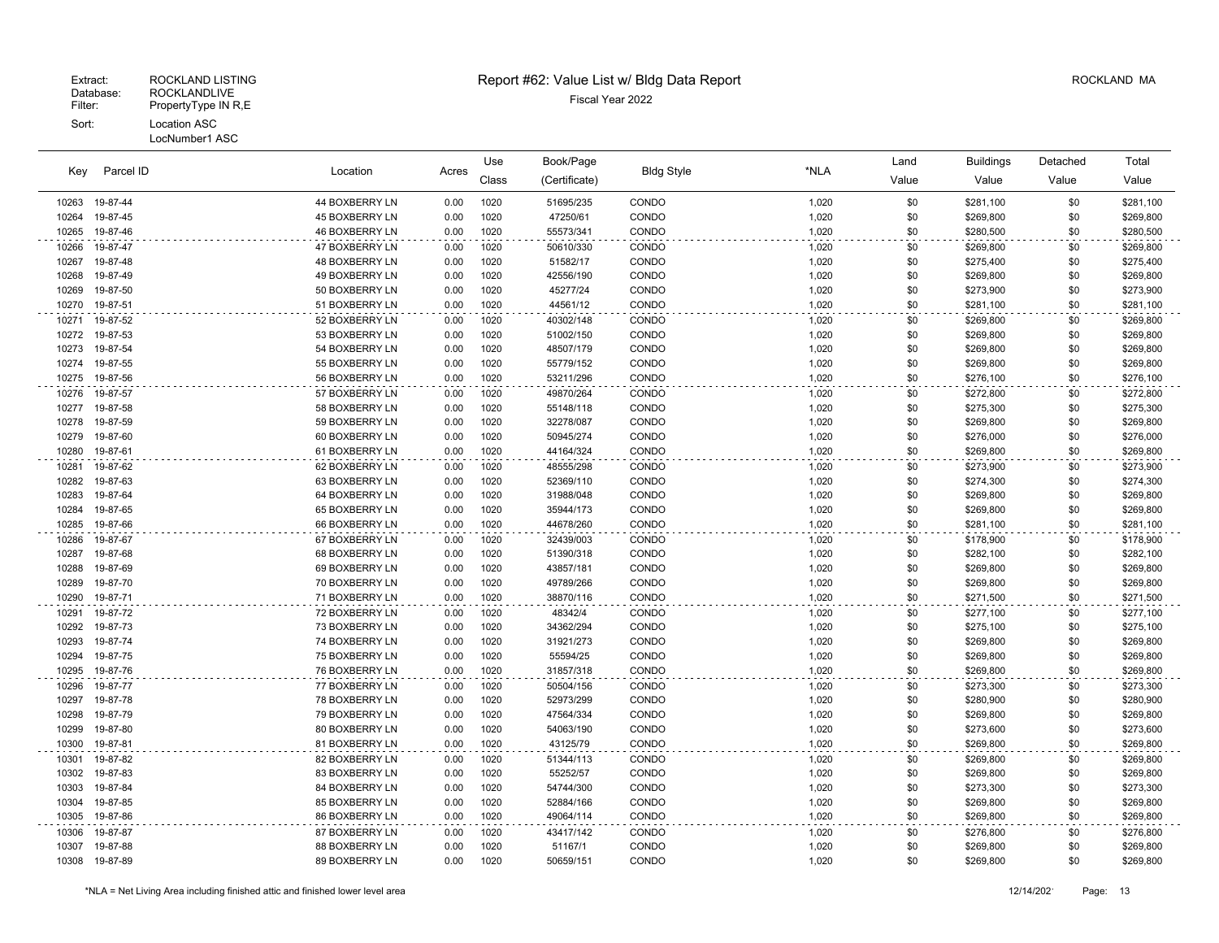Extract: ROCKLAND LISTING
Database: ROCKLANDLIVE
Filter: PropertyType IN R,E
Sort: Location ASC
LocNumber1 ASC

# Report #62: Value List w/ Bldg Data Report

Fiscal Year 2022

ROCKLAND MA

| Key | Parcel ID | Location | Acres | Use Class | Book/Page (Certificate) | Bldg Style | *NLA | Land Value | Buildings Value | Detached Value | Total Value |
|---|---|---|---|---|---|---|---|---|---|---|---|
| 10263 | 19-87-44 | 44 BOXBERRY LN | 0.00 | 1020 | 51695/235 | CONDO | 1,020 | $0 | $281,100 | $0 | $281,100 |
| 10264 | 19-87-45 | 45 BOXBERRY LN | 0.00 | 1020 | 47250/61 | CONDO | 1,020 | $0 | $269,800 | $0 | $269,800 |
| 10265 | 19-87-46 | 46 BOXBERRY LN | 0.00 | 1020 | 55573/341 | CONDO | 1,020 | $0 | $280,500 | $0 | $280,500 |
| 10266 | 19-87-47 | 47 BOXBERRY LN | 0.00 | 1020 | 50610/330 | CONDO | 1,020 | $0 | $269,800 | $0 | $269,800 |
| 10267 | 19-87-48 | 48 BOXBERRY LN | 0.00 | 1020 | 51582/17 | CONDO | 1,020 | $0 | $275,400 | $0 | $275,400 |
| 10268 | 19-87-49 | 49 BOXBERRY LN | 0.00 | 1020 | 42556/190 | CONDO | 1,020 | $0 | $269,800 | $0 | $269,800 |
| 10269 | 19-87-50 | 50 BOXBERRY LN | 0.00 | 1020 | 45277/24 | CONDO | 1,020 | $0 | $273,900 | $0 | $273,900 |
| 10270 | 19-87-51 | 51 BOXBERRY LN | 0.00 | 1020 | 44561/12 | CONDO | 1,020 | $0 | $281,100 | $0 | $281,100 |
| 10271 | 19-87-52 | 52 BOXBERRY LN | 0.00 | 1020 | 40302/148 | CONDO | 1,020 | $0 | $269,800 | $0 | $269,800 |
| 10272 | 19-87-53 | 53 BOXBERRY LN | 0.00 | 1020 | 51002/150 | CONDO | 1,020 | $0 | $269,800 | $0 | $269,800 |
| 10273 | 19-87-54 | 54 BOXBERRY LN | 0.00 | 1020 | 48507/179 | CONDO | 1,020 | $0 | $269,800 | $0 | $269,800 |
| 10274 | 19-87-55 | 55 BOXBERRY LN | 0.00 | 1020 | 55779/152 | CONDO | 1,020 | $0 | $269,800 | $0 | $269,800 |
| 10275 | 19-87-56 | 56 BOXBERRY LN | 0.00 | 1020 | 53211/296 | CONDO | 1,020 | $0 | $276,100 | $0 | $276,100 |
| 10276 | 19-87-57 | 57 BOXBERRY LN | 0.00 | 1020 | 49870/264 | CONDO | 1,020 | $0 | $272,800 | $0 | $272,800 |
| 10277 | 19-87-58 | 58 BOXBERRY LN | 0.00 | 1020 | 55148/118 | CONDO | 1,020 | $0 | $275,300 | $0 | $275,300 |
| 10278 | 19-87-59 | 59 BOXBERRY LN | 0.00 | 1020 | 32278/087 | CONDO | 1,020 | $0 | $269,800 | $0 | $269,800 |
| 10279 | 19-87-60 | 60 BOXBERRY LN | 0.00 | 1020 | 50945/274 | CONDO | 1,020 | $0 | $276,000 | $0 | $276,000 |
| 10280 | 19-87-61 | 61 BOXBERRY LN | 0.00 | 1020 | 44164/324 | CONDO | 1,020 | $0 | $269,800 | $0 | $269,800 |
| 10281 | 19-87-62 | 62 BOXBERRY LN | 0.00 | 1020 | 48555/298 | CONDO | 1,020 | $0 | $273,900 | $0 | $273,900 |
| 10282 | 19-87-63 | 63 BOXBERRY LN | 0.00 | 1020 | 52369/110 | CONDO | 1,020 | $0 | $274,300 | $0 | $274,300 |
| 10283 | 19-87-64 | 64 BOXBERRY LN | 0.00 | 1020 | 31988/048 | CONDO | 1,020 | $0 | $269,800 | $0 | $269,800 |
| 10284 | 19-87-65 | 65 BOXBERRY LN | 0.00 | 1020 | 35944/173 | CONDO | 1,020 | $0 | $269,800 | $0 | $269,800 |
| 10285 | 19-87-66 | 66 BOXBERRY LN | 0.00 | 1020 | 44678/260 | CONDO | 1,020 | $0 | $281,100 | $0 | $281,100 |
| 10286 | 19-87-67 | 67 BOXBERRY LN | 0.00 | 1020 | 32439/003 | CONDO | 1,020 | $0 | $178,900 | $0 | $178,900 |
| 10287 | 19-87-68 | 68 BOXBERRY LN | 0.00 | 1020 | 51390/318 | CONDO | 1,020 | $0 | $282,100 | $0 | $282,100 |
| 10288 | 19-87-69 | 69 BOXBERRY LN | 0.00 | 1020 | 43857/181 | CONDO | 1,020 | $0 | $269,800 | $0 | $269,800 |
| 10289 | 19-87-70 | 70 BOXBERRY LN | 0.00 | 1020 | 49789/266 | CONDO | 1,020 | $0 | $269,800 | $0 | $269,800 |
| 10290 | 19-87-71 | 71 BOXBERRY LN | 0.00 | 1020 | 38870/116 | CONDO | 1,020 | $0 | $271,500 | $0 | $271,500 |
| 10291 | 19-87-72 | 72 BOXBERRY LN | 0.00 | 1020 | 48342/4 | CONDO | 1,020 | $0 | $277,100 | $0 | $277,100 |
| 10292 | 19-87-73 | 73 BOXBERRY LN | 0.00 | 1020 | 34362/294 | CONDO | 1,020 | $0 | $275,100 | $0 | $275,100 |
| 10293 | 19-87-74 | 74 BOXBERRY LN | 0.00 | 1020 | 31921/273 | CONDO | 1,020 | $0 | $269,800 | $0 | $269,800 |
| 10294 | 19-87-75 | 75 BOXBERRY LN | 0.00 | 1020 | 55594/25 | CONDO | 1,020 | $0 | $269,800 | $0 | $269,800 |
| 10295 | 19-87-76 | 76 BOXBERRY LN | 0.00 | 1020 | 31857/318 | CONDO | 1,020 | $0 | $269,800 | $0 | $269,800 |
| 10296 | 19-87-77 | 77 BOXBERRY LN | 0.00 | 1020 | 50504/156 | CONDO | 1,020 | $0 | $273,300 | $0 | $273,300 |
| 10297 | 19-87-78 | 78 BOXBERRY LN | 0.00 | 1020 | 52973/299 | CONDO | 1,020 | $0 | $280,900 | $0 | $280,900 |
| 10298 | 19-87-79 | 79 BOXBERRY LN | 0.00 | 1020 | 47564/334 | CONDO | 1,020 | $0 | $269,800 | $0 | $269,800 |
| 10299 | 19-87-80 | 80 BOXBERRY LN | 0.00 | 1020 | 54063/190 | CONDO | 1,020 | $0 | $273,600 | $0 | $273,600 |
| 10300 | 19-87-81 | 81 BOXBERRY LN | 0.00 | 1020 | 43125/79 | CONDO | 1,020 | $0 | $269,800 | $0 | $269,800 |
| 10301 | 19-87-82 | 82 BOXBERRY LN | 0.00 | 1020 | 51344/113 | CONDO | 1,020 | $0 | $269,800 | $0 | $269,800 |
| 10302 | 19-87-83 | 83 BOXBERRY LN | 0.00 | 1020 | 55252/57 | CONDO | 1,020 | $0 | $269,800 | $0 | $269,800 |
| 10303 | 19-87-84 | 84 BOXBERRY LN | 0.00 | 1020 | 54744/300 | CONDO | 1,020 | $0 | $273,300 | $0 | $273,300 |
| 10304 | 19-87-85 | 85 BOXBERRY LN | 0.00 | 1020 | 52884/166 | CONDO | 1,020 | $0 | $269,800 | $0 | $269,800 |
| 10305 | 19-87-86 | 86 BOXBERRY LN | 0.00 | 1020 | 49064/114 | CONDO | 1,020 | $0 | $269,800 | $0 | $269,800 |
| 10306 | 19-87-87 | 87 BOXBERRY LN | 0.00 | 1020 | 43417/142 | CONDO | 1,020 | $0 | $276,800 | $0 | $276,800 |
| 10307 | 19-87-88 | 88 BOXBERRY LN | 0.00 | 1020 | 51167/1 | CONDO | 1,020 | $0 | $269,800 | $0 | $269,800 |
| 10308 | 19-87-89 | 89 BOXBERRY LN | 0.00 | 1020 | 50659/151 | CONDO | 1,020 | $0 | $269,800 | $0 | $269,800 |

*NLA = Net Living Area including finished attic and finished lower level area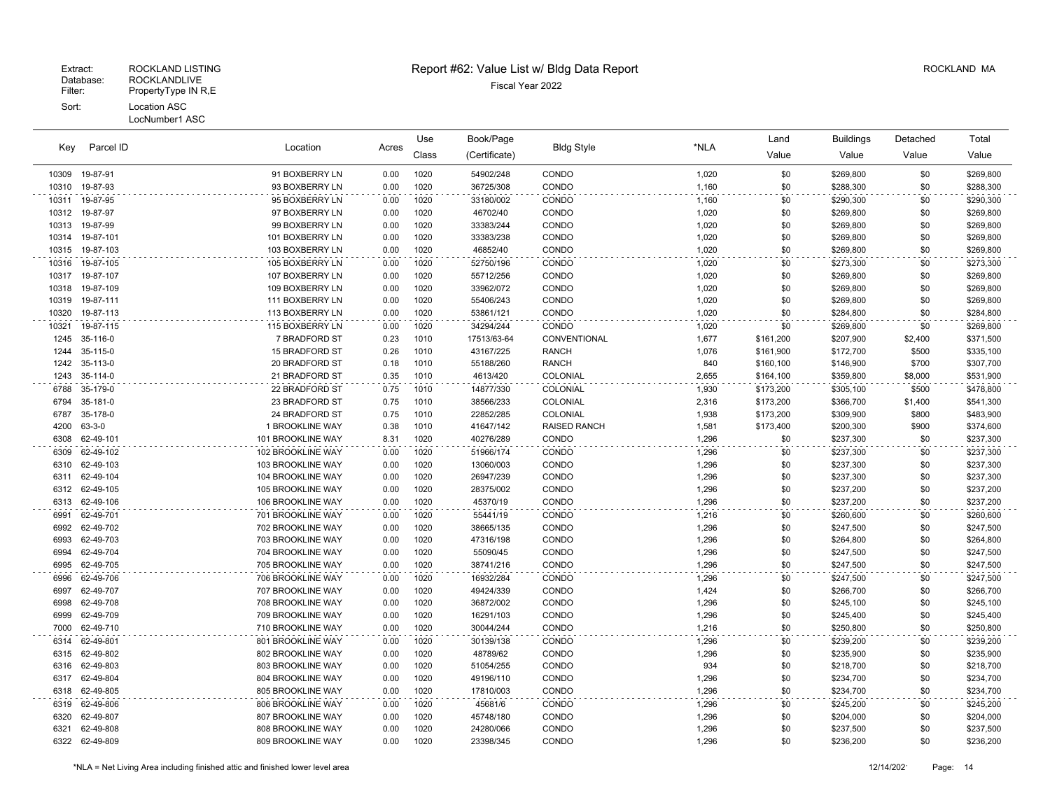Extract: ROCKLAND LISTING
Database: ROCKLANDLIVE
Filter: PropertyType IN R,E
Sort: Location ASC
LocNumber1 ASC

# Report #62: Value List w/ Bldg Data Report

Fiscal Year 2022

ROCKLAND MA

| Key | Parcel ID | Location | Acres | Use Class | Book/Page (Certificate) | Bldg Style | *NLA | Land Value | Buildings Value | Detached Value | Total Value |
|---|---|---|---|---|---|---|---|---|---|---|---|
| 10309 | 19-87-91 | 91 BOXBERRY LN | 0.00 | 1020 | 54902/248 | CONDO | 1,020 | $0 | $269,800 | $0 | $269,800 |
| 10310 | 19-87-93 | 93 BOXBERRY LN | 0.00 | 1020 | 36725/308 | CONDO | 1,160 | $0 | $288,300 | $0 | $288,300 |
| 10311 | 19-87-95 | 95 BOXBERRY LN | 0.00 | 1020 | 33180/002 | CONDO | 1,160 | $0 | $290,300 | $0 | $290,300 |
| 10312 | 19-87-97 | 97 BOXBERRY LN | 0.00 | 1020 | 46702/40 | CONDO | 1,020 | $0 | $269,800 | $0 | $269,800 |
| 10313 | 19-87-99 | 99 BOXBERRY LN | 0.00 | 1020 | 33383/244 | CONDO | 1,020 | $0 | $269,800 | $0 | $269,800 |
| 10314 | 19-87-101 | 101 BOXBERRY LN | 0.00 | 1020 | 33383/238 | CONDO | 1,020 | $0 | $269,800 | $0 | $269,800 |
| 10315 | 19-87-103 | 103 BOXBERRY LN | 0.00 | 1020 | 46852/40 | CONDO | 1,020 | $0 | $269,800 | $0 | $269,800 |
| 10316 | 19-87-105 | 105 BOXBERRY LN | 0.00 | 1020 | 52750/196 | CONDO | 1,020 | $0 | $273,300 | $0 | $273,300 |
| 10317 | 19-87-107 | 107 BOXBERRY LN | 0.00 | 1020 | 55712/256 | CONDO | 1,020 | $0 | $269,800 | $0 | $269,800 |
| 10318 | 19-87-109 | 109 BOXBERRY LN | 0.00 | 1020 | 33962/072 | CONDO | 1,020 | $0 | $269,800 | $0 | $269,800 |
| 10319 | 19-87-111 | 111 BOXBERRY LN | 0.00 | 1020 | 55406/243 | CONDO | 1,020 | $0 | $269,800 | $0 | $269,800 |
| 10320 | 19-87-113 | 113 BOXBERRY LN | 0.00 | 1020 | 53861/121 | CONDO | 1,020 | $0 | $284,800 | $0 | $284,800 |
| 10321 | 19-87-115 | 115 BOXBERRY LN | 0.00 | 1020 | 34294/244 | CONDO | 1,020 | $0 | $269,800 | $0 | $269,800 |
| 1245 | 35-116-0 | 7 BRADFORD ST | 0.23 | 1010 | 17513/63-64 | CONVENTIONAL | 1,677 | $161,200 | $207,900 | $2,400 | $371,500 |
| 1244 | 35-115-0 | 15 BRADFORD ST | 0.26 | 1010 | 43167/225 | RANCH | 1,076 | $161,900 | $172,700 | $500 | $335,100 |
| 1242 | 35-113-0 | 20 BRADFORD ST | 0.18 | 1010 | 55188/260 | RANCH | 840 | $160,100 | $146,900 | $700 | $307,700 |
| 1243 | 35-114-0 | 21 BRADFORD ST | 0.35 | 1010 | 4613/420 | COLONIAL | 2,655 | $164,100 | $359,800 | $8,000 | $531,900 |
| 6788 | 35-179-0 | 22 BRADFORD ST | 0.75 | 1010 | 14877/330 | COLONIAL | 1,930 | $173,200 | $305,100 | $500 | $478,800 |
| 6794 | 35-181-0 | 23 BRADFORD ST | 0.75 | 1010 | 38566/233 | COLONIAL | 2,316 | $173,200 | $366,700 | $1,400 | $541,300 |
| 6787 | 35-178-0 | 24 BRADFORD ST | 0.75 | 1010 | 22852/285 | COLONIAL | 1,938 | $173,200 | $309,900 | $800 | $483,900 |
| 4200 | 63-3-0 | 1 BROOKLINE WAY | 0.38 | 1010 | 41647/142 | RAISED RANCH | 1,581 | $173,400 | $200,300 | $900 | $374,600 |
| 6308 | 62-49-101 | 101 BROOKLINE WAY | 8.31 | 1020 | 40276/289 | CONDO | 1,296 | $0 | $237,300 | $0 | $237,300 |
| 6309 | 62-49-102 | 102 BROOKLINE WAY | 0.00 | 1020 | 51966/174 | CONDO | 1,296 | $0 | $237,300 | $0 | $237,300 |
| 6310 | 62-49-103 | 103 BROOKLINE WAY | 0.00 | 1020 | 13060/003 | CONDO | 1,296 | $0 | $237,300 | $0 | $237,300 |
| 6311 | 62-49-104 | 104 BROOKLINE WAY | 0.00 | 1020 | 26947/239 | CONDO | 1,296 | $0 | $237,300 | $0 | $237,300 |
| 6312 | 62-49-105 | 105 BROOKLINE WAY | 0.00 | 1020 | 28375/002 | CONDO | 1,296 | $0 | $237,200 | $0 | $237,200 |
| 6313 | 62-49-106 | 106 BROOKLINE WAY | 0.00 | 1020 | 45370/19 | CONDO | 1,296 | $0 | $237,200 | $0 | $237,200 |
| 6991 | 62-49-701 | 701 BROOKLINE WAY | 0.00 | 1020 | 55441/19 | CONDO | 1,216 | $0 | $260,600 | $0 | $260,600 |
| 6992 | 62-49-702 | 702 BROOKLINE WAY | 0.00 | 1020 | 38665/135 | CONDO | 1,296 | $0 | $247,500 | $0 | $247,500 |
| 6993 | 62-49-703 | 703 BROOKLINE WAY | 0.00 | 1020 | 47316/198 | CONDO | 1,296 | $0 | $264,800 | $0 | $264,800 |
| 6994 | 62-49-704 | 704 BROOKLINE WAY | 0.00 | 1020 | 55090/45 | CONDO | 1,296 | $0 | $247,500 | $0 | $247,500 |
| 6995 | 62-49-705 | 705 BROOKLINE WAY | 0.00 | 1020 | 38741/216 | CONDO | 1,296 | $0 | $247,500 | $0 | $247,500 |
| 6996 | 62-49-706 | 706 BROOKLINE WAY | 0.00 | 1020 | 16932/284 | CONDO | 1,296 | $0 | $247,500 | $0 | $247,500 |
| 6997 | 62-49-707 | 707 BROOKLINE WAY | 0.00 | 1020 | 49424/339 | CONDO | 1,424 | $0 | $266,700 | $0 | $266,700 |
| 6998 | 62-49-708 | 708 BROOKLINE WAY | 0.00 | 1020 | 36872/002 | CONDO | 1,296 | $0 | $245,100 | $0 | $245,100 |
| 6999 | 62-49-709 | 709 BROOKLINE WAY | 0.00 | 1020 | 16291/103 | CONDO | 1,296 | $0 | $245,400 | $0 | $245,400 |
| 7000 | 62-49-710 | 710 BROOKLINE WAY | 0.00 | 1020 | 30044/244 | CONDO | 1,216 | $0 | $250,800 | $0 | $250,800 |
| 6314 | 62-49-801 | 801 BROOKLINE WAY | 0.00 | 1020 | 30139/138 | CONDO | 1,296 | $0 | $239,200 | $0 | $239,200 |
| 6315 | 62-49-802 | 802 BROOKLINE WAY | 0.00 | 1020 | 48789/62 | CONDO | 1,296 | $0 | $235,900 | $0 | $235,900 |
| 6316 | 62-49-803 | 803 BROOKLINE WAY | 0.00 | 1020 | 51054/255 | CONDO | 934 | $0 | $218,700 | $0 | $218,700 |
| 6317 | 62-49-804 | 804 BROOKLINE WAY | 0.00 | 1020 | 49196/110 | CONDO | 1,296 | $0 | $234,700 | $0 | $234,700 |
| 6318 | 62-49-805 | 805 BROOKLINE WAY | 0.00 | 1020 | 17810/003 | CONDO | 1,296 | $0 | $234,700 | $0 | $234,700 |
| 6319 | 62-49-806 | 806 BROOKLINE WAY | 0.00 | 1020 | 45681/6 | CONDO | 1,296 | $0 | $245,200 | $0 | $245,200 |
| 6320 | 62-49-807 | 807 BROOKLINE WAY | 0.00 | 1020 | 45748/180 | CONDO | 1,296 | $0 | $204,000 | $0 | $204,000 |
| 6321 | 62-49-808 | 808 BROOKLINE WAY | 0.00 | 1020 | 24280/066 | CONDO | 1,296 | $0 | $237,500 | $0 | $237,500 |
| 6322 | 62-49-809 | 809 BROOKLINE WAY | 0.00 | 1020 | 23398/345 | CONDO | 1,296 | $0 | $236,200 | $0 | $236,200 |

*NLA = Net Living Area including finished attic and finished lower level area

12/14/202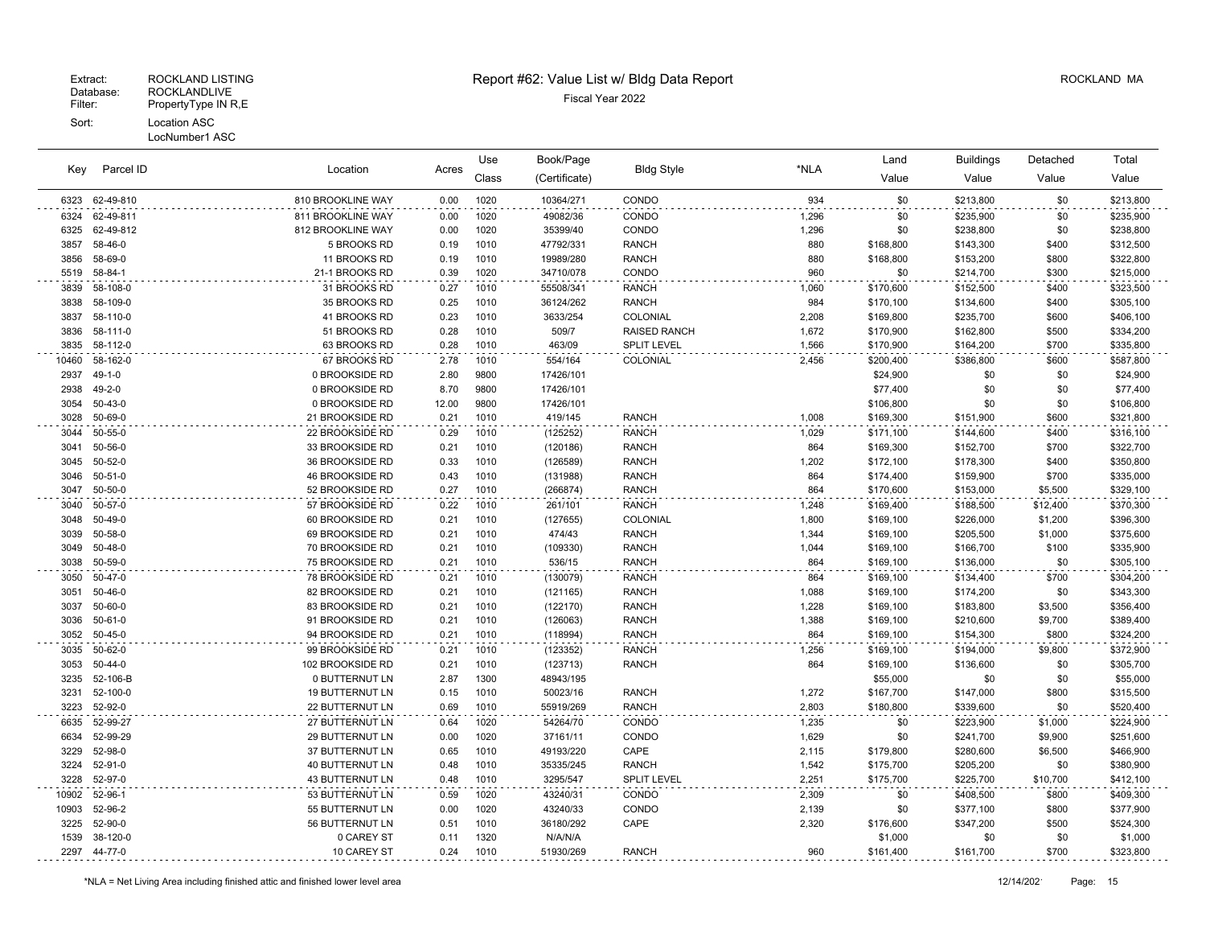Extract: ROCKLAND LISTING
Database: ROCKLANDLIVE
Filter: PropertyType IN R,E
Sort: Location ASC
LocNumber1 ASC

# Report #62: Value List w/ Bldg Data Report

Fiscal Year 2022

ROCKLAND MA

| Key | Parcel ID | Location | Acres | Use Class | Book/Page (Certificate) | Bldg Style | *NLA | Land Value | Buildings Value | Detached Value | Total Value |
|---|---|---|---|---|---|---|---|---|---|---|---|
| 6323 | 62-49-810 | 810 BROOKLINE WAY | 0.00 | 1020 | 10364/271 | CONDO | 934 | $0 | $213,800 | $0 | $213,800 |
| 6324 | 62-49-811 | 811 BROOKLINE WAY | 0.00 | 1020 | 49082/36 | CONDO | 1,296 | $0 | $235,900 | $0 | $235,900 |
| 6325 | 62-49-812 | 812 BROOKLINE WAY | 0.00 | 1020 | 35399/40 | CONDO | 1,296 | $0 | $238,800 | $0 | $238,800 |
| 3857 | 58-46-0 | 5 BROOKS RD | 0.19 | 1010 | 47792/331 | RANCH | 880 | $168,800 | $143,300 | $400 | $312,500 |
| 3856 | 58-69-0 | 11 BROOKS RD | 0.19 | 1010 | 19989/280 | RANCH | 880 | $168,800 | $153,200 | $800 | $322,800 |
| 5519 | 58-84-1 | 21-1 BROOKS RD | 0.39 | 1020 | 34710/078 | CONDO | 960 | $0 | $214,700 | $300 | $215,000 |
| 3839 | 58-108-0 | 31 BROOKS RD | 0.27 | 1010 | 55508/341 | RANCH | 1,060 | $170,600 | $152,500 | $400 | $323,500 |
| 3838 | 58-109-0 | 35 BROOKS RD | 0.25 | 1010 | 36124/262 | RANCH | 984 | $170,100 | $134,600 | $400 | $305,100 |
| 3837 | 58-110-0 | 41 BROOKS RD | 0.23 | 1010 | 3633/254 | COLONIAL | 2,208 | $169,800 | $235,700 | $600 | $406,100 |
| 3836 | 58-111-0 | 51 BROOKS RD | 0.28 | 1010 | 509/7 | RAISED RANCH | 1,672 | $170,900 | $162,800 | $500 | $334,200 |
| 3835 | 58-112-0 | 63 BROOKS RD | 0.28 | 1010 | 463/09 | SPLIT LEVEL | 1,566 | $170,900 | $164,200 | $700 | $335,800 |
| 10460 | 58-162-0 | 67 BROOKS RD | 2.78 | 1010 | 554/164 | COLONIAL | 2,456 | $200,400 | $386,800 | $600 | $587,800 |
| 2937 | 49-1-0 | 0 BROOKSIDE RD | 2.80 | 9800 | 17426/101 | | | $24,900 | $0 | $0 | $24,900 |
| 2938 | 49-2-0 | 0 BROOKSIDE RD | 8.70 | 9800 | 17426/101 | | | $77,400 | $0 | $0 | $77,400 |
| 3054 | 50-43-0 | 0 BROOKSIDE RD | 12.00 | 9800 | 17426/101 | | | $106,800 | $0 | $0 | $106,800 |
| 3028 | 50-69-0 | 21 BROOKSIDE RD | 0.21 | 1010 | 419/145 | RANCH | 1,008 | $169,300 | $151,900 | $600 | $321,800 |
| 3044 | 50-55-0 | 22 BROOKSIDE RD | 0.29 | 1010 | (125252) | RANCH | 1,029 | $171,100 | $144,600 | $400 | $316,100 |
| 3041 | 50-56-0 | 33 BROOKSIDE RD | 0.21 | 1010 | (120186) | RANCH | 864 | $169,300 | $152,700 | $700 | $322,700 |
| 3045 | 50-52-0 | 36 BROOKSIDE RD | 0.33 | 1010 | (126589) | RANCH | 1,202 | $172,100 | $178,300 | $400 | $350,800 |
| 3046 | 50-51-0 | 46 BROOKSIDE RD | 0.43 | 1010 | (131988) | RANCH | 864 | $174,400 | $159,900 | $700 | $335,000 |
| 3047 | 50-50-0 | 52 BROOKSIDE RD | 0.27 | 1010 | (266874) | RANCH | 864 | $170,600 | $153,000 | $5,500 | $329,100 |
| 3040 | 50-57-0 | 57 BROOKSIDE RD | 0.22 | 1010 | 261/101 | RANCH | 1,248 | $169,400 | $188,500 | $12,400 | $370,300 |
| 3048 | 50-49-0 | 60 BROOKSIDE RD | 0.21 | 1010 | (127655) | COLONIAL | 1,800 | $169,100 | $226,000 | $1,200 | $396,300 |
| 3039 | 50-58-0 | 69 BROOKSIDE RD | 0.21 | 1010 | 474/43 | RANCH | 1,344 | $169,100 | $205,500 | $1,000 | $375,600 |
| 3049 | 50-48-0 | 70 BROOKSIDE RD | 0.21 | 1010 | (109330) | RANCH | 1,044 | $169,100 | $166,700 | $100 | $335,900 |
| 3038 | 50-59-0 | 75 BROOKSIDE RD | 0.21 | 1010 | 536/15 | RANCH | 864 | $169,100 | $136,000 | $0 | $305,100 |
| 3050 | 50-47-0 | 78 BROOKSIDE RD | 0.21 | 1010 | (130079) | RANCH | 864 | $169,100 | $134,400 | $700 | $304,200 |
| 3051 | 50-46-0 | 82 BROOKSIDE RD | 0.21 | 1010 | (121165) | RANCH | 1,088 | $169,100 | $174,200 | $0 | $343,300 |
| 3037 | 50-60-0 | 83 BROOKSIDE RD | 0.21 | 1010 | (122170) | RANCH | 1,228 | $169,100 | $183,800 | $3,500 | $356,400 |
| 3036 | 50-61-0 | 91 BROOKSIDE RD | 0.21 | 1010 | (126063) | RANCH | 1,388 | $169,100 | $210,600 | $9,700 | $389,400 |
| 3052 | 50-45-0 | 94 BROOKSIDE RD | 0.21 | 1010 | (118994) | RANCH | 864 | $169,100 | $154,300 | $800 | $324,200 |
| 3035 | 50-62-0 | 99 BROOKSIDE RD | 0.21 | 1010 | (123352) | RANCH | 1,256 | $169,100 | $194,000 | $9,800 | $372,900 |
| 3053 | 50-44-0 | 102 BROOKSIDE RD | 0.21 | 1010 | (123713) | RANCH | 864 | $169,100 | $136,600 | $0 | $305,700 |
| 3235 | 52-106-B | 0 BUTTERNUT LN | 2.87 | 1300 | 48943/195 | | | $55,000 | $0 | $0 | $55,000 |
| 3231 | 52-100-0 | 19 BUTTERNUT LN | 0.15 | 1010 | 50023/16 | RANCH | 1,272 | $167,700 | $147,000 | $800 | $315,500 |
| 3223 | 52-92-0 | 22 BUTTERNUT LN | 0.69 | 1010 | 55919/269 | RANCH | 2,803 | $180,800 | $339,600 | $0 | $520,400 |
| 6635 | 52-99-27 | 27 BUTTERNUT LN | 0.64 | 1020 | 54264/70 | CONDO | 1,235 | $0 | $223,900 | $1,000 | $224,900 |
| 6634 | 52-99-29 | 29 BUTTERNUT LN | 0.00 | 1020 | 37161/11 | CONDO | 1,629 | $0 | $241,700 | $9,900 | $251,600 |
| 3229 | 52-98-0 | 37 BUTTERNUT LN | 0.65 | 1010 | 49193/220 | CAPE | 2,115 | $179,800 | $280,600 | $6,500 | $466,900 |
| 3224 | 52-91-0 | 40 BUTTERNUT LN | 0.48 | 1010 | 35335/245 | RANCH | 1,542 | $175,700 | $205,200 | $0 | $380,900 |
| 3228 | 52-97-0 | 43 BUTTERNUT LN | 0.48 | 1010 | 3295/547 | SPLIT LEVEL | 2,251 | $175,700 | $225,700 | $10,700 | $412,100 |
| 10902 | 52-96-1 | 53 BUTTERNUT LN | 0.59 | 1020 | 43240/31 | CONDO | 2,309 | $0 | $408,500 | $800 | $409,300 |
| 10903 | 52-96-2 | 55 BUTTERNUT LN | 0.00 | 1020 | 43240/33 | CONDO | 2,139 | $0 | $377,100 | $800 | $377,900 |
| 3225 | 52-90-0 | 56 BUTTERNUT LN | 0.51 | 1010 | 36180/292 | CAPE | 2,320 | $176,600 | $347,200 | $500 | $524,300 |
| 1539 | 38-120-0 | 0 CAREY ST | 0.11 | 1320 | N/A/N/A | | | $1,000 | $0 | $0 | $1,000 |
| 2297 | 44-77-0 | 10 CAREY ST | 0.24 | 1010 | 51930/269 | RANCH | 960 | $161,400 | $161,700 | $700 | $323,800 |

*NLA = Net Living Area including finished attic and finished lower level area

12/14/202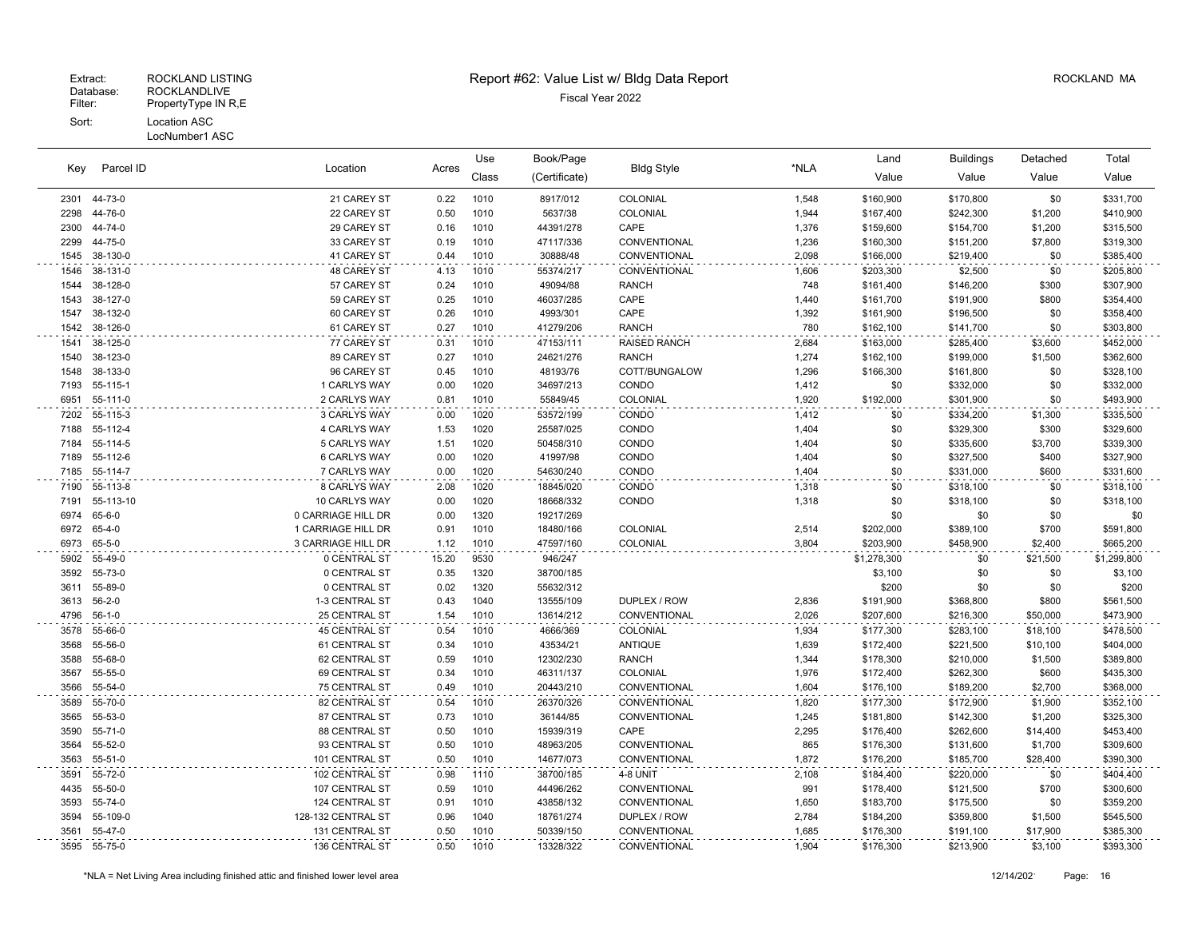Extract: ROCKLAND LISTING
Database: ROCKLANDLIVE
Filter: PropertyType IN R,E
Sort: Location ASC
LocNumber1 ASC

# Report #62: Value List w/ Bldg Data Report

Fiscal Year 2022

ROCKLAND MA

| Key | Parcel ID | Location | Acres | Use Class | Book/Page (Certificate) | Bldg Style | *NLA | Land Value | Buildings Value | Detached Value | Total Value |
|---|---|---|---|---|---|---|---|---|---|---|---|
| 2301 | 44-73-0 | 21 CAREY ST | 0.22 | 1010 | 8917/012 | COLONIAL | 1,548 | $160,900 | $170,800 | $0 | $331,700 |
| 2298 | 44-76-0 | 22 CAREY ST | 0.50 | 1010 | 5637/38 | COLONIAL | 1,944 | $167,400 | $242,300 | $1,200 | $410,900 |
| 2300 | 44-74-0 | 29 CAREY ST | 0.16 | 1010 | 44391/278 | CAPE | 1,376 | $159,600 | $154,700 | $1,200 | $315,500 |
| 2299 | 44-75-0 | 33 CAREY ST | 0.19 | 1010 | 47117/336 | CONVENTIONAL | 1,236 | $160,300 | $151,200 | $7,800 | $319,300 |
| 1545 | 38-130-0 | 41 CAREY ST | 0.44 | 1010 | 30888/48 | CONVENTIONAL | 2,098 | $166,000 | $219,400 | $0 | $385,400 |
| 1546 | 38-131-0 | 48 CAREY ST | 4.13 | 1010 | 55374/217 | CONVENTIONAL | 1,606 | $203,300 | $2,500 | $0 | $205,800 |
| 1544 | 38-128-0 | 57 CAREY ST | 0.24 | 1010 | 49094/88 | RANCH | 748 | $161,400 | $146,200 | $300 | $307,900 |
| 1543 | 38-127-0 | 59 CAREY ST | 0.25 | 1010 | 46037/285 | CAPE | 1,440 | $161,700 | $191,900 | $800 | $354,400 |
| 1547 | 38-132-0 | 60 CAREY ST | 0.26 | 1010 | 4993/301 | CAPE | 1,392 | $161,900 | $196,500 | $0 | $358,400 |
| 1542 | 38-126-0 | 61 CAREY ST | 0.27 | 1010 | 41279/206 | RANCH | 780 | $162,100 | $141,700 | $0 | $303,800 |
| 1541 | 38-125-0 | 77 CAREY ST | 0.31 | 1010 | 47153/111 | RAISED RANCH | 2,684 | $163,000 | $285,400 | $3,600 | $452,000 |
| 1540 | 38-123-0 | 89 CAREY ST | 0.27 | 1010 | 24621/276 | RANCH | 1,274 | $162,100 | $199,000 | $1,500 | $362,600 |
| 1548 | 38-133-0 | 96 CAREY ST | 0.45 | 1010 | 48193/76 | COTT/BUNGALOW | 1,296 | $166,300 | $161,800 | $0 | $328,100 |
| 7193 | 55-115-1 | 1 CARLYS WAY | 0.00 | 1020 | 34697/213 | CONDO | 1,412 | $0 | $332,000 | $0 | $332,000 |
| 6951 | 55-111-0 | 2 CARLYS WAY | 0.81 | 1010 | 55849/45 | COLONIAL | 1,920 | $192,000 | $301,900 | $0 | $493,900 |
| 7202 | 55-115-3 | 3 CARLYS WAY | 0.00 | 1020 | 53572/199 | CONDO | 1,412 | $0 | $334,200 | $1,300 | $335,500 |
| 7188 | 55-112-4 | 4 CARLYS WAY | 1.53 | 1020 | 25587/025 | CONDO | 1,404 | $0 | $329,300 | $300 | $329,600 |
| 7184 | 55-114-5 | 5 CARLYS WAY | 1.51 | 1020 | 50458/310 | CONDO | 1,404 | $0 | $335,600 | $3,700 | $339,300 |
| 7189 | 55-112-6 | 6 CARLYS WAY | 0.00 | 1020 | 41997/98 | CONDO | 1,404 | $0 | $327,500 | $400 | $327,900 |
| 7185 | 55-114-7 | 7 CARLYS WAY | 0.00 | 1020 | 54630/240 | CONDO | 1,404 | $0 | $331,000 | $600 | $331,600 |
| 7190 | 55-113-8 | 8 CARLYS WAY | 2.08 | 1020 | 18845/020 | CONDO | 1,318 | $0 | $318,100 | $0 | $318,100 |
| 7191 | 55-113-10 | 10 CARLYS WAY | 0.00 | 1020 | 18668/332 | CONDO | 1,318 | $0 | $318,100 | $0 | $318,100 |
| 6974 | 65-6-0 | 0 CARRIAGE HILL DR | 0.00 | 1320 | 19217/269 | | | $0 | $0 | $0 | $0 |
| 6972 | 65-4-0 | 1 CARRIAGE HILL DR | 0.91 | 1010 | 18480/166 | COLONIAL | 2,514 | $202,000 | $389,100 | $700 | $591,800 |
| 6973 | 65-5-0 | 3 CARRIAGE HILL DR | 1.12 | 1010 | 47597/160 | COLONIAL | 3,804 | $203,900 | $458,900 | $2,400 | $665,200 |
| 5902 | 55-49-0 | 0 CENTRAL ST | 15.20 | 9530 | 946/247 | | | $1,278,300 | $0 | $21,500 | $1,299,800 |
| 3592 | 55-73-0 | 0 CENTRAL ST | 0.35 | 1320 | 38700/185 | | | $3,100 | $0 | $0 | $3,100 |
| 3611 | 55-89-0 | 0 CENTRAL ST | 0.02 | 1320 | 55632/312 | | | $200 | $0 | $0 | $200 |
| 3613 | 56-2-0 | 1-3 CENTRAL ST | 0.43 | 1040 | 13555/109 | DUPLEX / ROW | 2,836 | $191,900 | $368,800 | $800 | $561,500 |
| 4796 | 56-1-0 | 25 CENTRAL ST | 1.54 | 1010 | 13614/212 | CONVENTIONAL | 2,026 | $207,600 | $216,300 | $50,000 | $473,900 |
| 3578 | 55-66-0 | 45 CENTRAL ST | 0.54 | 1010 | 4666/369 | COLONIAL | 1,934 | $177,300 | $283,100 | $18,100 | $478,500 |
| 3568 | 55-56-0 | 61 CENTRAL ST | 0.34 | 1010 | 43534/21 | ANTIQUE | 1,639 | $172,400 | $221,500 | $10,100 | $404,000 |
| 3588 | 55-68-0 | 62 CENTRAL ST | 0.59 | 1010 | 12302/230 | RANCH | 1,344 | $178,300 | $210,000 | $1,500 | $389,800 |
| 3567 | 55-55-0 | 69 CENTRAL ST | 0.34 | 1010 | 46311/137 | COLONIAL | 1,976 | $172,400 | $262,300 | $600 | $435,300 |
| 3566 | 55-54-0 | 75 CENTRAL ST | 0.49 | 1010 | 20443/210 | CONVENTIONAL | 1,604 | $176,100 | $189,200 | $2,700 | $368,000 |
| 3589 | 55-70-0 | 82 CENTRAL ST | 0.54 | 1010 | 26370/326 | CONVENTIONAL | 1,820 | $177,300 | $172,900 | $1,900 | $352,100 |
| 3565 | 55-53-0 | 87 CENTRAL ST | 0.73 | 1010 | 36144/85 | CONVENTIONAL | 1,245 | $181,800 | $142,300 | $1,200 | $325,300 |
| 3590 | 55-71-0 | 88 CENTRAL ST | 0.50 | 1010 | 15939/319 | CAPE | 2,295 | $176,400 | $262,600 | $14,400 | $453,400 |
| 3564 | 55-52-0 | 93 CENTRAL ST | 0.50 | 1010 | 48963/205 | CONVENTIONAL | 865 | $176,300 | $131,600 | $1,700 | $309,600 |
| 3563 | 55-51-0 | 101 CENTRAL ST | 0.50 | 1010 | 14677/073 | CONVENTIONAL | 1,872 | $176,200 | $185,700 | $28,400 | $390,300 |
| 3591 | 55-72-0 | 102 CENTRAL ST | 0.98 | 1110 | 38700/185 | 4-8 UNIT | 2,108 | $184,400 | $220,000 | $0 | $404,400 |
| 4435 | 55-50-0 | 107 CENTRAL ST | 0.59 | 1010 | 44496/262 | CONVENTIONAL | 991 | $178,400 | $121,500 | $700 | $300,600 |
| 3593 | 55-74-0 | 124 CENTRAL ST | 0.91 | 1010 | 43858/132 | CONVENTIONAL | 1,650 | $183,700 | $175,500 | $0 | $359,200 |
| 3594 | 55-109-0 | 128-132 CENTRAL ST | 0.96 | 1040 | 18761/274 | DUPLEX / ROW | 2,784 | $184,200 | $359,800 | $1,500 | $545,500 |
| 3561 | 55-47-0 | 131 CENTRAL ST | 0.50 | 1010 | 50339/150 | CONVENTIONAL | 1,685 | $176,300 | $191,100 | $17,900 | $385,300 |
| 3595 | 55-75-0 | 136 CENTRAL ST | 0.50 | 1010 | 13328/322 | CONVENTIONAL | 1,904 | $176,300 | $213,900 | $3,100 | $393,300 |

*NLA = Net Living Area including finished attic and finished lower level area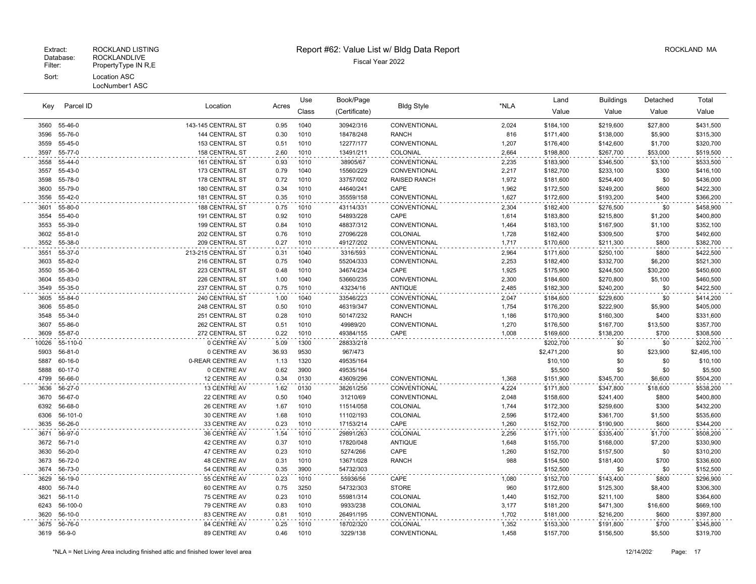Extract: ROCKLAND LISTING
Database: ROCKLANDLIVE
Filter: PropertyType IN R,E
Sort: Location ASC
LocNumber1 ASC

# Report #62: Value List w/ Bldg Data Report

Fiscal Year 2022

ROCKLAND MA

| Key | Parcel ID | Location | Acres | Use Class | Book/Page (Certificate) | Bldg Style | *NLA | Land Value | Buildings Value | Detached Value | Total Value |
|---|---|---|---|---|---|---|---|---|---|---|---|
| 3560 | 55-46-0 | 143-145 CENTRAL ST | 0.95 | 1040 | 30942/316 | CONVENTIONAL | 2,024 | $184,100 | $219,600 | $27,800 | $431,500 |
| 3596 | 55-76-0 | 144 CENTRAL ST | 0.30 | 1010 | 18478/248 | RANCH | 816 | $171,400 | $138,000 | $5,900 | $315,300 |
| 3559 | 55-45-0 | 153 CENTRAL ST | 0.51 | 1010 | 12277/177 | CONVENTIONAL | 1,207 | $176,400 | $142,600 | $1,700 | $320,700 |
| 3597 | 55-77-0 | 158 CENTRAL ST | 2.60 | 1010 | 13491/211 | COLONIAL | 2,664 | $198,800 | $267,700 | $53,000 | $519,500 |
| 3558 | 55-44-0 | 161 CENTRAL ST | 0.93 | 1010 | 38905/67 | CONVENTIONAL | 2,235 | $183,900 | $346,500 | $3,100 | $533,500 |
| 3557 | 55-43-0 | 173 CENTRAL ST | 0.79 | 1040 | 15560/229 | CONVENTIONAL | 2,217 | $182,700 | $233,100 | $300 | $416,100 |
| 3598 | 55-78-0 | 178 CENTRAL ST | 0.72 | 1010 | 33757/002 | RAISED RANCH | 1,972 | $181,600 | $254,400 | $0 | $436,000 |
| 3600 | 55-79-0 | 180 CENTRAL ST | 0.34 | 1010 | 44640/241 | CAPE | 1,962 | $172,500 | $249,200 | $600 | $422,300 |
| 3556 | 55-42-0 | 181 CENTRAL ST | 0.35 | 1010 | 35559/158 | CONVENTIONAL | 1,627 | $172,600 | $193,200 | $400 | $366,200 |
| 3601 | 55-80-0 | 188 CENTRAL ST | 0.75 | 1010 | 43114/331 | CONVENTIONAL | 2,304 | $182,400 | $276,500 | $0 | $458,900 |
| 3554 | 55-40-0 | 191 CENTRAL ST | 0.92 | 1010 | 54893/228 | CAPE | 1,614 | $183,800 | $215,800 | $1,200 | $400,800 |
| 3553 | 55-39-0 | 199 CENTRAL ST | 0.84 | 1010 | 48837/312 | CONVENTIONAL | 1,464 | $183,100 | $167,900 | $1,100 | $352,100 |
| 3602 | 55-81-0 | 202 CENTRAL ST | 0.76 | 1010 | 27096/228 | COLONIAL | 1,728 | $182,400 | $309,500 | $700 | $492,600 |
| 3552 | 55-38-0 | 209 CENTRAL ST | 0.27 | 1010 | 49127/202 | CONVENTIONAL | 1,717 | $170,600 | $211,300 | $800 | $382,700 |
| 3551 | 55-37-0 | 213-215 CENTRAL ST | 0.31 | 1040 | 3316/593 | CONVENTIONAL | 2,964 | $171,600 | $250,100 | $800 | $422,500 |
| 3603 | 55-82-0 | 216 CENTRAL ST | 0.75 | 1040 | 55204/333 | CONVENTIONAL | 2,253 | $182,400 | $332,700 | $6,200 | $521,300 |
| 3550 | 55-36-0 | 223 CENTRAL ST | 0.48 | 1010 | 34674/234 | CAPE | 1,925 | $175,900 | $244,500 | $30,200 | $450,600 |
| 3604 | 55-83-0 | 226 CENTRAL ST | 1.00 | 1040 | 53660/235 | CONVENTIONAL | 2,300 | $184,600 | $270,800 | $5,100 | $460,500 |
| 3549 | 55-35-0 | 237 CENTRAL ST | 0.75 | 1010 | 43234/16 | ANTIQUE | 2,485 | $182,300 | $240,200 | $0 | $422,500 |
| 3605 | 55-84-0 | 240 CENTRAL ST | 1.00 | 1040 | 33546/223 | CONVENTIONAL | 2,047 | $184,600 | $229,600 | $0 | $414,200 |
| 3606 | 55-85-0 | 248 CENTRAL ST | 0.50 | 1010 | 46319/347 | CONVENTIONAL | 1,754 | $176,200 | $222,900 | $5,900 | $405,000 |
| 3548 | 55-34-0 | 251 CENTRAL ST | 0.28 | 1010 | 50147/232 | RANCH | 1,186 | $170,900 | $160,300 | $400 | $331,600 |
| 3607 | 55-86-0 | 262 CENTRAL ST | 0.51 | 1010 | 49989/20 | CONVENTIONAL | 1,270 | $176,500 | $167,700 | $13,500 | $357,700 |
| 3609 | 55-87-0 | 272 CENTRAL ST | 0.22 | 1010 | 49384/155 | CAPE | 1,008 | $169,600 | $138,200 | $700 | $308,500 |
| 10026 | 55-110-0 | 0 CENTRE AV | 5.09 | 1300 | 28833/218 | | | $202,700 | $0 | $0 | $202,700 |
| 5903 | 56-81-0 | 0 CENTRE AV | 36.93 | 9530 | 967/473 | | | $2,471,200 | $0 | $23,900 | $2,495,100 |
| 5887 | 60-16-0 | 0-REAR CENTRE AV | 1.13 | 1320 | 49535/164 | | | $10,100 | $0 | $0 | $10,100 |
| 5888 | 60-17-0 | 0 CENTRE AV | 0.62 | 3900 | 49535/164 | | | $5,500 | $0 | $0 | $5,500 |
| 4799 | 56-66-0 | 12 CENTRE AV | 0.34 | 0130 | 43609/296 | CONVENTIONAL | 1,368 | $151,900 | $345,700 | $6,600 | $504,200 |
| 3636 | 56-27-0 | 13 CENTRE AV | 1.62 | 0130 | 38261/256 | CONVENTIONAL | 4,224 | $171,800 | $347,800 | $18,600 | $538,200 |
| 3670 | 56-67-0 | 22 CENTRE AV | 0.50 | 1040 | 31210/69 | CONVENTIONAL | 2,048 | $158,600 | $241,400 | $800 | $400,800 |
| 6392 | 56-68-0 | 26 CENTRE AV | 1.67 | 1010 | 11514/058 | COLONIAL | 1,744 | $172,300 | $259,600 | $300 | $432,200 |
| 6306 | 56-101-0 | 30 CENTRE AV | 1.68 | 1010 | 11102/193 | COLONIAL | 2,596 | $172,400 | $361,700 | $1,500 | $535,600 |
| 3635 | 56-26-0 | 33 CENTRE AV | 0.23 | 1010 | 17153/214 | CAPE | 1,260 | $152,700 | $190,900 | $600 | $344,200 |
| 3671 | 56-97-0 | 36 CENTRE AV | 1.54 | 1010 | 29891/263 | COLONIAL | 2,256 | $171,100 | $335,400 | $1,700 | $508,200 |
| 3672 | 56-71-0 | 42 CENTRE AV | 0.37 | 1010 | 17820/048 | ANTIQUE | 1,648 | $155,700 | $168,000 | $7,200 | $330,900 |
| 3630 | 56-20-0 | 47 CENTRE AV | 0.23 | 1010 | 5274/266 | CAPE | 1,260 | $152,700 | $157,500 | $0 | $310,200 |
| 3673 | 56-72-0 | 48 CENTRE AV | 0.31 | 1010 | 13671/028 | RANCH | 988 | $154,500 | $181,400 | $700 | $336,600 |
| 3674 | 56-73-0 | 54 CENTRE AV | 0.35 | 3900 | 54732/303 | | | $152,500 | $0 | $0 | $152,500 |
| 3629 | 56-19-0 | 55 CENTRE AV | 0.23 | 1010 | 55936/56 | CAPE | 1,080 | $152,700 | $143,400 | $800 | $296,900 |
| 4800 | 56-74-0 | 60 CENTRE AV | 0.75 | 3250 | 54732/303 | STORE | 960 | $172,600 | $125,300 | $8,400 | $306,300 |
| 3621 | 56-11-0 | 75 CENTRE AV | 0.23 | 1010 | 55981/314 | COLONIAL | 1,440 | $152,700 | $211,100 | $800 | $364,600 |
| 6243 | 56-100-0 | 79 CENTRE AV | 0.83 | 1010 | 9933/238 | COLONIAL | 3,177 | $181,200 | $471,300 | $16,600 | $669,100 |
| 3620 | 56-10-0 | 83 CENTRE AV | 0.81 | 1010 | 26491/195 | CONVENTIONAL | 1,702 | $181,000 | $216,200 | $600 | $397,800 |
| 3675 | 56-76-0 | 84 CENTRE AV | 0.25 | 1010 | 18702/320 | COLONIAL | 1,352 | $153,300 | $191,800 | $700 | $345,800 |
| 3619 | 56-9-0 | 89 CENTRE AV | 0.46 | 1010 | 3229/138 | CONVENTIONAL | 1,458 | $157,700 | $156,500 | $5,500 | $319,700 |

*NLA = Net Living Area including finished attic and finished lower level area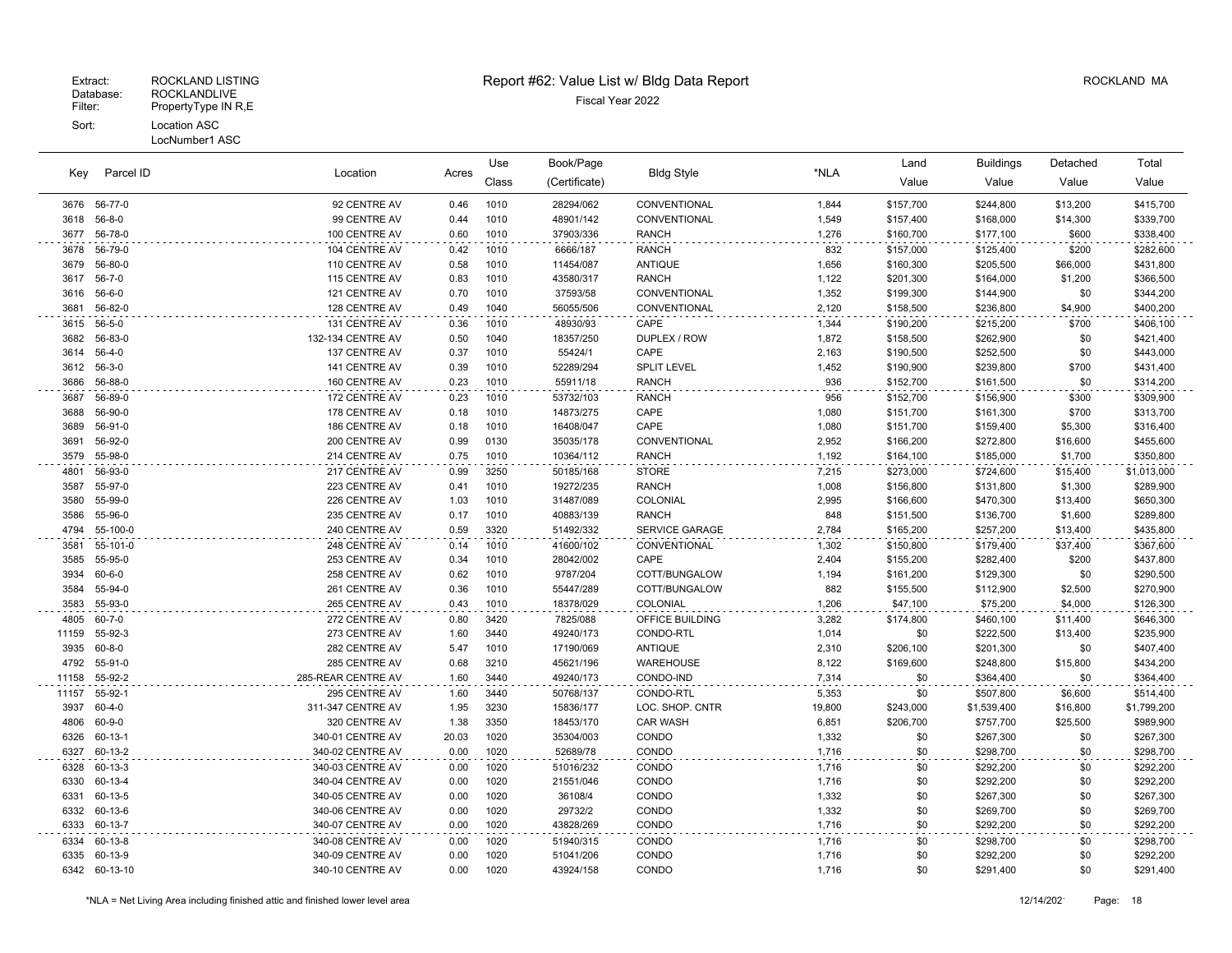Extract: ROCKLAND LISTING
Database: ROCKLANDLIVE
Filter: PropertyType IN R,E
Sort: Location ASC
LocNumber1 ASC

# Report #62: Value List w/ Bldg Data Report

ROCKLAND MA

Fiscal Year 2022

| Key | Parcel ID | Location | Acres | Use Class | Book/Page (Certificate) | Bldg Style | *NLA | Land Value | Buildings Value | Detached Value | Total Value |
|---|---|---|---|---|---|---|---|---|---|---|---|
| 3676 | 56-77-0 | 92 CENTRE AV | 0.46 | 1010 | 28294/062 | CONVENTIONAL | 1,844 | $157,700 | $244,800 | $13,200 | $415,700 |
| 3618 | 56-8-0 | 99 CENTRE AV | 0.44 | 1010 | 48901/142 | CONVENTIONAL | 1,549 | $157,400 | $168,000 | $14,300 | $339,700 |
| 3677 | 56-78-0 | 100 CENTRE AV | 0.60 | 1010 | 37903/336 | RANCH | 1,276 | $160,700 | $177,100 | $600 | $338,400 |
| 3678 | 56-79-0 | 104 CENTRE AV | 0.42 | 1010 | 6666/187 | RANCH | 832 | $157,000 | $125,400 | $200 | $282,600 |
| 3679 | 56-80-0 | 110 CENTRE AV | 0.58 | 1010 | 11454/087 | ANTIQUE | 1,656 | $160,300 | $205,500 | $66,000 | $431,800 |
| 3617 | 56-7-0 | 115 CENTRE AV | 0.83 | 1010 | 43580/317 | RANCH | 1,122 | $201,300 | $164,000 | $1,200 | $366,500 |
| 3616 | 56-6-0 | 121 CENTRE AV | 0.70 | 1010 | 37593/58 | CONVENTIONAL | 1,352 | $199,300 | $144,900 | $0 | $344,200 |
| 3681 | 56-82-0 | 128 CENTRE AV | 0.49 | 1040 | 56055/506 | CONVENTIONAL | 2,120 | $158,500 | $236,800 | $4,900 | $400,200 |
| 3615 | 56-5-0 | 131 CENTRE AV | 0.36 | 1010 | 48930/93 | CAPE | 1,344 | $190,200 | $215,200 | $700 | $406,100 |
| 3682 | 56-83-0 | 132-134 CENTRE AV | 0.50 | 1040 | 18357/250 | DUPLEX / ROW | 1,872 | $158,500 | $262,900 | $0 | $421,400 |
| 3614 | 56-4-0 | 137 CENTRE AV | 0.37 | 1010 | 55424/1 | CAPE | 2,163 | $190,500 | $252,500 | $0 | $443,000 |
| 3612 | 56-3-0 | 141 CENTRE AV | 0.39 | 1010 | 52289/294 | SPLIT LEVEL | 1,452 | $190,900 | $239,800 | $700 | $431,400 |
| 3686 | 56-88-0 | 160 CENTRE AV | 0.23 | 1010 | 55911/18 | RANCH | 936 | $152,700 | $161,500 | $0 | $314,200 |
| 3687 | 56-89-0 | 172 CENTRE AV | 0.23 | 1010 | 53732/103 | RANCH | 956 | $152,700 | $156,900 | $300 | $309,900 |
| 3688 | 56-90-0 | 178 CENTRE AV | 0.18 | 1010 | 14873/275 | CAPE | 1,080 | $151,700 | $161,300 | $700 | $313,700 |
| 3689 | 56-91-0 | 186 CENTRE AV | 0.18 | 1010 | 16408/047 | CAPE | 1,080 | $151,700 | $159,400 | $5,300 | $316,400 |
| 3691 | 56-92-0 | 200 CENTRE AV | 0.99 | 0130 | 35035/178 | CONVENTIONAL | 2,952 | $166,200 | $272,800 | $16,600 | $455,600 |
| 3579 | 55-98-0 | 214 CENTRE AV | 0.75 | 1010 | 10364/112 | RANCH | 1,192 | $164,100 | $185,000 | $1,700 | $350,800 |
| 4801 | 56-93-0 | 217 CENTRE AV | 0.99 | 3250 | 50185/168 | STORE | 7,215 | $273,000 | $724,600 | $15,400 | $1,013,000 |
| 3587 | 55-97-0 | 223 CENTRE AV | 0.41 | 1010 | 19272/235 | RANCH | 1,008 | $156,800 | $131,800 | $1,300 | $289,900 |
| 3580 | 55-99-0 | 226 CENTRE AV | 1.03 | 1010 | 31487/089 | COLONIAL | 2,995 | $166,600 | $470,300 | $13,400 | $650,300 |
| 3586 | 55-96-0 | 235 CENTRE AV | 0.17 | 1010 | 40883/139 | RANCH | 848 | $151,500 | $136,700 | $1,600 | $289,800 |
| 4794 | 55-100-0 | 240 CENTRE AV | 0.59 | 3320 | 51492/332 | SERVICE GARAGE | 2,784 | $165,200 | $257,200 | $13,400 | $435,800 |
| 3581 | 55-101-0 | 248 CENTRE AV | 0.14 | 1010 | 41600/102 | CONVENTIONAL | 1,302 | $150,800 | $179,400 | $37,400 | $367,600 |
| 3585 | 55-95-0 | 253 CENTRE AV | 0.34 | 1010 | 28042/002 | CAPE | 2,404 | $155,200 | $282,400 | $200 | $437,800 |
| 3934 | 60-6-0 | 258 CENTRE AV | 0.62 | 1010 | 9787/204 | COTT/BUNGALOW | 1,194 | $161,200 | $129,300 | $0 | $290,500 |
| 3584 | 55-94-0 | 261 CENTRE AV | 0.36 | 1010 | 55447/289 | COTT/BUNGALOW | 882 | $155,500 | $112,900 | $2,500 | $270,900 |
| 3583 | 55-93-0 | 265 CENTRE AV | 0.43 | 1010 | 18378/029 | COLONIAL | 1,206 | $47,100 | $75,200 | $4,000 | $126,300 |
| 4805 | 60-7-0 | 272 CENTRE AV | 0.80 | 3420 | 7825/088 | OFFICE BUILDING | 3,282 | $174,800 | $460,100 | $11,400 | $646,300 |
| 11159 | 55-92-3 | 273 CENTRE AV | 1.60 | 3440 | 49240/173 | CONDO-RTL | 1,014 | $0 | $222,500 | $13,400 | $235,900 |
| 3935 | 60-8-0 | 282 CENTRE AV | 5.47 | 1010 | 17190/069 | ANTIQUE | 2,310 | $206,100 | $201,300 | $0 | $407,400 |
| 4792 | 55-91-0 | 285 CENTRE AV | 0.68 | 3210 | 45621/196 | WAREHOUSE | 8,122 | $169,600 | $248,800 | $15,800 | $434,200 |
| 11158 | 55-92-2 | 285-REAR CENTRE AV | 1.60 | 3440 | 49240/173 | CONDO-IND | 7,314 | $0 | $364,400 | $0 | $364,400 |
| 11157 | 55-92-1 | 295 CENTRE AV | 1.60 | 3440 | 50768/137 | CONDO-RTL | 5,353 | $0 | $507,800 | $6,600 | $514,400 |
| 3937 | 60-4-0 | 311-347 CENTRE AV | 1.95 | 3230 | 15836/177 | LOC. SHOP. CNTR | 19,800 | $243,000 | $1,539,400 | $16,800 | $1,799,200 |
| 4806 | 60-9-0 | 320 CENTRE AV | 1.38 | 3350 | 18453/170 | CAR WASH | 6,851 | $206,700 | $757,700 | $25,500 | $989,900 |
| 6326 | 60-13-1 | 340-01 CENTRE AV | 20.03 | 1020 | 35304/003 | CONDO | 1,332 | $0 | $267,300 | $0 | $267,300 |
| 6327 | 60-13-2 | 340-02 CENTRE AV | 0.00 | 1020 | 52689/78 | CONDO | 1,716 | $0 | $298,700 | $0 | $298,700 |
| 6328 | 60-13-3 | 340-03 CENTRE AV | 0.00 | 1020 | 51016/232 | CONDO | 1,716 | $0 | $292,200 | $0 | $292,200 |
| 6330 | 60-13-4 | 340-04 CENTRE AV | 0.00 | 1020 | 21551/046 | CONDO | 1,716 | $0 | $292,200 | $0 | $292,200 |
| 6331 | 60-13-5 | 340-05 CENTRE AV | 0.00 | 1020 | 36108/4 | CONDO | 1,332 | $0 | $267,300 | $0 | $267,300 |
| 6332 | 60-13-6 | 340-06 CENTRE AV | 0.00 | 1020 | 29732/2 | CONDO | 1,332 | $0 | $269,700 | $0 | $269,700 |
| 6333 | 60-13-7 | 340-07 CENTRE AV | 0.00 | 1020 | 43828/269 | CONDO | 1,716 | $0 | $292,200 | $0 | $292,200 |
| 6334 | 60-13-8 | 340-08 CENTRE AV | 0.00 | 1020 | 51940/315 | CONDO | 1,716 | $0 | $298,700 | $0 | $298,700 |
| 6335 | 60-13-9 | 340-09 CENTRE AV | 0.00 | 1020 | 51041/206 | CONDO | 1,716 | $0 | $292,200 | $0 | $292,200 |
| 6342 | 60-13-10 | 340-10 CENTRE AV | 0.00 | 1020 | 43924/158 | CONDO | 1,716 | $0 | $291,400 | $0 | $291,400 |

*NLA = Net Living Area including finished attic and finished lower level area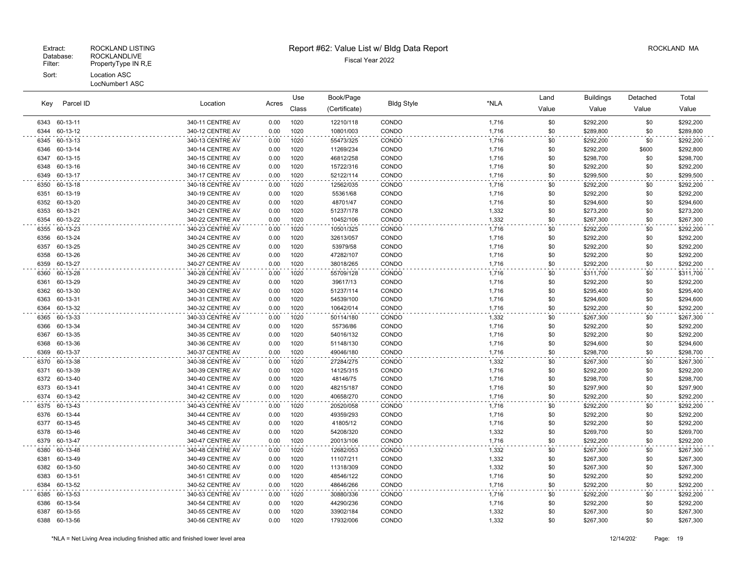Extract: ROCKLAND LISTING
Database: ROCKLANDLIVE
Filter: PropertyType IN R,E
Sort: Location ASC
LocNumber1 ASC

# Report #62: Value List w/ Bldg Data Report

Fiscal Year 2022

ROCKLAND MA

| Key | Parcel ID | Location | Acres | Use Class | Book/Page (Certificate) | Bldg Style | *NLA | Land Value | Buildings Value | Detached Value | Total Value |
|---|---|---|---|---|---|---|---|---|---|---|---|
| 6343 | 60-13-11 | 340-11 CENTRE AV | 0.00 | 1020 | 12210/118 | CONDO | 1,716 | $0 | $292,200 | $0 | $292,200 |
| 6344 | 60-13-12 | 340-12 CENTRE AV | 0.00 | 1020 | 10801/003 | CONDO | 1,716 | $0 | $289,800 | $0 | $289,800 |
| 6345 | 60-13-13 | 340-13 CENTRE AV | 0.00 | 1020 | 55473/325 | CONDO | 1,716 | $0 | $292,200 | $0 | $292,200 |
| 6346 | 60-13-14 | 340-14 CENTRE AV | 0.00 | 1020 | 11269/234 | CONDO | 1,716 | $0 | $292,200 | $600 | $292,800 |
| 6347 | 60-13-15 | 340-15 CENTRE AV | 0.00 | 1020 | 46812/258 | CONDO | 1,716 | $0 | $298,700 | $0 | $298,700 |
| 6348 | 60-13-16 | 340-16 CENTRE AV | 0.00 | 1020 | 15722/316 | CONDO | 1,716 | $0 | $292,200 | $0 | $292,200 |
| 6349 | 60-13-17 | 340-17 CENTRE AV | 0.00 | 1020 | 52122/114 | CONDO | 1,716 | $0 | $299,500 | $0 | $299,500 |
| 6350 | 60-13-18 | 340-18 CENTRE AV | 0.00 | 1020 | 12562/035 | CONDO | 1,716 | $0 | $292,200 | $0 | $292,200 |
| 6351 | 60-13-19 | 340-19 CENTRE AV | 0.00 | 1020 | 55361/68 | CONDO | 1,716 | $0 | $292,200 | $0 | $292,200 |
| 6352 | 60-13-20 | 340-20 CENTRE AV | 0.00 | 1020 | 48701/47 | CONDO | 1,716 | $0 | $294,600 | $0 | $294,600 |
| 6353 | 60-13-21 | 340-21 CENTRE AV | 0.00 | 1020 | 51237/178 | CONDO | 1,332 | $0 | $273,200 | $0 | $273,200 |
| 6354 | 60-13-22 | 340-22 CENTRE AV | 0.00 | 1020 | 10452/106 | CONDO | 1,332 | $0 | $267,300 | $0 | $267,300 |
| 6355 | 60-13-23 | 340-23 CENTRE AV | 0.00 | 1020 | 10501/325 | CONDO | 1,716 | $0 | $292,200 | $0 | $292,200 |
| 6356 | 60-13-24 | 340-24 CENTRE AV | 0.00 | 1020 | 32613/057 | CONDO | 1,716 | $0 | $292,200 | $0 | $292,200 |
| 6357 | 60-13-25 | 340-25 CENTRE AV | 0.00 | 1020 | 53979/58 | CONDO | 1,716 | $0 | $292,200 | $0 | $292,200 |
| 6358 | 60-13-26 | 340-26 CENTRE AV | 0.00 | 1020 | 47282/107 | CONDO | 1,716 | $0 | $292,200 | $0 | $292,200 |
| 6359 | 60-13-27 | 340-27 CENTRE AV | 0.00 | 1020 | 38018/265 | CONDO | 1,716 | $0 | $292,200 | $0 | $292,200 |
| 6360 | 60-13-28 | 340-28 CENTRE AV | 0.00 | 1020 | 55709/128 | CONDO | 1,716 | $0 | $311,700 | $0 | $311,700 |
| 6361 | 60-13-29 | 340-29 CENTRE AV | 0.00 | 1020 | 39617/13 | CONDO | 1,716 | $0 | $292,200 | $0 | $292,200 |
| 6362 | 60-13-30 | 340-30 CENTRE AV | 0.00 | 1020 | 51237/114 | CONDO | 1,716 | $0 | $295,400 | $0 | $295,400 |
| 6363 | 60-13-31 | 340-31 CENTRE AV | 0.00 | 1020 | 54539/100 | CONDO | 1,716 | $0 | $294,600 | $0 | $294,600 |
| 6364 | 60-13-32 | 340-32 CENTRE AV | 0.00 | 1020 | 10642/014 | CONDO | 1,716 | $0 | $292,200 | $0 | $292,200 |
| 6365 | 60-13-33 | 340-33 CENTRE AV | 0.00 | 1020 | 50114/180 | CONDO | 1,332 | $0 | $267,300 | $0 | $267,300 |
| 6366 | 60-13-34 | 340-34 CENTRE AV | 0.00 | 1020 | 55736/86 | CONDO | 1,716 | $0 | $292,200 | $0 | $292,200 |
| 6367 | 60-13-35 | 340-35 CENTRE AV | 0.00 | 1020 | 54016/132 | CONDO | 1,716 | $0 | $292,200 | $0 | $292,200 |
| 6368 | 60-13-36 | 340-36 CENTRE AV | 0.00 | 1020 | 51148/130 | CONDO | 1,716 | $0 | $294,600 | $0 | $294,600 |
| 6369 | 60-13-37 | 340-37 CENTRE AV | 0.00 | 1020 | 49046/180 | CONDO | 1,716 | $0 | $298,700 | $0 | $298,700 |
| 6370 | 60-13-38 | 340-38 CENTRE AV | 0.00 | 1020 | 27284/275 | CONDO | 1,332 | $0 | $267,300 | $0 | $267,300 |
| 6371 | 60-13-39 | 340-39 CENTRE AV | 0.00 | 1020 | 14125/315 | CONDO | 1,716 | $0 | $292,200 | $0 | $292,200 |
| 6372 | 60-13-40 | 340-40 CENTRE AV | 0.00 | 1020 | 48146/75 | CONDO | 1,716 | $0 | $298,700 | $0 | $298,700 |
| 6373 | 60-13-41 | 340-41 CENTRE AV | 0.00 | 1020 | 48215/187 | CONDO | 1,716 | $0 | $297,900 | $0 | $297,900 |
| 6374 | 60-13-42 | 340-42 CENTRE AV | 0.00 | 1020 | 40658/270 | CONDO | 1,716 | $0 | $292,200 | $0 | $292,200 |
| 6375 | 60-13-43 | 340-43 CENTRE AV | 0.00 | 1020 | 20520/058 | CONDO | 1,716 | $0 | $292,200 | $0 | $292,200 |
| 6376 | 60-13-44 | 340-44 CENTRE AV | 0.00 | 1020 | 49359/293 | CONDO | 1,716 | $0 | $292,200 | $0 | $292,200 |
| 6377 | 60-13-45 | 340-45 CENTRE AV | 0.00 | 1020 | 41805/12 | CONDO | 1,716 | $0 | $292,200 | $0 | $292,200 |
| 6378 | 60-13-46 | 340-46 CENTRE AV | 0.00 | 1020 | 54208/320 | CONDO | 1,332 | $0 | $269,700 | $0 | $269,700 |
| 6379 | 60-13-47 | 340-47 CENTRE AV | 0.00 | 1020 | 20013/106 | CONDO | 1,716 | $0 | $292,200 | $0 | $292,200 |
| 6380 | 60-13-48 | 340-48 CENTRE AV | 0.00 | 1020 | 12682/053 | CONDO | 1,332 | $0 | $267,300 | $0 | $267,300 |
| 6381 | 60-13-49 | 340-49 CENTRE AV | 0.00 | 1020 | 11107/211 | CONDO | 1,332 | $0 | $267,300 | $0 | $267,300 |
| 6382 | 60-13-50 | 340-50 CENTRE AV | 0.00 | 1020 | 11318/309 | CONDO | 1,332 | $0 | $267,300 | $0 | $267,300 |
| 6383 | 60-13-51 | 340-51 CENTRE AV | 0.00 | 1020 | 48546/122 | CONDO | 1,716 | $0 | $292,200 | $0 | $292,200 |
| 6384 | 60-13-52 | 340-52 CENTRE AV | 0.00 | 1020 | 48646/266 | CONDO | 1,716 | $0 | $292,200 | $0 | $292,200 |
| 6385 | 60-13-53 | 340-53 CENTRE AV | 0.00 | 1020 | 30880/336 | CONDO | 1,716 | $0 | $292,200 | $0 | $292,200 |
| 6386 | 60-13-54 | 340-54 CENTRE AV | 0.00 | 1020 | 44290/236 | CONDO | 1,716 | $0 | $292,200 | $0 | $292,200 |
| 6387 | 60-13-55 | 340-55 CENTRE AV | 0.00 | 1020 | 33902/184 | CONDO | 1,332 | $0 | $267,300 | $0 | $267,300 |
| 6388 | 60-13-56 | 340-56 CENTRE AV | 0.00 | 1020 | 17932/006 | CONDO | 1,332 | $0 | $267,300 | $0 | $267,300 |

*NLA = Net Living Area including finished attic and finished lower level area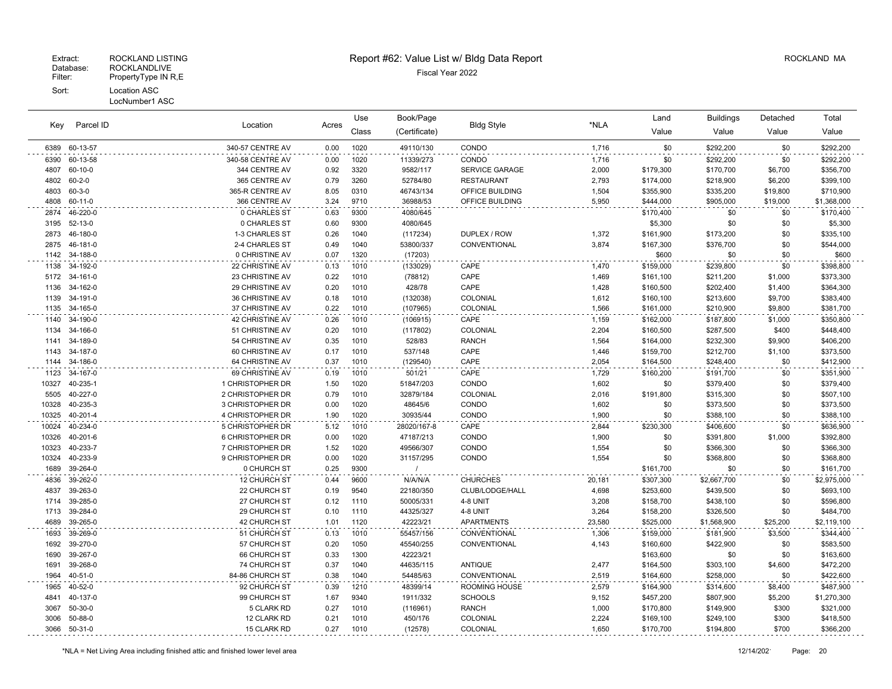Extract: ROCKLAND LISTING
Database: ROCKLANDLIVE
Filter: PropertyType IN R,E
Sort: Location ASC
LocNumber1 ASC

# Report #62: Value List w/ Bldg Data Report

Fiscal Year 2022

ROCKLAND MA

| Key | Parcel ID | Location | Acres | Use Class | Book/Page (Certificate) | Bldg Style | *NLA | Land Value | Buildings Value | Detached Value | Total Value |
|---|---|---|---|---|---|---|---|---|---|---|---|
| 6389 | 60-13-57 | 340-57 CENTRE AV | 0.00 | 1020 | 49110/130 | CONDO | 1,716 | $0 | $292,200 | $0 | $292,200 |
| 6390 | 60-13-58 | 340-58 CENTRE AV | 0.00 | 1020 | 11339/273 | CONDO | 1,716 | $0 | $292,200 | $0 | $292,200 |
| 4807 | 60-10-0 | 344 CENTRE AV | 0.92 | 3320 | 9582/117 | SERVICE GARAGE | 2,000 | $179,300 | $170,700 | $6,700 | $356,700 |
| 4802 | 60-2-0 | 365 CENTRE AV | 0.79 | 3260 | 52784/80 | RESTAURANT | 2,793 | $174,000 | $218,900 | $6,200 | $399,100 |
| 4803 | 60-3-0 | 365-R CENTRE AV | 8.05 | 0310 | 46743/134 | OFFICE BUILDING | 1,504 | $355,900 | $335,200 | $19,800 | $710,900 |
| 4808 | 60-11-0 | 366 CENTRE AV | 3.24 | 9710 | 36988/53 | OFFICE BUILDING | 5,950 | $444,000 | $905,000 | $19,000 | $1,368,000 |
| 2874 | 46-220-0 | 0 CHARLES ST | 0.63 | 9300 | 4080/645 | | | $170,400 | $0 | $0 | $170,400 |
| 3195 | 52-13-0 | 0 CHARLES ST | 0.60 | 9300 | 4080/645 | | | $5,300 | $0 | $0 | $5,300 |
| 2873 | 46-180-0 | 1-3 CHARLES ST | 0.26 | 1040 | (117234) | DUPLEX / ROW | 1,372 | $161,900 | $173,200 | $0 | $335,100 |
| 2875 | 46-181-0 | 2-4 CHARLES ST | 0.49 | 1040 | 53800/337 | CONVENTIONAL | 3,874 | $167,300 | $376,700 | $0 | $544,000 |
| 1142 | 34-188-0 | 0 CHRISTINE AV | 0.07 | 1320 | (17203) | | | $600 | $0 | $0 | $600 |
| 1138 | 34-192-0 | 22 CHRISTINE AV | 0.13 | 1010 | (133029) | CAPE | 1,470 | $159,000 | $239,800 | $0 | $398,800 |
| 5172 | 34-161-0 | 23 CHRISTINE AV | 0.22 | 1010 | (78812) | CAPE | 1,469 | $161,100 | $211,200 | $1,000 | $373,300 |
| 1136 | 34-162-0 | 29 CHRISTINE AV | 0.20 | 1010 | 428/78 | CAPE | 1,428 | $160,500 | $202,400 | $1,400 | $364,300 |
| 1139 | 34-191-0 | 36 CHRISTINE AV | 0.18 | 1010 | (132038) | COLONIAL | 1,612 | $160,100 | $213,600 | $9,700 | $383,400 |
| 1135 | 34-165-0 | 37 CHRISTINE AV | 0.22 | 1010 | (107965) | COLONIAL | 1,566 | $161,000 | $210,900 | $9,800 | $381,700 |
| 1140 | 34-190-0 | 42 CHRISTINE AV | 0.26 | 1010 | (106915) | CAPE | 1,159 | $162,000 | $187,800 | $1,000 | $350,800 |
| 1134 | 34-166-0 | 51 CHRISTINE AV | 0.20 | 1010 | (117802) | COLONIAL | 2,204 | $160,500 | $287,500 | $400 | $448,400 |
| 1141 | 34-189-0 | 54 CHRISTINE AV | 0.35 | 1010 | 528/83 | RANCH | 1,564 | $164,000 | $232,300 | $9,900 | $406,200 |
| 1143 | 34-187-0 | 60 CHRISTINE AV | 0.17 | 1010 | 537/148 | CAPE | 1,446 | $159,700 | $212,700 | $1,100 | $373,500 |
| 1144 | 34-186-0 | 64 CHRISTINE AV | 0.37 | 1010 | (129540) | CAPE | 2,054 | $164,500 | $248,400 | $0 | $412,900 |
| 1123 | 34-167-0 | 69 CHRISTINE AV | 0.19 | 1010 | 501/21 | CAPE | 1,729 | $160,200 | $191,700 | $0 | $351,900 |
| 10327 | 40-235-1 | 1 CHRISTOPHER DR | 1.50 | 1020 | 51847/203 | CONDO | 1,602 | $0 | $379,400 | $0 | $379,400 |
| 5505 | 40-227-0 | 2 CHRISTOPHER DR | 0.79 | 1010 | 32879/184 | COLONIAL | 2,016 | $191,800 | $315,300 | $0 | $507,100 |
| 10328 | 40-235-3 | 3 CHRISTOPHER DR | 0.00 | 1020 | 48645/6 | CONDO | 1,602 | $0 | $373,500 | $0 | $373,500 |
| 10325 | 40-201-4 | 4 CHRISTOPHER DR | 1.90 | 1020 | 30935/44 | CONDO | 1,900 | $0 | $388,100 | $0 | $388,100 |
| 10024 | 40-234-0 | 5 CHRISTOPHER DR | 5.12 | 1010 | 28020/167-8 | CAPE | 2,844 | $230,300 | $406,600 | $0 | $636,900 |
| 10326 | 40-201-6 | 6 CHRISTOPHER DR | 0.00 | 1020 | 47187/213 | CONDO | 1,900 | $0 | $391,800 | $1,000 | $392,800 |
| 10323 | 40-233-7 | 7 CHRISTOPHER DR | 1.52 | 1020 | 49566/307 | CONDO | 1,554 | $0 | $366,300 | $0 | $366,300 |
| 10324 | 40-233-9 | 9 CHRISTOPHER DR | 0.00 | 1020 | 31157/295 | CONDO | 1,554 | $0 | $368,800 | $0 | $368,800 |
| 1689 | 39-264-0 | 0 CHURCH ST | 0.25 | 9300 | / | | | $161,700 | $0 | $0 | $161,700 |
| 4836 | 39-262-0 | 12 CHURCH ST | 0.44 | 9600 | N/A/N/A | CHURCHES | 20,181 | $307,300 | $2,667,700 | $0 | $2,975,000 |
| 4837 | 39-263-0 | 22 CHURCH ST | 0.19 | 9540 | 22180/350 | CLUB/LODGE/HALL | 4,698 | $253,600 | $439,500 | $0 | $693,100 |
| 1714 | 39-285-0 | 27 CHURCH ST | 0.12 | 1110 | 50005/331 | 4-8 UNIT | 3,208 | $158,700 | $438,100 | $0 | $596,800 |
| 1713 | 39-284-0 | 29 CHURCH ST | 0.10 | 1110 | 44325/327 | 4-8 UNIT | 3,264 | $158,200 | $326,500 | $0 | $484,700 |
| 4689 | 39-265-0 | 42 CHURCH ST | 1.01 | 1120 | 42223/21 | APARTMENTS | 23,580 | $525,000 | $1,568,900 | $25,200 | $2,119,100 |
| 1693 | 39-269-0 | 51 CHURCH ST | 0.13 | 1010 | 55457/156 | CONVENTIONAL | 1,306 | $159,000 | $181,900 | $3,500 | $344,400 |
| 1692 | 39-270-0 | 57 CHURCH ST | 0.20 | 1050 | 45540/255 | CONVENTIONAL | 4,143 | $160,600 | $422,900 | $0 | $583,500 |
| 1690 | 39-267-0 | 66 CHURCH ST | 0.33 | 1300 | 42223/21 | | | $163,600 | $0 | $0 | $163,600 |
| 1691 | 39-268-0 | 74 CHURCH ST | 0.37 | 1040 | 44635/115 | ANTIQUE | 2,477 | $164,500 | $303,100 | $4,600 | $472,200 |
| 1964 | 40-51-0 | 84-86 CHURCH ST | 0.38 | 1040 | 54485/63 | CONVENTIONAL | 2,519 | $164,600 | $258,000 | $0 | $422,600 |
| 1965 | 40-52-0 | 92 CHURCH ST | 0.39 | 1210 | 48399/14 | ROOMING HOUSE | 2,579 | $164,900 | $314,600 | $8,400 | $487,900 |
| 4841 | 40-137-0 | 99 CHURCH ST | 1.67 | 9340 | 1911/332 | SCHOOLS | 9,152 | $457,200 | $807,900 | $5,200 | $1,270,300 |
| 3067 | 50-30-0 | 5 CLARK RD | 0.27 | 1010 | (116961) | RANCH | 1,000 | $170,800 | $149,900 | $300 | $321,000 |
| 3006 | 50-88-0 | 12 CLARK RD | 0.21 | 1010 | 450/176 | COLONIAL | 2,224 | $169,100 | $249,100 | $300 | $418,500 |
| 3066 | 50-31-0 | 15 CLARK RD | 0.27 | 1010 | (12578) | COLONIAL | 1,650 | $170,700 | $194,800 | $700 | $366,200 |

*NLA = Net Living Area including finished attic and finished lower level area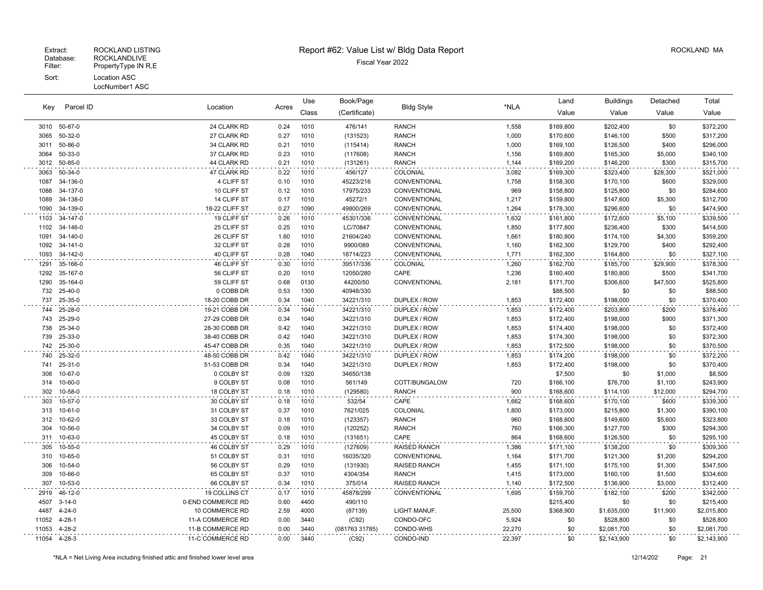Extract: ROCKLAND LISTING
Database: ROCKLANDLIVE
Filter: PropertyType IN R,E
Sort: Location ASC
LocNumber1 ASC

# Report #62: Value List w/ Bldg Data Report

ROCKLAND MA

Fiscal Year 2022

| Key | Parcel ID | Location | Acres | Use Class | Book/Page (Certificate) | Bldg Style | *NLA | Land Value | Buildings Value | Detached Value | Total Value |
|---|---|---|---|---|---|---|---|---|---|---|---|
| 3010 | 50-87-0 | 24 CLARK RD | 0.24 | 1010 | 476/141 | RANCH | 1,558 | $169,800 | $202,400 | $0 | $372,200 |
| 3065 | 50-32-0 | 27 CLARK RD | 0.27 | 1010 | (131523) | RANCH | 1,000 | $170,600 | $146,100 | $500 | $317,200 |
| 3011 | 50-86-0 | 34 CLARK RD | 0.21 | 1010 | (115414) | RANCH | 1,000 | $169,100 | $126,500 | $400 | $296,000 |
| 3064 | 50-33-0 | 37 CLARK RD | 0.23 | 1010 | (117608) | RANCH | 1,156 | $169,800 | $165,300 | $5,000 | $340,100 |
| 3012 | 50-85-0 | 44 CLARK RD | 0.21 | 1010 | (131261) | RANCH | 1,144 | $169,200 | $146,200 | $300 | $315,700 |
| 3063 | 50-34-0 | 47 CLARK RD | 0.22 | 1010 | 456/127 | COLONIAL | 3,082 | $169,300 | $323,400 | $28,300 | $521,000 |
| 1087 | 34-136-0 | 4 CLIFF ST | 0.10 | 1010 | 45223/216 | CONVENTIONAL | 1,758 | $158,300 | $170,100 | $600 | $329,000 |
| 1088 | 34-137-0 | 10 CLIFF ST | 0.12 | 1010 | 17975/233 | CONVENTIONAL | 969 | $158,800 | $125,800 | $0 | $284,600 |
| 1089 | 34-138-0 | 14 CLIFF ST | 0.17 | 1010 | 45272/1 | CONVENTIONAL | 1,217 | $159,800 | $147,600 | $5,300 | $312,700 |
| 1090 | 34-139-0 | 18-22 CLIFF ST | 0.27 | 1090 | 49800/269 | CONVENTIONAL | 1,264 | $178,300 | $296,600 | $0 | $474,900 |
| 1103 | 34-147-0 | 19 CLIFF ST | 0.26 | 1010 | 45301/336 | CONVENTIONAL | 1,632 | $161,800 | $172,600 | $5,100 | $339,500 |
| 1102 | 34-146-0 | 25 CLIFF ST | 0.25 | 1010 | LC/70847 | CONVENTIONAL | 1,850 | $177,800 | $236,400 | $300 | $414,500 |
| 1091 | 34-140-0 | 26 CLIFF ST | 1.60 | 1010 | 21604/240 | CONVENTIONAL | 1,661 | $180,800 | $174,100 | $4,300 | $359,200 |
| 1092 | 34-141-0 | 32 CLIFF ST | 0.28 | 1010 | 9900/089 | CONVENTIONAL | 1,160 | $162,300 | $129,700 | $400 | $292,400 |
| 1093 | 34-142-0 | 40 CLIFF ST | 0.28 | 1040 | 18714/223 | CONVENTIONAL | 1,771 | $162,300 | $164,800 | $0 | $327,100 |
| 1291 | 35-166-0 | 46 CLIFF ST | 0.30 | 1010 | 39517/336 | COLONIAL | 1,260 | $162,700 | $185,700 | $29,900 | $378,300 |
| 1292 | 35-167-0 | 56 CLIFF ST | 0.20 | 1010 | 12050/280 | CAPE | 1,236 | $160,400 | $180,800 | $500 | $341,700 |
| 1290 | 35-164-0 | 59 CLIFF ST | 0.68 | 0130 | 44200/50 | CONVENTIONAL | 2,181 | $171,700 | $306,600 | $47,500 | $525,800 |
| 732 | 25-40-0 | 0 COBB DR | 0.53 | 1300 | 40948/330 | | | $88,500 | $0 | $0 | $88,500 |
| 737 | 25-35-0 | 18-20 COBB DR | 0.34 | 1040 | 34221/310 | DUPLEX / ROW | 1,853 | $172,400 | $198,000 | $0 | $370,400 |
| 744 | 25-28-0 | 19-21 COBB DR | 0.34 | 1040 | 34221/310 | DUPLEX / ROW | 1,853 | $172,400 | $203,800 | $200 | $376,400 |
| 743 | 25-29-0 | 27-29 COBB DR | 0.34 | 1040 | 34221/310 | DUPLEX / ROW | 1,853 | $172,400 | $198,000 | $900 | $371,300 |
| 738 | 25-34-0 | 28-30 COBB DR | 0.42 | 1040 | 34221/310 | DUPLEX / ROW | 1,853 | $174,400 | $198,000 | $0 | $372,400 |
| 739 | 25-33-0 | 38-40 COBB DR | 0.42 | 1040 | 34221/310 | DUPLEX / ROW | 1,853 | $174,300 | $198,000 | $0 | $372,300 |
| 742 | 25-30-0 | 45-47 COBB DR | 0.35 | 1040 | 34221/310 | DUPLEX / ROW | 1,853 | $172,500 | $198,000 | $0 | $370,500 |
| 740 | 25-32-0 | 48-50 COBB DR | 0.42 | 1040 | 34221/310 | DUPLEX / ROW | 1,853 | $174,200 | $198,000 | $0 | $372,200 |
| 741 | 25-31-0 | 51-53 COBB DR | 0.34 | 1040 | 34221/310 | DUPLEX / ROW | 1,853 | $172,400 | $198,000 | $0 | $370,400 |
| 308 | 10-67-0 | 0 COLBY ST | 0.09 | 1320 | 34650/138 | | | $7,500 | $0 | $1,000 | $8,500 |
| 314 | 10-60-0 | 9 COLBY ST | 0.08 | 1010 | 561/149 | COTT/BUNGALOW | 720 | $166,100 | $76,700 | $1,100 | $243,900 |
| 302 | 10-58-0 | 18 COLBY ST | 0.18 | 1010 | (129580) | RANCH | 900 | $168,600 | $114,100 | $12,000 | $294,700 |
| 303 | 10-57-0 | 30 COLBY ST | 0.18 | 1010 | 532/54 | CAPE | 1,662 | $168,600 | $170,100 | $600 | $339,300 |
| 313 | 10-61-0 | 31 COLBY ST | 0.37 | 1010 | 7621/025 | COLONIAL | 1,800 | $173,000 | $215,800 | $1,300 | $390,100 |
| 312 | 10-62-0 | 33 COLBY ST | 0.18 | 1010 | (123357) | RANCH | 960 | $168,600 | $149,600 | $5,600 | $323,800 |
| 304 | 10-56-0 | 34 COLBY ST | 0.09 | 1010 | (120252) | RANCH | 760 | $166,300 | $127,700 | $300 | $294,300 |
| 311 | 10-63-0 | 45 COLBY ST | 0.18 | 1010 | (131651) | CAPE | 864 | $168,600 | $126,500 | $0 | $295,100 |
| 305 | 10-55-0 | 46 COLBY ST | 0.29 | 1010 | (127609) | RAISED RANCH | 1,386 | $171,100 | $138,200 | $0 | $309,300 |
| 310 | 10-65-0 | 51 COLBY ST | 0.31 | 1010 | 16035/320 | CONVENTIONAL | 1,164 | $171,700 | $121,300 | $1,200 | $294,200 |
| 306 | 10-54-0 | 56 COLBY ST | 0.29 | 1010 | (131930) | RAISED RANCH | 1,455 | $171,100 | $175,100 | $1,300 | $347,500 |
| 309 | 10-66-0 | 65 COLBY ST | 0.37 | 1010 | 4304/354 | RANCH | 1,415 | $173,000 | $160,100 | $1,500 | $334,600 |
| 307 | 10-53-0 | 66 COLBY ST | 0.34 | 1010 | 375/014 | RAISED RANCH | 1,140 | $172,500 | $136,900 | $3,000 | $312,400 |
| 2919 | 46-12-0 | 19 COLLINS CT | 0.17 | 1010 | 45878/299 | CONVENTIONAL | 1,695 | $159,700 | $182,100 | $200 | $342,000 |
| 4507 | 3-14-0 | 0-END COMMERCE RD | 0.60 | 4400 | 490/110 | | | $215,400 | $0 | $0 | $215,400 |
| 4487 | 4-24-0 | 10 COMMERCE RD | 2.59 | 4000 | (87139) | LIGHT MANUF. | 25,500 | $368,900 | $1,635,000 | $11,900 | $2,015,800 |
| 11052 | 4-28-1 | 11-A COMMERCE RD | 0.00 | 3440 | (C92) | CONDO-OFC | 5,924 | $0 | $528,800 | $0 | $528,800 |
| 11053 | 4-28-2 | 11-B COMMERCE RD | 0.00 | 3440 | (081763 31785) | CONDO-WHS | 22,270 | $0 | $2,081,700 | $0 | $2,081,700 |
| 11054 | 4-28-3 | 11-C COMMERCE RD | 0.00 | 3440 | (C92) | CONDO-IND | 22,397 | $0 | $2,143,900 | $0 | $2,143,900 |

*NLA = Net Living Area including finished attic and finished lower level area

12/14/202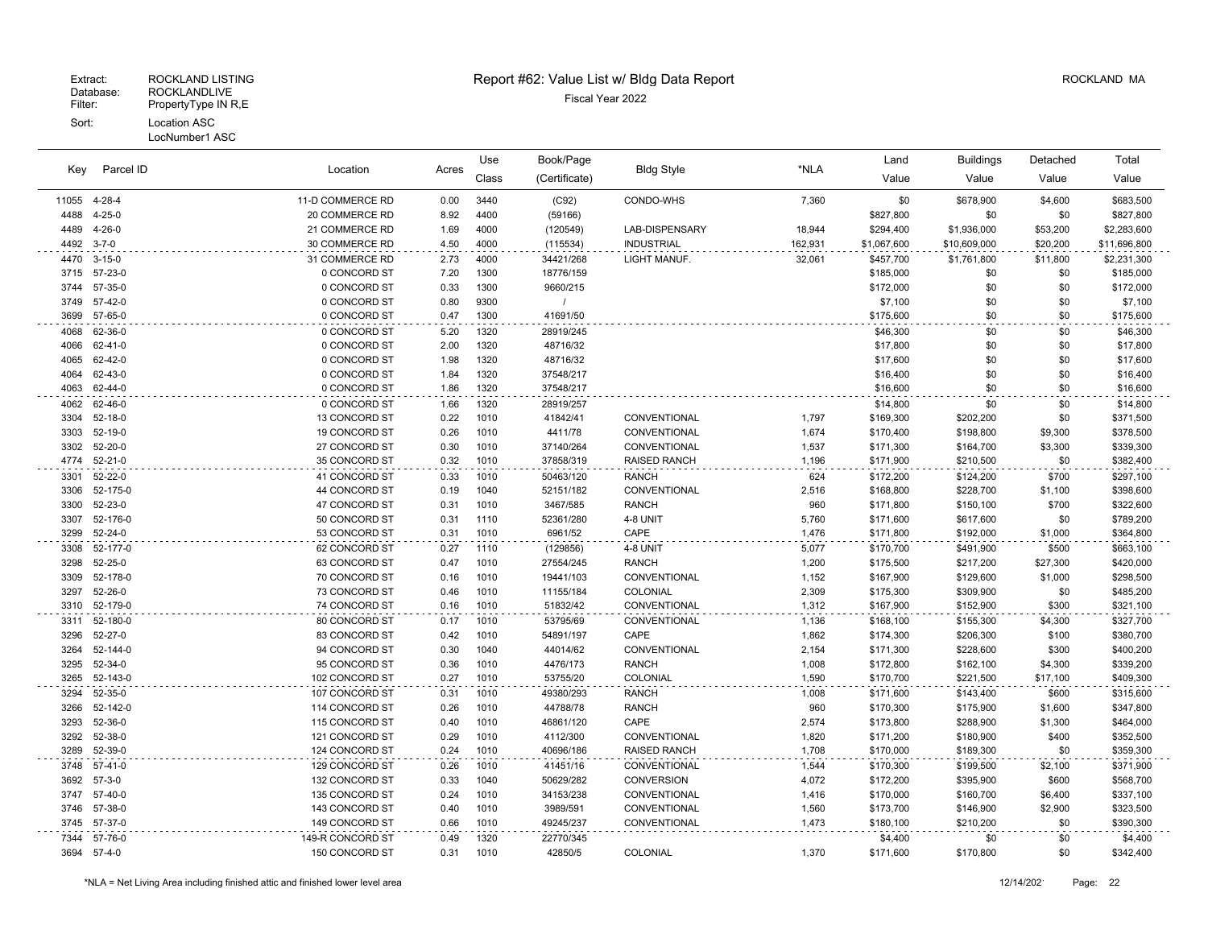Extract: ROCKLAND LISTING
Database: ROCKLANDLIVE
Filter: PropertyType IN R,E
Sort: Location ASC
LocNumber1 ASC

# Report #62: Value List w/ Bldg Data Report

Fiscal Year 2022

ROCKLAND MA

| Key | Parcel ID | Location | Acres | Use Class | Book/Page (Certificate) | Bldg Style | *NLA | Land Value | Buildings Value | Detached Value | Total Value |
|---|---|---|---|---|---|---|---|---|---|---|---|
| 11055 | 4-28-4 | 11-D COMMERCE RD | 0.00 | 3440 | (C92) | CONDO-WHS | 7,360 | $0 | $678,900 | $4,600 | $683,500 |
| 4488 | 4-25-0 | 20 COMMERCE RD | 8.92 | 4400 | (59166) | | | $827,800 | $0 | $0 | $827,800 |
| 4489 | 4-26-0 | 21 COMMERCE RD | 1.69 | 4000 | (120549) | LAB-DISPENSARY | 18,944 | $294,400 | $1,936,000 | $53,200 | $2,283,600 |
| 4492 | 3-7-0 | 30 COMMERCE RD | 4.50 | 4000 | (115534) | INDUSTRIAL | 162,931 | $1,067,600 | $10,609,000 | $20,200 | $11,696,800 |
| 4470 | 3-15-0 | 31 COMMERCE RD | 2.73 | 4000 | 34421/268 | LIGHT MANUF. | 32,061 | $457,700 | $1,761,800 | $11,800 | $2,231,300 |
| 3715 | 57-23-0 | 0 CONCORD ST | 7.20 | 1300 | 18776/159 | | | $185,000 | $0 | $0 | $185,000 |
| 3744 | 57-35-0 | 0 CONCORD ST | 0.33 | 1300 | 9660/215 | | | $172,000 | $0 | $0 | $172,000 |
| 3749 | 57-42-0 | 0 CONCORD ST | 0.80 | 9300 | / | | | $7,100 | $0 | $0 | $7,100 |
| 3699 | 57-65-0 | 0 CONCORD ST | 0.47 | 1300 | 41691/50 | | | $175,600 | $0 | $0 | $175,600 |
| 4068 | 62-36-0 | 0 CONCORD ST | 5.20 | 1320 | 28919/245 | | | $46,300 | $0 | $0 | $46,300 |
| 4066 | 62-41-0 | 0 CONCORD ST | 2.00 | 1320 | 48716/32 | | | $17,800 | $0 | $0 | $17,800 |
| 4065 | 62-42-0 | 0 CONCORD ST | 1.98 | 1320 | 48716/32 | | | $17,600 | $0 | $0 | $17,600 |
| 4064 | 62-43-0 | 0 CONCORD ST | 1.84 | 1320 | 37548/217 | | | $16,400 | $0 | $0 | $16,400 |
| 4063 | 62-44-0 | 0 CONCORD ST | 1.86 | 1320 | 37548/217 | | | $16,600 | $0 | $0 | $16,600 |
| 4062 | 62-46-0 | 0 CONCORD ST | 1.66 | 1320 | 28919/257 | | | $14,800 | $0 | $0 | $14,800 |
| 3304 | 52-18-0 | 13 CONCORD ST | 0.22 | 1010 | 41842/41 | CONVENTIONAL | 1,797 | $169,300 | $202,200 | $0 | $371,500 |
| 3303 | 52-19-0 | 19 CONCORD ST | 0.26 | 1010 | 4411/78 | CONVENTIONAL | 1,674 | $170,400 | $198,800 | $9,300 | $378,500 |
| 3302 | 52-20-0 | 27 CONCORD ST | 0.30 | 1010 | 37140/264 | CONVENTIONAL | 1,537 | $171,300 | $164,700 | $3,300 | $339,300 |
| 4774 | 52-21-0 | 35 CONCORD ST | 0.32 | 1010 | 37858/319 | RAISED RANCH | 1,196 | $171,900 | $210,500 | $0 | $382,400 |
| 3301 | 52-22-0 | 41 CONCORD ST | 0.33 | 1010 | 50463/120 | RANCH | 624 | $172,200 | $124,200 | $700 | $297,100 |
| 3306 | 52-175-0 | 44 CONCORD ST | 0.19 | 1040 | 52151/182 | CONVENTIONAL | 2,516 | $168,800 | $228,700 | $1,100 | $398,600 |
| 3300 | 52-23-0 | 47 CONCORD ST | 0.31 | 1010 | 3467/585 | RANCH | 960 | $171,800 | $150,100 | $700 | $322,600 |
| 3307 | 52-176-0 | 50 CONCORD ST | 0.31 | 1110 | 52361/280 | 4-8 UNIT | 5,760 | $171,600 | $617,600 | $0 | $789,200 |
| 3299 | 52-24-0 | 53 CONCORD ST | 0.31 | 1010 | 6961/52 | CAPE | 1,476 | $171,800 | $192,000 | $1,000 | $364,800 |
| 3308 | 52-177-0 | 62 CONCORD ST | 0.27 | 1110 | (129856) | 4-8 UNIT | 5,077 | $170,700 | $491,900 | $500 | $663,100 |
| 3298 | 52-25-0 | 63 CONCORD ST | 0.47 | 1010 | 27554/245 | RANCH | 1,200 | $175,500 | $217,200 | $27,300 | $420,000 |
| 3309 | 52-178-0 | 70 CONCORD ST | 0.16 | 1010 | 19441/103 | CONVENTIONAL | 1,152 | $167,900 | $129,600 | $1,000 | $298,500 |
| 3297 | 52-26-0 | 73 CONCORD ST | 0.46 | 1010 | 11155/184 | COLONIAL | 2,309 | $175,300 | $309,900 | $0 | $485,200 |
| 3310 | 52-179-0 | 74 CONCORD ST | 0.16 | 1010 | 51832/42 | CONVENTIONAL | 1,312 | $167,900 | $152,900 | $300 | $321,100 |
| 3311 | 52-180-0 | 80 CONCORD ST | 0.17 | 1010 | 53795/69 | CONVENTIONAL | 1,136 | $168,100 | $155,300 | $4,300 | $327,700 |
| 3296 | 52-27-0 | 83 CONCORD ST | 0.42 | 1010 | 54891/197 | CAPE | 1,862 | $174,300 | $206,300 | $100 | $380,700 |
| 3264 | 52-144-0 | 94 CONCORD ST | 0.30 | 1040 | 44014/62 | CONVENTIONAL | 2,154 | $171,300 | $228,600 | $300 | $400,200 |
| 3295 | 52-34-0 | 95 CONCORD ST | 0.36 | 1010 | 4476/173 | RANCH | 1,008 | $172,800 | $162,100 | $4,300 | $339,200 |
| 3265 | 52-143-0 | 102 CONCORD ST | 0.27 | 1010 | 53755/20 | COLONIAL | 1,590 | $170,700 | $221,500 | $17,100 | $409,300 |
| 3294 | 52-35-0 | 107 CONCORD ST | 0.31 | 1010 | 49380/293 | RANCH | 1,008 | $171,600 | $143,400 | $600 | $315,600 |
| 3266 | 52-142-0 | 114 CONCORD ST | 0.26 | 1010 | 44788/78 | RANCH | 960 | $170,300 | $175,900 | $1,600 | $347,800 |
| 3293 | 52-36-0 | 115 CONCORD ST | 0.40 | 1010 | 46861/120 | CAPE | 2,574 | $173,800 | $288,900 | $1,300 | $464,000 |
| 3292 | 52-38-0 | 121 CONCORD ST | 0.29 | 1010 | 4112/300 | CONVENTIONAL | 1,820 | $171,200 | $180,900 | $400 | $352,500 |
| 3289 | 52-39-0 | 124 CONCORD ST | 0.24 | 1010 | 40696/186 | RAISED RANCH | 1,708 | $170,000 | $189,300 | $0 | $359,300 |
| 3748 | 57-41-0 | 129 CONCORD ST | 0.26 | 1010 | 41451/16 | CONVENTIONAL | 1,544 | $170,300 | $199,500 | $2,100 | $371,900 |
| 3692 | 57-3-0 | 132 CONCORD ST | 0.33 | 1040 | 50629/282 | CONVERSION | 4,072 | $172,200 | $395,900 | $600 | $568,700 |
| 3747 | 57-40-0 | 135 CONCORD ST | 0.24 | 1010 | 34153/238 | CONVENTIONAL | 1,416 | $170,000 | $160,700 | $6,400 | $337,100 |
| 3746 | 57-38-0 | 143 CONCORD ST | 0.40 | 1010 | 3989/591 | CONVENTIONAL | 1,560 | $173,700 | $146,900 | $2,900 | $323,500 |
| 3745 | 57-37-0 | 149 CONCORD ST | 0.66 | 1010 | 49245/237 | CONVENTIONAL | 1,473 | $180,100 | $210,200 | $0 | $390,300 |
| 7344 | 57-76-0 | 149-R CONCORD ST | 0.49 | 1320 | 22770/345 | | | $4,400 | $0 | $0 | $4,400 |
| 3694 | 57-4-0 | 150 CONCORD ST | 0.31 | 1010 | 42850/5 | COLONIAL | 1,370 | $171,600 | $170,800 | $0 | $342,400 |

*NLA = Net Living Area including finished attic and finished lower level area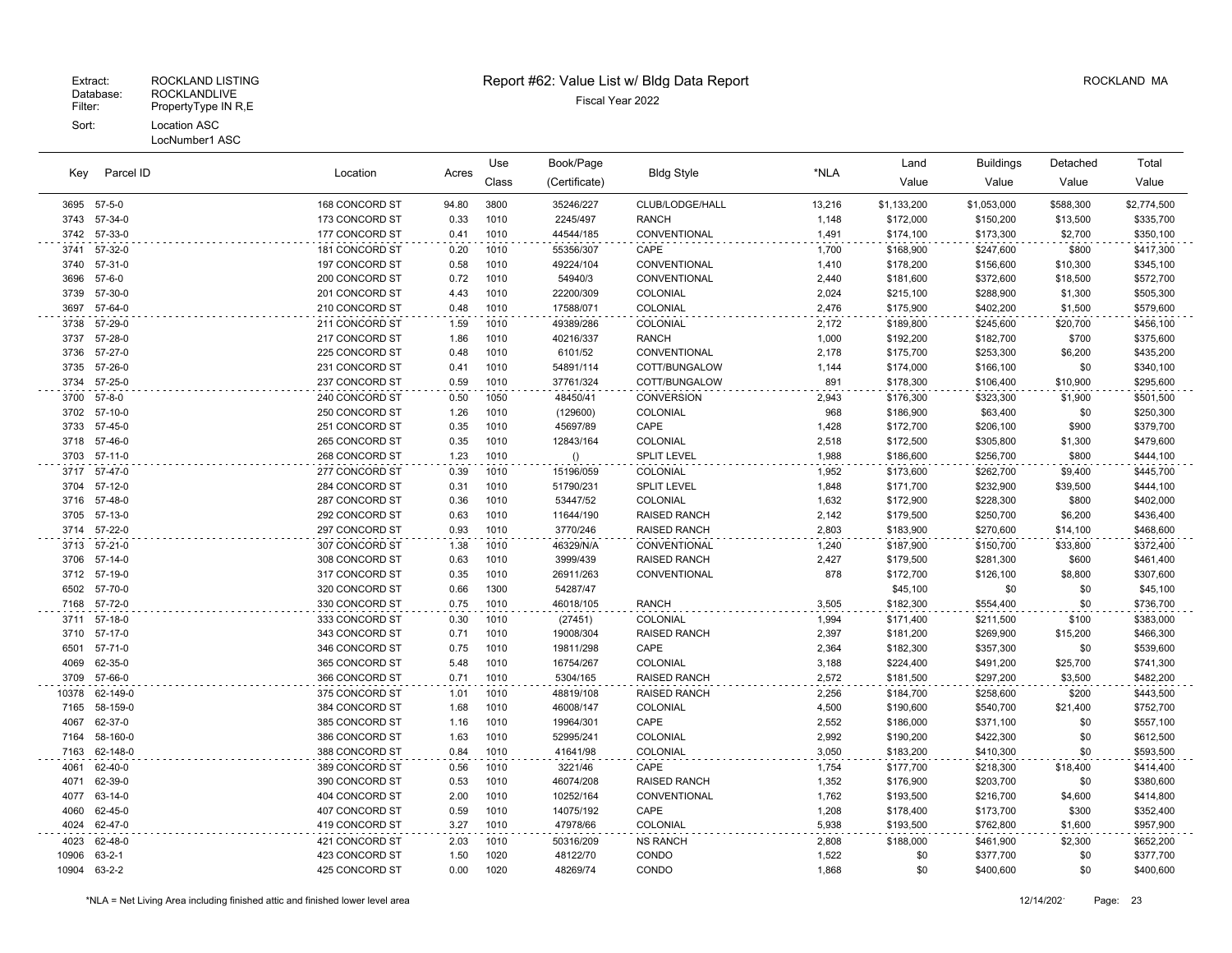Extract: ROCKLAND LISTING
Database: ROCKLANDLIVE
Filter: PropertyType IN R,E
Sort: Location ASC
LocNumber1 ASC

# Report #62: Value List w/ Bldg Data Report

Fiscal Year 2022

ROCKLAND MA

| Key | Parcel ID | Location | Acres | Use Class | Book/Page (Certificate) | Bldg Style | *NLA | Land Value | Buildings Value | Detached Value | Total Value |
|---|---|---|---|---|---|---|---|---|---|---|---|
| 3695 | 57-5-0 | 168 CONCORD ST | 94.80 | 3800 | 35246/227 | CLUB/LODGE/HALL | 13,216 | $1,133,200 | $1,053,000 | $588,300 | $2,774,500 |
| 3743 | 57-34-0 | 173 CONCORD ST | 0.33 | 1010 | 2245/497 | RANCH | 1,148 | $172,000 | $150,200 | $13,500 | $335,700 |
| 3742 | 57-33-0 | 177 CONCORD ST | 0.41 | 1010 | 44544/185 | CONVENTIONAL | 1,491 | $174,100 | $173,300 | $2,700 | $350,100 |
| 3741 | 57-32-0 | 181 CONCORD ST | 0.20 | 1010 | 55356/307 | CAPE | 1,700 | $168,900 | $247,600 | $800 | $417,300 |
| 3740 | 57-31-0 | 197 CONCORD ST | 0.58 | 1010 | 49224/104 | CONVENTIONAL | 1,410 | $178,200 | $156,600 | $10,300 | $345,100 |
| 3696 | 57-6-0 | 200 CONCORD ST | 0.72 | 1010 | 54940/3 | CONVENTIONAL | 2,440 | $181,600 | $372,600 | $18,500 | $572,700 |
| 3739 | 57-30-0 | 201 CONCORD ST | 4.43 | 1010 | 22200/309 | COLONIAL | 2,024 | $215,100 | $288,900 | $1,300 | $505,300 |
| 3697 | 57-64-0 | 210 CONCORD ST | 0.48 | 1010 | 17588/071 | COLONIAL | 2,476 | $175,900 | $402,200 | $1,500 | $579,600 |
| 3738 | 57-29-0 | 211 CONCORD ST | 1.59 | 1010 | 49389/286 | COLONIAL | 2,172 | $189,800 | $245,600 | $20,700 | $456,100 |
| 3737 | 57-28-0 | 217 CONCORD ST | 1.86 | 1010 | 40216/337 | RANCH | 1,000 | $192,200 | $182,700 | $700 | $375,600 |
| 3736 | 57-27-0 | 225 CONCORD ST | 0.48 | 1010 | 6101/52 | CONVENTIONAL | 2,178 | $175,700 | $253,300 | $6,200 | $435,200 |
| 3735 | 57-26-0 | 231 CONCORD ST | 0.41 | 1010 | 54891/114 | COTT/BUNGALOW | 1,144 | $174,000 | $166,100 | $0 | $340,100 |
| 3734 | 57-25-0 | 237 CONCORD ST | 0.59 | 1010 | 37761/324 | COTT/BUNGALOW | 891 | $178,300 | $106,400 | $10,900 | $295,600 |
| 3700 | 57-8-0 | 240 CONCORD ST | 0.50 | 1050 | 48450/41 | CONVERSION | 2,943 | $176,300 | $323,300 | $1,900 | $501,500 |
| 3702 | 57-10-0 | 250 CONCORD ST | 1.26 | 1010 | (129600) | COLONIAL | 968 | $186,900 | $63,400 | $0 | $250,300 |
| 3733 | 57-45-0 | 251 CONCORD ST | 0.35 | 1010 | 45697/89 | CAPE | 1,428 | $172,700 | $206,100 | $900 | $379,700 |
| 3718 | 57-46-0 | 265 CONCORD ST | 0.35 | 1010 | 12843/164 | COLONIAL | 2,518 | $172,500 | $305,800 | $1,300 | $479,600 |
| 3703 | 57-11-0 | 268 CONCORD ST | 1.23 | 1010 | () | SPLIT LEVEL | 1,988 | $186,600 | $256,700 | $800 | $444,100 |
| 3717 | 57-47-0 | 277 CONCORD ST | 0.39 | 1010 | 15196/059 | COLONIAL | 1,952 | $173,600 | $262,700 | $9,400 | $445,700 |
| 3704 | 57-12-0 | 284 CONCORD ST | 0.31 | 1010 | 51790/231 | SPLIT LEVEL | 1,848 | $171,700 | $232,900 | $39,500 | $444,100 |
| 3716 | 57-48-0 | 287 CONCORD ST | 0.36 | 1010 | 53447/52 | COLONIAL | 1,632 | $172,900 | $228,300 | $800 | $402,000 |
| 3705 | 57-13-0 | 292 CONCORD ST | 0.63 | 1010 | 11644/190 | RAISED RANCH | 2,142 | $179,500 | $250,700 | $6,200 | $436,400 |
| 3714 | 57-22-0 | 297 CONCORD ST | 0.93 | 1010 | 3770/246 | RAISED RANCH | 2,803 | $183,900 | $270,600 | $14,100 | $468,600 |
| 3713 | 57-21-0 | 307 CONCORD ST | 1.38 | 1010 | 46329/N/A | CONVENTIONAL | 1,240 | $187,900 | $150,700 | $33,800 | $372,400 |
| 3706 | 57-14-0 | 308 CONCORD ST | 0.63 | 1010 | 3999/439 | RAISED RANCH | 2,427 | $179,500 | $281,300 | $600 | $461,400 |
| 3712 | 57-19-0 | 317 CONCORD ST | 0.35 | 1010 | 26911/263 | CONVENTIONAL | 878 | $172,700 | $126,100 | $8,800 | $307,600 |
| 6502 | 57-70-0 | 320 CONCORD ST | 0.66 | 1300 | 54287/47 | | | $45,100 | $0 | $0 | $45,100 |
| 7168 | 57-72-0 | 330 CONCORD ST | 0.75 | 1010 | 46018/105 | RANCH | 3,505 | $182,300 | $554,400 | $0 | $736,700 |
| 3711 | 57-18-0 | 333 CONCORD ST | 0.30 | 1010 | (27451) | COLONIAL | 1,994 | $171,400 | $211,500 | $100 | $383,000 |
| 3710 | 57-17-0 | 343 CONCORD ST | 0.71 | 1010 | 19008/304 | RAISED RANCH | 2,397 | $181,200 | $269,900 | $15,200 | $466,300 |
| 6501 | 57-71-0 | 346 CONCORD ST | 0.75 | 1010 | 19811/298 | CAPE | 2,364 | $182,300 | $357,300 | $0 | $539,600 |
| 4069 | 62-35-0 | 365 CONCORD ST | 5.48 | 1010 | 16754/267 | COLONIAL | 3,188 | $224,400 | $491,200 | $25,700 | $741,300 |
| 3709 | 57-66-0 | 366 CONCORD ST | 0.71 | 1010 | 5304/165 | RAISED RANCH | 2,572 | $181,500 | $297,200 | $3,500 | $482,200 |
| 10378 | 62-149-0 | 375 CONCORD ST | 1.01 | 1010 | 48819/108 | RAISED RANCH | 2,256 | $184,700 | $258,600 | $200 | $443,500 |
| 7165 | 58-159-0 | 384 CONCORD ST | 1.68 | 1010 | 46008/147 | COLONIAL | 4,500 | $190,600 | $540,700 | $21,400 | $752,700 |
| 4067 | 62-37-0 | 385 CONCORD ST | 1.16 | 1010 | 19964/301 | CAPE | 2,552 | $186,000 | $371,100 | $0 | $557,100 |
| 7164 | 58-160-0 | 386 CONCORD ST | 1.63 | 1010 | 52995/241 | COLONIAL | 2,992 | $190,200 | $422,300 | $0 | $612,500 |
| 7163 | 62-148-0 | 388 CONCORD ST | 0.84 | 1010 | 41641/98 | COLONIAL | 3,050 | $183,200 | $410,300 | $0 | $593,500 |
| 4061 | 62-40-0 | 389 CONCORD ST | 0.56 | 1010 | 3221/46 | CAPE | 1,754 | $177,700 | $218,300 | $18,400 | $414,400 |
| 4071 | 62-39-0 | 390 CONCORD ST | 0.53 | 1010 | 46074/208 | RAISED RANCH | 1,352 | $176,900 | $203,700 | $0 | $380,600 |
| 4077 | 63-14-0 | 404 CONCORD ST | 2.00 | 1010 | 10252/164 | CONVENTIONAL | 1,762 | $193,500 | $216,700 | $4,600 | $414,800 |
| 4060 | 62-45-0 | 407 CONCORD ST | 0.59 | 1010 | 14075/192 | CAPE | 1,208 | $178,400 | $173,700 | $300 | $352,400 |
| 4024 | 62-47-0 | 419 CONCORD ST | 3.27 | 1010 | 47978/66 | COLONIAL | 5,938 | $193,500 | $762,800 | $1,600 | $957,900 |
| 4023 | 62-48-0 | 421 CONCORD ST | 2.03 | 1010 | 50316/209 | NS RANCH | 2,808 | $188,000 | $461,900 | $2,300 | $652,200 |
| 10906 | 63-2-1 | 423 CONCORD ST | 1.50 | 1020 | 48122/70 | CONDO | 1,522 | $0 | $377,700 | $0 | $377,700 |
| 10904 | 63-2-2 | 425 CONCORD ST | 0.00 | 1020 | 48269/74 | CONDO | 1,868 | $0 | $400,600 | $0 | $400,600 |

*NLA = Net Living Area including finished attic and finished lower level area

12/14/202·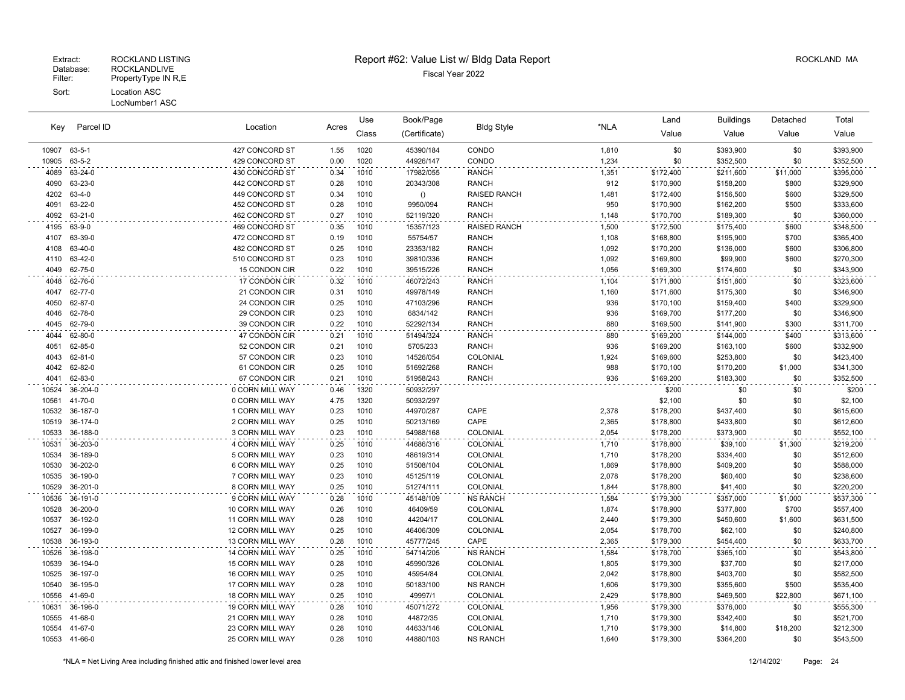Extract: ROCKLAND LISTING
Database: ROCKLANDLIVE
Filter: PropertyType IN R,E
Sort: Location ASC
LocNumber1 ASC

# Report #62: Value List w/ Bldg Data Report

Fiscal Year 2022

ROCKLAND MA

| Key | Parcel ID | Location | Acres | Use Class | Book/Page (Certificate) | Bldg Style | *NLA | Land Value | Buildings Value | Detached Value | Total Value |
|---|---|---|---|---|---|---|---|---|---|---|---|
| 10907 | 63-5-1 | 427 CONCORD ST | 1.55 | 1020 | 45390/184 | CONDO | 1,810 | $0 | $393,900 | $0 | $393,900 |
| 10905 | 63-5-2 | 429 CONCORD ST | 0.00 | 1020 | 44926/147 | CONDO | 1,234 | $0 | $352,500 | $0 | $352,500 |
| 4089 | 63-24-0 | 430 CONCORD ST | 0.34 | 1010 | 17982/055 | RANCH | 1,351 | $172,400 | $211,600 | $11,000 | $395,000 |
| 4090 | 63-23-0 | 442 CONCORD ST | 0.28 | 1010 | 20343/308 | RANCH | 912 | $170,900 | $158,200 | $800 | $329,900 |
| 4202 | 63-4-0 | 449 CONCORD ST | 0.34 | 1010 | () | RAISED RANCH | 1,481 | $172,400 | $156,500 | $600 | $329,500 |
| 4091 | 63-22-0 | 452 CONCORD ST | 0.28 | 1010 | 9950/094 | RANCH | 950 | $170,900 | $162,200 | $500 | $333,600 |
| 4092 | 63-21-0 | 462 CONCORD ST | 0.27 | 1010 | 52119/320 | RANCH | 1,148 | $170,700 | $189,300 | $0 | $360,000 |
| 4195 | 63-9-0 | 469 CONCORD ST | 0.35 | 1010 | 15357/123 | RAISED RANCH | 1,500 | $172,500 | $175,400 | $600 | $348,500 |
| 4107 | 63-39-0 | 472 CONCORD ST | 0.19 | 1010 | 55754/57 | RANCH | 1,108 | $168,800 | $195,900 | $700 | $365,400 |
| 4108 | 63-40-0 | 482 CONCORD ST | 0.25 | 1010 | 23353/182 | RANCH | 1,092 | $170,200 | $136,000 | $600 | $306,800 |
| 4110 | 63-42-0 | 510 CONCORD ST | 0.23 | 1010 | 39810/336 | RANCH | 1,092 | $169,800 | $99,900 | $600 | $270,300 |
| 4049 | 62-75-0 | 15 CONDON CIR | 0.22 | 1010 | 39515/226 | RANCH | 1,056 | $169,300 | $174,600 | $0 | $343,900 |
| 4048 | 62-76-0 | 17 CONDON CIR | 0.32 | 1010 | 46072/243 | RANCH | 1,104 | $171,800 | $151,800 | $0 | $323,600 |
| 4047 | 62-77-0 | 21 CONDON CIR | 0.31 | 1010 | 49978/149 | RANCH | 1,160 | $171,600 | $175,300 | $0 | $346,900 |
| 4050 | 62-87-0 | 24 CONDON CIR | 0.25 | 1010 | 47103/296 | RANCH | 936 | $170,100 | $159,400 | $400 | $329,900 |
| 4046 | 62-78-0 | 29 CONDON CIR | 0.23 | 1010 | 6834/142 | RANCH | 936 | $169,700 | $177,200 | $0 | $346,900 |
| 4045 | 62-79-0 | 39 CONDON CIR | 0.22 | 1010 | 52292/134 | RANCH | 880 | $169,500 | $141,900 | $300 | $311,700 |
| 4044 | 62-80-0 | 47 CONDON CIR | 0.21 | 1010 | 51494/324 | RANCH | 880 | $169,200 | $144,000 | $400 | $313,600 |
| 4051 | 62-85-0 | 52 CONDON CIR | 0.21 | 1010 | 5705/233 | RANCH | 936 | $169,200 | $163,100 | $600 | $332,900 |
| 4043 | 62-81-0 | 57 CONDON CIR | 0.23 | 1010 | 14526/054 | COLONIAL | 1,924 | $169,600 | $253,800 | $0 | $423,400 |
| 4042 | 62-82-0 | 61 CONDON CIR | 0.25 | 1010 | 51692/268 | RANCH | 988 | $170,100 | $170,200 | $1,000 | $341,300 |
| 4041 | 62-83-0 | 67 CONDON CIR | 0.21 | 1010 | 51958/243 | RANCH | 936 | $169,200 | $183,300 | $0 | $352,500 |
| 10524 | 36-204-0 | 0 CORN MILL WAY | 0.46 | 1320 | 50932/297 | | | $200 | $0 | $0 | $200 |
| 10561 | 41-70-0 | 0 CORN MILL WAY | 4.75 | 1320 | 50932/297 | | | $2,100 | $0 | $0 | $2,100 |
| 10532 | 36-187-0 | 1 CORN MILL WAY | 0.23 | 1010 | 44970/287 | CAPE | 2,378 | $178,200 | $437,400 | $0 | $615,600 |
| 10519 | 36-174-0 | 2 CORN MILL WAY | 0.25 | 1010 | 50213/169 | CAPE | 2,365 | $178,800 | $433,800 | $0 | $612,600 |
| 10533 | 36-188-0 | 3 CORN MILL WAY | 0.23 | 1010 | 54988/168 | COLONIAL | 2,054 | $178,200 | $373,900 | $0 | $552,100 |
| 10531 | 36-203-0 | 4 CORN MILL WAY | 0.25 | 1010 | 44686/316 | COLONIAL | 1,710 | $178,800 | $39,100 | $1,300 | $219,200 |
| 10534 | 36-189-0 | 5 CORN MILL WAY | 0.23 | 1010 | 48619/314 | COLONIAL | 1,710 | $178,200 | $334,400 | $0 | $512,600 |
| 10530 | 36-202-0 | 6 CORN MILL WAY | 0.25 | 1010 | 51508/104 | COLONIAL | 1,869 | $178,800 | $409,200 | $0 | $588,000 |
| 10535 | 36-190-0 | 7 CORN MILL WAY | 0.23 | 1010 | 45125/119 | COLONIAL | 2,078 | $178,200 | $60,400 | $0 | $238,600 |
| 10529 | 36-201-0 | 8 CORN MILL WAY | 0.25 | 1010 | 51274/111 | COLONIAL | 1,844 | $178,800 | $41,400 | $0 | $220,200 |
| 10536 | 36-191-0 | 9 CORN MILL WAY | 0.28 | 1010 | 45148/109 | NS RANCH | 1,584 | $179,300 | $357,000 | $1,000 | $537,300 |
| 10528 | 36-200-0 | 10 CORN MILL WAY | 0.26 | 1010 | 46409/59 | COLONIAL | 1,874 | $178,900 | $377,800 | $700 | $557,400 |
| 10537 | 36-192-0 | 11 CORN MILL WAY | 0.28 | 1010 | 44204/17 | COLONIAL | 2,440 | $179,300 | $450,600 | $1,600 | $631,500 |
| 10527 | 36-199-0 | 12 CORN MILL WAY | 0.25 | 1010 | 46406/309 | COLONIAL | 2,054 | $178,700 | $62,100 | $0 | $240,800 |
| 10538 | 36-193-0 | 13 CORN MILL WAY | 0.28 | 1010 | 45777/245 | CAPE | 2,365 | $179,300 | $454,400 | $0 | $633,700 |
| 10526 | 36-198-0 | 14 CORN MILL WAY | 0.25 | 1010 | 54714/205 | NS RANCH | 1,584 | $178,700 | $365,100 | $0 | $543,800 |
| 10539 | 36-194-0 | 15 CORN MILL WAY | 0.28 | 1010 | 45990/326 | COLONIAL | 1,805 | $179,300 | $37,700 | $0 | $217,000 |
| 10525 | 36-197-0 | 16 CORN MILL WAY | 0.25 | 1010 | 45954/84 | COLONIAL | 2,042 | $178,800 | $403,700 | $0 | $582,500 |
| 10540 | 36-195-0 | 17 CORN MILL WAY | 0.28 | 1010 | 50183/100 | NS RANCH | 1,606 | $179,300 | $355,600 | $500 | $535,400 |
| 10556 | 41-69-0 | 18 CORN MILL WAY | 0.25 | 1010 | 49997/1 | COLONIAL | 2,429 | $178,800 | $469,500 | $22,800 | $671,100 |
| 10631 | 36-196-0 | 19 CORN MILL WAY | 0.28 | 1010 | 45071/272 | COLONIAL | 1,956 | $179,300 | $376,000 | $0 | $555,300 |
| 10555 | 41-68-0 | 21 CORN MILL WAY | 0.28 | 1010 | 44872/35 | COLONIAL | 1,710 | $179,300 | $342,400 | $0 | $521,700 |
| 10554 | 41-67-0 | 23 CORN MILL WAY | 0.28 | 1010 | 44633/146 | COLONIAL | 1,710 | $179,300 | $14,800 | $18,200 | $212,300 |
| 10553 | 41-66-0 | 25 CORN MILL WAY | 0.28 | 1010 | 44880/103 | NS RANCH | 1,640 | $179,300 | $364,200 | $0 | $543,500 |

*NLA = Net Living Area including finished attic and finished lower level area

12/14/202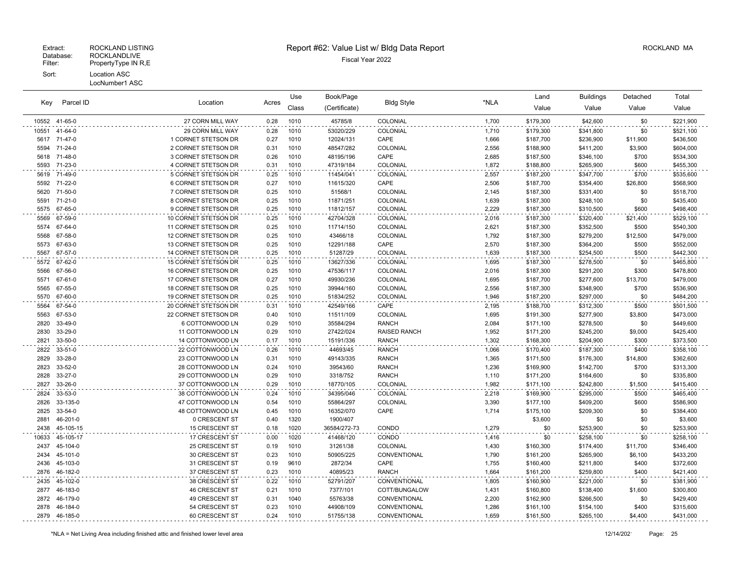Extract: ROCKLAND LISTING
Database: ROCKLANDLIVE
Filter: PropertyType IN R,E
Sort: Location ASC
LocNumber1 ASC

# Report #62: Value List w/ Bldg Data Report

Fiscal Year 2022

ROCKLAND MA

| Key | Parcel ID | Location | Acres | Use Class | Book/Page (Certificate) | Bldg Style | *NLA | Land Value | Buildings Value | Detached Value | Total Value |
|---|---|---|---|---|---|---|---|---|---|---|---|
| 10552 | 41-65-0 | 27 CORN MILL WAY | 0.28 | 1010 | 45785/8 | COLONIAL | 1,700 | $179,300 | $42,600 | $0 | $221,900 |
| 10551 | 41-64-0 | 29 CORN MILL WAY | 0.28 | 1010 | 53020/229 | COLONIAL | 1,710 | $179,300 | $341,800 | $0 | $521,100 |
| 5617 | 71-47-0 | 1 CORNET STETSON DR | 0.27 | 1010 | 12024/131 | CAPE | 1,666 | $187,700 | $236,900 | $11,900 | $436,500 |
| 5594 | 71-24-0 | 2 CORNET STETSON DR | 0.31 | 1010 | 48547/282 | COLONIAL | 2,556 | $188,900 | $411,200 | $3,900 | $604,000 |
| 5618 | 71-48-0 | 3 CORNET STETSON DR | 0.26 | 1010 | 48195/196 | CAPE | 2,685 | $187,500 | $346,100 | $700 | $534,300 |
| 5593 | 71-23-0 | 4 CORNET STETSON DR | 0.31 | 1010 | 47319/184 | COLONIAL | 1,872 | $188,800 | $265,900 | $600 | $455,300 |
| 5619 | 71-49-0 | 5 CORNET STETSON DR | 0.25 | 1010 | 11454/041 | COLONIAL | 2,557 | $187,200 | $347,700 | $700 | $535,600 |
| 5592 | 71-22-0 | 6 CORNET STETSON DR | 0.27 | 1010 | 11615/320 | CAPE | 2,506 | $187,700 | $354,400 | $26,800 | $568,900 |
| 5620 | 71-50-0 | 7 CORNET STETSON DR | 0.25 | 1010 | 51568/1 | COLONIAL | 2,145 | $187,300 | $331,400 | $0 | $518,700 |
| 5591 | 71-21-0 | 8 CORNET STETSON DR | 0.25 | 1010 | 11871/251 | COLONIAL | 1,639 | $187,300 | $248,100 | $0 | $435,400 |
| 5575 | 67-65-0 | 9 CORNET STETSON DR | 0.25 | 1010 | 11812/157 | COLONIAL | 2,229 | $187,300 | $310,500 | $600 | $498,400 |
| 5569 | 67-59-0 | 10 CORNET STETSON DR | 0.25 | 1010 | 42704/328 | COLONIAL | 2,016 | $187,300 | $320,400 | $21,400 | $529,100 |
| 5574 | 67-64-0 | 11 CORNET STETSON DR | 0.25 | 1010 | 11714/150 | COLONIAL | 2,621 | $187,300 | $352,500 | $500 | $540,300 |
| 5568 | 67-58-0 | 12 CORNET STETSON DR | 0.25 | 1010 | 43466/18 | COLONIAL | 1,792 | $187,300 | $279,200 | $12,500 | $479,000 |
| 5573 | 67-63-0 | 13 CORNET STETSON DR | 0.25 | 1010 | 12291/188 | CAPE | 2,570 | $187,300 | $364,200 | $500 | $552,000 |
| 5567 | 67-57-0 | 14 CORNET STETSON DR | 0.25 | 1010 | 51287/29 | COLONIAL | 1,639 | $187,300 | $254,500 | $500 | $442,300 |
| 5572 | 67-62-0 | 15 CORNET STETSON DR | 0.25 | 1010 | 13627/336 | COLONIAL | 1,695 | $187,300 | $278,500 | $0 | $465,800 |
| 5566 | 67-56-0 | 16 CORNET STETSON DR | 0.25 | 1010 | 47536/117 | COLONIAL | 2,016 | $187,300 | $291,200 | $300 | $478,800 |
| 5571 | 67-61-0 | 17 CORNET STETSON DR | 0.27 | 1010 | 49930/236 | COLONIAL | 1,695 | $187,700 | $277,600 | $13,700 | $479,000 |
| 5565 | 67-55-0 | 18 CORNET STETSON DR | 0.25 | 1010 | 39944/160 | COLONIAL | 2,556 | $187,300 | $348,900 | $700 | $536,900 |
| 5570 | 67-60-0 | 19 CORNET STETSON DR | 0.25 | 1010 | 51834/252 | COLONIAL | 1,946 | $187,200 | $297,000 | $0 | $484,200 |
| 5564 | 67-54-0 | 20 CORNET STETSON DR | 0.31 | 1010 | 42549/166 | CAPE | 2,195 | $188,700 | $312,300 | $500 | $501,500 |
| 5563 | 67-53-0 | 22 CORNET STETSON DR | 0.40 | 1010 | 11511/109 | COLONIAL | 1,695 | $191,300 | $277,900 | $3,800 | $473,000 |
| 2820 | 33-49-0 | 6 COTTONWOOD LN | 0.29 | 1010 | 35584/294 | RANCH | 2,084 | $171,100 | $278,500 | $0 | $449,600 |
| 2830 | 33-29-0 | 11 COTTONWOOD LN | 0.29 | 1010 | 27422/024 | RAISED RANCH | 1,952 | $171,200 | $245,200 | $9,000 | $425,400 |
| 2821 | 33-50-0 | 14 COTTONWOOD LN | 0.17 | 1010 | 15191/336 | RANCH | 1,302 | $168,300 | $204,900 | $300 | $373,500 |
| 2822 | 33-51-0 | 22 COTTONWOOD LN | 0.26 | 1010 | 44693/45 | RANCH | 1,066 | $170,400 | $187,300 | $400 | $358,100 |
| 2829 | 33-28-0 | 23 COTTONWOOD LN | 0.31 | 1010 | 49143/335 | RANCH | 1,365 | $171,500 | $176,300 | $14,800 | $362,600 |
| 2823 | 33-52-0 | 28 COTTONWOOD LN | 0.24 | 1010 | 39543/60 | RANCH | 1,236 | $169,900 | $142,700 | $700 | $313,300 |
| 2828 | 33-27-0 | 29 COTTONWOOD LN | 0.29 | 1010 | 3318/752 | RANCH | 1,110 | $171,200 | $164,600 | $0 | $335,800 |
| 2827 | 33-26-0 | 37 COTTONWOOD LN | 0.29 | 1010 | 18770/105 | COLONIAL | 1,982 | $171,100 | $242,800 | $1,500 | $415,400 |
| 2824 | 33-53-0 | 38 COTTONWOOD LN | 0.24 | 1010 | 34395/046 | COLONIAL | 2,218 | $169,900 | $295,000 | $500 | $465,400 |
| 2826 | 33-135-0 | 47 COTTONWOOD LN | 0.54 | 1010 | 55864/297 | COLONIAL | 3,390 | $177,100 | $409,200 | $600 | $586,900 |
| 2825 | 33-54-0 | 48 COTTONWOOD LN | 0.45 | 1010 | 16352/070 | CAPE | 1,714 | $175,100 | $209,300 | $0 | $384,400 |
| 2881 | 46-201-0 | 0 CRESCENT ST | 0.40 | 1320 | 1900/407 | | | $3,600 | $0 | $0 | $3,600 |
| 2438 | 45-105-15 | 15 CRESCENT ST | 0.18 | 1020 | 36584/272-73 | CONDO | 1,279 | $0 | $253,900 | $0 | $253,900 |
| 10633 | 45-105-17 | 17 CRESCENT ST | 0.00 | 1020 | 41468/120 | CONDO | 1,416 | $0 | $258,100 | $0 | $258,100 |
| 2437 | 45-104-0 | 25 CRESCENT ST | 0.19 | 1010 | 31261/38 | COLONIAL | 1,430 | $160,300 | $174,400 | $11,700 | $346,400 |
| 2434 | 45-101-0 | 30 CRESCENT ST | 0.23 | 1010 | 50905/225 | CONVENTIONAL | 1,790 | $161,200 | $265,900 | $6,100 | $433,200 |
| 2436 | 45-103-0 | 31 CRESCENT ST | 0.19 | 9610 | 2872/34 | CAPE | 1,755 | $160,400 | $211,800 | $400 | $372,600 |
| 2876 | 46-182-0 | 37 CRESCENT ST | 0.23 | 1010 | 40895/23 | RANCH | 1,664 | $161,200 | $259,800 | $400 | $421,400 |
| 2435 | 45-102-0 | 38 CRESCENT ST | 0.22 | 1010 | 52791/207 | CONVENTIONAL | 1,805 | $160,900 | $221,000 | $0 | $381,900 |
| 2877 | 46-183-0 | 46 CRESCENT ST | 0.21 | 1010 | 7377/101 | COTT/BUNGALOW | 1,431 | $160,800 | $138,400 | $1,600 | $300,800 |
| 2872 | 46-179-0 | 49 CRESCENT ST | 0.31 | 1040 | 55763/38 | CONVENTIONAL | 2,200 | $162,900 | $266,500 | $0 | $429,400 |
| 2878 | 46-184-0 | 54 CRESCENT ST | 0.23 | 1010 | 44908/109 | CONVENTIONAL | 1,286 | $161,100 | $154,100 | $400 | $315,600 |
| 2879 | 46-185-0 | 60 CRESCENT ST | 0.24 | 1010 | 51755/138 | CONVENTIONAL | 1,659 | $161,500 | $265,100 | $4,400 | $431,000 |

*NLA = Net Living Area including finished attic and finished lower level area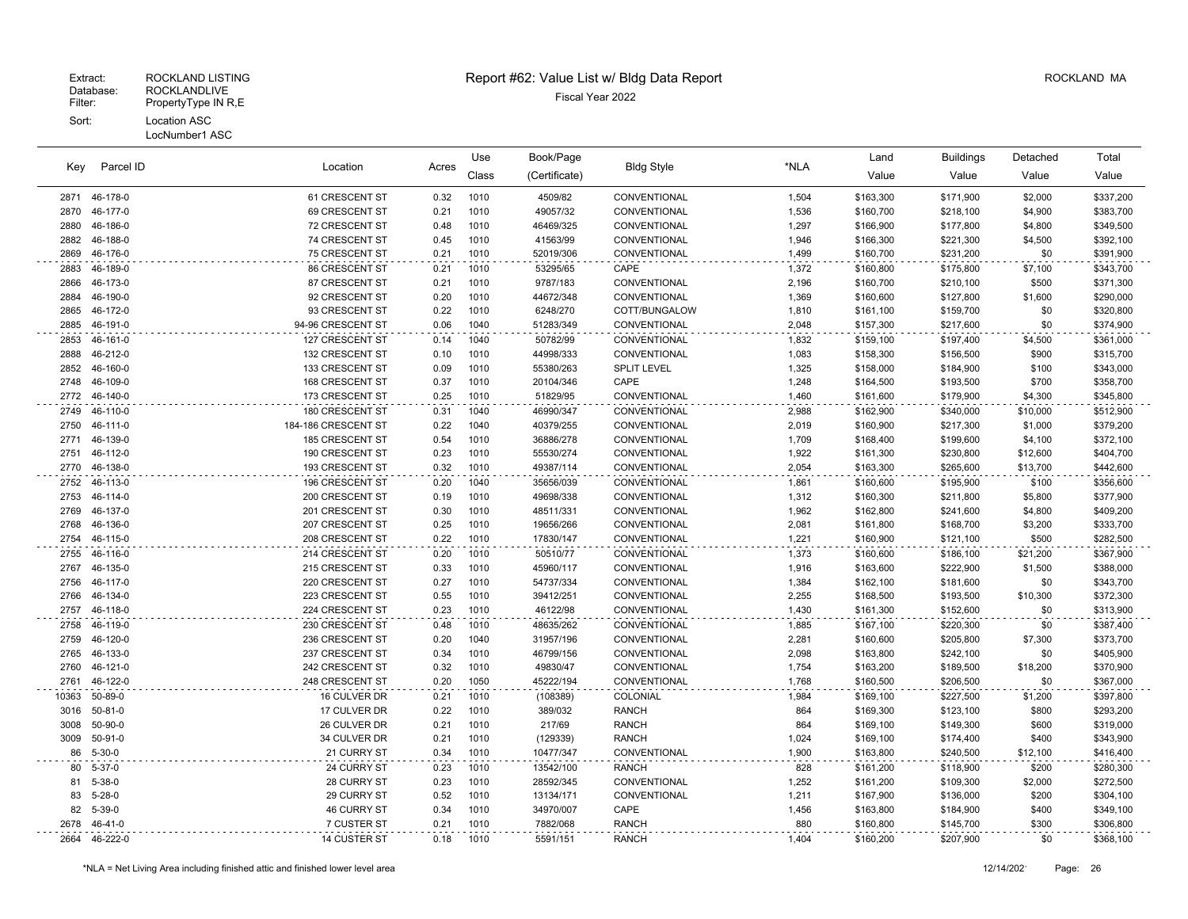Extract: ROCKLAND LISTING
Database: ROCKLANDLIVE
Filter: PropertyType IN R,E
Sort: Location ASC
LocNumber1 ASC

# Report #62: Value List w/ Bldg Data Report

Fiscal Year 2022

ROCKLAND MA

| Key | Parcel ID | Location | Acres | Use Class | Book/Page (Certificate) | Bldg Style | *NLA | Land Value | Buildings Value | Detached Value | Total Value |
|---|---|---|---|---|---|---|---|---|---|---|---|
| 2871 | 46-178-0 | 61 CRESCENT ST | 0.32 | 1010 | 4509/82 | CONVENTIONAL | 1,504 | $163,300 | $171,900 | $2,000 | $337,200 |
| 2870 | 46-177-0 | 69 CRESCENT ST | 0.21 | 1010 | 49057/32 | CONVENTIONAL | 1,536 | $160,700 | $218,100 | $4,900 | $383,700 |
| 2880 | 46-186-0 | 72 CRESCENT ST | 0.48 | 1010 | 46469/325 | CONVENTIONAL | 1,297 | $166,900 | $177,800 | $4,800 | $349,500 |
| 2882 | 46-188-0 | 74 CRESCENT ST | 0.45 | 1010 | 41563/99 | CONVENTIONAL | 1,946 | $166,300 | $221,300 | $4,500 | $392,100 |
| 2869 | 46-176-0 | 75 CRESCENT ST | 0.21 | 1010 | 52019/306 | CONVENTIONAL | 1,499 | $160,700 | $231,200 | $0 | $391,900 |
| 2883 | 46-189-0 | 86 CRESCENT ST | 0.21 | 1010 | 53295/65 | CAPE | 1,372 | $160,800 | $175,800 | $7,100 | $343,700 |
| 2866 | 46-173-0 | 87 CRESCENT ST | 0.21 | 1010 | 9787/183 | CONVENTIONAL | 2,196 | $160,700 | $210,100 | $500 | $371,300 |
| 2884 | 46-190-0 | 92 CRESCENT ST | 0.20 | 1010 | 44672/348 | CONVENTIONAL | 1,369 | $160,600 | $127,800 | $1,600 | $290,000 |
| 2865 | 46-172-0 | 93 CRESCENT ST | 0.22 | 1010 | 6248/270 | COTT/BUNGALOW | 1,810 | $161,100 | $159,700 | $0 | $320,800 |
| 2885 | 46-191-0 | 94-96 CRESCENT ST | 0.06 | 1040 | 51283/349 | CONVENTIONAL | 2,048 | $157,300 | $217,600 | $0 | $374,900 |
| 2853 | 46-161-0 | 127 CRESCENT ST | 0.14 | 1040 | 50782/99 | CONVENTIONAL | 1,832 | $159,100 | $197,400 | $4,500 | $361,000 |
| 2888 | 46-212-0 | 132 CRESCENT ST | 0.10 | 1010 | 44998/333 | CONVENTIONAL | 1,083 | $158,300 | $156,500 | $900 | $315,700 |
| 2852 | 46-160-0 | 133 CRESCENT ST | 0.09 | 1010 | 55380/263 | SPLIT LEVEL | 1,325 | $158,000 | $184,900 | $100 | $343,000 |
| 2748 | 46-109-0 | 168 CRESCENT ST | 0.37 | 1010 | 20104/346 | CAPE | 1,248 | $164,500 | $193,500 | $700 | $358,700 |
| 2772 | 46-140-0 | 173 CRESCENT ST | 0.25 | 1010 | 51829/95 | CONVENTIONAL | 1,460 | $161,600 | $179,900 | $4,300 | $345,800 |
| 2749 | 46-110-0 | 180 CRESCENT ST | 0.31 | 1040 | 46990/347 | CONVENTIONAL | 2,988 | $162,900 | $340,000 | $10,000 | $512,900 |
| 2750 | 46-111-0 | 184-186 CRESCENT ST | 0.22 | 1040 | 40379/255 | CONVENTIONAL | 2,019 | $160,900 | $217,300 | $1,000 | $379,200 |
| 2771 | 46-139-0 | 185 CRESCENT ST | 0.54 | 1010 | 36886/278 | CONVENTIONAL | 1,709 | $168,400 | $199,600 | $4,100 | $372,100 |
| 2751 | 46-112-0 | 190 CRESCENT ST | 0.23 | 1010 | 55530/274 | CONVENTIONAL | 1,922 | $161,300 | $230,800 | $12,600 | $404,700 |
| 2770 | 46-138-0 | 193 CRESCENT ST | 0.32 | 1010 | 49387/114 | CONVENTIONAL | 2,054 | $163,300 | $265,600 | $13,700 | $442,600 |
| 2752 | 46-113-0 | 196 CRESCENT ST | 0.20 | 1040 | 35656/039 | CONVENTIONAL | 1,861 | $160,600 | $195,900 | $100 | $356,600 |
| 2753 | 46-114-0 | 200 CRESCENT ST | 0.19 | 1010 | 49698/338 | CONVENTIONAL | 1,312 | $160,300 | $211,800 | $5,800 | $377,900 |
| 2769 | 46-137-0 | 201 CRESCENT ST | 0.30 | 1010 | 48511/331 | CONVENTIONAL | 1,962 | $162,800 | $241,600 | $4,800 | $409,200 |
| 2768 | 46-136-0 | 207 CRESCENT ST | 0.25 | 1010 | 19656/266 | CONVENTIONAL | 2,081 | $161,800 | $168,700 | $3,200 | $333,700 |
| 2754 | 46-115-0 | 208 CRESCENT ST | 0.22 | 1010 | 17830/147 | CONVENTIONAL | 1,221 | $160,900 | $121,100 | $500 | $282,500 |
| 2755 | 46-116-0 | 214 CRESCENT ST | 0.20 | 1010 | 50510/77 | CONVENTIONAL | 1,373 | $160,600 | $186,100 | $21,200 | $367,900 |
| 2767 | 46-135-0 | 215 CRESCENT ST | 0.33 | 1010 | 45960/117 | CONVENTIONAL | 1,916 | $163,600 | $222,900 | $1,500 | $388,000 |
| 2756 | 46-117-0 | 220 CRESCENT ST | 0.27 | 1010 | 54737/334 | CONVENTIONAL | 1,384 | $162,100 | $181,600 | $0 | $343,700 |
| 2766 | 46-134-0 | 223 CRESCENT ST | 0.55 | 1010 | 39412/251 | CONVENTIONAL | 2,255 | $168,500 | $193,500 | $10,300 | $372,300 |
| 2757 | 46-118-0 | 224 CRESCENT ST | 0.23 | 1010 | 46122/98 | CONVENTIONAL | 1,430 | $161,300 | $152,600 | $0 | $313,900 |
| 2758 | 46-119-0 | 230 CRESCENT ST | 0.48 | 1010 | 48635/262 | CONVENTIONAL | 1,885 | $167,100 | $220,300 | $0 | $387,400 |
| 2759 | 46-120-0 | 236 CRESCENT ST | 0.20 | 1040 | 31957/196 | CONVENTIONAL | 2,281 | $160,600 | $205,800 | $7,300 | $373,700 |
| 2765 | 46-133-0 | 237 CRESCENT ST | 0.34 | 1010 | 46799/156 | CONVENTIONAL | 2,098 | $163,800 | $242,100 | $0 | $405,900 |
| 2760 | 46-121-0 | 242 CRESCENT ST | 0.32 | 1010 | 49830/47 | CONVENTIONAL | 1,754 | $163,200 | $189,500 | $18,200 | $370,900 |
| 2761 | 46-122-0 | 248 CRESCENT ST | 0.20 | 1050 | 45222/194 | CONVENTIONAL | 1,768 | $160,500 | $206,500 | $0 | $367,000 |
| 10363 | 50-89-0 | 16 CULVER DR | 0.21 | 1010 | (108389) | COLONIAL | 1,984 | $169,100 | $227,500 | $1,200 | $397,800 |
| 3016 | 50-81-0 | 17 CULVER DR | 0.22 | 1010 | 389/032 | RANCH | 864 | $169,300 | $123,100 | $800 | $293,200 |
| 3008 | 50-90-0 | 26 CULVER DR | 0.21 | 1010 | 217/69 | RANCH | 864 | $169,100 | $149,300 | $600 | $319,000 |
| 3009 | 50-91-0 | 34 CULVER DR | 0.21 | 1010 | (129339) | RANCH | 1,024 | $169,100 | $174,400 | $400 | $343,900 |
| 86 | 5-30-0 | 21 CURRY ST | 0.34 | 1010 | 10477/347 | CONVENTIONAL | 1,900 | $163,800 | $240,500 | $12,100 | $416,400 |
| 80 | 5-37-0 | 24 CURRY ST | 0.23 | 1010 | 13542/100 | RANCH | 828 | $161,200 | $118,900 | $200 | $280,300 |
| 81 | 5-38-0 | 28 CURRY ST | 0.23 | 1010 | 28592/345 | CONVENTIONAL | 1,252 | $161,200 | $109,300 | $2,000 | $272,500 |
| 83 | 5-28-0 | 29 CURRY ST | 0.52 | 1010 | 13134/171 | CONVENTIONAL | 1,211 | $167,900 | $136,000 | $200 | $304,100 |
| 82 | 5-39-0 | 46 CURRY ST | 0.34 | 1010 | 34970/007 | CAPE | 1,456 | $163,800 | $184,900 | $400 | $349,100 |
| 2678 | 46-41-0 | 7 CUSTER ST | 0.21 | 1010 | 7882/068 | RANCH | 880 | $160,800 | $145,700 | $300 | $306,800 |
| 2664 | 46-222-0 | 14 CUSTER ST | 0.18 | 1010 | 5591/151 | RANCH | 1,404 | $160,200 | $207,900 | $0 | $368,100 |

*NLA = Net Living Area including finished attic and finished lower level area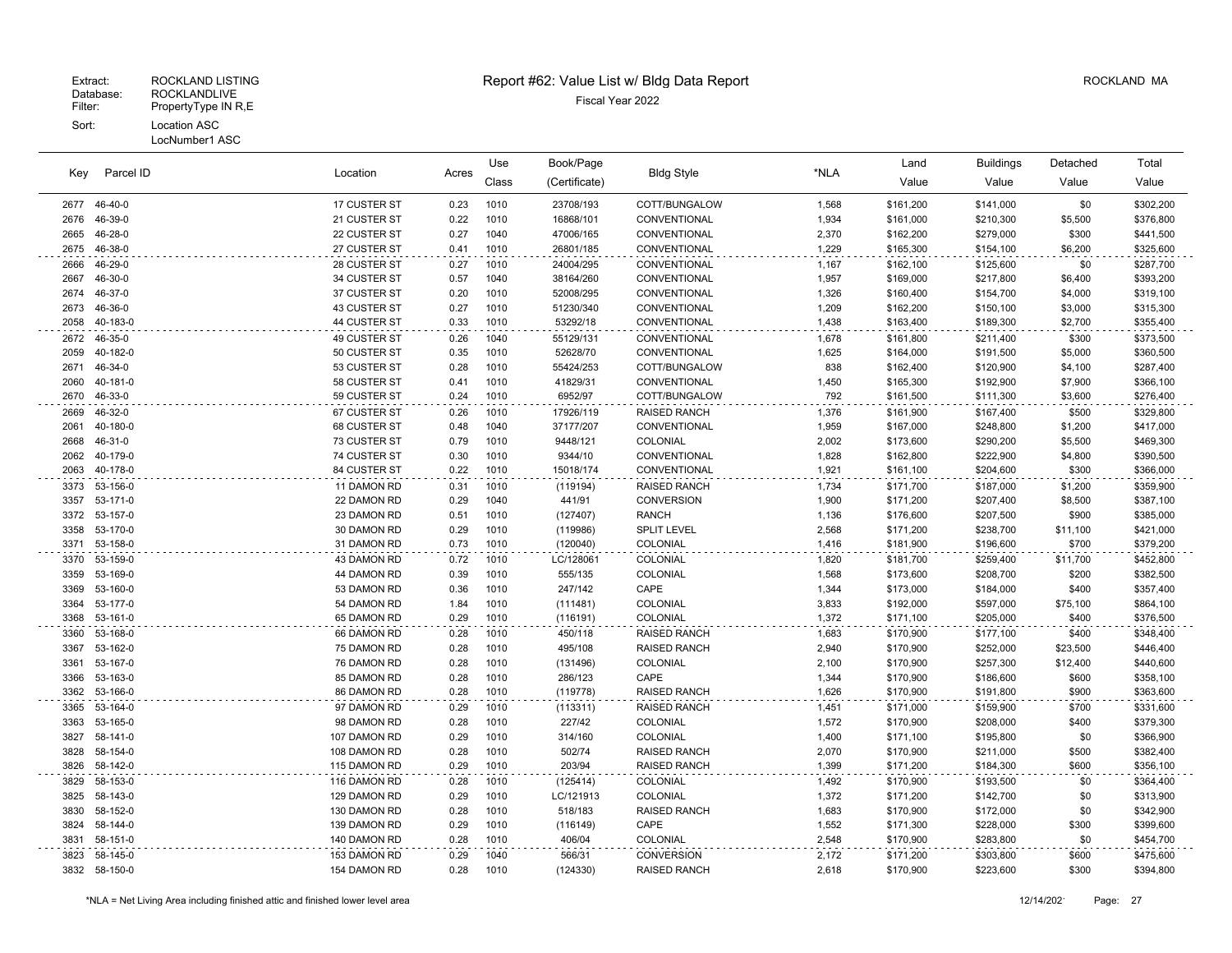Extract: ROCKLAND LISTING
Database: ROCKLANDLIVE
Filter: PropertyType IN R,E
Sort: Location ASC
LocNumber1 ASC

# Report #62: Value List w/ Bldg Data Report

Fiscal Year 2022

ROCKLAND MA

| Key | Parcel ID | Location | Acres | Use Class | Book/Page (Certificate) | Bldg Style | *NLA | Land Value | Buildings Value | Detached Value | Total Value |
|---|---|---|---|---|---|---|---|---|---|---|---|
| 2677 | 46-40-0 | 17 CUSTER ST | 0.23 | 1010 | 23708/193 | COTT/BUNGALOW | 1,568 | $161,200 | $141,000 | $0 | $302,200 |
| 2676 | 46-39-0 | 21 CUSTER ST | 0.22 | 1010 | 16868/101 | CONVENTIONAL | 1,934 | $161,000 | $210,300 | $5,500 | $376,800 |
| 2665 | 46-28-0 | 22 CUSTER ST | 0.27 | 1040 | 47006/165 | CONVENTIONAL | 2,370 | $162,200 | $279,000 | $300 | $441,500 |
| 2675 | 46-38-0 | 27 CUSTER ST | 0.41 | 1010 | 26801/185 | CONVENTIONAL | 1,229 | $165,300 | $154,100 | $6,200 | $325,600 |
| 2666 | 46-29-0 | 28 CUSTER ST | 0.27 | 1010 | 24004/295 | CONVENTIONAL | 1,167 | $162,100 | $125,600 | $0 | $287,700 |
| 2667 | 46-30-0 | 34 CUSTER ST | 0.57 | 1040 | 38164/260 | CONVENTIONAL | 1,957 | $169,000 | $217,800 | $6,400 | $393,200 |
| 2674 | 46-37-0 | 37 CUSTER ST | 0.20 | 1010 | 52008/295 | CONVENTIONAL | 1,326 | $160,400 | $154,700 | $4,000 | $319,100 |
| 2673 | 46-36-0 | 43 CUSTER ST | 0.27 | 1010 | 51230/340 | CONVENTIONAL | 1,209 | $162,200 | $150,100 | $3,000 | $315,300 |
| 2058 | 40-183-0 | 44 CUSTER ST | 0.33 | 1010 | 53292/18 | CONVENTIONAL | 1,438 | $163,400 | $189,300 | $2,700 | $355,400 |
| 2672 | 46-35-0 | 49 CUSTER ST | 0.26 | 1040 | 55129/131 | CONVENTIONAL | 1,678 | $161,800 | $211,400 | $300 | $373,500 |
| 2059 | 40-182-0 | 50 CUSTER ST | 0.35 | 1010 | 52628/70 | CONVENTIONAL | 1,625 | $164,000 | $191,500 | $5,000 | $360,500 |
| 2671 | 46-34-0 | 53 CUSTER ST | 0.28 | 1010 | 55424/253 | COTT/BUNGALOW | 838 | $162,400 | $120,900 | $4,100 | $287,400 |
| 2060 | 40-181-0 | 58 CUSTER ST | 0.41 | 1010 | 41829/31 | CONVENTIONAL | 1,450 | $165,300 | $192,900 | $7,900 | $366,100 |
| 2670 | 46-33-0 | 59 CUSTER ST | 0.24 | 1010 | 6952/97 | COTT/BUNGALOW | 792 | $161,500 | $111,300 | $3,600 | $276,400 |
| 2669 | 46-32-0 | 67 CUSTER ST | 0.26 | 1010 | 17926/119 | RAISED RANCH | 1,376 | $161,900 | $167,400 | $500 | $329,800 |
| 2061 | 40-180-0 | 68 CUSTER ST | 0.48 | 1040 | 37177/207 | CONVENTIONAL | 1,959 | $167,000 | $248,800 | $1,200 | $417,000 |
| 2668 | 46-31-0 | 73 CUSTER ST | 0.79 | 1010 | 9448/121 | COLONIAL | 2,002 | $173,600 | $290,200 | $5,500 | $469,300 |
| 2062 | 40-179-0 | 74 CUSTER ST | 0.30 | 1010 | 9344/10 | CONVENTIONAL | 1,828 | $162,800 | $222,900 | $4,800 | $390,500 |
| 2063 | 40-178-0 | 84 CUSTER ST | 0.22 | 1010 | 15018/174 | CONVENTIONAL | 1,921 | $161,100 | $204,600 | $300 | $366,000 |
| 3373 | 53-156-0 | 11 DAMON RD | 0.31 | 1010 | (119194) | RAISED RANCH | 1,734 | $171,700 | $187,000 | $1,200 | $359,900 |
| 3357 | 53-171-0 | 22 DAMON RD | 0.29 | 1040 | 441/91 | CONVERSION | 1,900 | $171,200 | $207,400 | $8,500 | $387,100 |
| 3372 | 53-157-0 | 23 DAMON RD | 0.51 | 1010 | (127407) | RANCH | 1,136 | $176,600 | $207,500 | $900 | $385,000 |
| 3358 | 53-170-0 | 30 DAMON RD | 0.29 | 1010 | (119986) | SPLIT LEVEL | 2,568 | $171,200 | $238,700 | $11,100 | $421,000 |
| 3371 | 53-158-0 | 31 DAMON RD | 0.73 | 1010 | (120040) | COLONIAL | 1,416 | $181,900 | $196,600 | $700 | $379,200 |
| 3370 | 53-159-0 | 43 DAMON RD | 0.72 | 1010 | LC/128061 | COLONIAL | 1,820 | $181,700 | $259,400 | $11,700 | $452,800 |
| 3359 | 53-169-0 | 44 DAMON RD | 0.39 | 1010 | 555/135 | COLONIAL | 1,568 | $173,600 | $208,700 | $200 | $382,500 |
| 3369 | 53-160-0 | 53 DAMON RD | 0.36 | 1010 | 247/142 | CAPE | 1,344 | $173,000 | $184,000 | $400 | $357,400 |
| 3364 | 53-177-0 | 54 DAMON RD | 1.84 | 1010 | (111481) | COLONIAL | 3,833 | $192,000 | $597,000 | $75,100 | $864,100 |
| 3368 | 53-161-0 | 65 DAMON RD | 0.29 | 1010 | (116191) | COLONIAL | 1,372 | $171,100 | $205,000 | $400 | $376,500 |
| 3360 | 53-168-0 | 66 DAMON RD | 0.28 | 1010 | 450/118 | RAISED RANCH | 1,683 | $170,900 | $177,100 | $400 | $348,400 |
| 3367 | 53-162-0 | 75 DAMON RD | 0.28 | 1010 | 495/108 | RAISED RANCH | 2,940 | $170,900 | $252,000 | $23,500 | $446,400 |
| 3361 | 53-167-0 | 76 DAMON RD | 0.28 | 1010 | (131496) | COLONIAL | 2,100 | $170,900 | $257,300 | $12,400 | $440,600 |
| 3366 | 53-163-0 | 85 DAMON RD | 0.28 | 1010 | 286/123 | CAPE | 1,344 | $170,900 | $186,600 | $600 | $358,100 |
| 3362 | 53-166-0 | 86 DAMON RD | 0.28 | 1010 | (119778) | RAISED RANCH | 1,626 | $170,900 | $191,800 | $900 | $363,600 |
| 3365 | 53-164-0 | 97 DAMON RD | 0.29 | 1010 | (113311) | RAISED RANCH | 1,451 | $171,000 | $159,900 | $700 | $331,600 |
| 3363 | 53-165-0 | 98 DAMON RD | 0.28 | 1010 | 227/42 | COLONIAL | 1,572 | $170,900 | $208,000 | $400 | $379,300 |
| 3827 | 58-141-0 | 107 DAMON RD | 0.29 | 1010 | 314/160 | COLONIAL | 1,400 | $171,100 | $195,800 | $0 | $366,900 |
| 3828 | 58-154-0 | 108 DAMON RD | 0.28 | 1010 | 502/74 | RAISED RANCH | 2,070 | $170,900 | $211,000 | $500 | $382,400 |
| 3826 | 58-142-0 | 115 DAMON RD | 0.29 | 1010 | 203/94 | RAISED RANCH | 1,399 | $171,200 | $184,300 | $600 | $356,100 |
| 3829 | 58-153-0 | 116 DAMON RD | 0.28 | 1010 | (125414) | COLONIAL | 1,492 | $170,900 | $193,500 | $0 | $364,400 |
| 3825 | 58-143-0 | 129 DAMON RD | 0.29 | 1010 | LC/121913 | COLONIAL | 1,372 | $171,200 | $142,700 | $0 | $313,900 |
| 3830 | 58-152-0 | 130 DAMON RD | 0.28 | 1010 | 518/183 | RAISED RANCH | 1,683 | $170,900 | $172,000 | $0 | $342,900 |
| 3824 | 58-144-0 | 139 DAMON RD | 0.29 | 1010 | (116149) | CAPE | 1,552 | $171,300 | $228,000 | $300 | $399,600 |
| 3831 | 58-151-0 | 140 DAMON RD | 0.28 | 1010 | 406/04 | COLONIAL | 2,548 | $170,900 | $283,800 | $0 | $454,700 |
| 3823 | 58-145-0 | 153 DAMON RD | 0.29 | 1040 | 566/31 | CONVERSION | 2,172 | $171,200 | $303,800 | $600 | $475,600 |
| 3832 | 58-150-0 | 154 DAMON RD | 0.28 | 1010 | (124330) | RAISED RANCH | 2,618 | $170,900 | $223,600 | $300 | $394,800 |

*NLA = Net Living Area including finished attic and finished lower level area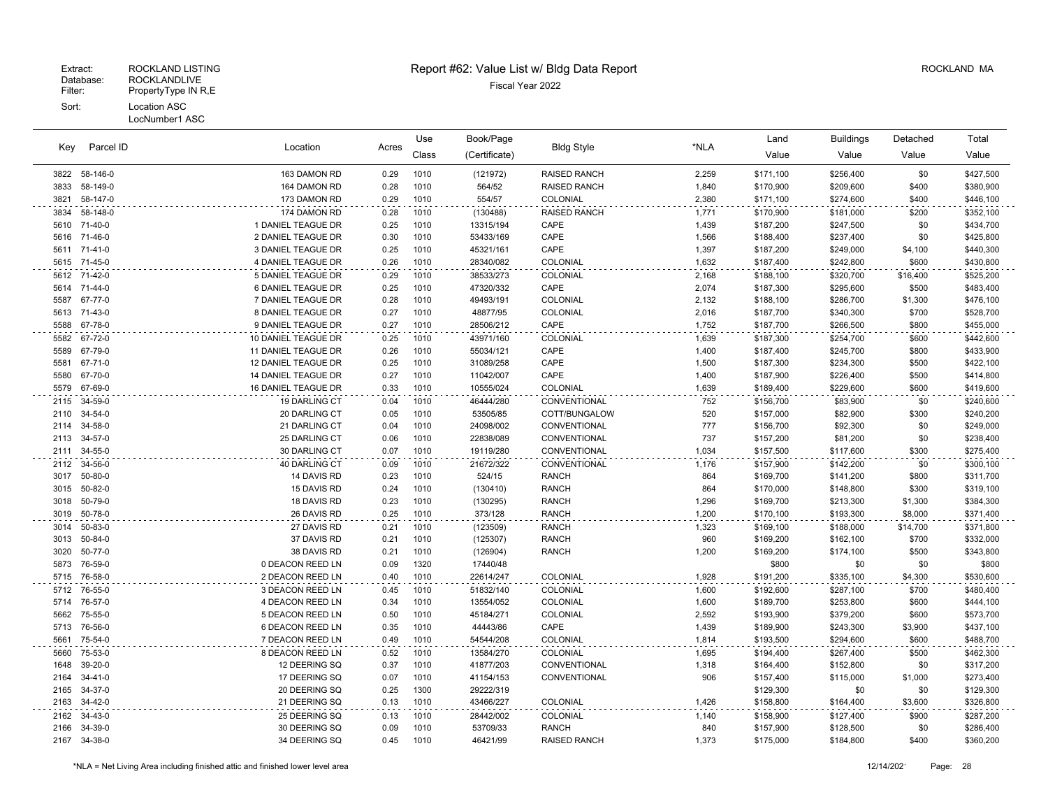Extract: ROCKLAND LISTING
Database: ROCKLANDLIVE
Filter: PropertyType IN R,E
Sort: Location ASC
LocNumber1 ASC

# Report #62: Value List w/ Bldg Data Report

Fiscal Year 2022

ROCKLAND MA

| Key | Parcel ID | Location | Acres | Use Class | Book/Page (Certificate) | Bldg Style | *NLA | Land Value | Buildings Value | Detached Value | Total Value |
|---|---|---|---|---|---|---|---|---|---|---|---|
| 3822 | 58-146-0 | 163 DAMON RD | 0.29 | 1010 | (121972) | RAISED RANCH | 2,259 | $171,100 | $256,400 | $0 | $427,500 |
| 3833 | 58-149-0 | 164 DAMON RD | 0.28 | 1010 | 564/52 | RAISED RANCH | 1,840 | $170,900 | $209,600 | $400 | $380,900 |
| 3821 | 58-147-0 | 173 DAMON RD | 0.29 | 1010 | 554/57 | COLONIAL | 2,380 | $171,100 | $274,600 | $400 | $446,100 |
| 3834 | 58-148-0 | 174 DAMON RD | 0.28 | 1010 | (130488) | RAISED RANCH | 1,771 | $170,900 | $181,000 | $200 | $352,100 |
| 5610 | 71-40-0 | 1 DANIEL TEAGUE DR | 0.25 | 1010 | 13315/194 | CAPE | 1,439 | $187,200 | $247,500 | $0 | $434,700 |
| 5616 | 71-46-0 | 2 DANIEL TEAGUE DR | 0.30 | 1010 | 53433/169 | CAPE | 1,566 | $188,400 | $237,400 | $0 | $425,800 |
| 5611 | 71-41-0 | 3 DANIEL TEAGUE DR | 0.25 | 1010 | 45321/161 | CAPE | 1,397 | $187,200 | $249,000 | $4,100 | $440,300 |
| 5615 | 71-45-0 | 4 DANIEL TEAGUE DR | 0.26 | 1010 | 28340/082 | COLONIAL | 1,632 | $187,400 | $242,800 | $600 | $430,800 |
| 5612 | 71-42-0 | 5 DANIEL TEAGUE DR | 0.29 | 1010 | 38533/273 | COLONIAL | 2,168 | $188,100 | $320,700 | $16,400 | $525,200 |
| 5614 | 71-44-0 | 6 DANIEL TEAGUE DR | 0.25 | 1010 | 47320/332 | CAPE | 2,074 | $187,300 | $295,600 | $500 | $483,400 |
| 5587 | 67-77-0 | 7 DANIEL TEAGUE DR | 0.28 | 1010 | 49493/191 | COLONIAL | 2,132 | $188,100 | $286,700 | $1,300 | $476,100 |
| 5613 | 71-43-0 | 8 DANIEL TEAGUE DR | 0.27 | 1010 | 48877/95 | COLONIAL | 2,016 | $187,700 | $340,300 | $700 | $528,700 |
| 5588 | 67-78-0 | 9 DANIEL TEAGUE DR | 0.27 | 1010 | 28506/212 | CAPE | 1,752 | $187,700 | $266,500 | $800 | $455,000 |
| 5582 | 67-72-0 | 10 DANIEL TEAGUE DR | 0.25 | 1010 | 43971/160 | COLONIAL | 1,639 | $187,300 | $254,700 | $600 | $442,600 |
| 5589 | 67-79-0 | 11 DANIEL TEAGUE DR | 0.26 | 1010 | 55034/121 | CAPE | 1,400 | $187,400 | $245,700 | $800 | $433,900 |
| 5581 | 67-71-0 | 12 DANIEL TEAGUE DR | 0.25 | 1010 | 31089/258 | CAPE | 1,500 | $187,300 | $234,300 | $500 | $422,100 |
| 5580 | 67-70-0 | 14 DANIEL TEAGUE DR | 0.27 | 1010 | 11042/007 | CAPE | 1,400 | $187,900 | $226,400 | $500 | $414,800 |
| 5579 | 67-69-0 | 16 DANIEL TEAGUE DR | 0.33 | 1010 | 10555/024 | COLONIAL | 1,639 | $189,400 | $229,600 | $600 | $419,600 |
| 2115 | 34-59-0 | 19 DARLING CT | 0.04 | 1010 | 46444/280 | CONVENTIONAL | 752 | $156,700 | $83,900 | $0 | $240,600 |
| 2110 | 34-54-0 | 20 DARLING CT | 0.05 | 1010 | 53505/85 | COTT/BUNGALOW | 520 | $157,000 | $82,900 | $300 | $240,200 |
| 2114 | 34-58-0 | 21 DARLING CT | 0.04 | 1010 | 24098/002 | CONVENTIONAL | 777 | $156,700 | $92,300 | $0 | $249,000 |
| 2113 | 34-57-0 | 25 DARLING CT | 0.06 | 1010 | 22838/089 | CONVENTIONAL | 737 | $157,200 | $81,200 | $0 | $238,400 |
| 2111 | 34-55-0 | 30 DARLING CT | 0.07 | 1010 | 19119/280 | CONVENTIONAL | 1,034 | $157,500 | $117,600 | $300 | $275,400 |
| 2112 | 34-56-0 | 40 DARLING CT | 0.09 | 1010 | 21672/322 | CONVENTIONAL | 1,176 | $157,900 | $142,200 | $0 | $300,100 |
| 3017 | 50-80-0 | 14 DAVIS RD | 0.23 | 1010 | 524/15 | RANCH | 864 | $169,700 | $141,200 | $800 | $311,700 |
| 3015 | 50-82-0 | 15 DAVIS RD | 0.24 | 1010 | (130410) | RANCH | 864 | $170,000 | $148,800 | $300 | $319,100 |
| 3018 | 50-79-0 | 18 DAVIS RD | 0.23 | 1010 | (130295) | RANCH | 1,296 | $169,700 | $213,300 | $1,300 | $384,300 |
| 3019 | 50-78-0 | 26 DAVIS RD | 0.25 | 1010 | 373/128 | RANCH | 1,200 | $170,100 | $193,300 | $8,000 | $371,400 |
| 3014 | 50-83-0 | 27 DAVIS RD | 0.21 | 1010 | (123509) | RANCH | 1,323 | $169,100 | $188,000 | $14,700 | $371,800 |
| 3013 | 50-84-0 | 37 DAVIS RD | 0.21 | 1010 | (125307) | RANCH | 960 | $169,200 | $162,100 | $700 | $332,000 |
| 3020 | 50-77-0 | 38 DAVIS RD | 0.21 | 1010 | (126904) | RANCH | 1,200 | $169,200 | $174,100 | $500 | $343,800 |
| 5873 | 76-59-0 | 0 DEACON REED LN | 0.09 | 1320 | 17440/48 | | | $800 | $0 | $0 | $800 |
| 5715 | 76-58-0 | 2 DEACON REED LN | 0.40 | 1010 | 22614/247 | COLONIAL | 1,928 | $191,200 | $335,100 | $4,300 | $530,600 |
| 5712 | 76-55-0 | 3 DEACON REED LN | 0.45 | 1010 | 51832/140 | COLONIAL | 1,600 | $192,600 | $287,100 | $700 | $480,400 |
| 5714 | 76-57-0 | 4 DEACON REED LN | 0.34 | 1010 | 13554/052 | COLONIAL | 1,600 | $189,700 | $253,800 | $600 | $444,100 |
| 5662 | 75-55-0 | 5 DEACON REED LN | 0.50 | 1010 | 45184/271 | COLONIAL | 2,592 | $193,900 | $379,200 | $600 | $573,700 |
| 5713 | 76-56-0 | 6 DEACON REED LN | 0.35 | 1010 | 44443/86 | CAPE | 1,439 | $189,900 | $243,300 | $3,900 | $437,100 |
| 5661 | 75-54-0 | 7 DEACON REED LN | 0.49 | 1010 | 54544/208 | COLONIAL | 1,814 | $193,500 | $294,600 | $600 | $488,700 |
| 5660 | 75-53-0 | 8 DEACON REED LN | 0.52 | 1010 | 13584/270 | COLONIAL | 1,695 | $194,400 | $267,400 | $500 | $462,300 |
| 1648 | 39-20-0 | 12 DEERING SQ | 0.37 | 1010 | 41877/203 | CONVENTIONAL | 1,318 | $164,400 | $152,800 | $0 | $317,200 |
| 2164 | 34-41-0 | 17 DEERING SQ | 0.07 | 1010 | 41154/153 | CONVENTIONAL | 906 | $157,400 | $115,000 | $1,000 | $273,400 |
| 2165 | 34-37-0 | 20 DEERING SQ | 0.25 | 1300 | 29222/319 | | | $129,300 | $0 | $0 | $129,300 |
| 2163 | 34-42-0 | 21 DEERING SQ | 0.13 | 1010 | 43466/227 | COLONIAL | 1,426 | $158,800 | $164,400 | $3,600 | $326,800 |
| 2162 | 34-43-0 | 25 DEERING SQ | 0.13 | 1010 | 28442/002 | COLONIAL | 1,140 | $158,900 | $127,400 | $900 | $287,200 |
| 2166 | 34-39-0 | 30 DEERING SQ | 0.09 | 1010 | 53709/33 | RANCH | 840 | $157,900 | $128,500 | $0 | $286,400 |
| 2167 | 34-38-0 | 34 DEERING SQ | 0.45 | 1010 | 46421/99 | RAISED RANCH | 1,373 | $175,000 | $184,800 | $400 | $360,200 |

*NLA = Net Living Area including finished attic and finished lower level area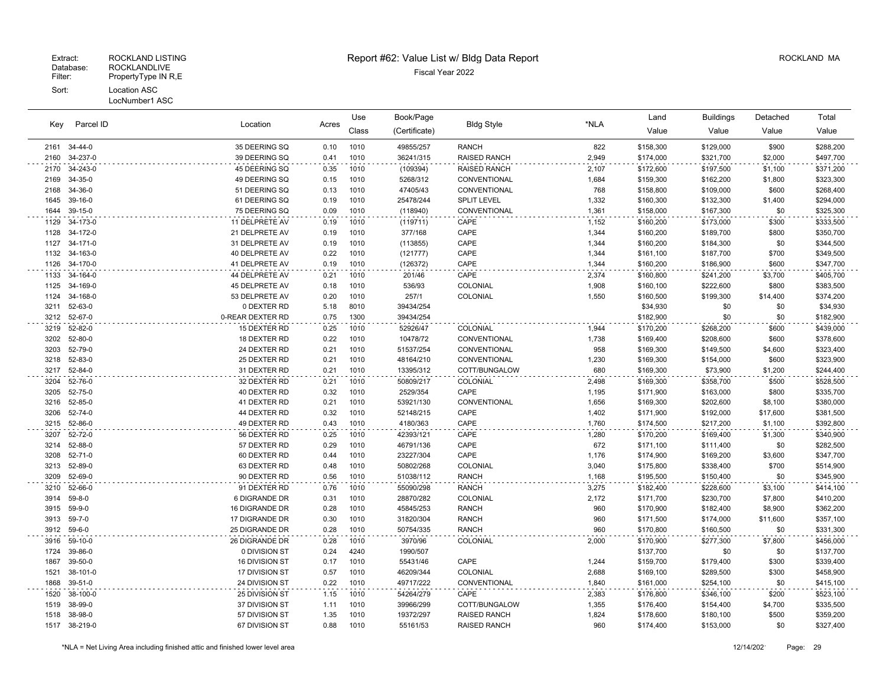Extract: ROCKLAND LISTING
Database: ROCKLANDLIVE
Filter: PropertyType IN R,E
Sort: Location ASC
LocNumber1 ASC

# Report #62: Value List w/ Bldg Data Report

Fiscal Year 2022

ROCKLAND MA

| Key | Parcel ID | Location | Acres | Use Class | Book/Page (Certificate) | Bldg Style | *NLA | Land Value | Buildings Value | Detached Value | Total Value |
|---|---|---|---|---|---|---|---|---|---|---|---|
| 2161 | 34-44-0 | 35 DEERING SQ | 0.10 | 1010 | 49855/257 | RANCH | 822 | $158,300 | $129,000 | $900 | $288,200 |
| 2160 | 34-237-0 | 39 DEERING SQ | 0.41 | 1010 | 36241/315 | RAISED RANCH | 2,949 | $174,000 | $321,700 | $2,000 | $497,700 |
| 2170 | 34-243-0 | 45 DEERING SQ | 0.35 | 1010 | (109394) | RAISED RANCH | 2,107 | $172,600 | $197,500 | $1,100 | $371,200 |
| 2169 | 34-35-0 | 49 DEERING SQ | 0.15 | 1010 | 5268/312 | CONVENTIONAL | 1,684 | $159,300 | $162,200 | $1,800 | $323,300 |
| 2168 | 34-36-0 | 51 DEERING SQ | 0.13 | 1010 | 47405/43 | CONVENTIONAL | 768 | $158,800 | $109,000 | $600 | $268,400 |
| 1645 | 39-16-0 | 61 DEERING SQ | 0.19 | 1010 | 25478/244 | SPLIT LEVEL | 1,332 | $160,300 | $132,300 | $1,400 | $294,000 |
| 1644 | 39-15-0 | 75 DEERING SQ | 0.09 | 1010 | (118940) | CONVENTIONAL | 1,361 | $158,000 | $167,300 | $0 | $325,300 |
| 1129 | 34-173-0 | 11 DELPRETE AV | 0.19 | 1010 | (119711) | CAPE | 1,152 | $160,200 | $173,000 | $300 | $333,500 |
| 1128 | 34-172-0 | 21 DELPRETE AV | 0.19 | 1010 | 377/168 | CAPE | 1,344 | $160,200 | $189,700 | $800 | $350,700 |
| 1127 | 34-171-0 | 31 DELPRETE AV | 0.19 | 1010 | (113855) | CAPE | 1,344 | $160,200 | $184,300 | $0 | $344,500 |
| 1132 | 34-163-0 | 40 DELPRETE AV | 0.22 | 1010 | (121777) | CAPE | 1,344 | $161,100 | $187,700 | $700 | $349,500 |
| 1126 | 34-170-0 | 41 DELPRETE AV | 0.19 | 1010 | (126372) | CAPE | 1,344 | $160,200 | $186,900 | $600 | $347,700 |
| 1133 | 34-164-0 | 44 DELPRETE AV | 0.21 | 1010 | 201/46 | CAPE | 2,374 | $160,800 | $241,200 | $3,700 | $405,700 |
| 1125 | 34-169-0 | 45 DELPRETE AV | 0.18 | 1010 | 536/93 | COLONIAL | 1,908 | $160,100 | $222,600 | $800 | $383,500 |
| 1124 | 34-168-0 | 53 DELPRETE AV | 0.20 | 1010 | 257/1 | COLONIAL | 1,550 | $160,500 | $199,300 | $14,400 | $374,200 |
| 3211 | 52-63-0 | 0 DEXTER RD | 5.18 | 8010 | 39434/254 | | | $34,930 | $0 | $0 | $34,930 |
| 3212 | 52-67-0 | 0-REAR DEXTER RD | 0.75 | 1300 | 39434/254 | | | $182,900 | $0 | $0 | $182,900 |
| 3219 | 52-82-0 | 15 DEXTER RD | 0.25 | 1010 | 52926/47 | COLONIAL | 1,944 | $170,200 | $268,200 | $600 | $439,000 |
| 3202 | 52-80-0 | 18 DEXTER RD | 0.22 | 1010 | 10478/72 | CONVENTIONAL | 1,738 | $169,400 | $208,600 | $600 | $378,600 |
| 3203 | 52-79-0 | 24 DEXTER RD | 0.21 | 1010 | 51537/254 | CONVENTIONAL | 958 | $169,300 | $149,500 | $4,600 | $323,400 |
| 3218 | 52-83-0 | 25 DEXTER RD | 0.21 | 1010 | 48164/210 | CONVENTIONAL | 1,230 | $169,300 | $154,000 | $600 | $323,900 |
| 3217 | 52-84-0 | 31 DEXTER RD | 0.21 | 1010 | 13395/312 | COTT/BUNGALOW | 680 | $169,300 | $73,900 | $1,200 | $244,400 |
| 3204 | 52-76-0 | 32 DEXTER RD | 0.21 | 1010 | 50809/217 | COLONIAL | 2,498 | $169,300 | $358,700 | $500 | $528,500 |
| 3205 | 52-75-0 | 40 DEXTER RD | 0.32 | 1010 | 2529/354 | CAPE | 1,195 | $171,900 | $163,000 | $800 | $335,700 |
| 3216 | 52-85-0 | 41 DEXTER RD | 0.21 | 1010 | 53921/130 | CONVENTIONAL | 1,656 | $169,300 | $202,600 | $8,100 | $380,000 |
| 3206 | 52-74-0 | 44 DEXTER RD | 0.32 | 1010 | 52148/215 | CAPE | 1,402 | $171,900 | $192,000 | $17,600 | $381,500 |
| 3215 | 52-86-0 | 49 DEXTER RD | 0.43 | 1010 | 4180/363 | CAPE | 1,760 | $174,500 | $217,200 | $1,100 | $392,800 |
| 3207 | 52-72-0 | 56 DEXTER RD | 0.25 | 1010 | 42393/121 | CAPE | 1,280 | $170,200 | $169,400 | $1,300 | $340,900 |
| 3214 | 52-88-0 | 57 DEXTER RD | 0.29 | 1010 | 46791/136 | CAPE | 672 | $171,100 | $111,400 | $0 | $282,500 |
| 3208 | 52-71-0 | 60 DEXTER RD | 0.44 | 1010 | 23227/304 | CAPE | 1,176 | $174,900 | $169,200 | $3,600 | $347,700 |
| 3213 | 52-89-0 | 63 DEXTER RD | 0.48 | 1010 | 50802/268 | COLONIAL | 3,040 | $175,800 | $338,400 | $700 | $514,900 |
| 3209 | 52-69-0 | 90 DEXTER RD | 0.56 | 1010 | 51038/112 | RANCH | 1,168 | $195,500 | $150,400 | $0 | $345,900 |
| 3210 | 52-66-0 | 91 DEXTER RD | 0.76 | 1010 | 55090/298 | RANCH | 3,275 | $182,400 | $228,600 | $3,100 | $414,100 |
| 3914 | 59-8-0 | 6 DIGRANDE DR | 0.31 | 1010 | 28870/282 | COLONIAL | 2,172 | $171,700 | $230,700 | $7,800 | $410,200 |
| 3915 | 59-9-0 | 16 DIGRANDE DR | 0.28 | 1010 | 45845/253 | RANCH | 960 | $170,900 | $182,400 | $8,900 | $362,200 |
| 3913 | 59-7-0 | 17 DIGRANDE DR | 0.30 | 1010 | 31820/304 | RANCH | 960 | $171,500 | $174,000 | $11,600 | $357,100 |
| 3912 | 59-6-0 | 25 DIGRANDE DR | 0.28 | 1010 | 50754/335 | RANCH | 960 | $170,800 | $160,500 | $0 | $331,300 |
| 3916 | 59-10-0 | 26 DIGRANDE DR | 0.28 | 1010 | 3970/96 | COLONIAL | 2,000 | $170,900 | $277,300 | $7,800 | $456,000 |
| 1724 | 39-86-0 | 0 DIVISION ST | 0.24 | 4240 | 1990/507 | | | $137,700 | $0 | $0 | $137,700 |
| 1867 | 39-50-0 | 16 DIVISION ST | 0.17 | 1010 | 55431/46 | CAPE | 1,244 | $159,700 | $179,400 | $300 | $339,400 |
| 1521 | 38-101-0 | 17 DIVISION ST | 0.57 | 1010 | 46209/344 | COLONIAL | 2,688 | $169,100 | $289,500 | $300 | $458,900 |
| 1868 | 39-51-0 | 24 DIVISION ST | 0.22 | 1010 | 49717/222 | CONVENTIONAL | 1,840 | $161,000 | $254,100 | $0 | $415,100 |
| 1520 | 38-100-0 | 25 DIVISION ST | 1.15 | 1010 | 54264/279 | CAPE | 2,383 | $176,800 | $346,100 | $200 | $523,100 |
| 1519 | 38-99-0 | 37 DIVISION ST | 1.11 | 1010 | 39966/299 | COTT/BUNGALOW | 1,355 | $176,400 | $154,400 | $4,700 | $335,500 |
| 1518 | 38-98-0 | 57 DIVISION ST | 1.35 | 1010 | 19372/297 | RAISED RANCH | 1,824 | $178,600 | $180,100 | $500 | $359,200 |
| 1517 | 38-219-0 | 67 DIVISION ST | 0.88 | 1010 | 55161/53 | RAISED RANCH | 960 | $174,400 | $153,000 | $0 | $327,400 |

*NLA = Net Living Area including finished attic and finished lower level area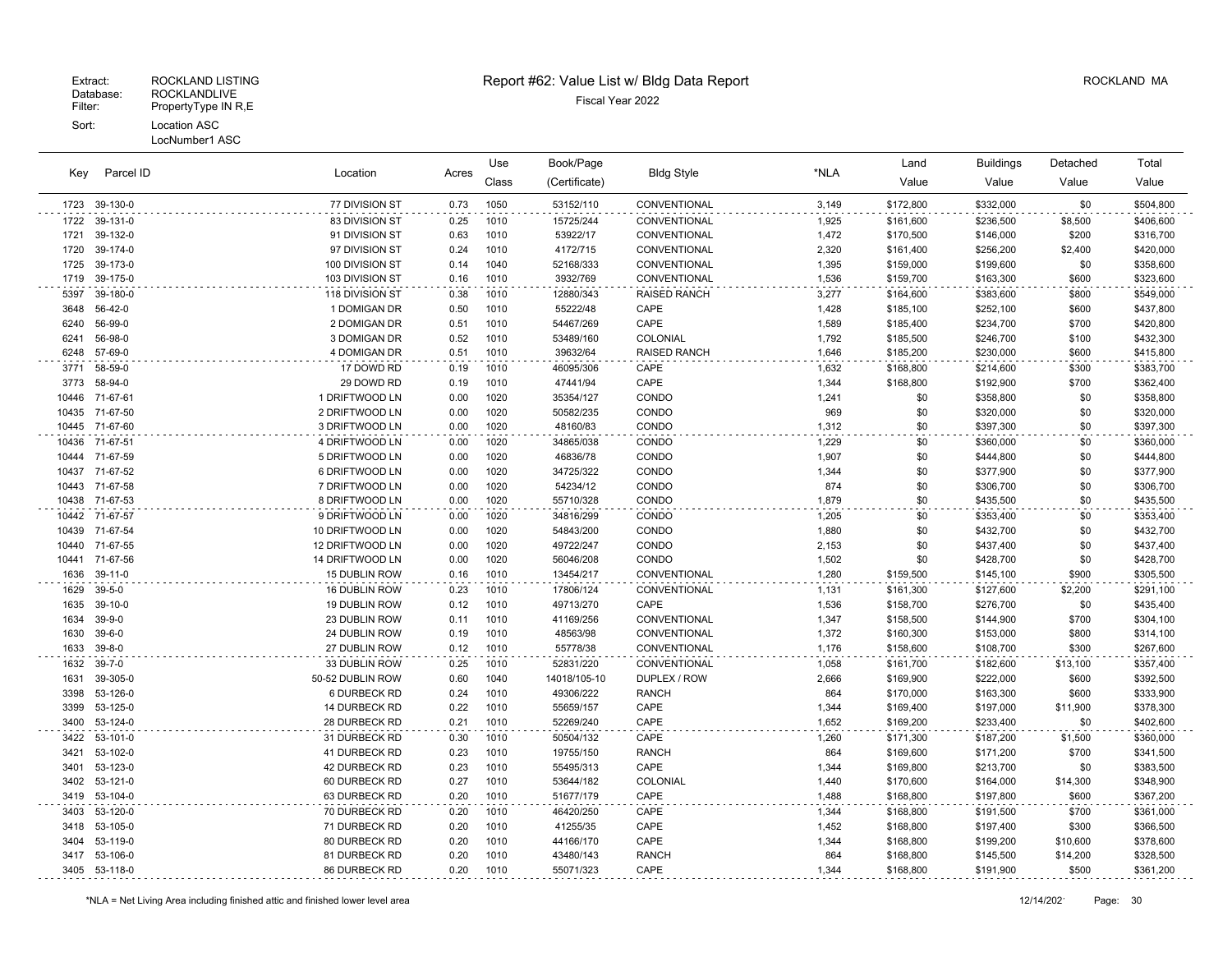Extract: ROCKLAND LISTING
Database: ROCKLANDLIVE
Filter: PropertyType IN R,E
Sort: Location ASC
LocNumber1 ASC

# Report #62: Value List w/ Bldg Data Report

Fiscal Year 2022

ROCKLAND MA

| Key | Parcel ID | Location | Acres | Use Class | Book/Page (Certificate) | Bldg Style | *NLA | Land Value | Buildings Value | Detached Value | Total Value |
|---|---|---|---|---|---|---|---|---|---|---|---|
| 1723 | 39-130-0 | 77 DIVISION ST | 0.73 | 1050 | 53152/110 | CONVENTIONAL | 3,149 | $172,800 | $332,000 | $0 | $504,800 |
| 1722 | 39-131-0 | 83 DIVISION ST | 0.25 | 1010 | 15725/244 | CONVENTIONAL | 1,925 | $161,600 | $236,500 | $8,500 | $406,600 |
| 1721 | 39-132-0 | 91 DIVISION ST | 0.63 | 1010 | 53922/17 | CONVENTIONAL | 1,472 | $170,500 | $146,000 | $200 | $316,700 |
| 1720 | 39-174-0 | 97 DIVISION ST | 0.24 | 1010 | 4172/715 | CONVENTIONAL | 2,320 | $161,400 | $256,200 | $2,400 | $420,000 |
| 1725 | 39-173-0 | 100 DIVISION ST | 0.14 | 1040 | 52168/333 | CONVENTIONAL | 1,395 | $159,000 | $199,600 | $0 | $358,600 |
| 1719 | 39-175-0 | 103 DIVISION ST | 0.16 | 1010 | 3932/769 | CONVENTIONAL | 1,536 | $159,700 | $163,300 | $600 | $323,600 |
| 5397 | 39-180-0 | 118 DIVISION ST | 0.38 | 1010 | 12880/343 | RAISED RANCH | 3,277 | $164,600 | $383,600 | $800 | $549,000 |
| 3648 | 56-42-0 | 1 DOMIGAN DR | 0.50 | 1010 | 55222/48 | CAPE | 1,428 | $185,100 | $252,100 | $600 | $437,800 |
| 6240 | 56-99-0 | 2 DOMIGAN DR | 0.51 | 1010 | 54467/269 | CAPE | 1,589 | $185,400 | $234,700 | $700 | $420,800 |
| 6241 | 56-98-0 | 3 DOMIGAN DR | 0.52 | 1010 | 53489/160 | COLONIAL | 1,792 | $185,500 | $246,700 | $100 | $432,300 |
| 6248 | 57-69-0 | 4 DOMIGAN DR | 0.51 | 1010 | 39632/64 | RAISED RANCH | 1,646 | $185,200 | $230,000 | $600 | $415,800 |
| 3771 | 58-59-0 | 17 DOWD RD | 0.19 | 1010 | 46095/306 | CAPE | 1,632 | $168,800 | $214,600 | $300 | $383,700 |
| 3773 | 58-94-0 | 29 DOWD RD | 0.19 | 1010 | 47441/94 | CAPE | 1,344 | $168,800 | $192,900 | $700 | $362,400 |
| 10446 | 71-67-61 | 1 DRIFTWOOD LN | 0.00 | 1020 | 35354/127 | CONDO | 1,241 | $0 | $358,800 | $0 | $358,800 |
| 10435 | 71-67-50 | 2 DRIFTWOOD LN | 0.00 | 1020 | 50582/235 | CONDO | 969 | $0 | $320,000 | $0 | $320,000 |
| 10445 | 71-67-60 | 3 DRIFTWOOD LN | 0.00 | 1020 | 48160/83 | CONDO | 1,312 | $0 | $397,300 | $0 | $397,300 |
| 10436 | 71-67-51 | 4 DRIFTWOOD LN | 0.00 | 1020 | 34865/038 | CONDO | 1,229 | $0 | $360,000 | $0 | $360,000 |
| 10444 | 71-67-59 | 5 DRIFTWOOD LN | 0.00 | 1020 | 46836/78 | CONDO | 1,907 | $0 | $444,800 | $0 | $444,800 |
| 10437 | 71-67-52 | 6 DRIFTWOOD LN | 0.00 | 1020 | 34725/322 | CONDO | 1,344 | $0 | $377,900 | $0 | $377,900 |
| 10443 | 71-67-58 | 7 DRIFTWOOD LN | 0.00 | 1020 | 54234/12 | CONDO | 874 | $0 | $306,700 | $0 | $306,700 |
| 10438 | 71-67-53 | 8 DRIFTWOOD LN | 0.00 | 1020 | 55710/328 | CONDO | 1,879 | $0 | $435,500 | $0 | $435,500 |
| 10442 | 71-67-57 | 9 DRIFTWOOD LN | 0.00 | 1020 | 34816/299 | CONDO | 1,205 | $0 | $353,400 | $0 | $353,400 |
| 10439 | 71-67-54 | 10 DRIFTWOOD LN | 0.00 | 1020 | 54843/200 | CONDO | 1,880 | $0 | $432,700 | $0 | $432,700 |
| 10440 | 71-67-55 | 12 DRIFTWOOD LN | 0.00 | 1020 | 49722/247 | CONDO | 2,153 | $0 | $437,400 | $0 | $437,400 |
| 10441 | 71-67-56 | 14 DRIFTWOOD LN | 0.00 | 1020 | 56046/208 | CONDO | 1,502 | $0 | $428,700 | $0 | $428,700 |
| 1636 | 39-11-0 | 15 DUBLIN ROW | 0.16 | 1010 | 13454/217 | CONVENTIONAL | 1,280 | $159,500 | $145,100 | $900 | $305,500 |
| 1629 | 39-5-0 | 16 DUBLIN ROW | 0.23 | 1010 | 17806/124 | CONVENTIONAL | 1,131 | $161,300 | $127,600 | $2,200 | $291,100 |
| 1635 | 39-10-0 | 19 DUBLIN ROW | 0.12 | 1010 | 49713/270 | CAPE | 1,536 | $158,700 | $276,700 | $0 | $435,400 |
| 1634 | 39-9-0 | 23 DUBLIN ROW | 0.11 | 1010 | 41169/256 | CONVENTIONAL | 1,347 | $158,500 | $144,900 | $700 | $304,100 |
| 1630 | 39-6-0 | 24 DUBLIN ROW | 0.19 | 1010 | 48563/98 | CONVENTIONAL | 1,372 | $160,300 | $153,000 | $800 | $314,100 |
| 1633 | 39-8-0 | 27 DUBLIN ROW | 0.12 | 1010 | 55778/38 | CONVENTIONAL | 1,176 | $158,600 | $108,700 | $300 | $267,600 |
| 1632 | 39-7-0 | 33 DUBLIN ROW | 0.25 | 1010 | 52831/220 | CONVENTIONAL | 1,058 | $161,700 | $182,600 | $13,100 | $357,400 |
| 1631 | 39-305-0 | 50-52 DUBLIN ROW | 0.60 | 1040 | 14018/105-10 | DUPLEX / ROW | 2,666 | $169,900 | $222,000 | $600 | $392,500 |
| 3398 | 53-126-0 | 6 DURBECK RD | 0.24 | 1010 | 49306/222 | RANCH | 864 | $170,000 | $163,300 | $600 | $333,900 |
| 3399 | 53-125-0 | 14 DURBECK RD | 0.22 | 1010 | 55659/157 | CAPE | 1,344 | $169,400 | $197,000 | $11,900 | $378,300 |
| 3400 | 53-124-0 | 28 DURBECK RD | 0.21 | 1010 | 52269/240 | CAPE | 1,652 | $169,200 | $233,400 | $0 | $402,600 |
| 3422 | 53-101-0 | 31 DURBECK RD | 0.30 | 1010 | 50504/132 | CAPE | 1,260 | $171,300 | $187,200 | $1,500 | $360,000 |
| 3421 | 53-102-0 | 41 DURBECK RD | 0.23 | 1010 | 19755/150 | RANCH | 864 | $169,600 | $171,200 | $700 | $341,500 |
| 3401 | 53-123-0 | 42 DURBECK RD | 0.23 | 1010 | 55495/313 | CAPE | 1,344 | $169,800 | $213,700 | $0 | $383,500 |
| 3402 | 53-121-0 | 60 DURBECK RD | 0.27 | 1010 | 53644/182 | COLONIAL | 1,440 | $170,600 | $164,000 | $14,300 | $348,900 |
| 3419 | 53-104-0 | 63 DURBECK RD | 0.20 | 1010 | 51677/179 | CAPE | 1,488 | $168,800 | $197,800 | $600 | $367,200 |
| 3403 | 53-120-0 | 70 DURBECK RD | 0.20 | 1010 | 46420/250 | CAPE | 1,344 | $168,800 | $191,500 | $700 | $361,000 |
| 3418 | 53-105-0 | 71 DURBECK RD | 0.20 | 1010 | 41255/35 | CAPE | 1,452 | $168,800 | $197,400 | $300 | $366,500 |
| 3404 | 53-119-0 | 80 DURBECK RD | 0.20 | 1010 | 44166/170 | CAPE | 1,344 | $168,800 | $199,200 | $10,600 | $378,600 |
| 3417 | 53-106-0 | 81 DURBECK RD | 0.20 | 1010 | 43480/143 | RANCH | 864 | $168,800 | $145,500 | $14,200 | $328,500 |
| 3405 | 53-118-0 | 86 DURBECK RD | 0.20 | 1010 | 55071/323 | CAPE | 1,344 | $168,800 | $191,900 | $500 | $361,200 |

*NLA = Net Living Area including finished attic and finished lower level area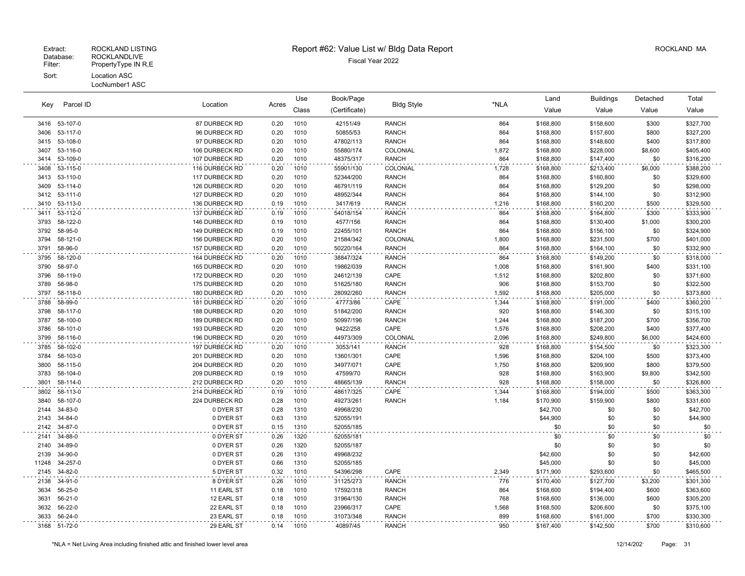Extract: ROCKLAND LISTING
Database: ROCKLANDLIVE
Filter: PropertyType IN R,E
Sort: Location ASC
LocNumber1 ASC

# Report #62: Value List w/ Bldg Data Report

Fiscal Year 2022

ROCKLAND MA

| Key | Parcel ID | Location | Acres | Use Class | Book/Page (Certificate) | Bldg Style | *NLA | Land Value | Buildings Value | Detached Value | Total Value |
|---|---|---|---|---|---|---|---|---|---|---|---|
| 3416 | 53-107-0 | 87 DURBECK RD | 0.20 | 1010 | 42151/49 | RANCH | 864 | $168,800 | $158,600 | $300 | $327,700 |
| 3406 | 53-117-0 | 96 DURBECK RD | 0.20 | 1010 | 50855/53 | RANCH | 864 | $168,800 | $157,600 | $800 | $327,200 |
| 3415 | 53-108-0 | 97 DURBECK RD | 0.20 | 1010 | 47802/113 | RANCH | 864 | $168,800 | $148,600 | $400 | $317,800 |
| 3407 | 53-116-0 | 106 DURBECK RD | 0.20 | 1010 | 55880/174 | COLONIAL | 1,872 | $168,800 | $228,000 | $8,600 | $405,400 |
| 3414 | 53-109-0 | 107 DURBECK RD | 0.20 | 1010 | 48375/317 | RANCH | 864 | $168,800 | $147,400 | $0 | $316,200 |
| 3408 | 53-115-0 | 116 DURBECK RD | 0.20 | 1010 | 55901/130 | COLONIAL | 1,728 | $168,800 | $213,400 | $6,000 | $388,200 |
| 3413 | 53-110-0 | 117 DURBECK RD | 0.20 | 1010 | 52344/200 | RANCH | 864 | $168,800 | $160,800 | $0 | $329,600 |
| 3409 | 53-114-0 | 126 DURBECK RD | 0.20 | 1010 | 46791/119 | RANCH | 864 | $168,800 | $129,200 | $0 | $298,000 |
| 3412 | 53-111-0 | 127 DURBECK RD | 0.20 | 1010 | 48952/344 | RANCH | 864 | $168,800 | $144,100 | $0 | $312,900 |
| 3410 | 53-113-0 | 136 DURBECK RD | 0.19 | 1010 | 3417/619 | RANCH | 1,216 | $168,800 | $160,200 | $500 | $329,500 |
| 3411 | 53-112-0 | 137 DURBECK RD | 0.19 | 1010 | 54018/154 | RANCH | 864 | $168,800 | $164,800 | $300 | $333,900 |
| 3793 | 58-122-0 | 146 DURBECK RD | 0.19 | 1010 | 4577/156 | RANCH | 864 | $168,800 | $130,400 | $1,000 | $300,200 |
| 3792 | 58-95-0 | 149 DURBECK RD | 0.19 | 1010 | 22455/101 | RANCH | 864 | $168,800 | $156,100 | $0 | $324,900 |
| 3794 | 58-121-0 | 156 DURBECK RD | 0.20 | 1010 | 21584/342 | COLONIAL | 1,800 | $168,800 | $231,500 | $700 | $401,000 |
| 3791 | 58-96-0 | 157 DURBECK RD | 0.20 | 1010 | 50220/164 | RANCH | 864 | $168,800 | $164,100 | $0 | $332,900 |
| 3795 | 58-120-0 | 164 DURBECK RD | 0.20 | 1010 | 38847/324 | RANCH | 864 | $168,800 | $149,200 | $0 | $318,000 |
| 3790 | 58-97-0 | 165 DURBECK RD | 0.20 | 1010 | 19862/039 | RANCH | 1,008 | $168,800 | $161,900 | $400 | $331,100 |
| 3796 | 58-119-0 | 172 DURBECK RD | 0.20 | 1010 | 24612/139 | CAPE | 1,512 | $168,800 | $202,800 | $0 | $371,600 |
| 3789 | 58-98-0 | 175 DURBECK RD | 0.20 | 1010 | 51625/180 | RANCH | 906 | $168,800 | $153,700 | $0 | $322,500 |
| 3797 | 58-118-0 | 180 DURBECK RD | 0.20 | 1010 | 28092/260 | RANCH | 1,592 | $168,800 | $205,000 | $0 | $373,800 |
| 3788 | 58-99-0 | 181 DURBECK RD | 0.20 | 1010 | 47773/86 | CAPE | 1,344 | $168,800 | $191,000 | $400 | $360,200 |
| 3798 | 58-117-0 | 188 DURBECK RD | 0.20 | 1010 | 51842/200 | RANCH | 920 | $168,800 | $146,300 | $0 | $315,100 |
| 3787 | 58-100-0 | 189 DURBECK RD | 0.20 | 1010 | 50997/196 | RANCH | 1,244 | $168,800 | $187,200 | $700 | $356,700 |
| 3786 | 58-101-0 | 193 DURBECK RD | 0.20 | 1010 | 9422/258 | CAPE | 1,576 | $168,800 | $208,200 | $400 | $377,400 |
| 3799 | 58-116-0 | 196 DURBECK RD | 0.20 | 1010 | 44973/309 | COLONIAL | 2,096 | $168,800 | $249,800 | $6,000 | $424,600 |
| 3785 | 58-102-0 | 197 DURBECK RD | 0.20 | 1010 | 3053/141 | RANCH | 928 | $168,800 | $154,500 | $0 | $323,300 |
| 3784 | 58-103-0 | 201 DURBECK RD | 0.20 | 1010 | 13601/301 | CAPE | 1,596 | $168,800 | $204,100 | $500 | $373,400 |
| 3800 | 58-115-0 | 204 DURBECK RD | 0.20 | 1010 | 34977/071 | CAPE | 1,750 | $168,800 | $209,900 | $800 | $379,500 |
| 3783 | 58-104-0 | 209 DURBECK RD | 0.19 | 1010 | 47599/70 | RANCH | 928 | $168,800 | $163,900 | $9,800 | $342,500 |
| 3801 | 58-114-0 | 212 DURBECK RD | 0.20 | 1010 | 48665/139 | RANCH | 928 | $168,800 | $158,000 | $0 | $326,800 |
| 3802 | 58-113-0 | 214 DURBECK RD | 0.19 | 1010 | 48617/325 | CAPE | 1,344 | $168,800 | $194,000 | $500 | $363,300 |
| 3840 | 58-107-0 | 224 DURBECK RD | 0.28 | 1010 | 49273/261 | RANCH | 1,184 | $170,900 | $159,900 | $800 | $331,600 |
| 2144 | 34-83-0 | 0 DYER ST | 0.28 | 1310 | 49968/230 | | | $42,700 | $0 | $0 | $42,700 |
| 2143 | 34-84-0 | 0 DYER ST | 0.63 | 1310 | 52055/191 | | | $44,900 | $0 | $0 | $44,900 |
| 2142 | 34-87-0 | 0 DYER ST | 0.15 | 1310 | 52055/185 | | | $0 | $0 | $0 | $0 |
| 2141 | 34-88-0 | 0 DYER ST | 0.26 | 1320 | 52055/181 | | | $0 | $0 | $0 | $0 |
| 2140 | 34-89-0 | 0 DYER ST | 0.26 | 1320 | 52055/187 | | | $0 | $0 | $0 | $0 |
| 2139 | 34-90-0 | 0 DYER ST | 0.26 | 1310 | 49968/232 | | | $42,600 | $0 | $0 | $42,600 |
| 11248 | 34-257-0 | 0 DYER ST | 0.66 | 1310 | 52055/185 | | | $45,000 | $0 | $0 | $45,000 |
| 2145 | 34-82-0 | 5 DYER ST | 0.32 | 1010 | 54396/298 | CAPE | 2,349 | $171,900 | $293,600 | $0 | $465,500 |
| 2138 | 34-91-0 | 8 DYER ST | 0.26 | 1010 | 31125/273 | RANCH | 776 | $170,400 | $127,700 | $3,200 | $301,300 |
| 3634 | 56-25-0 | 11 EARL ST | 0.18 | 1010 | 17592/318 | RANCH | 864 | $168,600 | $194,400 | $600 | $363,600 |
| 3631 | 56-21-0 | 12 EARL ST | 0.18 | 1010 | 31964/130 | RANCH | 768 | $168,600 | $136,000 | $600 | $305,200 |
| 3632 | 56-22-0 | 22 EARL ST | 0.18 | 1010 | 23966/317 | CAPE | 1,568 | $168,500 | $206,600 | $0 | $375,100 |
| 3633 | 56-24-0 | 23 EARL ST | 0.18 | 1010 | 31073/348 | RANCH | 899 | $168,600 | $161,000 | $700 | $330,300 |
| 3168 | 51-72-0 | 29 EARL ST | 0.14 | 1010 | 40897/45 | RANCH | 950 | $167,400 | $142,500 | $700 | $310,600 |

*NLA = Net Living Area including finished attic and finished lower level area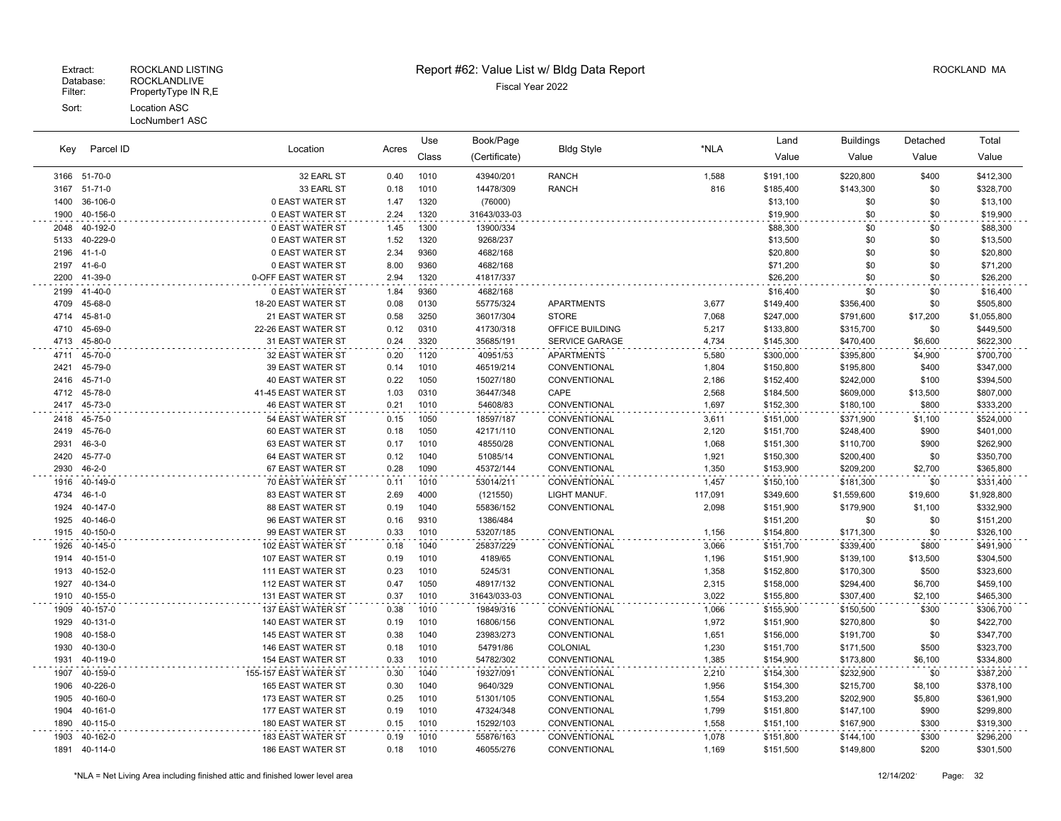Extract: ROCKLAND LISTING
Database: ROCKLANDLIVE
Filter: PropertyType IN R,E
Sort: Location ASC
LocNumber1 ASC

# Report #62: Value List w/ Bldg Data Report

Fiscal Year 2022

ROCKLAND MA

| Key | Parcel ID | Location | Acres | Use Class | Book/Page (Certificate) | Bldg Style | *NLA | Land Value | Buildings Value | Detached Value | Total Value |
|---|---|---|---|---|---|---|---|---|---|---|---|
| 3166 | 51-70-0 | 32 EARL ST | 0.40 | 1010 | 43940/201 | RANCH | 1,588 | $191,100 | $220,800 | $400 | $412,300 |
| 3167 | 51-71-0 | 33 EARL ST | 0.18 | 1010 | 14478/309 | RANCH | 816 | $185,400 | $143,300 | $0 | $328,700 |
| 1400 | 36-106-0 | 0 EAST WATER ST | 1.47 | 1320 | (76000) | | | $13,100 | $0 | $0 | $13,100 |
| 1900 | 40-156-0 | 0 EAST WATER ST | 2.24 | 1320 | 31643/033-03 | | | $19,900 | $0 | $0 | $19,900 |
| 2048 | 40-192-0 | 0 EAST WATER ST | 1.45 | 1300 | 13900/334 | | | $88,300 | $0 | $0 | $88,300 |
| 5133 | 40-229-0 | 0 EAST WATER ST | 1.52 | 1320 | 9268/237 | | | $13,500 | $0 | $0 | $13,500 |
| 2196 | 41-1-0 | 0 EAST WATER ST | 2.34 | 9360 | 4682/168 | | | $20,800 | $0 | $0 | $20,800 |
| 2197 | 41-6-0 | 0 EAST WATER ST | 8.00 | 9360 | 4682/168 | | | $71,200 | $0 | $0 | $71,200 |
| 2200 | 41-39-0 | 0-OFF EAST WATER ST | 2.94 | 1320 | 41817/337 | | | $26,200 | $0 | $0 | $26,200 |
| 2199 | 41-40-0 | 0 EAST WATER ST | 1.84 | 9360 | 4682/168 | | | $16,400 | $0 | $0 | $16,400 |
| 4709 | 45-68-0 | 18-20 EAST WATER ST | 0.08 | 0130 | 55775/324 | APARTMENTS | 3,677 | $149,400 | $356,400 | $0 | $505,800 |
| 4714 | 45-81-0 | 21 EAST WATER ST | 0.58 | 3250 | 36017/304 | STORE | 7,068 | $247,000 | $791,600 | $17,200 | $1,055,800 |
| 4710 | 45-69-0 | 22-26 EAST WATER ST | 0.12 | 0310 | 41730/318 | OFFICE BUILDING | 5,217 | $133,800 | $315,700 | $0 | $449,500 |
| 4713 | 45-80-0 | 31 EAST WATER ST | 0.24 | 3320 | 35685/191 | SERVICE GARAGE | 4,734 | $145,300 | $470,400 | $6,600 | $622,300 |
| 4711 | 45-70-0 | 32 EAST WATER ST | 0.20 | 1120 | 40951/53 | APARTMENTS | 5,580 | $300,000 | $395,800 | $4,900 | $700,700 |
| 2421 | 45-79-0 | 39 EAST WATER ST | 0.14 | 1010 | 46519/214 | CONVENTIONAL | 1,804 | $150,800 | $195,800 | $400 | $347,000 |
| 2416 | 45-71-0 | 40 EAST WATER ST | 0.22 | 1050 | 15027/180 | CONVENTIONAL | 2,186 | $152,400 | $242,000 | $100 | $394,500 |
| 4712 | 45-78-0 | 41-45 EAST WATER ST | 1.03 | 0310 | 36447/348 | CAPE | 2,568 | $184,500 | $609,000 | $13,500 | $807,000 |
| 2417 | 45-73-0 | 46 EAST WATER ST | 0.21 | 1010 | 54608/83 | CONVENTIONAL | 1,697 | $152,300 | $180,100 | $800 | $333,200 |
| 2418 | 45-75-0 | 54 EAST WATER ST | 0.15 | 1050 | 18597/187 | CONVENTIONAL | 3,611 | $151,000 | $371,900 | $1,100 | $524,000 |
| 2419 | 45-76-0 | 60 EAST WATER ST | 0.18 | 1050 | 42171/110 | CONVENTIONAL | 2,120 | $151,700 | $248,400 | $900 | $401,000 |
| 2931 | 46-3-0 | 63 EAST WATER ST | 0.17 | 1010 | 48550/28 | CONVENTIONAL | 1,068 | $151,300 | $110,700 | $900 | $262,900 |
| 2420 | 45-77-0 | 64 EAST WATER ST | 0.12 | 1040 | 51085/14 | CONVENTIONAL | 1,921 | $150,300 | $200,400 | $0 | $350,700 |
| 2930 | 46-2-0 | 67 EAST WATER ST | 0.28 | 1090 | 45372/144 | CONVENTIONAL | 1,350 | $153,900 | $209,200 | $2,700 | $365,800 |
| 1916 | 40-149-0 | 70 EAST WATER ST | 0.11 | 1010 | 53014/211 | CONVENTIONAL | 1,457 | $150,100 | $181,300 | $0 | $331,400 |
| 4734 | 46-1-0 | 83 EAST WATER ST | 2.69 | 4000 | (121550) | LIGHT MANUF. | 117,091 | $349,600 | $1,559,600 | $19,600 | $1,928,800 |
| 1924 | 40-147-0 | 88 EAST WATER ST | 0.19 | 1040 | 55836/152 | CONVENTIONAL | 2,098 | $151,900 | $179,900 | $1,100 | $332,900 |
| 1925 | 40-146-0 | 96 EAST WATER ST | 0.16 | 9310 | 1386/484 | | | $151,200 | $0 | $0 | $151,200 |
| 1915 | 40-150-0 | 99 EAST WATER ST | 0.33 | 1010 | 53207/185 | CONVENTIONAL | 1,156 | $154,800 | $171,300 | $0 | $326,100 |
| 1926 | 40-145-0 | 102 EAST WATER ST | 0.18 | 1040 | 25837/229 | CONVENTIONAL | 3,066 | $151,700 | $339,400 | $800 | $491,900 |
| 1914 | 40-151-0 | 107 EAST WATER ST | 0.19 | 1010 | 4189/65 | CONVENTIONAL | 1,196 | $151,900 | $139,100 | $13,500 | $304,500 |
| 1913 | 40-152-0 | 111 EAST WATER ST | 0.23 | 1010 | 5245/31 | CONVENTIONAL | 1,358 | $152,800 | $170,300 | $500 | $323,600 |
| 1927 | 40-134-0 | 112 EAST WATER ST | 0.47 | 1050 | 48917/132 | CONVENTIONAL | 2,315 | $158,000 | $294,400 | $6,700 | $459,100 |
| 1910 | 40-155-0 | 131 EAST WATER ST | 0.37 | 1010 | 31643/033-03 | CONVENTIONAL | 3,022 | $155,800 | $307,400 | $2,100 | $465,300 |
| 1909 | 40-157-0 | 137 EAST WATER ST | 0.38 | 1010 | 19849/316 | CONVENTIONAL | 1,066 | $155,900 | $150,500 | $300 | $306,700 |
| 1929 | 40-131-0 | 140 EAST WATER ST | 0.19 | 1010 | 16806/156 | CONVENTIONAL | 1,972 | $151,900 | $270,800 | $0 | $422,700 |
| 1908 | 40-158-0 | 145 EAST WATER ST | 0.38 | 1040 | 23983/273 | CONVENTIONAL | 1,651 | $156,000 | $191,700 | $0 | $347,700 |
| 1930 | 40-130-0 | 146 EAST WATER ST | 0.18 | 1010 | 54791/86 | COLONIAL | 1,230 | $151,700 | $171,500 | $500 | $323,700 |
| 1931 | 40-119-0 | 154 EAST WATER ST | 0.33 | 1010 | 54782/302 | CONVENTIONAL | 1,385 | $154,900 | $173,800 | $6,100 | $334,800 |
| 1907 | 40-159-0 | 155-157 EAST WATER ST | 0.30 | 1040 | 19327/091 | CONVENTIONAL | 2,210 | $154,300 | $232,900 | $0 | $387,200 |
| 1906 | 40-226-0 | 165 EAST WATER ST | 0.30 | 1040 | 9640/329 | CONVENTIONAL | 1,956 | $154,300 | $215,700 | $8,100 | $378,100 |
| 1905 | 40-160-0 | 173 EAST WATER ST | 0.25 | 1010 | 51301/105 | CONVENTIONAL | 1,554 | $153,200 | $202,900 | $5,800 | $361,900 |
| 1904 | 40-161-0 | 177 EAST WATER ST | 0.19 | 1010 | 47324/348 | CONVENTIONAL | 1,799 | $151,800 | $147,100 | $900 | $299,800 |
| 1890 | 40-115-0 | 180 EAST WATER ST | 0.15 | 1010 | 15292/103 | CONVENTIONAL | 1,558 | $151,100 | $167,900 | $300 | $319,300 |
| 1903 | 40-162-0 | 183 EAST WATER ST | 0.19 | 1010 | 55876/163 | CONVENTIONAL | 1,078 | $151,800 | $144,100 | $300 | $296,200 |
| 1891 | 40-114-0 | 186 EAST WATER ST | 0.18 | 1010 | 46055/276 | CONVENTIONAL | 1,169 | $151,500 | $149,800 | $200 | $301,500 |

*NLA = Net Living Area including finished attic and finished lower level area

12/14/202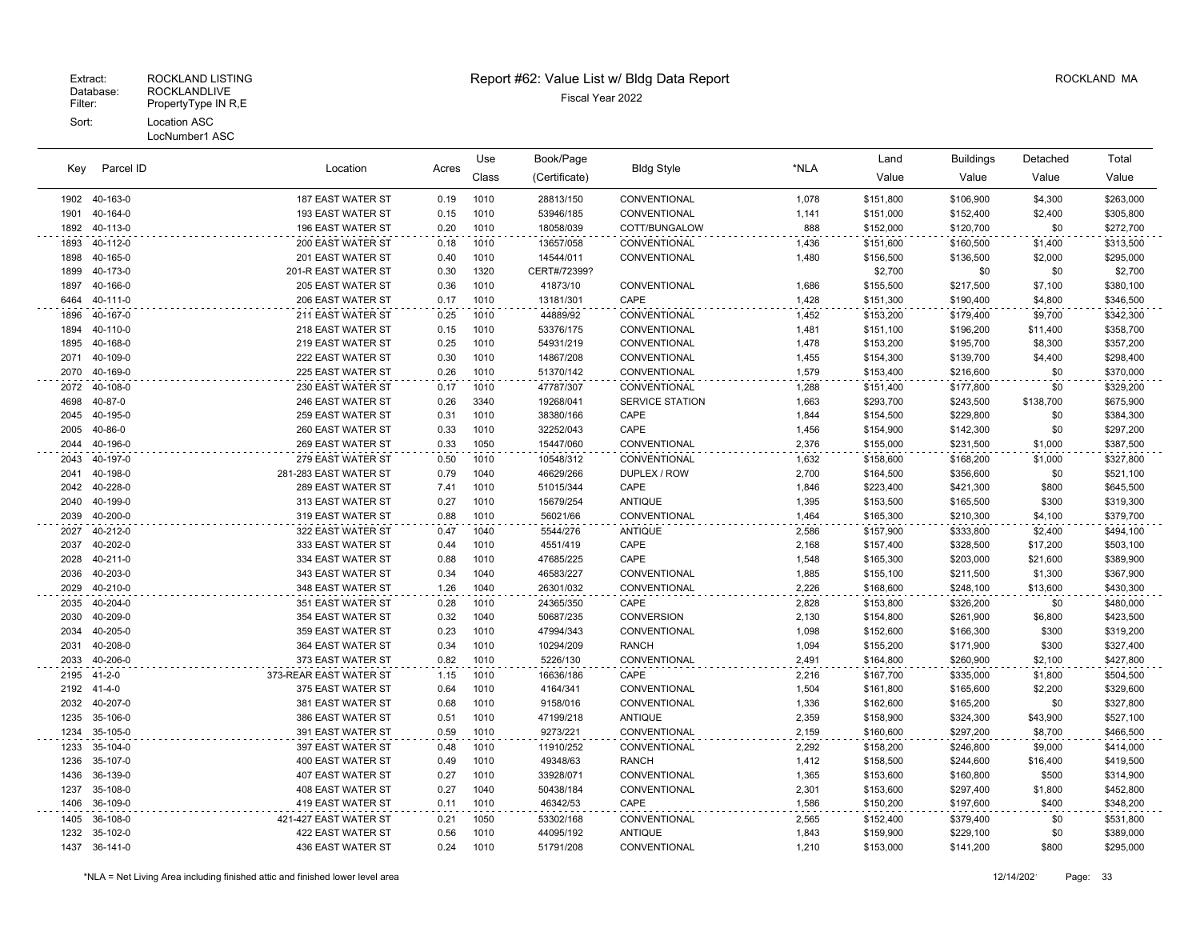Extract: ROCKLAND LISTING
Database: ROCKLANDLIVE
Filter: PropertyType IN R,E
Sort: Location ASC
LocNumber1 ASC

# Report #62: Value List w/ Bldg Data Report

Fiscal Year 2022

ROCKLAND MA

| Key | Parcel ID | Location | Acres | Use Class | Book/Page (Certificate) | Bldg Style | *NLA | Land Value | Buildings Value | Detached Value | Total Value |
|---|---|---|---|---|---|---|---|---|---|---|---|
| 1902 | 40-163-0 | 187 EAST WATER ST | 0.19 | 1010 | 28813/150 | CONVENTIONAL | 1,078 | $151,800 | $106,900 | $4,300 | $263,000 |
| 1901 | 40-164-0 | 193 EAST WATER ST | 0.15 | 1010 | 53946/185 | CONVENTIONAL | 1,141 | $151,000 | $152,400 | $2,400 | $305,800 |
| 1892 | 40-113-0 | 196 EAST WATER ST | 0.20 | 1010 | 18058/039 | COTT/BUNGALOW | 888 | $152,000 | $120,700 | $0 | $272,700 |
| 1893 | 40-112-0 | 200 EAST WATER ST | 0.18 | 1010 | 13657/058 | CONVENTIONAL | 1,436 | $151,600 | $160,500 | $1,400 | $313,500 |
| 1898 | 40-165-0 | 201 EAST WATER ST | 0.40 | 1010 | 14544/011 | CONVENTIONAL | 1,480 | $156,500 | $136,500 | $2,000 | $295,000 |
| 1899 | 40-173-0 | 201-R EAST WATER ST | 0.30 | 1320 | CERT#/72399? | | | $2,700 | $0 | $0 | $2,700 |
| 1897 | 40-166-0 | 205 EAST WATER ST | 0.36 | 1010 | 41873/10 | CONVENTIONAL | 1,686 | $155,500 | $217,500 | $7,100 | $380,100 |
| 6464 | 40-111-0 | 206 EAST WATER ST | 0.17 | 1010 | 13181/301 | CAPE | 1,428 | $151,300 | $190,400 | $4,800 | $346,500 |
| 1896 | 40-167-0 | 211 EAST WATER ST | 0.25 | 1010 | 44889/92 | CONVENTIONAL | 1,452 | $153,200 | $179,400 | $9,700 | $342,300 |
| 1894 | 40-110-0 | 218 EAST WATER ST | 0.15 | 1010 | 53376/175 | CONVENTIONAL | 1,481 | $151,100 | $196,200 | $11,400 | $358,700 |
| 1895 | 40-168-0 | 219 EAST WATER ST | 0.25 | 1010 | 54931/219 | CONVENTIONAL | 1,478 | $153,200 | $195,700 | $8,300 | $357,200 |
| 2071 | 40-109-0 | 222 EAST WATER ST | 0.30 | 1010 | 14867/208 | CONVENTIONAL | 1,455 | $154,300 | $139,700 | $4,400 | $298,400 |
| 2070 | 40-169-0 | 225 EAST WATER ST | 0.26 | 1010 | 51370/142 | CONVENTIONAL | 1,579 | $153,400 | $216,600 | $0 | $370,000 |
| 2072 | 40-108-0 | 230 EAST WATER ST | 0.17 | 1010 | 47787/307 | CONVENTIONAL | 1,288 | $151,400 | $177,800 | $0 | $329,200 |
| 4698 | 40-87-0 | 246 EAST WATER ST | 0.26 | 3340 | 19268/041 | SERVICE STATION | 1,663 | $293,700 | $243,500 | $138,700 | $675,900 |
| 2045 | 40-195-0 | 259 EAST WATER ST | 0.31 | 1010 | 38380/166 | CAPE | 1,844 | $154,500 | $229,800 | $0 | $384,300 |
| 2005 | 40-86-0 | 260 EAST WATER ST | 0.33 | 1010 | 32252/043 | CAPE | 1,456 | $154,900 | $142,300 | $0 | $297,200 |
| 2044 | 40-196-0 | 269 EAST WATER ST | 0.33 | 1050 | 15447/060 | CONVENTIONAL | 2,376 | $155,000 | $231,500 | $1,000 | $387,500 |
| 2043 | 40-197-0 | 279 EAST WATER ST | 0.50 | 1010 | 10548/312 | CONVENTIONAL | 1,632 | $158,600 | $168,200 | $1,000 | $327,800 |
| 2041 | 40-198-0 | 281-283 EAST WATER ST | 0.79 | 1040 | 46629/266 | DUPLEX / ROW | 2,700 | $164,500 | $356,600 | $0 | $521,100 |
| 2042 | 40-228-0 | 289 EAST WATER ST | 7.41 | 1010 | 51015/344 | CAPE | 1,846 | $223,400 | $421,300 | $800 | $645,500 |
| 2040 | 40-199-0 | 313 EAST WATER ST | 0.27 | 1010 | 15679/254 | ANTIQUE | 1,395 | $153,500 | $165,500 | $300 | $319,300 |
| 2039 | 40-200-0 | 319 EAST WATER ST | 0.88 | 1010 | 56021/66 | CONVENTIONAL | 1,464 | $165,300 | $210,300 | $4,100 | $379,700 |
| 2027 | 40-212-0 | 322 EAST WATER ST | 0.47 | 1040 | 5544/276 | ANTIQUE | 2,586 | $157,900 | $333,800 | $2,400 | $494,100 |
| 2037 | 40-202-0 | 333 EAST WATER ST | 0.44 | 1010 | 4551/419 | CAPE | 2,168 | $157,400 | $328,500 | $17,200 | $503,100 |
| 2028 | 40-211-0 | 334 EAST WATER ST | 0.88 | 1010 | 47685/225 | CAPE | 1,548 | $165,300 | $203,000 | $21,600 | $389,900 |
| 2036 | 40-203-0 | 343 EAST WATER ST | 0.34 | 1040 | 46583/227 | CONVENTIONAL | 1,885 | $155,100 | $211,500 | $1,300 | $367,900 |
| 2029 | 40-210-0 | 348 EAST WATER ST | 1.26 | 1040 | 26301/032 | CONVENTIONAL | 2,226 | $168,600 | $248,100 | $13,600 | $430,300 |
| 2035 | 40-204-0 | 351 EAST WATER ST | 0.28 | 1010 | 24365/350 | CAPE | 2,828 | $153,800 | $326,200 | $0 | $480,000 |
| 2030 | 40-209-0 | 354 EAST WATER ST | 0.32 | 1040 | 50687/235 | CONVERSION | 2,130 | $154,800 | $261,900 | $6,800 | $423,500 |
| 2034 | 40-205-0 | 359 EAST WATER ST | 0.23 | 1010 | 47994/343 | CONVENTIONAL | 1,098 | $152,600 | $166,300 | $300 | $319,200 |
| 2031 | 40-208-0 | 364 EAST WATER ST | 0.34 | 1010 | 10294/209 | RANCH | 1,094 | $155,200 | $171,900 | $300 | $327,400 |
| 2033 | 40-206-0 | 373 EAST WATER ST | 0.82 | 1010 | 5226/130 | CONVENTIONAL | 2,491 | $164,800 | $260,900 | $2,100 | $427,800 |
| 2195 | 41-2-0 | 373-REAR EAST WATER ST | 1.15 | 1010 | 16636/186 | CAPE | 2,216 | $167,700 | $335,000 | $1,800 | $504,500 |
| 2192 | 41-4-0 | 375 EAST WATER ST | 0.64 | 1010 | 4164/341 | CONVENTIONAL | 1,504 | $161,800 | $165,600 | $2,200 | $329,600 |
| 2032 | 40-207-0 | 381 EAST WATER ST | 0.68 | 1010 | 9158/016 | CONVENTIONAL | 1,336 | $162,600 | $165,200 | $0 | $327,800 |
| 1235 | 35-106-0 | 386 EAST WATER ST | 0.51 | 1010 | 47199/218 | ANTIQUE | 2,359 | $158,900 | $324,300 | $43,900 | $527,100 |
| 1234 | 35-105-0 | 391 EAST WATER ST | 0.59 | 1010 | 9273/221 | CONVENTIONAL | 2,159 | $160,600 | $297,200 | $8,700 | $466,500 |
| 1233 | 35-104-0 | 397 EAST WATER ST | 0.48 | 1010 | 11910/252 | CONVENTIONAL | 2,292 | $158,200 | $246,800 | $9,000 | $414,000 |
| 1236 | 35-107-0 | 400 EAST WATER ST | 0.49 | 1010 | 49348/63 | RANCH | 1,412 | $158,500 | $244,600 | $16,400 | $419,500 |
| 1436 | 36-139-0 | 407 EAST WATER ST | 0.27 | 1010 | 33928/071 | CONVENTIONAL | 1,365 | $153,600 | $160,800 | $500 | $314,900 |
| 1237 | 35-108-0 | 408 EAST WATER ST | 0.27 | 1040 | 50438/184 | CONVENTIONAL | 2,301 | $153,600 | $297,400 | $1,800 | $452,800 |
| 1406 | 36-109-0 | 419 EAST WATER ST | 0.11 | 1010 | 46342/53 | CAPE | 1,586 | $150,200 | $197,600 | $400 | $348,200 |
| 1405 | 36-108-0 | 421-427 EAST WATER ST | 0.21 | 1050 | 53302/168 | CONVENTIONAL | 2,565 | $152,400 | $379,400 | $0 | $531,800 |
| 1232 | 35-102-0 | 422 EAST WATER ST | 0.56 | 1010 | 44095/192 | ANTIQUE | 1,843 | $159,900 | $229,100 | $0 | $389,000 |
| 1437 | 36-141-0 | 436 EAST WATER ST | 0.24 | 1010 | 51791/208 | CONVENTIONAL | 1,210 | $153,000 | $141,200 | $800 | $295,000 |

*NLA = Net Living Area including finished attic and finished lower level area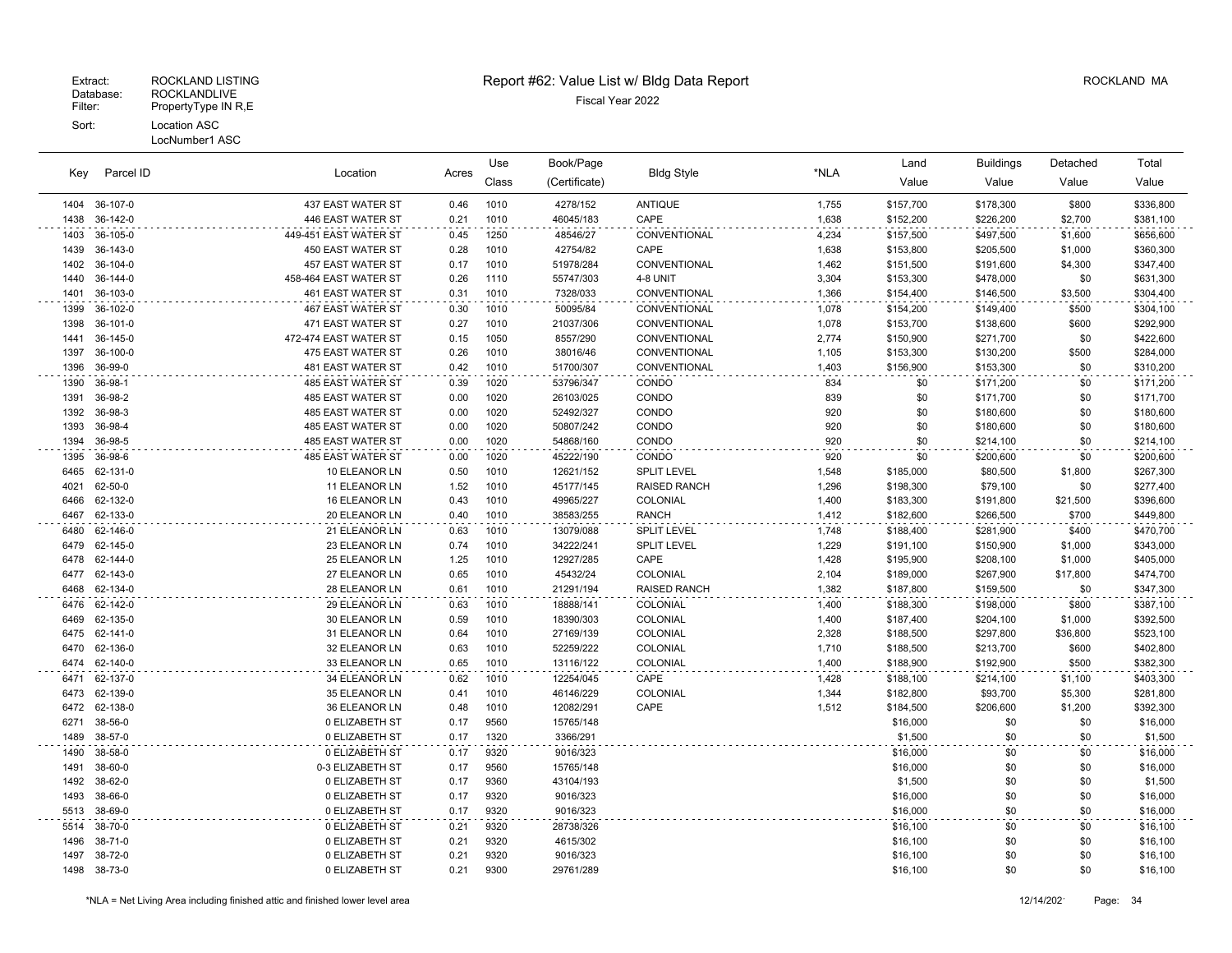Extract: ROCKLAND LISTING
Database: ROCKLANDLIVE
Filter: PropertyType IN R,E
Sort: Location ASC
LocNumber1 ASC

# Report #62: Value List w/ Bldg Data Report

Fiscal Year 2022

ROCKLAND MA

| Key | Parcel ID | Location | Acres | Use Class | Book/Page (Certificate) | Bldg Style | *NLA | Land Value | Buildings Value | Detached Value | Total Value |
|---|---|---|---|---|---|---|---|---|---|---|---|
| 1404 | 36-107-0 | 437 EAST WATER ST | 0.46 | 1010 | 4278/152 | ANTIQUE | 1,755 | $157,700 | $178,300 | $800 | $336,800 |
| 1438 | 36-142-0 | 446 EAST WATER ST | 0.21 | 1010 | 46045/183 | CAPE | 1,638 | $152,200 | $226,200 | $2,700 | $381,100 |
| 1403 | 36-105-0 | 449-451 EAST WATER ST | 0.45 | 1250 | 48546/27 | CONVENTIONAL | 4,234 | $157,500 | $497,500 | $1,600 | $656,600 |
| 1439 | 36-143-0 | 450 EAST WATER ST | 0.28 | 1010 | 42754/82 | CAPE | 1,638 | $153,800 | $205,500 | $1,000 | $360,300 |
| 1402 | 36-104-0 | 457 EAST WATER ST | 0.17 | 1010 | 51978/284 | CONVENTIONAL | 1,462 | $151,500 | $191,600 | $4,300 | $347,400 |
| 1440 | 36-144-0 | 458-464 EAST WATER ST | 0.26 | 1110 | 55747/303 | 4-8 UNIT | 3,304 | $153,300 | $478,000 | $0 | $631,300 |
| 1401 | 36-103-0 | 461 EAST WATER ST | 0.31 | 1010 | 7328/033 | CONVENTIONAL | 1,366 | $154,400 | $146,500 | $3,500 | $304,400 |
| 1399 | 36-102-0 | 467 EAST WATER ST | 0.30 | 1010 | 50095/84 | CONVENTIONAL | 1,078 | $154,200 | $149,400 | $500 | $304,100 |
| 1398 | 36-101-0 | 471 EAST WATER ST | 0.27 | 1010 | 21037/306 | CONVENTIONAL | 1,078 | $153,700 | $138,600 | $600 | $292,900 |
| 1441 | 36-145-0 | 472-474 EAST WATER ST | 0.15 | 1050 | 8557/290 | CONVENTIONAL | 2,774 | $150,900 | $271,700 | $0 | $422,600 |
| 1397 | 36-100-0 | 475 EAST WATER ST | 0.26 | 1010 | 38016/46 | CONVENTIONAL | 1,105 | $153,300 | $130,200 | $500 | $284,000 |
| 1396 | 36-99-0 | 481 EAST WATER ST | 0.42 | 1010 | 51700/307 | CONVENTIONAL | 1,403 | $156,900 | $153,300 | $0 | $310,200 |
| 1390 | 36-98-1 | 485 EAST WATER ST | 0.39 | 1020 | 53796/347 | CONDO | 834 | $0 | $171,200 | $0 | $171,200 |
| 1391 | 36-98-2 | 485 EAST WATER ST | 0.00 | 1020 | 26103/025 | CONDO | 839 | $0 | $171,700 | $0 | $171,700 |
| 1392 | 36-98-3 | 485 EAST WATER ST | 0.00 | 1020 | 52492/327 | CONDO | 920 | $0 | $180,600 | $0 | $180,600 |
| 1393 | 36-98-4 | 485 EAST WATER ST | 0.00 | 1020 | 50807/242 | CONDO | 920 | $0 | $180,600 | $0 | $180,600 |
| 1394 | 36-98-5 | 485 EAST WATER ST | 0.00 | 1020 | 54868/160 | CONDO | 920 | $0 | $214,100 | $0 | $214,100 |
| 1395 | 36-98-6 | 485 EAST WATER ST | 0.00 | 1020 | 45222/190 | CONDO | 920 | $0 | $200,600 | $0 | $200,600 |
| 6465 | 62-131-0 | 10 ELEANOR LN | 0.50 | 1010 | 12621/152 | SPLIT LEVEL | 1,548 | $185,000 | $80,500 | $1,800 | $267,300 |
| 4021 | 62-50-0 | 11 ELEANOR LN | 1.52 | 1010 | 45177/145 | RAISED RANCH | 1,296 | $198,300 | $79,100 | $0 | $277,400 |
| 6466 | 62-132-0 | 16 ELEANOR LN | 0.43 | 1010 | 49965/227 | COLONIAL | 1,400 | $183,300 | $191,800 | $21,500 | $396,600 |
| 6467 | 62-133-0 | 20 ELEANOR LN | 0.40 | 1010 | 38583/255 | RANCH | 1,412 | $182,600 | $266,500 | $700 | $449,800 |
| 6480 | 62-146-0 | 21 ELEANOR LN | 0.63 | 1010 | 13079/088 | SPLIT LEVEL | 1,748 | $188,400 | $281,900 | $400 | $470,700 |
| 6479 | 62-145-0 | 23 ELEANOR LN | 0.74 | 1010 | 34222/241 | SPLIT LEVEL | 1,229 | $191,100 | $150,900 | $1,000 | $343,000 |
| 6478 | 62-144-0 | 25 ELEANOR LN | 1.25 | 1010 | 12927/285 | CAPE | 1,428 | $195,900 | $208,100 | $1,000 | $405,000 |
| 6477 | 62-143-0 | 27 ELEANOR LN | 0.65 | 1010 | 45432/24 | COLONIAL | 2,104 | $189,000 | $267,900 | $17,800 | $474,700 |
| 6468 | 62-134-0 | 28 ELEANOR LN | 0.61 | 1010 | 21291/194 | RAISED RANCH | 1,382 | $187,800 | $159,500 | $0 | $347,300 |
| 6476 | 62-142-0 | 29 ELEANOR LN | 0.63 | 1010 | 18888/141 | COLONIAL | 1,400 | $188,300 | $198,000 | $800 | $387,100 |
| 6469 | 62-135-0 | 30 ELEANOR LN | 0.59 | 1010 | 18390/303 | COLONIAL | 1,400 | $187,400 | $204,100 | $1,000 | $392,500 |
| 6475 | 62-141-0 | 31 ELEANOR LN | 0.64 | 1010 | 27169/139 | COLONIAL | 2,328 | $188,500 | $297,800 | $36,800 | $523,100 |
| 6470 | 62-136-0 | 32 ELEANOR LN | 0.63 | 1010 | 52259/222 | COLONIAL | 1,710 | $188,500 | $213,700 | $600 | $402,800 |
| 6474 | 62-140-0 | 33 ELEANOR LN | 0.65 | 1010 | 13116/122 | COLONIAL | 1,400 | $188,900 | $192,900 | $500 | $382,300 |
| 6471 | 62-137-0 | 34 ELEANOR LN | 0.62 | 1010 | 12254/045 | CAPE | 1,428 | $188,100 | $214,100 | $1,100 | $403,300 |
| 6473 | 62-139-0 | 35 ELEANOR LN | 0.41 | 1010 | 46146/229 | COLONIAL | 1,344 | $182,800 | $93,700 | $5,300 | $281,800 |
| 6472 | 62-138-0 | 36 ELEANOR LN | 0.48 | 1010 | 12082/291 | CAPE | 1,512 | $184,500 | $206,600 | $1,200 | $392,300 |
| 6271 | 38-56-0 | 0 ELIZABETH ST | 0.17 | 9560 | 15765/148 | | | $16,000 | $0 | $0 | $16,000 |
| 1489 | 38-57-0 | 0 ELIZABETH ST | 0.17 | 1320 | 3366/291 | | | $1,500 | $0 | $0 | $1,500 |
| 1490 | 38-58-0 | 0 ELIZABETH ST | 0.17 | 9320 | 9016/323 | | | $16,000 | $0 | $0 | $16,000 |
| 1491 | 38-60-0 | 0-3 ELIZABETH ST | 0.17 | 9560 | 15765/148 | | | $16,000 | $0 | $0 | $16,000 |
| 1492 | 38-62-0 | 0 ELIZABETH ST | 0.17 | 9360 | 43104/193 | | | $1,500 | $0 | $0 | $1,500 |
| 1493 | 38-66-0 | 0 ELIZABETH ST | 0.17 | 9320 | 9016/323 | | | $16,000 | $0 | $0 | $16,000 |
| 5513 | 38-69-0 | 0 ELIZABETH ST | 0.17 | 9320 | 9016/323 | | | $16,000 | $0 | $0 | $16,000 |
| 5514 | 38-70-0 | 0 ELIZABETH ST | 0.21 | 9320 | 28738/326 | | | $16,100 | $0 | $0 | $16,100 |
| 1496 | 38-71-0 | 0 ELIZABETH ST | 0.21 | 9320 | 4615/302 | | | $16,100 | $0 | $0 | $16,100 |
| 1497 | 38-72-0 | 0 ELIZABETH ST | 0.21 | 9320 | 9016/323 | | | $16,100 | $0 | $0 | $16,100 |
| 1498 | 38-73-0 | 0 ELIZABETH ST | 0.21 | 9300 | 29761/289 | | | $16,100 | $0 | $0 | $16,100 |

*NLA = Net Living Area including finished attic and finished lower level area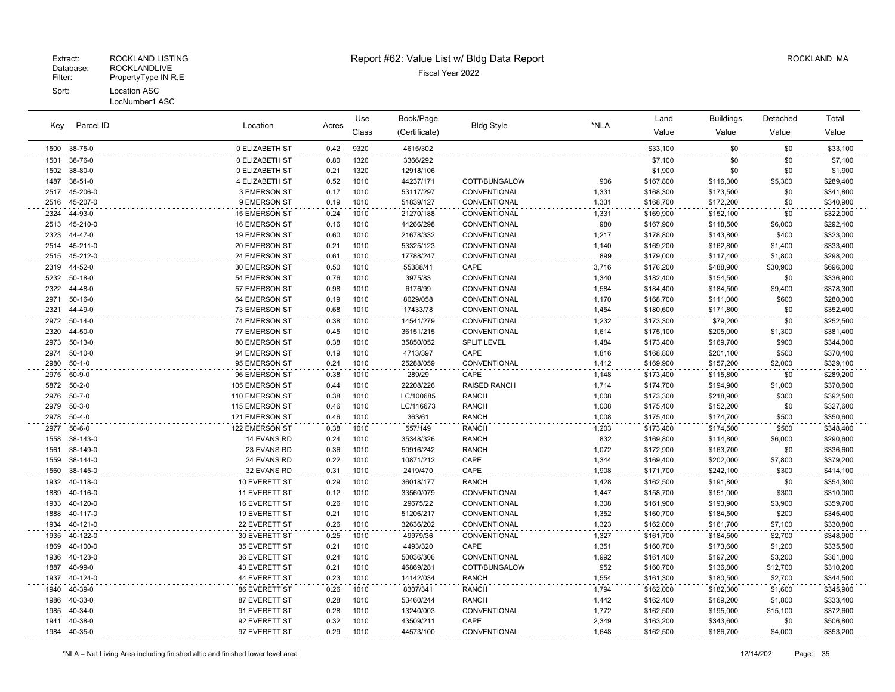Extract: ROCKLAND LISTING
Database: ROCKLANDLIVE
Filter: PropertyType IN R,E
Sort: Location ASC
LocNumber1 ASC

# Report #62: Value List w/ Bldg Data Report

Fiscal Year 2022

ROCKLAND MA

| Key | Parcel ID | Location | Acres | Use Class | Book/Page (Certificate) | Bldg Style | *NLA | Land Value | Buildings Value | Detached Value | Total Value |
|---|---|---|---|---|---|---|---|---|---|---|---|
| 1500 | 38-75-0 | 0 ELIZABETH ST | 0.42 | 9320 | 4615/302 | | | $33,100 | $0 | $0 | $33,100 |
| 1501 | 38-76-0 | 0 ELIZABETH ST | 0.80 | 1320 | 3366/292 | | | $7,100 | $0 | $0 | $7,100 |
| 1502 | 38-80-0 | 0 ELIZABETH ST | 0.21 | 1320 | 12918/106 | | | $1,900 | $0 | $0 | $1,900 |
| 1487 | 38-51-0 | 4 ELIZABETH ST | 0.52 | 1010 | 44237/171 | COTT/BUNGALOW | 906 | $167,800 | $116,300 | $5,300 | $289,400 |
| 2517 | 45-206-0 | 3 EMERSON ST | 0.17 | 1010 | 53117/297 | CONVENTIONAL | 1,331 | $168,300 | $173,500 | $0 | $341,800 |
| 2516 | 45-207-0 | 9 EMERSON ST | 0.19 | 1010 | 51839/127 | CONVENTIONAL | 1,331 | $168,700 | $172,200 | $0 | $340,900 |
| 2324 | 44-93-0 | 15 EMERSON ST | 0.24 | 1010 | 21270/188 | CONVENTIONAL | 1,331 | $169,900 | $152,100 | $0 | $322,000 |
| 2513 | 45-210-0 | 16 EMERSON ST | 0.16 | 1010 | 44266/298 | CONVENTIONAL | 980 | $167,900 | $118,500 | $6,000 | $292,400 |
| 2323 | 44-47-0 | 19 EMERSON ST | 0.60 | 1010 | 21678/332 | CONVENTIONAL | 1,217 | $178,800 | $143,800 | $400 | $323,000 |
| 2514 | 45-211-0 | 20 EMERSON ST | 0.21 | 1010 | 53325/123 | CONVENTIONAL | 1,140 | $169,200 | $162,800 | $1,400 | $333,400 |
| 2515 | 45-212-0 | 24 EMERSON ST | 0.61 | 1010 | 17788/247 | CONVENTIONAL | 899 | $179,000 | $117,400 | $1,800 | $298,200 |
| 2319 | 44-52-0 | 30 EMERSON ST | 0.50 | 1010 | 55388/41 | CAPE | 3,716 | $176,200 | $488,900 | $30,900 | $696,000 |
| 5232 | 50-18-0 | 54 EMERSON ST | 0.76 | 1010 | 3975/83 | CONVENTIONAL | 1,340 | $182,400 | $154,500 | $0 | $336,900 |
| 2322 | 44-48-0 | 57 EMERSON ST | 0.98 | 1010 | 6176/99 | CONVENTIONAL | 1,584 | $184,400 | $184,500 | $9,400 | $378,300 |
| 2971 | 50-16-0 | 64 EMERSON ST | 0.19 | 1010 | 8029/058 | CONVENTIONAL | 1,170 | $168,700 | $111,000 | $600 | $280,300 |
| 2321 | 44-49-0 | 73 EMERSON ST | 0.68 | 1010 | 17433/78 | CONVENTIONAL | 1,454 | $180,600 | $171,800 | $0 | $352,400 |
| 2972 | 50-14-0 | 74 EMERSON ST | 0.38 | 1010 | 14541/279 | CONVENTIONAL | 1,232 | $173,300 | $79,200 | $0 | $252,500 |
| 2320 | 44-50-0 | 77 EMERSON ST | 0.45 | 1010 | 36151/215 | CONVENTIONAL | 1,614 | $175,100 | $205,000 | $1,300 | $381,400 |
| 2973 | 50-13-0 | 80 EMERSON ST | 0.38 | 1010 | 35850/052 | SPLIT LEVEL | 1,484 | $173,400 | $169,700 | $900 | $344,000 |
| 2974 | 50-10-0 | 94 EMERSON ST | 0.19 | 1010 | 4713/397 | CAPE | 1,816 | $168,800 | $201,100 | $500 | $370,400 |
| 2980 | 50-1-0 | 95 EMERSON ST | 0.24 | 1010 | 25288/059 | CONVENTIONAL | 1,412 | $169,900 | $157,200 | $2,000 | $329,100 |
| 2975 | 50-9-0 | 96 EMERSON ST | 0.38 | 1010 | 289/29 | CAPE | 1,148 | $173,400 | $115,800 | $0 | $289,200 |
| 5872 | 50-2-0 | 105 EMERSON ST | 0.44 | 1010 | 22208/226 | RAISED RANCH | 1,714 | $174,700 | $194,900 | $1,000 | $370,600 |
| 2976 | 50-7-0 | 110 EMERSON ST | 0.38 | 1010 | LC/100685 | RANCH | 1,008 | $173,300 | $218,900 | $300 | $392,500 |
| 2979 | 50-3-0 | 115 EMERSON ST | 0.46 | 1010 | LC/116673 | RANCH | 1,008 | $175,400 | $152,200 | $0 | $327,600 |
| 2978 | 50-4-0 | 121 EMERSON ST | 0.46 | 1010 | 363/61 | RANCH | 1,008 | $175,400 | $174,700 | $500 | $350,600 |
| 2977 | 50-6-0 | 122 EMERSON ST | 0.38 | 1010 | 557/149 | RANCH | 1,203 | $173,400 | $174,500 | $500 | $348,400 |
| 1558 | 38-143-0 | 14 EVANS RD | 0.24 | 1010 | 35348/326 | RANCH | 832 | $169,800 | $114,800 | $6,000 | $290,600 |
| 1561 | 38-149-0 | 23 EVANS RD | 0.36 | 1010 | 50916/242 | RANCH | 1,072 | $172,900 | $163,700 | $0 | $336,600 |
| 1559 | 38-144-0 | 24 EVANS RD | 0.22 | 1010 | 10871/212 | CAPE | 1,344 | $169,400 | $202,000 | $7,800 | $379,200 |
| 1560 | 38-145-0 | 32 EVANS RD | 0.31 | 1010 | 2419/470 | CAPE | 1,908 | $171,700 | $242,100 | $300 | $414,100 |
| 1932 | 40-118-0 | 10 EVERETT ST | 0.29 | 1010 | 36018/177 | RANCH | 1,428 | $162,500 | $191,800 | $0 | $354,300 |
| 1889 | 40-116-0 | 11 EVERETT ST | 0.12 | 1010 | 33560/079 | CONVENTIONAL | 1,447 | $158,700 | $151,000 | $300 | $310,000 |
| 1933 | 40-120-0 | 16 EVERETT ST | 0.26 | 1010 | 29675/22 | CONVENTIONAL | 1,308 | $161,900 | $193,900 | $3,900 | $359,700 |
| 1888 | 40-117-0 | 19 EVERETT ST | 0.21 | 1010 | 51206/217 | CONVENTIONAL | 1,352 | $160,700 | $184,500 | $200 | $345,400 |
| 1934 | 40-121-0 | 22 EVERETT ST | 0.26 | 1010 | 32636/202 | CONVENTIONAL | 1,323 | $162,000 | $161,700 | $7,100 | $330,800 |
| 1935 | 40-122-0 | 30 EVERETT ST | 0.25 | 1010 | 49979/36 | CONVENTIONAL | 1,327 | $161,700 | $184,500 | $2,700 | $348,900 |
| 1869 | 40-100-0 | 35 EVERETT ST | 0.21 | 1010 | 4493/320 | CAPE | 1,351 | $160,700 | $173,600 | $1,200 | $335,500 |
| 1936 | 40-123-0 | 36 EVERETT ST | 0.24 | 1010 | 50036/306 | CONVENTIONAL | 1,992 | $161,400 | $197,200 | $3,200 | $361,800 |
| 1887 | 40-99-0 | 43 EVERETT ST | 0.21 | 1010 | 46869/281 | COTT/BUNGALOW | 952 | $160,700 | $136,800 | $12,700 | $310,200 |
| 1937 | 40-124-0 | 44 EVERETT ST | 0.23 | 1010 | 14142/034 | RANCH | 1,554 | $161,300 | $180,500 | $2,700 | $344,500 |
| 1940 | 40-39-0 | 86 EVERETT ST | 0.26 | 1010 | 8307/341 | RANCH | 1,794 | $162,000 | $182,300 | $1,600 | $345,900 |
| 1986 | 40-33-0 | 87 EVERETT ST | 0.28 | 1010 | 53460/244 | RANCH | 1,442 | $162,400 | $169,200 | $1,800 | $333,400 |
| 1985 | 40-34-0 | 91 EVERETT ST | 0.28 | 1010 | 13240/003 | CONVENTIONAL | 1,772 | $162,500 | $195,000 | $15,100 | $372,600 |
| 1941 | 40-38-0 | 92 EVERETT ST | 0.32 | 1010 | 43509/211 | CAPE | 2,349 | $163,200 | $343,600 | $0 | $506,800 |
| 1984 | 40-35-0 | 97 EVERETT ST | 0.29 | 1010 | 44573/100 | CONVENTIONAL | 1,648 | $162,500 | $186,700 | $4,000 | $353,200 |

*NLA = Net Living Area including finished attic and finished lower level area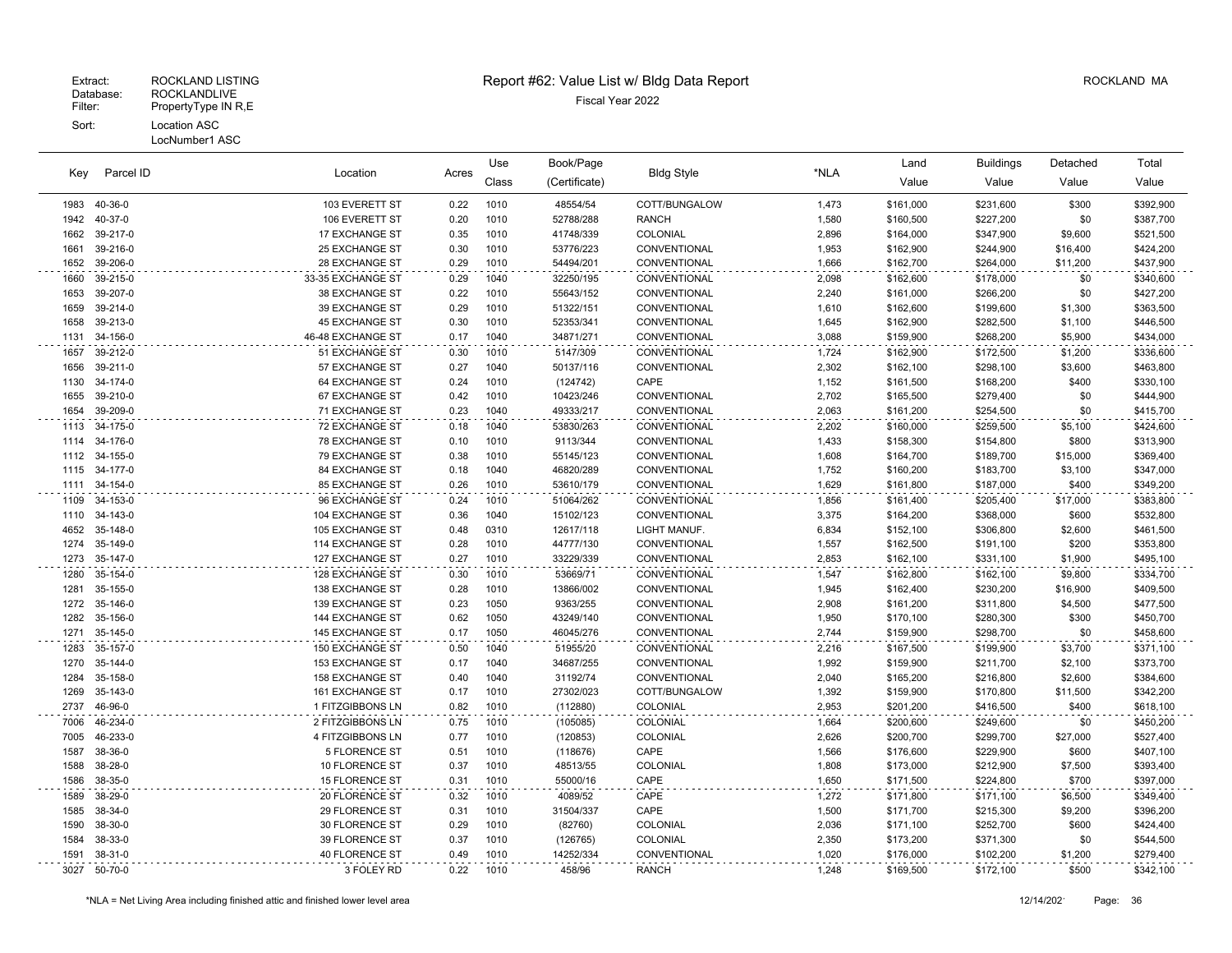Extract: ROCKLAND LISTING
Database: ROCKLANDLIVE
Filter: PropertyType IN R,E
Sort: Location ASC
LocNumber1 ASC

# Report #62: Value List w/ Bldg Data Report

Fiscal Year 2022

ROCKLAND MA

| Key | Parcel ID | Location | Acres | Use Class | Book/Page (Certificate) | Bldg Style | *NLA | Land Value | Buildings Value | Detached Value | Total Value |
|---|---|---|---|---|---|---|---|---|---|---|---|
| 1983 | 40-36-0 | 103 EVERETT ST | 0.22 | 1010 | 48554/54 | COTT/BUNGALOW | 1,473 | $161,000 | $231,600 | $300 | $392,900 |
| 1942 | 40-37-0 | 106 EVERETT ST | 0.20 | 1010 | 52788/288 | RANCH | 1,580 | $160,500 | $227,200 | $0 | $387,700 |
| 1662 | 39-217-0 | 17 EXCHANGE ST | 0.35 | 1010 | 41748/339 | COLONIAL | 2,896 | $164,000 | $347,900 | $9,600 | $521,500 |
| 1661 | 39-216-0 | 25 EXCHANGE ST | 0.30 | 1010 | 53776/223 | CONVENTIONAL | 1,953 | $162,900 | $244,900 | $16,400 | $424,200 |
| 1652 | 39-206-0 | 28 EXCHANGE ST | 0.29 | 1010 | 54494/201 | CONVENTIONAL | 1,666 | $162,700 | $264,000 | $11,200 | $437,900 |
| 1660 | 39-215-0 | 33-35 EXCHANGE ST | 0.29 | 1040 | 32250/195 | CONVENTIONAL | 2,098 | $162,600 | $178,000 | $0 | $340,600 |
| 1653 | 39-207-0 | 38 EXCHANGE ST | 0.22 | 1010 | 55643/152 | CONVENTIONAL | 2,240 | $161,000 | $266,200 | $0 | $427,200 |
| 1659 | 39-214-0 | 39 EXCHANGE ST | 0.29 | 1010 | 51322/151 | CONVENTIONAL | 1,610 | $162,600 | $199,600 | $1,300 | $363,500 |
| 1658 | 39-213-0 | 45 EXCHANGE ST | 0.30 | 1010 | 52353/341 | CONVENTIONAL | 1,645 | $162,900 | $282,500 | $1,100 | $446,500 |
| 1131 | 34-156-0 | 46-48 EXCHANGE ST | 0.17 | 1040 | 34871/271 | CONVENTIONAL | 3,088 | $159,900 | $268,200 | $5,900 | $434,000 |
| 1657 | 39-212-0 | 51 EXCHANGE ST | 0.30 | 1010 | 5147/309 | CONVENTIONAL | 1,724 | $162,900 | $172,500 | $1,200 | $336,600 |
| 1656 | 39-211-0 | 57 EXCHANGE ST | 0.27 | 1040 | 50137/116 | CONVENTIONAL | 2,302 | $162,100 | $298,100 | $3,600 | $463,800 |
| 1130 | 34-174-0 | 64 EXCHANGE ST | 0.24 | 1010 | (124742) | CAPE | 1,152 | $161,500 | $168,200 | $400 | $330,100 |
| 1655 | 39-210-0 | 67 EXCHANGE ST | 0.42 | 1010 | 10423/246 | CONVENTIONAL | 2,702 | $165,500 | $279,400 | $0 | $444,900 |
| 1654 | 39-209-0 | 71 EXCHANGE ST | 0.23 | 1040 | 49333/217 | CONVENTIONAL | 2,063 | $161,200 | $254,500 | $0 | $415,700 |
| 1113 | 34-175-0 | 72 EXCHANGE ST | 0.18 | 1040 | 53830/263 | CONVENTIONAL | 2,202 | $160,000 | $259,500 | $5,100 | $424,600 |
| 1114 | 34-176-0 | 78 EXCHANGE ST | 0.10 | 1010 | 9113/344 | CONVENTIONAL | 1,433 | $158,300 | $154,800 | $800 | $313,900 |
| 1112 | 34-155-0 | 79 EXCHANGE ST | 0.38 | 1010 | 55145/123 | CONVENTIONAL | 1,608 | $164,700 | $189,700 | $15,000 | $369,400 |
| 1115 | 34-177-0 | 84 EXCHANGE ST | 0.18 | 1040 | 46820/289 | CONVENTIONAL | 1,752 | $160,200 | $183,700 | $3,100 | $347,000 |
| 1111 | 34-154-0 | 85 EXCHANGE ST | 0.26 | 1010 | 53610/179 | CONVENTIONAL | 1,629 | $161,800 | $187,000 | $400 | $349,200 |
| 1109 | 34-153-0 | 96 EXCHANGE ST | 0.24 | 1010 | 51064/262 | CONVENTIONAL | 1,856 | $161,400 | $205,400 | $17,000 | $383,800 |
| 1110 | 34-143-0 | 104 EXCHANGE ST | 0.36 | 1040 | 15102/123 | CONVENTIONAL | 3,375 | $164,200 | $368,000 | $600 | $532,800 |
| 4652 | 35-148-0 | 105 EXCHANGE ST | 0.48 | 0310 | 12617/118 | LIGHT MANUF. | 6,834 | $152,100 | $306,800 | $2,600 | $461,500 |
| 1274 | 35-149-0 | 114 EXCHANGE ST | 0.28 | 1010 | 44777/130 | CONVENTIONAL | 1,557 | $162,500 | $191,100 | $200 | $353,800 |
| 1273 | 35-147-0 | 127 EXCHANGE ST | 0.27 | 1010 | 33229/339 | CONVENTIONAL | 2,853 | $162,100 | $331,100 | $1,900 | $495,100 |
| 1280 | 35-154-0 | 128 EXCHANGE ST | 0.30 | 1010 | 53669/71 | CONVENTIONAL | 1,547 | $162,800 | $162,100 | $9,800 | $334,700 |
| 1281 | 35-155-0 | 138 EXCHANGE ST | 0.28 | 1010 | 13866/002 | CONVENTIONAL | 1,945 | $162,400 | $230,200 | $16,900 | $409,500 |
| 1272 | 35-146-0 | 139 EXCHANGE ST | 0.23 | 1050 | 9363/255 | CONVENTIONAL | 2,908 | $161,200 | $311,800 | $4,500 | $477,500 |
| 1282 | 35-156-0 | 144 EXCHANGE ST | 0.62 | 1050 | 43249/140 | CONVENTIONAL | 1,950 | $170,100 | $280,300 | $300 | $450,700 |
| 1271 | 35-145-0 | 145 EXCHANGE ST | 0.17 | 1050 | 46045/276 | CONVENTIONAL | 2,744 | $159,900 | $298,700 | $0 | $458,600 |
| 1283 | 35-157-0 | 150 EXCHANGE ST | 0.50 | 1040 | 51955/20 | CONVENTIONAL | 2,216 | $167,500 | $199,900 | $3,700 | $371,100 |
| 1270 | 35-144-0 | 153 EXCHANGE ST | 0.17 | 1040 | 34687/255 | CONVENTIONAL | 1,992 | $159,900 | $211,700 | $2,100 | $373,700 |
| 1284 | 35-158-0 | 158 EXCHANGE ST | 0.40 | 1040 | 31192/74 | CONVENTIONAL | 2,040 | $165,200 | $216,800 | $2,600 | $384,600 |
| 1269 | 35-143-0 | 161 EXCHANGE ST | 0.17 | 1010 | 27302/023 | COTT/BUNGALOW | 1,392 | $159,900 | $170,800 | $11,500 | $342,200 |
| 2737 | 46-96-0 | 1 FITZGIBBONS LN | 0.82 | 1010 | (112880) | COLONIAL | 2,953 | $201,200 | $416,500 | $400 | $618,100 |
| 7006 | 46-234-0 | 2 FITZGIBBONS LN | 0.75 | 1010 | (105085) | COLONIAL | 1,664 | $200,600 | $249,600 | $0 | $450,200 |
| 7005 | 46-233-0 | 4 FITZGIBBONS LN | 0.77 | 1010 | (120853) | COLONIAL | 2,626 | $200,700 | $299,700 | $27,000 | $527,400 |
| 1587 | 38-36-0 | 5 FLORENCE ST | 0.51 | 1010 | (118676) | CAPE | 1,566 | $176,600 | $229,900 | $600 | $407,100 |
| 1588 | 38-28-0 | 10 FLORENCE ST | 0.37 | 1010 | 48513/55 | COLONIAL | 1,808 | $173,000 | $212,900 | $7,500 | $393,400 |
| 1586 | 38-35-0 | 15 FLORENCE ST | 0.31 | 1010 | 55000/16 | CAPE | 1,650 | $171,500 | $224,800 | $700 | $397,000 |
| 1589 | 38-29-0 | 20 FLORENCE ST | 0.32 | 1010 | 4089/52 | CAPE | 1,272 | $171,800 | $171,100 | $6,500 | $349,400 |
| 1585 | 38-34-0 | 29 FLORENCE ST | 0.31 | 1010 | 31504/337 | CAPE | 1,500 | $171,700 | $215,300 | $9,200 | $396,200 |
| 1590 | 38-30-0 | 30 FLORENCE ST | 0.29 | 1010 | (82760) | COLONIAL | 2,036 | $171,100 | $252,700 | $600 | $424,400 |
| 1584 | 38-33-0 | 39 FLORENCE ST | 0.37 | 1010 | (126765) | COLONIAL | 2,350 | $173,200 | $371,300 | $0 | $544,500 |
| 1591 | 38-31-0 | 40 FLORENCE ST | 0.49 | 1010 | 14252/334 | CONVENTIONAL | 1,020 | $176,000 | $102,200 | $1,200 | $279,400 |
| 3027 | 50-70-0 | 3 FOLEY RD | 0.22 | 1010 | 458/96 | RANCH | 1,248 | $169,500 | $172,100 | $500 | $342,100 |

*NLA = Net Living Area including finished attic and finished lower level area

12/14/202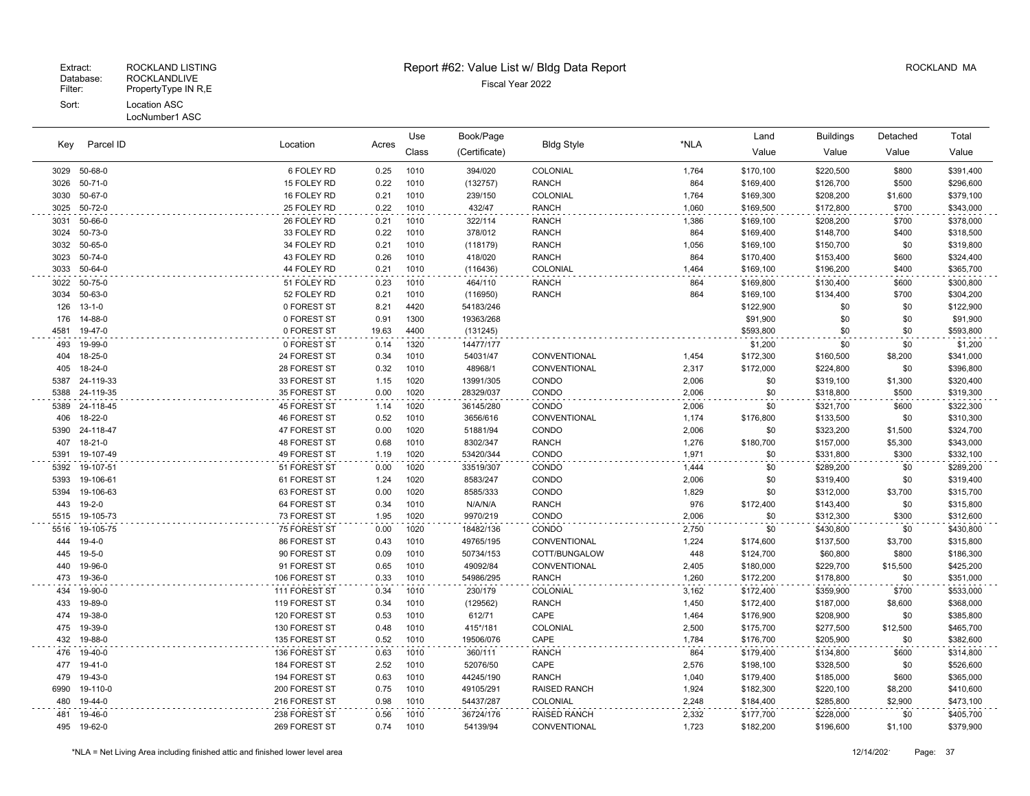Extract: ROCKLAND LISTING
Database: ROCKLANDLIVE
Filter: PropertyType IN R,E
Sort: Location ASC
LocNumber1 ASC

# Report #62: Value List w/ Bldg Data Report

Fiscal Year 2022

ROCKLAND MA

| Key | Parcel ID | Location | Acres | Use Class | Book/Page (Certificate) | Bldg Style | *NLA | Land Value | Buildings Value | Detached Value | Total Value |
|---|---|---|---|---|---|---|---|---|---|---|---|
| 3029 | 50-68-0 | 6 FOLEY RD | 0.25 | 1010 | 394/020 | COLONIAL | 1,764 | $170,100 | $220,500 | $800 | $391,400 |
| 3026 | 50-71-0 | 15 FOLEY RD | 0.22 | 1010 | (132757) | RANCH | 864 | $169,400 | $126,700 | $500 | $296,600 |
| 3030 | 50-67-0 | 16 FOLEY RD | 0.21 | 1010 | 239/150 | COLONIAL | 1,764 | $169,300 | $208,200 | $1,600 | $379,100 |
| 3025 | 50-72-0 | 25 FOLEY RD | 0.22 | 1010 | 432/47 | RANCH | 1,060 | $169,500 | $172,800 | $700 | $343,000 |
| 3031 | 50-66-0 | 26 FOLEY RD | 0.21 | 1010 | 322/114 | RANCH | 1,386 | $169,100 | $208,200 | $700 | $378,000 |
| 3024 | 50-73-0 | 33 FOLEY RD | 0.22 | 1010 | 378/012 | RANCH | 864 | $169,400 | $148,700 | $400 | $318,500 |
| 3032 | 50-65-0 | 34 FOLEY RD | 0.21 | 1010 | (118179) | RANCH | 1,056 | $169,100 | $150,700 | $0 | $319,800 |
| 3023 | 50-74-0 | 43 FOLEY RD | 0.26 | 1010 | 418/020 | RANCH | 864 | $170,400 | $153,400 | $600 | $324,400 |
| 3033 | 50-64-0 | 44 FOLEY RD | 0.21 | 1010 | (116436) | COLONIAL | 1,464 | $169,100 | $196,200 | $400 | $365,700 |
| 3022 | 50-75-0 | 51 FOLEY RD | 0.23 | 1010 | 464/110 | RANCH | 864 | $169,800 | $130,400 | $600 | $300,800 |
| 3034 | 50-63-0 | 52 FOLEY RD | 0.21 | 1010 | (116950) | RANCH | 864 | $169,100 | $134,400 | $700 | $304,200 |
| 126 | 13-1-0 | 0 FOREST ST | 8.21 | 4420 | 54183/246 | | | $122,900 | $0 | $0 | $122,900 |
| 176 | 14-88-0 | 0 FOREST ST | 0.91 | 1300 | 19363/268 | | | $91,900 | $0 | $0 | $91,900 |
| 4581 | 19-47-0 | 0 FOREST ST | 19.63 | 4400 | (131245) | | | $593,800 | $0 | $0 | $593,800 |
| 493 | 19-99-0 | 0 FOREST ST | 0.14 | 1320 | 14477/177 | | | $1,200 | $0 | $0 | $1,200 |
| 404 | 18-25-0 | 24 FOREST ST | 0.34 | 1010 | 54031/47 | CONVENTIONAL | 1,454 | $172,300 | $160,500 | $8,200 | $341,000 |
| 405 | 18-24-0 | 28 FOREST ST | 0.32 | 1010 | 48968/1 | CONVENTIONAL | 2,317 | $172,000 | $224,800 | $0 | $396,800 |
| 5387 | 24-119-33 | 33 FOREST ST | 1.15 | 1020 | 13991/305 | CONDO | 2,006 | $0 | $319,100 | $1,300 | $320,400 |
| 5388 | 24-119-35 | 35 FOREST ST | 0.00 | 1020 | 28329/037 | CONDO | 2,006 | $0 | $318,800 | $500 | $319,300 |
| 5389 | 24-118-45 | 45 FOREST ST | 1.14 | 1020 | 36145/280 | CONDO | 2,006 | $0 | $321,700 | $600 | $322,300 |
| 406 | 18-22-0 | 46 FOREST ST | 0.52 | 1010 | 3656/616 | CONVENTIONAL | 1,174 | $176,800 | $133,500 | $0 | $310,300 |
| 5390 | 24-118-47 | 47 FOREST ST | 0.00 | 1020 | 51881/94 | CONDO | 2,006 | $0 | $323,200 | $1,500 | $324,700 |
| 407 | 18-21-0 | 48 FOREST ST | 0.68 | 1010 | 8302/347 | RANCH | 1,276 | $180,700 | $157,000 | $5,300 | $343,000 |
| 5391 | 19-107-49 | 49 FOREST ST | 1.19 | 1020 | 53420/344 | CONDO | 1,971 | $0 | $331,800 | $300 | $332,100 |
| 5392 | 19-107-51 | 51 FOREST ST | 0.00 | 1020 | 33519/307 | CONDO | 1,444 | $0 | $289,200 | $0 | $289,200 |
| 5393 | 19-106-61 | 61 FOREST ST | 1.24 | 1020 | 8583/247 | CONDO | 2,006 | $0 | $319,400 | $0 | $319,400 |
| 5394 | 19-106-63 | 63 FOREST ST | 0.00 | 1020 | 8585/333 | CONDO | 1,829 | $0 | $312,000 | $3,700 | $315,700 |
| 443 | 19-2-0 | 64 FOREST ST | 0.34 | 1010 | N/A/N/A | RANCH | 976 | $172,400 | $143,400 | $0 | $315,800 |
| 5515 | 19-105-73 | 73 FOREST ST | 1.95 | 1020 | 9970/219 | CONDO | 2,006 | $0 | $312,300 | $300 | $312,600 |
| 5516 | 19-105-75 | 75 FOREST ST | 0.00 | 1020 | 18482/136 | CONDO | 2,750 | $0 | $430,800 | $0 | $430,800 |
| 444 | 19-4-0 | 86 FOREST ST | 0.43 | 1010 | 49765/195 | CONVENTIONAL | 1,224 | $174,600 | $137,500 | $3,700 | $315,800 |
| 445 | 19-5-0 | 90 FOREST ST | 0.09 | 1010 | 50734/153 | COTT/BUNGALOW | 448 | $124,700 | $60,800 | $800 | $186,300 |
| 440 | 19-96-0 | 91 FOREST ST | 0.65 | 1010 | 49092/84 | CONVENTIONAL | 2,405 | $180,000 | $229,700 | $15,500 | $425,200 |
| 473 | 19-36-0 | 106 FOREST ST | 0.33 | 1010 | 54986/295 | RANCH | 1,260 | $172,200 | $178,800 | $0 | $351,000 |
| 434 | 19-90-0 | 111 FOREST ST | 0.34 | 1010 | 230/179 | COLONIAL | 3,162 | $172,400 | $359,900 | $700 | $533,000 |
| 433 | 19-89-0 | 119 FOREST ST | 0.34 | 1010 | (129562) | RANCH | 1,450 | $172,400 | $187,000 | $8,600 | $368,000 |
| 474 | 19-38-0 | 120 FOREST ST | 0.53 | 1010 | 612/71 | CAPE | 1,464 | $176,900 | $208,900 | $0 | $385,800 |
| 475 | 19-39-0 | 130 FOREST ST | 0.48 | 1010 | 415*/181 | COLONIAL | 2,500 | $175,700 | $277,500 | $12,500 | $465,700 |
| 432 | 19-88-0 | 135 FOREST ST | 0.52 | 1010 | 19506/076 | CAPE | 1,784 | $176,700 | $205,900 | $0 | $382,600 |
| 476 | 19-40-0 | 136 FOREST ST | 0.63 | 1010 | 360/111 | RANCH | 864 | $179,400 | $134,800 | $600 | $314,800 |
| 477 | 19-41-0 | 184 FOREST ST | 2.52 | 1010 | 52076/50 | CAPE | 2,576 | $198,100 | $328,500 | $0 | $526,600 |
| 479 | 19-43-0 | 194 FOREST ST | 0.63 | 1010 | 44245/190 | RANCH | 1,040 | $179,400 | $185,000 | $600 | $365,000 |
| 6990 | 19-110-0 | 200 FOREST ST | 0.75 | 1010 | 49105/291 | RAISED RANCH | 1,924 | $182,300 | $220,100 | $8,200 | $410,600 |
| 480 | 19-44-0 | 216 FOREST ST | 0.98 | 1010 | 54437/287 | COLONIAL | 2,248 | $184,400 | $285,800 | $2,900 | $473,100 |
| 481 | 19-46-0 | 238 FOREST ST | 0.56 | 1010 | 36724/176 | RAISED RANCH | 2,332 | $177,700 | $228,000 | $0 | $405,700 |
| 495 | 19-62-0 | 269 FOREST ST | 0.74 | 1010 | 54139/94 | CONVENTIONAL | 1,723 | $182,200 | $196,600 | $1,100 | $379,900 |

*NLA = Net Living Area including finished attic and finished lower level area

12/14/202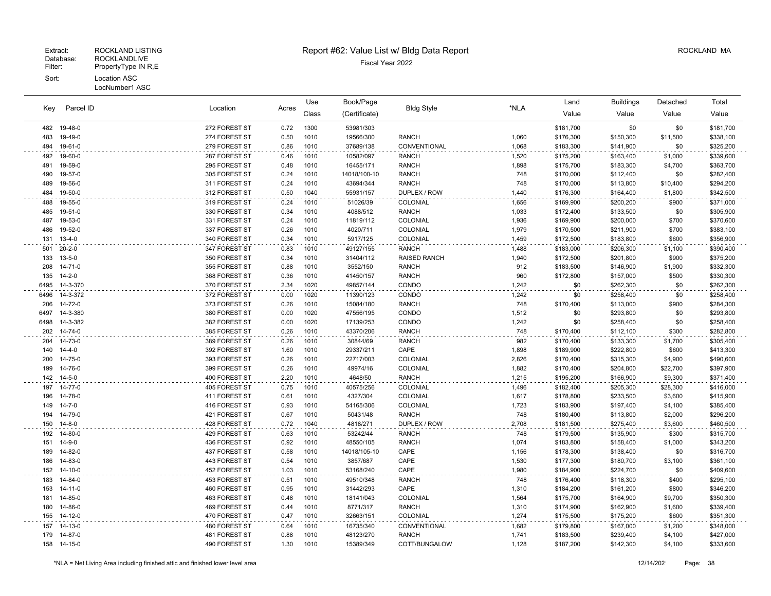Extract: ROCKLAND LISTING
Database: ROCKLANDLIVE
Filter: PropertyType IN R,E
Sort: Location ASC
LocNumber1 ASC

# Report #62: Value List w/ Bldg Data Report

Fiscal Year 2022

ROCKLAND MA

| Key | Parcel ID | Location | Acres | Use Class | Book/Page (Certificate) | Bldg Style | *NLA | Land Value | Buildings Value | Detached Value | Total Value |
|---|---|---|---|---|---|---|---|---|---|---|---|
| 482 | 19-48-0 | 272 FOREST ST | 0.72 | 1300 | 53981/303 | | | $181,700 | $0 | $0 | $181,700 |
| 483 | 19-49-0 | 274 FOREST ST | 0.50 | 1010 | 19566/300 | RANCH | 1,060 | $176,300 | $150,300 | $11,500 | $338,100 |
| 494 | 19-61-0 | 279 FOREST ST | 0.86 | 1010 | 37689/138 | CONVENTIONAL | 1,068 | $183,300 | $141,900 | $0 | $325,200 |
| 492 | 19-60-0 | 287 FOREST ST | 0.46 | 1010 | 10582/097 | RANCH | 1,520 | $175,200 | $163,400 | $1,000 | $339,600 |
| 491 | 19-59-0 | 295 FOREST ST | 0.48 | 1010 | 16455/171 | RANCH | 1,898 | $175,700 | $183,300 | $4,700 | $363,700 |
| 490 | 19-57-0 | 305 FOREST ST | 0.24 | 1010 | 14018/100-10 | RANCH | 748 | $170,000 | $112,400 | $0 | $282,400 |
| 489 | 19-56-0 | 311 FOREST ST | 0.24 | 1010 | 43694/344 | RANCH | 748 | $170,000 | $113,800 | $10,400 | $294,200 |
| 484 | 19-50-0 | 312 FOREST ST | 0.50 | 1040 | 55931/157 | DUPLEX / ROW | 1,440 | $176,300 | $164,400 | $1,800 | $342,500 |
| 488 | 19-55-0 | 319 FOREST ST | 0.24 | 1010 | 51026/39 | COLONIAL | 1,656 | $169,900 | $200,200 | $900 | $371,000 |
| 485 | 19-51-0 | 330 FOREST ST | 0.34 | 1010 | 4088/512 | RANCH | 1,033 | $172,400 | $133,500 | $0 | $305,900 |
| 487 | 19-53-0 | 331 FOREST ST | 0.24 | 1010 | 11819/112 | COLONIAL | 1,936 | $169,900 | $200,000 | $700 | $370,600 |
| 486 | 19-52-0 | 337 FOREST ST | 0.26 | 1010 | 4020/711 | COLONIAL | 1,979 | $170,500 | $211,900 | $700 | $383,100 |
| 131 | 13-4-0 | 340 FOREST ST | 0.34 | 1010 | 5917/125 | COLONIAL | 1,459 | $172,500 | $183,800 | $600 | $356,900 |
| 501 | 20-2-0 | 347 FOREST ST | 0.83 | 1010 | 49127/155 | RANCH | 1,488 | $183,000 | $206,300 | $1,100 | $390,400 |
| 133 | 13-5-0 | 350 FOREST ST | 0.34 | 1010 | 31404/112 | RAISED RANCH | 1,940 | $172,500 | $201,800 | $900 | $375,200 |
| 208 | 14-71-0 | 355 FOREST ST | 0.88 | 1010 | 3552/150 | RANCH | 912 | $183,500 | $146,900 | $1,900 | $332,300 |
| 135 | 14-2-0 | 368 FOREST ST | 0.36 | 1010 | 41450/157 | RANCH | 960 | $172,800 | $157,000 | $500 | $330,300 |
| 6495 | 14-3-370 | 370 FOREST ST | 2.34 | 1020 | 49857/144 | CONDO | 1,242 | $0 | $262,300 | $0 | $262,300 |
| 6496 | 14-3-372 | 372 FOREST ST | 0.00 | 1020 | 11390/123 | CONDO | 1,242 | $0 | $258,400 | $0 | $258,400 |
| 206 | 14-72-0 | 373 FOREST ST | 0.26 | 1010 | 15084/180 | RANCH | 748 | $170,400 | $113,000 | $900 | $284,300 |
| 6497 | 14-3-380 | 380 FOREST ST | 0.00 | 1020 | 47556/195 | CONDO | 1,512 | $0 | $293,800 | $0 | $293,800 |
| 6498 | 14-3-382 | 382 FOREST ST | 0.00 | 1020 | 17139/253 | CONDO | 1,242 | $0 | $258,400 | $0 | $258,400 |
| 202 | 14-74-0 | 385 FOREST ST | 0.26 | 1010 | 43370/206 | RANCH | 748 | $170,400 | $112,100 | $300 | $282,800 |
| 204 | 14-73-0 | 389 FOREST ST | 0.26 | 1010 | 30844/69 | RANCH | 982 | $170,400 | $133,300 | $1,700 | $305,400 |
| 140 | 14-4-0 | 392 FOREST ST | 1.60 | 1010 | 29337/211 | CAPE | 1,898 | $189,900 | $222,800 | $600 | $413,300 |
| 200 | 14-75-0 | 393 FOREST ST | 0.26 | 1010 | 22717/003 | COLONIAL | 2,826 | $170,400 | $315,300 | $4,900 | $490,600 |
| 199 | 14-76-0 | 399 FOREST ST | 0.26 | 1010 | 49974/16 | COLONIAL | 1,882 | $170,400 | $204,800 | $22,700 | $397,900 |
| 142 | 14-5-0 | 400 FOREST ST | 2.20 | 1010 | 4648/50 | RANCH | 1,215 | $195,200 | $166,900 | $9,300 | $371,400 |
| 197 | 14-77-0 | 405 FOREST ST | 0.75 | 1010 | 40575/256 | COLONIAL | 1,496 | $182,400 | $205,300 | $28,300 | $416,000 |
| 196 | 14-78-0 | 411 FOREST ST | 0.61 | 1010 | 4327/304 | COLONIAL | 1,617 | $178,800 | $233,500 | $3,600 | $415,900 |
| 149 | 14-7-0 | 416 FOREST ST | 0.93 | 1010 | 54165/306 | COLONIAL | 1,723 | $183,900 | $197,400 | $4,100 | $385,400 |
| 194 | 14-79-0 | 421 FOREST ST | 0.67 | 1010 | 50431/48 | RANCH | 748 | $180,400 | $113,800 | $2,000 | $296,200 |
| 150 | 14-8-0 | 428 FOREST ST | 0.72 | 1040 | 4818/271 | DUPLEX / ROW | 2,708 | $181,500 | $275,400 | $3,600 | $460,500 |
| 192 | 14-80-0 | 429 FOREST ST | 0.63 | 1010 | 53242/44 | RANCH | 748 | $179,500 | $135,900 | $300 | $315,700 |
| 151 | 14-9-0 | 436 FOREST ST | 0.92 | 1010 | 48550/105 | RANCH | 1,074 | $183,800 | $158,400 | $1,000 | $343,200 |
| 189 | 14-82-0 | 437 FOREST ST | 0.58 | 1010 | 14018/105-10 | CAPE | 1,156 | $178,300 | $138,400 | $0 | $316,700 |
| 186 | 14-83-0 | 443 FOREST ST | 0.54 | 1010 | 3857/687 | CAPE | 1,530 | $177,300 | $180,700 | $3,100 | $361,100 |
| 152 | 14-10-0 | 452 FOREST ST | 1.03 | 1010 | 53168/240 | CAPE | 1,980 | $184,900 | $224,700 | $0 | $409,600 |
| 183 | 14-84-0 | 453 FOREST ST | 0.51 | 1010 | 49510/348 | RANCH | 748 | $176,400 | $118,300 | $400 | $295,100 |
| 153 | 14-11-0 | 460 FOREST ST | 0.95 | 1010 | 31442/293 | CAPE | 1,310 | $184,200 | $161,200 | $800 | $346,200 |
| 181 | 14-85-0 | 463 FOREST ST | 0.48 | 1010 | 18141/043 | COLONIAL | 1,564 | $175,700 | $164,900 | $9,700 | $350,300 |
| 180 | 14-86-0 | 469 FOREST ST | 0.44 | 1010 | 8771/317 | RANCH | 1,310 | $174,900 | $162,900 | $1,600 | $339,400 |
| 155 | 14-12-0 | 470 FOREST ST | 0.47 | 1010 | 32663/151 | COLONIAL | 1,274 | $175,500 | $175,200 | $600 | $351,300 |
| 157 | 14-13-0 | 480 FOREST ST | 0.64 | 1010 | 16735/340 | CONVENTIONAL | 1,682 | $179,800 | $167,000 | $1,200 | $348,000 |
| 179 | 14-87-0 | 481 FOREST ST | 0.88 | 1010 | 48123/270 | RANCH | 1,741 | $183,500 | $239,400 | $4,100 | $427,000 |
| 158 | 14-15-0 | 490 FOREST ST | 1.30 | 1010 | 15389/349 | COTT/BUNGALOW | 1,128 | $187,200 | $142,300 | $4,100 | $333,600 |

*NLA = Net Living Area including finished attic and finished lower level area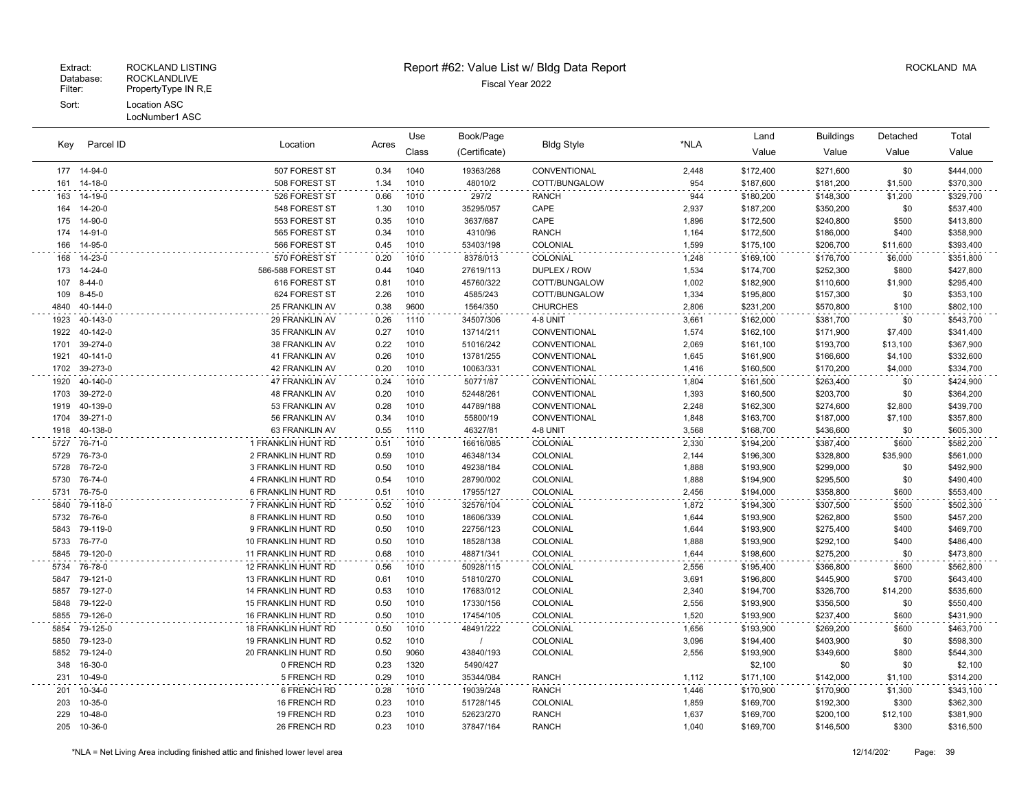Extract: ROCKLAND LISTING
Database: ROCKLANDLIVE
Filter: PropertyType IN R,E
Sort: Location ASC
LocNumber1 ASC

# Report #62: Value List w/ Bldg Data Report

Fiscal Year 2022

ROCKLAND MA

| Key | Parcel ID | Location | Acres | Use Class | Book/Page (Certificate) | Bldg Style | *NLA | Land Value | Buildings Value | Detached Value | Total Value |
|---|---|---|---|---|---|---|---|---|---|---|---|
| 177 | 14-94-0 | 507 FOREST ST | 0.34 | 1040 | 19363/268 | CONVENTIONAL | 2,448 | $172,400 | $271,600 | $0 | $444,000 |
| 161 | 14-18-0 | 508 FOREST ST | 1.34 | 1010 | 48010/2 | COTT/BUNGALOW | 954 | $187,600 | $181,200 | $1,500 | $370,300 |
| 163 | 14-19-0 | 526 FOREST ST | 0.66 | 1010 | 297/2 | RANCH | 944 | $180,200 | $148,300 | $1,200 | $329,700 |
| 164 | 14-20-0 | 548 FOREST ST | 1.30 | 1010 | 35295/057 | CAPE | 2,937 | $187,200 | $350,200 | $0 | $537,400 |
| 175 | 14-90-0 | 553 FOREST ST | 0.35 | 1010 | 3637/687 | CAPE | 1,896 | $172,500 | $240,800 | $500 | $413,800 |
| 174 | 14-91-0 | 565 FOREST ST | 0.34 | 1010 | 4310/96 | RANCH | 1,164 | $172,500 | $186,000 | $400 | $358,900 |
| 166 | 14-95-0 | 566 FOREST ST | 0.45 | 1010 | 53403/198 | COLONIAL | 1,599 | $175,100 | $206,700 | $11,600 | $393,400 |
| 168 | 14-23-0 | 570 FOREST ST | 0.20 | 1010 | 8378/013 | COLONIAL | 1,248 | $169,100 | $176,700 | $6,000 | $351,800 |
| 173 | 14-24-0 | 586-588 FOREST ST | 0.44 | 1040 | 27619/113 | DUPLEX / ROW | 1,534 | $174,700 | $252,300 | $800 | $427,800 |
| 107 | 8-44-0 | 616 FOREST ST | 0.81 | 1010 | 45760/322 | COTT/BUNGALOW | 1,002 | $182,900 | $110,600 | $1,900 | $295,400 |
| 109 | 8-45-0 | 624 FOREST ST | 2.26 | 1010 | 4585/243 | COTT/BUNGALOW | 1,334 | $195,800 | $157,300 | $0 | $353,100 |
| 4840 | 40-144-0 | 25 FRANKLIN AV | 0.38 | 9600 | 1564/350 | CHURCHES | 2,806 | $231,200 | $570,800 | $100 | $802,100 |
| 1923 | 40-143-0 | 29 FRANKLIN AV | 0.26 | 1110 | 34507/306 | 4-8 UNIT | 3,661 | $162,000 | $381,700 | $0 | $543,700 |
| 1922 | 40-142-0 | 35 FRANKLIN AV | 0.27 | 1010 | 13714/211 | CONVENTIONAL | 1,574 | $162,100 | $171,900 | $7,400 | $341,400 |
| 1701 | 39-274-0 | 38 FRANKLIN AV | 0.22 | 1010 | 51016/242 | CONVENTIONAL | 2,069 | $161,100 | $193,700 | $13,100 | $367,900 |
| 1921 | 40-141-0 | 41 FRANKLIN AV | 0.26 | 1010 | 13781/255 | CONVENTIONAL | 1,645 | $161,900 | $166,600 | $4,100 | $332,600 |
| 1702 | 39-273-0 | 42 FRANKLIN AV | 0.20 | 1010 | 10063/331 | CONVENTIONAL | 1,416 | $160,500 | $170,200 | $4,000 | $334,700 |
| 1920 | 40-140-0 | 47 FRANKLIN AV | 0.24 | 1010 | 50771/87 | CONVENTIONAL | 1,804 | $161,500 | $263,400 | $0 | $424,900 |
| 1703 | 39-272-0 | 48 FRANKLIN AV | 0.20 | 1010 | 52448/261 | CONVENTIONAL | 1,393 | $160,500 | $203,700 | $0 | $364,200 |
| 1919 | 40-139-0 | 53 FRANKLIN AV | 0.28 | 1010 | 44789/188 | CONVENTIONAL | 2,248 | $162,300 | $274,600 | $2,800 | $439,700 |
| 1704 | 39-271-0 | 56 FRANKLIN AV | 0.34 | 1010 | 55800/19 | CONVENTIONAL | 1,848 | $163,700 | $187,000 | $7,100 | $357,800 |
| 1918 | 40-138-0 | 63 FRANKLIN AV | 0.55 | 1110 | 46327/81 | 4-8 UNIT | 3,568 | $168,700 | $436,600 | $0 | $605,300 |
| 5727 | 76-71-0 | 1 FRANKLIN HUNT RD | 0.51 | 1010 | 16616/085 | COLONIAL | 2,330 | $194,200 | $387,400 | $600 | $582,200 |
| 5729 | 76-73-0 | 2 FRANKLIN HUNT RD | 0.59 | 1010 | 46348/134 | COLONIAL | 2,144 | $196,300 | $328,800 | $35,900 | $561,000 |
| 5728 | 76-72-0 | 3 FRANKLIN HUNT RD | 0.50 | 1010 | 49238/184 | COLONIAL | 1,888 | $193,900 | $299,000 | $0 | $492,900 |
| 5730 | 76-74-0 | 4 FRANKLIN HUNT RD | 0.54 | 1010 | 28790/002 | COLONIAL | 1,888 | $194,900 | $295,500 | $0 | $490,400 |
| 5731 | 76-75-0 | 6 FRANKLIN HUNT RD | 0.51 | 1010 | 17955/127 | COLONIAL | 2,456 | $194,000 | $358,800 | $600 | $553,400 |
| 5840 | 79-118-0 | 7 FRANKLIN HUNT RD | 0.52 | 1010 | 32576/104 | COLONIAL | 1,872 | $194,300 | $307,500 | $500 | $502,300 |
| 5732 | 76-76-0 | 8 FRANKLIN HUNT RD | 0.50 | 1010 | 18606/339 | COLONIAL | 1,644 | $193,900 | $262,800 | $500 | $457,200 |
| 5843 | 79-119-0 | 9 FRANKLIN HUNT RD | 0.50 | 1010 | 22756/123 | COLONIAL | 1,644 | $193,900 | $275,400 | $400 | $469,700 |
| 5733 | 76-77-0 | 10 FRANKLIN HUNT RD | 0.50 | 1010 | 18528/138 | COLONIAL | 1,888 | $193,900 | $292,100 | $400 | $486,400 |
| 5845 | 79-120-0 | 11 FRANKLIN HUNT RD | 0.68 | 1010 | 48871/341 | COLONIAL | 1,644 | $198,600 | $275,200 | $0 | $473,800 |
| 5734 | 76-78-0 | 12 FRANKLIN HUNT RD | 0.56 | 1010 | 50928/115 | COLONIAL | 2,556 | $195,400 | $366,800 | $600 | $562,800 |
| 5847 | 79-121-0 | 13 FRANKLIN HUNT RD | 0.61 | 1010 | 51810/270 | COLONIAL | 3,691 | $196,800 | $445,900 | $700 | $643,400 |
| 5857 | 79-127-0 | 14 FRANKLIN HUNT RD | 0.53 | 1010 | 17683/012 | COLONIAL | 2,340 | $194,700 | $326,700 | $14,200 | $535,600 |
| 5848 | 79-122-0 | 15 FRANKLIN HUNT RD | 0.50 | 1010 | 17330/156 | COLONIAL | 2,556 | $193,900 | $356,500 | $0 | $550,400 |
| 5855 | 79-126-0 | 16 FRANKLIN HUNT RD | 0.50 | 1010 | 17454/105 | COLONIAL | 1,520 | $193,900 | $237,400 | $600 | $431,900 |
| 5854 | 79-125-0 | 18 FRANKLIN HUNT RD | 0.50 | 1010 | 48491/222 | COLONIAL | 1,656 | $193,900 | $269,200 | $600 | $463,700 |
| 5850 | 79-123-0 | 19 FRANKLIN HUNT RD | 0.52 | 1010 | / | COLONIAL | 3,096 | $194,400 | $403,900 | $0 | $598,300 |
| 5852 | 79-124-0 | 20 FRANKLIN HUNT RD | 0.50 | 9060 | 43840/193 | COLONIAL | 2,556 | $193,900 | $349,600 | $800 | $544,300 |
| 348 | 16-30-0 | 0 FRENCH RD | 0.23 | 1320 | 5490/427 | | | $2,100 | $0 | $0 | $2,100 |
| 231 | 10-49-0 | 5 FRENCH RD | 0.29 | 1010 | 35344/084 | RANCH | 1,112 | $171,100 | $142,000 | $1,100 | $314,200 |
| 201 | 10-34-0 | 6 FRENCH RD | 0.28 | 1010 | 19039/248 | RANCH | 1,446 | $170,900 | $170,900 | $1,300 | $343,100 |
| 203 | 10-35-0 | 16 FRENCH RD | 0.23 | 1010 | 51728/145 | COLONIAL | 1,859 | $169,700 | $192,300 | $300 | $362,300 |
| 229 | 10-48-0 | 19 FRENCH RD | 0.23 | 1010 | 52623/270 | RANCH | 1,637 | $169,700 | $200,100 | $12,100 | $381,900 |
| 205 | 10-36-0 | 26 FRENCH RD | 0.23 | 1010 | 37847/164 | RANCH | 1,040 | $169,700 | $146,500 | $300 | $316,500 |

*NLA = Net Living Area including finished attic and finished lower level area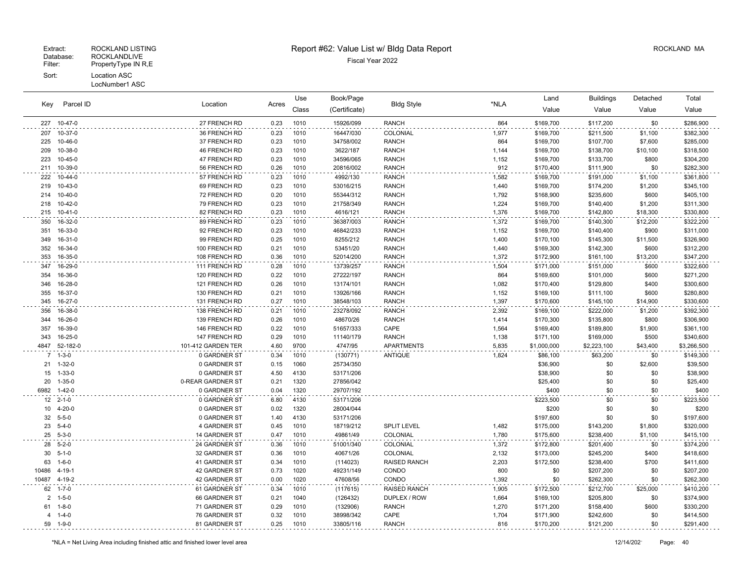| Key | Parcel ID | Location | Acres | Use Class | Book/Page (Certificate) | Bldg Style | *NLA | Land Value | Buildings Value | Detached Value | Total Value |
|---|---|---|---|---|---|---|---|---|---|---|---|
| 227 | 10-47-0 | 27 FRENCH RD | 0.23 | 1010 | 15926/099 | RANCH | 864 | $169,700 | $117,200 | $0 | $286,900 |
| 207 | 10-37-0 | 36 FRENCH RD | 0.23 | 1010 | 16447/030 | COLONIAL | 1,977 | $169,700 | $211,500 | $1,100 | $382,300 |
| 225 | 10-46-0 | 37 FRENCH RD | 0.23 | 1010 | 34758/002 | RANCH | 864 | $169,700 | $107,700 | $7,600 | $285,000 |
| 209 | 10-38-0 | 46 FRENCH RD | 0.23 | 1010 | 3622/187 | RANCH | 1,144 | $169,700 | $138,700 | $10,100 | $318,500 |
| 223 | 10-45-0 | 47 FRENCH RD | 0.23 | 1010 | 34596/065 | RANCH | 1,152 | $169,700 | $133,700 | $800 | $304,200 |
| 211 | 10-39-0 | 56 FRENCH RD | 0.26 | 1010 | 20816/002 | RANCH | 912 | $170,400 | $111,900 | $0 | $282,300 |
| 222 | 10-44-0 | 57 FRENCH RD | 0.23 | 1010 | 4992/130 | RANCH | 1,582 | $169,700 | $191,000 | $1,100 | $361,800 |
| 219 | 10-43-0 | 69 FRENCH RD | 0.23 | 1010 | 53016/215 | RANCH | 1,440 | $169,700 | $174,200 | $1,200 | $345,100 |
| 214 | 10-40-0 | 72 FRENCH RD | 0.20 | 1010 | 55344/312 | RANCH | 1,792 | $168,900 | $235,600 | $600 | $405,100 |
| 218 | 10-42-0 | 79 FRENCH RD | 0.23 | 1010 | 21758/349 | RANCH | 1,224 | $169,700 | $140,400 | $1,200 | $311,300 |
| 215 | 10-41-0 | 82 FRENCH RD | 0.23 | 1010 | 4616/121 | RANCH | 1,376 | $169,700 | $142,800 | $18,300 | $330,800 |
| 350 | 16-32-0 | 89 FRENCH RD | 0.23 | 1010 | 36387/003 | RANCH | 1,372 | $169,700 | $140,300 | $12,200 | $322,200 |
| 351 | 16-33-0 | 92 FRENCH RD | 0.23 | 1010 | 46842/233 | RANCH | 1,152 | $169,700 | $140,400 | $900 | $311,000 |
| 349 | 16-31-0 | 99 FRENCH RD | 0.25 | 1010 | 8255/212 | RANCH | 1,400 | $170,100 | $145,300 | $11,500 | $326,900 |
| 352 | 16-34-0 | 100 FRENCH RD | 0.21 | 1010 | 53451/20 | RANCH | 1,440 | $169,300 | $142,300 | $600 | $312,200 |
| 353 | 16-35-0 | 108 FRENCH RD | 0.36 | 1010 | 52014/200 | RANCH | 1,372 | $172,900 | $161,100 | $13,200 | $347,200 |
| 347 | 16-29-0 | 111 FRENCH RD | 0.28 | 1010 | 13739/257 | RANCH | 1,504 | $171,000 | $151,000 | $600 | $322,600 |
| 354 | 16-36-0 | 120 FRENCH RD | 0.22 | 1010 | 27222/197 | RANCH | 864 | $169,600 | $101,000 | $600 | $271,200 |
| 346 | 16-28-0 | 121 FRENCH RD | 0.26 | 1010 | 13174/101 | RANCH | 1,082 | $170,400 | $129,800 | $400 | $300,600 |
| 355 | 16-37-0 | 130 FRENCH RD | 0.21 | 1010 | 13926/166 | RANCH | 1,152 | $169,100 | $111,100 | $600 | $280,800 |
| 345 | 16-27-0 | 131 FRENCH RD | 0.27 | 1010 | 38548/103 | RANCH | 1,397 | $170,600 | $145,100 | $14,900 | $330,600 |
| 356 | 16-38-0 | 138 FRENCH RD | 0.21 | 1010 | 23278/092 | RANCH | 2,392 | $169,100 | $222,000 | $1,200 | $392,300 |
| 344 | 16-26-0 | 139 FRENCH RD | 0.26 | 1010 | 48670/26 | RANCH | 1,414 | $170,300 | $135,800 | $800 | $306,900 |
| 357 | 16-39-0 | 146 FRENCH RD | 0.22 | 1010 | 51657/333 | CAPE | 1,564 | $169,400 | $189,800 | $1,900 | $361,100 |
| 343 | 16-25-0 | 147 FRENCH RD | 0.29 | 1010 | 11140/179 | RANCH | 1,138 | $171,100 | $169,000 | $500 | $340,600 |
| 4847 | 52-182-0 | 101-412 GARDEN TER | 4.60 | 9700 | 4747/95 | APARTMENTS | 5,835 | $1,000,000 | $2,223,100 | $43,400 | $3,266,500 |
| 7 | 1-3-0 | 0 GARDNER ST | 0.34 | 1010 | (130771) | ANTIQUE | 1,824 | $86,100 | $63,200 | $0 | $149,300 |
| 21 | 1-32-0 | 0 GARDNER ST | 0.15 | 1060 | 25734/350 | | | $36,900 | $0 | $2,600 | $39,500 |
| 15 | 1-33-0 | 0 GARDNER ST | 4.50 | 4130 | 53171/206 | | | $38,900 | $0 | $0 | $38,900 |
| 20 | 1-35-0 | 0-REAR GARDNER ST | 0.21 | 1320 | 27856/042 | | | $25,400 | $0 | $0 | $25,400 |
| 6982 | 1-42-0 | 0 GARDNER ST | 0.04 | 1320 | 29707/192 | | | $400 | $0 | $0 | $400 |
| 12 | 2-1-0 | 0 GARDNER ST | 6.80 | 4130 | 53171/206 | | | $223,500 | $0 | $0 | $223,500 |
| 10 | 4-20-0 | 0 GARDNER ST | 0.02 | 1320 | 28004/044 | | | $200 | $0 | $0 | $200 |
| 32 | 5-5-0 | 0 GARDNER ST | 1.40 | 4130 | 53171/206 | | | $197,600 | $0 | $0 | $197,600 |
| 23 | 5-4-0 | 4 GARDNER ST | 0.45 | 1010 | 18719/212 | SPLIT LEVEL | 1,482 | $175,000 | $143,200 | $1,800 | $320,000 |
| 25 | 5-3-0 | 14 GARDNER ST | 0.47 | 1010 | 49861/49 | COLONIAL | 1,780 | $175,600 | $238,400 | $1,100 | $415,100 |
| 28 | 5-2-0 | 24 GARDNER ST | 0.36 | 1010 | 51001/340 | COLONIAL | 1,372 | $172,800 | $201,400 | $0 | $374,200 |
| 30 | 5-1-0 | 32 GARDNER ST | 0.36 | 1010 | 40671/26 | COLONIAL | 2,132 | $173,000 | $245,200 | $400 | $418,600 |
| 63 | 1-6-0 | 41 GARDNER ST | 0.34 | 1010 | (114023) | RAISED RANCH | 2,203 | $172,500 | $238,400 | $700 | $411,600 |
| 10486 | 4-19-1 | 42 GARDNER ST | 0.73 | 1020 | 49231/149 | CONDO | 800 | $0 | $207,200 | $0 | $207,200 |
| 10487 | 4-19-2 | 42 GARDNER ST | 0.00 | 1020 | 47608/56 | CONDO | 1,392 | $0 | $262,300 | $0 | $262,300 |
| 62 | 1-7-0 | 61 GARDNER ST | 0.34 | 1010 | (117615) | RAISED RANCH | 1,905 | $172,500 | $212,700 | $25,000 | $410,200 |
| 2 | 1-5-0 | 66 GARDNER ST | 0.21 | 1040 | (126432) | DUPLEX / ROW | 1,664 | $169,100 | $205,800 | $0 | $374,900 |
| 61 | 1-8-0 | 71 GARDNER ST | 0.29 | 1010 | (132906) | RANCH | 1,270 | $171,200 | $158,400 | $600 | $330,200 |
| 4 | 1-4-0 | 76 GARDNER ST | 0.32 | 1010 | 38998/342 | CAPE | 1,704 | $171,900 | $242,600 | $0 | $414,500 |
| 59 | 1-9-0 | 81 GARDNER ST | 0.25 | 1010 | 33805/116 | RANCH | 816 | $170,200 | $121,200 | $0 | $291,400 |

*NLA = Net Living Area including finished attic and finished lower level area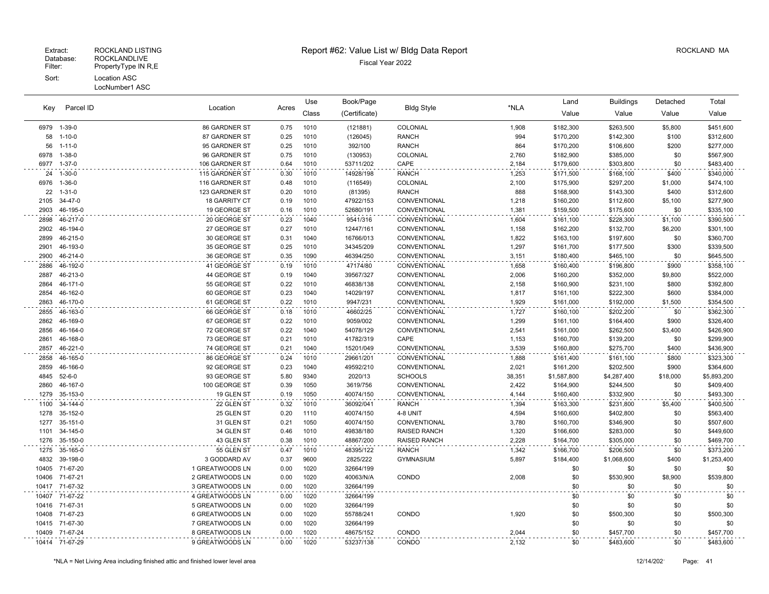Extract: ROCKLAND LISTING
Database: ROCKLANDLIVE
Filter: PropertyType IN R,E
Sort: Location ASC
LocNumber1 ASC

# Report #62: Value List w/ Bldg Data Report

Fiscal Year 2022

ROCKLAND MA

| Key | Parcel ID | Location | Acres | Use Class | Book/Page (Certificate) | Bldg Style | *NLA | Land Value | Buildings Value | Detached Value | Total Value |
|---|---|---|---|---|---|---|---|---|---|---|---|
| 6979 | 1-39-0 | 86 GARDNER ST | 0.75 | 1010 | (121881) | COLONIAL | 1,908 | $182,300 | $263,500 | $5,800 | $451,600 |
| 58 | 1-10-0 | 87 GARDNER ST | 0.25 | 1010 | (126045) | RANCH | 994 | $170,200 | $142,300 | $100 | $312,600 |
| 56 | 1-11-0 | 95 GARDNER ST | 0.25 | 1010 | 392/100 | RANCH | 864 | $170,200 | $106,600 | $200 | $277,000 |
| 6978 | 1-38-0 | 96 GARDNER ST | 0.75 | 1010 | (130953) | COLONIAL | 2,760 | $182,900 | $385,000 | $0 | $567,900 |
| 6977 | 1-37-0 | 106 GARDNER ST | 0.64 | 1010 | 53711/202 | CAPE | 2,184 | $179,600 | $303,800 | $0 | $483,400 |
| 24 | 1-30-0 | 115 GARDNER ST | 0.30 | 1010 | 14928/198 | RANCH | 1,253 | $171,500 | $168,100 | $400 | $340,000 |
| 6976 | 1-36-0 | 116 GARDNER ST | 0.48 | 1010 | (116549) | COLONIAL | 2,100 | $175,900 | $297,200 | $1,000 | $474,100 |
| 22 | 1-31-0 | 123 GARDNER ST | 0.20 | 1010 | (81395) | RANCH | 888 | $168,900 | $143,300 | $400 | $312,600 |
| 2105 | 34-47-0 | 18 GARRITY CT | 0.19 | 1010 | 47922/153 | CONVENTIONAL | 1,218 | $160,200 | $112,600 | $5,100 | $277,900 |
| 2903 | 46-195-0 | 19 GEORGE ST | 0.16 | 1010 | 52680/191 | CONVENTIONAL | 1,381 | $159,500 | $175,600 | $0 | $335,100 |
| 2898 | 46-217-0 | 20 GEORGE ST | 0.23 | 1040 | 9541/316 | CONVENTIONAL | 1,604 | $161,100 | $228,300 | $1,100 | $390,500 |
| 2902 | 46-194-0 | 27 GEORGE ST | 0.27 | 1010 | 12447/161 | CONVENTIONAL | 1,158 | $162,200 | $132,700 | $6,200 | $301,100 |
| 2899 | 46-215-0 | 30 GEORGE ST | 0.31 | 1040 | 16766/013 | CONVENTIONAL | 1,822 | $163,100 | $197,600 | $0 | $360,700 |
| 2901 | 46-193-0 | 35 GEORGE ST | 0.25 | 1010 | 34345/209 | CONVENTIONAL | 1,297 | $161,700 | $177,500 | $300 | $339,500 |
| 2900 | 46-214-0 | 36 GEORGE ST | 0.35 | 1090 | 46394/250 | CONVENTIONAL | 3,151 | $180,400 | $465,100 | $0 | $645,500 |
| 2886 | 46-192-0 | 41 GEORGE ST | 0.19 | 1010 | 47174/80 | CONVENTIONAL | 1,658 | $160,400 | $196,800 | $900 | $358,100 |
| 2887 | 46-213-0 | 44 GEORGE ST | 0.19 | 1040 | 39567/327 | CONVENTIONAL | 2,006 | $160,200 | $352,000 | $9,800 | $522,000 |
| 2864 | 46-171-0 | 55 GEORGE ST | 0.22 | 1010 | 46838/138 | CONVENTIONAL | 2,158 | $160,900 | $231,100 | $800 | $392,800 |
| 2854 | 46-162-0 | 60 GEORGE ST | 0.23 | 1040 | 14029/197 | CONVENTIONAL | 1,817 | $161,100 | $222,300 | $600 | $384,000 |
| 2863 | 46-170-0 | 61 GEORGE ST | 0.22 | 1010 | 9947/231 | CONVENTIONAL | 1,929 | $161,000 | $192,000 | $1,500 | $354,500 |
| 2855 | 46-163-0 | 66 GEORGE ST | 0.18 | 1010 | 46602/25 | CONVENTIONAL | 1,727 | $160,100 | $202,200 | $0 | $362,300 |
| 2862 | 46-169-0 | 67 GEORGE ST | 0.22 | 1010 | 9059/002 | CONVENTIONAL | 1,299 | $161,100 | $164,400 | $900 | $326,400 |
| 2856 | 46-164-0 | 72 GEORGE ST | 0.22 | 1040 | 54078/129 | CONVENTIONAL | 2,541 | $161,000 | $262,500 | $3,400 | $426,900 |
| 2861 | 46-168-0 | 73 GEORGE ST | 0.21 | 1010 | 41782/319 | CAPE | 1,153 | $160,700 | $139,200 | $0 | $299,900 |
| 2857 | 46-221-0 | 74 GEORGE ST | 0.21 | 1040 | 15201/049 | CONVENTIONAL | 3,539 | $160,800 | $275,700 | $400 | $436,900 |
| 2858 | 46-165-0 | 86 GEORGE ST | 0.24 | 1010 | 29661/201 | CONVENTIONAL | 1,888 | $161,400 | $161,100 | $800 | $323,300 |
| 2859 | 46-166-0 | 92 GEORGE ST | 0.23 | 1040 | 49592/210 | CONVENTIONAL | 2,021 | $161,200 | $202,500 | $900 | $364,600 |
| 4845 | 52-6-0 | 93 GEORGE ST | 5.80 | 9340 | 2020/13 | SCHOOLS | 38,351 | $1,587,800 | $4,287,400 | $18,000 | $5,893,200 |
| 2860 | 46-167-0 | 100 GEORGE ST | 0.39 | 1050 | 3619/756 | CONVENTIONAL | 2,422 | $164,900 | $244,500 | $0 | $409,400 |
| 1279 | 35-153-0 | 19 GLEN ST | 0.19 | 1050 | 40074/150 | CONVENTIONAL | 4,144 | $160,400 | $332,900 | $0 | $493,300 |
| 1100 | 34-144-0 | 22 GLEN ST | 0.32 | 1010 | 36092/041 | RANCH | 1,394 | $163,300 | $231,800 | $5,400 | $400,500 |
| 1278 | 35-152-0 | 25 GLEN ST | 0.20 | 1110 | 40074/150 | 4-8 UNIT | 4,594 | $160,600 | $402,800 | $0 | $563,400 |
| 1277 | 35-151-0 | 31 GLEN ST | 0.21 | 1050 | 40074/150 | CONVENTIONAL | 3,780 | $160,700 | $346,900 | $0 | $507,600 |
| 1101 | 34-145-0 | 34 GLEN ST | 0.46 | 1010 | 49838/180 | RAISED RANCH | 1,320 | $166,600 | $283,000 | $0 | $449,600 |
| 1276 | 35-150-0 | 43 GLEN ST | 0.38 | 1010 | 48867/200 | RAISED RANCH | 2,228 | $164,700 | $305,000 | $0 | $469,700 |
| 1275 | 35-165-0 | 55 GLEN ST | 0.47 | 1010 | 48395/122 | RANCH | 1,342 | $166,700 | $206,500 | $0 | $373,200 |
| 4832 | 39-198-0 | 3 GODDARD AV | 0.37 | 9600 | 2825/222 | GYMNASIUM | 5,897 | $184,400 | $1,068,600 | $400 | $1,253,400 |
| 10405 | 71-67-20 | 1 GREATWOODS LN | 0.00 | 1020 | 32664/199 | | | $0 | $0 | $0 | $0 |
| 10406 | 71-67-21 | 2 GREATWOODS LN | 0.00 | 1020 | 40063/N/A | CONDO | 2,008 | $0 | $530,900 | $8,900 | $539,800 |
| 10417 | 71-67-32 | 3 GREATWOODS LN | 0.00 | 1020 | 32664/199 | | | $0 | $0 | $0 | $0 |
| 10407 | 71-67-22 | 4 GREATWOODS LN | 0.00 | 1020 | 32664/199 | | | $0 | $0 | $0 | $0 |
| 10416 | 71-67-31 | 5 GREATWOODS LN | 0.00 | 1020 | 32664/199 | | | $0 | $0 | $0 | $0 |
| 10408 | 71-67-23 | 6 GREATWOODS LN | 0.00 | 1020 | 55788/241 | CONDO | 1,920 | $0 | $500,300 | $0 | $500,300 |
| 10415 | 71-67-30 | 7 GREATWOODS LN | 0.00 | 1020 | 32664/199 | | | $0 | $0 | $0 | $0 |
| 10409 | 71-67-24 | 8 GREATWOODS LN | 0.00 | 1020 | 48675/152 | CONDO | 2,044 | $0 | $457,700 | $0 | $457,700 |
| 10414 | 71-67-29 | 9 GREATWOODS LN | 0.00 | 1020 | 53237/138 | CONDO | 2,132 | $0 | $483,600 | $0 | $483,600 |

*NLA = Net Living Area including finished attic and finished lower level area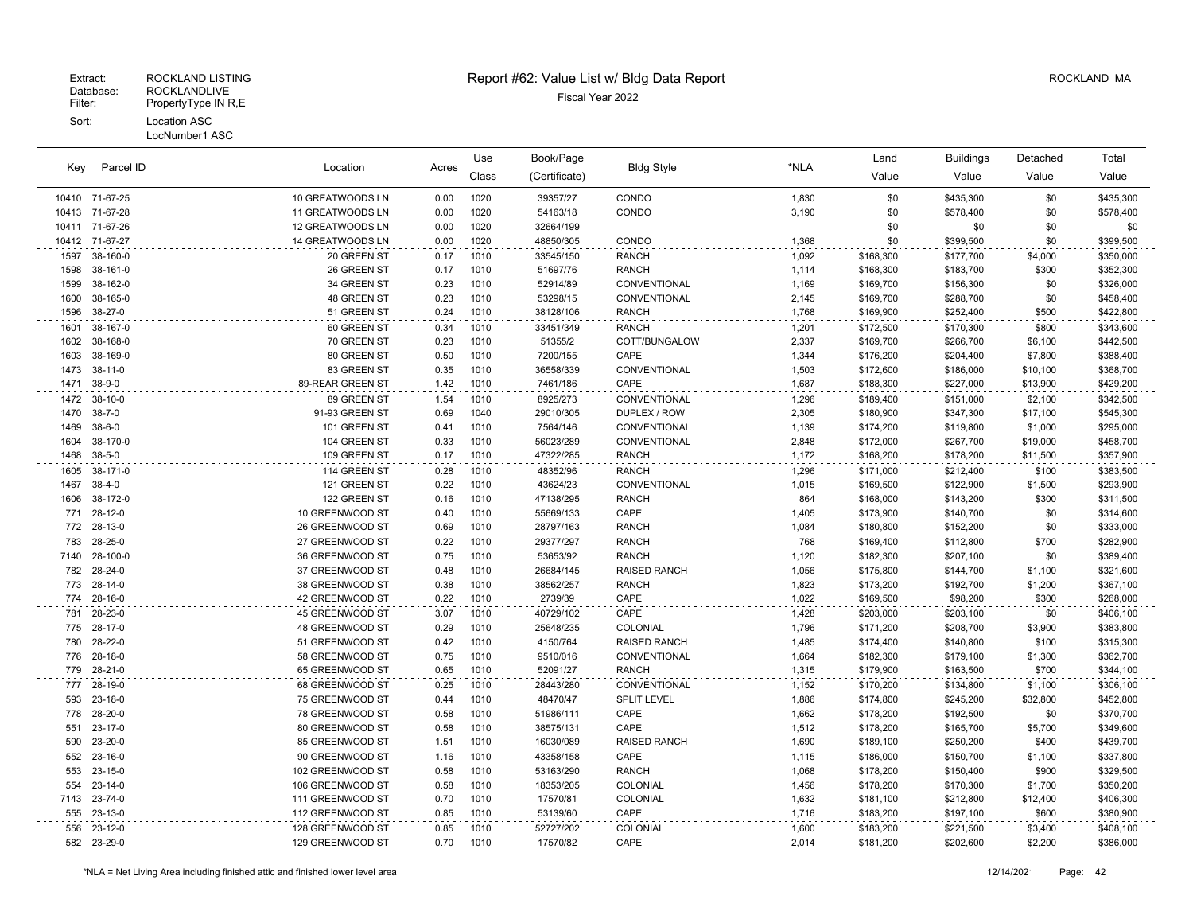Extract: ROCKLAND LISTING
Database: ROCKLANDLIVE
Filter: PropertyType IN R,E
Sort: Location ASC
LocNumber1 ASC

# Report #62: Value List w/ Bldg Data Report

Fiscal Year 2022

ROCKLAND MA

| Key | Parcel ID | Location | Acres | Use Class | Book/Page (Certificate) | Bldg Style | *NLA | Land Value | Buildings Value | Detached Value | Total Value |
|---|---|---|---|---|---|---|---|---|---|---|---|
| 10410 | 71-67-25 | 10 GREATWOODS LN | 0.00 | 1020 | 39357/27 | CONDO | 1,830 | $0 | $435,300 | $0 | $435,300 |
| 10413 | 71-67-28 | 11 GREATWOODS LN | 0.00 | 1020 | 54163/18 | CONDO | 3,190 | $0 | $578,400 | $0 | $578,400 |
| 10411 | 71-67-26 | 12 GREATWOODS LN | 0.00 | 1020 | 32664/199 | | | $0 | $0 | $0 | $0 |
| 10412 | 71-67-27 | 14 GREATWOODS LN | 0.00 | 1020 | 48850/305 | CONDO | 1,368 | $0 | $399,500 | $0 | $399,500 |
| 1597 | 38-160-0 | 20 GREEN ST | 0.17 | 1010 | 33545/150 | RANCH | 1,092 | $168,300 | $177,700 | $4,000 | $350,000 |
| 1598 | 38-161-0 | 26 GREEN ST | 0.17 | 1010 | 51697/76 | RANCH | 1,114 | $168,300 | $183,700 | $300 | $352,300 |
| 1599 | 38-162-0 | 34 GREEN ST | 0.23 | 1010 | 52914/89 | CONVENTIONAL | 1,169 | $169,700 | $156,300 | $0 | $326,000 |
| 1600 | 38-165-0 | 48 GREEN ST | 0.23 | 1010 | 53298/15 | CONVENTIONAL | 2,145 | $169,700 | $288,700 | $0 | $458,400 |
| 1596 | 38-27-0 | 51 GREEN ST | 0.24 | 1010 | 38128/106 | RANCH | 1,768 | $169,900 | $252,400 | $500 | $422,800 |
| 1601 | 38-167-0 | 60 GREEN ST | 0.34 | 1010 | 33451/349 | RANCH | 1,201 | $172,500 | $170,300 | $800 | $343,600 |
| 1602 | 38-168-0 | 70 GREEN ST | 0.23 | 1010 | 51355/2 | COTT/BUNGALOW | 2,337 | $169,700 | $266,700 | $6,100 | $442,500 |
| 1603 | 38-169-0 | 80 GREEN ST | 0.50 | 1010 | 7200/155 | CAPE | 1,344 | $176,200 | $204,400 | $7,800 | $388,400 |
| 1473 | 38-11-0 | 83 GREEN ST | 0.35 | 1010 | 36558/339 | CONVENTIONAL | 1,503 | $172,600 | $186,000 | $10,100 | $368,700 |
| 1471 | 38-9-0 | 89-REAR GREEN ST | 1.42 | 1010 | 7461/186 | CAPE | 1,687 | $188,300 | $227,000 | $13,900 | $429,200 |
| 1472 | 38-10-0 | 89 GREEN ST | 1.54 | 1010 | 8925/273 | CONVENTIONAL | 1,296 | $189,400 | $151,000 | $2,100 | $342,500 |
| 1470 | 38-7-0 | 91-93 GREEN ST | 0.69 | 1040 | 29010/305 | DUPLEX / ROW | 2,305 | $180,900 | $347,300 | $17,100 | $545,300 |
| 1469 | 38-6-0 | 101 GREEN ST | 0.41 | 1010 | 7564/146 | CONVENTIONAL | 1,139 | $174,200 | $119,800 | $1,000 | $295,000 |
| 1604 | 38-170-0 | 104 GREEN ST | 0.33 | 1010 | 56023/289 | CONVENTIONAL | 2,848 | $172,000 | $267,700 | $19,000 | $458,700 |
| 1468 | 38-5-0 | 109 GREEN ST | 0.17 | 1010 | 47322/285 | RANCH | 1,172 | $168,200 | $178,200 | $11,500 | $357,900 |
| 1605 | 38-171-0 | 114 GREEN ST | 0.28 | 1010 | 48352/96 | RANCH | 1,296 | $171,000 | $212,400 | $100 | $383,500 |
| 1467 | 38-4-0 | 121 GREEN ST | 0.22 | 1010 | 43624/23 | CONVENTIONAL | 1,015 | $169,500 | $122,900 | $1,500 | $293,900 |
| 1606 | 38-172-0 | 122 GREEN ST | 0.16 | 1010 | 47138/295 | RANCH | 864 | $168,000 | $143,200 | $300 | $311,500 |
| 771 | 28-12-0 | 10 GREENWOOD ST | 0.40 | 1010 | 55669/133 | CAPE | 1,405 | $173,900 | $140,700 | $0 | $314,600 |
| 772 | 28-13-0 | 26 GREENWOOD ST | 0.69 | 1010 | 28797/163 | RANCH | 1,084 | $180,800 | $152,200 | $0 | $333,000 |
| 783 | 28-25-0 | 27 GREENWOOD ST | 0.22 | 1010 | 29377/297 | RANCH | 768 | $169,400 | $112,800 | $700 | $282,900 |
| 7140 | 28-100-0 | 36 GREENWOOD ST | 0.75 | 1010 | 53653/92 | RANCH | 1,120 | $182,300 | $207,100 | $0 | $389,400 |
| 782 | 28-24-0 | 37 GREENWOOD ST | 0.48 | 1010 | 26684/145 | RAISED RANCH | 1,056 | $175,800 | $144,700 | $1,100 | $321,600 |
| 773 | 28-14-0 | 38 GREENWOOD ST | 0.38 | 1010 | 38562/257 | RANCH | 1,823 | $173,200 | $192,700 | $1,200 | $367,100 |
| 774 | 28-16-0 | 42 GREENWOOD ST | 0.22 | 1010 | 2739/39 | CAPE | 1,022 | $169,500 | $98,200 | $300 | $268,000 |
| 781 | 28-23-0 | 45 GREENWOOD ST | 3.07 | 1010 | 40729/102 | CAPE | 1,428 | $203,000 | $203,100 | $0 | $406,100 |
| 775 | 28-17-0 | 48 GREENWOOD ST | 0.29 | 1010 | 25648/235 | COLONIAL | 1,796 | $171,200 | $208,700 | $3,900 | $383,800 |
| 780 | 28-22-0 | 51 GREENWOOD ST | 0.42 | 1010 | 4150/764 | RAISED RANCH | 1,485 | $174,400 | $140,800 | $100 | $315,300 |
| 776 | 28-18-0 | 58 GREENWOOD ST | 0.75 | 1010 | 9510/016 | CONVENTIONAL | 1,664 | $182,300 | $179,100 | $1,300 | $362,700 |
| 779 | 28-21-0 | 65 GREENWOOD ST | 0.65 | 1010 | 52091/27 | RANCH | 1,315 | $179,900 | $163,500 | $700 | $344,100 |
| 777 | 28-19-0 | 68 GREENWOOD ST | 0.25 | 1010 | 28443/280 | CONVENTIONAL | 1,152 | $170,200 | $134,800 | $1,100 | $306,100 |
| 593 | 23-18-0 | 75 GREENWOOD ST | 0.44 | 1010 | 48470/47 | SPLIT LEVEL | 1,886 | $174,800 | $245,200 | $32,800 | $452,800 |
| 778 | 28-20-0 | 78 GREENWOOD ST | 0.58 | 1010 | 51986/111 | CAPE | 1,662 | $178,200 | $192,500 | $0 | $370,700 |
| 551 | 23-17-0 | 80 GREENWOOD ST | 0.58 | 1010 | 38575/131 | CAPE | 1,512 | $178,200 | $165,700 | $5,700 | $349,600 |
| 590 | 23-20-0 | 85 GREENWOOD ST | 1.51 | 1010 | 16030/089 | RAISED RANCH | 1,690 | $189,100 | $250,200 | $400 | $439,700 |
| 552 | 23-16-0 | 90 GREENWOOD ST | 1.16 | 1010 | 43358/158 | CAPE | 1,115 | $186,000 | $150,700 | $1,100 | $337,800 |
| 553 | 23-15-0 | 102 GREENWOOD ST | 0.58 | 1010 | 53163/290 | RANCH | 1,068 | $178,200 | $150,400 | $900 | $329,500 |
| 554 | 23-14-0 | 106 GREENWOOD ST | 0.58 | 1010 | 18353/205 | COLONIAL | 1,456 | $178,200 | $170,300 | $1,700 | $350,200 |
| 7143 | 23-74-0 | 111 GREENWOOD ST | 0.70 | 1010 | 17570/81 | COLONIAL | 1,632 | $181,100 | $212,800 | $12,400 | $406,300 |
| 555 | 23-13-0 | 112 GREENWOOD ST | 0.85 | 1010 | 53139/60 | CAPE | 1,716 | $183,200 | $197,100 | $600 | $380,900 |
| 556 | 23-12-0 | 128 GREENWOOD ST | 0.85 | 1010 | 52727/202 | COLONIAL | 1,600 | $183,200 | $221,500 | $3,400 | $408,100 |
| 582 | 23-29-0 | 129 GREENWOOD ST | 0.70 | 1010 | 17570/82 | CAPE | 2,014 | $181,200 | $202,600 | $2,200 | $386,000 |

*NLA = Net Living Area including finished attic and finished lower level area

12/14/202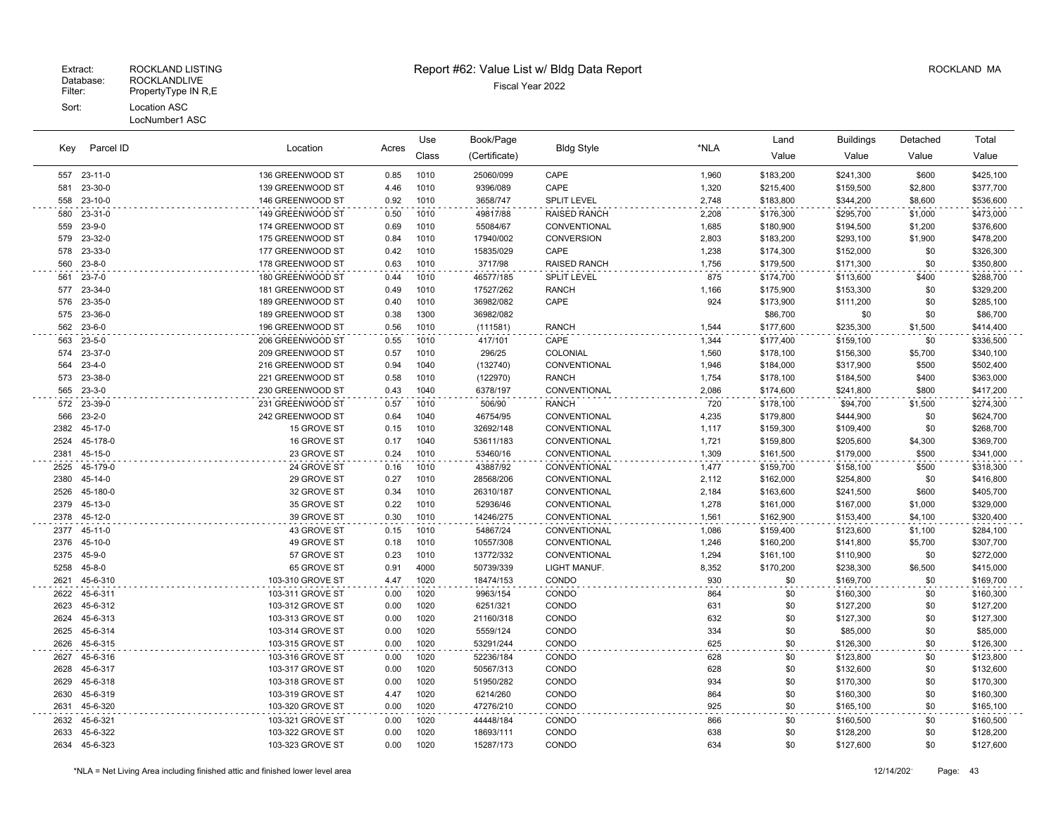Extract: ROCKLAND LISTING
Database: ROCKLANDLIVE
Filter: PropertyType IN R,E
Sort: Location ASC
LocNumber1 ASC

# Report #62: Value List w/ Bldg Data Report

Fiscal Year 2022

ROCKLAND MA

| Key | Parcel ID | Location | Acres | Use Class | Book/Page (Certificate) | Bldg Style | *NLA | Land Value | Buildings Value | Detached Value | Total Value |
|---|---|---|---|---|---|---|---|---|---|---|---|
| 557 | 23-11-0 | 136 GREENWOOD ST | 0.85 | 1010 | 25060/099 | CAPE | 1,960 | $183,200 | $241,300 | $600 | $425,100 |
| 581 | 23-30-0 | 139 GREENWOOD ST | 4.46 | 1010 | 9396/089 | CAPE | 1,320 | $215,400 | $159,500 | $2,800 | $377,700 |
| 558 | 23-10-0 | 146 GREENWOOD ST | 0.92 | 1010 | 3658/747 | SPLIT LEVEL | 2,748 | $183,800 | $344,200 | $8,600 | $536,600 |
| 580 | 23-31-0 | 149 GREENWOOD ST | 0.50 | 1010 | 49817/88 | RAISED RANCH | 2,208 | $176,300 | $295,700 | $1,000 | $473,000 |
| 559 | 23-9-0 | 174 GREENWOOD ST | 0.69 | 1010 | 55084/67 | CONVENTIONAL | 1,685 | $180,900 | $194,500 | $1,200 | $376,600 |
| 579 | 23-32-0 | 175 GREENWOOD ST | 0.84 | 1010 | 17940/002 | CONVERSION | 2,803 | $183,200 | $293,100 | $1,900 | $478,200 |
| 578 | 23-33-0 | 177 GREENWOOD ST | 0.42 | 1010 | 15835/029 | CAPE | 1,238 | $174,300 | $152,000 | $0 | $326,300 |
| 560 | 23-8-0 | 178 GREENWOOD ST | 0.63 | 1010 | 3717/98 | RAISED RANCH | 1,756 | $179,500 | $171,300 | $0 | $350,800 |
| 561 | 23-7-0 | 180 GREENWOOD ST | 0.44 | 1010 | 46577/185 | SPLIT LEVEL | 875 | $174,700 | $113,600 | $400 | $288,700 |
| 577 | 23-34-0 | 181 GREENWOOD ST | 0.49 | 1010 | 17527/262 | RANCH | 1,166 | $175,900 | $153,300 | $0 | $329,200 |
| 576 | 23-35-0 | 189 GREENWOOD ST | 0.40 | 1010 | 36982/082 | CAPE | 924 | $173,900 | $111,200 | $0 | $285,100 |
| 575 | 23-36-0 | 189 GREENWOOD ST | 0.38 | 1300 | 36982/082 | | | $86,700 | $0 | $0 | $86,700 |
| 562 | 23-6-0 | 196 GREENWOOD ST | 0.56 | 1010 | (111581) | RANCH | 1,544 | $177,600 | $235,300 | $1,500 | $414,400 |
| 563 | 23-5-0 | 206 GREENWOOD ST | 0.55 | 1010 | 417/101 | CAPE | 1,344 | $177,400 | $159,100 | $0 | $336,500 |
| 574 | 23-37-0 | 209 GREENWOOD ST | 0.57 | 1010 | 296/25 | COLONIAL | 1,560 | $178,100 | $156,300 | $5,700 | $340,100 |
| 564 | 23-4-0 | 216 GREENWOOD ST | 0.94 | 1040 | (132740) | CONVENTIONAL | 1,946 | $184,000 | $317,900 | $500 | $502,400 |
| 573 | 23-38-0 | 221 GREENWOOD ST | 0.58 | 1010 | (122970) | RANCH | 1,754 | $178,100 | $184,500 | $400 | $363,000 |
| 565 | 23-3-0 | 230 GREENWOOD ST | 0.43 | 1040 | 6378/197 | CONVENTIONAL | 2,086 | $174,600 | $241,800 | $800 | $417,200 |
| 572 | 23-39-0 | 231 GREENWOOD ST | 0.57 | 1010 | 506/90 | RANCH | 720 | $178,100 | $94,700 | $1,500 | $274,300 |
| 566 | 23-2-0 | 242 GREENWOOD ST | 0.64 | 1040 | 46754/95 | CONVENTIONAL | 4,235 | $179,800 | $444,900 | $0 | $624,700 |
| 2382 | 45-17-0 | 15 GROVE ST | 0.15 | 1010 | 32692/148 | CONVENTIONAL | 1,117 | $159,300 | $109,400 | $0 | $268,700 |
| 2524 | 45-178-0 | 16 GROVE ST | 0.17 | 1040 | 53611/183 | CONVENTIONAL | 1,721 | $159,800 | $205,600 | $4,300 | $369,700 |
| 2381 | 45-15-0 | 23 GROVE ST | 0.24 | 1010 | 53460/16 | CONVENTIONAL | 1,309 | $161,500 | $179,000 | $500 | $341,000 |
| 2525 | 45-179-0 | 24 GROVE ST | 0.16 | 1010 | 43887/92 | CONVENTIONAL | 1,477 | $159,700 | $158,100 | $500 | $318,300 |
| 2380 | 45-14-0 | 29 GROVE ST | 0.27 | 1010 | 28568/206 | CONVENTIONAL | 2,112 | $162,000 | $254,800 | $0 | $416,800 |
| 2526 | 45-180-0 | 32 GROVE ST | 0.34 | 1010 | 26310/187 | CONVENTIONAL | 2,184 | $163,600 | $241,500 | $600 | $405,700 |
| 2379 | 45-13-0 | 35 GROVE ST | 0.22 | 1010 | 52936/46 | CONVENTIONAL | 1,278 | $161,000 | $167,000 | $1,000 | $329,000 |
| 2378 | 45-12-0 | 39 GROVE ST | 0.30 | 1010 | 14246/275 | CONVENTIONAL | 1,561 | $162,900 | $153,400 | $4,100 | $320,400 |
| 2377 | 45-11-0 | 43 GROVE ST | 0.15 | 1010 | 54867/24 | CONVENTIONAL | 1,086 | $159,400 | $123,600 | $1,100 | $284,100 |
| 2376 | 45-10-0 | 49 GROVE ST | 0.18 | 1010 | 10557/308 | CONVENTIONAL | 1,246 | $160,200 | $141,800 | $5,700 | $307,700 |
| 2375 | 45-9-0 | 57 GROVE ST | 0.23 | 1010 | 13772/332 | CONVENTIONAL | 1,294 | $161,100 | $110,900 | $0 | $272,000 |
| 5258 | 45-8-0 | 65 GROVE ST | 0.91 | 4000 | 50739/339 | LIGHT MANUF. | 8,352 | $170,200 | $238,300 | $6,500 | $415,000 |
| 2621 | 45-6-310 | 103-310 GROVE ST | 4.47 | 1020 | 18474/153 | CONDO | 930 | $0 | $169,700 | $0 | $169,700 |
| 2622 | 45-6-311 | 103-311 GROVE ST | 0.00 | 1020 | 9963/154 | CONDO | 864 | $0 | $160,300 | $0 | $160,300 |
| 2623 | 45-6-312 | 103-312 GROVE ST | 0.00 | 1020 | 6251/321 | CONDO | 631 | $0 | $127,200 | $0 | $127,200 |
| 2624 | 45-6-313 | 103-313 GROVE ST | 0.00 | 1020 | 21160/318 | CONDO | 632 | $0 | $127,300 | $0 | $127,300 |
| 2625 | 45-6-314 | 103-314 GROVE ST | 0.00 | 1020 | 5559/124 | CONDO | 334 | $0 | $85,000 | $0 | $85,000 |
| 2626 | 45-6-315 | 103-315 GROVE ST | 0.00 | 1020 | 53291/244 | CONDO | 625 | $0 | $126,300 | $0 | $126,300 |
| 2627 | 45-6-316 | 103-316 GROVE ST | 0.00 | 1020 | 52236/184 | CONDO | 628 | $0 | $123,800 | $0 | $123,800 |
| 2628 | 45-6-317 | 103-317 GROVE ST | 0.00 | 1020 | 50567/313 | CONDO | 628 | $0 | $132,600 | $0 | $132,600 |
| 2629 | 45-6-318 | 103-318 GROVE ST | 0.00 | 1020 | 51950/282 | CONDO | 934 | $0 | $170,300 | $0 | $170,300 |
| 2630 | 45-6-319 | 103-319 GROVE ST | 4.47 | 1020 | 6214/260 | CONDO | 864 | $0 | $160,300 | $0 | $160,300 |
| 2631 | 45-6-320 | 103-320 GROVE ST | 0.00 | 1020 | 47276/210 | CONDO | 925 | $0 | $165,100 | $0 | $165,100 |
| 2632 | 45-6-321 | 103-321 GROVE ST | 0.00 | 1020 | 44448/184 | CONDO | 866 | $0 | $160,500 | $0 | $160,500 |
| 2633 | 45-6-322 | 103-322 GROVE ST | 0.00 | 1020 | 18693/111 | CONDO | 638 | $0 | $128,200 | $0 | $128,200 |
| 2634 | 45-6-323 | 103-323 GROVE ST | 0.00 | 1020 | 15287/173 | CONDO | 634 | $0 | $127,600 | $0 | $127,600 |

*NLA = Net Living Area including finished attic and finished lower level area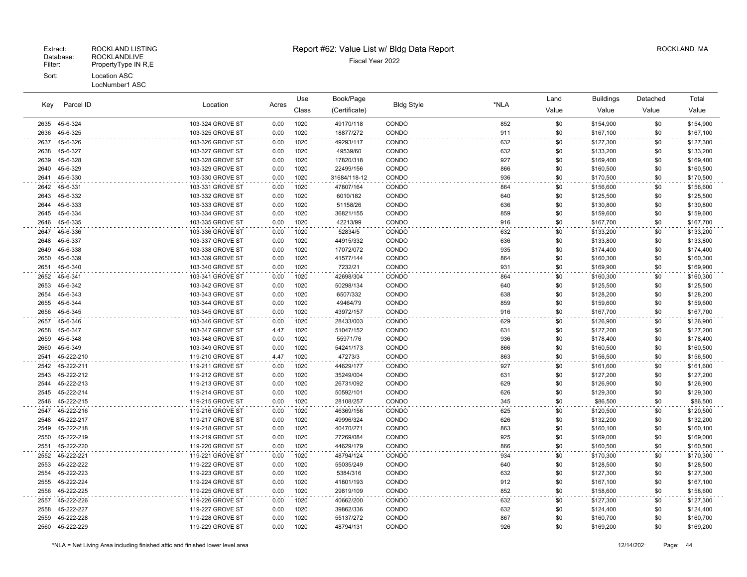Extract: ROCKLAND LISTING
Database: ROCKLANDLIVE
Filter: PropertyType IN R,E
Sort: Location ASC
LocNumber1 ASC

# Report #62: Value List w/ Bldg Data Report

Fiscal Year 2022

ROCKLAND MA

| Key | Parcel ID | Location | Acres | Use Class | Book/Page (Certificate) | Bldg Style | *NLA | Land Value | Buildings Value | Detached Value | Total Value |
|---|---|---|---|---|---|---|---|---|---|---|---|
| 2635 | 45-6-324 | 103-324 GROVE ST | 0.00 | 1020 | 49170/118 | CONDO | 852 | $0 | $154,900 | $0 | $154,900 |
| 2636 | 45-6-325 | 103-325 GROVE ST | 0.00 | 1020 | 18877/272 | CONDO | 911 | $0 | $167,100 | $0 | $167,100 |
| 2637 | 45-6-326 | 103-326 GROVE ST | 0.00 | 1020 | 49293/117 | CONDO | 632 | $0 | $127,300 | $0 | $127,300 |
| 2638 | 45-6-327 | 103-327 GROVE ST | 0.00 | 1020 | 49539/60 | CONDO | 632 | $0 | $133,200 | $0 | $133,200 |
| 2639 | 45-6-328 | 103-328 GROVE ST | 0.00 | 1020 | 17820/318 | CONDO | 927 | $0 | $169,400 | $0 | $169,400 |
| 2640 | 45-6-329 | 103-329 GROVE ST | 0.00 | 1020 | 22499/156 | CONDO | 866 | $0 | $160,500 | $0 | $160,500 |
| 2641 | 45-6-330 | 103-330 GROVE ST | 0.00 | 1020 | 31684/118-12 | CONDO | 936 | $0 | $170,500 | $0 | $170,500 |
| 2642 | 45-6-331 | 103-331 GROVE ST | 0.00 | 1020 | 47807/164 | CONDO | 864 | $0 | $156,600 | $0 | $156,600 |
| 2643 | 45-6-332 | 103-332 GROVE ST | 0.00 | 1020 | 6010/182 | CONDO | 640 | $0 | $125,500 | $0 | $125,500 |
| 2644 | 45-6-333 | 103-333 GROVE ST | 0.00 | 1020 | 51158/26 | CONDO | 636 | $0 | $130,800 | $0 | $130,800 |
| 2645 | 45-6-334 | 103-334 GROVE ST | 0.00 | 1020 | 36821/155 | CONDO | 859 | $0 | $159,600 | $0 | $159,600 |
| 2646 | 45-6-335 | 103-335 GROVE ST | 0.00 | 1020 | 42213/99 | CONDO | 916 | $0 | $167,700 | $0 | $167,700 |
| 2647 | 45-6-336 | 103-336 GROVE ST | 0.00 | 1020 | 52834/5 | CONDO | 632 | $0 | $133,200 | $0 | $133,200 |
| 2648 | 45-6-337 | 103-337 GROVE ST | 0.00 | 1020 | 44915/332 | CONDO | 636 | $0 | $133,800 | $0 | $133,800 |
| 2649 | 45-6-338 | 103-338 GROVE ST | 0.00 | 1020 | 17072/072 | CONDO | 935 | $0 | $174,400 | $0 | $174,400 |
| 2650 | 45-6-339 | 103-339 GROVE ST | 0.00 | 1020 | 41577/144 | CONDO | 864 | $0 | $160,300 | $0 | $160,300 |
| 2651 | 45-6-340 | 103-340 GROVE ST | 0.00 | 1020 | 7232/21 | CONDO | 931 | $0 | $169,900 | $0 | $169,900 |
| 2652 | 45-6-341 | 103-341 GROVE ST | 0.00 | 1020 | 42698/304 | CONDO | 864 | $0 | $160,300 | $0 | $160,300 |
| 2653 | 45-6-342 | 103-342 GROVE ST | 0.00 | 1020 | 50298/134 | CONDO | 640 | $0 | $125,500 | $0 | $125,500 |
| 2654 | 45-6-343 | 103-343 GROVE ST | 0.00 | 1020 | 6507/332 | CONDO | 638 | $0 | $128,200 | $0 | $128,200 |
| 2655 | 45-6-344 | 103-344 GROVE ST | 0.00 | 1020 | 49464/79 | CONDO | 859 | $0 | $159,600 | $0 | $159,600 |
| 2656 | 45-6-345 | 103-345 GROVE ST | 0.00 | 1020 | 43972/157 | CONDO | 916 | $0 | $167,700 | $0 | $167,700 |
| 2657 | 45-6-346 | 103-346 GROVE ST | 0.00 | 1020 | 28433/003 | CONDO | 629 | $0 | $126,900 | $0 | $126,900 |
| 2658 | 45-6-347 | 103-347 GROVE ST | 4.47 | 1020 | 51047/152 | CONDO | 631 | $0 | $127,200 | $0 | $127,200 |
| 2659 | 45-6-348 | 103-348 GROVE ST | 0.00 | 1020 | 55971/76 | CONDO | 936 | $0 | $178,400 | $0 | $178,400 |
| 2660 | 45-6-349 | 103-349 GROVE ST | 0.00 | 1020 | 54241/173 | CONDO | 866 | $0 | $160,500 | $0 | $160,500 |
| 2541 | 45-222-210 | 119-210 GROVE ST | 4.47 | 1020 | 47273/3 | CONDO | 863 | $0 | $156,500 | $0 | $156,500 |
| 2542 | 45-222-211 | 119-211 GROVE ST | 0.00 | 1020 | 44629/177 | CONDO | 927 | $0 | $161,600 | $0 | $161,600 |
| 2543 | 45-222-212 | 119-212 GROVE ST | 0.00 | 1020 | 35249/004 | CONDO | 631 | $0 | $127,200 | $0 | $127,200 |
| 2544 | 45-222-213 | 119-213 GROVE ST | 0.00 | 1020 | 26731/092 | CONDO | 629 | $0 | $126,900 | $0 | $126,900 |
| 2545 | 45-222-214 | 119-214 GROVE ST | 0.00 | 1020 | 50592/101 | CONDO | 626 | $0 | $129,300 | $0 | $129,300 |
| 2546 | 45-222-215 | 119-215 GROVE ST | 0.00 | 1020 | 28108/257 | CONDO | 345 | $0 | $86,500 | $0 | $86,500 |
| 2547 | 45-222-216 | 119-216 GROVE ST | 0.00 | 1020 | 46369/156 | CONDO | 625 | $0 | $120,500 | $0 | $120,500 |
| 2548 | 45-222-217 | 119-217 GROVE ST | 0.00 | 1020 | 49996/324 | CONDO | 626 | $0 | $132,200 | $0 | $132,200 |
| 2549 | 45-222-218 | 119-218 GROVE ST | 0.00 | 1020 | 40470/271 | CONDO | 863 | $0 | $160,100 | $0 | $160,100 |
| 2550 | 45-222-219 | 119-219 GROVE ST | 0.00 | 1020 | 27269/084 | CONDO | 925 | $0 | $169,000 | $0 | $169,000 |
| 2551 | 45-222-220 | 119-220 GROVE ST | 0.00 | 1020 | 44629/179 | CONDO | 866 | $0 | $160,500 | $0 | $160,500 |
| 2552 | 45-222-221 | 119-221 GROVE ST | 0.00 | 1020 | 48794/124 | CONDO | 934 | $0 | $170,300 | $0 | $170,300 |
| 2553 | 45-222-222 | 119-222 GROVE ST | 0.00 | 1020 | 55035/249 | CONDO | 640 | $0 | $128,500 | $0 | $128,500 |
| 2554 | 45-222-223 | 119-223 GROVE ST | 0.00 | 1020 | 5384/316 | CONDO | 632 | $0 | $127,300 | $0 | $127,300 |
| 2555 | 45-222-224 | 119-224 GROVE ST | 0.00 | 1020 | 41801/193 | CONDO | 912 | $0 | $167,100 | $0 | $167,100 |
| 2556 | 45-222-225 | 119-225 GROVE ST | 0.00 | 1020 | 29819/109 | CONDO | 852 | $0 | $158,600 | $0 | $158,600 |
| 2557 | 45-222-226 | 119-226 GROVE ST | 0.00 | 1020 | 40662/200 | CONDO | 632 | $0 | $127,300 | $0 | $127,300 |
| 2558 | 45-222-227 | 119-227 GROVE ST | 0.00 | 1020 | 39862/336 | CONDO | 632 | $0 | $124,400 | $0 | $124,400 |
| 2559 | 45-222-228 | 119-228 GROVE ST | 0.00 | 1020 | 55137/272 | CONDO | 867 | $0 | $160,700 | $0 | $160,700 |
| 2560 | 45-222-229 | 119-229 GROVE ST | 0.00 | 1020 | 48794/131 | CONDO | 926 | $0 | $169,200 | $0 | $169,200 |

*NLA = Net Living Area including finished attic and finished lower level area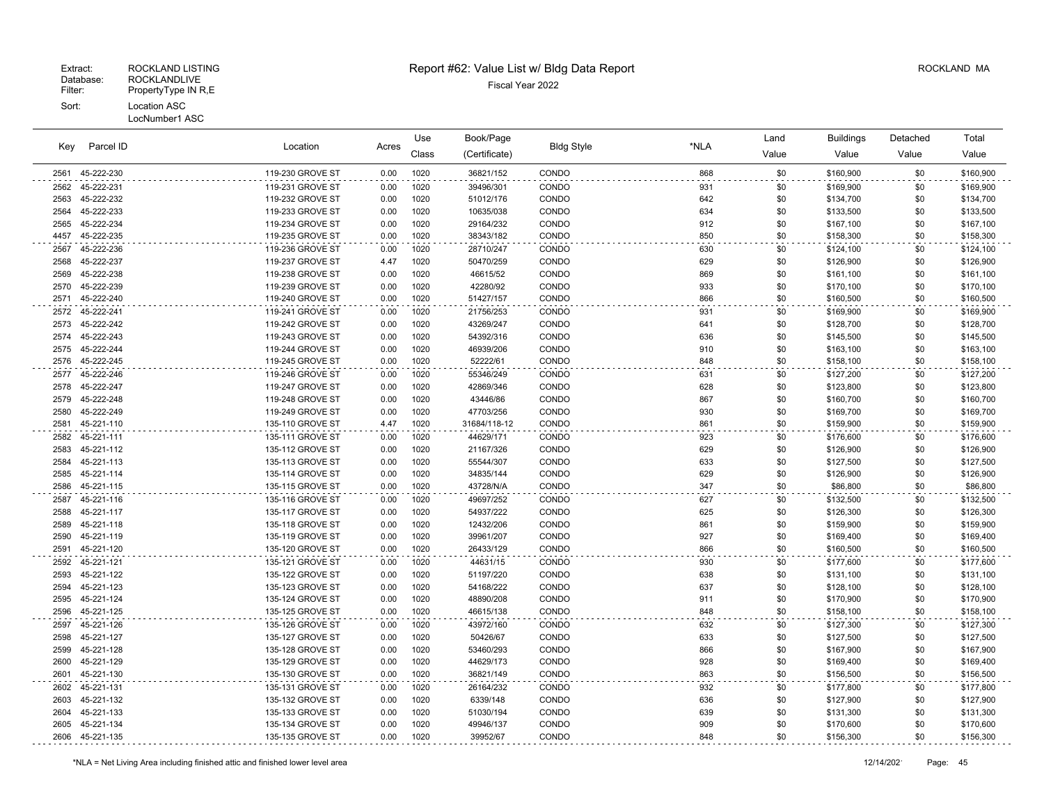Extract: ROCKLAND LISTING
Database: ROCKLANDLIVE
Filter: PropertyType IN R,E
Sort: Location ASC
LocNumber1 ASC

# Report #62: Value List w/ Bldg Data Report

Fiscal Year 2022

ROCKLAND MA

| Key | Parcel ID | Location | Acres | Use Class | Book/Page (Certificate) | Bldg Style | *NLA | Land Value | Buildings Value | Detached Value | Total Value |
|---|---|---|---|---|---|---|---|---|---|---|---|
| 2561 | 45-222-230 | 119-230 GROVE ST | 0.00 | 1020 | 36821/152 | CONDO | 868 | $0 | $160,900 | $0 | $160,900 |
| 2562 | 45-222-231 | 119-231 GROVE ST | 0.00 | 1020 | 39496/301 | CONDO | 931 | $0 | $169,900 | $0 | $169,900 |
| 2563 | 45-222-232 | 119-232 GROVE ST | 0.00 | 1020 | 51012/176 | CONDO | 642 | $0 | $134,700 | $0 | $134,700 |
| 2564 | 45-222-233 | 119-233 GROVE ST | 0.00 | 1020 | 10635/038 | CONDO | 634 | $0 | $133,500 | $0 | $133,500 |
| 2565 | 45-222-234 | 119-234 GROVE ST | 0.00 | 1020 | 29164/232 | CONDO | 912 | $0 | $167,100 | $0 | $167,100 |
| 4457 | 45-222-235 | 119-235 GROVE ST | 0.00 | 1020 | 38343/182 | CONDO | 850 | $0 | $158,300 | $0 | $158,300 |
| 2567 | 45-222-236 | 119-236 GROVE ST | 0.00 | 1020 | 28710/247 | CONDO | 630 | $0 | $124,100 | $0 | $124,100 |
| 2568 | 45-222-237 | 119-237 GROVE ST | 4.47 | 1020 | 50470/259 | CONDO | 629 | $0 | $126,900 | $0 | $126,900 |
| 2569 | 45-222-238 | 119-238 GROVE ST | 0.00 | 1020 | 46615/52 | CONDO | 869 | $0 | $161,100 | $0 | $161,100 |
| 2570 | 45-222-239 | 119-239 GROVE ST | 0.00 | 1020 | 42280/92 | CONDO | 933 | $0 | $170,100 | $0 | $170,100 |
| 2571 | 45-222-240 | 119-240 GROVE ST | 0.00 | 1020 | 51427/157 | CONDO | 866 | $0 | $160,500 | $0 | $160,500 |
| 2572 | 45-222-241 | 119-241 GROVE ST | 0.00 | 1020 | 21756/253 | CONDO | 931 | $0 | $169,900 | $0 | $169,900 |
| 2573 | 45-222-242 | 119-242 GROVE ST | 0.00 | 1020 | 43269/247 | CONDO | 641 | $0 | $128,700 | $0 | $128,700 |
| 2574 | 45-222-243 | 119-243 GROVE ST | 0.00 | 1020 | 54392/316 | CONDO | 636 | $0 | $145,500 | $0 | $145,500 |
| 2575 | 45-222-244 | 119-244 GROVE ST | 0.00 | 1020 | 46939/206 | CONDO | 910 | $0 | $163,100 | $0 | $163,100 |
| 2576 | 45-222-245 | 119-245 GROVE ST | 0.00 | 1020 | 52222/61 | CONDO | 848 | $0 | $158,100 | $0 | $158,100 |
| 2577 | 45-222-246 | 119-246 GROVE ST | 0.00 | 1020 | 55346/249 | CONDO | 631 | $0 | $127,200 | $0 | $127,200 |
| 2578 | 45-222-247 | 119-247 GROVE ST | 0.00 | 1020 | 42869/346 | CONDO | 628 | $0 | $123,800 | $0 | $123,800 |
| 2579 | 45-222-248 | 119-248 GROVE ST | 0.00 | 1020 | 43446/86 | CONDO | 867 | $0 | $160,700 | $0 | $160,700 |
| 2580 | 45-222-249 | 119-249 GROVE ST | 0.00 | 1020 | 47703/256 | CONDO | 930 | $0 | $169,700 | $0 | $169,700 |
| 2581 | 45-221-110 | 135-110 GROVE ST | 4.47 | 1020 | 31684/118-12 | CONDO | 861 | $0 | $159,900 | $0 | $159,900 |
| 2582 | 45-221-111 | 135-111 GROVE ST | 0.00 | 1020 | 44629/171 | CONDO | 923 | $0 | $176,600 | $0 | $176,600 |
| 2583 | 45-221-112 | 135-112 GROVE ST | 0.00 | 1020 | 21167/326 | CONDO | 629 | $0 | $126,900 | $0 | $126,900 |
| 2584 | 45-221-113 | 135-113 GROVE ST | 0.00 | 1020 | 55544/307 | CONDO | 633 | $0 | $127,500 | $0 | $127,500 |
| 2585 | 45-221-114 | 135-114 GROVE ST | 0.00 | 1020 | 34835/144 | CONDO | 629 | $0 | $126,900 | $0 | $126,900 |
| 2586 | 45-221-115 | 135-115 GROVE ST | 0.00 | 1020 | 43728/N/A | CONDO | 347 | $0 | $86,800 | $0 | $86,800 |
| 2587 | 45-221-116 | 135-116 GROVE ST | 0.00 | 1020 | 49697/252 | CONDO | 627 | $0 | $132,500 | $0 | $132,500 |
| 2588 | 45-221-117 | 135-117 GROVE ST | 0.00 | 1020 | 54937/222 | CONDO | 625 | $0 | $126,300 | $0 | $126,300 |
| 2589 | 45-221-118 | 135-118 GROVE ST | 0.00 | 1020 | 12432/206 | CONDO | 861 | $0 | $159,900 | $0 | $159,900 |
| 2590 | 45-221-119 | 135-119 GROVE ST | 0.00 | 1020 | 39961/207 | CONDO | 927 | $0 | $169,400 | $0 | $169,400 |
| 2591 | 45-221-120 | 135-120 GROVE ST | 0.00 | 1020 | 26433/129 | CONDO | 866 | $0 | $160,500 | $0 | $160,500 |
| 2592 | 45-221-121 | 135-121 GROVE ST | 0.00 | 1020 | 44631/15 | CONDO | 930 | $0 | $177,600 | $0 | $177,600 |
| 2593 | 45-221-122 | 135-122 GROVE ST | 0.00 | 1020 | 51197/220 | CONDO | 638 | $0 | $131,100 | $0 | $131,100 |
| 2594 | 45-221-123 | 135-123 GROVE ST | 0.00 | 1020 | 54168/222 | CONDO | 637 | $0 | $128,100 | $0 | $128,100 |
| 2595 | 45-221-124 | 135-124 GROVE ST | 0.00 | 1020 | 48890/208 | CONDO | 911 | $0 | $170,900 | $0 | $170,900 |
| 2596 | 45-221-125 | 135-125 GROVE ST | 0.00 | 1020 | 46615/138 | CONDO | 848 | $0 | $158,100 | $0 | $158,100 |
| 2597 | 45-221-126 | 135-126 GROVE ST | 0.00 | 1020 | 43972/160 | CONDO | 632 | $0 | $127,300 | $0 | $127,300 |
| 2598 | 45-221-127 | 135-127 GROVE ST | 0.00 | 1020 | 50426/67 | CONDO | 633 | $0 | $127,500 | $0 | $127,500 |
| 2599 | 45-221-128 | 135-128 GROVE ST | 0.00 | 1020 | 53460/293 | CONDO | 866 | $0 | $167,900 | $0 | $167,900 |
| 2600 | 45-221-129 | 135-129 GROVE ST | 0.00 | 1020 | 44629/173 | CONDO | 928 | $0 | $169,400 | $0 | $169,400 |
| 2601 | 45-221-130 | 135-130 GROVE ST | 0.00 | 1020 | 36821/149 | CONDO | 863 | $0 | $156,500 | $0 | $156,500 |
| 2602 | 45-221-131 | 135-131 GROVE ST | 0.00 | 1020 | 26164/232 | CONDO | 932 | $0 | $177,800 | $0 | $177,800 |
| 2603 | 45-221-132 | 135-132 GROVE ST | 0.00 | 1020 | 6339/148 | CONDO | 636 | $0 | $127,900 | $0 | $127,900 |
| 2604 | 45-221-133 | 135-133 GROVE ST | 0.00 | 1020 | 51030/194 | CONDO | 639 | $0 | $131,300 | $0 | $131,300 |
| 2605 | 45-221-134 | 135-134 GROVE ST | 0.00 | 1020 | 49946/137 | CONDO | 909 | $0 | $170,600 | $0 | $170,600 |
| 2606 | 45-221-135 | 135-135 GROVE ST | 0.00 | 1020 | 39952/67 | CONDO | 848 | $0 | $156,300 | $0 | $156,300 |

*NLA = Net Living Area including finished attic and finished lower level area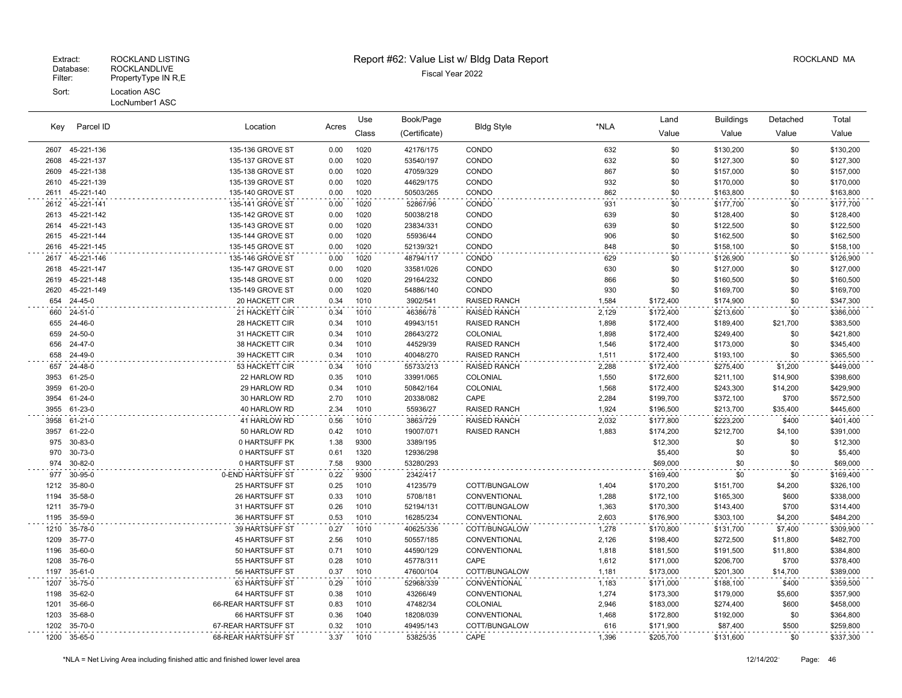Extract: ROCKLAND LISTING
Database: ROCKLANDLIVE
Filter: PropertyType IN R,E
Sort: Location ASC
LocNumber1 ASC

# Report #62: Value List w/ Bldg Data Report

Fiscal Year 2022

ROCKLAND MA

| Key | Parcel ID | Location | Acres | Use Class | Book/Page (Certificate) | Bldg Style | *NLA | Land Value | Buildings Value | Detached Value | Total Value |
|---|---|---|---|---|---|---|---|---|---|---|---|
| 2607 | 45-221-136 | 135-136 GROVE ST | 0.00 | 1020 | 42176/175 | CONDO | 632 | $0 | $130,200 | $0 | $130,200 |
| 2608 | 45-221-137 | 135-137 GROVE ST | 0.00 | 1020 | 53540/197 | CONDO | 632 | $0 | $127,300 | $0 | $127,300 |
| 2609 | 45-221-138 | 135-138 GROVE ST | 0.00 | 1020 | 47059/329 | CONDO | 867 | $0 | $157,000 | $0 | $157,000 |
| 2610 | 45-221-139 | 135-139 GROVE ST | 0.00 | 1020 | 44629/175 | CONDO | 932 | $0 | $170,000 | $0 | $170,000 |
| 2611 | 45-221-140 | 135-140 GROVE ST | 0.00 | 1020 | 50503/265 | CONDO | 862 | $0 | $163,800 | $0 | $163,800 |
| 2612 | 45-221-141 | 135-141 GROVE ST | 0.00 | 1020 | 52867/96 | CONDO | 931 | $0 | $177,700 | $0 | $177,700 |
| 2613 | 45-221-142 | 135-142 GROVE ST | 0.00 | 1020 | 50038/218 | CONDO | 639 | $0 | $128,400 | $0 | $128,400 |
| 2614 | 45-221-143 | 135-143 GROVE ST | 0.00 | 1020 | 23834/331 | CONDO | 639 | $0 | $122,500 | $0 | $122,500 |
| 2615 | 45-221-144 | 135-144 GROVE ST | 0.00 | 1020 | 55936/44 | CONDO | 906 | $0 | $162,500 | $0 | $162,500 |
| 2616 | 45-221-145 | 135-145 GROVE ST | 0.00 | 1020 | 52139/321 | CONDO | 848 | $0 | $158,100 | $0 | $158,100 |
| 2617 | 45-221-146 | 135-146 GROVE ST | 0.00 | 1020 | 48794/117 | CONDO | 629 | $0 | $126,900 | $0 | $126,900 |
| 2618 | 45-221-147 | 135-147 GROVE ST | 0.00 | 1020 | 33581/026 | CONDO | 630 | $0 | $127,000 | $0 | $127,000 |
| 2619 | 45-221-148 | 135-148 GROVE ST | 0.00 | 1020 | 29164/232 | CONDO | 866 | $0 | $160,500 | $0 | $160,500 |
| 2620 | 45-221-149 | 135-149 GROVE ST | 0.00 | 1020 | 54886/140 | CONDO | 930 | $0 | $169,700 | $0 | $169,700 |
| 654 | 24-45-0 | 20 HACKETT CIR | 0.34 | 1010 | 3902/541 | RAISED RANCH | 1,584 | $172,400 | $174,900 | $0 | $347,300 |
| 660 | 24-51-0 | 21 HACKETT CIR | 0.34 | 1010 | 46386/78 | RAISED RANCH | 2,129 | $172,400 | $213,600 | $0 | $386,000 |
| 655 | 24-46-0 | 28 HACKETT CIR | 0.34 | 1010 | 49943/151 | RAISED RANCH | 1,898 | $172,400 | $189,400 | $21,700 | $383,500 |
| 659 | 24-50-0 | 31 HACKETT CIR | 0.34 | 1010 | 28643/272 | COLONIAL | 1,898 | $172,400 | $249,400 | $0 | $421,800 |
| 656 | 24-47-0 | 38 HACKETT CIR | 0.34 | 1010 | 44529/39 | RAISED RANCH | 1,546 | $172,400 | $173,000 | $0 | $345,400 |
| 658 | 24-49-0 | 39 HACKETT CIR | 0.34 | 1010 | 40048/270 | RAISED RANCH | 1,511 | $172,400 | $193,100 | $0 | $365,500 |
| 657 | 24-48-0 | 53 HACKETT CIR | 0.34 | 1010 | 55733/213 | RAISED RANCH | 2,288 | $172,400 | $275,400 | $1,200 | $449,000 |
| 3953 | 61-25-0 | 22 HARLOW RD | 0.35 | 1010 | 33991/065 | COLONIAL | 1,550 | $172,600 | $211,100 | $14,900 | $398,600 |
| 3959 | 61-20-0 | 29 HARLOW RD | 0.34 | 1010 | 50842/164 | COLONIAL | 1,568 | $172,400 | $243,300 | $14,200 | $429,900 |
| 3954 | 61-24-0 | 30 HARLOW RD | 2.70 | 1010 | 20338/082 | CAPE | 2,284 | $199,700 | $372,100 | $700 | $572,500 |
| 3955 | 61-23-0 | 40 HARLOW RD | 2.34 | 1010 | 55936/27 | RAISED RANCH | 1,924 | $196,500 | $213,700 | $35,400 | $445,600 |
| 3958 | 61-21-0 | 41 HARLOW RD | 0.56 | 1010 | 3863/729 | RAISED RANCH | 2,032 | $177,800 | $223,200 | $400 | $401,400 |
| 3957 | 61-22-0 | 50 HARLOW RD | 0.42 | 1010 | 19007/071 | RAISED RANCH | 1,883 | $174,200 | $212,700 | $4,100 | $391,000 |
| 975 | 30-83-0 | 0 HARTSUFF PK | 1.38 | 9300 | 3389/195 | | | $12,300 | $0 | $0 | $12,300 |
| 970 | 30-73-0 | 0 HARTSUFF ST | 0.61 | 1320 | 12936/298 | | | $5,400 | $0 | $0 | $5,400 |
| 974 | 30-82-0 | 0 HARTSUFF ST | 7.58 | 9300 | 53280/293 | | | $69,000 | $0 | $0 | $69,000 |
| 977 | 30-95-0 | 0-END HARTSUFF ST | 0.22 | 9300 | 2342/417 | | | $169,400 | $0 | $0 | $169,400 |
| 1212 | 35-80-0 | 25 HARTSUFF ST | 0.25 | 1010 | 41235/79 | COTT/BUNGALOW | 1,404 | $170,200 | $151,700 | $4,200 | $326,100 |
| 1194 | 35-58-0 | 26 HARTSUFF ST | 0.33 | 1010 | 5708/181 | CONVENTIONAL | 1,288 | $172,100 | $165,300 | $600 | $338,000 |
| 1211 | 35-79-0 | 31 HARTSUFF ST | 0.26 | 1010 | 52194/131 | COTT/BUNGALOW | 1,363 | $170,300 | $143,400 | $700 | $314,400 |
| 1195 | 35-59-0 | 36 HARTSUFF ST | 0.53 | 1010 | 16285/234 | CONVENTIONAL | 2,603 | $176,900 | $303,100 | $4,200 | $484,200 |
| 1210 | 35-78-0 | 39 HARTSUFF ST | 0.27 | 1010 | 40625/336 | COTT/BUNGALOW | 1,278 | $170,800 | $131,700 | $7,400 | $309,900 |
| 1209 | 35-77-0 | 45 HARTSUFF ST | 2.56 | 1010 | 50557/185 | CONVENTIONAL | 2,126 | $198,400 | $272,500 | $11,800 | $482,700 |
| 1196 | 35-60-0 | 50 HARTSUFF ST | 0.71 | 1010 | 44590/129 | CONVENTIONAL | 1,818 | $181,500 | $191,500 | $11,800 | $384,800 |
| 1208 | 35-76-0 | 55 HARTSUFF ST | 0.28 | 1010 | 45778/311 | CAPE | 1,612 | $171,000 | $206,700 | $700 | $378,400 |
| 1197 | 35-61-0 | 56 HARTSUFF ST | 0.37 | 1010 | 47600/104 | COTT/BUNGALOW | 1,181 | $173,000 | $201,300 | $14,700 | $389,000 |
| 1207 | 35-75-0 | 63 HARTSUFF ST | 0.29 | 1010 | 52968/339 | CONVENTIONAL | 1,183 | $171,000 | $188,100 | $400 | $359,500 |
| 1198 | 35-62-0 | 64 HARTSUFF ST | 0.38 | 1010 | 43266/49 | CONVENTIONAL | 1,274 | $173,300 | $179,000 | $5,600 | $357,900 |
| 1201 | 35-66-0 | 66-REAR HARTSUFF ST | 0.83 | 1010 | 47482/34 | COLONIAL | 2,946 | $183,000 | $274,400 | $600 | $458,000 |
| 1203 | 35-68-0 | 66 HARTSUFF ST | 0.36 | 1040 | 18208/039 | CONVENTIONAL | 1,468 | $172,800 | $192,000 | $0 | $364,800 |
| 1202 | 35-70-0 | 67-REAR HARTSUFF ST | 0.32 | 1010 | 49495/143 | COTT/BUNGALOW | 616 | $171,900 | $87,400 | $500 | $259,800 |
| 1200 | 35-65-0 | 68-REAR HARTSUFF ST | 3.37 | 1010 | 53825/35 | CAPE | 1,396 | $205,700 | $131,600 | $0 | $337,300 |

*NLA = Net Living Area including finished attic and finished lower level area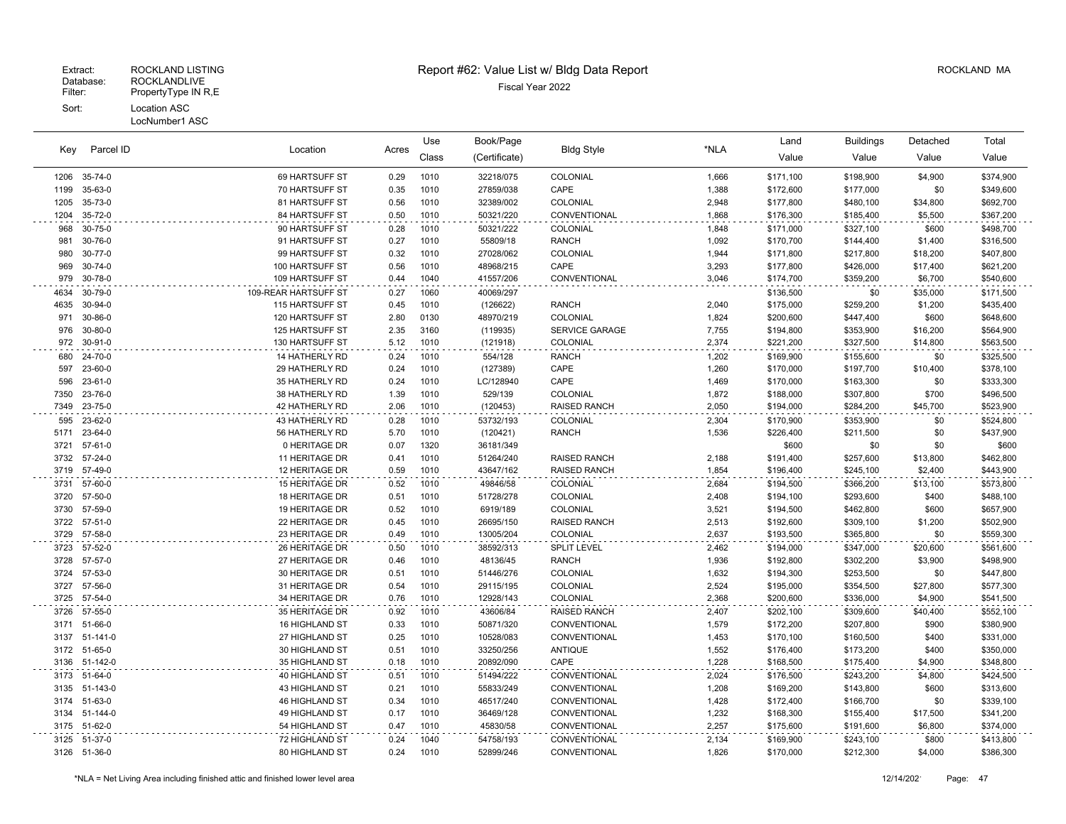Extract: ROCKLAND LISTING
Database: ROCKLANDLIVE
Filter: PropertyType IN R,E
Sort: Location ASC
LocNumber1 ASC

# Report #62: Value List w/ Bldg Data Report

Fiscal Year 2022

ROCKLAND MA

| Key | Parcel ID | Location | Acres | Use Class | Book/Page (Certificate) | Bldg Style | *NLA | Land Value | Buildings Value | Detached Value | Total Value |
|---|---|---|---|---|---|---|---|---|---|---|---|
| 1206 | 35-74-0 | 69 HARTSUFF ST | 0.29 | 1010 | 32218/075 | COLONIAL | 1,666 | $171,100 | $198,900 | $4,900 | $374,900 |
| 1199 | 35-63-0 | 70 HARTSUFF ST | 0.35 | 1010 | 27859/038 | CAPE | 1,388 | $172,600 | $177,000 | $0 | $349,600 |
| 1205 | 35-73-0 | 81 HARTSUFF ST | 0.56 | 1010 | 32389/002 | COLONIAL | 2,948 | $177,800 | $480,100 | $34,800 | $692,700 |
| 1204 | 35-72-0 | 84 HARTSUFF ST | 0.50 | 1010 | 50321/220 | CONVENTIONAL | 1,868 | $176,300 | $185,400 | $5,500 | $367,200 |
| 968 | 30-75-0 | 90 HARTSUFF ST | 0.28 | 1010 | 50321/222 | COLONIAL | 1,848 | $171,000 | $327,100 | $600 | $498,700 |
| 981 | 30-76-0 | 91 HARTSUFF ST | 0.27 | 1010 | 55809/18 | RANCH | 1,092 | $170,700 | $144,400 | $1,400 | $316,500 |
| 980 | 30-77-0 | 99 HARTSUFF ST | 0.32 | 1010 | 27028/062 | COLONIAL | 1,944 | $171,800 | $217,800 | $18,200 | $407,800 |
| 969 | 30-74-0 | 100 HARTSUFF ST | 0.56 | 1010 | 48968/215 | CAPE | 3,293 | $177,800 | $426,000 | $17,400 | $621,200 |
| 979 | 30-78-0 | 109 HARTSUFF ST | 0.44 | 1040 | 41557/206 | CONVENTIONAL | 3,046 | $174,700 | $359,200 | $6,700 | $540,600 |
| 4634 | 30-79-0 | 109-REAR HARTSUFF ST | 0.27 | 1060 | 40069/297 | | | $136,500 | $0 | $35,000 | $171,500 |
| 4635 | 30-94-0 | 115 HARTSUFF ST | 0.45 | 1010 | (126622) | RANCH | 2,040 | $175,000 | $259,200 | $1,200 | $435,400 |
| 971 | 30-86-0 | 120 HARTSUFF ST | 2.80 | 0130 | 48970/219 | COLONIAL | 1,824 | $200,600 | $447,400 | $600 | $648,600 |
| 976 | 30-80-0 | 125 HARTSUFF ST | 2.35 | 3160 | (119935) | SERVICE GARAGE | 7,755 | $194,800 | $353,900 | $16,200 | $564,900 |
| 972 | 30-91-0 | 130 HARTSUFF ST | 5.12 | 1010 | (121918) | COLONIAL | 2,374 | $221,200 | $327,500 | $14,800 | $563,500 |
| 680 | 24-70-0 | 14 HATHERLY RD | 0.24 | 1010 | 554/128 | RANCH | 1,202 | $169,900 | $155,600 | $0 | $325,500 |
| 597 | 23-60-0 | 29 HATHERLY RD | 0.24 | 1010 | (127389) | CAPE | 1,260 | $170,000 | $197,700 | $10,400 | $378,100 |
| 596 | 23-61-0 | 35 HATHERLY RD | 0.24 | 1010 | LC/128940 | CAPE | 1,469 | $170,000 | $163,300 | $0 | $333,300 |
| 7350 | 23-76-0 | 38 HATHERLY RD | 1.39 | 1010 | 529/139 | COLONIAL | 1,872 | $188,000 | $307,800 | $700 | $496,500 |
| 7349 | 23-75-0 | 42 HATHERLY RD | 2.06 | 1010 | (120453) | RAISED RANCH | 2,050 | $194,000 | $284,200 | $45,700 | $523,900 |
| 595 | 23-62-0 | 43 HATHERLY RD | 0.28 | 1010 | 53732/193 | COLONIAL | 2,304 | $170,900 | $353,900 | $0 | $524,800 |
| 5171 | 23-64-0 | 56 HATHERLY RD | 5.70 | 1010 | (120421) | RANCH | 1,536 | $226,400 | $211,500 | $0 | $437,900 |
| 3721 | 57-61-0 | 0 HERITAGE DR | 0.07 | 1320 | 36181/349 | | | $600 | $0 | $0 | $600 |
| 3732 | 57-24-0 | 11 HERITAGE DR | 0.41 | 1010 | 51264/240 | RAISED RANCH | 2,188 | $191,400 | $257,600 | $13,800 | $462,800 |
| 3719 | 57-49-0 | 12 HERITAGE DR | 0.59 | 1010 | 43647/162 | RAISED RANCH | 1,854 | $196,400 | $245,100 | $2,400 | $443,900 |
| 3731 | 57-60-0 | 15 HERITAGE DR | 0.52 | 1010 | 49846/58 | COLONIAL | 2,684 | $194,500 | $366,200 | $13,100 | $573,800 |
| 3720 | 57-50-0 | 18 HERITAGE DR | 0.51 | 1010 | 51728/278 | COLONIAL | 2,408 | $194,100 | $293,600 | $400 | $488,100 |
| 3730 | 57-59-0 | 19 HERITAGE DR | 0.52 | 1010 | 6919/189 | COLONIAL | 3,521 | $194,500 | $462,800 | $600 | $657,900 |
| 3722 | 57-51-0 | 22 HERITAGE DR | 0.45 | 1010 | 26695/150 | RAISED RANCH | 2,513 | $192,600 | $309,100 | $1,200 | $502,900 |
| 3729 | 57-58-0 | 23 HERITAGE DR | 0.49 | 1010 | 13005/204 | COLONIAL | 2,637 | $193,500 | $365,800 | $0 | $559,300 |
| 3723 | 57-52-0 | 26 HERITAGE DR | 0.50 | 1010 | 38592/313 | SPLIT LEVEL | 2,462 | $194,000 | $347,000 | $20,600 | $561,600 |
| 3728 | 57-57-0 | 27 HERITAGE DR | 0.46 | 1010 | 48136/45 | RANCH | 1,936 | $192,800 | $302,200 | $3,900 | $498,900 |
| 3724 | 57-53-0 | 30 HERITAGE DR | 0.51 | 1010 | 51446/276 | COLONIAL | 1,632 | $194,300 | $253,500 | $0 | $447,800 |
| 3727 | 57-56-0 | 31 HERITAGE DR | 0.54 | 1010 | 29115/195 | COLONIAL | 2,524 | $195,000 | $354,500 | $27,800 | $577,300 |
| 3725 | 57-54-0 | 34 HERITAGE DR | 0.76 | 1010 | 12928/143 | COLONIAL | 2,368 | $200,600 | $336,000 | $4,900 | $541,500 |
| 3726 | 57-55-0 | 35 HERITAGE DR | 0.92 | 1010 | 43606/84 | RAISED RANCH | 2,407 | $202,100 | $309,600 | $40,400 | $552,100 |
| 3171 | 51-66-0 | 16 HIGHLAND ST | 0.33 | 1010 | 50871/320 | CONVENTIONAL | 1,579 | $172,200 | $207,800 | $900 | $380,900 |
| 3137 | 51-141-0 | 27 HIGHLAND ST | 0.25 | 1010 | 10528/083 | CONVENTIONAL | 1,453 | $170,100 | $160,500 | $400 | $331,000 |
| 3172 | 51-65-0 | 30 HIGHLAND ST | 0.51 | 1010 | 33250/256 | ANTIQUE | 1,552 | $176,400 | $173,200 | $400 | $350,000 |
| 3136 | 51-142-0 | 35 HIGHLAND ST | 0.18 | 1010 | 20892/090 | CAPE | 1,228 | $168,500 | $175,400 | $4,900 | $348,800 |
| 3173 | 51-64-0 | 40 HIGHLAND ST | 0.51 | 1010 | 51494/222 | CONVENTIONAL | 2,024 | $176,500 | $243,200 | $4,800 | $424,500 |
| 3135 | 51-143-0 | 43 HIGHLAND ST | 0.21 | 1010 | 55833/249 | CONVENTIONAL | 1,208 | $169,200 | $143,800 | $600 | $313,600 |
| 3174 | 51-63-0 | 46 HIGHLAND ST | 0.34 | 1010 | 46517/240 | CONVENTIONAL | 1,428 | $172,400 | $166,700 | $0 | $339,100 |
| 3134 | 51-144-0 | 49 HIGHLAND ST | 0.17 | 1010 | 36469/128 | CONVENTIONAL | 1,232 | $168,300 | $155,400 | $17,500 | $341,200 |
| 3175 | 51-62-0 | 54 HIGHLAND ST | 0.47 | 1010 | 45830/58 | CONVENTIONAL | 2,257 | $175,600 | $191,600 | $6,800 | $374,000 |
| 3125 | 51-37-0 | 72 HIGHLAND ST | 0.24 | 1040 | 54758/193 | CONVENTIONAL | 2,134 | $169,900 | $243,100 | $800 | $413,800 |
| 3126 | 51-36-0 | 80 HIGHLAND ST | 0.24 | 1010 | 52899/246 | CONVENTIONAL | 1,826 | $170,000 | $212,300 | $4,000 | $386,300 |

*NLA = Net Living Area including finished attic and finished lower level area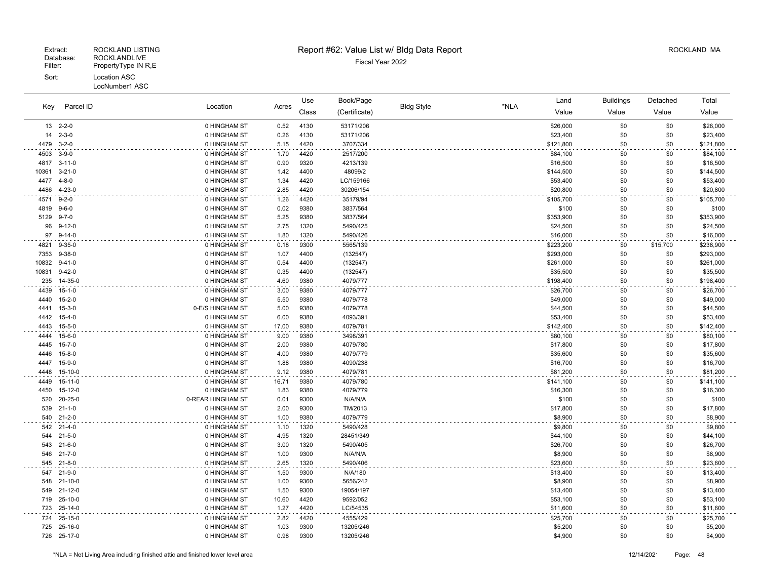Extract: ROCKLAND LISTING
Database: ROCKLANDLIVE
Filter: PropertyType IN R,E
Sort: Location ASC
LocNumber1 ASC

# Report #62: Value List w/ Bldg Data Report

Fiscal Year 2022

ROCKLAND MA

| Key | Parcel ID | Location | Acres | Use Class | Book/Page (Certificate) | Bldg Style | *NLA | Land Value | Buildings Value | Detached Value | Total Value |
|---|---|---|---|---|---|---|---|---|---|---|---|
| 13 | 2-2-0 | 0 HINGHAM ST | 0.52 | 4130 | 53171/206 | | | $26,000 | $0 | $0 | $26,000 |
| 14 | 2-3-0 | 0 HINGHAM ST | 0.26 | 4130 | 53171/206 | | | $23,400 | $0 | $0 | $23,400 |
| 4479 | 3-2-0 | 0 HINGHAM ST | 5.15 | 4420 | 3707/334 | | | $121,800 | $0 | $0 | $121,800 |
| 4503 | 3-9-0 | 0 HINGHAM ST | 1.70 | 4420 | 2517/200 | | | $84,100 | $0 | $0 | $84,100 |
| 4817 | 3-11-0 | 0 HINGHAM ST | 0.90 | 9320 | 4213/139 | | | $16,500 | $0 | $0 | $16,500 |
| 10361 | 3-21-0 | 0 HINGHAM ST | 1.42 | 4400 | 48099/2 | | | $144,500 | $0 | $0 | $144,500 |
| 4477 | 4-8-0 | 0 HINGHAM ST | 1.34 | 4420 | LC/159166 | | | $53,400 | $0 | $0 | $53,400 |
| 4486 | 4-23-0 | 0 HINGHAM ST | 2.85 | 4420 | 30206/154 | | | $20,800 | $0 | $0 | $20,800 |
| 4571 | 9-2-0 | 0 HINGHAM ST | 1.26 | 4420 | 35179/94 | | | $105,700 | $0 | $0 | $105,700 |
| 4819 | 9-6-0 | 0 HINGHAM ST | 0.02 | 9380 | 3837/564 | | | $100 | $0 | $0 | $100 |
| 5129 | 9-7-0 | 0 HINGHAM ST | 5.25 | 9380 | 3837/564 | | | $353,900 | $0 | $0 | $353,900 |
| 96 | 9-12-0 | 0 HINGHAM ST | 2.75 | 1320 | 5490/425 | | | $24,500 | $0 | $0 | $24,500 |
| 97 | 9-14-0 | 0 HINGHAM ST | 1.80 | 1320 | 5490/426 | | | $16,000 | $0 | $0 | $16,000 |
| 4821 | 9-35-0 | 0 HINGHAM ST | 0.18 | 9300 | 5565/139 | | | $223,200 | $0 | $15,700 | $238,900 |
| 7353 | 9-38-0 | 0 HINGHAM ST | 1.07 | 4400 | (132547) | | | $293,000 | $0 | $0 | $293,000 |
| 10832 | 9-41-0 | 0 HINGHAM ST | 0.54 | 4400 | (132547) | | | $261,000 | $0 | $0 | $261,000 |
| 10831 | 9-42-0 | 0 HINGHAM ST | 0.35 | 4400 | (132547) | | | $35,500 | $0 | $0 | $35,500 |
| 235 | 14-35-0 | 0 HINGHAM ST | 4.60 | 9380 | 4079/777 | | | $198,400 | $0 | $0 | $198,400 |
| 4439 | 15-1-0 | 0 HINGHAM ST | 3.00 | 9380 | 4079/777 | | | $26,700 | $0 | $0 | $26,700 |
| 4440 | 15-2-0 | 0 HINGHAM ST | 5.50 | 9380 | 4079/778 | | | $49,000 | $0 | $0 | $49,000 |
| 4441 | 15-3-0 | 0-E/S HINGHAM ST | 5.00 | 9380 | 4079/778 | | | $44,500 | $0 | $0 | $44,500 |
| 4442 | 15-4-0 | 0 HINGHAM ST | 6.00 | 9380 | 4093/391 | | | $53,400 | $0 | $0 | $53,400 |
| 4443 | 15-5-0 | 0 HINGHAM ST | 17.00 | 9380 | 4079/781 | | | $142,400 | $0 | $0 | $142,400 |
| 4444 | 15-6-0 | 0 HINGHAM ST | 9.00 | 9380 | 3498/391 | | | $80,100 | $0 | $0 | $80,100 |
| 4445 | 15-7-0 | 0 HINGHAM ST | 2.00 | 9380 | 4079/780 | | | $17,800 | $0 | $0 | $17,800 |
| 4446 | 15-8-0 | 0 HINGHAM ST | 4.00 | 9380 | 4079/779 | | | $35,600 | $0 | $0 | $35,600 |
| 4447 | 15-9-0 | 0 HINGHAM ST | 1.88 | 9380 | 4090/238 | | | $16,700 | $0 | $0 | $16,700 |
| 4448 | 15-10-0 | 0 HINGHAM ST | 9.12 | 9380 | 4079/781 | | | $81,200 | $0 | $0 | $81,200 |
| 4449 | 15-11-0 | 0 HINGHAM ST | 16.71 | 9380 | 4079/780 | | | $141,100 | $0 | $0 | $141,100 |
| 4450 | 15-12-0 | 0 HINGHAM ST | 1.83 | 9380 | 4079/779 | | | $16,300 | $0 | $0 | $16,300 |
| 520 | 20-25-0 | 0-REAR HINGHAM ST | 0.01 | 9300 | N/A/N/A | | | $100 | $0 | $0 | $100 |
| 539 | 21-1-0 | 0 HINGHAM ST | 2.00 | 9300 | TM/2013 | | | $17,800 | $0 | $0 | $17,800 |
| 540 | 21-2-0 | 0 HINGHAM ST | 1.00 | 9380 | 4079/779 | | | $8,900 | $0 | $0 | $8,900 |
| 542 | 21-4-0 | 0 HINGHAM ST | 1.10 | 1320 | 5490/428 | | | $9,800 | $0 | $0 | $9,800 |
| 544 | 21-5-0 | 0 HINGHAM ST | 4.95 | 1320 | 28451/349 | | | $44,100 | $0 | $0 | $44,100 |
| 543 | 21-6-0 | 0 HINGHAM ST | 3.00 | 1320 | 5490/405 | | | $26,700 | $0 | $0 | $26,700 |
| 546 | 21-7-0 | 0 HINGHAM ST | 1.00 | 9300 | N/A/N/A | | | $8,900 | $0 | $0 | $8,900 |
| 545 | 21-8-0 | 0 HINGHAM ST | 2.65 | 1320 | 5490/406 | | | $23,600 | $0 | $0 | $23,600 |
| 547 | 21-9-0 | 0 HINGHAM ST | 1.50 | 9300 | N/A/180 | | | $13,400 | $0 | $0 | $13,400 |
| 548 | 21-10-0 | 0 HINGHAM ST | 1.00 | 9360 | 5656/242 | | | $8,900 | $0 | $0 | $8,900 |
| 549 | 21-12-0 | 0 HINGHAM ST | 1.50 | 9300 | 19054/197 | | | $13,400 | $0 | $0 | $13,400 |
| 719 | 25-10-0 | 0 HINGHAM ST | 10.60 | 4420 | 9592/052 | | | $53,100 | $0 | $0 | $53,100 |
| 723 | 25-14-0 | 0 HINGHAM ST | 1.27 | 4420 | LC/54535 | | | $11,600 | $0 | $0 | $11,600 |
| 724 | 25-15-0 | 0 HINGHAM ST | 2.82 | 4420 | 4555/429 | | | $25,700 | $0 | $0 | $25,700 |
| 725 | 25-16-0 | 0 HINGHAM ST | 1.03 | 9300 | 13205/246 | | | $5,200 | $0 | $0 | $5,200 |
| 726 | 25-17-0 | 0 HINGHAM ST | 0.98 | 9300 | 13205/246 | | | $4,900 | $0 | $0 | $4,900 |

*NLA = Net Living Area including finished attic and finished lower level area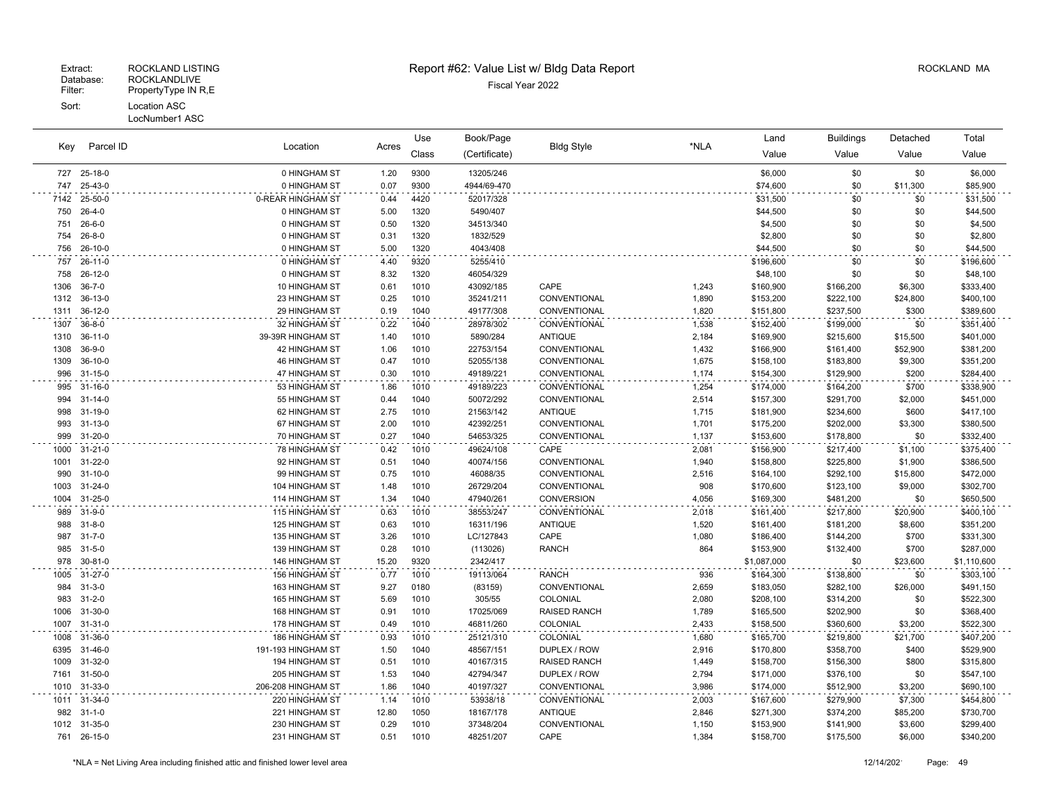| Key | Parcel ID | Location | Acres | Use Class | Book/Page (Certificate) | Bldg Style | *NLA | Land Value | Buildings Value | Detached Value | Total Value |
|---|---|---|---|---|---|---|---|---|---|---|---|
| 727 | 25-18-0 | 0 HINGHAM ST | 1.20 | 9300 | 13205/246 | | | $6,000 | $0 | $0 | $6,000 |
| 747 | 25-43-0 | 0 HINGHAM ST | 0.07 | 9300 | 4944/69-470 | | | $74,600 | $0 | $11,300 | $85,900 |
| 7142 | 25-50-0 | 0-REAR HINGHAM ST | 0.44 | 4420 | 52017/328 | | | $31,500 | $0 | $0 | $31,500 |
| 750 | 26-4-0 | 0 HINGHAM ST | 5.00 | 1320 | 5490/407 | | | $44,500 | $0 | $0 | $44,500 |
| 751 | 26-6-0 | 0 HINGHAM ST | 0.50 | 1320 | 34513/340 | | | $4,500 | $0 | $0 | $4,500 |
| 754 | 26-8-0 | 0 HINGHAM ST | 0.31 | 1320 | 1832/529 | | | $2,800 | $0 | $0 | $2,800 |
| 756 | 26-10-0 | 0 HINGHAM ST | 5.00 | 1320 | 4043/408 | | | $44,500 | $0 | $0 | $44,500 |
| 757 | 26-11-0 | 0 HINGHAM ST | 4.40 | 9320 | 5255/410 | | | $196,600 | $0 | $0 | $196,600 |
| 758 | 26-12-0 | 0 HINGHAM ST | 8.32 | 1320 | 46054/329 | | | $48,100 | $0 | $0 | $48,100 |
| 1306 | 36-7-0 | 10 HINGHAM ST | 0.61 | 1010 | 43092/185 | CAPE | 1,243 | $160,900 | $166,200 | $6,300 | $333,400 |
| 1312 | 36-13-0 | 23 HINGHAM ST | 0.25 | 1010 | 35241/211 | CONVENTIONAL | 1,890 | $153,200 | $222,100 | $24,800 | $400,100 |
| 1311 | 36-12-0 | 29 HINGHAM ST | 0.19 | 1040 | 49177/308 | CONVENTIONAL | 1,820 | $151,800 | $237,500 | $300 | $389,600 |
| 1307 | 36-8-0 | 32 HINGHAM ST | 0.22 | 1040 | 28978/302 | CONVENTIONAL | 1,538 | $152,400 | $199,000 | $0 | $351,400 |
| 1310 | 36-11-0 | 39-39R HINGHAM ST | 1.40 | 1010 | 5890/284 | ANTIQUE | 2,184 | $169,900 | $215,600 | $15,500 | $401,000 |
| 1308 | 36-9-0 | 42 HINGHAM ST | 1.06 | 1010 | 22753/154 | CONVENTIONAL | 1,432 | $166,900 | $161,400 | $52,900 | $381,200 |
| 1309 | 36-10-0 | 46 HINGHAM ST | 0.47 | 1010 | 52055/138 | CONVENTIONAL | 1,675 | $158,100 | $183,800 | $9,300 | $351,200 |
| 996 | 31-15-0 | 47 HINGHAM ST | 0.30 | 1010 | 49189/221 | CONVENTIONAL | 1,174 | $154,300 | $129,900 | $200 | $284,400 |
| 995 | 31-16-0 | 53 HINGHAM ST | 1.86 | 1010 | 49189/223 | CONVENTIONAL | 1,254 | $174,000 | $164,200 | $700 | $338,900 |
| 994 | 31-14-0 | 55 HINGHAM ST | 0.44 | 1040 | 50072/292 | CONVENTIONAL | 2,514 | $157,300 | $291,700 | $2,000 | $451,000 |
| 998 | 31-19-0 | 62 HINGHAM ST | 2.75 | 1010 | 21563/142 | ANTIQUE | 1,715 | $181,900 | $234,600 | $600 | $417,100 |
| 993 | 31-13-0 | 67 HINGHAM ST | 2.00 | 1010 | 42392/251 | CONVENTIONAL | 1,701 | $175,200 | $202,000 | $3,300 | $380,500 |
| 999 | 31-20-0 | 70 HINGHAM ST | 0.27 | 1040 | 54653/325 | CONVENTIONAL | 1,137 | $153,600 | $178,800 | $0 | $332,400 |
| 1000 | 31-21-0 | 78 HINGHAM ST | 0.42 | 1010 | 49624/108 | CAPE | 2,081 | $156,900 | $217,400 | $1,100 | $375,400 |
| 1001 | 31-22-0 | 92 HINGHAM ST | 0.51 | 1040 | 40074/156 | CONVENTIONAL | 1,940 | $158,800 | $225,800 | $1,900 | $386,500 |
| 990 | 31-10-0 | 99 HINGHAM ST | 0.75 | 1010 | 46088/35 | CONVENTIONAL | 2,516 | $164,100 | $292,100 | $15,800 | $472,000 |
| 1003 | 31-24-0 | 104 HINGHAM ST | 1.48 | 1010 | 26729/204 | CONVENTIONAL | 908 | $170,600 | $123,100 | $9,000 | $302,700 |
| 1004 | 31-25-0 | 114 HINGHAM ST | 1.34 | 1040 | 47940/261 | CONVERSION | 4,056 | $169,300 | $481,200 | $0 | $650,500 |
| 989 | 31-9-0 | 115 HINGHAM ST | 0.63 | 1010 | 38553/247 | CONVENTIONAL | 2,018 | $161,400 | $217,800 | $20,900 | $400,100 |
| 988 | 31-8-0 | 125 HINGHAM ST | 0.63 | 1010 | 16311/196 | ANTIQUE | 1,520 | $161,400 | $181,200 | $8,600 | $351,200 |
| 987 | 31-7-0 | 135 HINGHAM ST | 3.26 | 1010 | LC/127843 | CAPE | 1,080 | $186,400 | $144,200 | $700 | $331,300 |
| 985 | 31-5-0 | 139 HINGHAM ST | 0.28 | 1010 | (113026) | RANCH | 864 | $153,900 | $132,400 | $700 | $287,000 |
| 978 | 30-81-0 | 146 HINGHAM ST | 15.20 | 9320 | 2342/417 | | | $1,087,000 | $0 | $23,600 | $1,110,600 |
| 1005 | 31-27-0 | 156 HINGHAM ST | 0.77 | 1010 | 19113/064 | RANCH | 936 | $164,300 | $138,800 | $0 | $303,100 |
| 984 | 31-3-0 | 163 HINGHAM ST | 9.27 | 0180 | (83159) | CONVENTIONAL | 2,659 | $183,050 | $282,100 | $26,000 | $491,150 |
| 983 | 31-2-0 | 165 HINGHAM ST | 5.69 | 1010 | 305/55 | COLONIAL | 2,080 | $208,100 | $314,200 | $0 | $522,300 |
| 1006 | 31-30-0 | 168 HINGHAM ST | 0.91 | 1010 | 17025/069 | RAISED RANCH | 1,789 | $165,500 | $202,900 | $0 | $368,400 |
| 1007 | 31-31-0 | 178 HINGHAM ST | 0.49 | 1010 | 46811/260 | COLONIAL | 2,433 | $158,500 | $360,600 | $3,200 | $522,300 |
| 1008 | 31-36-0 | 186 HINGHAM ST | 0.93 | 1010 | 25121/310 | COLONIAL | 1,680 | $165,700 | $219,800 | $21,700 | $407,200 |
| 6395 | 31-46-0 | 191-193 HINGHAM ST | 1.50 | 1040 | 48567/151 | DUPLEX / ROW | 2,916 | $170,800 | $358,700 | $400 | $529,900 |
| 1009 | 31-32-0 | 194 HINGHAM ST | 0.51 | 1010 | 40167/315 | RAISED RANCH | 1,449 | $158,700 | $156,300 | $800 | $315,800 |
| 7161 | 31-50-0 | 205 HINGHAM ST | 1.53 | 1040 | 42794/347 | DUPLEX / ROW | 2,794 | $171,000 | $376,100 | $0 | $547,100 |
| 1010 | 31-33-0 | 206-208 HINGHAM ST | 1.86 | 1040 | 40197/327 | CONVENTIONAL | 3,986 | $174,000 | $512,900 | $3,200 | $690,100 |
| 1011 | 31-34-0 | 220 HINGHAM ST | 1.14 | 1010 | 53938/18 | CONVENTIONAL | 2,003 | $167,600 | $279,900 | $7,300 | $454,800 |
| 982 | 31-1-0 | 221 HINGHAM ST | 12.80 | 1050 | 18167/178 | ANTIQUE | 2,846 | $271,300 | $374,200 | $85,200 | $730,700 |
| 1012 | 31-35-0 | 230 HINGHAM ST | 0.29 | 1010 | 37348/204 | CONVENTIONAL | 1,150 | $153,900 | $141,900 | $3,600 | $299,400 |
| 761 | 26-15-0 | 231 HINGHAM ST | 0.51 | 1010 | 48251/207 | CAPE | 1,384 | $158,700 | $175,500 | $6,000 | $340,200 |

*NLA = Net Living Area including finished attic and finished lower level area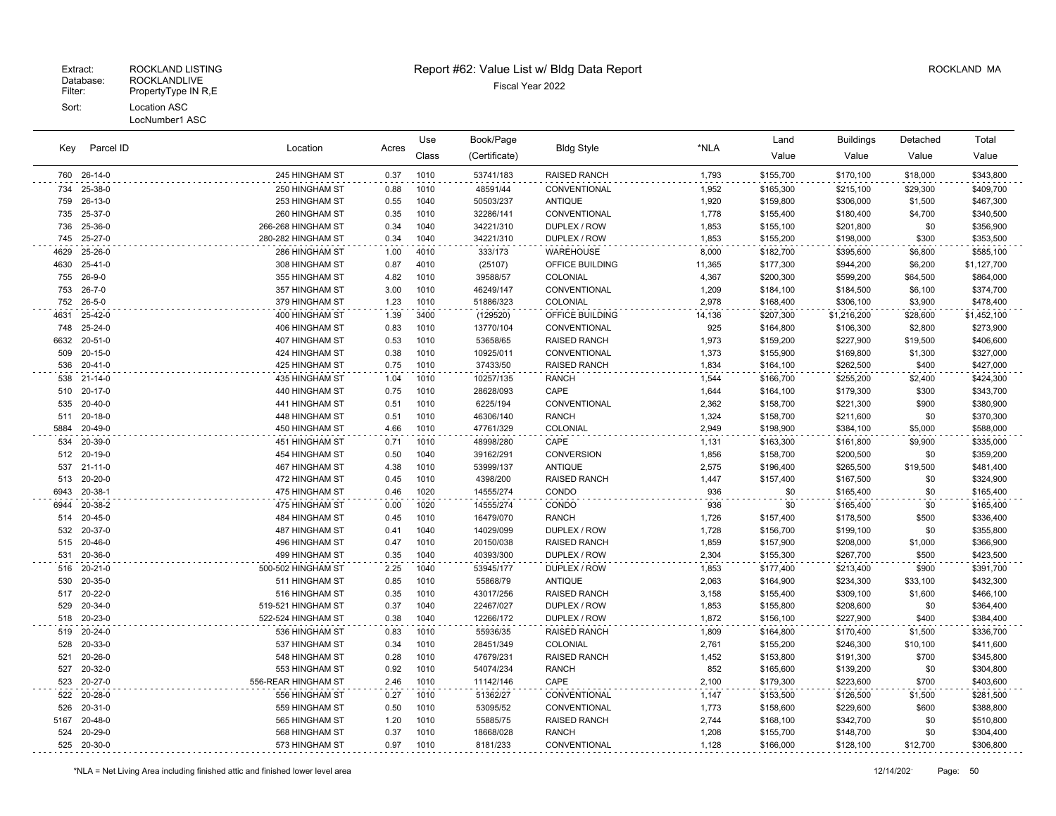Extract: ROCKLAND LISTING
Database: ROCKLANDLIVE
Filter: PropertyType IN R,E
Sort: Location ASC
LocNumber1 ASC

# Report #62: Value List w/ Bldg Data Report

Fiscal Year 2022

ROCKLAND MA

| Key | Parcel ID | Location | Acres | Use Class | Book/Page (Certificate) | Bldg Style | *NLA | Land Value | Buildings Value | Detached Value | Total Value |
|---|---|---|---|---|---|---|---|---|---|---|---|
| 760 | 26-14-0 | 245 HINGHAM ST | 0.37 | 1010 | 53741/183 | RAISED RANCH | 1,793 | $155,700 | $170,100 | $18,000 | $343,800 |
| 734 | 25-38-0 | 250 HINGHAM ST | 0.88 | 1010 | 48591/44 | CONVENTIONAL | 1,952 | $165,300 | $215,100 | $29,300 | $409,700 |
| 759 | 26-13-0 | 253 HINGHAM ST | 0.55 | 1040 | 50503/237 | ANTIQUE | 1,920 | $159,800 | $306,000 | $1,500 | $467,300 |
| 735 | 25-37-0 | 260 HINGHAM ST | 0.35 | 1010 | 32286/141 | CONVENTIONAL | 1,778 | $155,400 | $180,400 | $4,700 | $340,500 |
| 736 | 25-36-0 | 266-268 HINGHAM ST | 0.34 | 1040 | 34221/310 | DUPLEX / ROW | 1,853 | $155,100 | $201,800 | $0 | $356,900 |
| 745 | 25-27-0 | 280-282 HINGHAM ST | 0.34 | 1040 | 34221/310 | DUPLEX / ROW | 1,853 | $155,200 | $198,000 | $300 | $353,500 |
| 4629 | 25-26-0 | 286 HINGHAM ST | 1.00 | 4010 | 333/173 | WAREHOUSE | 8,000 | $182,700 | $395,600 | $6,800 | $585,100 |
| 4630 | 25-41-0 | 308 HINGHAM ST | 0.87 | 4010 | (25107) | OFFICE BUILDING | 11,365 | $177,300 | $944,200 | $6,200 | $1,127,700 |
| 755 | 26-9-0 | 355 HINGHAM ST | 4.82 | 1010 | 39588/57 | COLONIAL | 4,367 | $200,300 | $599,200 | $64,500 | $864,000 |
| 753 | 26-7-0 | 357 HINGHAM ST | 3.00 | 1010 | 46249/147 | CONVENTIONAL | 1,209 | $184,100 | $184,500 | $6,100 | $374,700 |
| 752 | 26-5-0 | 379 HINGHAM ST | 1.23 | 1010 | 51886/323 | COLONIAL | 2,978 | $168,400 | $306,100 | $3,900 | $478,400 |
| 4631 | 25-42-0 | 400 HINGHAM ST | 1.39 | 3400 | (129520) | OFFICE BUILDING | 14,136 | $207,300 | $1,216,200 | $28,600 | $1,452,100 |
| 748 | 25-24-0 | 406 HINGHAM ST | 0.83 | 1010 | 13770/104 | CONVENTIONAL | 925 | $164,800 | $106,300 | $2,800 | $273,900 |
| 6632 | 20-51-0 | 407 HINGHAM ST | 0.53 | 1010 | 53658/65 | RAISED RANCH | 1,973 | $159,200 | $227,900 | $19,500 | $406,600 |
| 509 | 20-15-0 | 424 HINGHAM ST | 0.38 | 1010 | 10925/011 | CONVENTIONAL | 1,373 | $155,900 | $169,800 | $1,300 | $327,000 |
| 536 | 20-41-0 | 425 HINGHAM ST | 0.75 | 1010 | 37433/50 | RAISED RANCH | 1,834 | $164,100 | $262,500 | $400 | $427,000 |
| 538 | 21-14-0 | 435 HINGHAM ST | 1.04 | 1010 | 10257/135 | RANCH | 1,544 | $166,700 | $255,200 | $2,400 | $424,300 |
| 510 | 20-17-0 | 440 HINGHAM ST | 0.75 | 1010 | 28628/093 | CAPE | 1,644 | $164,100 | $179,300 | $300 | $343,700 |
| 535 | 20-40-0 | 441 HINGHAM ST | 0.51 | 1010 | 6225/194 | CONVENTIONAL | 2,362 | $158,700 | $221,300 | $900 | $380,900 |
| 511 | 20-18-0 | 448 HINGHAM ST | 0.51 | 1010 | 46306/140 | RANCH | 1,324 | $158,700 | $211,600 | $0 | $370,300 |
| 5884 | 20-49-0 | 450 HINGHAM ST | 4.66 | 1010 | 47761/329 | COLONIAL | 2,949 | $198,900 | $384,100 | $5,000 | $588,000 |
| 534 | 20-39-0 | 451 HINGHAM ST | 0.71 | 1010 | 48998/280 | CAPE | 1,131 | $163,300 | $161,800 | $9,900 | $335,000 |
| 512 | 20-19-0 | 454 HINGHAM ST | 0.50 | 1040 | 39162/291 | CONVERSION | 1,856 | $158,700 | $200,500 | $0 | $359,200 |
| 537 | 21-11-0 | 467 HINGHAM ST | 4.38 | 1010 | 53999/137 | ANTIQUE | 2,575 | $196,400 | $265,500 | $19,500 | $481,400 |
| 513 | 20-20-0 | 472 HINGHAM ST | 0.45 | 1010 | 4398/200 | RAISED RANCH | 1,447 | $157,400 | $167,500 | $0 | $324,900 |
| 6943 | 20-38-1 | 475 HINGHAM ST | 0.46 | 1020 | 14555/274 | CONDO | 936 | $0 | $165,400 | $0 | $165,400 |
| 6944 | 20-38-2 | 475 HINGHAM ST | 0.00 | 1020 | 14555/274 | CONDO | 936 | $0 | $165,400 | $0 | $165,400 |
| 514 | 20-45-0 | 484 HINGHAM ST | 0.45 | 1010 | 16479/070 | RANCH | 1,726 | $157,400 | $178,500 | $500 | $336,400 |
| 532 | 20-37-0 | 487 HINGHAM ST | 0.41 | 1040 | 14029/099 | DUPLEX / ROW | 1,728 | $156,700 | $199,100 | $0 | $355,800 |
| 515 | 20-46-0 | 496 HINGHAM ST | 0.47 | 1010 | 20150/038 | RAISED RANCH | 1,859 | $157,900 | $208,000 | $1,000 | $366,900 |
| 531 | 20-36-0 | 499 HINGHAM ST | 0.35 | 1040 | 40393/300 | DUPLEX / ROW | 2,304 | $155,300 | $267,700 | $500 | $423,500 |
| 516 | 20-21-0 | 500-502 HINGHAM ST | 2.25 | 1040 | 53945/177 | DUPLEX / ROW | 1,853 | $177,400 | $213,400 | $900 | $391,700 |
| 530 | 20-35-0 | 511 HINGHAM ST | 0.85 | 1010 | 55868/79 | ANTIQUE | 2,063 | $164,900 | $234,300 | $33,100 | $432,300 |
| 517 | 20-22-0 | 516 HINGHAM ST | 0.35 | 1010 | 43017/256 | RAISED RANCH | 3,158 | $155,400 | $309,100 | $1,600 | $466,100 |
| 529 | 20-34-0 | 519-521 HINGHAM ST | 0.37 | 1040 | 22467/027 | DUPLEX / ROW | 1,853 | $155,800 | $208,600 | $0 | $364,400 |
| 518 | 20-23-0 | 522-524 HINGHAM ST | 0.38 | 1040 | 12266/172 | DUPLEX / ROW | 1,872 | $156,100 | $227,900 | $400 | $384,400 |
| 519 | 20-24-0 | 536 HINGHAM ST | 0.83 | 1010 | 55936/35 | RAISED RANCH | 1,809 | $164,800 | $170,400 | $1,500 | $336,700 |
| 528 | 20-33-0 | 537 HINGHAM ST | 0.34 | 1010 | 28451/349 | COLONIAL | 2,761 | $155,200 | $246,300 | $10,100 | $411,600 |
| 521 | 20-26-0 | 548 HINGHAM ST | 0.28 | 1010 | 47679/231 | RAISED RANCH | 1,452 | $153,800 | $191,300 | $700 | $345,800 |
| 527 | 20-32-0 | 553 HINGHAM ST | 0.92 | 1010 | 54074/234 | RANCH | 852 | $165,600 | $139,200 | $0 | $304,800 |
| 523 | 20-27-0 | 556-REAR HINGHAM ST | 2.46 | 1010 | 11142/146 | CAPE | 2,100 | $179,300 | $223,600 | $700 | $403,600 |
| 522 | 20-28-0 | 556 HINGHAM ST | 0.27 | 1010 | 51362/27 | CONVENTIONAL | 1,147 | $153,500 | $126,500 | $1,500 | $281,500 |
| 526 | 20-31-0 | 559 HINGHAM ST | 0.50 | 1010 | 53095/52 | CONVENTIONAL | 1,773 | $158,600 | $229,600 | $600 | $388,800 |
| 5167 | 20-48-0 | 565 HINGHAM ST | 1.20 | 1010 | 55885/75 | RAISED RANCH | 2,744 | $168,100 | $342,700 | $0 | $510,800 |
| 524 | 20-29-0 | 568 HINGHAM ST | 0.37 | 1010 | 18668/028 | RANCH | 1,208 | $155,700 | $148,700 | $0 | $304,400 |
| 525 | 20-30-0 | 573 HINGHAM ST | 0.97 | 1010 | 8181/233 | CONVENTIONAL | 1,128 | $166,000 | $128,100 | $12,700 | $306,800 |

*NLA = Net Living Area including finished attic and finished lower level area

12/14/202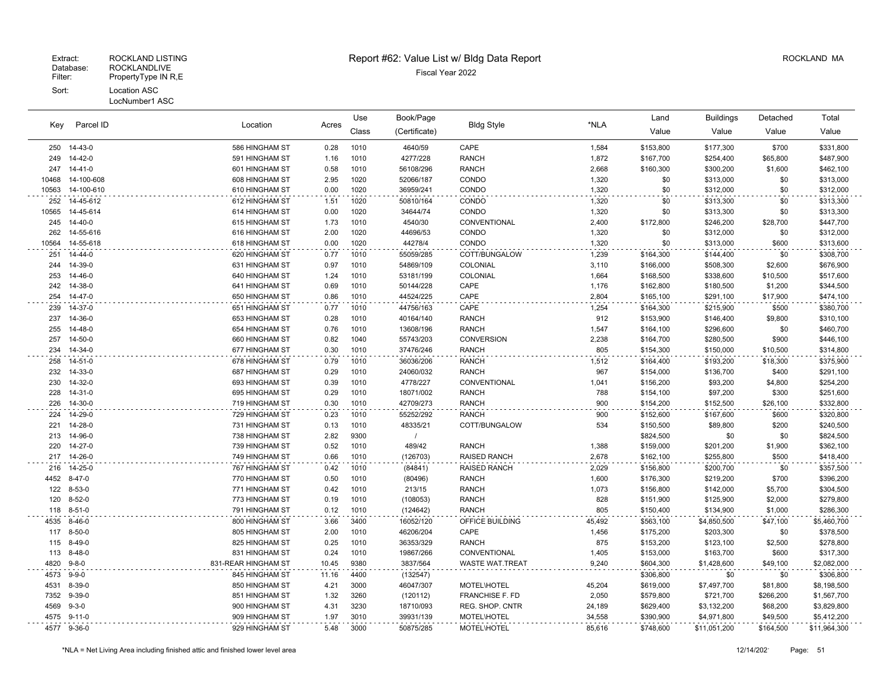Extract: ROCKLAND LISTING
Database: ROCKLANDLIVE
Filter: PropertyType IN R,E
Sort: Location ASC
LocNumber1 ASC

# Report #62: Value List w/ Bldg Data Report

Fiscal Year 2022

ROCKLAND MA

| Key | Parcel ID | Location | Acres | Use Class | Book/Page (Certificate) | Bldg Style | *NLA | Land Value | Buildings Value | Detached Value | Total Value |
|---|---|---|---|---|---|---|---|---|---|---|---|
| 250 | 14-43-0 | 586 HINGHAM ST | 0.28 | 1010 | 4640/59 | CAPE | 1,584 | $153,800 | $177,300 | $700 | $331,800 |
| 249 | 14-42-0 | 591 HINGHAM ST | 1.16 | 1010 | 4277/228 | RANCH | 1,872 | $167,700 | $254,400 | $65,800 | $487,900 |
| 247 | 14-41-0 | 601 HINGHAM ST | 0.58 | 1010 | 56108/296 | RANCH | 2,668 | $160,300 | $300,200 | $1,600 | $462,100 |
| 10468 | 14-100-608 | 608 HINGHAM ST | 2.95 | 1020 | 52066/187 | CONDO | 1,320 | $0 | $313,000 | $0 | $313,000 |
| 10563 | 14-100-610 | 610 HINGHAM ST | 0.00 | 1020 | 36959/241 | CONDO | 1,320 | $0 | $312,000 | $0 | $312,000 |
| 252 | 14-45-612 | 612 HINGHAM ST | 1.51 | 1020 | 50810/164 | CONDO | 1,320 | $0 | $313,300 | $0 | $313,300 |
| 10565 | 14-45-614 | 614 HINGHAM ST | 0.00 | 1020 | 34644/74 | CONDO | 1,320 | $0 | $313,300 | $0 | $313,300 |
| 245 | 14-40-0 | 615 HINGHAM ST | 1.73 | 1010 | 4540/30 | CONVENTIONAL | 2,400 | $172,800 | $246,200 | $28,700 | $447,700 |
| 262 | 14-55-616 | 616 HINGHAM ST | 2.00 | 1020 | 44696/53 | CONDO | 1,320 | $0 | $312,000 | $0 | $312,000 |
| 10564 | 14-55-618 | 618 HINGHAM ST | 0.00 | 1020 | 44278/4 | CONDO | 1,320 | $0 | $313,000 | $600 | $313,600 |
| 251 | 14-44-0 | 620 HINGHAM ST | 0.77 | 1010 | 55059/285 | COTT/BUNGALOW | 1,239 | $164,300 | $144,400 | $0 | $308,700 |
| 244 | 14-39-0 | 631 HINGHAM ST | 0.97 | 1010 | 54869/109 | COLONIAL | 3,110 | $166,000 | $508,300 | $2,600 | $676,900 |
| 253 | 14-46-0 | 640 HINGHAM ST | 1.24 | 1010 | 53181/199 | COLONIAL | 1,664 | $168,500 | $338,600 | $10,500 | $517,600 |
| 242 | 14-38-0 | 641 HINGHAM ST | 0.69 | 1010 | 50144/228 | CAPE | 1,176 | $162,800 | $180,500 | $1,200 | $344,500 |
| 254 | 14-47-0 | 650 HINGHAM ST | 0.86 | 1010 | 44524/225 | CAPE | 2,804 | $165,100 | $291,100 | $17,900 | $474,100 |
| 239 | 14-37-0 | 651 HINGHAM ST | 0.77 | 1010 | 44756/163 | CAPE | 1,254 | $164,300 | $215,900 | $500 | $380,700 |
| 237 | 14-36-0 | 653 HINGHAM ST | 0.28 | 1010 | 40164/140 | RANCH | 912 | $153,900 | $146,400 | $9,800 | $310,100 |
| 255 | 14-48-0 | 654 HINGHAM ST | 0.76 | 1010 | 13608/196 | RANCH | 1,547 | $164,100 | $296,600 | $0 | $460,700 |
| 257 | 14-50-0 | 660 HINGHAM ST | 0.82 | 1040 | 55743/203 | CONVERSION | 2,238 | $164,700 | $280,500 | $900 | $446,100 |
| 234 | 14-34-0 | 677 HINGHAM ST | 0.30 | 1010 | 37476/246 | RANCH | 805 | $154,300 | $150,000 | $10,500 | $314,800 |
| 258 | 14-51-0 | 678 HINGHAM ST | 0.79 | 1010 | 36036/206 | RANCH | 1,512 | $164,400 | $193,200 | $18,300 | $375,900 |
| 232 | 14-33-0 | 687 HINGHAM ST | 0.29 | 1010 | 24060/032 | RANCH | 967 | $154,000 | $136,700 | $400 | $291,100 |
| 230 | 14-32-0 | 693 HINGHAM ST | 0.39 | 1010 | 4778/227 | CONVENTIONAL | 1,041 | $156,200 | $93,200 | $4,800 | $254,200 |
| 228 | 14-31-0 | 695 HINGHAM ST | 0.29 | 1010 | 18071/002 | RANCH | 788 | $154,100 | $97,200 | $300 | $251,600 |
| 226 | 14-30-0 | 719 HINGHAM ST | 0.30 | 1010 | 42709/273 | RANCH | 900 | $154,200 | $152,500 | $26,100 | $332,800 |
| 224 | 14-29-0 | 729 HINGHAM ST | 0.23 | 1010 | 55252/292 | RANCH | 900 | $152,600 | $167,600 | $600 | $320,800 |
| 221 | 14-28-0 | 731 HINGHAM ST | 0.13 | 1010 | 48335/21 | COTT/BUNGALOW | 534 | $150,500 | $89,800 | $200 | $240,500 |
| 213 | 14-96-0 | 738 HINGHAM ST | 2.82 | 9300 | / | | | $824,500 | $0 | $0 | $824,500 |
| 220 | 14-27-0 | 739 HINGHAM ST | 0.52 | 1010 | 489/42 | RANCH | 1,388 | $159,000 | $201,200 | $1,900 | $362,100 |
| 217 | 14-26-0 | 749 HINGHAM ST | 0.66 | 1010 | (126703) | RAISED RANCH | 2,678 | $162,100 | $255,800 | $500 | $418,400 |
| 216 | 14-25-0 | 767 HINGHAM ST | 0.42 | 1010 | (84841) | RAISED RANCH | 2,029 | $156,800 | $200,700 | $0 | $357,500 |
| 4452 | 8-47-0 | 770 HINGHAM ST | 0.50 | 1010 | (80496) | RANCH | 1,600 | $176,300 | $219,200 | $700 | $396,200 |
| 122 | 8-53-0 | 771 HINGHAM ST | 0.42 | 1010 | 213/15 | RANCH | 1,073 | $156,800 | $142,000 | $5,700 | $304,500 |
| 120 | 8-52-0 | 773 HINGHAM ST | 0.19 | 1010 | (108053) | RANCH | 828 | $151,900 | $125,900 | $2,000 | $279,800 |
| 118 | 8-51-0 | 791 HINGHAM ST | 0.12 | 1010 | (124642) | RANCH | 805 | $150,400 | $134,900 | $1,000 | $286,300 |
| 4535 | 8-46-0 | 800 HINGHAM ST | 3.66 | 3400 | 16052/120 | OFFICE BUILDING | 45,492 | $563,100 | $4,850,500 | $47,100 | $5,460,700 |
| 117 | 8-50-0 | 805 HINGHAM ST | 2.00 | 1010 | 46206/204 | CAPE | 1,456 | $175,200 | $203,300 | $0 | $378,500 |
| 115 | 8-49-0 | 825 HINGHAM ST | 0.25 | 1010 | 36353/329 | RANCH | 875 | $153,200 | $123,100 | $2,500 | $278,800 |
| 113 | 8-48-0 | 831 HINGHAM ST | 0.24 | 1010 | 19867/266 | CONVENTIONAL | 1,405 | $153,000 | $163,700 | $600 | $317,300 |
| 4820 | 9-8-0 | 831-REAR HINGHAM ST | 10.45 | 9380 | 3837/564 | WASTE WAT.TREAT | 9,240 | $604,300 | $1,428,600 | $49,100 | $2,082,000 |
| 4573 | 9-9-0 | 845 HINGHAM ST | 11.16 | 4400 | (132547) | | | $306,800 | $0 | $0 | $306,800 |
| 4531 | 8-39-0 | 850 HINGHAM ST | 4.21 | 3000 | 46047/307 | MOTEL\HOTEL | 45,204 | $619,000 | $7,497,700 | $81,800 | $8,198,500 |
| 7352 | 9-39-0 | 851 HINGHAM ST | 1.32 | 3260 | (120112) | FRANCHISE F. FD | 2,050 | $579,800 | $721,700 | $266,200 | $1,567,700 |
| 4569 | 9-3-0 | 900 HINGHAM ST | 4.31 | 3230 | 18710/093 | REG. SHOP. CNTR | 24,189 | $629,400 | $3,132,200 | $68,200 | $3,829,800 |
| 4575 | 9-11-0 | 909 HINGHAM ST | 1.97 | 3010 | 39931/139 | MOTEL\HOTEL | 34,558 | $390,900 | $4,971,800 | $49,500 | $5,412,200 |
| 4577 | 9-36-0 | 929 HINGHAM ST | 5.48 | 3000 | 50875/285 | MOTEL\HOTEL | 85,616 | $748,600 | $11,051,200 | $164,500 | $11,964,300 |

*NLA = Net Living Area including finished attic and finished lower level area

12/14/202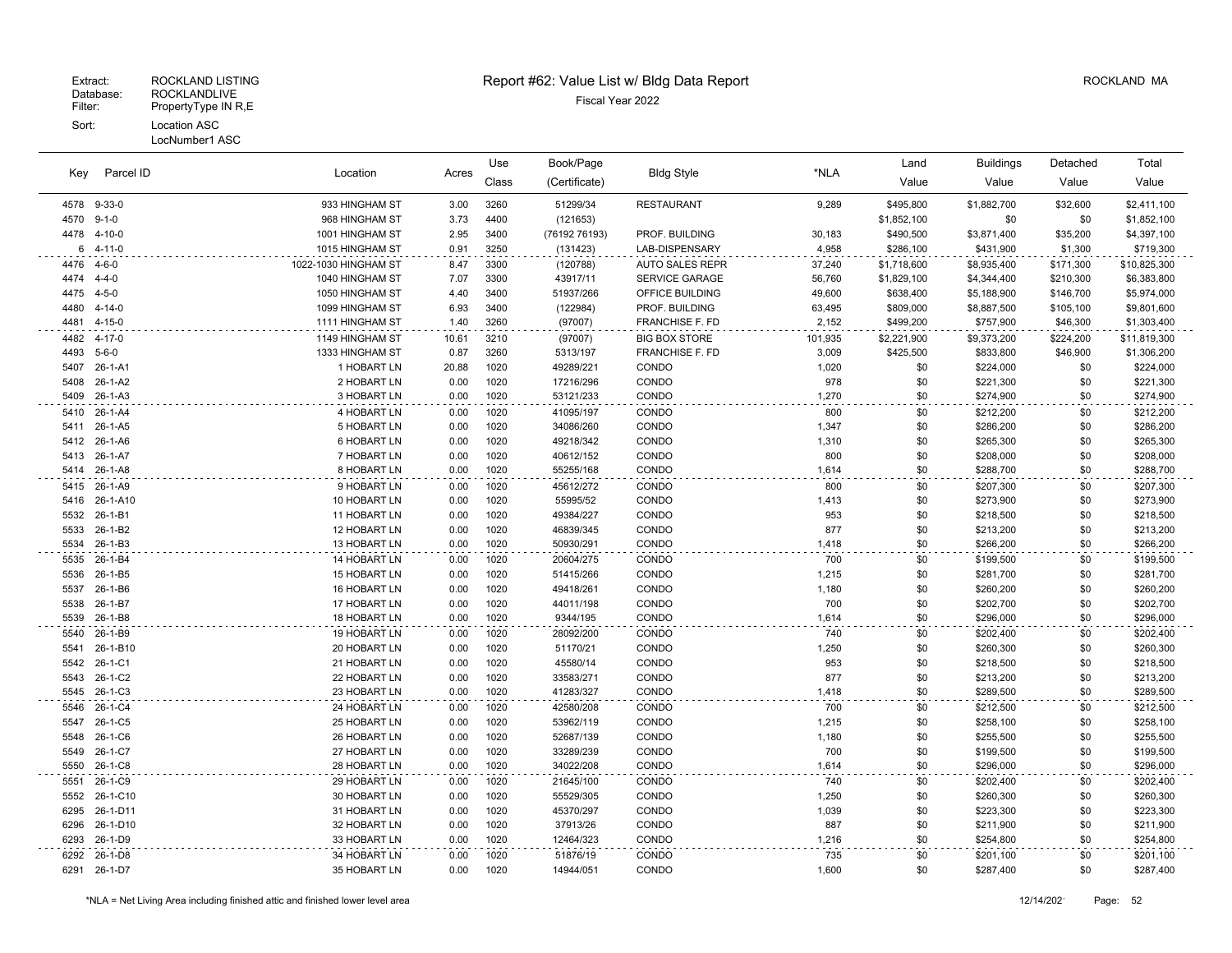Extract: ROCKLAND LISTING
Database: ROCKLANDLIVE
Filter: PropertyType IN R,E
Sort: Location ASC
LocNumber1 ASC

# Report #62: Value List w/ Bldg Data Report

Fiscal Year 2022

ROCKLAND MA

| Key | Parcel ID | Location | Acres | Use Class | Book/Page (Certificate) | Bldg Style | *NLA | Land Value | Buildings Value | Detached Value | Total Value |
|---|---|---|---|---|---|---|---|---|---|---|---|
| 4578 | 9-33-0 | 933 HINGHAM ST | 3.00 | 3260 | 51299/34 | RESTAURANT | 9,289 | $495,800 | $1,882,700 | $32,600 | $2,411,100 |
| 4570 | 9-1-0 | 968 HINGHAM ST | 3.73 | 4400 | (121653) | | | $1,852,100 | $0 | $0 | $1,852,100 |
| 4478 | 4-10-0 | 1001 HINGHAM ST | 2.95 | 3400 | (76192 76193) | PROF. BUILDING | 30,183 | $490,500 | $3,871,400 | $35,200 | $4,397,100 |
| 6 | 4-11-0 | 1015 HINGHAM ST | 0.91 | 3250 | (131423) | LAB-DISPENSARY | 4,958 | $286,100 | $431,900 | $1,300 | $719,300 |
| 4476 | 4-6-0 | 1022-1030 HINGHAM ST | 8.47 | 3300 | (120788) | AUTO SALES REPR | 37,240 | $1,718,600 | $8,935,400 | $171,300 | $10,825,300 |
| 4474 | 4-4-0 | 1040 HINGHAM ST | 7.07 | 3300 | 43917/11 | SERVICE GARAGE | 56,760 | $1,829,100 | $4,344,400 | $210,300 | $6,383,800 |
| 4475 | 4-5-0 | 1050 HINGHAM ST | 4.40 | 3400 | 51937/266 | OFFICE BUILDING | 49,600 | $638,400 | $5,188,900 | $146,700 | $5,974,000 |
| 4480 | 4-14-0 | 1099 HINGHAM ST | 6.93 | 3400 | (122984) | PROF. BUILDING | 63,495 | $809,000 | $8,887,500 | $105,100 | $9,801,600 |
| 4481 | 4-15-0 | 1111 HINGHAM ST | 1.40 | 3260 | (97007) | FRANCHISE F. FD | 2,152 | $499,200 | $757,900 | $46,300 | $1,303,400 |
| 4482 | 4-17-0 | 1149 HINGHAM ST | 10.61 | 3210 | (97007) | BIG BOX STORE | 101,935 | $2,221,900 | $9,373,200 | $224,200 | $11,819,300 |
| 4493 | 5-6-0 | 1333 HINGHAM ST | 0.87 | 3260 | 5313/197 | FRANCHISE F. FD | 3,009 | $425,500 | $833,800 | $46,900 | $1,306,200 |
| 5407 | 26-1-A1 | 1 HOBART LN | 20.88 | 1020 | 49289/221 | CONDO | 1,020 | $0 | $224,000 | $0 | $224,000 |
| 5408 | 26-1-A2 | 2 HOBART LN | 0.00 | 1020 | 17216/296 | CONDO | 978 | $0 | $221,300 | $0 | $221,300 |
| 5409 | 26-1-A3 | 3 HOBART LN | 0.00 | 1020 | 53121/233 | CONDO | 1,270 | $0 | $274,900 | $0 | $274,900 |
| 5410 | 26-1-A4 | 4 HOBART LN | 0.00 | 1020 | 41095/197 | CONDO | 800 | $0 | $212,200 | $0 | $212,200 |
| 5411 | 26-1-A5 | 5 HOBART LN | 0.00 | 1020 | 34086/260 | CONDO | 1,347 | $0 | $286,200 | $0 | $286,200 |
| 5412 | 26-1-A6 | 6 HOBART LN | 0.00 | 1020 | 49218/342 | CONDO | 1,310 | $0 | $265,300 | $0 | $265,300 |
| 5413 | 26-1-A7 | 7 HOBART LN | 0.00 | 1020 | 40612/152 | CONDO | 800 | $0 | $208,000 | $0 | $208,000 |
| 5414 | 26-1-A8 | 8 HOBART LN | 0.00 | 1020 | 55255/168 | CONDO | 1,614 | $0 | $288,700 | $0 | $288,700 |
| 5415 | 26-1-A9 | 9 HOBART LN | 0.00 | 1020 | 45612/272 | CONDO | 800 | $0 | $207,300 | $0 | $207,300 |
| 5416 | 26-1-A10 | 10 HOBART LN | 0.00 | 1020 | 55995/52 | CONDO | 1,413 | $0 | $273,900 | $0 | $273,900 |
| 5532 | 26-1-B1 | 11 HOBART LN | 0.00 | 1020 | 49384/227 | CONDO | 953 | $0 | $218,500 | $0 | $218,500 |
| 5533 | 26-1-B2 | 12 HOBART LN | 0.00 | 1020 | 46839/345 | CONDO | 877 | $0 | $213,200 | $0 | $213,200 |
| 5534 | 26-1-B3 | 13 HOBART LN | 0.00 | 1020 | 50930/291 | CONDO | 1,418 | $0 | $266,200 | $0 | $266,200 |
| 5535 | 26-1-B4 | 14 HOBART LN | 0.00 | 1020 | 20604/275 | CONDO | 700 | $0 | $199,500 | $0 | $199,500 |
| 5536 | 26-1-B5 | 15 HOBART LN | 0.00 | 1020 | 51415/266 | CONDO | 1,215 | $0 | $281,700 | $0 | $281,700 |
| 5537 | 26-1-B6 | 16 HOBART LN | 0.00 | 1020 | 49418/261 | CONDO | 1,180 | $0 | $260,200 | $0 | $260,200 |
| 5538 | 26-1-B7 | 17 HOBART LN | 0.00 | 1020 | 44011/198 | CONDO | 700 | $0 | $202,700 | $0 | $202,700 |
| 5539 | 26-1-B8 | 18 HOBART LN | 0.00 | 1020 | 9344/195 | CONDO | 1,614 | $0 | $296,000 | $0 | $296,000 |
| 5540 | 26-1-B9 | 19 HOBART LN | 0.00 | 1020 | 28092/200 | CONDO | 740 | $0 | $202,400 | $0 | $202,400 |
| 5541 | 26-1-B10 | 20 HOBART LN | 0.00 | 1020 | 51170/21 | CONDO | 1,250 | $0 | $260,300 | $0 | $260,300 |
| 5542 | 26-1-C1 | 21 HOBART LN | 0.00 | 1020 | 45580/14 | CONDO | 953 | $0 | $218,500 | $0 | $218,500 |
| 5543 | 26-1-C2 | 22 HOBART LN | 0.00 | 1020 | 33583/271 | CONDO | 877 | $0 | $213,200 | $0 | $213,200 |
| 5545 | 26-1-C3 | 23 HOBART LN | 0.00 | 1020 | 41283/327 | CONDO | 1,418 | $0 | $289,500 | $0 | $289,500 |
| 5546 | 26-1-C4 | 24 HOBART LN | 0.00 | 1020 | 42580/208 | CONDO | 700 | $0 | $212,500 | $0 | $212,500 |
| 5547 | 26-1-C5 | 25 HOBART LN | 0.00 | 1020 | 53962/119 | CONDO | 1,215 | $0 | $258,100 | $0 | $258,100 |
| 5548 | 26-1-C6 | 26 HOBART LN | 0.00 | 1020 | 52687/139 | CONDO | 1,180 | $0 | $255,500 | $0 | $255,500 |
| 5549 | 26-1-C7 | 27 HOBART LN | 0.00 | 1020 | 33289/239 | CONDO | 700 | $0 | $199,500 | $0 | $199,500 |
| 5550 | 26-1-C8 | 28 HOBART LN | 0.00 | 1020 | 34022/208 | CONDO | 1,614 | $0 | $296,000 | $0 | $296,000 |
| 5551 | 26-1-C9 | 29 HOBART LN | 0.00 | 1020 | 21645/100 | CONDO | 740 | $0 | $202,400 | $0 | $202,400 |
| 5552 | 26-1-C10 | 30 HOBART LN | 0.00 | 1020 | 55529/305 | CONDO | 1,250 | $0 | $260,300 | $0 | $260,300 |
| 6295 | 26-1-D11 | 31 HOBART LN | 0.00 | 1020 | 45370/297 | CONDO | 1,039 | $0 | $223,300 | $0 | $223,300 |
| 6296 | 26-1-D10 | 32 HOBART LN | 0.00 | 1020 | 37913/26 | CONDO | 887 | $0 | $211,900 | $0 | $211,900 |
| 6293 | 26-1-D9 | 33 HOBART LN | 0.00 | 1020 | 12464/323 | CONDO | 1,216 | $0 | $254,800 | $0 | $254,800 |
| 6292 | 26-1-D8 | 34 HOBART LN | 0.00 | 1020 | 51876/19 | CONDO | 735 | $0 | $201,100 | $0 | $201,100 |
| 6291 | 26-1-D7 | 35 HOBART LN | 0.00 | 1020 | 14944/051 | CONDO | 1,600 | $0 | $287,400 | $0 | $287,400 |

*NLA = Net Living Area including finished attic and finished lower level area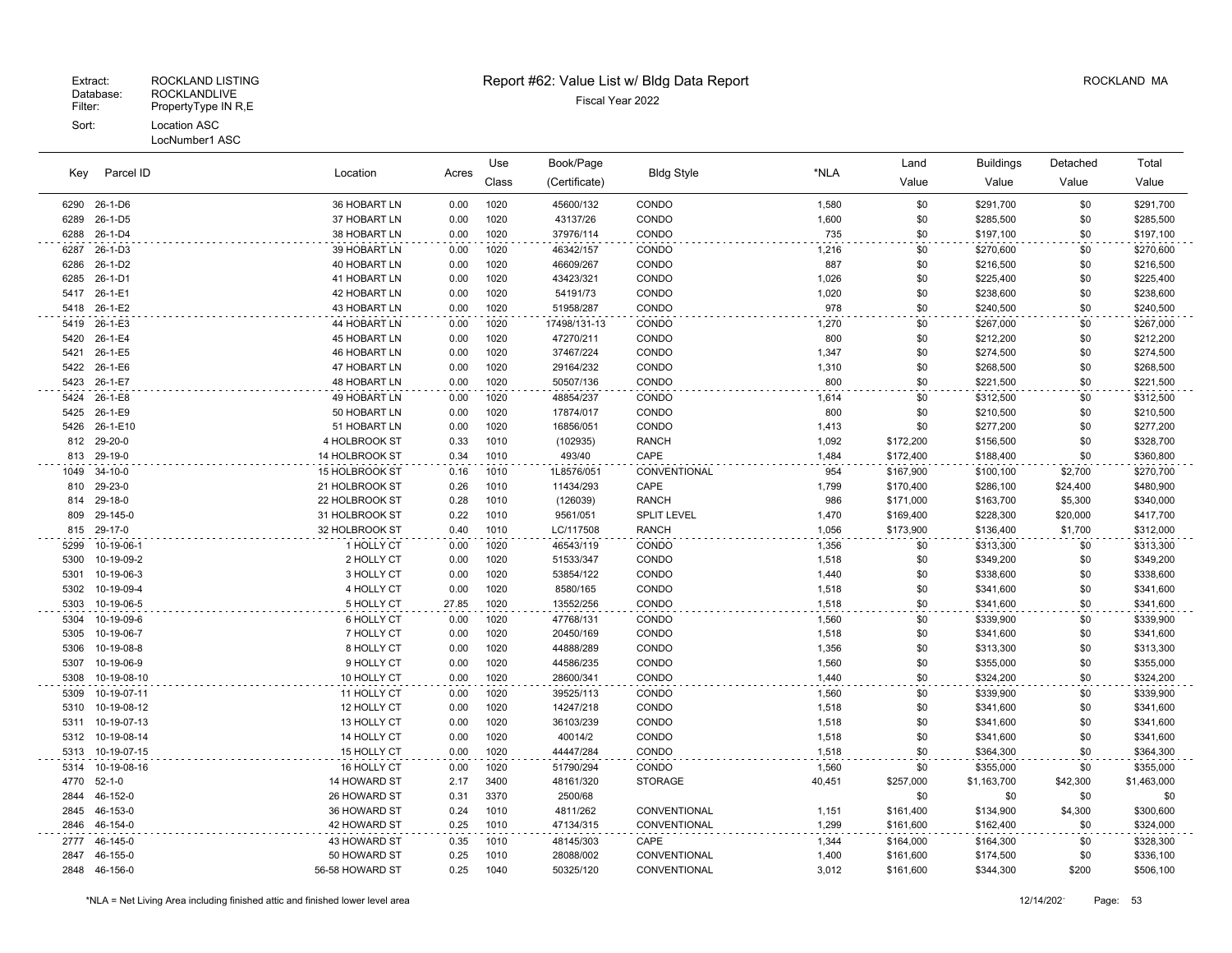Extract: ROCKLAND LISTING
Database: ROCKLANDLIVE
Filter: PropertyType IN R,E
Sort: Location ASC
LocNumber1 ASC

# Report #62: Value List w/ Bldg Data Report

Fiscal Year 2022

ROCKLAND MA

| Key | Parcel ID | Location | Acres | Use Class | Book/Page (Certificate) | Bldg Style | *NLA | Land Value | Buildings Value | Detached Value | Total Value |
|---|---|---|---|---|---|---|---|---|---|---|---|
| 6290 | 26-1-D6 | 36 HOBART LN | 0.00 | 1020 | 45600/132 | CONDO | 1,580 | $0 | $291,700 | $0 | $291,700 |
| 6289 | 26-1-D5 | 37 HOBART LN | 0.00 | 1020 | 43137/26 | CONDO | 1,600 | $0 | $285,500 | $0 | $285,500 |
| 6288 | 26-1-D4 | 38 HOBART LN | 0.00 | 1020 | 37976/114 | CONDO | 735 | $0 | $197,100 | $0 | $197,100 |
| 6287 | 26-1-D3 | 39 HOBART LN | 0.00 | 1020 | 46342/157 | CONDO | 1,216 | $0 | $270,600 | $0 | $270,600 |
| 6286 | 26-1-D2 | 40 HOBART LN | 0.00 | 1020 | 46609/267 | CONDO | 887 | $0 | $216,500 | $0 | $216,500 |
| 6285 | 26-1-D1 | 41 HOBART LN | 0.00 | 1020 | 43423/321 | CONDO | 1,026 | $0 | $225,400 | $0 | $225,400 |
| 5417 | 26-1-E1 | 42 HOBART LN | 0.00 | 1020 | 54191/73 | CONDO | 1,020 | $0 | $238,600 | $0 | $238,600 |
| 5418 | 26-1-E2 | 43 HOBART LN | 0.00 | 1020 | 51958/287 | CONDO | 978 | $0 | $240,500 | $0 | $240,500 |
| 5419 | 26-1-E3 | 44 HOBART LN | 0.00 | 1020 | 17498/131-13 | CONDO | 1,270 | $0 | $267,000 | $0 | $267,000 |
| 5420 | 26-1-E4 | 45 HOBART LN | 0.00 | 1020 | 47270/211 | CONDO | 800 | $0 | $212,200 | $0 | $212,200 |
| 5421 | 26-1-E5 | 46 HOBART LN | 0.00 | 1020 | 37467/224 | CONDO | 1,347 | $0 | $274,500 | $0 | $274,500 |
| 5422 | 26-1-E6 | 47 HOBART LN | 0.00 | 1020 | 29164/232 | CONDO | 1,310 | $0 | $268,500 | $0 | $268,500 |
| 5423 | 26-1-E7 | 48 HOBART LN | 0.00 | 1020 | 50507/136 | CONDO | 800 | $0 | $221,500 | $0 | $221,500 |
| 5424 | 26-1-E8 | 49 HOBART LN | 0.00 | 1020 | 48854/237 | CONDO | 1,614 | $0 | $312,500 | $0 | $312,500 |
| 5425 | 26-1-E9 | 50 HOBART LN | 0.00 | 1020 | 17874/017 | CONDO | 800 | $0 | $210,500 | $0 | $210,500 |
| 5426 | 26-1-E10 | 51 HOBART LN | 0.00 | 1020 | 16856/051 | CONDO | 1,413 | $0 | $277,200 | $0 | $277,200 |
| 812 | 29-20-0 | 4 HOLBROOK ST | 0.33 | 1010 | (102935) | RANCH | 1,092 | $172,200 | $156,500 | $0 | $328,700 |
| 813 | 29-19-0 | 14 HOLBROOK ST | 0.34 | 1010 | 493/40 | CAPE | 1,484 | $172,400 | $188,400 | $0 | $360,800 |
| 1049 | 34-10-0 | 15 HOLBROOK ST | 0.16 | 1010 | 1L8576/051 | CONVENTIONAL | 954 | $167,900 | $100,100 | $2,700 | $270,700 |
| 810 | 29-23-0 | 21 HOLBROOK ST | 0.26 | 1010 | 11434/293 | CAPE | 1,799 | $170,400 | $286,100 | $24,400 | $480,900 |
| 814 | 29-18-0 | 22 HOLBROOK ST | 0.28 | 1010 | (126039) | RANCH | 986 | $171,000 | $163,700 | $5,300 | $340,000 |
| 809 | 29-145-0 | 31 HOLBROOK ST | 0.22 | 1010 | 9561/051 | SPLIT LEVEL | 1,470 | $169,400 | $228,300 | $20,000 | $417,700 |
| 815 | 29-17-0 | 32 HOLBROOK ST | 0.40 | 1010 | LC/117508 | RANCH | 1,056 | $173,900 | $136,400 | $1,700 | $312,000 |
| 5299 | 10-19-06-1 | 1 HOLLY CT | 0.00 | 1020 | 46543/119 | CONDO | 1,356 | $0 | $313,300 | $0 | $313,300 |
| 5300 | 10-19-09-2 | 2 HOLLY CT | 0.00 | 1020 | 51533/347 | CONDO | 1,518 | $0 | $349,200 | $0 | $349,200 |
| 5301 | 10-19-06-3 | 3 HOLLY CT | 0.00 | 1020 | 53854/122 | CONDO | 1,440 | $0 | $338,600 | $0 | $338,600 |
| 5302 | 10-19-09-4 | 4 HOLLY CT | 0.00 | 1020 | 8580/165 | CONDO | 1,518 | $0 | $341,600 | $0 | $341,600 |
| 5303 | 10-19-06-5 | 5 HOLLY CT | 27.85 | 1020 | 13552/256 | CONDO | 1,518 | $0 | $341,600 | $0 | $341,600 |
| 5304 | 10-19-09-6 | 6 HOLLY CT | 0.00 | 1020 | 47768/131 | CONDO | 1,560 | $0 | $339,900 | $0 | $339,900 |
| 5305 | 10-19-06-7 | 7 HOLLY CT | 0.00 | 1020 | 20450/169 | CONDO | 1,518 | $0 | $341,600 | $0 | $341,600 |
| 5306 | 10-19-08-8 | 8 HOLLY CT | 0.00 | 1020 | 44888/289 | CONDO | 1,356 | $0 | $313,300 | $0 | $313,300 |
| 5307 | 10-19-06-9 | 9 HOLLY CT | 0.00 | 1020 | 44586/235 | CONDO | 1,560 | $0 | $355,000 | $0 | $355,000 |
| 5308 | 10-19-08-10 | 10 HOLLY CT | 0.00 | 1020 | 28600/341 | CONDO | 1,440 | $0 | $324,200 | $0 | $324,200 |
| 5309 | 10-19-07-11 | 11 HOLLY CT | 0.00 | 1020 | 39525/113 | CONDO | 1,560 | $0 | $339,900 | $0 | $339,900 |
| 5310 | 10-19-08-12 | 12 HOLLY CT | 0.00 | 1020 | 14247/218 | CONDO | 1,518 | $0 | $341,600 | $0 | $341,600 |
| 5311 | 10-19-07-13 | 13 HOLLY CT | 0.00 | 1020 | 36103/239 | CONDO | 1,518 | $0 | $341,600 | $0 | $341,600 |
| 5312 | 10-19-08-14 | 14 HOLLY CT | 0.00 | 1020 | 40014/2 | CONDO | 1,518 | $0 | $341,600 | $0 | $341,600 |
| 5313 | 10-19-07-15 | 15 HOLLY CT | 0.00 | 1020 | 44447/284 | CONDO | 1,518 | $0 | $364,300 | $0 | $364,300 |
| 5314 | 10-19-08-16 | 16 HOLLY CT | 0.00 | 1020 | 51790/294 | CONDO | 1,560 | $0 | $355,000 | $0 | $355,000 |
| 4770 | 52-1-0 | 14 HOWARD ST | 2.17 | 3400 | 48161/320 | STORAGE | 40,451 | $257,000 | $1,163,700 | $42,300 | $1,463,000 |
| 2844 | 46-152-0 | 26 HOWARD ST | 0.31 | 3370 | 2500/68 | | | $0 | $0 | $0 | $0 |
| 2845 | 46-153-0 | 36 HOWARD ST | 0.24 | 1010 | 4811/262 | CONVENTIONAL | 1,151 | $161,400 | $134,900 | $4,300 | $300,600 |
| 2846 | 46-154-0 | 42 HOWARD ST | 0.25 | 1010 | 47134/315 | CONVENTIONAL | 1,299 | $161,600 | $162,400 | $0 | $324,000 |
| 2777 | 46-145-0 | 43 HOWARD ST | 0.35 | 1010 | 48145/303 | CAPE | 1,344 | $164,000 | $164,300 | $0 | $328,300 |
| 2847 | 46-155-0 | 50 HOWARD ST | 0.25 | 1010 | 28088/002 | CONVENTIONAL | 1,400 | $161,600 | $174,500 | $0 | $336,100 |
| 2848 | 46-156-0 | 56-58 HOWARD ST | 0.25 | 1040 | 50325/120 | CONVENTIONAL | 3,012 | $161,600 | $344,300 | $200 | $506,100 |

*NLA = Net Living Area including finished attic and finished lower level area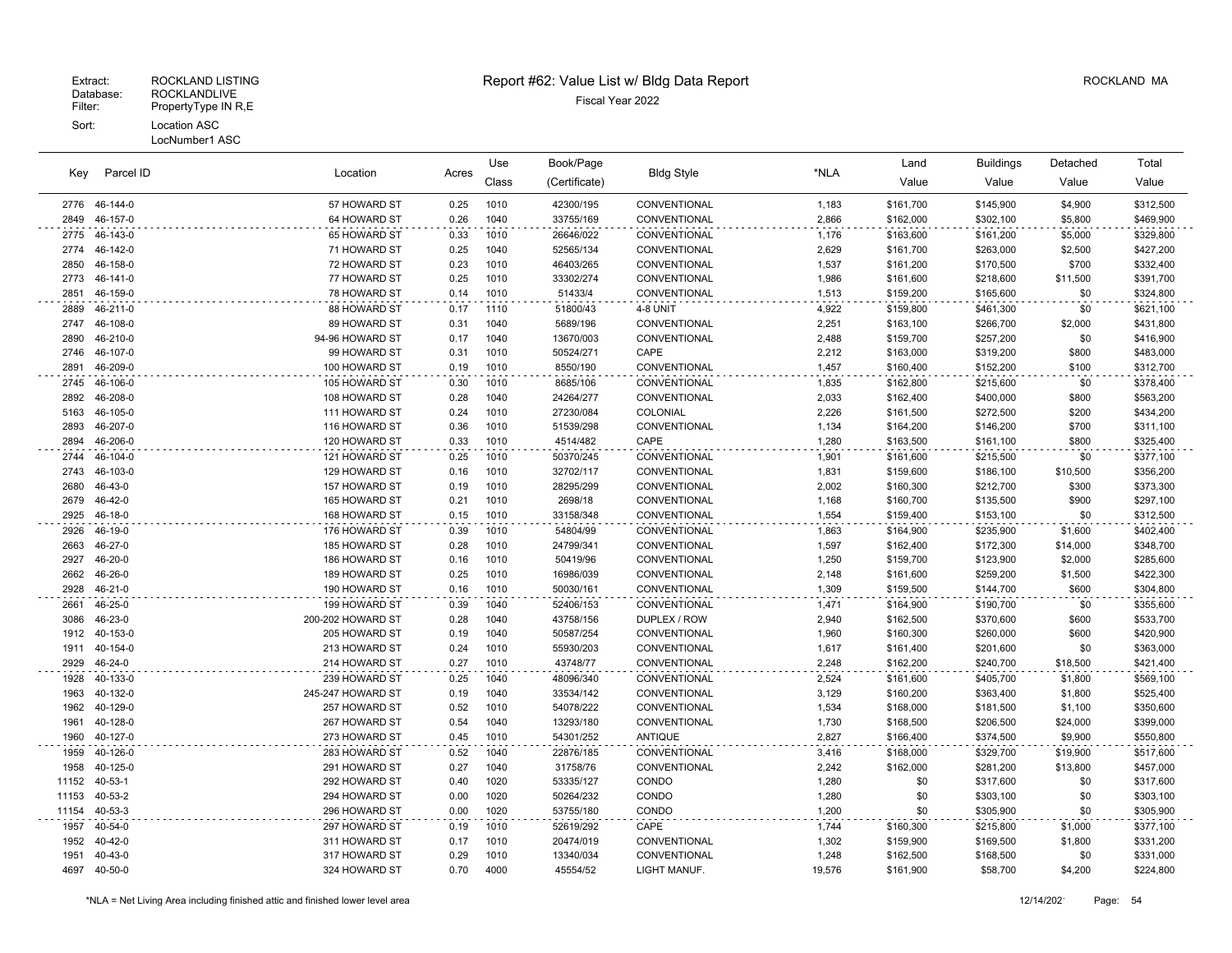Extract: ROCKLAND LISTING
Database: ROCKLANDLIVE
Filter: PropertyType IN R,E
Sort: Location ASC
LocNumber1 ASC

# Report #62: Value List w/ Bldg Data Report

Fiscal Year 2022

ROCKLAND MA

| Key | Parcel ID | Location | Acres | Use Class | Book/Page (Certificate) | Bldg Style | *NLA | Land Value | Buildings Value | Detached Value | Total Value |
|---|---|---|---|---|---|---|---|---|---|---|---|
| 2776 | 46-144-0 | 57 HOWARD ST | 0.25 | 1010 | 42300/195 | CONVENTIONAL | 1,183 | $161,700 | $145,900 | $4,900 | $312,500 |
| 2849 | 46-157-0 | 64 HOWARD ST | 0.26 | 1040 | 33755/169 | CONVENTIONAL | 2,866 | $162,000 | $302,100 | $5,800 | $469,900 |
| 2775 | 46-143-0 | 65 HOWARD ST | 0.33 | 1010 | 26646/022 | CONVENTIONAL | 1,176 | $163,600 | $161,200 | $5,000 | $329,800 |
| 2774 | 46-142-0 | 71 HOWARD ST | 0.25 | 1040 | 52565/134 | CONVENTIONAL | 2,629 | $161,700 | $263,000 | $2,500 | $427,200 |
| 2850 | 46-158-0 | 72 HOWARD ST | 0.23 | 1010 | 46403/265 | CONVENTIONAL | 1,537 | $161,200 | $170,500 | $700 | $332,400 |
| 2773 | 46-141-0 | 77 HOWARD ST | 0.25 | 1010 | 33302/274 | CONVENTIONAL | 1,986 | $161,600 | $218,600 | $11,500 | $391,700 |
| 2851 | 46-159-0 | 78 HOWARD ST | 0.14 | 1010 | 51433/4 | CONVENTIONAL | 1,513 | $159,200 | $165,600 | $0 | $324,800 |
| 2889 | 46-211-0 | 88 HOWARD ST | 0.17 | 1110 | 51800/43 | 4-8 UNIT | 4,922 | $159,800 | $461,300 | $0 | $621,100 |
| 2747 | 46-108-0 | 89 HOWARD ST | 0.31 | 1040 | 5689/196 | CONVENTIONAL | 2,251 | $163,100 | $266,700 | $2,000 | $431,800 |
| 2890 | 46-210-0 | 94-96 HOWARD ST | 0.17 | 1040 | 13670/003 | CONVENTIONAL | 2,488 | $159,700 | $257,200 | $0 | $416,900 |
| 2746 | 46-107-0 | 99 HOWARD ST | 0.31 | 1010 | 50524/271 | CAPE | 2,212 | $163,000 | $319,200 | $800 | $483,000 |
| 2891 | 46-209-0 | 100 HOWARD ST | 0.19 | 1010 | 8550/190 | CONVENTIONAL | 1,457 | $160,400 | $152,200 | $100 | $312,700 |
| 2745 | 46-106-0 | 105 HOWARD ST | 0.30 | 1010 | 8685/106 | CONVENTIONAL | 1,835 | $162,800 | $215,600 | $0 | $378,400 |
| 2892 | 46-208-0 | 108 HOWARD ST | 0.28 | 1040 | 24264/277 | CONVENTIONAL | 2,033 | $162,400 | $400,000 | $800 | $563,200 |
| 5163 | 46-105-0 | 111 HOWARD ST | 0.24 | 1010 | 27230/084 | COLONIAL | 2,226 | $161,500 | $272,500 | $200 | $434,200 |
| 2893 | 46-207-0 | 116 HOWARD ST | 0.36 | 1010 | 51539/298 | CONVENTIONAL | 1,134 | $164,200 | $146,200 | $700 | $311,100 |
| 2894 | 46-206-0 | 120 HOWARD ST | 0.33 | 1010 | 4514/482 | CAPE | 1,280 | $163,500 | $161,100 | $800 | $325,400 |
| 2744 | 46-104-0 | 121 HOWARD ST | 0.25 | 1010 | 50370/245 | CONVENTIONAL | 1,901 | $161,600 | $215,500 | $0 | $377,100 |
| 2743 | 46-103-0 | 129 HOWARD ST | 0.16 | 1010 | 32702/117 | CONVENTIONAL | 1,831 | $159,600 | $186,100 | $10,500 | $356,200 |
| 2680 | 46-43-0 | 157 HOWARD ST | 0.19 | 1010 | 28295/299 | CONVENTIONAL | 2,002 | $160,300 | $212,700 | $300 | $373,300 |
| 2679 | 46-42-0 | 165 HOWARD ST | 0.21 | 1010 | 2698/18 | CONVENTIONAL | 1,168 | $160,700 | $135,500 | $900 | $297,100 |
| 2925 | 46-18-0 | 168 HOWARD ST | 0.15 | 1010 | 33158/348 | CONVENTIONAL | 1,554 | $159,400 | $153,100 | $0 | $312,500 |
| 2926 | 46-19-0 | 176 HOWARD ST | 0.39 | 1010 | 54804/99 | CONVENTIONAL | 1,863 | $164,900 | $235,900 | $1,600 | $402,400 |
| 2663 | 46-27-0 | 185 HOWARD ST | 0.28 | 1010 | 24799/341 | CONVENTIONAL | 1,597 | $162,400 | $172,300 | $14,000 | $348,700 |
| 2927 | 46-20-0 | 186 HOWARD ST | 0.16 | 1010 | 50419/96 | CONVENTIONAL | 1,250 | $159,700 | $123,900 | $2,000 | $285,600 |
| 2662 | 46-26-0 | 189 HOWARD ST | 0.25 | 1010 | 16986/039 | CONVENTIONAL | 2,148 | $161,600 | $259,200 | $1,500 | $422,300 |
| 2928 | 46-21-0 | 190 HOWARD ST | 0.16 | 1010 | 50030/161 | CONVENTIONAL | 1,309 | $159,500 | $144,700 | $600 | $304,800 |
| 2661 | 46-25-0 | 199 HOWARD ST | 0.39 | 1040 | 52406/153 | CONVENTIONAL | 1,471 | $164,900 | $190,700 | $0 | $355,600 |
| 3086 | 46-23-0 | 200-202 HOWARD ST | 0.28 | 1040 | 43758/156 | DUPLEX / ROW | 2,940 | $162,500 | $370,600 | $600 | $533,700 |
| 1912 | 40-153-0 | 205 HOWARD ST | 0.19 | 1040 | 50587/254 | CONVENTIONAL | 1,960 | $160,300 | $260,000 | $600 | $420,900 |
| 1911 | 40-154-0 | 213 HOWARD ST | 0.24 | 1010 | 55930/203 | CONVENTIONAL | 1,617 | $161,400 | $201,600 | $0 | $363,000 |
| 2929 | 46-24-0 | 214 HOWARD ST | 0.27 | 1010 | 43748/77 | CONVENTIONAL | 2,248 | $162,200 | $240,700 | $18,500 | $421,400 |
| 1928 | 40-133-0 | 239 HOWARD ST | 0.25 | 1040 | 48096/340 | CONVENTIONAL | 2,524 | $161,600 | $405,700 | $1,800 | $569,100 |
| 1963 | 40-132-0 | 245-247 HOWARD ST | 0.19 | 1040 | 33534/142 | CONVENTIONAL | 3,129 | $160,200 | $363,400 | $1,800 | $525,400 |
| 1962 | 40-129-0 | 257 HOWARD ST | 0.52 | 1010 | 54078/222 | CONVENTIONAL | 1,534 | $168,000 | $181,500 | $1,100 | $350,600 |
| 1961 | 40-128-0 | 267 HOWARD ST | 0.54 | 1040 | 13293/180 | CONVENTIONAL | 1,730 | $168,500 | $206,500 | $24,000 | $399,000 |
| 1960 | 40-127-0 | 273 HOWARD ST | 0.45 | 1010 | 54301/252 | ANTIQUE | 2,827 | $166,400 | $374,500 | $9,900 | $550,800 |
| 1959 | 40-126-0 | 283 HOWARD ST | 0.52 | 1040 | 22876/185 | CONVENTIONAL | 3,416 | $168,000 | $329,700 | $19,900 | $517,600 |
| 1958 | 40-125-0 | 291 HOWARD ST | 0.27 | 1040 | 31758/76 | CONVENTIONAL | 2,242 | $162,000 | $281,200 | $13,800 | $457,000 |
| 11152 | 40-53-1 | 292 HOWARD ST | 0.40 | 1020 | 53335/127 | CONDO | 1,280 | $0 | $317,600 | $0 | $317,600 |
| 11153 | 40-53-2 | 294 HOWARD ST | 0.00 | 1020 | 50264/232 | CONDO | 1,280 | $0 | $303,100 | $0 | $303,100 |
| 11154 | 40-53-3 | 296 HOWARD ST | 0.00 | 1020 | 53755/180 | CONDO | 1,200 | $0 | $305,900 | $0 | $305,900 |
| 1957 | 40-54-0 | 297 HOWARD ST | 0.19 | 1010 | 52619/292 | CAPE | 1,744 | $160,300 | $215,800 | $1,000 | $377,100 |
| 1952 | 40-42-0 | 311 HOWARD ST | 0.17 | 1010 | 20474/019 | CONVENTIONAL | 1,302 | $159,900 | $169,500 | $1,800 | $331,200 |
| 1951 | 40-43-0 | 317 HOWARD ST | 0.29 | 1010 | 13340/034 | CONVENTIONAL | 1,248 | $162,500 | $168,500 | $0 | $331,000 |
| 4697 | 40-50-0 | 324 HOWARD ST | 0.70 | 4000 | 45554/52 | LIGHT MANUF. | 19,576 | $161,900 | $58,700 | $4,200 | $224,800 |

*NLA = Net Living Area including finished attic and finished lower level area

12/14/202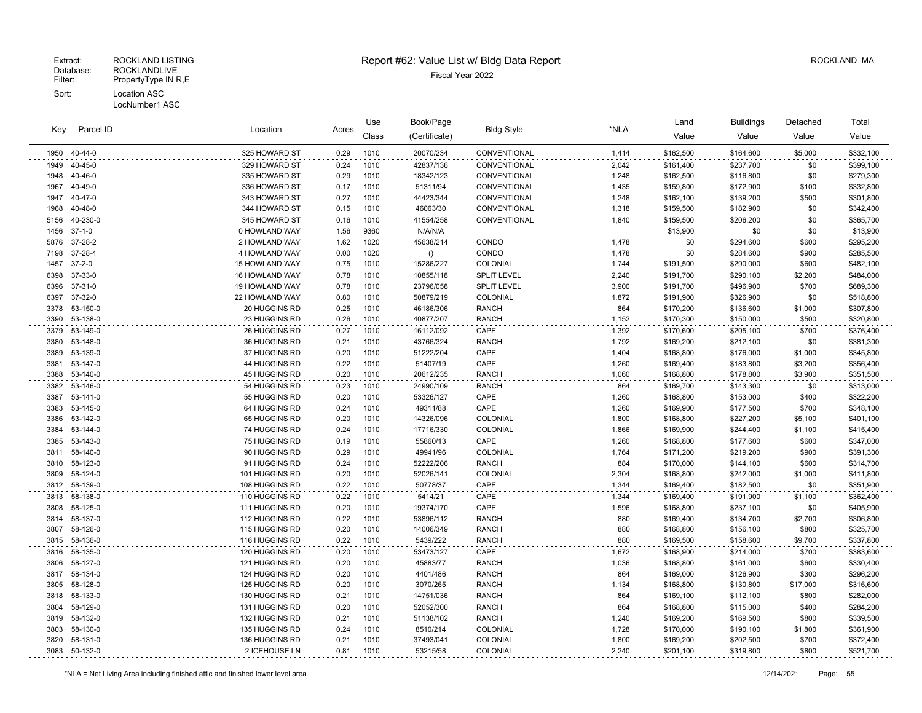Extract: ROCKLAND LISTING
Database: ROCKLANDLIVE
Filter: PropertyType IN R,E
Sort: Location ASC
LocNumber1 ASC

# Report #62: Value List w/ Bldg Data Report

Fiscal Year 2022

ROCKLAND MA

| Key | Parcel ID | Location | Acres | Use Class | Book/Page (Certificate) | Bldg Style | *NLA | Land Value | Buildings Value | Detached Value | Total Value |
|---|---|---|---|---|---|---|---|---|---|---|---|
| 1950 | 40-44-0 | 325 HOWARD ST | 0.29 | 1010 | 20070/234 | CONVENTIONAL | 1,414 | $162,500 | $164,600 | $5,000 | $332,100 |
| 1949 | 40-45-0 | 329 HOWARD ST | 0.24 | 1010 | 42837/136 | CONVENTIONAL | 2,042 | $161,400 | $237,700 | $0 | $399,100 |
| 1948 | 40-46-0 | 335 HOWARD ST | 0.29 | 1010 | 18342/123 | CONVENTIONAL | 1,248 | $162,500 | $116,800 | $0 | $279,300 |
| 1967 | 40-49-0 | 336 HOWARD ST | 0.17 | 1010 | 51311/94 | CONVENTIONAL | 1,435 | $159,800 | $172,900 | $100 | $332,800 |
| 1947 | 40-47-0 | 343 HOWARD ST | 0.27 | 1010 | 44423/344 | CONVENTIONAL | 1,248 | $162,100 | $139,200 | $500 | $301,800 |
| 1968 | 40-48-0 | 344 HOWARD ST | 0.15 | 1010 | 46063/30 | CONVENTIONAL | 1,318 | $159,500 | $182,900 | $0 | $342,400 |
| 5156 | 40-230-0 | 345 HOWARD ST | 0.16 | 1010 | 41554/258 | CONVENTIONAL | 1,840 | $159,500 | $206,200 | $0 | $365,700 |
| 1456 | 37-1-0 | 0 HOWLAND WAY | 1.56 | 9360 | N/A/N/A | | | $13,900 | $0 | $0 | $13,900 |
| 5876 | 37-28-2 | 2 HOWLAND WAY | 1.62 | 1020 | 45638/214 | CONDO | 1,478 | $0 | $294,600 | $600 | $295,200 |
| 7198 | 37-28-4 | 4 HOWLAND WAY | 0.00 | 1020 | () | CONDO | 1,478 | $0 | $284,600 | $900 | $285,500 |
| 1457 | 37-2-0 | 15 HOWLAND WAY | 0.75 | 1010 | 15286/227 | COLONIAL | 1,744 | $191,500 | $290,000 | $600 | $482,100 |
| 6398 | 37-33-0 | 16 HOWLAND WAY | 0.78 | 1010 | 10855/118 | SPLIT LEVEL | 2,240 | $191,700 | $290,100 | $2,200 | $484,000 |
| 6396 | 37-31-0 | 19 HOWLAND WAY | 0.78 | 1010 | 23796/058 | SPLIT LEVEL | 3,900 | $191,700 | $496,900 | $700 | $689,300 |
| 6397 | 37-32-0 | 22 HOWLAND WAY | 0.80 | 1010 | 50879/219 | COLONIAL | 1,872 | $191,900 | $326,900 | $0 | $518,800 |
| 3378 | 53-150-0 | 20 HUGGINS RD | 0.25 | 1010 | 46186/306 | RANCH | 864 | $170,200 | $136,600 | $1,000 | $307,800 |
| 3390 | 53-138-0 | 23 HUGGINS RD | 0.26 | 1010 | 40877/207 | RANCH | 1,152 | $170,300 | $150,000 | $500 | $320,800 |
| 3379 | 53-149-0 | 26 HUGGINS RD | 0.27 | 1010 | 16112/092 | CAPE | 1,392 | $170,600 | $205,100 | $700 | $376,400 |
| 3380 | 53-148-0 | 36 HUGGINS RD | 0.21 | 1010 | 43766/324 | RANCH | 1,792 | $169,200 | $212,100 | $0 | $381,300 |
| 3389 | 53-139-0 | 37 HUGGINS RD | 0.20 | 1010 | 51222/204 | CAPE | 1,404 | $168,800 | $176,000 | $1,000 | $345,800 |
| 3381 | 53-147-0 | 44 HUGGINS RD | 0.22 | 1010 | 51407/19 | CAPE | 1,260 | $169,400 | $183,800 | $3,200 | $356,400 |
| 3388 | 53-140-0 | 45 HUGGINS RD | 0.20 | 1010 | 20612/235 | RANCH | 1,060 | $168,800 | $178,800 | $3,900 | $351,500 |
| 3382 | 53-146-0 | 54 HUGGINS RD | 0.23 | 1010 | 24990/109 | RANCH | 864 | $169,700 | $143,300 | $0 | $313,000 |
| 3387 | 53-141-0 | 55 HUGGINS RD | 0.20 | 1010 | 53326/127 | CAPE | 1,260 | $168,800 | $153,000 | $400 | $322,200 |
| 3383 | 53-145-0 | 64 HUGGINS RD | 0.24 | 1010 | 49311/88 | CAPE | 1,260 | $169,900 | $177,500 | $700 | $348,100 |
| 3386 | 53-142-0 | 65 HUGGINS RD | 0.20 | 1010 | 14326/096 | COLONIAL | 1,800 | $168,800 | $227,200 | $5,100 | $401,100 |
| 3384 | 53-144-0 | 74 HUGGINS RD | 0.24 | 1010 | 17716/330 | COLONIAL | 1,866 | $169,900 | $244,400 | $1,100 | $415,400 |
| 3385 | 53-143-0 | 75 HUGGINS RD | 0.19 | 1010 | 55860/13 | CAPE | 1,260 | $168,800 | $177,600 | $600 | $347,000 |
| 3811 | 58-140-0 | 90 HUGGINS RD | 0.29 | 1010 | 49941/96 | COLONIAL | 1,764 | $171,200 | $219,200 | $900 | $391,300 |
| 3810 | 58-123-0 | 91 HUGGINS RD | 0.24 | 1010 | 52222/206 | RANCH | 884 | $170,000 | $144,100 | $600 | $314,700 |
| 3809 | 58-124-0 | 101 HUGGINS RD | 0.20 | 1010 | 52026/141 | COLONIAL | 2,304 | $168,800 | $242,000 | $1,000 | $411,800 |
| 3812 | 58-139-0 | 108 HUGGINS RD | 0.22 | 1010 | 50778/37 | CAPE | 1,344 | $169,400 | $182,500 | $0 | $351,900 |
| 3813 | 58-138-0 | 110 HUGGINS RD | 0.22 | 1010 | 5414/21 | CAPE | 1,344 | $169,400 | $191,900 | $1,100 | $362,400 |
| 3808 | 58-125-0 | 111 HUGGINS RD | 0.20 | 1010 | 19374/170 | CAPE | 1,596 | $168,800 | $237,100 | $0 | $405,900 |
| 3814 | 58-137-0 | 112 HUGGINS RD | 0.22 | 1010 | 53896/112 | RANCH | 880 | $169,400 | $134,700 | $2,700 | $306,800 |
| 3807 | 58-126-0 | 115 HUGGINS RD | 0.20 | 1010 | 14006/349 | RANCH | 880 | $168,800 | $156,100 | $800 | $325,700 |
| 3815 | 58-136-0 | 116 HUGGINS RD | 0.22 | 1010 | 5439/222 | RANCH | 880 | $169,500 | $158,600 | $9,700 | $337,800 |
| 3816 | 58-135-0 | 120 HUGGINS RD | 0.20 | 1010 | 53473/127 | CAPE | 1,672 | $168,900 | $214,000 | $700 | $383,600 |
| 3806 | 58-127-0 | 121 HUGGINS RD | 0.20 | 1010 | 45883/77 | RANCH | 1,036 | $168,800 | $161,000 | $600 | $330,400 |
| 3817 | 58-134-0 | 124 HUGGINS RD | 0.20 | 1010 | 4401/486 | RANCH | 864 | $169,000 | $126,900 | $300 | $296,200 |
| 3805 | 58-128-0 | 125 HUGGINS RD | 0.20 | 1010 | 3070/265 | RANCH | 1,134 | $168,800 | $130,800 | $17,000 | $316,600 |
| 3818 | 58-133-0 | 130 HUGGINS RD | 0.21 | 1010 | 14751/036 | RANCH | 864 | $169,100 | $112,100 | $800 | $282,000 |
| 3804 | 58-129-0 | 131 HUGGINS RD | 0.20 | 1010 | 52052/300 | RANCH | 864 | $168,800 | $115,000 | $400 | $284,200 |
| 3819 | 58-132-0 | 132 HUGGINS RD | 0.21 | 1010 | 51138/102 | RANCH | 1,240 | $169,200 | $169,500 | $800 | $339,500 |
| 3803 | 58-130-0 | 135 HUGGINS RD | 0.24 | 1010 | 8510/214 | COLONIAL | 1,728 | $170,000 | $190,100 | $1,800 | $361,900 |
| 3820 | 58-131-0 | 136 HUGGINS RD | 0.21 | 1010 | 37493/041 | COLONIAL | 1,800 | $169,200 | $202,500 | $700 | $372,400 |
| 3083 | 50-132-0 | 2 ICEHOUSE LN | 0.81 | 1010 | 53215/58 | COLONIAL | 2,240 | $201,100 | $319,800 | $800 | $521,700 |

*NLA = Net Living Area including finished attic and finished lower level area

12/14/202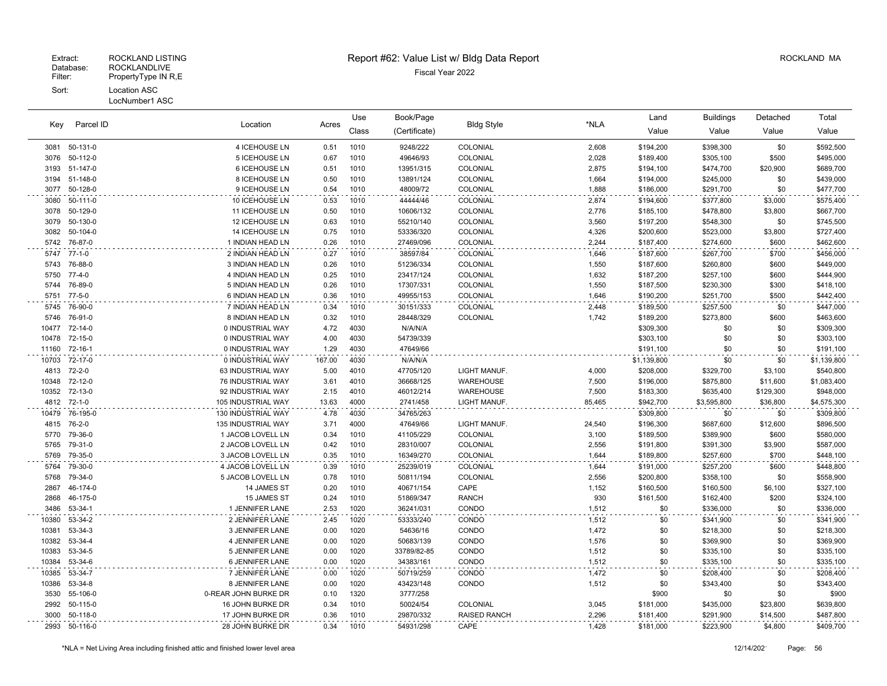Extract: ROCKLAND LISTING
Database: ROCKLANDLIVE
Filter: PropertyType IN R,E
Sort: Location ASC
LocNumber1 ASC

# Report #62: Value List w/ Bldg Data Report

Fiscal Year 2022

ROCKLAND MA

| Key | Parcel ID | Location | Acres | Use Class | Book/Page (Certificate) | Bldg Style | *NLA | Land Value | Buildings Value | Detached Value | Total Value |
|---|---|---|---|---|---|---|---|---|---|---|---|
| 3081 | 50-131-0 | 4 ICEHOUSE LN | 0.51 | 1010 | 9248/222 | COLONIAL | 2,608 | $194,200 | $398,300 | $0 | $592,500 |
| 3076 | 50-112-0 | 5 ICEHOUSE LN | 0.67 | 1010 | 49646/93 | COLONIAL | 2,028 | $189,400 | $305,100 | $500 | $495,000 |
| 3193 | 51-147-0 | 6 ICEHOUSE LN | 0.51 | 1010 | 13951/315 | COLONIAL | 2,875 | $194,100 | $474,700 | $20,900 | $689,700 |
| 3194 | 51-148-0 | 8 ICEHOUSE LN | 0.50 | 1010 | 13891/124 | COLONIAL | 1,664 | $194,000 | $245,000 | $0 | $439,000 |
| 3077 | 50-128-0 | 9 ICEHOUSE LN | 0.54 | 1010 | 48009/72 | COLONIAL | 1,888 | $186,000 | $291,700 | $0 | $477,700 |
| 3080 | 50-111-0 | 10 ICEHOUSE LN | 0.53 | 1010 | 44444/46 | COLONIAL | 2,874 | $194,600 | $377,800 | $3,000 | $575,400 |
| 3078 | 50-129-0 | 11 ICEHOUSE LN | 0.50 | 1010 | 10606/132 | COLONIAL | 2,776 | $185,100 | $478,800 | $3,800 | $667,700 |
| 3079 | 50-130-0 | 12 ICEHOUSE LN | 0.63 | 1010 | 55210/140 | COLONIAL | 3,560 | $197,200 | $548,300 | $0 | $745,500 |
| 3082 | 50-104-0 | 14 ICEHOUSE LN | 0.75 | 1010 | 53336/320 | COLONIAL | 4,326 | $200,600 | $523,000 | $3,800 | $727,400 |
| 5742 | 76-87-0 | 1 INDIAN HEAD LN | 0.26 | 1010 | 27469/096 | COLONIAL | 2,244 | $187,400 | $274,600 | $600 | $462,600 |
| 5747 | 77-1-0 | 2 INDIAN HEAD LN | 0.27 | 1010 | 38597/84 | COLONIAL | 1,646 | $187,600 | $267,700 | $700 | $456,000 |
| 5743 | 76-88-0 | 3 INDIAN HEAD LN | 0.26 | 1010 | 51236/334 | COLONIAL | 1,550 | $187,600 | $260,800 | $600 | $449,000 |
| 5750 | 77-4-0 | 4 INDIAN HEAD LN | 0.25 | 1010 | 23417/124 | COLONIAL | 1,632 | $187,200 | $257,100 | $600 | $444,900 |
| 5744 | 76-89-0 | 5 INDIAN HEAD LN | 0.26 | 1010 | 17307/331 | COLONIAL | 1,550 | $187,500 | $230,300 | $300 | $418,100 |
| 5751 | 77-5-0 | 6 INDIAN HEAD LN | 0.36 | 1010 | 49955/153 | COLONIAL | 1,646 | $190,200 | $251,700 | $500 | $442,400 |
| 5745 | 76-90-0 | 7 INDIAN HEAD LN | 0.34 | 1010 | 30151/333 | COLONIAL | 2,448 | $189,500 | $257,500 | $0 | $447,000 |
| 5746 | 76-91-0 | 8 INDIAN HEAD LN | 0.32 | 1010 | 28448/329 | COLONIAL | 1,742 | $189,200 | $273,800 | $600 | $463,600 |
| 10477 | 72-14-0 | 0 INDUSTRIAL WAY | 4.72 | 4030 | N/A/N/A | | | $309,300 | $0 | $0 | $309,300 |
| 10478 | 72-15-0 | 0 INDUSTRIAL WAY | 4.00 | 4030 | 54739/339 | | | $303,100 | $0 | $0 | $303,100 |
| 11160 | 72-16-1 | 0 INDUSTRIAL WAY | 1.29 | 4030 | 47649/66 | | | $191,100 | $0 | $0 | $191,100 |
| 10703 | 72-17-0 | 0 INDUSTRIAL WAY | 167.00 | 4030 | N/A/N/A | | | $1,139,800 | $0 | $0 | $1,139,800 |
| 4813 | 72-2-0 | 63 INDUSTRIAL WAY | 5.00 | 4010 | 47705/120 | LIGHT MANUF. | 4,000 | $208,000 | $329,700 | $3,100 | $540,800 |
| 10348 | 72-12-0 | 76 INDUSTRIAL WAY | 3.61 | 4010 | 36668/125 | WAREHOUSE | 7,500 | $196,000 | $875,800 | $11,600 | $1,083,400 |
| 10352 | 72-13-0 | 92 INDUSTRIAL WAY | 2.15 | 4010 | 46012/214 | WAREHOUSE | 7,500 | $183,300 | $635,400 | $129,300 | $948,000 |
| 4812 | 72-1-0 | 105 INDUSTRIAL WAY | 13.63 | 4000 | 2741/458 | LIGHT MANUF. | 85,465 | $942,700 | $3,595,800 | $36,800 | $4,575,300 |
| 10479 | 76-195-0 | 130 INDUSTRIAL WAY | 4.78 | 4030 | 34765/263 | | | $309,800 | $0 | $0 | $309,800 |
| 4815 | 76-2-0 | 135 INDUSTRIAL WAY | 3.71 | 4000 | 47649/66 | LIGHT MANUF. | 24,540 | $196,300 | $687,600 | $12,600 | $896,500 |
| 5770 | 79-36-0 | 1 JACOB LOVELL LN | 0.34 | 1010 | 41105/229 | COLONIAL | 3,100 | $189,500 | $389,900 | $600 | $580,000 |
| 5765 | 79-31-0 | 2 JACOB LOVELL LN | 0.42 | 1010 | 28310/007 | COLONIAL | 2,556 | $191,800 | $391,300 | $3,900 | $587,000 |
| 5769 | 79-35-0 | 3 JACOB LOVELL LN | 0.35 | 1010 | 16349/270 | COLONIAL | 1,644 | $189,800 | $257,600 | $700 | $448,100 |
| 5764 | 79-30-0 | 4 JACOB LOVELL LN | 0.39 | 1010 | 25239/019 | COLONIAL | 1,644 | $191,000 | $257,200 | $600 | $448,800 |
| 5768 | 79-34-0 | 5 JACOB LOVELL LN | 0.78 | 1010 | 50811/194 | COLONIAL | 2,556 | $200,800 | $358,100 | $0 | $558,900 |
| 2867 | 46-174-0 | 14 JAMES ST | 0.20 | 1010 | 40671/154 | CAPE | 1,152 | $160,500 | $160,500 | $6,100 | $327,100 |
| 2868 | 46-175-0 | 15 JAMES ST | 0.24 | 1010 | 51869/347 | RANCH | 930 | $161,500 | $162,400 | $200 | $324,100 |
| 3486 | 53-34-1 | 1 JENNIFER LANE | 2.53 | 1020 | 36241/031 | CONDO | 1,512 | $0 | $336,000 | $0 | $336,000 |
| 10380 | 53-34-2 | 2 JENNIFER LANE | 2.45 | 1020 | 53333/240 | CONDO | 1,512 | $0 | $341,900 | $0 | $341,900 |
| 10381 | 53-34-3 | 3 JENNIFER LANE | 0.00 | 1020 | 54636/16 | CONDO | 1,472 | $0 | $218,300 | $0 | $218,300 |
| 10382 | 53-34-4 | 4 JENNIFER LANE | 0.00 | 1020 | 50683/139 | CONDO | 1,576 | $0 | $369,900 | $0 | $369,900 |
| 10383 | 53-34-5 | 5 JENNIFER LANE | 0.00 | 1020 | 33789/82-85 | CONDO | 1,512 | $0 | $335,100 | $0 | $335,100 |
| 10384 | 53-34-6 | 6 JENNIFER LANE | 0.00 | 1020 | 34383/161 | CONDO | 1,512 | $0 | $335,100 | $0 | $335,100 |
| 10385 | 53-34-7 | 7 JENNIFER LANE | 0.00 | 1020 | 50719/259 | CONDO | 1,472 | $0 | $208,400 | $0 | $208,400 |
| 10386 | 53-34-8 | 8 JENNIFER LANE | 0.00 | 1020 | 43423/148 | CONDO | 1,512 | $0 | $343,400 | $0 | $343,400 |
| 3530 | 55-106-0 | 0-REAR JOHN BURKE DR | 0.10 | 1320 | 3777/258 | | | $900 | $0 | $0 | $900 |
| 2992 | 50-115-0 | 16 JOHN BURKE DR | 0.34 | 1010 | 50024/54 | COLONIAL | 3,045 | $181,000 | $435,000 | $23,800 | $639,800 |
| 3000 | 50-118-0 | 17 JOHN BURKE DR | 0.36 | 1010 | 29870/332 | RAISED RANCH | 2,296 | $181,400 | $291,900 | $14,500 | $487,800 |
| 2993 | 50-116-0 | 28 JOHN BURKE DR | 0.34 | 1010 | 54931/298 | CAPE | 1,428 | $181,000 | $223,900 | $4,800 | $409,700 |

*NLA = Net Living Area including finished attic and finished lower level area

12/14/202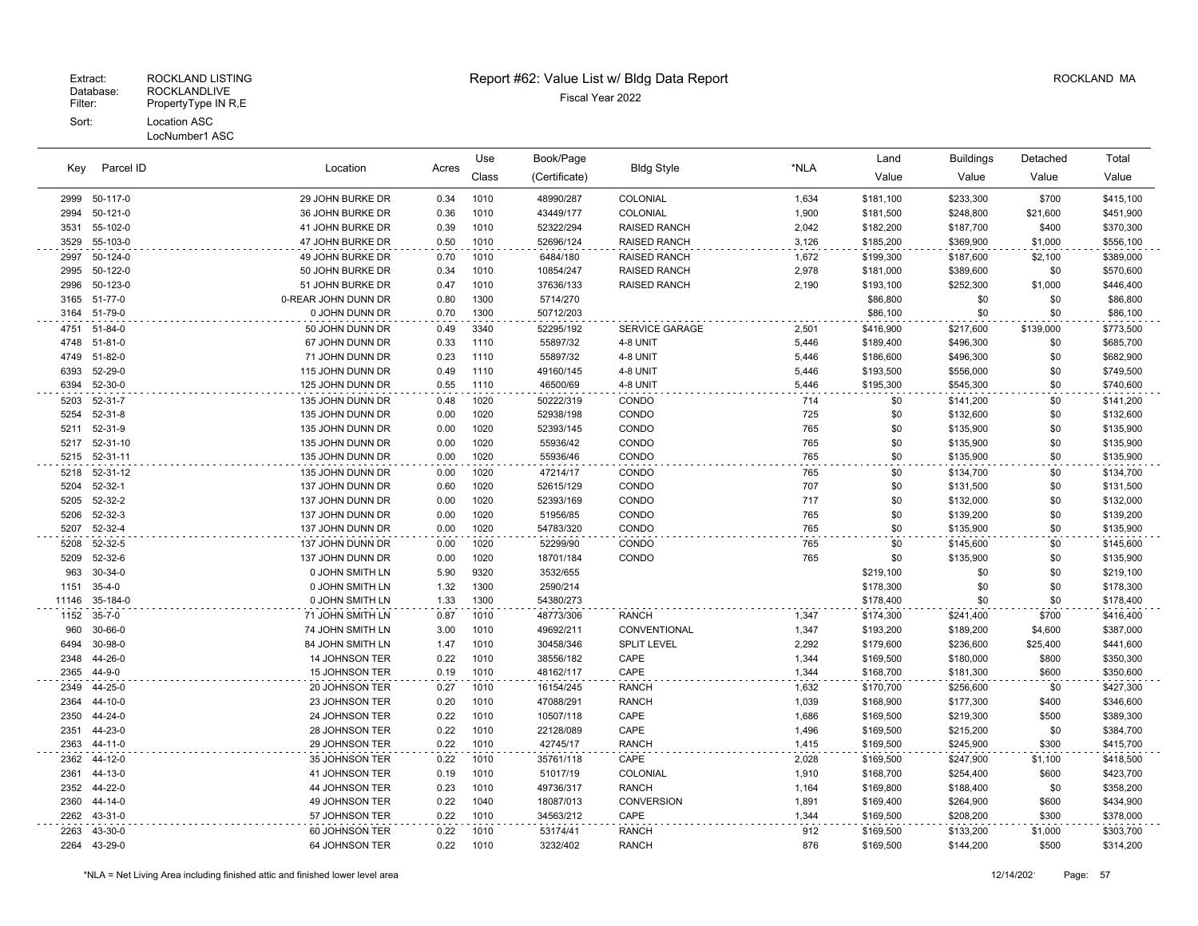Extract: ROCKLAND LISTING
Database: ROCKLANDLIVE
Filter: PropertyType IN R,E
Sort: Location ASC
LocNumber1 ASC

# Report #62: Value List w/ Bldg Data Report

Fiscal Year 2022

ROCKLAND MA

| Key | Parcel ID | Location | Acres | Use Class | Book/Page (Certificate) | Bldg Style | *NLA | Land Value | Buildings Value | Detached Value | Total Value |
|---|---|---|---|---|---|---|---|---|---|---|---|
| 2999 | 50-117-0 | 29 JOHN BURKE DR | 0.34 | 1010 | 48990/287 | COLONIAL | 1,634 | $181,100 | $233,300 | $700 | $415,100 |
| 2994 | 50-121-0 | 36 JOHN BURKE DR | 0.36 | 1010 | 43449/177 | COLONIAL | 1,900 | $181,500 | $248,800 | $21,600 | $451,900 |
| 3531 | 55-102-0 | 41 JOHN BURKE DR | 0.39 | 1010 | 52322/294 | RAISED RANCH | 2,042 | $182,200 | $187,700 | $400 | $370,300 |
| 3529 | 55-103-0 | 47 JOHN BURKE DR | 0.50 | 1010 | 52696/124 | RAISED RANCH | 3,126 | $185,200 | $369,900 | $1,000 | $556,100 |
| 2997 | 50-124-0 | 49 JOHN BURKE DR | 0.70 | 1010 | 6484/180 | RAISED RANCH | 1,672 | $199,300 | $187,600 | $2,100 | $389,000 |
| 2995 | 50-122-0 | 50 JOHN BURKE DR | 0.34 | 1010 | 10854/247 | RAISED RANCH | 2,978 | $181,000 | $389,600 | $0 | $570,600 |
| 2996 | 50-123-0 | 51 JOHN BURKE DR | 0.47 | 1010 | 37636/133 | RAISED RANCH | 2,190 | $193,100 | $252,300 | $1,000 | $446,400 |
| 3165 | 51-77-0 | 0-REAR JOHN DUNN DR | 0.80 | 1300 | 5714/270 | | | $86,800 | $0 | $0 | $86,800 |
| 3164 | 51-79-0 | 0 JOHN DUNN DR | 0.70 | 1300 | 50712/203 | | | $86,100 | $0 | $0 | $86,100 |
| 4751 | 51-84-0 | 50 JOHN DUNN DR | 0.49 | 3340 | 52295/192 | SERVICE GARAGE | 2,501 | $416,900 | $217,600 | $139,000 | $773,500 |
| 4748 | 51-81-0 | 67 JOHN DUNN DR | 0.33 | 1110 | 55897/32 | 4-8 UNIT | 5,446 | $189,400 | $496,300 | $0 | $685,700 |
| 4749 | 51-82-0 | 71 JOHN DUNN DR | 0.23 | 1110 | 55897/32 | 4-8 UNIT | 5,446 | $186,600 | $496,300 | $0 | $682,900 |
| 6393 | 52-29-0 | 115 JOHN DUNN DR | 0.49 | 1110 | 49160/145 | 4-8 UNIT | 5,446 | $193,500 | $556,000 | $0 | $749,500 |
| 6394 | 52-30-0 | 125 JOHN DUNN DR | 0.55 | 1110 | 46500/69 | 4-8 UNIT | 5,446 | $195,300 | $545,300 | $0 | $740,600 |
| 5203 | 52-31-7 | 135 JOHN DUNN DR | 0.48 | 1020 | 50222/319 | CONDO | 714 | $0 | $141,200 | $0 | $141,200 |
| 5254 | 52-31-8 | 135 JOHN DUNN DR | 0.00 | 1020 | 52938/198 | CONDO | 725 | $0 | $132,600 | $0 | $132,600 |
| 5211 | 52-31-9 | 135 JOHN DUNN DR | 0.00 | 1020 | 52393/145 | CONDO | 765 | $0 | $135,900 | $0 | $135,900 |
| 5217 | 52-31-10 | 135 JOHN DUNN DR | 0.00 | 1020 | 55936/42 | CONDO | 765 | $0 | $135,900 | $0 | $135,900 |
| 5215 | 52-31-11 | 135 JOHN DUNN DR | 0.00 | 1020 | 55936/46 | CONDO | 765 | $0 | $135,900 | $0 | $135,900 |
| 5218 | 52-31-12 | 135 JOHN DUNN DR | 0.00 | 1020 | 47214/17 | CONDO | 765 | $0 | $134,700 | $0 | $134,700 |
| 5204 | 52-32-1 | 137 JOHN DUNN DR | 0.60 | 1020 | 52615/129 | CONDO | 707 | $0 | $131,500 | $0 | $131,500 |
| 5205 | 52-32-2 | 137 JOHN DUNN DR | 0.00 | 1020 | 52393/169 | CONDO | 717 | $0 | $132,000 | $0 | $132,000 |
| 5206 | 52-32-3 | 137 JOHN DUNN DR | 0.00 | 1020 | 51956/85 | CONDO | 765 | $0 | $139,200 | $0 | $139,200 |
| 5207 | 52-32-4 | 137 JOHN DUNN DR | 0.00 | 1020 | 54783/320 | CONDO | 765 | $0 | $135,900 | $0 | $135,900 |
| 5208 | 52-32-5 | 137 JOHN DUNN DR | 0.00 | 1020 | 52299/90 | CONDO | 765 | $0 | $145,600 | $0 | $145,600 |
| 5209 | 52-32-6 | 137 JOHN DUNN DR | 0.00 | 1020 | 18701/184 | CONDO | 765 | $0 | $135,900 | $0 | $135,900 |
| 963 | 30-34-0 | 0 JOHN SMITH LN | 5.90 | 9320 | 3532/655 | | | $219,100 | $0 | $0 | $219,100 |
| 1151 | 35-4-0 | 0 JOHN SMITH LN | 1.32 | 1300 | 2590/214 | | | $178,300 | $0 | $0 | $178,300 |
| 11146 | 35-184-0 | 0 JOHN SMITH LN | 1.33 | 1300 | 54380/273 | | | $178,400 | $0 | $0 | $178,400 |
| 1152 | 35-7-0 | 71 JOHN SMITH LN | 0.87 | 1010 | 48773/306 | RANCH | 1,347 | $174,300 | $241,400 | $700 | $416,400 |
| 960 | 30-66-0 | 74 JOHN SMITH LN | 3.00 | 1010 | 49692/211 | CONVENTIONAL | 1,347 | $193,200 | $189,200 | $4,600 | $387,000 |
| 6494 | 30-98-0 | 84 JOHN SMITH LN | 1.47 | 1010 | 30458/346 | SPLIT LEVEL | 2,292 | $179,600 | $236,600 | $25,400 | $441,600 |
| 2348 | 44-26-0 | 14 JOHNSON TER | 0.22 | 1010 | 38556/182 | CAPE | 1,344 | $169,500 | $180,000 | $800 | $350,300 |
| 2365 | 44-9-0 | 15 JOHNSON TER | 0.19 | 1010 | 48162/117 | CAPE | 1,344 | $168,700 | $181,300 | $600 | $350,600 |
| 2349 | 44-25-0 | 20 JOHNSON TER | 0.27 | 1010 | 16154/245 | RANCH | 1,632 | $170,700 | $256,600 | $0 | $427,300 |
| 2364 | 44-10-0 | 23 JOHNSON TER | 0.20 | 1010 | 47088/291 | RANCH | 1,039 | $168,900 | $177,300 | $400 | $346,600 |
| 2350 | 44-24-0 | 24 JOHNSON TER | 0.22 | 1010 | 10507/118 | CAPE | 1,686 | $169,500 | $219,300 | $500 | $389,300 |
| 2351 | 44-23-0 | 28 JOHNSON TER | 0.22 | 1010 | 22128/089 | CAPE | 1,496 | $169,500 | $215,200 | $0 | $384,700 |
| 2363 | 44-11-0 | 29 JOHNSON TER | 0.22 | 1010 | 42745/17 | RANCH | 1,415 | $169,500 | $245,900 | $300 | $415,700 |
| 2362 | 44-12-0 | 35 JOHNSON TER | 0.22 | 1010 | 35761/118 | CAPE | 2,028 | $169,500 | $247,900 | $1,100 | $418,500 |
| 2361 | 44-13-0 | 41 JOHNSON TER | 0.19 | 1010 | 51017/19 | COLONIAL | 1,910 | $168,700 | $254,400 | $600 | $423,700 |
| 2352 | 44-22-0 | 44 JOHNSON TER | 0.23 | 1010 | 49736/317 | RANCH | 1,164 | $169,800 | $188,400 | $0 | $358,200 |
| 2360 | 44-14-0 | 49 JOHNSON TER | 0.22 | 1040 | 18087/013 | CONVERSION | 1,891 | $169,400 | $264,900 | $600 | $434,900 |
| 2262 | 43-31-0 | 57 JOHNSON TER | 0.22 | 1010 | 34563/212 | CAPE | 1,344 | $169,500 | $208,200 | $300 | $378,000 |
| 2263 | 43-30-0 | 60 JOHNSON TER | 0.22 | 1010 | 53174/41 | RANCH | 912 | $169,500 | $133,200 | $1,000 | $303,700 |
| 2264 | 43-29-0 | 64 JOHNSON TER | 0.22 | 1010 | 3232/402 | RANCH | 876 | $169,500 | $144,200 | $500 | $314,200 |

*NLA = Net Living Area including finished attic and finished lower level area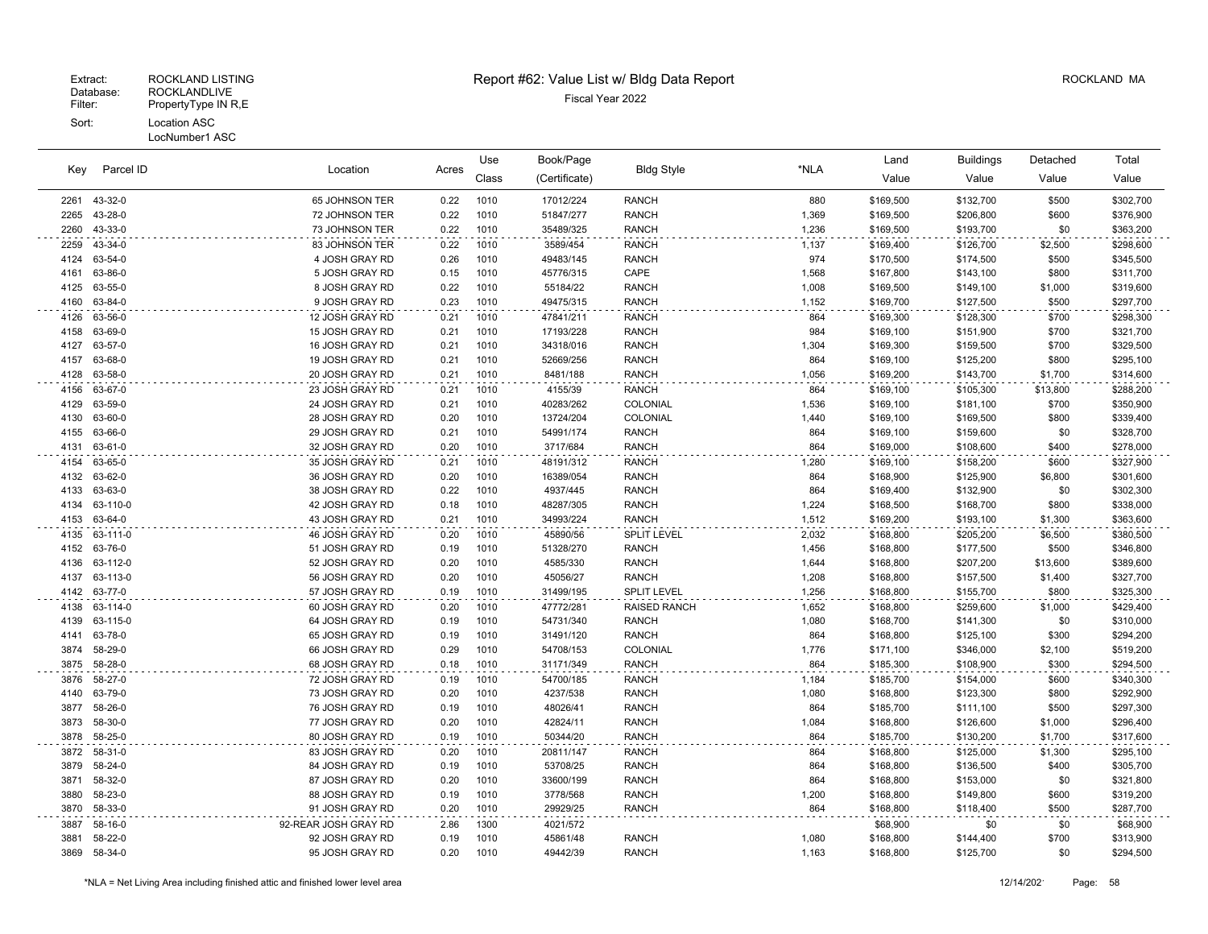Extract: ROCKLAND LISTING
Database: ROCKLANDLIVE
Filter: PropertyType IN R,E
Sort: Location ASC
LocNumber1 ASC

# Report #62: Value List w/ Bldg Data Report

Fiscal Year 2022

ROCKLAND MA

| Key | Parcel ID | Location | Acres | Use Class | Book/Page (Certificate) | Bldg Style | *NLA | Land Value | Buildings Value | Detached Value | Total Value |
|---|---|---|---|---|---|---|---|---|---|---|---|
| 2261 | 43-32-0 | 65 JOHNSON TER | 0.22 | 1010 | 17012/224 | RANCH | 880 | $169,500 | $132,700 | $500 | $302,700 |
| 2265 | 43-28-0 | 72 JOHNSON TER | 0.22 | 1010 | 51847/277 | RANCH | 1,369 | $169,500 | $206,800 | $600 | $376,900 |
| 2260 | 43-33-0 | 73 JOHNSON TER | 0.22 | 1010 | 35489/325 | RANCH | 1,236 | $169,500 | $193,700 | $0 | $363,200 |
| 2259 | 43-34-0 | 83 JOHNSON TER | 0.22 | 1010 | 3589/454 | RANCH | 1,137 | $169,400 | $126,700 | $2,500 | $298,600 |
| 4124 | 63-54-0 | 4 JOSH GRAY RD | 0.26 | 1010 | 49483/145 | RANCH | 974 | $170,500 | $174,500 | $500 | $345,500 |
| 4161 | 63-86-0 | 5 JOSH GRAY RD | 0.15 | 1010 | 45776/315 | CAPE | 1,568 | $167,800 | $143,100 | $800 | $311,700 |
| 4125 | 63-55-0 | 8 JOSH GRAY RD | 0.22 | 1010 | 55184/22 | RANCH | 1,008 | $169,500 | $149,100 | $1,000 | $319,600 |
| 4160 | 63-84-0 | 9 JOSH GRAY RD | 0.23 | 1010 | 49475/315 | RANCH | 1,152 | $169,700 | $127,500 | $500 | $297,700 |
| 4126 | 63-56-0 | 12 JOSH GRAY RD | 0.21 | 1010 | 47841/211 | RANCH | 864 | $169,300 | $128,300 | $700 | $298,300 |
| 4158 | 63-69-0 | 15 JOSH GRAY RD | 0.21 | 1010 | 17193/228 | RANCH | 984 | $169,100 | $151,900 | $700 | $321,700 |
| 4127 | 63-57-0 | 16 JOSH GRAY RD | 0.21 | 1010 | 34318/016 | RANCH | 1,304 | $169,300 | $159,500 | $700 | $329,500 |
| 4157 | 63-68-0 | 19 JOSH GRAY RD | 0.21 | 1010 | 52669/256 | RANCH | 864 | $169,100 | $125,200 | $800 | $295,100 |
| 4128 | 63-58-0 | 20 JOSH GRAY RD | 0.21 | 1010 | 8481/188 | RANCH | 1,056 | $169,200 | $143,700 | $1,700 | $314,600 |
| 4156 | 63-67-0 | 23 JOSH GRAY RD | 0.21 | 1010 | 4155/39 | RANCH | 864 | $169,100 | $105,300 | $13,800 | $288,200 |
| 4129 | 63-59-0 | 24 JOSH GRAY RD | 0.21 | 1010 | 40283/262 | COLONIAL | 1,536 | $169,100 | $181,100 | $700 | $350,900 |
| 4130 | 63-60-0 | 28 JOSH GRAY RD | 0.20 | 1010 | 13724/204 | COLONIAL | 1,440 | $169,100 | $169,500 | $800 | $339,400 |
| 4155 | 63-66-0 | 29 JOSH GRAY RD | 0.21 | 1010 | 54991/174 | RANCH | 864 | $169,100 | $159,600 | $0 | $328,700 |
| 4131 | 63-61-0 | 32 JOSH GRAY RD | 0.20 | 1010 | 3717/684 | RANCH | 864 | $169,000 | $108,600 | $400 | $278,000 |
| 4154 | 63-65-0 | 35 JOSH GRAY RD | 0.21 | 1010 | 48191/312 | RANCH | 1,280 | $169,100 | $158,200 | $600 | $327,900 |
| 4132 | 63-62-0 | 36 JOSH GRAY RD | 0.20 | 1010 | 16389/054 | RANCH | 864 | $168,900 | $125,900 | $6,800 | $301,600 |
| 4133 | 63-63-0 | 38 JOSH GRAY RD | 0.22 | 1010 | 4937/445 | RANCH | 864 | $169,400 | $132,900 | $0 | $302,300 |
| 4134 | 63-110-0 | 42 JOSH GRAY RD | 0.18 | 1010 | 48287/305 | RANCH | 1,224 | $168,500 | $168,700 | $800 | $338,000 |
| 4153 | 63-64-0 | 43 JOSH GRAY RD | 0.21 | 1010 | 34993/224 | RANCH | 1,512 | $169,200 | $193,100 | $1,300 | $363,600 |
| 4135 | 63-111-0 | 46 JOSH GRAY RD | 0.20 | 1010 | 45890/56 | SPLIT LEVEL | 2,032 | $168,800 | $205,200 | $6,500 | $380,500 |
| 4152 | 63-76-0 | 51 JOSH GRAY RD | 0.19 | 1010 | 51328/270 | RANCH | 1,456 | $168,800 | $177,500 | $500 | $346,800 |
| 4136 | 63-112-0 | 52 JOSH GRAY RD | 0.20 | 1010 | 4585/330 | RANCH | 1,644 | $168,800 | $207,200 | $13,600 | $389,600 |
| 4137 | 63-113-0 | 56 JOSH GRAY RD | 0.20 | 1010 | 45056/27 | RANCH | 1,208 | $168,800 | $157,500 | $1,400 | $327,700 |
| 4142 | 63-77-0 | 57 JOSH GRAY RD | 0.19 | 1010 | 31499/195 | SPLIT LEVEL | 1,256 | $168,800 | $155,700 | $800 | $325,300 |
| 4138 | 63-114-0 | 60 JOSH GRAY RD | 0.20 | 1010 | 47772/281 | RAISED RANCH | 1,652 | $168,800 | $259,600 | $1,000 | $429,400 |
| 4139 | 63-115-0 | 64 JOSH GRAY RD | 0.19 | 1010 | 54731/340 | RANCH | 1,080 | $168,700 | $141,300 | $0 | $310,000 |
| 4141 | 63-78-0 | 65 JOSH GRAY RD | 0.19 | 1010 | 31491/120 | RANCH | 864 | $168,800 | $125,100 | $300 | $294,200 |
| 3874 | 58-29-0 | 66 JOSH GRAY RD | 0.29 | 1010 | 54708/153 | COLONIAL | 1,776 | $171,100 | $346,000 | $2,100 | $519,200 |
| 3875 | 58-28-0 | 68 JOSH GRAY RD | 0.18 | 1010 | 31171/349 | RANCH | 864 | $185,300 | $108,900 | $300 | $294,500 |
| 3876 | 58-27-0 | 72 JOSH GRAY RD | 0.19 | 1010 | 54700/185 | RANCH | 1,184 | $185,700 | $154,000 | $600 | $340,300 |
| 4140 | 63-79-0 | 73 JOSH GRAY RD | 0.20 | 1010 | 4237/538 | RANCH | 1,080 | $168,800 | $123,300 | $800 | $292,900 |
| 3877 | 58-26-0 | 76 JOSH GRAY RD | 0.19 | 1010 | 48026/41 | RANCH | 864 | $185,700 | $111,100 | $500 | $297,300 |
| 3873 | 58-30-0 | 77 JOSH GRAY RD | 0.20 | 1010 | 42824/11 | RANCH | 1,084 | $168,800 | $126,600 | $1,000 | $296,400 |
| 3878 | 58-25-0 | 80 JOSH GRAY RD | 0.19 | 1010 | 50344/20 | RANCH | 864 | $185,700 | $130,200 | $1,700 | $317,600 |
| 3872 | 58-31-0 | 83 JOSH GRAY RD | 0.20 | 1010 | 20811/147 | RANCH | 864 | $168,800 | $125,000 | $1,300 | $295,100 |
| 3879 | 58-24-0 | 84 JOSH GRAY RD | 0.19 | 1010 | 53708/25 | RANCH | 864 | $168,800 | $136,500 | $400 | $305,700 |
| 3871 | 58-32-0 | 87 JOSH GRAY RD | 0.20 | 1010 | 33600/199 | RANCH | 864 | $168,800 | $153,000 | $0 | $321,800 |
| 3880 | 58-23-0 | 88 JOSH GRAY RD | 0.19 | 1010 | 3778/568 | RANCH | 1,200 | $168,800 | $149,800 | $600 | $319,200 |
| 3870 | 58-33-0 | 91 JOSH GRAY RD | 0.20 | 1010 | 29929/25 | RANCH | 864 | $168,800 | $118,400 | $500 | $287,700 |
| 3887 | 58-16-0 | 92-REAR JOSH GRAY RD | 2.86 | 1300 | 4021/572 | | | $68,900 | $0 | $0 | $68,900 |
| 3881 | 58-22-0 | 92 JOSH GRAY RD | 0.19 | 1010 | 45861/48 | RANCH | 1,080 | $168,800 | $144,400 | $700 | $313,900 |
| 3869 | 58-34-0 | 95 JOSH GRAY RD | 0.20 | 1010 | 49442/39 | RANCH | 1,163 | $168,800 | $125,700 | $0 | $294,500 |

*NLA = Net Living Area including finished attic and finished lower level area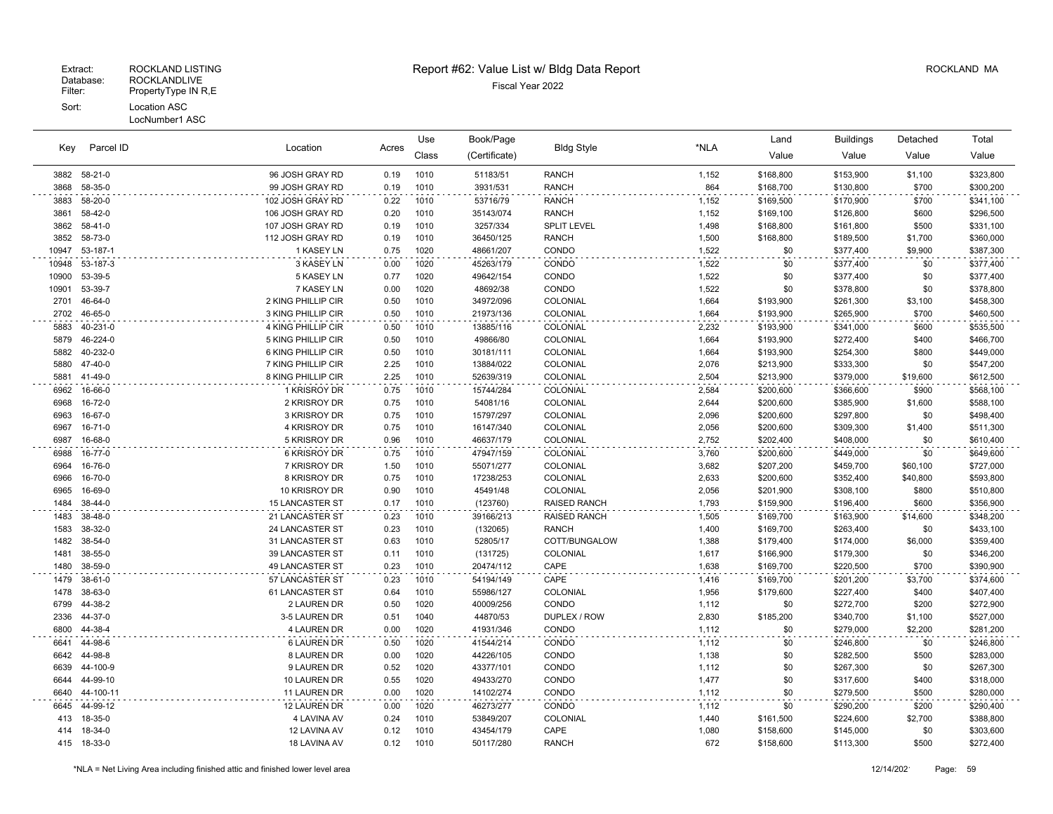Extract: ROCKLAND LISTING
Database: ROCKLANDLIVE
Filter: PropertyType IN R,E
Sort: Location ASC
LocNumber1 ASC

# Report #62: Value List w/ Bldg Data Report

Fiscal Year 2022

ROCKLAND MA

| Key | Parcel ID | Location | Acres | Use Class | Book/Page (Certificate) | Bldg Style | *NLA | Land Value | Buildings Value | Detached Value | Total Value |
|---|---|---|---|---|---|---|---|---|---|---|---|
| 3882 | 58-21-0 | 96 JOSH GRAY RD | 0.19 | 1010 | 51183/51 | RANCH | 1,152 | $168,800 | $153,900 | $1,100 | $323,800 |
| 3868 | 58-35-0 | 99 JOSH GRAY RD | 0.19 | 1010 | 3931/531 | RANCH | 864 | $168,700 | $130,800 | $700 | $300,200 |
| 3883 | 58-20-0 | 102 JOSH GRAY RD | 0.22 | 1010 | 53716/79 | RANCH | 1,152 | $169,500 | $170,900 | $700 | $341,100 |
| 3861 | 58-42-0 | 106 JOSH GRAY RD | 0.20 | 1010 | 35143/074 | RANCH | 1,152 | $169,100 | $126,800 | $600 | $296,500 |
| 3862 | 58-41-0 | 107 JOSH GRAY RD | 0.19 | 1010 | 3257/334 | SPLIT LEVEL | 1,498 | $168,800 | $161,800 | $500 | $331,100 |
| 3852 | 58-73-0 | 112 JOSH GRAY RD | 0.19 | 1010 | 36450/125 | RANCH | 1,500 | $168,800 | $189,500 | $1,700 | $360,000 |
| 10947 | 53-187-1 | 1 KASEY LN | 0.75 | 1020 | 48661/207 | CONDO | 1,522 | $0 | $377,400 | $9,900 | $387,300 |
| 10948 | 53-187-3 | 3 KASEY LN | 0.00 | 1020 | 45263/179 | CONDO | 1,522 | $0 | $377,400 | $0 | $377,400 |
| 10900 | 53-39-5 | 5 KASEY LN | 0.77 | 1020 | 49642/154 | CONDO | 1,522 | $0 | $377,400 | $0 | $377,400 |
| 10901 | 53-39-7 | 7 KASEY LN | 0.00 | 1020 | 48692/38 | CONDO | 1,522 | $0 | $378,800 | $0 | $378,800 |
| 2701 | 46-64-0 | 2 KING PHILLIP CIR | 0.50 | 1010 | 34972/096 | COLONIAL | 1,664 | $193,900 | $261,300 | $3,100 | $458,300 |
| 2702 | 46-65-0 | 3 KING PHILLIP CIR | 0.50 | 1010 | 21973/136 | COLONIAL | 1,664 | $193,900 | $265,900 | $700 | $460,500 |
| 5883 | 40-231-0 | 4 KING PHILLIP CIR | 0.50 | 1010 | 13885/116 | COLONIAL | 2,232 | $193,900 | $341,000 | $600 | $535,500 |
| 5879 | 46-224-0 | 5 KING PHILLIP CIR | 0.50 | 1010 | 49866/80 | COLONIAL | 1,664 | $193,900 | $272,400 | $400 | $466,700 |
| 5882 | 40-232-0 | 6 KING PHILLIP CIR | 0.50 | 1010 | 30181/111 | COLONIAL | 1,664 | $193,900 | $254,300 | $800 | $449,000 |
| 5880 | 47-40-0 | 7 KING PHILLIP CIR | 2.25 | 1010 | 13884/022 | COLONIAL | 2,076 | $213,900 | $333,300 | $0 | $547,200 |
| 5881 | 41-49-0 | 8 KING PHILLIP CIR | 2.25 | 1010 | 52639/319 | COLONIAL | 2,504 | $213,900 | $379,000 | $19,600 | $612,500 |
| 6962 | 16-66-0 | 1 KRISROY DR | 0.75 | 1010 | 15744/284 | COLONIAL | 2,584 | $200,600 | $366,600 | $900 | $568,100 |
| 6968 | 16-72-0 | 2 KRISROY DR | 0.75 | 1010 | 54081/16 | COLONIAL | 2,644 | $200,600 | $385,900 | $1,600 | $588,100 |
| 6963 | 16-67-0 | 3 KRISROY DR | 0.75 | 1010 | 15797/297 | COLONIAL | 2,096 | $200,600 | $297,800 | $0 | $498,400 |
| 6967 | 16-71-0 | 4 KRISROY DR | 0.75 | 1010 | 16147/340 | COLONIAL | 2,056 | $200,600 | $309,300 | $1,400 | $511,300 |
| 6987 | 16-68-0 | 5 KRISROY DR | 0.96 | 1010 | 46637/179 | COLONIAL | 2,752 | $202,400 | $408,000 | $0 | $610,400 |
| 6988 | 16-77-0 | 6 KRISROY DR | 0.75 | 1010 | 47947/159 | COLONIAL | 3,760 | $200,600 | $449,000 | $0 | $649,600 |
| 6964 | 16-76-0 | 7 KRISROY DR | 1.50 | 1010 | 55071/277 | COLONIAL | 3,682 | $207,200 | $459,700 | $60,100 | $727,000 |
| 6966 | 16-70-0 | 8 KRISROY DR | 0.75 | 1010 | 17238/253 | COLONIAL | 2,633 | $200,600 | $352,400 | $40,800 | $593,800 |
| 6965 | 16-69-0 | 10 KRISROY DR | 0.90 | 1010 | 45491/48 | COLONIAL | 2,056 | $201,900 | $308,100 | $800 | $510,800 |
| 1484 | 38-44-0 | 15 LANCASTER ST | 0.17 | 1010 | (123760) | RAISED RANCH | 1,793 | $159,900 | $196,400 | $600 | $356,900 |
| 1483 | 38-48-0 | 21 LANCASTER ST | 0.23 | 1010 | 39166/213 | RAISED RANCH | 1,505 | $169,700 | $163,900 | $14,600 | $348,200 |
| 1583 | 38-32-0 | 24 LANCASTER ST | 0.23 | 1010 | (132065) | RANCH | 1,400 | $169,700 | $263,400 | $0 | $433,100 |
| 1482 | 38-54-0 | 31 LANCASTER ST | 0.63 | 1010 | 52805/17 | COTT/BUNGALOW | 1,388 | $179,400 | $174,000 | $6,000 | $359,400 |
| 1481 | 38-55-0 | 39 LANCASTER ST | 0.11 | 1010 | (131725) | COLONIAL | 1,617 | $166,900 | $179,300 | $0 | $346,200 |
| 1480 | 38-59-0 | 49 LANCASTER ST | 0.23 | 1010 | 20474/112 | CAPE | 1,638 | $169,700 | $220,500 | $700 | $390,900 |
| 1479 | 38-61-0 | 57 LANCASTER ST | 0.23 | 1010 | 54194/149 | CAPE | 1,416 | $169,700 | $201,200 | $3,700 | $374,600 |
| 1478 | 38-63-0 | 61 LANCASTER ST | 0.64 | 1010 | 55986/127 | COLONIAL | 1,956 | $179,600 | $227,400 | $400 | $407,400 |
| 6799 | 44-38-2 | 2 LAUREN DR | 0.50 | 1020 | 40009/256 | CONDO | 1,112 | $0 | $272,700 | $200 | $272,900 |
| 2336 | 44-37-0 | 3-5 LAUREN DR | 0.51 | 1040 | 44870/53 | DUPLEX / ROW | 2,830 | $185,200 | $340,700 | $1,100 | $527,000 |
| 6800 | 44-38-4 | 4 LAUREN DR | 0.00 | 1020 | 41931/346 | CONDO | 1,112 | $0 | $279,000 | $2,200 | $281,200 |
| 6641 | 44-98-6 | 6 LAUREN DR | 0.50 | 1020 | 41544/214 | CONDO | 1,112 | $0 | $246,800 | $0 | $246,800 |
| 6642 | 44-98-8 | 8 LAUREN DR | 0.00 | 1020 | 44226/105 | CONDO | 1,138 | $0 | $282,500 | $500 | $283,000 |
| 6639 | 44-100-9 | 9 LAUREN DR | 0.52 | 1020 | 43377/101 | CONDO | 1,112 | $0 | $267,300 | $0 | $267,300 |
| 6644 | 44-99-10 | 10 LAUREN DR | 0.55 | 1020 | 49433/270 | CONDO | 1,477 | $0 | $317,600 | $400 | $318,000 |
| 6640 | 44-100-11 | 11 LAUREN DR | 0.00 | 1020 | 14102/274 | CONDO | 1,112 | $0 | $279,500 | $500 | $280,000 |
| 6645 | 44-99-12 | 12 LAUREN DR | 0.00 | 1020 | 46273/277 | CONDO | 1,112 | $0 | $290,200 | $200 | $290,400 |
| 413 | 18-35-0 | 4 LAVINA AV | 0.24 | 1010 | 53849/207 | COLONIAL | 1,440 | $161,500 | $224,600 | $2,700 | $388,800 |
| 414 | 18-34-0 | 12 LAVINA AV | 0.12 | 1010 | 43454/179 | CAPE | 1,080 | $158,600 | $145,000 | $0 | $303,600 |
| 415 | 18-33-0 | 18 LAVINA AV | 0.12 | 1010 | 50117/280 | RANCH | 672 | $158,600 | $113,300 | $500 | $272,400 |

*NLA = Net Living Area including finished attic and finished lower level area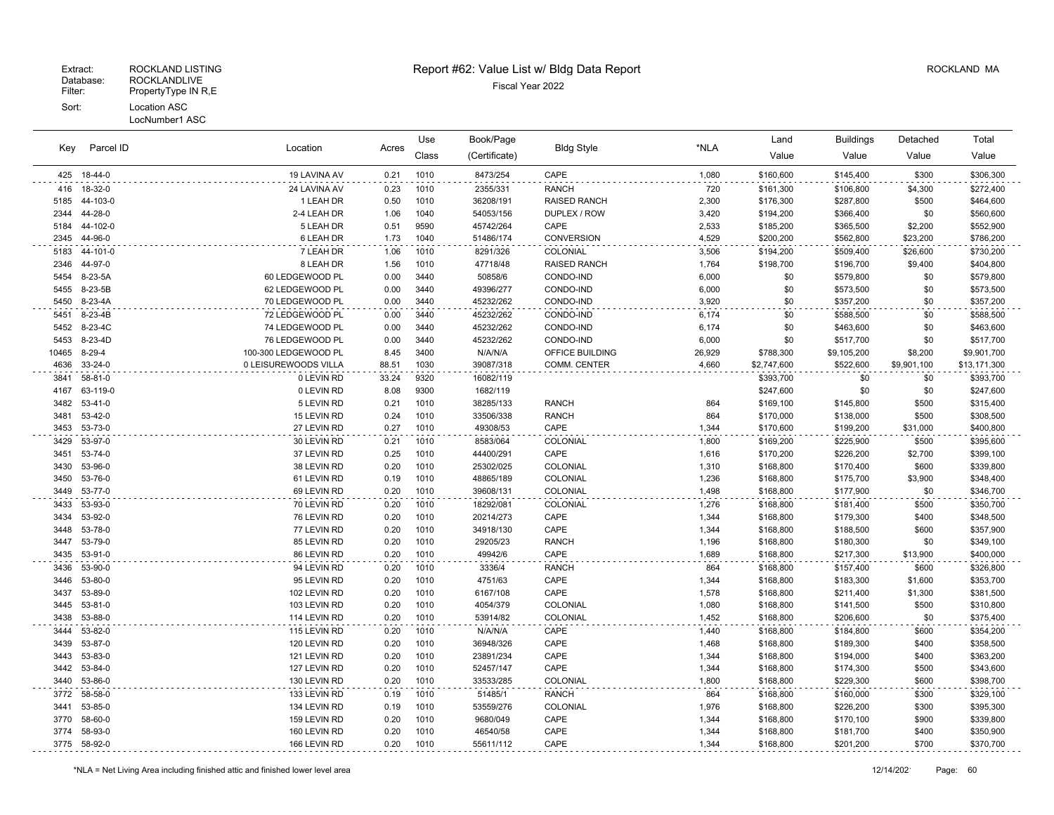Extract: ROCKLAND LISTING
Database: ROCKLANDLIVE
Filter: PropertyType IN R,E
Sort: Location ASC
LocNumber1 ASC

# Report #62: Value List w/ Bldg Data Report

Fiscal Year 2022

ROCKLAND MA

| Key | Parcel ID | Location | Acres | Use Class | Book/Page (Certificate) | Bldg Style | *NLA | Land Value | Buildings Value | Detached Value | Total Value |
|---|---|---|---|---|---|---|---|---|---|---|---|
| 425 | 18-44-0 | 19 LAVINA AV | 0.21 | 1010 | 8473/254 | CAPE | 1,080 | $160,600 | $145,400 | $300 | $306,300 |
| 416 | 18-32-0 | 24 LAVINA AV | 0.23 | 1010 | 2355/331 | RANCH | 720 | $161,300 | $106,800 | $4,300 | $272,400 |
| 5185 | 44-103-0 | 1 LEAH DR | 0.50 | 1010 | 36208/191 | RAISED RANCH | 2,300 | $176,300 | $287,800 | $500 | $464,600 |
| 2344 | 44-28-0 | 2-4 LEAH DR | 1.06 | 1040 | 54053/156 | DUPLEX / ROW | 3,420 | $194,200 | $366,400 | $0 | $560,600 |
| 5184 | 44-102-0 | 5 LEAH DR | 0.51 | 9590 | 45742/264 | CAPE | 2,533 | $185,200 | $365,500 | $2,200 | $552,900 |
| 2345 | 44-96-0 | 6 LEAH DR | 1.73 | 1040 | 51486/174 | CONVERSION | 4,529 | $200,200 | $562,800 | $23,200 | $786,200 |
| 5183 | 44-101-0 | 7 LEAH DR | 1.06 | 1010 | 8291/326 | COLONIAL | 3,506 | $194,200 | $509,400 | $26,600 | $730,200 |
| 2346 | 44-97-0 | 8 LEAH DR | 1.56 | 1010 | 47718/48 | RAISED RANCH | 1,764 | $198,700 | $196,700 | $9,400 | $404,800 |
| 5454 | 8-23-5A | 60 LEDGEWOOD PL | 0.00 | 3440 | 50858/6 | CONDO-IND | 6,000 | $0 | $579,800 | $0 | $579,800 |
| 5455 | 8-23-5B | 62 LEDGEWOOD PL | 0.00 | 3440 | 49396/277 | CONDO-IND | 6,000 | $0 | $573,500 | $0 | $573,500 |
| 5450 | 8-23-4A | 70 LEDGEWOOD PL | 0.00 | 3440 | 45232/262 | CONDO-IND | 3,920 | $0 | $357,200 | $0 | $357,200 |
| 5451 | 8-23-4B | 72 LEDGEWOOD PL | 0.00 | 3440 | 45232/262 | CONDO-IND | 6,174 | $0 | $588,500 | $0 | $588,500 |
| 5452 | 8-23-4C | 74 LEDGEWOOD PL | 0.00 | 3440 | 45232/262 | CONDO-IND | 6,174 | $0 | $463,600 | $0 | $463,600 |
| 5453 | 8-23-4D | 76 LEDGEWOOD PL | 0.00 | 3440 | 45232/262 | CONDO-IND | 6,000 | $0 | $517,700 | $0 | $517,700 |
| 10465 | 8-29-4 | 100-300 LEDGEWOOD PL | 8.45 | 3400 | N/A/N/A | OFFICE BUILDING | 26,929 | $788,300 | $9,105,200 | $8,200 | $9,901,700 |
| 4636 | 33-24-0 | 0 LEISUREWOODS VILLA | 88.51 | 1030 | 39087/318 | COMM. CENTER | 4,660 | $2,747,600 | $522,600 | $9,901,100 | $13,171,300 |
| 3841 | 58-81-0 | 0 LEVIN RD | 33.24 | 9320 | 16082/119 | | | $393,700 | $0 | $0 | $393,700 |
| 4167 | 63-119-0 | 0 LEVIN RD | 8.08 | 9300 | 1682/119 | | | $247,600 | $0 | $0 | $247,600 |
| 3482 | 53-41-0 | 5 LEVIN RD | 0.21 | 1010 | 38285/133 | RANCH | 864 | $169,100 | $145,800 | $500 | $315,400 |
| 3481 | 53-42-0 | 15 LEVIN RD | 0.24 | 1010 | 33506/338 | RANCH | 864 | $170,000 | $138,000 | $500 | $308,500 |
| 3453 | 53-73-0 | 27 LEVIN RD | 0.27 | 1010 | 49308/53 | CAPE | 1,344 | $170,600 | $199,200 | $31,000 | $400,800 |
| 3429 | 53-97-0 | 30 LEVIN RD | 0.21 | 1010 | 8583/064 | COLONIAL | 1,800 | $169,200 | $225,900 | $500 | $395,600 |
| 3451 | 53-74-0 | 37 LEVIN RD | 0.25 | 1010 | 44400/291 | CAPE | 1,616 | $170,200 | $226,200 | $2,700 | $399,100 |
| 3430 | 53-96-0 | 38 LEVIN RD | 0.20 | 1010 | 25302/025 | COLONIAL | 1,310 | $168,800 | $170,400 | $600 | $339,800 |
| 3450 | 53-76-0 | 61 LEVIN RD | 0.19 | 1010 | 48865/189 | COLONIAL | 1,236 | $168,800 | $175,700 | $3,900 | $348,400 |
| 3449 | 53-77-0 | 69 LEVIN RD | 0.20 | 1010 | 39608/131 | COLONIAL | 1,498 | $168,800 | $177,900 | $0 | $346,700 |
| 3433 | 53-93-0 | 70 LEVIN RD | 0.20 | 1010 | 18292/081 | COLONIAL | 1,276 | $168,800 | $181,400 | $500 | $350,700 |
| 3434 | 53-92-0 | 76 LEVIN RD | 0.20 | 1010 | 20214/273 | CAPE | 1,344 | $168,800 | $179,300 | $400 | $348,500 |
| 3448 | 53-78-0 | 77 LEVIN RD | 0.20 | 1010 | 34918/130 | CAPE | 1,344 | $168,800 | $188,500 | $600 | $357,900 |
| 3447 | 53-79-0 | 85 LEVIN RD | 0.20 | 1010 | 29205/23 | RANCH | 1,196 | $168,800 | $180,300 | $0 | $349,100 |
| 3435 | 53-91-0 | 86 LEVIN RD | 0.20 | 1010 | 49942/6 | CAPE | 1,689 | $168,800 | $217,300 | $13,900 | $400,000 |
| 3436 | 53-90-0 | 94 LEVIN RD | 0.20 | 1010 | 3336/4 | RANCH | 864 | $168,800 | $157,400 | $600 | $326,800 |
| 3446 | 53-80-0 | 95 LEVIN RD | 0.20 | 1010 | 4751/63 | CAPE | 1,344 | $168,800 | $183,300 | $1,600 | $353,700 |
| 3437 | 53-89-0 | 102 LEVIN RD | 0.20 | 1010 | 6167/108 | CAPE | 1,578 | $168,800 | $211,400 | $1,300 | $381,500 |
| 3445 | 53-81-0 | 103 LEVIN RD | 0.20 | 1010 | 4054/379 | COLONIAL | 1,080 | $168,800 | $141,500 | $500 | $310,800 |
| 3438 | 53-88-0 | 114 LEVIN RD | 0.20 | 1010 | 53914/82 | COLONIAL | 1,452 | $168,800 | $206,600 | $0 | $375,400 |
| 3444 | 53-82-0 | 115 LEVIN RD | 0.20 | 1010 | N/A/N/A | CAPE | 1,440 | $168,800 | $184,800 | $600 | $354,200 |
| 3439 | 53-87-0 | 120 LEVIN RD | 0.20 | 1010 | 36948/326 | CAPE | 1,468 | $168,800 | $189,300 | $400 | $358,500 |
| 3443 | 53-83-0 | 121 LEVIN RD | 0.20 | 1010 | 23891/234 | CAPE | 1,344 | $168,800 | $194,000 | $400 | $363,200 |
| 3442 | 53-84-0 | 127 LEVIN RD | 0.20 | 1010 | 52457/147 | CAPE | 1,344 | $168,800 | $174,300 | $500 | $343,600 |
| 3440 | 53-86-0 | 130 LEVIN RD | 0.20 | 1010 | 33533/285 | COLONIAL | 1,800 | $168,800 | $229,300 | $600 | $398,700 |
| 3772 | 58-58-0 | 133 LEVIN RD | 0.19 | 1010 | 51485/1 | RANCH | 864 | $168,800 | $160,000 | $300 | $329,100 |
| 3441 | 53-85-0 | 134 LEVIN RD | 0.19 | 1010 | 53559/276 | COLONIAL | 1,976 | $168,800 | $226,200 | $300 | $395,300 |
| 3770 | 58-60-0 | 159 LEVIN RD | 0.20 | 1010 | 9680/049 | CAPE | 1,344 | $168,800 | $170,100 | $900 | $339,800 |
| 3774 | 58-93-0 | 160 LEVIN RD | 0.20 | 1010 | 46540/58 | CAPE | 1,344 | $168,800 | $181,700 | $400 | $350,900 |
| 3775 | 58-92-0 | 166 LEVIN RD | 0.20 | 1010 | 55611/112 | CAPE | 1,344 | $168,800 | $201,200 | $700 | $370,700 |

*NLA = Net Living Area including finished attic and finished lower level area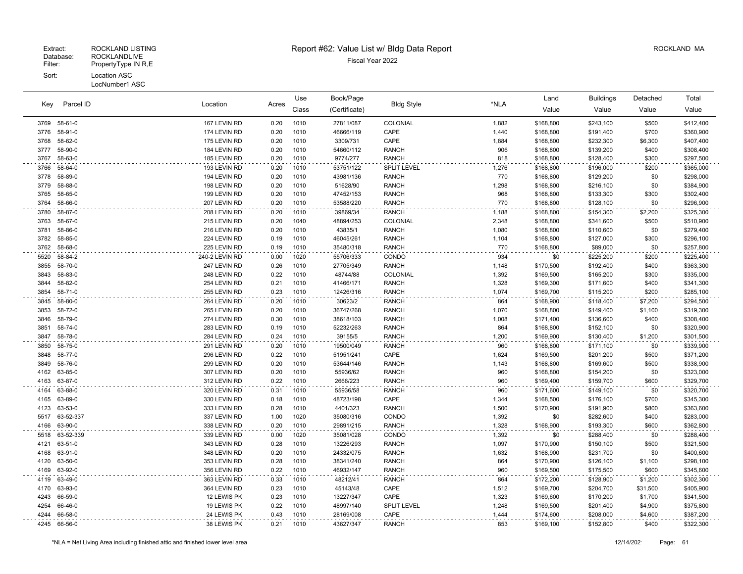Extract: ROCKLAND LISTING
Database: ROCKLANDLIVE
Filter: PropertyType IN R,E
Sort: Location ASC
LocNumber1 ASC

# Report #62: Value List w/ Bldg Data Report

Fiscal Year 2022

ROCKLAND MA

| Key | Parcel ID | Location | Acres | Use Class | Book/Page (Certificate) | Bldg Style | *NLA | Land Value | Buildings Value | Detached Value | Total Value |
|---|---|---|---|---|---|---|---|---|---|---|---|
| 3769 | 58-61-0 | 167 LEVIN RD | 0.20 | 1010 | 27811/087 | COLONIAL | 1,882 | $168,800 | $243,100 | $500 | $412,400 |
| 3776 | 58-91-0 | 174 LEVIN RD | 0.20 | 1010 | 46666/119 | CAPE | 1,440 | $168,800 | $191,400 | $700 | $360,900 |
| 3768 | 58-62-0 | 175 LEVIN RD | 0.20 | 1010 | 3309/731 | CAPE | 1,884 | $168,800 | $232,300 | $6,300 | $407,400 |
| 3777 | 58-90-0 | 184 LEVIN RD | 0.20 | 1010 | 54660/112 | RANCH | 906 | $168,800 | $139,200 | $400 | $308,400 |
| 3767 | 58-63-0 | 185 LEVIN RD | 0.20 | 1010 | 9774/277 | RANCH | 818 | $168,800 | $128,400 | $300 | $297,500 |
| 3766 | 58-64-0 | 193 LEVIN RD | 0.20 | 1010 | 53751/122 | SPLIT LEVEL | 1,276 | $168,800 | $196,000 | $200 | $365,000 |
| 3778 | 58-89-0 | 194 LEVIN RD | 0.20 | 1010 | 43981/136 | RANCH | 770 | $168,800 | $129,200 | $0 | $298,000 |
| 3779 | 58-88-0 | 198 LEVIN RD | 0.20 | 1010 | 51628/90 | RANCH | 1,298 | $168,800 | $216,100 | $0 | $384,900 |
| 3765 | 58-65-0 | 199 LEVIN RD | 0.20 | 1010 | 47452/153 | RANCH | 968 | $168,800 | $133,300 | $300 | $302,400 |
| 3764 | 58-66-0 | 207 LEVIN RD | 0.20 | 1010 | 53588/220 | RANCH | 770 | $168,800 | $128,100 | $0 | $296,900 |
| 3780 | 58-87-0 | 208 LEVIN RD | 0.20 | 1010 | 39869/34 | RANCH | 1,188 | $168,800 | $154,300 | $2,200 | $325,300 |
| 3763 | 58-67-0 | 215 LEVIN RD | 0.20 | 1040 | 48894/253 | COLONIAL | 2,348 | $168,800 | $341,600 | $500 | $510,900 |
| 3781 | 58-86-0 | 216 LEVIN RD | 0.20 | 1010 | 43835/1 | RANCH | 1,080 | $168,800 | $110,600 | $0 | $279,400 |
| 3782 | 58-85-0 | 224 LEVIN RD | 0.19 | 1010 | 46045/261 | RANCH | 1,104 | $168,800 | $127,000 | $300 | $296,100 |
| 3762 | 58-68-0 | 225 LEVIN RD | 0.19 | 1010 | 35480/318 | RANCH | 770 | $168,800 | $89,000 | $0 | $257,800 |
| 5520 | 58-84-2 | 240-2 LEVIN RD | 0.00 | 1020 | 55706/333 | CONDO | 934 | $0 | $225,200 | $200 | $225,400 |
| 3855 | 58-70-0 | 247 LEVIN RD | 0.26 | 1010 | 27705/349 | RANCH | 1,148 | $170,500 | $192,400 | $400 | $363,300 |
| 3843 | 58-83-0 | 248 LEVIN RD | 0.22 | 1010 | 48744/88 | COLONIAL | 1,392 | $169,500 | $165,200 | $300 | $335,000 |
| 3844 | 58-82-0 | 254 LEVIN RD | 0.21 | 1010 | 41466/171 | RANCH | 1,328 | $169,300 | $171,600 | $400 | $341,300 |
| 3854 | 58-71-0 | 255 LEVIN RD | 0.23 | 1010 | 12426/316 | RANCH | 1,074 | $169,700 | $115,200 | $200 | $285,100 |
| 3845 | 58-80-0 | 264 LEVIN RD | 0.20 | 1010 | 30623/2 | RANCH | 864 | $168,900 | $118,400 | $7,200 | $294,500 |
| 3853 | 58-72-0 | 265 LEVIN RD | 0.20 | 1010 | 36747/268 | RANCH | 1,070 | $168,800 | $149,400 | $1,100 | $319,300 |
| 3846 | 58-79-0 | 274 LEVIN RD | 0.30 | 1010 | 38618/103 | RANCH | 1,008 | $171,400 | $136,600 | $400 | $308,400 |
| 3851 | 58-74-0 | 283 LEVIN RD | 0.19 | 1010 | 52232/263 | RANCH | 864 | $168,800 | $152,100 | $0 | $320,900 |
| 3847 | 58-78-0 | 284 LEVIN RD | 0.24 | 1010 | 39155/5 | RANCH | 1,200 | $169,900 | $130,400 | $1,200 | $301,500 |
| 3850 | 58-75-0 | 291 LEVIN RD | 0.20 | 1010 | 19500/049 | RANCH | 960 | $168,800 | $171,100 | $0 | $339,900 |
| 3848 | 58-77-0 | 296 LEVIN RD | 0.22 | 1010 | 51951/241 | CAPE | 1,624 | $169,500 | $201,200 | $500 | $371,200 |
| 3849 | 58-76-0 | 299 LEVIN RD | 0.20 | 1010 | 53644/146 | RANCH | 1,143 | $168,800 | $169,600 | $500 | $338,900 |
| 4162 | 63-85-0 | 307 LEVIN RD | 0.20 | 1010 | 55936/62 | RANCH | 960 | $168,800 | $154,200 | $0 | $323,000 |
| 4163 | 63-87-0 | 312 LEVIN RD | 0.22 | 1010 | 2666/223 | RANCH | 960 | $169,400 | $159,700 | $600 | $329,700 |
| 4164 | 63-88-0 | 320 LEVIN RD | 0.31 | 1010 | 55936/58 | RANCH | 960 | $171,600 | $149,100 | $0 | $320,700 |
| 4165 | 63-89-0 | 330 LEVIN RD | 0.18 | 1010 | 48723/198 | CAPE | 1,344 | $168,500 | $176,100 | $700 | $345,300 |
| 4123 | 63-53-0 | 333 LEVIN RD | 0.28 | 1010 | 4401/323 | RANCH | 1,500 | $170,900 | $191,900 | $800 | $363,600 |
| 5517 | 63-52-337 | 337 LEVIN RD | 1.00 | 1020 | 35080/316 | CONDO | 1,392 | $0 | $282,600 | $400 | $283,000 |
| 4166 | 63-90-0 | 338 LEVIN RD | 0.20 | 1010 | 29891/215 | RANCH | 1,328 | $168,900 | $193,300 | $600 | $362,800 |
| 5518 | 63-52-339 | 339 LEVIN RD | 0.00 | 1020 | 35081/028 | CONDO | 1,392 | $0 | $288,400 | $0 | $288,400 |
| 4121 | 63-51-0 | 343 LEVIN RD | 0.28 | 1010 | 13226/293 | RANCH | 1,097 | $170,900 | $150,100 | $500 | $321,500 |
| 4168 | 63-91-0 | 348 LEVIN RD | 0.20 | 1010 | 24332/075 | RANCH | 1,632 | $168,900 | $231,700 | $0 | $400,600 |
| 4120 | 63-50-0 | 353 LEVIN RD | 0.28 | 1010 | 38341/240 | RANCH | 864 | $170,900 | $126,100 | $1,100 | $298,100 |
| 4169 | 63-92-0 | 356 LEVIN RD | 0.22 | 1010 | 46932/147 | RANCH | 960 | $169,500 | $175,500 | $600 | $345,600 |
| 4119 | 63-49-0 | 363 LEVIN RD | 0.33 | 1010 | 48212/41 | RANCH | 864 | $172,200 | $128,900 | $1,200 | $302,300 |
| 4170 | 63-93-0 | 364 LEVIN RD | 0.23 | 1010 | 45143/48 | CAPE | 1,512 | $169,700 | $204,700 | $31,500 | $405,900 |
| 4243 | 66-59-0 | 12 LEWIS PK | 0.23 | 1010 | 13227/347 | CAPE | 1,323 | $169,600 | $170,200 | $1,700 | $341,500 |
| 4254 | 66-46-0 | 19 LEWIS PK | 0.22 | 1010 | 48997/140 | SPLIT LEVEL | 1,248 | $169,500 | $201,400 | $4,900 | $375,800 |
| 4244 | 66-58-0 | 24 LEWIS PK | 0.43 | 1010 | 28169/008 | CAPE | 1,444 | $174,600 | $208,000 | $4,600 | $387,200 |
| 4245 | 66-56-0 | 38 LEWIS PK | 0.21 | 1010 | 43627/347 | RANCH | 853 | $169,100 | $152,800 | $400 | $322,300 |

*NLA = Net Living Area including finished attic and finished lower level area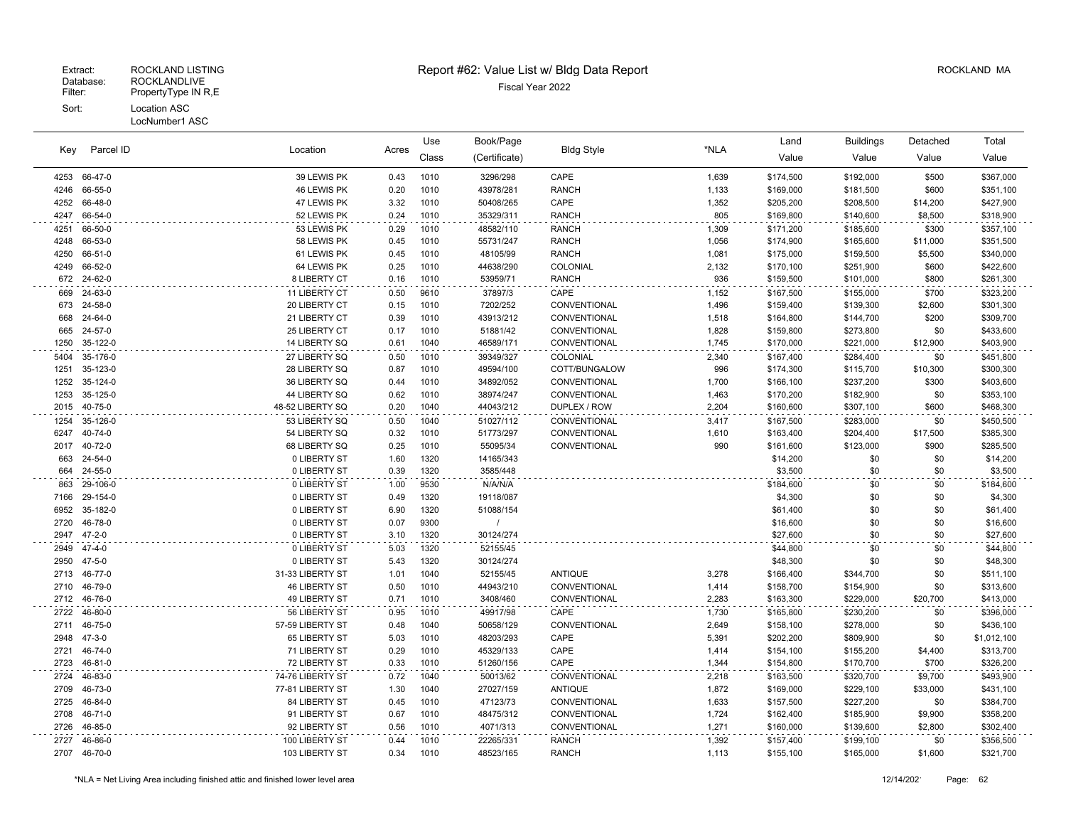Extract: ROCKLAND LISTING
Database: ROCKLANDLIVE
Filter: PropertyType IN R,E
Sort: Location ASC, LocNumber1 ASC

# Report #62: Value List w/ Bldg Data Report

Fiscal Year 2022

ROCKLAND MA

| Key | Parcel ID | Location | Acres | Use Class | Book/Page (Certificate) | Bldg Style | *NLA | Land Value | Buildings Value | Detached Value | Total Value |
|---|---|---|---|---|---|---|---|---|---|---|---|
| 4253 | 66-47-0 | 39 LEWIS PK | 0.43 | 1010 | 3296/298 | CAPE | 1,639 | $174,500 | $192,000 | $500 | $367,000 |
| 4246 | 66-55-0 | 46 LEWIS PK | 0.20 | 1010 | 43978/281 | RANCH | 1,133 | $169,000 | $181,500 | $600 | $351,100 |
| 4252 | 66-48-0 | 47 LEWIS PK | 3.32 | 1010 | 50408/265 | CAPE | 1,352 | $205,200 | $208,500 | $14,200 | $427,900 |
| 4247 | 66-54-0 | 52 LEWIS PK | 0.24 | 1010 | 35329/311 | RANCH | 805 | $169,800 | $140,600 | $8,500 | $318,900 |
| 4251 | 66-50-0 | 53 LEWIS PK | 0.29 | 1010 | 48582/110 | RANCH | 1,309 | $171,200 | $185,600 | $300 | $357,100 |
| 4248 | 66-53-0 | 58 LEWIS PK | 0.45 | 1010 | 55731/247 | RANCH | 1,056 | $174,900 | $165,600 | $11,000 | $351,500 |
| 4250 | 66-51-0 | 61 LEWIS PK | 0.45 | 1010 | 48105/99 | RANCH | 1,081 | $175,000 | $159,500 | $5,500 | $340,000 |
| 4249 | 66-52-0 | 64 LEWIS PK | 0.25 | 1010 | 44638/290 | COLONIAL | 2,132 | $170,100 | $251,900 | $600 | $422,600 |
| 672 | 24-62-0 | 8 LIBERTY CT | 0.16 | 1010 | 53959/71 | RANCH | 936 | $159,500 | $101,000 | $800 | $261,300 |
| 669 | 24-63-0 | 11 LIBERTY CT | 0.50 | 9610 | 37897/3 | CAPE | 1,152 | $167,500 | $155,000 | $700 | $323,200 |
| 673 | 24-58-0 | 20 LIBERTY CT | 0.15 | 1010 | 7202/252 | CONVENTIONAL | 1,496 | $159,400 | $139,300 | $2,600 | $301,300 |
| 668 | 24-64-0 | 21 LIBERTY CT | 0.39 | 1010 | 43913/212 | CONVENTIONAL | 1,518 | $164,800 | $144,700 | $200 | $309,700 |
| 665 | 24-57-0 | 25 LIBERTY CT | 0.17 | 1010 | 51881/42 | CONVENTIONAL | 1,828 | $159,800 | $273,800 | $0 | $433,600 |
| 1250 | 35-122-0 | 14 LIBERTY SQ | 0.61 | 1040 | 46589/171 | CONVENTIONAL | 1,745 | $170,000 | $221,000 | $12,900 | $403,900 |
| 5404 | 35-176-0 | 27 LIBERTY SQ | 0.50 | 1010 | 39349/327 | COLONIAL | 2,340 | $167,400 | $284,400 | $0 | $451,800 |
| 1251 | 35-123-0 | 28 LIBERTY SQ | 0.87 | 1010 | 49594/100 | COTT/BUNGALOW | 996 | $174,300 | $115,700 | $10,300 | $300,300 |
| 1252 | 35-124-0 | 36 LIBERTY SQ | 0.44 | 1010 | 34892/052 | CONVENTIONAL | 1,700 | $166,100 | $237,200 | $300 | $403,600 |
| 1253 | 35-125-0 | 44 LIBERTY SQ | 0.62 | 1010 | 38974/247 | CONVENTIONAL | 1,463 | $170,200 | $182,900 | $0 | $353,100 |
| 2015 | 40-75-0 | 48-52 LIBERTY SQ | 0.20 | 1040 | 44043/212 | DUPLEX / ROW | 2,204 | $160,600 | $307,100 | $600 | $468,300 |
| 1254 | 35-126-0 | 53 LIBERTY SQ | 0.50 | 1040 | 51027/112 | CONVENTIONAL | 3,417 | $167,500 | $283,000 | $0 | $450,500 |
| 6247 | 40-74-0 | 54 LIBERTY SQ | 0.32 | 1010 | 51773/297 | CONVENTIONAL | 1,610 | $163,400 | $204,400 | $17,500 | $385,300 |
| 2017 | 40-72-0 | 68 LIBERTY SQ | 0.25 | 1010 | 55095/34 | CONVENTIONAL | 990 | $161,600 | $123,000 | $900 | $285,500 |
| 663 | 24-54-0 | 0 LIBERTY ST | 1.60 | 1320 | 14165/343 | | | $14,200 | $0 | $0 | $14,200 |
| 664 | 24-55-0 | 0 LIBERTY ST | 0.39 | 1320 | 3585/448 | | | $3,500 | $0 | $0 | $3,500 |
| 863 | 29-106-0 | 0 LIBERTY ST | 1.00 | 9530 | N/A/N/A | | | $184,600 | $0 | $0 | $184,600 |
| 7166 | 29-154-0 | 0 LIBERTY ST | 0.49 | 1320 | 19118/087 | | | $4,300 | $0 | $0 | $4,300 |
| 6952 | 35-182-0 | 0 LIBERTY ST | 6.90 | 1320 | 51088/154 | | | $61,400 | $0 | $0 | $61,400 |
| 2720 | 46-78-0 | 0 LIBERTY ST | 0.07 | 9300 | / | | | $16,600 | $0 | $0 | $16,600 |
| 2947 | 47-2-0 | 0 LIBERTY ST | 3.10 | 1320 | 30124/274 | | | $27,600 | $0 | $0 | $27,600 |
| 2949 | 47-4-0 | 0 LIBERTY ST | 5.03 | 1320 | 52155/45 | | | $44,800 | $0 | $0 | $44,800 |
| 2950 | 47-5-0 | 0 LIBERTY ST | 5.43 | 1320 | 30124/274 | | | $48,300 | $0 | $0 | $48,300 |
| 2713 | 46-77-0 | 31-33 LIBERTY ST | 1.01 | 1040 | 52155/45 | ANTIQUE | 3,278 | $166,400 | $344,700 | $0 | $511,100 |
| 2710 | 46-79-0 | 46 LIBERTY ST | 0.50 | 1010 | 44943/210 | CONVENTIONAL | 1,414 | $158,700 | $154,900 | $0 | $313,600 |
| 2712 | 46-76-0 | 49 LIBERTY ST | 0.71 | 1010 | 3408/460 | CONVENTIONAL | 2,283 | $163,300 | $229,000 | $20,700 | $413,000 |
| 2722 | 46-80-0 | 56 LIBERTY ST | 0.95 | 1010 | 49917/98 | CAPE | 1,730 | $165,800 | $230,200 | $0 | $396,000 |
| 2711 | 46-75-0 | 57-59 LIBERTY ST | 0.48 | 1040 | 50658/129 | CONVENTIONAL | 2,649 | $158,100 | $278,000 | $0 | $436,100 |
| 2948 | 47-3-0 | 65 LIBERTY ST | 5.03 | 1010 | 48203/293 | CAPE | 5,391 | $202,200 | $809,900 | $0 | $1,012,100 |
| 2721 | 46-74-0 | 71 LIBERTY ST | 0.29 | 1010 | 45329/133 | CAPE | 1,414 | $154,100 | $155,200 | $4,400 | $313,700 |
| 2723 | 46-81-0 | 72 LIBERTY ST | 0.33 | 1010 | 51260/156 | CAPE | 1,344 | $154,800 | $170,700 | $700 | $326,200 |
| 2724 | 46-83-0 | 74-76 LIBERTY ST | 0.72 | 1040 | 50013/62 | CONVENTIONAL | 2,218 | $163,500 | $320,700 | $9,700 | $493,900 |
| 2709 | 46-73-0 | 77-81 LIBERTY ST | 1.30 | 1040 | 27027/159 | ANTIQUE | 1,872 | $169,000 | $229,100 | $33,000 | $431,100 |
| 2725 | 46-84-0 | 84 LIBERTY ST | 0.45 | 1010 | 47123/73 | CONVENTIONAL | 1,633 | $157,500 | $227,200 | $0 | $384,700 |
| 2708 | 46-71-0 | 91 LIBERTY ST | 0.67 | 1010 | 48475/312 | CONVENTIONAL | 1,724 | $162,400 | $185,900 | $9,900 | $358,200 |
| 2726 | 46-85-0 | 92 LIBERTY ST | 0.56 | 1010 | 4071/313 | CONVENTIONAL | 1,271 | $160,000 | $139,600 | $2,800 | $302,400 |
| 2727 | 46-86-0 | 100 LIBERTY ST | 0.44 | 1010 | 22265/331 | RANCH | 1,392 | $157,400 | $199,100 | $0 | $356,500 |
| 2707 | 46-70-0 | 103 LIBERTY ST | 0.34 | 1010 | 48523/165 | RANCH | 1,113 | $155,100 | $165,000 | $1,600 | $321,700 |

*NLA = Net Living Area including finished attic and finished lower level area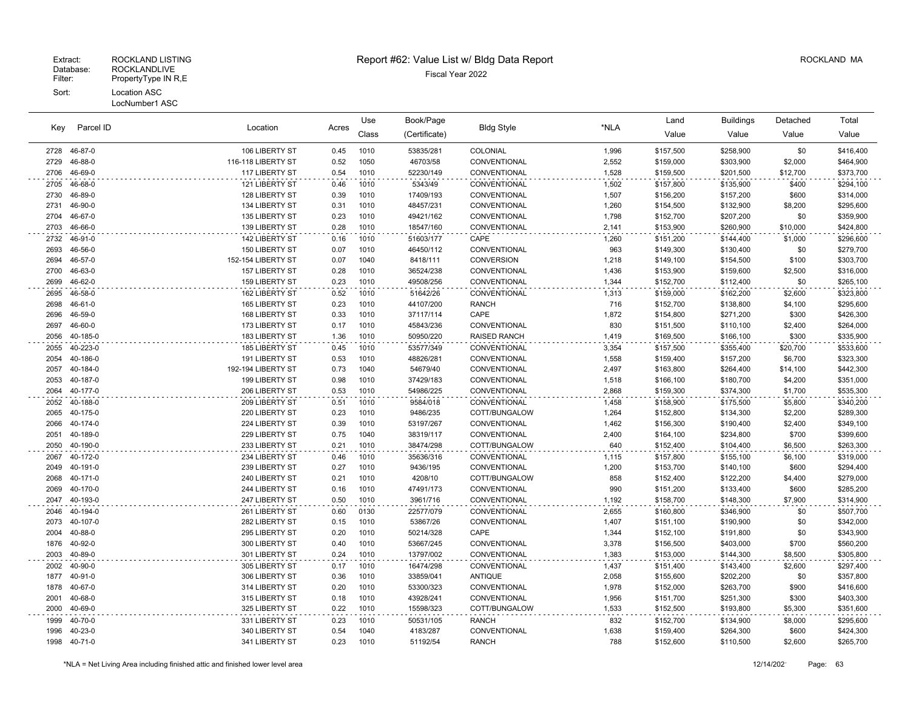Extract: ROCKLAND LISTING
Database: ROCKLANDLIVE
Filter: PropertyType IN R,E
Sort: Location ASC
LocNumber1 ASC

# Report #62: Value List w/ Bldg Data Report

Fiscal Year 2022

ROCKLAND MA

| Key | Parcel ID | Location | Acres | Use Class | Book/Page (Certificate) | Bldg Style | *NLA | Land Value | Buildings Value | Detached Value | Total Value |
|---|---|---|---|---|---|---|---|---|---|---|---|
| 2728 | 46-87-0 | 106 LIBERTY ST | 0.45 | 1010 | 53835/281 | COLONIAL | 1,996 | $157,500 | $258,900 | $0 | $416,400 |
| 2729 | 46-88-0 | 116-118 LIBERTY ST | 0.52 | 1050 | 46703/58 | CONVENTIONAL | 2,552 | $159,000 | $303,900 | $2,000 | $464,900 |
| 2706 | 46-69-0 | 117 LIBERTY ST | 0.54 | 1010 | 52230/149 | CONVENTIONAL | 1,528 | $159,500 | $201,500 | $12,700 | $373,700 |
| 2705 | 46-68-0 | 121 LIBERTY ST | 0.46 | 1010 | 5343/49 | CONVENTIONAL | 1,502 | $157,800 | $135,900 | $400 | $294,100 |
| 2730 | 46-89-0 | 128 LIBERTY ST | 0.39 | 1010 | 17409/193 | CONVENTIONAL | 1,507 | $156,200 | $157,200 | $600 | $314,000 |
| 2731 | 46-90-0 | 134 LIBERTY ST | 0.31 | 1010 | 48457/231 | CONVENTIONAL | 1,260 | $154,500 | $132,900 | $8,200 | $295,600 |
| 2704 | 46-67-0 | 135 LIBERTY ST | 0.23 | 1010 | 49421/162 | CONVENTIONAL | 1,798 | $152,700 | $207,200 | $0 | $359,900 |
| 2703 | 46-66-0 | 139 LIBERTY ST | 0.28 | 1010 | 18547/160 | CONVENTIONAL | 2,141 | $153,900 | $260,900 | $10,000 | $424,800 |
| 2732 | 46-91-0 | 142 LIBERTY ST | 0.16 | 1010 | 51603/177 | CAPE | 1,260 | $151,200 | $144,400 | $1,000 | $296,600 |
| 2693 | 46-56-0 | 150 LIBERTY ST | 0.07 | 1010 | 46450/112 | CONVENTIONAL | 963 | $149,300 | $130,400 | $0 | $279,700 |
| 2694 | 46-57-0 | 152-154 LIBERTY ST | 0.07 | 1040 | 8418/111 | CONVERSION | 1,218 | $149,100 | $154,500 | $100 | $303,700 |
| 2700 | 46-63-0 | 157 LIBERTY ST | 0.28 | 1010 | 36524/238 | CONVENTIONAL | 1,436 | $153,900 | $159,600 | $2,500 | $316,000 |
| 2699 | 46-62-0 | 159 LIBERTY ST | 0.23 | 1010 | 49508/256 | CONVENTIONAL | 1,344 | $152,700 | $112,400 | $0 | $265,100 |
| 2695 | 46-58-0 | 162 LIBERTY ST | 0.52 | 1010 | 51642/26 | CONVENTIONAL | 1,313 | $159,000 | $162,200 | $2,600 | $323,800 |
| 2698 | 46-61-0 | 165 LIBERTY ST | 0.23 | 1010 | 44107/200 | RANCH | 716 | $152,700 | $138,800 | $4,100 | $295,600 |
| 2696 | 46-59-0 | 168 LIBERTY ST | 0.33 | 1010 | 37117/114 | CAPE | 1,872 | $154,800 | $271,200 | $300 | $426,300 |
| 2697 | 46-60-0 | 173 LIBERTY ST | 0.17 | 1010 | 45843/236 | CONVENTIONAL | 830 | $151,500 | $110,100 | $2,400 | $264,000 |
| 2056 | 40-185-0 | 183 LIBERTY ST | 1.36 | 1010 | 50950/220 | RAISED RANCH | 1,419 | $169,500 | $166,100 | $300 | $335,900 |
| 2055 | 40-223-0 | 185 LIBERTY ST | 0.45 | 1010 | 53577/349 | CONVENTIONAL | 3,354 | $157,500 | $355,400 | $20,700 | $533,600 |
| 2054 | 40-186-0 | 191 LIBERTY ST | 0.53 | 1010 | 48826/281 | CONVENTIONAL | 1,558 | $159,400 | $157,200 | $6,700 | $323,300 |
| 2057 | 40-184-0 | 192-194 LIBERTY ST | 0.73 | 1040 | 54679/40 | CONVENTIONAL | 2,497 | $163,800 | $264,400 | $14,100 | $442,300 |
| 2053 | 40-187-0 | 199 LIBERTY ST | 0.98 | 1010 | 37429/183 | CONVENTIONAL | 1,518 | $166,100 | $180,700 | $4,200 | $351,000 |
| 2064 | 40-177-0 | 206 LIBERTY ST | 0.53 | 1010 | 54986/225 | CONVENTIONAL | 2,868 | $159,300 | $374,300 | $1,700 | $535,300 |
| 2052 | 40-188-0 | 209 LIBERTY ST | 0.51 | 1010 | 9584/018 | CONVENTIONAL | 1,458 | $158,900 | $175,500 | $5,800 | $340,200 |
| 2065 | 40-175-0 | 220 LIBERTY ST | 0.23 | 1010 | 9486/235 | COTT/BUNGALOW | 1,264 | $152,800 | $134,300 | $2,200 | $289,300 |
| 2066 | 40-174-0 | 224 LIBERTY ST | 0.39 | 1010 | 53197/267 | CONVENTIONAL | 1,462 | $156,300 | $190,400 | $2,400 | $349,100 |
| 2051 | 40-189-0 | 229 LIBERTY ST | 0.75 | 1040 | 38319/117 | CONVENTIONAL | 2,400 | $164,100 | $234,800 | $700 | $399,600 |
| 2050 | 40-190-0 | 233 LIBERTY ST | 0.21 | 1010 | 38474/298 | COTT/BUNGALOW | 640 | $152,400 | $104,400 | $6,500 | $263,300 |
| 2067 | 40-172-0 | 234 LIBERTY ST | 0.46 | 1010 | 35636/316 | CONVENTIONAL | 1,115 | $157,800 | $155,100 | $6,100 | $319,000 |
| 2049 | 40-191-0 | 239 LIBERTY ST | 0.27 | 1010 | 9436/195 | CONVENTIONAL | 1,200 | $153,700 | $140,100 | $600 | $294,400 |
| 2068 | 40-171-0 | 240 LIBERTY ST | 0.21 | 1010 | 4208/10 | COTT/BUNGALOW | 858 | $152,400 | $122,200 | $4,400 | $279,000 |
| 2069 | 40-170-0 | 244 LIBERTY ST | 0.16 | 1010 | 47491/173 | CONVENTIONAL | 990 | $151,200 | $133,400 | $600 | $285,200 |
| 2047 | 40-193-0 | 247 LIBERTY ST | 0.50 | 1010 | 3961/716 | CONVENTIONAL | 1,192 | $158,700 | $148,300 | $7,900 | $314,900 |
| 2046 | 40-194-0 | 261 LIBERTY ST | 0.60 | 0130 | 22577/079 | CONVENTIONAL | 2,655 | $160,800 | $346,900 | $0 | $507,700 |
| 2073 | 40-107-0 | 282 LIBERTY ST | 0.15 | 1010 | 53867/26 | CONVENTIONAL | 1,407 | $151,100 | $190,900 | $0 | $342,000 |
| 2004 | 40-88-0 | 295 LIBERTY ST | 0.20 | 1010 | 50214/328 | CAPE | 1,344 | $152,100 | $191,800 | $0 | $343,900 |
| 1876 | 40-92-0 | 300 LIBERTY ST | 0.40 | 1010 | 53667/245 | CONVENTIONAL | 3,378 | $156,500 | $403,000 | $700 | $560,200 |
| 2003 | 40-89-0 | 301 LIBERTY ST | 0.24 | 1010 | 13797/002 | CONVENTIONAL | 1,383 | $153,000 | $144,300 | $8,500 | $305,800 |
| 2002 | 40-90-0 | 305 LIBERTY ST | 0.17 | 1010 | 16474/298 | CONVENTIONAL | 1,437 | $151,400 | $143,400 | $2,600 | $297,400 |
| 1877 | 40-91-0 | 306 LIBERTY ST | 0.36 | 1010 | 33859/041 | ANTIQUE | 2,058 | $155,600 | $202,200 | $0 | $357,800 |
| 1878 | 40-67-0 | 314 LIBERTY ST | 0.20 | 1010 | 53300/323 | CONVENTIONAL | 1,978 | $152,000 | $263,700 | $900 | $416,600 |
| 2001 | 40-68-0 | 315 LIBERTY ST | 0.18 | 1010 | 43928/241 | CONVENTIONAL | 1,956 | $151,700 | $251,300 | $300 | $403,300 |
| 2000 | 40-69-0 | 325 LIBERTY ST | 0.22 | 1010 | 15598/323 | COTT/BUNGALOW | 1,533 | $152,500 | $193,800 | $5,300 | $351,600 |
| 1999 | 40-70-0 | 331 LIBERTY ST | 0.23 | 1010 | 50531/105 | RANCH | 832 | $152,700 | $134,900 | $8,000 | $295,600 |
| 1996 | 40-23-0 | 340 LIBERTY ST | 0.54 | 1040 | 4183/287 | CONVENTIONAL | 1,638 | $159,400 | $264,300 | $600 | $424,300 |
| 1998 | 40-71-0 | 341 LIBERTY ST | 0.23 | 1010 | 51192/54 | RANCH | 788 | $152,600 | $110,500 | $2,600 | $265,700 |

*NLA = Net Living Area including finished attic and finished lower level area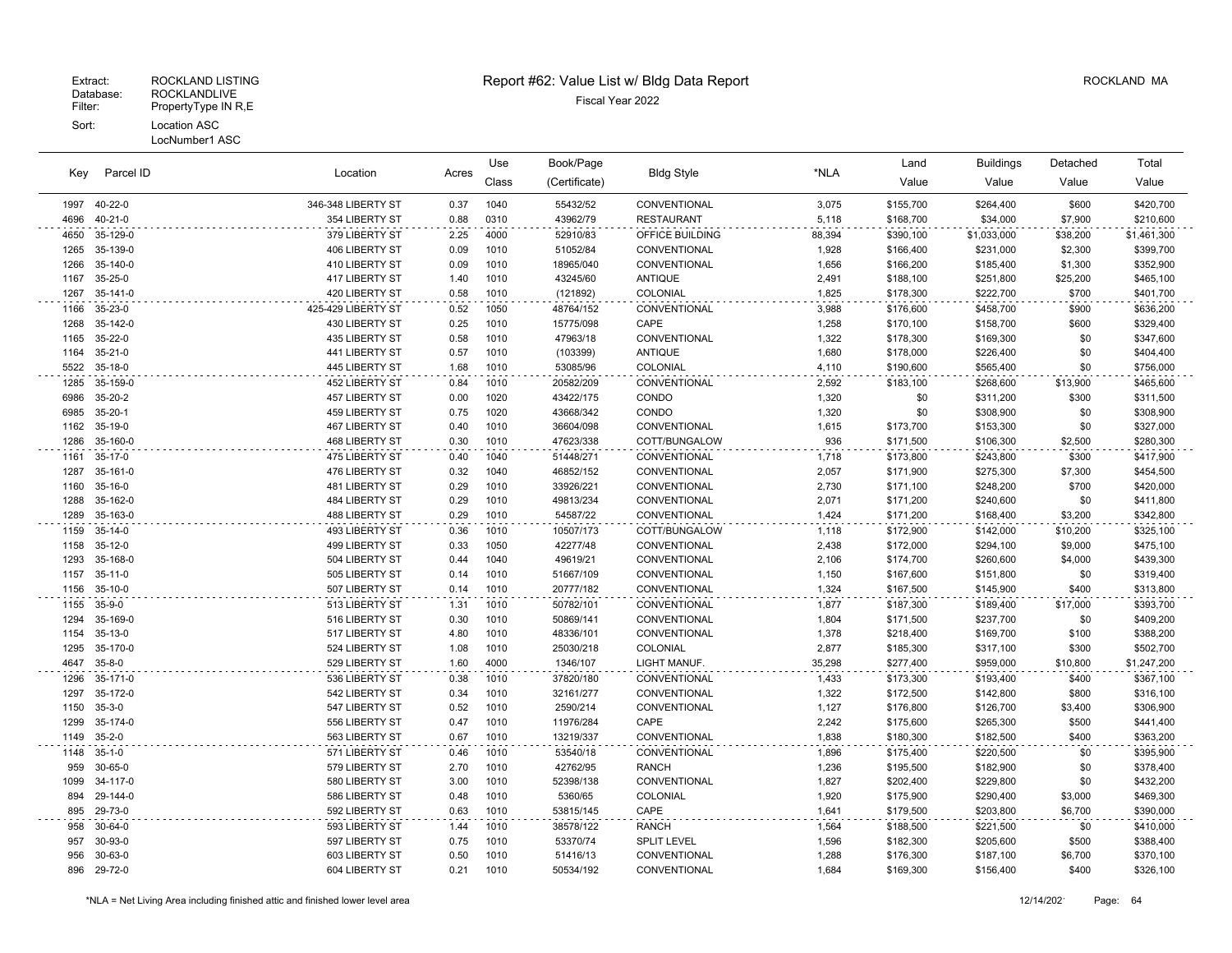Extract: ROCKLAND LISTING
Database: ROCKLANDLIVE
Filter: PropertyType IN R,E
Sort: Location ASC
LocNumber1 ASC

# Report #62: Value List w/ Bldg Data Report

Fiscal Year 2022

ROCKLAND MA

| Key | Parcel ID | Location | Acres | Use Class | Book/Page (Certificate) | Bldg Style | *NLA | Land Value | Buildings Value | Detached Value | Total Value |
|---|---|---|---|---|---|---|---|---|---|---|---|
| 1997 | 40-22-0 | 346-348 LIBERTY ST | 0.37 | 1040 | 55432/52 | CONVENTIONAL | 3,075 | $155,700 | $264,400 | $600 | $420,700 |
| 4696 | 40-21-0 | 354 LIBERTY ST | 0.88 | 0310 | 43962/79 | RESTAURANT | 5,118 | $168,700 | $34,000 | $7,900 | $210,600 |
| 4650 | 35-129-0 | 379 LIBERTY ST | 2.25 | 4000 | 52910/83 | OFFICE BUILDING | 88,394 | $390,100 | $1,033,000 | $38,200 | $1,461,300 |
| 1265 | 35-139-0 | 406 LIBERTY ST | 0.09 | 1010 | 51052/84 | CONVENTIONAL | 1,928 | $166,400 | $231,000 | $2,300 | $399,700 |
| 1266 | 35-140-0 | 410 LIBERTY ST | 0.09 | 1010 | 18965/040 | CONVENTIONAL | 1,656 | $166,200 | $185,400 | $1,300 | $352,900 |
| 1167 | 35-25-0 | 417 LIBERTY ST | 1.40 | 1010 | 43245/60 | ANTIQUE | 2,491 | $188,100 | $251,800 | $25,200 | $465,100 |
| 1267 | 35-141-0 | 420 LIBERTY ST | 0.58 | 1010 | (121892) | COLONIAL | 1,825 | $178,300 | $222,700 | $700 | $401,700 |
| 1166 | 35-23-0 | 425-429 LIBERTY ST | 0.52 | 1050 | 48764/152 | CONVENTIONAL | 3,988 | $176,600 | $458,700 | $900 | $636,200 |
| 1268 | 35-142-0 | 430 LIBERTY ST | 0.25 | 1010 | 15775/098 | CAPE | 1,258 | $170,100 | $158,700 | $600 | $329,400 |
| 1165 | 35-22-0 | 435 LIBERTY ST | 0.58 | 1010 | 47963/18 | CONVENTIONAL | 1,322 | $178,300 | $169,300 | $0 | $347,600 |
| 1164 | 35-21-0 | 441 LIBERTY ST | 0.57 | 1010 | (103399) | ANTIQUE | 1,680 | $178,000 | $226,400 | $0 | $404,400 |
| 5522 | 35-18-0 | 445 LIBERTY ST | 1.68 | 1010 | 53085/96 | COLONIAL | 4,110 | $190,600 | $565,400 | $0 | $756,000 |
| 1285 | 35-159-0 | 452 LIBERTY ST | 0.84 | 1010 | 20582/209 | CONVENTIONAL | 2,592 | $183,100 | $268,600 | $13,900 | $465,600 |
| 6986 | 35-20-2 | 457 LIBERTY ST | 0.00 | 1020 | 43422/175 | CONDO | 1,320 | $0 | $311,200 | $300 | $311,500 |
| 6985 | 35-20-1 | 459 LIBERTY ST | 0.75 | 1020 | 43668/342 | CONDO | 1,320 | $0 | $308,900 | $0 | $308,900 |
| 1162 | 35-19-0 | 467 LIBERTY ST | 0.40 | 1010 | 36604/098 | CONVENTIONAL | 1,615 | $173,700 | $153,300 | $0 | $327,000 |
| 1286 | 35-160-0 | 468 LIBERTY ST | 0.30 | 1010 | 47623/338 | COTT/BUNGALOW | 936 | $171,500 | $106,300 | $2,500 | $280,300 |
| 1161 | 35-17-0 | 475 LIBERTY ST | 0.40 | 1040 | 51448/271 | CONVENTIONAL | 1,718 | $173,800 | $243,800 | $300 | $417,900 |
| 1287 | 35-161-0 | 476 LIBERTY ST | 0.32 | 1040 | 46852/152 | CONVENTIONAL | 2,057 | $171,900 | $275,300 | $7,300 | $454,500 |
| 1160 | 35-16-0 | 481 LIBERTY ST | 0.29 | 1010 | 33926/221 | CONVENTIONAL | 2,730 | $171,100 | $248,200 | $700 | $420,000 |
| 1288 | 35-162-0 | 484 LIBERTY ST | 0.29 | 1010 | 49813/234 | CONVENTIONAL | 2,071 | $171,200 | $240,600 | $0 | $411,800 |
| 1289 | 35-163-0 | 488 LIBERTY ST | 0.29 | 1010 | 54587/22 | CONVENTIONAL | 1,424 | $171,200 | $168,400 | $3,200 | $342,800 |
| 1159 | 35-14-0 | 493 LIBERTY ST | 0.36 | 1010 | 10507/173 | COTT/BUNGALOW | 1,118 | $172,900 | $142,000 | $10,200 | $325,100 |
| 1158 | 35-12-0 | 499 LIBERTY ST | 0.33 | 1050 | 42277/48 | CONVENTIONAL | 2,438 | $172,000 | $294,100 | $9,000 | $475,100 |
| 1293 | 35-168-0 | 504 LIBERTY ST | 0.44 | 1040 | 49619/21 | CONVENTIONAL | 2,106 | $174,700 | $260,600 | $4,000 | $439,300 |
| 1157 | 35-11-0 | 505 LIBERTY ST | 0.14 | 1010 | 51667/109 | CONVENTIONAL | 1,150 | $167,600 | $151,800 | $0 | $319,400 |
| 1156 | 35-10-0 | 507 LIBERTY ST | 0.14 | 1010 | 20777/182 | CONVENTIONAL | 1,324 | $167,500 | $145,900 | $400 | $313,800 |
| 1155 | 35-9-0 | 513 LIBERTY ST | 1.31 | 1010 | 50782/101 | CONVENTIONAL | 1,877 | $187,300 | $189,400 | $17,000 | $393,700 |
| 1294 | 35-169-0 | 516 LIBERTY ST | 0.30 | 1010 | 50869/141 | CONVENTIONAL | 1,804 | $171,500 | $237,700 | $0 | $409,200 |
| 1154 | 35-13-0 | 517 LIBERTY ST | 4.80 | 1010 | 48336/101 | CONVENTIONAL | 1,378 | $218,400 | $169,700 | $100 | $388,200 |
| 1295 | 35-170-0 | 524 LIBERTY ST | 1.08 | 1010 | 25030/218 | COLONIAL | 2,877 | $185,300 | $317,100 | $300 | $502,700 |
| 4647 | 35-8-0 | 529 LIBERTY ST | 1.60 | 4000 | 1346/107 | LIGHT MANUF. | 35,298 | $277,400 | $959,000 | $10,800 | $1,247,200 |
| 1296 | 35-171-0 | 536 LIBERTY ST | 0.38 | 1010 | 37820/180 | CONVENTIONAL | 1,433 | $173,300 | $193,400 | $400 | $367,100 |
| 1297 | 35-172-0 | 542 LIBERTY ST | 0.34 | 1010 | 32161/277 | CONVENTIONAL | 1,322 | $172,500 | $142,800 | $800 | $316,100 |
| 1150 | 35-3-0 | 547 LIBERTY ST | 0.52 | 1010 | 2590/214 | CONVENTIONAL | 1,127 | $176,800 | $126,700 | $3,400 | $306,900 |
| 1299 | 35-174-0 | 556 LIBERTY ST | 0.47 | 1010 | 11976/284 | CAPE | 2,242 | $175,600 | $265,300 | $500 | $441,400 |
| 1149 | 35-2-0 | 563 LIBERTY ST | 0.67 | 1010 | 13219/337 | CONVENTIONAL | 1,838 | $180,300 | $182,500 | $400 | $363,200 |
| 1148 | 35-1-0 | 571 LIBERTY ST | 0.46 | 1010 | 53540/18 | CONVENTIONAL | 1,896 | $175,400 | $220,500 | $0 | $395,900 |
| 959 | 30-65-0 | 579 LIBERTY ST | 2.70 | 1010 | 42762/95 | RANCH | 1,236 | $195,500 | $182,900 | $0 | $378,400 |
| 1099 | 34-117-0 | 580 LIBERTY ST | 3.00 | 1010 | 52398/138 | CONVENTIONAL | 1,827 | $202,400 | $229,800 | $0 | $432,200 |
| 894 | 29-144-0 | 586 LIBERTY ST | 0.48 | 1010 | 5360/65 | COLONIAL | 1,920 | $175,900 | $290,400 | $3,000 | $469,300 |
| 895 | 29-73-0 | 592 LIBERTY ST | 0.63 | 1010 | 53815/145 | CAPE | 1,641 | $179,500 | $203,800 | $6,700 | $390,000 |
| 958 | 30-64-0 | 593 LIBERTY ST | 1.44 | 1010 | 38578/122 | RANCH | 1,564 | $188,500 | $221,500 | $0 | $410,000 |
| 957 | 30-93-0 | 597 LIBERTY ST | 0.75 | 1010 | 53370/74 | SPLIT LEVEL | 1,596 | $182,300 | $205,600 | $500 | $388,400 |
| 956 | 30-63-0 | 603 LIBERTY ST | 0.50 | 1010 | 51416/13 | CONVENTIONAL | 1,288 | $176,300 | $187,100 | $6,700 | $370,100 |
| 896 | 29-72-0 | 604 LIBERTY ST | 0.21 | 1010 | 50534/192 | CONVENTIONAL | 1,684 | $169,300 | $156,400 | $400 | $326,100 |

*NLA = Net Living Area including finished attic and finished lower level area

12/14/2021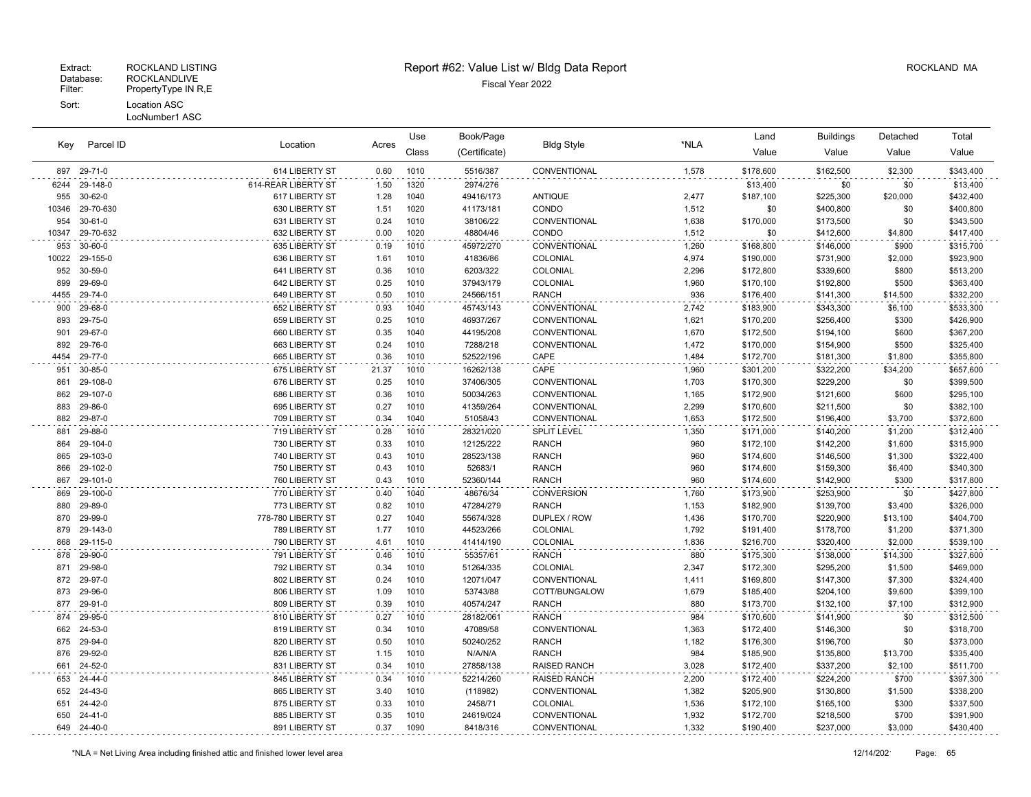Extract: ROCKLAND LISTING
Database: ROCKLANDLIVE
Filter: PropertyType IN R,E
Sort: Location ASC
LocNumber1 ASC

# Report #62: Value List w/ Bldg Data Report

Fiscal Year 2022

ROCKLAND MA

| Key | Parcel ID | Location | Acres | Use Class | Book/Page (Certificate) | Bldg Style | *NLA | Land Value | Buildings Value | Detached Value | Total Value |
|---|---|---|---|---|---|---|---|---|---|---|---|
| 897 | 29-71-0 | 614 LIBERTY ST | 0.60 | 1010 | 5516/387 | CONVENTIONAL | 1,578 | $178,600 | $162,500 | $2,300 | $343,400 |
| 6244 | 29-148-0 | 614-REAR LIBERTY ST | 1.50 | 1320 | 2974/276 | | | $13,400 | $0 | $0 | $13,400 |
| 955 | 30-62-0 | 617 LIBERTY ST | 1.28 | 1040 | 49416/173 | ANTIQUE | 2,477 | $187,100 | $225,300 | $20,000 | $432,400 |
| 10346 | 29-70-630 | 630 LIBERTY ST | 1.51 | 1020 | 41173/181 | CONDO | 1,512 | $0 | $400,800 | $0 | $400,800 |
| 954 | 30-61-0 | 631 LIBERTY ST | 0.24 | 1010 | 38106/22 | CONVENTIONAL | 1,638 | $170,000 | $173,500 | $0 | $343,500 |
| 10347 | 29-70-632 | 632 LIBERTY ST | 0.00 | 1020 | 48804/46 | CONDO | 1,512 | $0 | $412,600 | $4,800 | $417,400 |
| 953 | 30-60-0 | 635 LIBERTY ST | 0.19 | 1010 | 45972/270 | CONVENTIONAL | 1,260 | $168,800 | $146,000 | $900 | $315,700 |
| 10022 | 29-155-0 | 636 LIBERTY ST | 1.61 | 1010 | 41836/86 | COLONIAL | 4,974 | $190,000 | $731,900 | $2,000 | $923,900 |
| 952 | 30-59-0 | 641 LIBERTY ST | 0.36 | 1010 | 6203/322 | COLONIAL | 2,296 | $172,800 | $339,600 | $800 | $513,200 |
| 899 | 29-69-0 | 642 LIBERTY ST | 0.25 | 1010 | 37943/179 | COLONIAL | 1,960 | $170,100 | $192,800 | $500 | $363,400 |
| 4455 | 29-74-0 | 649 LIBERTY ST | 0.50 | 1010 | 24566/151 | RANCH | 936 | $176,400 | $141,300 | $14,500 | $332,200 |
| 900 | 29-68-0 | 652 LIBERTY ST | 0.93 | 1040 | 45743/143 | CONVENTIONAL | 2,742 | $183,900 | $343,300 | $6,100 | $533,300 |
| 893 | 29-75-0 | 659 LIBERTY ST | 0.25 | 1010 | 46937/267 | CONVENTIONAL | 1,621 | $170,200 | $256,400 | $300 | $426,900 |
| 901 | 29-67-0 | 660 LIBERTY ST | 0.35 | 1040 | 44195/208 | CONVENTIONAL | 1,670 | $172,500 | $194,100 | $600 | $367,200 |
| 892 | 29-76-0 | 663 LIBERTY ST | 0.24 | 1010 | 7288/218 | CONVENTIONAL | 1,472 | $170,000 | $154,900 | $500 | $325,400 |
| 4454 | 29-77-0 | 665 LIBERTY ST | 0.36 | 1010 | 52522/196 | CAPE | 1,484 | $172,700 | $181,300 | $1,800 | $355,800 |
| 951 | 30-85-0 | 675 LIBERTY ST | 21.37 | 1010 | 16262/138 | CAPE | 1,960 | $301,200 | $322,200 | $34,200 | $657,600 |
| 861 | 29-108-0 | 676 LIBERTY ST | 0.25 | 1010 | 37406/305 | CONVENTIONAL | 1,703 | $170,300 | $229,200 | $0 | $399,500 |
| 862 | 29-107-0 | 686 LIBERTY ST | 0.36 | 1010 | 50034/263 | CONVENTIONAL | 1,165 | $172,900 | $121,600 | $600 | $295,100 |
| 883 | 29-86-0 | 695 LIBERTY ST | 0.27 | 1010 | 41359/264 | CONVENTIONAL | 2,299 | $170,600 | $211,500 | $0 | $382,100 |
| 882 | 29-87-0 | 709 LIBERTY ST | 0.34 | 1040 | 51058/43 | CONVENTIONAL | 1,653 | $172,500 | $196,400 | $3,700 | $372,600 |
| 881 | 29-88-0 | 719 LIBERTY ST | 0.28 | 1010 | 28321/020 | SPLIT LEVEL | 1,350 | $171,000 | $140,200 | $1,200 | $312,400 |
| 864 | 29-104-0 | 730 LIBERTY ST | 0.33 | 1010 | 12125/222 | RANCH | 960 | $172,100 | $142,200 | $1,600 | $315,900 |
| 865 | 29-103-0 | 740 LIBERTY ST | 0.43 | 1010 | 28523/138 | RANCH | 960 | $174,600 | $146,500 | $1,300 | $322,400 |
| 866 | 29-102-0 | 750 LIBERTY ST | 0.43 | 1010 | 52683/1 | RANCH | 960 | $174,600 | $159,300 | $6,400 | $340,300 |
| 867 | 29-101-0 | 760 LIBERTY ST | 0.43 | 1010 | 52360/144 | RANCH | 960 | $174,600 | $142,900 | $300 | $317,800 |
| 869 | 29-100-0 | 770 LIBERTY ST | 0.40 | 1040 | 48676/34 | CONVERSION | 1,760 | $173,900 | $253,900 | $0 | $427,800 |
| 880 | 29-89-0 | 773 LIBERTY ST | 0.82 | 1010 | 47284/279 | RANCH | 1,153 | $182,900 | $139,700 | $3,400 | $326,000 |
| 870 | 29-99-0 | 778-780 LIBERTY ST | 0.27 | 1040 | 55674/328 | DUPLEX / ROW | 1,436 | $170,700 | $220,900 | $13,100 | $404,700 |
| 879 | 29-143-0 | 789 LIBERTY ST | 1.77 | 1010 | 44523/266 | COLONIAL | 1,792 | $191,400 | $178,700 | $1,200 | $371,300 |
| 868 | 29-115-0 | 790 LIBERTY ST | 4.61 | 1010 | 41414/190 | COLONIAL | 1,836 | $216,700 | $320,400 | $2,000 | $539,100 |
| 878 | 29-90-0 | 791 LIBERTY ST | 0.46 | 1010 | 55357/61 | RANCH | 880 | $175,300 | $138,000 | $14,300 | $327,600 |
| 871 | 29-98-0 | 792 LIBERTY ST | 0.34 | 1010 | 51264/335 | COLONIAL | 2,347 | $172,300 | $295,200 | $1,500 | $469,000 |
| 872 | 29-97-0 | 802 LIBERTY ST | 0.24 | 1010 | 12071/047 | CONVENTIONAL | 1,411 | $169,800 | $147,300 | $7,300 | $324,400 |
| 873 | 29-96-0 | 806 LIBERTY ST | 1.09 | 1010 | 53743/88 | COTT/BUNGALOW | 1,679 | $185,400 | $204,100 | $9,600 | $399,100 |
| 877 | 29-91-0 | 809 LIBERTY ST | 0.39 | 1010 | 40574/247 | RANCH | 880 | $173,700 | $132,100 | $7,100 | $312,900 |
| 874 | 29-95-0 | 810 LIBERTY ST | 0.27 | 1010 | 28182/061 | RANCH | 984 | $170,600 | $141,900 | $0 | $312,500 |
| 662 | 24-53-0 | 819 LIBERTY ST | 0.34 | 1010 | 47089/58 | CONVENTIONAL | 1,363 | $172,400 | $146,300 | $0 | $318,700 |
| 875 | 29-94-0 | 820 LIBERTY ST | 0.50 | 1010 | 50240/252 | RANCH | 1,182 | $176,300 | $196,700 | $0 | $373,000 |
| 876 | 29-92-0 | 826 LIBERTY ST | 1.15 | 1010 | N/A/N/A | RANCH | 984 | $185,900 | $135,800 | $13,700 | $335,400 |
| 661 | 24-52-0 | 831 LIBERTY ST | 0.34 | 1010 | 27858/138 | RAISED RANCH | 3,028 | $172,400 | $337,200 | $2,100 | $511,700 |
| 653 | 24-44-0 | 845 LIBERTY ST | 0.34 | 1010 | 52214/260 | RAISED RANCH | 2,200 | $172,400 | $224,200 | $700 | $397,300 |
| 652 | 24-43-0 | 865 LIBERTY ST | 3.40 | 1010 | (118982) | CONVENTIONAL | 1,382 | $205,900 | $130,800 | $1,500 | $338,200 |
| 651 | 24-42-0 | 875 LIBERTY ST | 0.33 | 1010 | 2458/71 | COLONIAL | 1,536 | $172,100 | $165,100 | $300 | $337,500 |
| 650 | 24-41-0 | 885 LIBERTY ST | 0.35 | 1010 | 24619/024 | CONVENTIONAL | 1,932 | $172,700 | $218,500 | $700 | $391,900 |
| 649 | 24-40-0 | 891 LIBERTY ST | 0.37 | 1090 | 8418/316 | CONVENTIONAL | 1,332 | $190,400 | $237,000 | $3,000 | $430,400 |

*NLA = Net Living Area including finished attic and finished lower level area

12/14/202·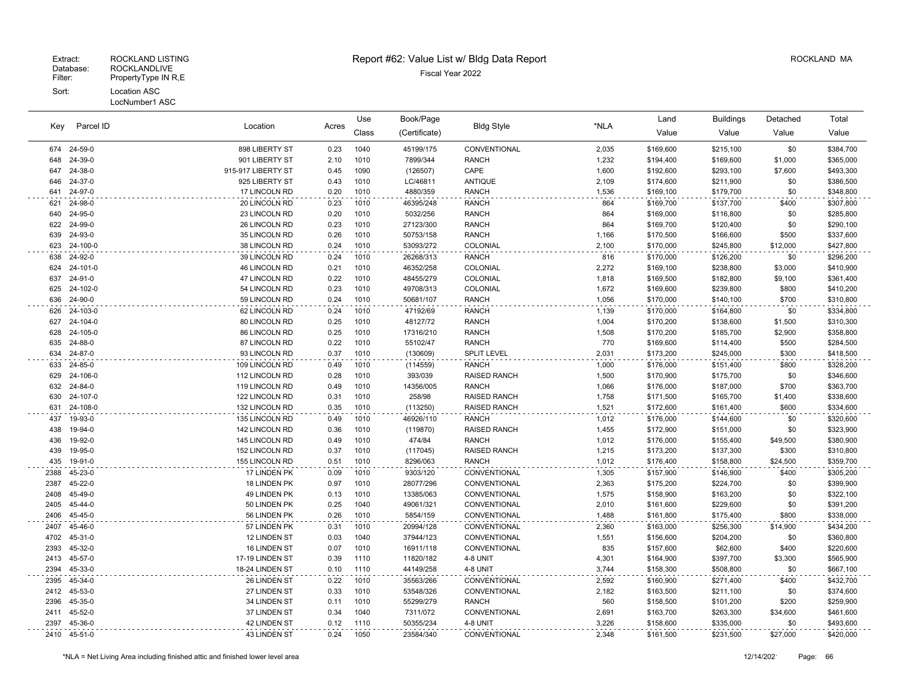Extract: ROCKLAND LISTING
Database: ROCKLANDLIVE
Filter: PropertyType IN R,E
Sort: Location ASC
LocNumber1 ASC

# Report #62: Value List w/ Bldg Data Report

Fiscal Year 2022

ROCKLAND MA

| Key | Parcel ID | Location | Acres | Use Class | Book/Page (Certificate) | Bldg Style | *NLA | Land Value | Buildings Value | Detached Value | Total Value |
|---|---|---|---|---|---|---|---|---|---|---|---|
| 674 | 24-59-0 | 898 LIBERTY ST | 0.23 | 1040 | 45199/175 | CONVENTIONAL | 2,035 | $169,600 | $215,100 | $0 | $384,700 |
| 648 | 24-39-0 | 901 LIBERTY ST | 2.10 | 1010 | 7899/344 | RANCH | 1,232 | $194,400 | $169,600 | $1,000 | $365,000 |
| 647 | 24-38-0 | 915-917 LIBERTY ST | 0.45 | 1090 | (126507) | CAPE | 1,600 | $192,600 | $293,100 | $7,600 | $493,300 |
| 646 | 24-37-0 | 925 LIBERTY ST | 0.43 | 1010 | LC/46811 | ANTIQUE | 2,109 | $174,600 | $211,900 | $0 | $386,500 |
| 641 | 24-97-0 | 17 LINCOLN RD | 0.20 | 1010 | 4880/359 | RANCH | 1,536 | $169,100 | $179,700 | $0 | $348,800 |
| 621 | 24-98-0 | 20 LINCOLN RD | 0.23 | 1010 | 46395/248 | RANCH | 864 | $169,700 | $137,700 | $400 | $307,800 |
| 640 | 24-95-0 | 23 LINCOLN RD | 0.20 | 1010 | 5032/256 | RANCH | 864 | $169,000 | $116,800 | $0 | $285,800 |
| 622 | 24-99-0 | 26 LINCOLN RD | 0.23 | 1010 | 27123/300 | RANCH | 864 | $169,700 | $120,400 | $0 | $290,100 |
| 639 | 24-93-0 | 35 LINCOLN RD | 0.26 | 1010 | 50753/158 | RANCH | 1,166 | $170,500 | $166,600 | $500 | $337,600 |
| 623 | 24-100-0 | 38 LINCOLN RD | 0.24 | 1010 | 53093/272 | COLONIAL | 2,100 | $170,000 | $245,800 | $12,000 | $427,800 |
| 638 | 24-92-0 | 39 LINCOLN RD | 0.24 | 1010 | 26268/313 | RANCH | 816 | $170,000 | $126,200 | $0 | $296,200 |
| 624 | 24-101-0 | 46 LINCOLN RD | 0.21 | 1010 | 46352/258 | COLONIAL | 2,272 | $169,100 | $238,800 | $3,000 | $410,900 |
| 637 | 24-91-0 | 47 LINCOLN RD | 0.22 | 1010 | 48455/279 | COLONIAL | 1,818 | $169,500 | $182,800 | $9,100 | $361,400 |
| 625 | 24-102-0 | 54 LINCOLN RD | 0.23 | 1010 | 49708/313 | COLONIAL | 1,672 | $169,600 | $239,800 | $800 | $410,200 |
| 636 | 24-90-0 | 59 LINCOLN RD | 0.24 | 1010 | 50681/107 | RANCH | 1,056 | $170,000 | $140,100 | $700 | $310,800 |
| 626 | 24-103-0 | 62 LINCOLN RD | 0.24 | 1010 | 47192/69 | RANCH | 1,139 | $170,000 | $164,800 | $0 | $334,800 |
| 627 | 24-104-0 | 80 LINCOLN RD | 0.25 | 1010 | 48127/72 | RANCH | 1,004 | $170,200 | $138,600 | $1,500 | $310,300 |
| 628 | 24-105-0 | 86 LINCOLN RD | 0.25 | 1010 | 17316/210 | RANCH | 1,508 | $170,200 | $185,700 | $2,900 | $358,800 |
| 635 | 24-88-0 | 87 LINCOLN RD | 0.22 | 1010 | 55102/47 | RANCH | 770 | $169,600 | $114,400 | $500 | $284,500 |
| 634 | 24-87-0 | 93 LINCOLN RD | 0.37 | 1010 | (130609) | SPLIT LEVEL | 2,031 | $173,200 | $245,000 | $300 | $418,500 |
| 633 | 24-85-0 | 109 LINCOLN RD | 0.49 | 1010 | (114559) | RANCH | 1,000 | $176,000 | $151,400 | $800 | $328,200 |
| 629 | 24-106-0 | 112 LINCOLN RD | 0.28 | 1010 | 393/039 | RAISED RANCH | 1,500 | $170,900 | $175,700 | $0 | $346,600 |
| 632 | 24-84-0 | 119 LINCOLN RD | 0.49 | 1010 | 14356/005 | RANCH | 1,066 | $176,000 | $187,000 | $700 | $363,700 |
| 630 | 24-107-0 | 122 LINCOLN RD | 0.31 | 1010 | 258/98 | RAISED RANCH | 1,758 | $171,500 | $165,700 | $1,400 | $338,600 |
| 631 | 24-108-0 | 132 LINCOLN RD | 0.35 | 1010 | (113250) | RAISED RANCH | 1,521 | $172,600 | $161,400 | $600 | $334,600 |
| 437 | 19-93-0 | 135 LINCOLN RD | 0.49 | 1010 | 46926/110 | RANCH | 1,012 | $176,000 | $144,600 | $0 | $320,600 |
| 438 | 19-94-0 | 142 LINCOLN RD | 0.36 | 1010 | (119870) | RAISED RANCH | 1,455 | $172,900 | $151,000 | $0 | $323,900 |
| 436 | 19-92-0 | 145 LINCOLN RD | 0.49 | 1010 | 474/84 | RANCH | 1,012 | $176,000 | $155,400 | $49,500 | $380,900 |
| 439 | 19-95-0 | 152 LINCOLN RD | 0.37 | 1010 | (117045) | RAISED RANCH | 1,215 | $173,200 | $137,300 | $300 | $310,800 |
| 435 | 19-91-0 | 155 LINCOLN RD | 0.51 | 1010 | 8296/063 | RANCH | 1,012 | $176,400 | $158,800 | $24,500 | $359,700 |
| 2388 | 45-23-0 | 17 LINDEN PK | 0.09 | 1010 | 9303/120 | CONVENTIONAL | 1,305 | $157,900 | $146,900 | $400 | $305,200 |
| 2387 | 45-22-0 | 18 LINDEN PK | 0.97 | 1010 | 28077/296 | CONVENTIONAL | 2,363 | $175,200 | $224,700 | $0 | $399,900 |
| 2408 | 45-49-0 | 49 LINDEN PK | 0.13 | 1010 | 13385/063 | CONVENTIONAL | 1,575 | $158,900 | $163,200 | $0 | $322,100 |
| 2405 | 45-44-0 | 50 LINDEN PK | 0.25 | 1040 | 49061/321 | CONVENTIONAL | 2,010 | $161,600 | $229,600 | $0 | $391,200 |
| 2406 | 45-45-0 | 56 LINDEN PK | 0.26 | 1010 | 5854/159 | CONVENTIONAL | 1,488 | $161,800 | $175,400 | $800 | $338,000 |
| 2407 | 45-46-0 | 57 LINDEN PK | 0.31 | 1010 | 20994/128 | CONVENTIONAL | 2,360 | $163,000 | $256,300 | $14,900 | $434,200 |
| 4702 | 45-31-0 | 12 LINDEN ST | 0.03 | 1040 | 37944/123 | CONVENTIONAL | 1,551 | $156,600 | $204,200 | $0 | $360,800 |
| 2393 | 45-32-0 | 16 LINDEN ST | 0.07 | 1010 | 16911/118 | CONVENTIONAL | 835 | $157,600 | $62,600 | $400 | $220,600 |
| 2413 | 45-57-0 | 17-19 LINDEN ST | 0.39 | 1110 | 11820/182 | 4-8 UNIT | 4,301 | $164,900 | $397,700 | $3,300 | $565,900 |
| 2394 | 45-33-0 | 18-24 LINDEN ST | 0.10 | 1110 | 44149/258 | 4-8 UNIT | 3,744 | $158,300 | $508,800 | $0 | $667,100 |
| 2395 | 45-34-0 | 26 LINDEN ST | 0.22 | 1010 | 35563/266 | CONVENTIONAL | 2,592 | $160,900 | $271,400 | $400 | $432,700 |
| 2412 | 45-53-0 | 27 LINDEN ST | 0.33 | 1010 | 53548/326 | CONVENTIONAL | 2,182 | $163,500 | $211,100 | $0 | $374,600 |
| 2396 | 45-35-0 | 34 LINDEN ST | 0.11 | 1010 | 55299/279 | RANCH | 560 | $158,500 | $101,200 | $200 | $259,900 |
| 2411 | 45-52-0 | 37 LINDEN ST | 0.34 | 1040 | 7311/072 | CONVENTIONAL | 2,691 | $163,700 | $263,300 | $34,600 | $461,600 |
| 2397 | 45-36-0 | 42 LINDEN ST | 0.12 | 1110 | 50355/234 | 4-8 UNIT | 3,226 | $158,600 | $335,000 | $0 | $493,600 |
| 2410 | 45-51-0 | 43 LINDEN ST | 0.24 | 1050 | 23584/340 | CONVENTIONAL | 2,348 | $161,500 | $231,500 | $27,000 | $420,000 |

*NLA = Net Living Area including finished attic and finished lower level area

12/14/202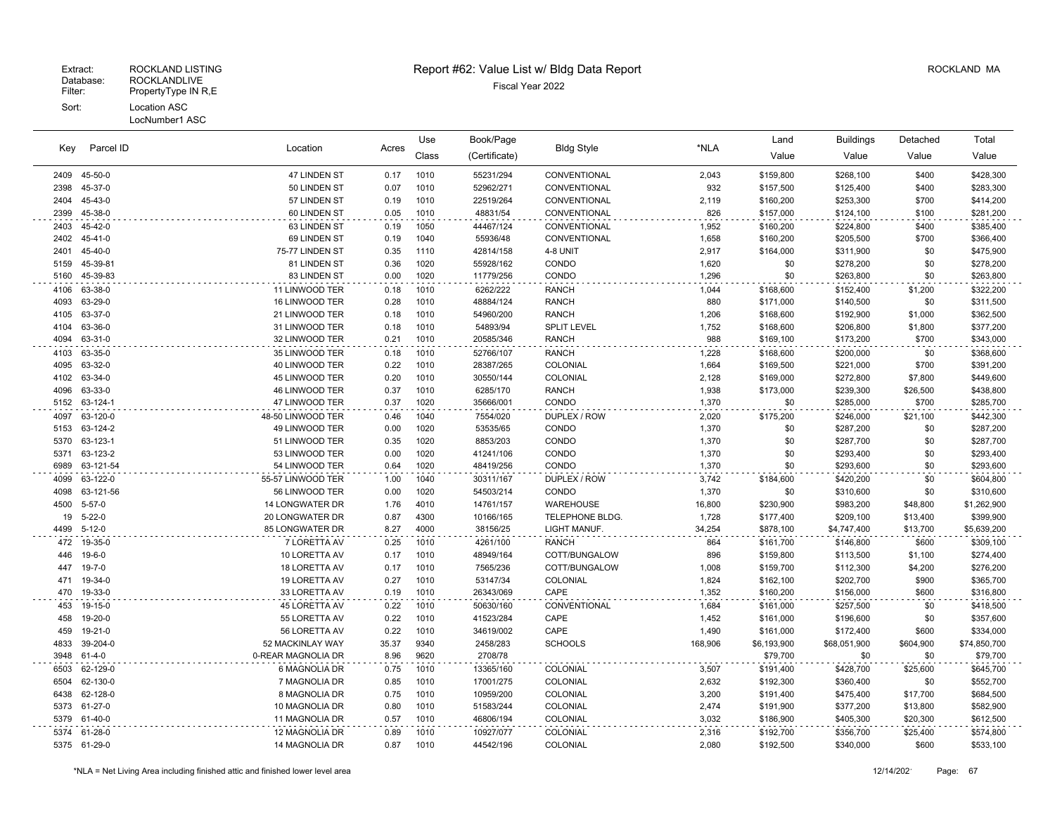Extract: ROCKLAND LISTING
Database: ROCKLANDLIVE
Filter: PropertyType IN R,E
Sort: Location ASC
LocNumber1 ASC

# Report #62: Value List w/ Bldg Data Report

Fiscal Year 2022

ROCKLAND MA

| Key | Parcel ID | Location | Acres | Use Class | Book/Page (Certificate) | Bldg Style | *NLA | Land Value | Buildings Value | Detached Value | Total Value |
|---|---|---|---|---|---|---|---|---|---|---|---|
| 2409 | 45-50-0 | 47 LINDEN ST | 0.17 | 1010 | 55231/294 | CONVENTIONAL | 2,043 | $159,800 | $268,100 | $400 | $428,300 |
| 2398 | 45-37-0 | 50 LINDEN ST | 0.07 | 1010 | 52962/271 | CONVENTIONAL | 932 | $157,500 | $125,400 | $400 | $283,300 |
| 2404 | 45-43-0 | 57 LINDEN ST | 0.19 | 1010 | 22519/264 | CONVENTIONAL | 2,119 | $160,200 | $253,300 | $700 | $414,200 |
| 2399 | 45-38-0 | 60 LINDEN ST | 0.05 | 1010 | 48831/54 | CONVENTIONAL | 826 | $157,000 | $124,100 | $100 | $281,200 |
| 2403 | 45-42-0 | 63 LINDEN ST | 0.19 | 1050 | 44467/124 | CONVENTIONAL | 1,952 | $160,200 | $224,800 | $400 | $385,400 |
| 2402 | 45-41-0 | 69 LINDEN ST | 0.19 | 1040 | 55936/48 | CONVENTIONAL | 1,658 | $160,200 | $205,500 | $700 | $366,400 |
| 2401 | 45-40-0 | 75-77 LINDEN ST | 0.35 | 1110 | 42814/158 | 4-8 UNIT | 2,917 | $164,000 | $311,900 | $0 | $475,900 |
| 5159 | 45-39-81 | 81 LINDEN ST | 0.36 | 1020 | 55928/162 | CONDO | 1,620 | $0 | $278,200 | $0 | $278,200 |
| 5160 | 45-39-83 | 83 LINDEN ST | 0.00 | 1020 | 11779/256 | CONDO | 1,296 | $0 | $263,800 | $0 | $263,800 |
| 4106 | 63-38-0 | 11 LINWOOD TER | 0.18 | 1010 | 6262/222 | RANCH | 1,044 | $168,600 | $152,400 | $1,200 | $322,200 |
| 4093 | 63-29-0 | 16 LINWOOD TER | 0.28 | 1010 | 48884/124 | RANCH | 880 | $171,000 | $140,500 | $0 | $311,500 |
| 4105 | 63-37-0 | 21 LINWOOD TER | 0.18 | 1010 | 54960/200 | RANCH | 1,206 | $168,600 | $192,900 | $1,000 | $362,500 |
| 4104 | 63-36-0 | 31 LINWOOD TER | 0.18 | 1010 | 54893/94 | SPLIT LEVEL | 1,752 | $168,600 | $206,800 | $1,800 | $377,200 |
| 4094 | 63-31-0 | 32 LINWOOD TER | 0.21 | 1010 | 20585/346 | RANCH | 988 | $169,100 | $173,200 | $700 | $343,000 |
| 4103 | 63-35-0 | 35 LINWOOD TER | 0.18 | 1010 | 52766/107 | RANCH | 1,228 | $168,600 | $200,000 | $0 | $368,600 |
| 4095 | 63-32-0 | 40 LINWOOD TER | 0.22 | 1010 | 28387/265 | COLONIAL | 1,664 | $169,500 | $221,000 | $700 | $391,200 |
| 4102 | 63-34-0 | 45 LINWOOD TER | 0.20 | 1010 | 30550/144 | COLONIAL | 2,128 | $169,000 | $272,800 | $7,800 | $449,600 |
| 4096 | 63-33-0 | 46 LINWOOD TER | 0.37 | 1010 | 6285/170 | RANCH | 1,938 | $173,000 | $239,300 | $26,500 | $438,800 |
| 5152 | 63-124-1 | 47 LINWOOD TER | 0.37 | 1020 | 35666/001 | CONDO | 1,370 | $0 | $285,000 | $700 | $285,700 |
| 4097 | 63-120-0 | 48-50 LINWOOD TER | 0.46 | 1040 | 7554/020 | DUPLEX / ROW | 2,020 | $175,200 | $246,000 | $21,100 | $442,300 |
| 5153 | 63-124-2 | 49 LINWOOD TER | 0.00 | 1020 | 53535/65 | CONDO | 1,370 | $0 | $287,200 | $0 | $287,200 |
| 5370 | 63-123-1 | 51 LINWOOD TER | 0.35 | 1020 | 8853/203 | CONDO | 1,370 | $0 | $287,700 | $0 | $287,700 |
| 5371 | 63-123-2 | 53 LINWOOD TER | 0.00 | 1020 | 41241/106 | CONDO | 1,370 | $0 | $293,400 | $0 | $293,400 |
| 6989 | 63-121-54 | 54 LINWOOD TER | 0.64 | 1020 | 48419/256 | CONDO | 1,370 | $0 | $293,600 | $0 | $293,600 |
| 4099 | 63-122-0 | 55-57 LINWOOD TER | 1.00 | 1040 | 30311/167 | DUPLEX / ROW | 3,742 | $184,600 | $420,200 | $0 | $604,800 |
| 4098 | 63-121-56 | 56 LINWOOD TER | 0.00 | 1020 | 54503/214 | CONDO | 1,370 | $0 | $310,600 | $0 | $310,600 |
| 4500 | 5-57-0 | 14 LONGWATER DR | 1.76 | 4010 | 14761/157 | WAREHOUSE | 16,800 | $230,900 | $983,200 | $48,800 | $1,262,900 |
| 19 | 5-22-0 | 20 LONGWATER DR | 0.87 | 4300 | 10166/165 | TELEPHONE BLDG. | 1,728 | $177,400 | $209,100 | $13,400 | $399,900 |
| 4499 | 5-12-0 | 85 LONGWATER DR | 8.27 | 4000 | 38156/25 | LIGHT MANUF. | 34,254 | $878,100 | $4,747,400 | $13,700 | $5,639,200 |
| 472 | 19-35-0 | 7 LORETTA AV | 0.25 | 1010 | 4261/100 | RANCH | 864 | $161,700 | $146,800 | $600 | $309,100 |
| 446 | 19-6-0 | 10 LORETTA AV | 0.17 | 1010 | 48949/164 | COTT/BUNGALOW | 896 | $159,800 | $113,500 | $1,100 | $274,400 |
| 447 | 19-7-0 | 18 LORETTA AV | 0.17 | 1010 | 7565/236 | COTT/BUNGALOW | 1,008 | $159,700 | $112,300 | $4,200 | $276,200 |
| 471 | 19-34-0 | 19 LORETTA AV | 0.27 | 1010 | 53147/34 | COLONIAL | 1,824 | $162,100 | $202,700 | $900 | $365,700 |
| 470 | 19-33-0 | 33 LORETTA AV | 0.19 | 1010 | 26343/069 | CAPE | 1,352 | $160,200 | $156,000 | $600 | $316,800 |
| 453 | 19-15-0 | 45 LORETTA AV | 0.22 | 1010 | 50630/160 | CONVENTIONAL | 1,684 | $161,000 | $257,500 | $0 | $418,500 |
| 458 | 19-20-0 | 55 LORETTA AV | 0.22 | 1010 | 41523/284 | CAPE | 1,452 | $161,000 | $196,600 | $0 | $357,600 |
| 459 | 19-21-0 | 56 LORETTA AV | 0.22 | 1010 | 34619/002 | CAPE | 1,490 | $161,000 | $172,400 | $600 | $334,000 |
| 4833 | 39-204-0 | 52 MACKINLAY WAY | 35.37 | 9340 | 2458/283 | SCHOOLS | 168,906 | $6,193,900 | $68,051,900 | $604,900 | $74,850,700 |
| 3948 | 61-4-0 | 0-REAR MAGNOLIA DR | 8.96 | 9620 | 2708/78 | | | $79,700 | $0 | $0 | $79,700 |
| 6503 | 62-129-0 | 6 MAGNOLIA DR | 0.75 | 1010 | 13365/160 | COLONIAL | 3,507 | $191,400 | $428,700 | $25,600 | $645,700 |
| 6504 | 62-130-0 | 7 MAGNOLIA DR | 0.85 | 1010 | 17001/275 | COLONIAL | 2,632 | $192,300 | $360,400 | $0 | $552,700 |
| 6438 | 62-128-0 | 8 MAGNOLIA DR | 0.75 | 1010 | 10959/200 | COLONIAL | 3,200 | $191,400 | $475,400 | $17,700 | $684,500 |
| 5373 | 61-27-0 | 10 MAGNOLIA DR | 0.80 | 1010 | 51583/244 | COLONIAL | 2,474 | $191,900 | $377,200 | $13,800 | $582,900 |
| 5379 | 61-40-0 | 11 MAGNOLIA DR | 0.57 | 1010 | 46806/194 | COLONIAL | 3,032 | $186,900 | $405,300 | $20,300 | $612,500 |
| 5374 | 61-28-0 | 12 MAGNOLIA DR | 0.89 | 1010 | 10927/077 | COLONIAL | 2,316 | $192,700 | $356,700 | $25,400 | $574,800 |
| 5375 | 61-29-0 | 14 MAGNOLIA DR | 0.87 | 1010 | 44542/196 | COLONIAL | 2,080 | $192,500 | $340,000 | $600 | $533,100 |

*NLA = Net Living Area including finished attic and finished lower level area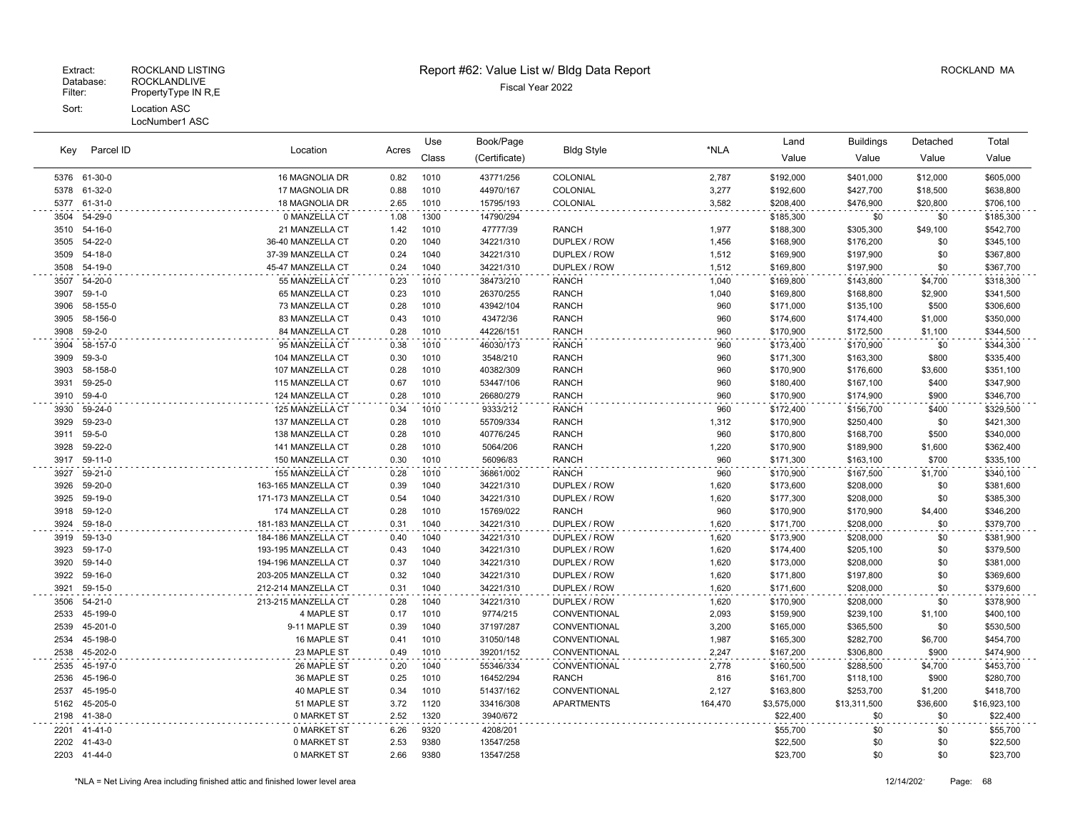Extract: ROCKLAND LISTING
Database: ROCKLANDLIVE
Filter: PropertyType IN R,E
Sort: Location ASC
LocNumber1 ASC

# Report #62: Value List w/ Bldg Data Report

Fiscal Year 2022

ROCKLAND MA

| Key | Parcel ID | Location | Acres | Use Class | Book/Page (Certificate) | Bldg Style | *NLA | Land Value | Buildings Value | Detached Value | Total Value |
|---|---|---|---|---|---|---|---|---|---|---|---|
| 5376 | 61-30-0 | 16 MAGNOLIA DR | 0.82 | 1010 | 43771/256 | COLONIAL | 2,787 | $192,000 | $401,000 | $12,000 | $605,000 |
| 5378 | 61-32-0 | 17 MAGNOLIA DR | 0.88 | 1010 | 44970/167 | COLONIAL | 3,277 | $192,600 | $427,700 | $18,500 | $638,800 |
| 5377 | 61-31-0 | 18 MAGNOLIA DR | 2.65 | 1010 | 15795/193 | COLONIAL | 3,582 | $208,400 | $476,900 | $20,800 | $706,100 |
| 3504 | 54-29-0 | 0 MANZELLA CT | 1.08 | 1300 | 14790/294 | | | $185,300 | $0 | $0 | $185,300 |
| 3510 | 54-16-0 | 21 MANZELLA CT | 1.42 | 1010 | 47777/39 | RANCH | 1,977 | $188,300 | $305,300 | $49,100 | $542,700 |
| 3505 | 54-22-0 | 36-40 MANZELLA CT | 0.20 | 1040 | 34221/310 | DUPLEX / ROW | 1,456 | $168,900 | $176,200 | $0 | $345,100 |
| 3509 | 54-18-0 | 37-39 MANZELLA CT | 0.24 | 1040 | 34221/310 | DUPLEX / ROW | 1,512 | $169,900 | $197,900 | $0 | $367,800 |
| 3508 | 54-19-0 | 45-47 MANZELLA CT | 0.24 | 1040 | 34221/310 | DUPLEX / ROW | 1,512 | $169,800 | $197,900 | $0 | $367,700 |
| 3507 | 54-20-0 | 55 MANZELLA CT | 0.23 | 1010 | 38473/210 | RANCH | 1,040 | $169,800 | $143,800 | $4,700 | $318,300 |
| 3907 | 59-1-0 | 65 MANZELLA CT | 0.23 | 1010 | 26370/255 | RANCH | 1,040 | $169,800 | $168,800 | $2,900 | $341,500 |
| 3906 | 58-155-0 | 73 MANZELLA CT | 0.28 | 1010 | 43942/104 | RANCH | 960 | $171,000 | $135,100 | $500 | $306,600 |
| 3905 | 58-156-0 | 83 MANZELLA CT | 0.43 | 1010 | 43472/36 | RANCH | 960 | $174,600 | $174,400 | $1,000 | $350,000 |
| 3908 | 59-2-0 | 84 MANZELLA CT | 0.28 | 1010 | 44226/151 | RANCH | 960 | $170,900 | $172,500 | $1,100 | $344,500 |
| 3904 | 58-157-0 | 95 MANZELLA CT | 0.38 | 1010 | 46030/173 | RANCH | 960 | $173,400 | $170,900 | $0 | $344,300 |
| 3909 | 59-3-0 | 104 MANZELLA CT | 0.30 | 1010 | 3548/210 | RANCH | 960 | $171,300 | $163,300 | $800 | $335,400 |
| 3903 | 58-158-0 | 107 MANZELLA CT | 0.28 | 1010 | 40382/309 | RANCH | 960 | $170,900 | $176,600 | $3,600 | $351,100 |
| 3931 | 59-25-0 | 115 MANZELLA CT | 0.67 | 1010 | 53447/106 | RANCH | 960 | $180,400 | $167,100 | $400 | $347,900 |
| 3910 | 59-4-0 | 124 MANZELLA CT | 0.28 | 1010 | 26680/279 | RANCH | 960 | $170,900 | $174,900 | $900 | $346,700 |
| 3930 | 59-24-0 | 125 MANZELLA CT | 0.34 | 1010 | 9333/212 | RANCH | 960 | $172,400 | $156,700 | $400 | $329,500 |
| 3929 | 59-23-0 | 137 MANZELLA CT | 0.28 | 1010 | 55709/334 | RANCH | 1,312 | $170,900 | $250,400 | $0 | $421,300 |
| 3911 | 59-5-0 | 138 MANZELLA CT | 0.28 | 1010 | 40776/245 | RANCH | 960 | $170,800 | $168,700 | $500 | $340,000 |
| 3928 | 59-22-0 | 141 MANZELLA CT | 0.28 | 1010 | 5064/206 | RANCH | 1,220 | $170,900 | $189,900 | $1,600 | $362,400 |
| 3917 | 59-11-0 | 150 MANZELLA CT | 0.30 | 1010 | 56096/83 | RANCH | 960 | $171,300 | $163,100 | $700 | $335,100 |
| 3927 | 59-21-0 | 155 MANZELLA CT | 0.28 | 1010 | 36861/002 | RANCH | 960 | $170,900 | $167,500 | $1,700 | $340,100 |
| 3926 | 59-20-0 | 163-165 MANZELLA CT | 0.39 | 1040 | 34221/310 | DUPLEX / ROW | 1,620 | $173,600 | $208,000 | $0 | $381,600 |
| 3925 | 59-19-0 | 171-173 MANZELLA CT | 0.54 | 1040 | 34221/310 | DUPLEX / ROW | 1,620 | $177,300 | $208,000 | $0 | $385,300 |
| 3918 | 59-12-0 | 174 MANZELLA CT | 0.28 | 1010 | 15769/022 | RANCH | 960 | $170,900 | $170,900 | $4,400 | $346,200 |
| 3924 | 59-18-0 | 181-183 MANZELLA CT | 0.31 | 1040 | 34221/310 | DUPLEX / ROW | 1,620 | $171,700 | $208,000 | $0 | $379,700 |
| 3919 | 59-13-0 | 184-186 MANZELLA CT | 0.40 | 1040 | 34221/310 | DUPLEX / ROW | 1,620 | $173,900 | $208,000 | $0 | $381,900 |
| 3923 | 59-17-0 | 193-195 MANZELLA CT | 0.43 | 1040 | 34221/310 | DUPLEX / ROW | 1,620 | $174,400 | $205,100 | $0 | $379,500 |
| 3920 | 59-14-0 | 194-196 MANZELLA CT | 0.37 | 1040 | 34221/310 | DUPLEX / ROW | 1,620 | $173,000 | $208,000 | $0 | $381,000 |
| 3922 | 59-16-0 | 203-205 MANZELLA CT | 0.32 | 1040 | 34221/310 | DUPLEX / ROW | 1,620 | $171,800 | $197,800 | $0 | $369,600 |
| 3921 | 59-15-0 | 212-214 MANZELLA CT | 0.31 | 1040 | 34221/310 | DUPLEX / ROW | 1,620 | $171,600 | $208,000 | $0 | $379,600 |
| 3506 | 54-21-0 | 213-215 MANZELLA CT | 0.28 | 1040 | 34221/310 | DUPLEX / ROW | 1,620 | $170,900 | $208,000 | $0 | $378,900 |
| 2533 | 45-199-0 | 4 MAPLE ST | 0.17 | 1010 | 9774/215 | CONVENTIONAL | 2,093 | $159,900 | $239,100 | $1,100 | $400,100 |
| 2539 | 45-201-0 | 9-11 MAPLE ST | 0.39 | 1040 | 37197/287 | CONVENTIONAL | 3,200 | $165,000 | $365,500 | $0 | $530,500 |
| 2534 | 45-198-0 | 16 MAPLE ST | 0.41 | 1010 | 31050/148 | CONVENTIONAL | 1,987 | $165,300 | $282,700 | $6,700 | $454,700 |
| 2538 | 45-202-0 | 23 MAPLE ST | 0.49 | 1010 | 39201/152 | CONVENTIONAL | 2,247 | $167,200 | $306,800 | $900 | $474,900 |
| 2535 | 45-197-0 | 26 MAPLE ST | 0.20 | 1040 | 55346/334 | CONVENTIONAL | 2,778 | $160,500 | $288,500 | $4,700 | $453,700 |
| 2536 | 45-196-0 | 36 MAPLE ST | 0.25 | 1010 | 16452/294 | RANCH | 816 | $161,700 | $118,100 | $900 | $280,700 |
| 2537 | 45-195-0 | 40 MAPLE ST | 0.34 | 1010 | 51437/162 | CONVENTIONAL | 2,127 | $163,800 | $253,700 | $1,200 | $418,700 |
| 5162 | 45-205-0 | 51 MAPLE ST | 3.72 | 1120 | 33416/308 | APARTMENTS | 164,470 | $3,575,000 | $13,311,500 | $36,600 | $16,923,100 |
| 2198 | 41-38-0 | 0 MARKET ST | 2.52 | 1320 | 3940/672 | | | $22,400 | $0 | $0 | $22,400 |
| 2201 | 41-41-0 | 0 MARKET ST | 6.26 | 9320 | 4208/201 | | | $55,700 | $0 | $0 | $55,700 |
| 2202 | 41-43-0 | 0 MARKET ST | 2.53 | 9380 | 13547/258 | | | $22,500 | $0 | $0 | $22,500 |
| 2203 | 41-44-0 | 0 MARKET ST | 2.66 | 9380 | 13547/258 | | | $23,700 | $0 | $0 | $23,700 |

*NLA = Net Living Area including finished attic and finished lower level area

12/14/202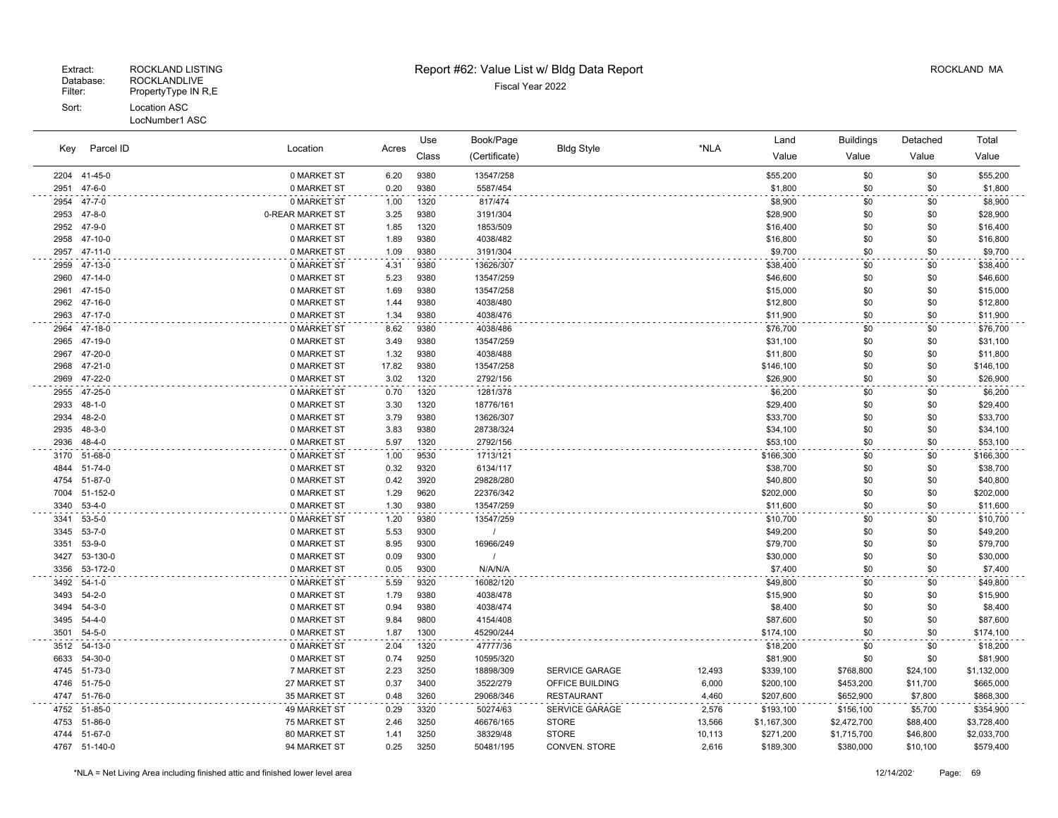Extract: ROCKLAND LISTING
Database: ROCKLANDLIVE
Filter: PropertyType IN R,E
Sort: Location ASC
LocNumber1 ASC

# Report #62: Value List w/ Bldg Data Report

Fiscal Year 2022

ROCKLAND MA

| Key | Parcel ID | Location | Acres | Use Class | Book/Page (Certificate) | Bldg Style | *NLA | Land Value | Buildings Value | Detached Value | Total Value |
|---|---|---|---|---|---|---|---|---|---|---|---|
| 2204 | 41-45-0 | 0 MARKET ST | 6.20 | 9380 | 13547/258 | | | $55,200 | $0 | $0 | $55,200 |
| 2951 | 47-6-0 | 0 MARKET ST | 0.20 | 9380 | 5587/454 | | | $1,800 | $0 | $0 | $1,800 |
| 2954 | 47-7-0 | 0 MARKET ST | 1.00 | 1320 | 817/474 | | | $8,900 | $0 | $0 | $8,900 |
| 2953 | 47-8-0 | 0-REAR MARKET ST | 3.25 | 9380 | 3191/304 | | | $28,900 | $0 | $0 | $28,900 |
| 2952 | 47-9-0 | 0 MARKET ST | 1.85 | 1320 | 1853/509 | | | $16,400 | $0 | $0 | $16,400 |
| 2958 | 47-10-0 | 0 MARKET ST | 1.89 | 9380 | 4038/482 | | | $16,800 | $0 | $0 | $16,800 |
| 2957 | 47-11-0 | 0 MARKET ST | 1.09 | 9380 | 3191/304 | | | $9,700 | $0 | $0 | $9,700 |
| 2959 | 47-13-0 | 0 MARKET ST | 4.31 | 9380 | 13626/307 | | | $38,400 | $0 | $0 | $38,400 |
| 2960 | 47-14-0 | 0 MARKET ST | 5.23 | 9380 | 13547/259 | | | $46,600 | $0 | $0 | $46,600 |
| 2961 | 47-15-0 | 0 MARKET ST | 1.69 | 9380 | 13547/258 | | | $15,000 | $0 | $0 | $15,000 |
| 2962 | 47-16-0 | 0 MARKET ST | 1.44 | 9380 | 4038/480 | | | $12,800 | $0 | $0 | $12,800 |
| 2963 | 47-17-0 | 0 MARKET ST | 1.34 | 9380 | 4038/476 | | | $11,900 | $0 | $0 | $11,900 |
| 2964 | 47-18-0 | 0 MARKET ST | 8.62 | 9380 | 4038/486 | | | $76,700 | $0 | $0 | $76,700 |
| 2965 | 47-19-0 | 0 MARKET ST | 3.49 | 9380 | 13547/259 | | | $31,100 | $0 | $0 | $31,100 |
| 2967 | 47-20-0 | 0 MARKET ST | 1.32 | 9380 | 4038/488 | | | $11,800 | $0 | $0 | $11,800 |
| 2968 | 47-21-0 | 0 MARKET ST | 17.82 | 9380 | 13547/258 | | | $146,100 | $0 | $0 | $146,100 |
| 2969 | 47-22-0 | 0 MARKET ST | 3.02 | 1320 | 2792/156 | | | $26,900 | $0 | $0 | $26,900 |
| 2955 | 47-25-0 | 0 MARKET ST | 0.70 | 1320 | 1281/378 | | | $6,200 | $0 | $0 | $6,200 |
| 2933 | 48-1-0 | 0 MARKET ST | 3.30 | 1320 | 18776/161 | | | $29,400 | $0 | $0 | $29,400 |
| 2934 | 48-2-0 | 0 MARKET ST | 3.79 | 9380 | 13626/307 | | | $33,700 | $0 | $0 | $33,700 |
| 2935 | 48-3-0 | 0 MARKET ST | 3.83 | 9380 | 28738/324 | | | $34,100 | $0 | $0 | $34,100 |
| 2936 | 48-4-0 | 0 MARKET ST | 5.97 | 1320 | 2792/156 | | | $53,100 | $0 | $0 | $53,100 |
| 3170 | 51-68-0 | 0 MARKET ST | 1.00 | 9530 | 1713/121 | | | $166,300 | $0 | $0 | $166,300 |
| 4844 | 51-74-0 | 0 MARKET ST | 0.32 | 9320 | 6134/117 | | | $38,700 | $0 | $0 | $38,700 |
| 4754 | 51-87-0 | 0 MARKET ST | 0.42 | 3920 | 29828/280 | | | $40,800 | $0 | $0 | $40,800 |
| 7004 | 51-152-0 | 0 MARKET ST | 1.29 | 9620 | 22376/342 | | | $202,000 | $0 | $0 | $202,000 |
| 3340 | 53-4-0 | 0 MARKET ST | 1.30 | 9380 | 13547/259 | | | $11,600 | $0 | $0 | $11,600 |
| 3341 | 53-5-0 | 0 MARKET ST | 1.20 | 9380 | 13547/259 | | | $10,700 | $0 | $0 | $10,700 |
| 3345 | 53-7-0 | 0 MARKET ST | 5.53 | 9300 | / | | | $49,200 | $0 | $0 | $49,200 |
| 3351 | 53-9-0 | 0 MARKET ST | 8.95 | 9300 | 16966/249 | | | $79,700 | $0 | $0 | $79,700 |
| 3427 | 53-130-0 | 0 MARKET ST | 0.09 | 9300 | / | | | $30,000 | $0 | $0 | $30,000 |
| 3356 | 53-172-0 | 0 MARKET ST | 0.05 | 9300 | N/A/N/A | | | $7,400 | $0 | $0 | $7,400 |
| 3492 | 54-1-0 | 0 MARKET ST | 5.59 | 9320 | 16082/120 | | | $49,800 | $0 | $0 | $49,800 |
| 3493 | 54-2-0 | 0 MARKET ST | 1.79 | 9380 | 4038/478 | | | $15,900 | $0 | $0 | $15,900 |
| 3494 | 54-3-0 | 0 MARKET ST | 0.94 | 9380 | 4038/474 | | | $8,400 | $0 | $0 | $8,400 |
| 3495 | 54-4-0 | 0 MARKET ST | 9.84 | 9800 | 4154/408 | | | $87,600 | $0 | $0 | $87,600 |
| 3501 | 54-5-0 | 0 MARKET ST | 1.87 | 1300 | 45290/244 | | | $174,100 | $0 | $0 | $174,100 |
| 3512 | 54-13-0 | 0 MARKET ST | 2.04 | 1320 | 47777/36 | | | $18,200 | $0 | $0 | $18,200 |
| 6633 | 54-30-0 | 0 MARKET ST | 0.74 | 9250 | 10595/320 | | | $81,900 | $0 | $0 | $81,900 |
| 4745 | 51-73-0 | 7 MARKET ST | 2.23 | 3250 | 18898/309 | SERVICE GARAGE | 12,493 | $339,100 | $768,800 | $24,100 | $1,132,000 |
| 4746 | 51-75-0 | 27 MARKET ST | 0.37 | 3400 | 3522/279 | OFFICE BUILDING | 6,000 | $200,100 | $453,200 | $11,700 | $665,000 |
| 4747 | 51-76-0 | 35 MARKET ST | 0.48 | 3260 | 29068/346 | RESTAURANT | 4,460 | $207,600 | $652,900 | $7,800 | $868,300 |
| 4752 | 51-85-0 | 49 MARKET ST | 0.29 | 3320 | 50274/63 | SERVICE GARAGE | 2,576 | $193,100 | $156,100 | $5,700 | $354,900 |
| 4753 | 51-86-0 | 75 MARKET ST | 2.46 | 3250 | 46676/165 | STORE | 13,566 | $1,167,300 | $2,472,700 | $88,400 | $3,728,400 |
| 4744 | 51-67-0 | 80 MARKET ST | 1.41 | 3250 | 38329/48 | STORE | 10,113 | $271,200 | $1,715,700 | $46,800 | $2,033,700 |
| 4767 | 51-140-0 | 94 MARKET ST | 0.25 | 3250 | 50481/195 | CONVEN. STORE | 2,616 | $189,300 | $380,000 | $10,100 | $579,400 |

*NLA = Net Living Area including finished attic and finished lower level area

12/14/2021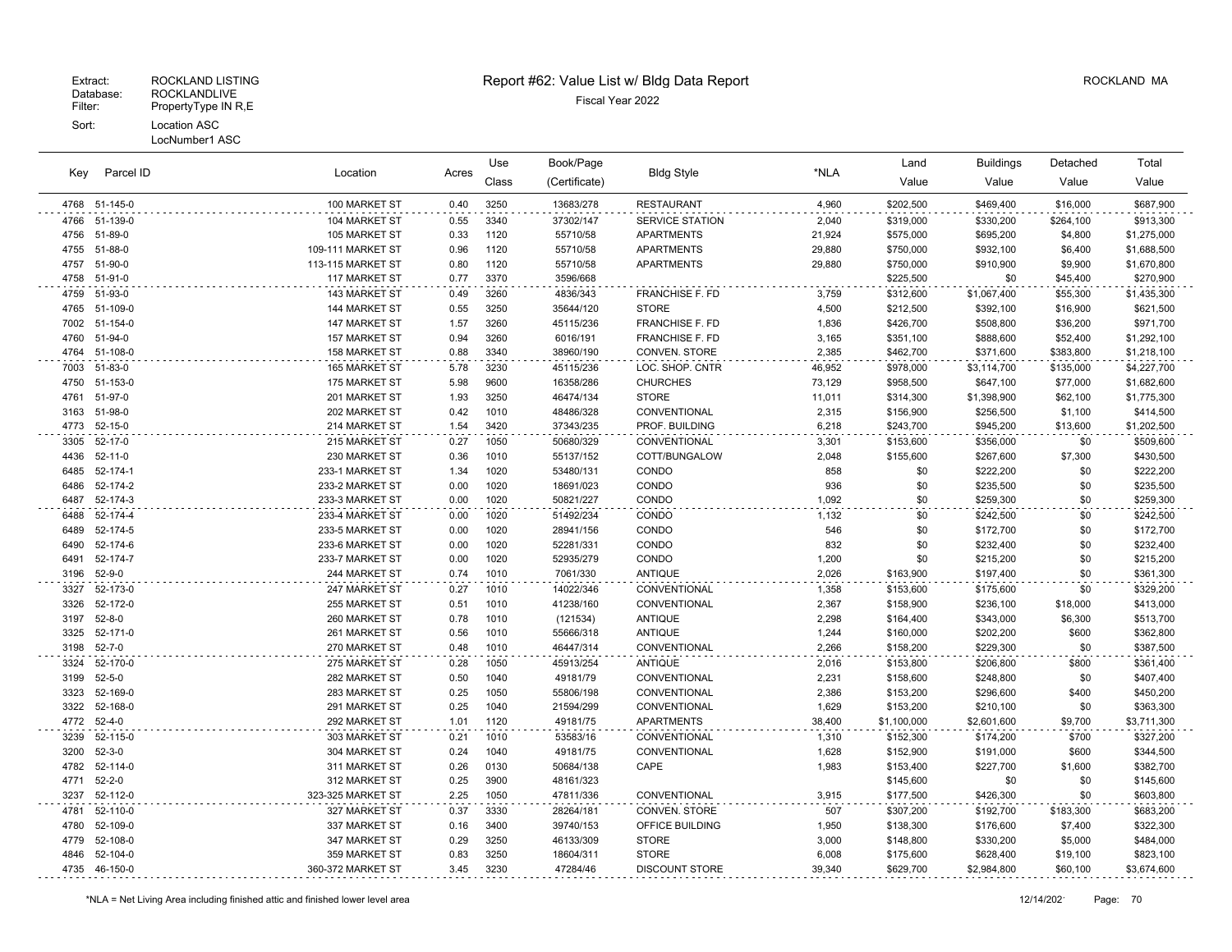Extract: ROCKLAND LISTING
Database: ROCKLANDLIVE
Filter: PropertyType IN R,E
Sort: Location ASC
LocNumber1 ASC

# Report #62: Value List w/ Bldg Data Report

Fiscal Year 2022

ROCKLAND MA

| Key | Parcel ID | Location | Acres | Use Class | Book/Page (Certificate) | Bldg Style | *NLA | Land Value | Buildings Value | Detached Value | Total Value |
|---|---|---|---|---|---|---|---|---|---|---|---|
| 4768 | 51-145-0 | 100 MARKET ST | 0.40 | 3250 | 13683/278 | RESTAURANT | 4,960 | $202,500 | $469,400 | $16,000 | $687,900 |
| 4766 | 51-139-0 | 104 MARKET ST | 0.55 | 3340 | 37302/147 | SERVICE STATION | 2,040 | $319,000 | $330,200 | $264,100 | $913,300 |
| 4756 | 51-89-0 | 105 MARKET ST | 0.33 | 1120 | 55710/58 | APARTMENTS | 21,924 | $575,000 | $695,200 | $4,800 | $1,275,000 |
| 4755 | 51-88-0 | 109-111 MARKET ST | 0.96 | 1120 | 55710/58 | APARTMENTS | 29,880 | $750,000 | $932,100 | $6,400 | $1,688,500 |
| 4757 | 51-90-0 | 113-115 MARKET ST | 0.80 | 1120 | 55710/58 | APARTMENTS | 29,880 | $750,000 | $910,900 | $9,900 | $1,670,800 |
| 4758 | 51-91-0 | 117 MARKET ST | 0.77 | 3370 | 3596/668 | | | $225,500 | $0 | $45,400 | $270,900 |
| 4759 | 51-93-0 | 143 MARKET ST | 0.49 | 3260 | 4836/343 | FRANCHISE F. FD | 3,759 | $312,600 | $1,067,400 | $55,300 | $1,435,300 |
| 4765 | 51-109-0 | 144 MARKET ST | 0.55 | 3250 | 35644/120 | STORE | 4,500 | $212,500 | $392,100 | $16,900 | $621,500 |
| 7002 | 51-154-0 | 147 MARKET ST | 1.57 | 3260 | 45115/236 | FRANCHISE F. FD | 1,836 | $426,700 | $508,800 | $36,200 | $971,700 |
| 4760 | 51-94-0 | 157 MARKET ST | 0.94 | 3260 | 6016/191 | FRANCHISE F. FD | 3,165 | $351,100 | $888,600 | $52,400 | $1,292,100 |
| 4764 | 51-108-0 | 158 MARKET ST | 0.88 | 3340 | 38960/190 | CONVEN. STORE | 2,385 | $462,700 | $371,600 | $383,800 | $1,218,100 |
| 7003 | 51-83-0 | 165 MARKET ST | 5.78 | 3230 | 45115/236 | LOC. SHOP. CNTR | 46,952 | $978,000 | $3,114,700 | $135,000 | $4,227,700 |
| 4750 | 51-153-0 | 175 MARKET ST | 5.98 | 9600 | 16358/286 | CHURCHES | 73,129 | $958,500 | $647,100 | $77,000 | $1,682,600 |
| 4761 | 51-97-0 | 201 MARKET ST | 1.93 | 3250 | 46474/134 | STORE | 11,011 | $314,300 | $1,398,900 | $62,100 | $1,775,300 |
| 3163 | 51-98-0 | 202 MARKET ST | 0.42 | 1010 | 48486/328 | CONVENTIONAL | 2,315 | $156,900 | $256,500 | $1,100 | $414,500 |
| 4773 | 52-15-0 | 214 MARKET ST | 1.54 | 3420 | 37343/235 | PROF. BUILDING | 6,218 | $243,700 | $945,200 | $13,600 | $1,202,500 |
| 3305 | 52-17-0 | 215 MARKET ST | 0.27 | 1050 | 50680/329 | CONVENTIONAL | 3,301 | $153,600 | $356,000 | $0 | $509,600 |
| 4436 | 52-11-0 | 230 MARKET ST | 0.36 | 1010 | 55137/152 | COTT/BUNGALOW | 2,048 | $155,600 | $267,600 | $7,300 | $430,500 |
| 6485 | 52-174-1 | 233-1 MARKET ST | 1.34 | 1020 | 53480/131 | CONDO | 858 | $0 | $222,200 | $0 | $222,200 |
| 6486 | 52-174-2 | 233-2 MARKET ST | 0.00 | 1020 | 18691/023 | CONDO | 936 | $0 | $235,500 | $0 | $235,500 |
| 6487 | 52-174-3 | 233-3 MARKET ST | 0.00 | 1020 | 50821/227 | CONDO | 1,092 | $0 | $259,300 | $0 | $259,300 |
| 6488 | 52-174-4 | 233-4 MARKET ST | 0.00 | 1020 | 51492/234 | CONDO | 1,132 | $0 | $242,500 | $0 | $242,500 |
| 6489 | 52-174-5 | 233-5 MARKET ST | 0.00 | 1020 | 28941/156 | CONDO | 546 | $0 | $172,700 | $0 | $172,700 |
| 6490 | 52-174-6 | 233-6 MARKET ST | 0.00 | 1020 | 52281/331 | CONDO | 832 | $0 | $232,400 | $0 | $232,400 |
| 6491 | 52-174-7 | 233-7 MARKET ST | 0.00 | 1020 | 52935/279 | CONDO | 1,200 | $0 | $215,200 | $0 | $215,200 |
| 3196 | 52-9-0 | 244 MARKET ST | 0.74 | 1010 | 7061/330 | ANTIQUE | 2,026 | $163,900 | $197,400 | $0 | $361,300 |
| 3327 | 52-173-0 | 247 MARKET ST | 0.27 | 1010 | 14022/346 | CONVENTIONAL | 1,358 | $153,600 | $175,600 | $0 | $329,200 |
| 3326 | 52-172-0 | 255 MARKET ST | 0.51 | 1010 | 41238/160 | CONVENTIONAL | 2,367 | $158,900 | $236,100 | $18,000 | $413,000 |
| 3197 | 52-8-0 | 260 MARKET ST | 0.78 | 1010 | (121534) | ANTIQUE | 2,298 | $164,400 | $343,000 | $6,300 | $513,700 |
| 3325 | 52-171-0 | 261 MARKET ST | 0.56 | 1010 | 55666/318 | ANTIQUE | 1,244 | $160,000 | $202,200 | $600 | $362,800 |
| 3198 | 52-7-0 | 270 MARKET ST | 0.48 | 1010 | 46447/314 | CONVENTIONAL | 2,266 | $158,200 | $229,300 | $0 | $387,500 |
| 3324 | 52-170-0 | 275 MARKET ST | 0.28 | 1050 | 45913/254 | ANTIQUE | 2,016 | $153,800 | $206,800 | $800 | $361,400 |
| 3199 | 52-5-0 | 282 MARKET ST | 0.50 | 1040 | 49181/79 | CONVENTIONAL | 2,231 | $158,600 | $248,800 | $0 | $407,400 |
| 3323 | 52-169-0 | 283 MARKET ST | 0.25 | 1050 | 55806/198 | CONVENTIONAL | 2,386 | $153,200 | $296,600 | $400 | $450,200 |
| 3322 | 52-168-0 | 291 MARKET ST | 0.25 | 1040 | 21594/299 | CONVENTIONAL | 1,629 | $153,200 | $210,100 | $0 | $363,300 |
| 4772 | 52-4-0 | 292 MARKET ST | 1.01 | 1120 | 49181/75 | APARTMENTS | 38,400 | $1,100,000 | $2,601,600 | $9,700 | $3,711,300 |
| 3239 | 52-115-0 | 303 MARKET ST | 0.21 | 1010 | 53583/16 | CONVENTIONAL | 1,310 | $152,300 | $174,200 | $700 | $327,200 |
| 3200 | 52-3-0 | 304 MARKET ST | 0.24 | 1040 | 49181/75 | CONVENTIONAL | 1,628 | $152,900 | $191,000 | $600 | $344,500 |
| 4782 | 52-114-0 | 311 MARKET ST | 0.26 | 0130 | 50684/138 | CAPE | 1,983 | $153,400 | $227,700 | $1,600 | $382,700 |
| 4771 | 52-2-0 | 312 MARKET ST | 0.25 | 3900 | 48161/323 | | | $145,600 | $0 | $0 | $145,600 |
| 3237 | 52-112-0 | 323-325 MARKET ST | 2.25 | 1050 | 47811/336 | CONVENTIONAL | 3,915 | $177,500 | $426,300 | $0 | $603,800 |
| 4781 | 52-110-0 | 327 MARKET ST | 0.37 | 3330 | 28264/181 | CONVEN. STORE | 507 | $307,200 | $192,700 | $183,300 | $683,200 |
| 4780 | 52-109-0 | 337 MARKET ST | 0.16 | 3400 | 39740/153 | OFFICE BUILDING | 1,950 | $138,300 | $176,600 | $7,400 | $322,300 |
| 4779 | 52-108-0 | 347 MARKET ST | 0.29 | 3250 | 46133/309 | STORE | 3,000 | $148,800 | $330,200 | $5,000 | $484,000 |
| 4846 | 52-104-0 | 359 MARKET ST | 0.83 | 3250 | 18604/311 | STORE | 6,008 | $175,600 | $628,400 | $19,100 | $823,100 |
| 4735 | 46-150-0 | 360-372 MARKET ST | 3.45 | 3230 | 47284/46 | DISCOUNT STORE | 39,340 | $629,700 | $2,984,800 | $60,100 | $3,674,600 |

*NLA = Net Living Area including finished attic and finished lower level area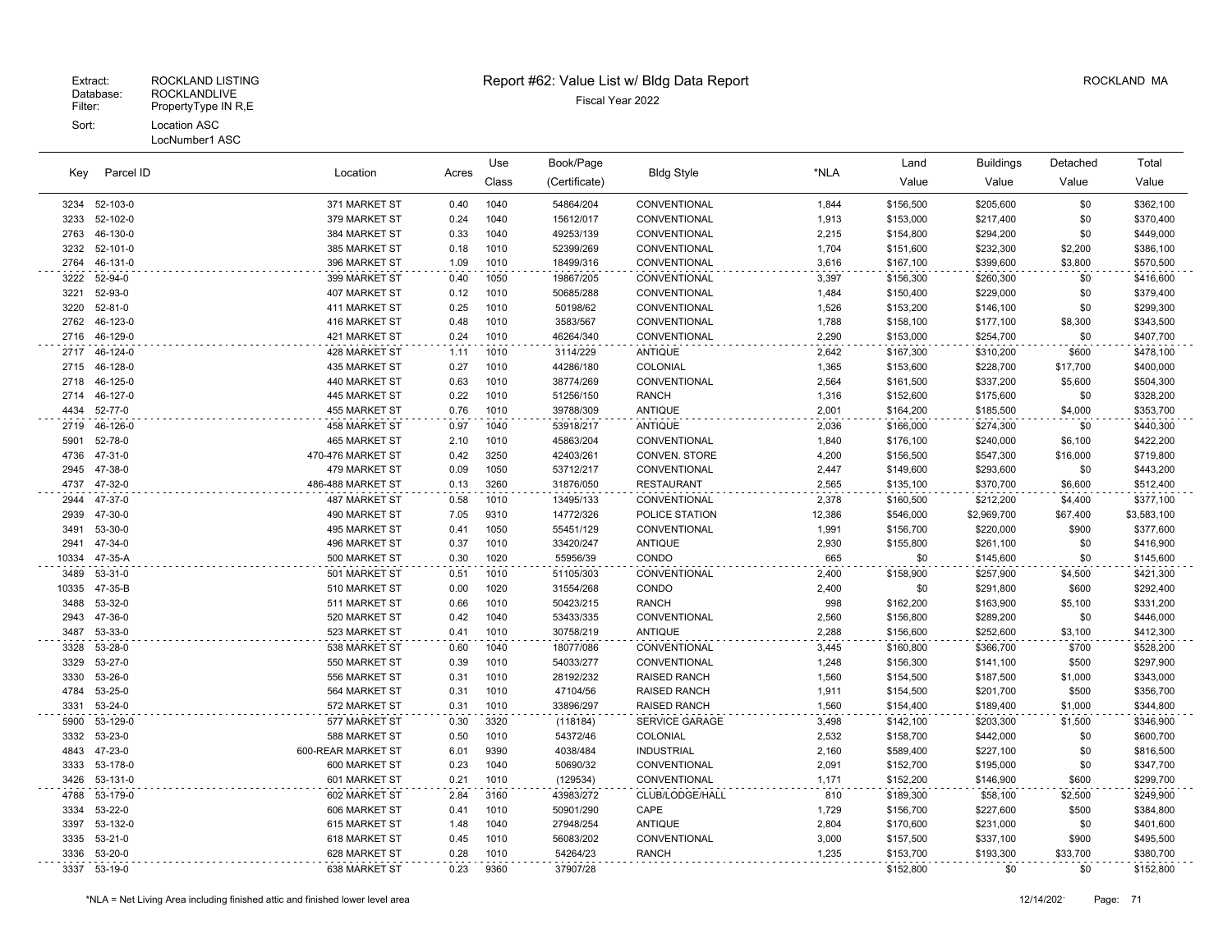Extract: ROCKLAND LISTING
Database: ROCKLANDLIVE
Filter: PropertyType IN R,E
Sort: Location ASC
LocNumber1 ASC

# Report #62: Value List w/ Bldg Data Report

Fiscal Year 2022

ROCKLAND MA

| Key | Parcel ID | Location | Acres | Use Class | Book/Page (Certificate) | Bldg Style | *NLA | Land Value | Buildings Value | Detached Value | Total Value |
|---|---|---|---|---|---|---|---|---|---|---|---|
| 3234 | 52-103-0 | 371 MARKET ST | 0.40 | 1040 | 54864/204 | CONVENTIONAL | 1,844 | $156,500 | $205,600 | $0 | $362,100 |
| 3233 | 52-102-0 | 379 MARKET ST | 0.24 | 1040 | 15612/017 | CONVENTIONAL | 1,913 | $153,000 | $217,400 | $0 | $370,400 |
| 2763 | 46-130-0 | 384 MARKET ST | 0.33 | 1040 | 49253/139 | CONVENTIONAL | 2,215 | $154,800 | $294,200 | $0 | $449,000 |
| 3232 | 52-101-0 | 385 MARKET ST | 0.18 | 1010 | 52399/269 | CONVENTIONAL | 1,704 | $151,600 | $232,300 | $2,200 | $386,100 |
| 2764 | 46-131-0 | 396 MARKET ST | 1.09 | 1010 | 18499/316 | CONVENTIONAL | 3,616 | $167,100 | $399,600 | $3,800 | $570,500 |
| 3222 | 52-94-0 | 399 MARKET ST | 0.40 | 1050 | 19867/205 | CONVENTIONAL | 3,397 | $156,300 | $260,300 | $0 | $416,600 |
| 3221 | 52-93-0 | 407 MARKET ST | 0.12 | 1010 | 50685/288 | CONVENTIONAL | 1,484 | $150,400 | $229,000 | $0 | $379,400 |
| 3220 | 52-81-0 | 411 MARKET ST | 0.25 | 1010 | 50198/62 | CONVENTIONAL | 1,526 | $153,200 | $146,100 | $0 | $299,300 |
| 2762 | 46-123-0 | 416 MARKET ST | 0.48 | 1010 | 3583/567 | CONVENTIONAL | 1,788 | $158,100 | $177,100 | $8,300 | $343,500 |
| 2716 | 46-129-0 | 421 MARKET ST | 0.24 | 1010 | 46264/340 | CONVENTIONAL | 2,290 | $153,000 | $254,700 | $0 | $407,700 |
| 2717 | 46-124-0 | 428 MARKET ST | 1.11 | 1010 | 3114/229 | ANTIQUE | 2,642 | $167,300 | $310,200 | $600 | $478,100 |
| 2715 | 46-128-0 | 435 MARKET ST | 0.27 | 1010 | 44286/180 | COLONIAL | 1,365 | $153,600 | $228,700 | $17,700 | $400,000 |
| 2718 | 46-125-0 | 440 MARKET ST | 0.63 | 1010 | 38774/269 | CONVENTIONAL | 2,564 | $161,500 | $337,200 | $5,600 | $504,300 |
| 2714 | 46-127-0 | 445 MARKET ST | 0.22 | 1010 | 51256/150 | RANCH | 1,316 | $152,600 | $175,600 | $0 | $328,200 |
| 4434 | 52-77-0 | 455 MARKET ST | 0.76 | 1010 | 39788/309 | ANTIQUE | 2,001 | $164,200 | $185,500 | $4,000 | $353,700 |
| 2719 | 46-126-0 | 458 MARKET ST | 0.97 | 1040 | 53918/217 | ANTIQUE | 2,036 | $166,000 | $274,300 | $0 | $440,300 |
| 5901 | 52-78-0 | 465 MARKET ST | 2.10 | 1010 | 45863/204 | CONVENTIONAL | 1,840 | $176,100 | $240,000 | $6,100 | $422,200 |
| 4736 | 47-31-0 | 470-476 MARKET ST | 0.42 | 3250 | 42403/261 | CONVEN. STORE | 4,200 | $156,500 | $547,300 | $16,000 | $719,800 |
| 2945 | 47-38-0 | 479 MARKET ST | 0.09 | 1050 | 53712/217 | CONVENTIONAL | 2,447 | $149,600 | $293,600 | $0 | $443,200 |
| 4737 | 47-32-0 | 486-488 MARKET ST | 0.13 | 3260 | 31876/050 | RESTAURANT | 2,565 | $135,100 | $370,700 | $6,600 | $512,400 |
| 2944 | 47-37-0 | 487 MARKET ST | 0.58 | 1010 | 13495/133 | CONVENTIONAL | 2,378 | $160,500 | $212,200 | $4,400 | $377,100 |
| 2939 | 47-30-0 | 490 MARKET ST | 7.05 | 9310 | 14772/326 | POLICE STATION | 12,386 | $546,000 | $2,969,700 | $67,400 | $3,583,100 |
| 3491 | 53-30-0 | 495 MARKET ST | 0.41 | 1050 | 55451/129 | CONVENTIONAL | 1,991 | $156,700 | $220,000 | $900 | $377,600 |
| 2941 | 47-34-0 | 496 MARKET ST | 0.37 | 1010 | 33420/247 | ANTIQUE | 2,930 | $155,800 | $261,100 | $0 | $416,900 |
| 10334 | 47-35-A | 500 MARKET ST | 0.30 | 1020 | 55956/39 | CONDO | 665 | $0 | $145,600 | $0 | $145,600 |
| 3489 | 53-31-0 | 501 MARKET ST | 0.51 | 1010 | 51105/303 | CONVENTIONAL | 2,400 | $158,900 | $257,900 | $4,500 | $421,300 |
| 10335 | 47-35-B | 510 MARKET ST | 0.00 | 1020 | 31554/268 | CONDO | 2,400 | $0 | $291,800 | $600 | $292,400 |
| 3488 | 53-32-0 | 511 MARKET ST | 0.66 | 1010 | 50423/215 | RANCH | 998 | $162,200 | $163,900 | $5,100 | $331,200 |
| 2943 | 47-36-0 | 520 MARKET ST | 0.42 | 1040 | 53433/335 | CONVENTIONAL | 2,560 | $156,800 | $289,200 | $0 | $446,000 |
| 3487 | 53-33-0 | 523 MARKET ST | 0.41 | 1010 | 30758/219 | ANTIQUE | 2,288 | $156,600 | $252,600 | $3,100 | $412,300 |
| 3328 | 53-28-0 | 538 MARKET ST | 0.60 | 1040 | 18077/086 | CONVENTIONAL | 3,445 | $160,800 | $366,700 | $700 | $528,200 |
| 3329 | 53-27-0 | 550 MARKET ST | 0.39 | 1010 | 54033/277 | CONVENTIONAL | 1,248 | $156,300 | $141,100 | $500 | $297,900 |
| 3330 | 53-26-0 | 556 MARKET ST | 0.31 | 1010 | 28192/232 | RAISED RANCH | 1,560 | $154,500 | $187,500 | $1,000 | $343,000 |
| 4784 | 53-25-0 | 564 MARKET ST | 0.31 | 1010 | 47104/56 | RAISED RANCH | 1,911 | $154,500 | $201,700 | $500 | $356,700 |
| 3331 | 53-24-0 | 572 MARKET ST | 0.31 | 1010 | 33896/297 | RAISED RANCH | 1,560 | $154,400 | $189,400 | $1,000 | $344,800 |
| 5900 | 53-129-0 | 577 MARKET ST | 0.30 | 3320 | (118184) | SERVICE GARAGE | 3,498 | $142,100 | $203,300 | $1,500 | $346,900 |
| 3332 | 53-23-0 | 588 MARKET ST | 0.50 | 1010 | 54372/46 | COLONIAL | 2,532 | $158,700 | $442,000 | $0 | $600,700 |
| 4843 | 47-23-0 | 600-REAR MARKET ST | 6.01 | 9390 | 4038/484 | INDUSTRIAL | 2,160 | $589,400 | $227,100 | $0 | $816,500 |
| 3333 | 53-178-0 | 600 MARKET ST | 0.23 | 1040 | 50690/32 | CONVENTIONAL | 2,091 | $152,700 | $195,000 | $0 | $347,700 |
| 3426 | 53-131-0 | 601 MARKET ST | 0.21 | 1010 | (129534) | CONVENTIONAL | 1,171 | $152,200 | $146,900 | $600 | $299,700 |
| 4788 | 53-179-0 | 602 MARKET ST | 2.84 | 3160 | 43983/272 | CLUB/LODGE/HALL | 810 | $189,300 | $58,100 | $2,500 | $249,900 |
| 3334 | 53-22-0 | 606 MARKET ST | 0.41 | 1010 | 50901/290 | CAPE | 1,729 | $156,700 | $227,600 | $500 | $384,800 |
| 3397 | 53-132-0 | 615 MARKET ST | 1.48 | 1040 | 27948/254 | ANTIQUE | 2,804 | $170,600 | $231,000 | $0 | $401,600 |
| 3335 | 53-21-0 | 618 MARKET ST | 0.45 | 1010 | 56083/202 | CONVENTIONAL | 3,000 | $157,500 | $337,100 | $900 | $495,500 |
| 3336 | 53-20-0 | 628 MARKET ST | 0.28 | 1010 | 54264/23 | RANCH | 1,235 | $153,700 | $193,300 | $33,700 | $380,700 |
| 3337 | 53-19-0 | 638 MARKET ST | 0.23 | 9360 | 37907/28 | | | $152,800 | $0 | $0 | $152,800 |

*NLA = Net Living Area including finished attic and finished lower level area

12/14/202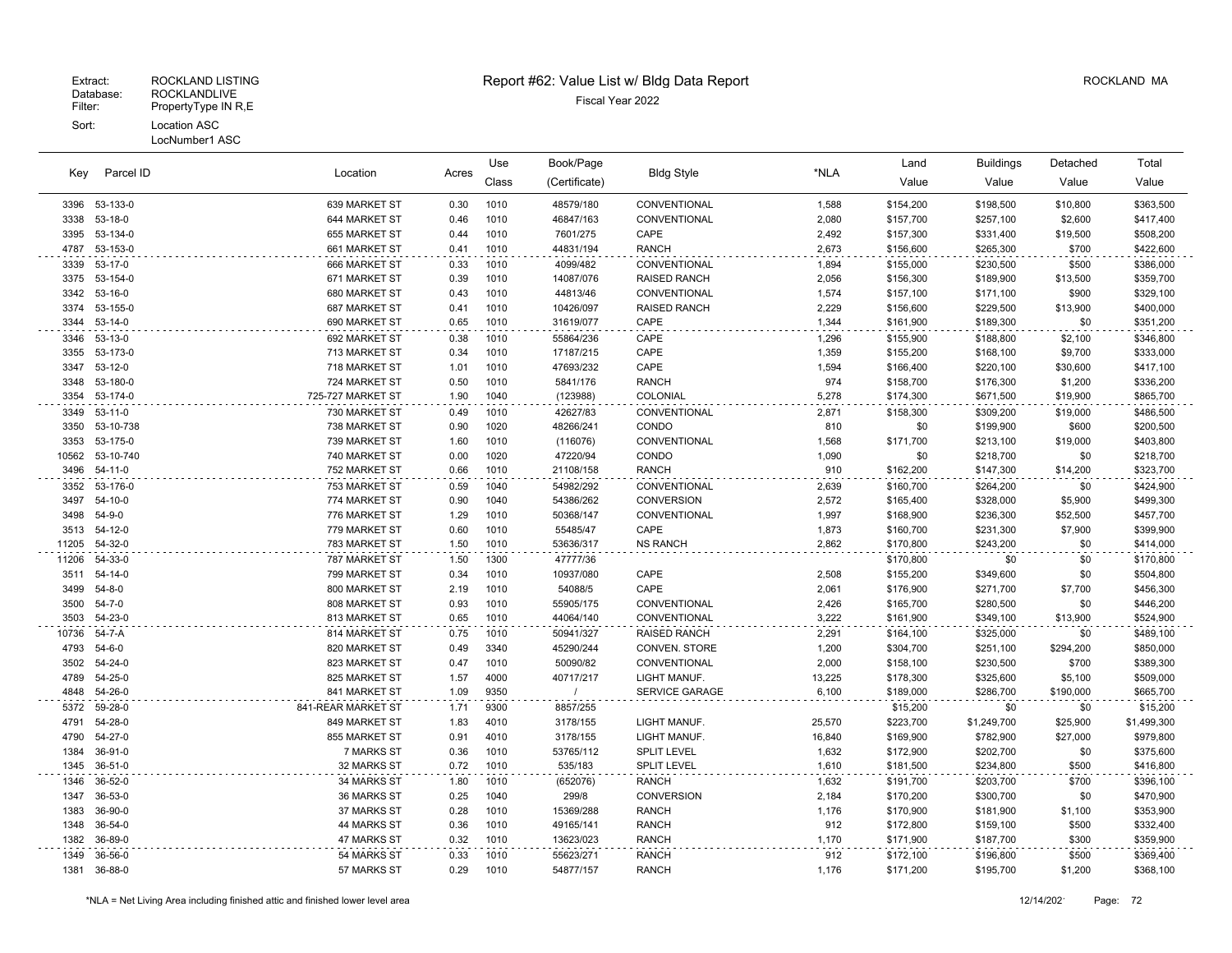Extract: ROCKLAND LISTING
Database: ROCKLANDLIVE
Filter: PropertyType IN R,E
Sort: Location ASC
LocNumber1 ASC

# Report #62: Value List w/ Bldg Data Report

Fiscal Year 2022

ROCKLAND MA

| Key | Parcel ID | Location | Acres | Use Class | Book/Page (Certificate) | Bldg Style | *NLA | Land Value | Buildings Value | Detached Value | Total Value |
|---|---|---|---|---|---|---|---|---|---|---|---|
| 3396 | 53-133-0 | 639 MARKET ST | 0.30 | 1010 | 48579/180 | CONVENTIONAL | 1,588 | $154,200 | $198,500 | $10,800 | $363,500 |
| 3338 | 53-18-0 | 644 MARKET ST | 0.46 | 1010 | 46847/163 | CONVENTIONAL | 2,080 | $157,700 | $257,100 | $2,600 | $417,400 |
| 3395 | 53-134-0 | 655 MARKET ST | 0.44 | 1010 | 7601/275 | CAPE | 2,492 | $157,300 | $331,400 | $19,500 | $508,200 |
| 4787 | 53-153-0 | 661 MARKET ST | 0.41 | 1010 | 44831/194 | RANCH | 2,673 | $156,600 | $265,300 | $700 | $422,600 |
| 3339 | 53-17-0 | 666 MARKET ST | 0.33 | 1010 | 4099/482 | CONVENTIONAL | 1,894 | $155,000 | $230,500 | $500 | $386,000 |
| 3375 | 53-154-0 | 671 MARKET ST | 0.39 | 1010 | 14087/076 | RAISED RANCH | 2,056 | $156,300 | $189,900 | $13,500 | $359,700 |
| 3342 | 53-16-0 | 680 MARKET ST | 0.43 | 1010 | 44813/46 | CONVENTIONAL | 1,574 | $157,100 | $171,100 | $900 | $329,100 |
| 3374 | 53-155-0 | 687 MARKET ST | 0.41 | 1010 | 10426/097 | RAISED RANCH | 2,229 | $156,600 | $229,500 | $13,900 | $400,000 |
| 3344 | 53-14-0 | 690 MARKET ST | 0.65 | 1010 | 31619/077 | CAPE | 1,344 | $161,900 | $189,300 | $0 | $351,200 |
| 3346 | 53-13-0 | 692 MARKET ST | 0.38 | 1010 | 55864/236 | CAPE | 1,296 | $155,900 | $188,800 | $2,100 | $346,800 |
| 3355 | 53-173-0 | 713 MARKET ST | 0.34 | 1010 | 17187/215 | CAPE | 1,359 | $155,200 | $168,100 | $9,700 | $333,000 |
| 3347 | 53-12-0 | 718 MARKET ST | 1.01 | 1010 | 47693/232 | CAPE | 1,594 | $166,400 | $220,100 | $30,600 | $417,100 |
| 3348 | 53-180-0 | 724 MARKET ST | 0.50 | 1010 | 5841/176 | RANCH | 974 | $158,700 | $176,300 | $1,200 | $336,200 |
| 3354 | 53-174-0 | 725-727 MARKET ST | 1.90 | 1040 | (123988) | COLONIAL | 5,278 | $174,300 | $671,500 | $19,900 | $865,700 |
| 3349 | 53-11-0 | 730 MARKET ST | 0.49 | 1010 | 42627/83 | CONVENTIONAL | 2,871 | $158,300 | $309,200 | $19,000 | $486,500 |
| 3350 | 53-10-738 | 738 MARKET ST | 0.90 | 1020 | 48266/241 | CONDO | 810 | $0 | $199,900 | $600 | $200,500 |
| 3353 | 53-175-0 | 739 MARKET ST | 1.60 | 1010 | (116076) | CONVENTIONAL | 1,568 | $171,700 | $213,100 | $19,000 | $403,800 |
| 10562 | 53-10-740 | 740 MARKET ST | 0.00 | 1020 | 47220/94 | CONDO | 1,090 | $0 | $218,700 | $0 | $218,700 |
| 3496 | 54-11-0 | 752 MARKET ST | 0.66 | 1010 | 21108/158 | RANCH | 910 | $162,200 | $147,300 | $14,200 | $323,700 |
| 3352 | 53-176-0 | 753 MARKET ST | 0.59 | 1040 | 54982/292 | CONVENTIONAL | 2,639 | $160,700 | $264,200 | $0 | $424,900 |
| 3497 | 54-10-0 | 774 MARKET ST | 0.90 | 1040 | 54386/262 | CONVERSION | 2,572 | $165,400 | $328,000 | $5,900 | $499,300 |
| 3498 | 54-9-0 | 776 MARKET ST | 1.29 | 1010 | 50368/147 | CONVENTIONAL | 1,997 | $168,900 | $236,300 | $52,500 | $457,700 |
| 3513 | 54-12-0 | 779 MARKET ST | 0.60 | 1010 | 55485/47 | CAPE | 1,873 | $160,700 | $231,300 | $7,900 | $399,900 |
| 11205 | 54-32-0 | 783 MARKET ST | 1.50 | 1010 | 53636/317 | NS RANCH | 2,862 | $170,800 | $243,200 | $0 | $414,000 |
| 11206 | 54-33-0 | 787 MARKET ST | 1.50 | 1300 | 47777/36 | | | $170,800 | $0 | $0 | $170,800 |
| 3511 | 54-14-0 | 799 MARKET ST | 0.34 | 1010 | 10937/080 | CAPE | 2,508 | $155,200 | $349,600 | $0 | $504,800 |
| 3499 | 54-8-0 | 800 MARKET ST | 2.19 | 1010 | 54088/5 | CAPE | 2,061 | $176,900 | $271,700 | $7,700 | $456,300 |
| 3500 | 54-7-0 | 808 MARKET ST | 0.93 | 1010 | 55905/175 | CONVENTIONAL | 2,426 | $165,700 | $280,500 | $0 | $446,200 |
| 3503 | 54-23-0 | 813 MARKET ST | 0.65 | 1010 | 44064/140 | CONVENTIONAL | 3,222 | $161,900 | $349,100 | $13,900 | $524,900 |
| 10736 | 54-7-A | 814 MARKET ST | 0.75 | 1010 | 50941/327 | RAISED RANCH | 2,291 | $164,100 | $325,000 | $0 | $489,100 |
| 4793 | 54-6-0 | 820 MARKET ST | 0.49 | 3340 | 45290/244 | CONVEN. STORE | 1,200 | $304,700 | $251,100 | $294,200 | $850,000 |
| 3502 | 54-24-0 | 823 MARKET ST | 0.47 | 1010 | 50090/82 | CONVENTIONAL | 2,000 | $158,100 | $230,500 | $700 | $389,300 |
| 4789 | 54-25-0 | 825 MARKET ST | 1.57 | 4000 | 40717/217 | LIGHT MANUF. | 13,225 | $178,300 | $325,600 | $5,100 | $509,000 |
| 4848 | 54-26-0 | 841 MARKET ST | 1.09 | 9350 | / | SERVICE GARAGE | 6,100 | $189,000 | $286,700 | $190,000 | $665,700 |
| 5372 | 59-28-0 | 841-REAR MARKET ST | 1.71 | 9300 | 8857/255 | | | $15,200 | $0 | $0 | $15,200 |
| 4791 | 54-28-0 | 849 MARKET ST | 1.83 | 4010 | 3178/155 | LIGHT MANUF. | 25,570 | $223,700 | $1,249,700 | $25,900 | $1,499,300 |
| 4790 | 54-27-0 | 855 MARKET ST | 0.91 | 4010 | 3178/155 | LIGHT MANUF. | 16,840 | $169,900 | $782,900 | $27,000 | $979,800 |
| 1384 | 36-91-0 | 7 MARKS ST | 0.36 | 1010 | 53765/112 | SPLIT LEVEL | 1,632 | $172,900 | $202,700 | $0 | $375,600 |
| 1345 | 36-51-0 | 32 MARKS ST | 0.72 | 1010 | 535/183 | SPLIT LEVEL | 1,610 | $181,500 | $234,800 | $500 | $416,800 |
| 1346 | 36-52-0 | 34 MARKS ST | 1.80 | 1010 | (652076) | RANCH | 1,632 | $191,700 | $203,700 | $700 | $396,100 |
| 1347 | 36-53-0 | 36 MARKS ST | 0.25 | 1040 | 299/8 | CONVERSION | 2,184 | $170,200 | $300,700 | $0 | $470,900 |
| 1383 | 36-90-0 | 37 MARKS ST | 0.28 | 1010 | 15369/288 | RANCH | 1,176 | $170,900 | $181,900 | $1,100 | $353,900 |
| 1348 | 36-54-0 | 44 MARKS ST | 0.36 | 1010 | 49165/141 | RANCH | 912 | $172,800 | $159,100 | $500 | $332,400 |
| 1382 | 36-89-0 | 47 MARKS ST | 0.32 | 1010 | 13623/023 | RANCH | 1,170 | $171,900 | $187,700 | $300 | $359,900 |
| 1349 | 36-56-0 | 54 MARKS ST | 0.33 | 1010 | 55623/271 | RANCH | 912 | $172,100 | $196,800 | $500 | $369,400 |
| 1381 | 36-88-0 | 57 MARKS ST | 0.29 | 1010 | 54877/157 | RANCH | 1,176 | $171,200 | $195,700 | $1,200 | $368,100 |

*NLA = Net Living Area including finished attic and finished lower level area

12/14/202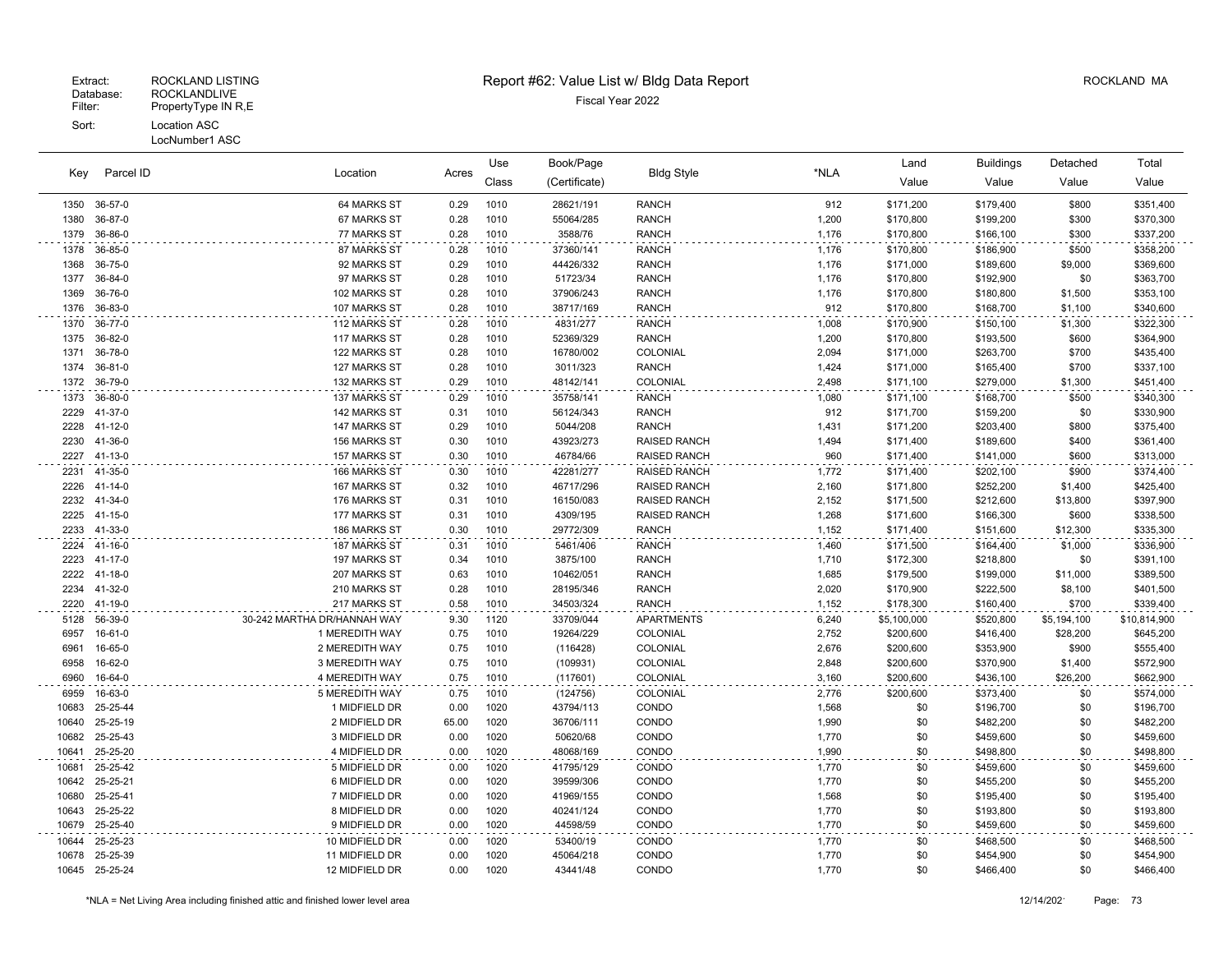Extract: ROCKLAND LISTING
Database: ROCKLANDLIVE
Filter: PropertyType IN R,E
Sort: Location ASC
LocNumber1 ASC

# Report #62: Value List w/ Bldg Data Report

Fiscal Year 2022

ROCKLAND MA

| Key | Parcel ID | Location | Acres | Use Class | Book/Page (Certificate) | Bldg Style | *NLA | Land Value | Buildings Value | Detached Value | Total Value |
|---|---|---|---|---|---|---|---|---|---|---|---|
| 1350 | 36-57-0 | 64 MARKS ST | 0.29 | 1010 | 28621/191 | RANCH | 912 | $171,200 | $179,400 | $800 | $351,400 |
| 1380 | 36-87-0 | 67 MARKS ST | 0.28 | 1010 | 55064/285 | RANCH | 1,200 | $170,800 | $199,200 | $300 | $370,300 |
| 1379 | 36-86-0 | 77 MARKS ST | 0.28 | 1010 | 3588/76 | RANCH | 1,176 | $170,800 | $166,100 | $300 | $337,200 |
| 1378 | 36-85-0 | 87 MARKS ST | 0.28 | 1010 | 37360/141 | RANCH | 1,176 | $170,800 | $186,900 | $500 | $358,200 |
| 1368 | 36-75-0 | 92 MARKS ST | 0.29 | 1010 | 44426/332 | RANCH | 1,176 | $171,000 | $189,600 | $9,000 | $369,600 |
| 1377 | 36-84-0 | 97 MARKS ST | 0.28 | 1010 | 51723/34 | RANCH | 1,176 | $170,800 | $192,900 | $0 | $363,700 |
| 1369 | 36-76-0 | 102 MARKS ST | 0.28 | 1010 | 37906/243 | RANCH | 1,176 | $170,800 | $180,800 | $1,500 | $353,100 |
| 1376 | 36-83-0 | 107 MARKS ST | 0.28 | 1010 | 38717/169 | RANCH | 912 | $170,800 | $168,700 | $1,100 | $340,600 |
| 1370 | 36-77-0 | 112 MARKS ST | 0.28 | 1010 | 4831/277 | RANCH | 1,008 | $170,900 | $150,100 | $1,300 | $322,300 |
| 1375 | 36-82-0 | 117 MARKS ST | 0.28 | 1010 | 52369/329 | RANCH | 1,200 | $170,800 | $193,500 | $600 | $364,900 |
| 1371 | 36-78-0 | 122 MARKS ST | 0.28 | 1010 | 16780/002 | COLONIAL | 2,094 | $171,000 | $263,700 | $700 | $435,400 |
| 1374 | 36-81-0 | 127 MARKS ST | 0.28 | 1010 | 3011/323 | RANCH | 1,424 | $171,000 | $165,400 | $700 | $337,100 |
| 1372 | 36-79-0 | 132 MARKS ST | 0.29 | 1010 | 48142/141 | COLONIAL | 2,498 | $171,100 | $279,000 | $1,300 | $451,400 |
| 1373 | 36-80-0 | 137 MARKS ST | 0.29 | 1010 | 35758/141 | RANCH | 1,080 | $171,100 | $168,700 | $500 | $340,300 |
| 2229 | 41-37-0 | 142 MARKS ST | 0.31 | 1010 | 56124/343 | RANCH | 912 | $171,700 | $159,200 | $0 | $330,900 |
| 2228 | 41-12-0 | 147 MARKS ST | 0.29 | 1010 | 5044/208 | RANCH | 1,431 | $171,200 | $203,400 | $800 | $375,400 |
| 2230 | 41-36-0 | 156 MARKS ST | 0.30 | 1010 | 43923/273 | RAISED RANCH | 1,494 | $171,400 | $189,600 | $400 | $361,400 |
| 2227 | 41-13-0 | 157 MARKS ST | 0.30 | 1010 | 46784/66 | RAISED RANCH | 960 | $171,400 | $141,000 | $600 | $313,000 |
| 2231 | 41-35-0 | 166 MARKS ST | 0.30 | 1010 | 42281/277 | RAISED RANCH | 1,772 | $171,400 | $202,100 | $900 | $374,400 |
| 2226 | 41-14-0 | 167 MARKS ST | 0.32 | 1010 | 46717/296 | RAISED RANCH | 2,160 | $171,800 | $252,200 | $1,400 | $425,400 |
| 2232 | 41-34-0 | 176 MARKS ST | 0.31 | 1010 | 16150/083 | RAISED RANCH | 2,152 | $171,500 | $212,600 | $13,800 | $397,900 |
| 2225 | 41-15-0 | 177 MARKS ST | 0.31 | 1010 | 4309/195 | RAISED RANCH | 1,268 | $171,600 | $166,300 | $600 | $338,500 |
| 2233 | 41-33-0 | 186 MARKS ST | 0.30 | 1010 | 29772/309 | RANCH | 1,152 | $171,400 | $151,600 | $12,300 | $335,300 |
| 2224 | 41-16-0 | 187 MARKS ST | 0.31 | 1010 | 5461/406 | RANCH | 1,460 | $171,500 | $164,400 | $1,000 | $336,900 |
| 2223 | 41-17-0 | 197 MARKS ST | 0.34 | 1010 | 3875/100 | RANCH | 1,710 | $172,300 | $218,800 | $0 | $391,100 |
| 2222 | 41-18-0 | 207 MARKS ST | 0.63 | 1010 | 10462/051 | RANCH | 1,685 | $179,500 | $199,000 | $11,000 | $389,500 |
| 2234 | 41-32-0 | 210 MARKS ST | 0.28 | 1010 | 28195/346 | RANCH | 2,020 | $170,900 | $222,500 | $8,100 | $401,500 |
| 2220 | 41-19-0 | 217 MARKS ST | 0.58 | 1010 | 34503/324 | RANCH | 1,152 | $178,300 | $160,400 | $700 | $339,400 |
| 5128 | 56-39-0 | 30-242 MARTHA DR/HANNAH WAY | 9.30 | 1120 | 33709/044 | APARTMENTS | 6,240 | $5,100,000 | $520,800 | $5,194,100 | $10,814,900 |
| 6957 | 16-61-0 | 1 MEREDITH WAY | 0.75 | 1010 | 19264/229 | COLONIAL | 2,752 | $200,600 | $416,400 | $28,200 | $645,200 |
| 6961 | 16-65-0 | 2 MEREDITH WAY | 0.75 | 1010 | (116428) | COLONIAL | 2,676 | $200,600 | $353,900 | $900 | $555,400 |
| 6958 | 16-62-0 | 3 MEREDITH WAY | 0.75 | 1010 | (109931) | COLONIAL | 2,848 | $200,600 | $370,900 | $1,400 | $572,900 |
| 6960 | 16-64-0 | 4 MEREDITH WAY | 0.75 | 1010 | (117601) | COLONIAL | 3,160 | $200,600 | $436,100 | $26,200 | $662,900 |
| 6959 | 16-63-0 | 5 MEREDITH WAY | 0.75 | 1010 | (124756) | COLONIAL | 2,776 | $200,600 | $373,400 | $0 | $574,000 |
| 10683 | 25-25-44 | 1 MIDFIELD DR | 0.00 | 1020 | 43794/113 | CONDO | 1,568 | $0 | $196,700 | $0 | $196,700 |
| 10640 | 25-25-19 | 2 MIDFIELD DR | 65.00 | 1020 | 36706/111 | CONDO | 1,990 | $0 | $482,200 | $0 | $482,200 |
| 10682 | 25-25-43 | 3 MIDFIELD DR | 0.00 | 1020 | 50620/68 | CONDO | 1,770 | $0 | $459,600 | $0 | $459,600 |
| 10641 | 25-25-20 | 4 MIDFIELD DR | 0.00 | 1020 | 48068/169 | CONDO | 1,990 | $0 | $498,800 | $0 | $498,800 |
| 10681 | 25-25-42 | 5 MIDFIELD DR | 0.00 | 1020 | 41795/129 | CONDO | 1,770 | $0 | $459,600 | $0 | $459,600 |
| 10642 | 25-25-21 | 6 MIDFIELD DR | 0.00 | 1020 | 39599/306 | CONDO | 1,770 | $0 | $455,200 | $0 | $455,200 |
| 10680 | 25-25-41 | 7 MIDFIELD DR | 0.00 | 1020 | 41969/155 | CONDO | 1,568 | $0 | $195,400 | $0 | $195,400 |
| 10643 | 25-25-22 | 8 MIDFIELD DR | 0.00 | 1020 | 40241/124 | CONDO | 1,770 | $0 | $193,800 | $0 | $193,800 |
| 10679 | 25-25-40 | 9 MIDFIELD DR | 0.00 | 1020 | 44598/59 | CONDO | 1,770 | $0 | $459,600 | $0 | $459,600 |
| 10644 | 25-25-23 | 10 MIDFIELD DR | 0.00 | 1020 | 53400/19 | CONDO | 1,770 | $0 | $468,500 | $0 | $468,500 |
| 10678 | 25-25-39 | 11 MIDFIELD DR | 0.00 | 1020 | 45064/218 | CONDO | 1,770 | $0 | $454,900 | $0 | $454,900 |
| 10645 | 25-25-24 | 12 MIDFIELD DR | 0.00 | 1020 | 43441/48 | CONDO | 1,770 | $0 | $466,400 | $0 | $466,400 |

*NLA = Net Living Area including finished attic and finished lower level area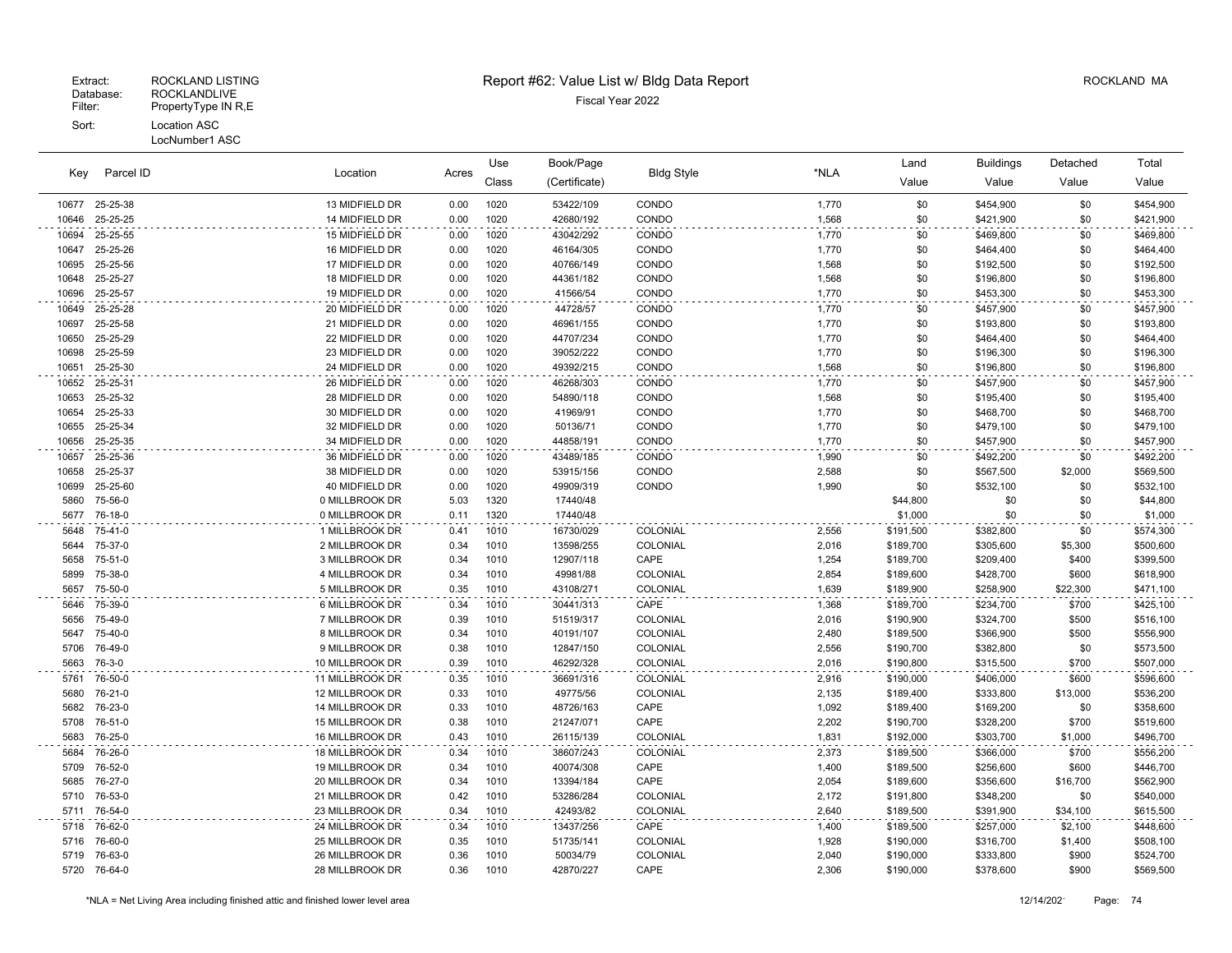Extract: ROCKLAND LISTING
Database: ROCKLANDLIVE
Filter: PropertyType IN R,E
Sort: Location ASC
LocNumber1 ASC

# Report #62: Value List w/ Bldg Data Report

Fiscal Year 2022

ROCKLAND MA

| Key | Parcel ID | Location | Acres | Use Class | Book/Page (Certificate) | Bldg Style | *NLA | Land Value | Buildings Value | Detached Value | Total Value |
|---|---|---|---|---|---|---|---|---|---|---|---|
| 10677 | 25-25-38 | 13 MIDFIELD DR | 0.00 | 1020 | 53422/109 | CONDO | 1,770 | $0 | $454,900 | $0 | $454,900 |
| 10646 | 25-25-25 | 14 MIDFIELD DR | 0.00 | 1020 | 42680/192 | CONDO | 1,568 | $0 | $421,900 | $0 | $421,900 |
| 10694 | 25-25-55 | 15 MIDFIELD DR | 0.00 | 1020 | 43042/292 | CONDO | 1,770 | $0 | $469,800 | $0 | $469,800 |
| 10647 | 25-25-26 | 16 MIDFIELD DR | 0.00 | 1020 | 46164/305 | CONDO | 1,770 | $0 | $464,400 | $0 | $464,400 |
| 10695 | 25-25-56 | 17 MIDFIELD DR | 0.00 | 1020 | 40766/149 | CONDO | 1,568 | $0 | $192,500 | $0 | $192,500 |
| 10648 | 25-25-27 | 18 MIDFIELD DR | 0.00 | 1020 | 44361/182 | CONDO | 1,568 | $0 | $196,800 | $0 | $196,800 |
| 10696 | 25-25-57 | 19 MIDFIELD DR | 0.00 | 1020 | 41566/54 | CONDO | 1,770 | $0 | $453,300 | $0 | $453,300 |
| 10649 | 25-25-28 | 20 MIDFIELD DR | 0.00 | 1020 | 44728/57 | CONDO | 1,770 | $0 | $457,900 | $0 | $457,900 |
| 10697 | 25-25-58 | 21 MIDFIELD DR | 0.00 | 1020 | 46961/155 | CONDO | 1,770 | $0 | $193,800 | $0 | $193,800 |
| 10650 | 25-25-29 | 22 MIDFIELD DR | 0.00 | 1020 | 44707/234 | CONDO | 1,770 | $0 | $464,400 | $0 | $464,400 |
| 10698 | 25-25-59 | 23 MIDFIELD DR | 0.00 | 1020 | 39052/222 | CONDO | 1,770 | $0 | $196,300 | $0 | $196,300 |
| 10651 | 25-25-30 | 24 MIDFIELD DR | 0.00 | 1020 | 49392/215 | CONDO | 1,568 | $0 | $196,800 | $0 | $196,800 |
| 10652 | 25-25-31 | 26 MIDFIELD DR | 0.00 | 1020 | 46268/303 | CONDO | 1,770 | $0 | $457,900 | $0 | $457,900 |
| 10653 | 25-25-32 | 28 MIDFIELD DR | 0.00 | 1020 | 54890/118 | CONDO | 1,568 | $0 | $195,400 | $0 | $195,400 |
| 10654 | 25-25-33 | 30 MIDFIELD DR | 0.00 | 1020 | 41969/91 | CONDO | 1,770 | $0 | $468,700 | $0 | $468,700 |
| 10655 | 25-25-34 | 32 MIDFIELD DR | 0.00 | 1020 | 50136/71 | CONDO | 1,770 | $0 | $479,100 | $0 | $479,100 |
| 10656 | 25-25-35 | 34 MIDFIELD DR | 0.00 | 1020 | 44858/191 | CONDO | 1,770 | $0 | $457,900 | $0 | $457,900 |
| 10657 | 25-25-36 | 36 MIDFIELD DR | 0.00 | 1020 | 43489/185 | CONDO | 1,990 | $0 | $492,200 | $0 | $492,200 |
| 10658 | 25-25-37 | 38 MIDFIELD DR | 0.00 | 1020 | 53915/156 | CONDO | 2,588 | $0 | $567,500 | $2,000 | $569,500 |
| 10699 | 25-25-60 | 40 MIDFIELD DR | 0.00 | 1020 | 49909/319 | CONDO | 1,990 | $0 | $532,100 | $0 | $532,100 |
| 5860 | 75-56-0 | 0 MILLBROOK DR | 5.03 | 1320 | 17440/48 | | | $44,800 | $0 | $0 | $44,800 |
| 5677 | 76-18-0 | 0 MILLBROOK DR | 0.11 | 1320 | 17440/48 | | | $1,000 | $0 | $0 | $1,000 |
| 5648 | 75-41-0 | 1 MILLBROOK DR | 0.41 | 1010 | 16730/029 | COLONIAL | 2,556 | $191,500 | $382,800 | $0 | $574,300 |
| 5644 | 75-37-0 | 2 MILLBROOK DR | 0.34 | 1010 | 13598/255 | COLONIAL | 2,016 | $189,700 | $305,600 | $5,300 | $500,600 |
| 5658 | 75-51-0 | 3 MILLBROOK DR | 0.34 | 1010 | 12907/118 | CAPE | 1,254 | $189,700 | $209,400 | $400 | $399,500 |
| 5899 | 75-38-0 | 4 MILLBROOK DR | 0.34 | 1010 | 49981/88 | COLONIAL | 2,854 | $189,600 | $428,700 | $600 | $618,900 |
| 5657 | 75-50-0 | 5 MILLBROOK DR | 0.35 | 1010 | 43108/271 | COLONIAL | 1,639 | $189,900 | $258,900 | $22,300 | $471,100 |
| 5646 | 75-39-0 | 6 MILLBROOK DR | 0.34 | 1010 | 30441/313 | CAPE | 1,368 | $189,700 | $234,700 | $700 | $425,100 |
| 5656 | 75-49-0 | 7 MILLBROOK DR | 0.39 | 1010 | 51519/317 | COLONIAL | 2,016 | $190,900 | $324,700 | $500 | $516,100 |
| 5647 | 75-40-0 | 8 MILLBROOK DR | 0.34 | 1010 | 40191/107 | COLONIAL | 2,480 | $189,500 | $366,900 | $500 | $556,900 |
| 5706 | 76-49-0 | 9 MILLBROOK DR | 0.38 | 1010 | 12847/150 | COLONIAL | 2,556 | $190,700 | $382,800 | $0 | $573,500 |
| 5663 | 76-3-0 | 10 MILLBROOK DR | 0.39 | 1010 | 46292/328 | COLONIAL | 2,016 | $190,800 | $315,500 | $700 | $507,000 |
| 5761 | 76-50-0 | 11 MILLBROOK DR | 0.35 | 1010 | 36691/316 | COLONIAL | 2,916 | $190,000 | $406,000 | $600 | $596,600 |
| 5680 | 76-21-0 | 12 MILLBROOK DR | 0.33 | 1010 | 49775/56 | COLONIAL | 2,135 | $189,400 | $333,800 | $13,000 | $536,200 |
| 5682 | 76-23-0 | 14 MILLBROOK DR | 0.33 | 1010 | 48726/163 | CAPE | 1,092 | $189,400 | $169,200 | $0 | $358,600 |
| 5708 | 76-51-0 | 15 MILLBROOK DR | 0.38 | 1010 | 21247/071 | CAPE | 2,202 | $190,700 | $328,200 | $700 | $519,600 |
| 5683 | 76-25-0 | 16 MILLBROOK DR | 0.43 | 1010 | 26115/139 | COLONIAL | 1,831 | $192,000 | $303,700 | $1,000 | $496,700 |
| 5684 | 76-26-0 | 18 MILLBROOK DR | 0.34 | 1010 | 38607/243 | COLONIAL | 2,373 | $189,500 | $366,000 | $700 | $556,200 |
| 5709 | 76-52-0 | 19 MILLBROOK DR | 0.34 | 1010 | 40074/308 | CAPE | 1,400 | $189,500 | $256,600 | $600 | $446,700 |
| 5685 | 76-27-0 | 20 MILLBROOK DR | 0.34 | 1010 | 13394/184 | CAPE | 2,054 | $189,600 | $356,600 | $16,700 | $562,900 |
| 5710 | 76-53-0 | 21 MILLBROOK DR | 0.42 | 1010 | 53286/284 | COLONIAL | 2,172 | $191,800 | $348,200 | $0 | $540,000 |
| 5711 | 76-54-0 | 23 MILLBROOK DR | 0.34 | 1010 | 42493/82 | COLONIAL | 2,640 | $189,500 | $391,900 | $34,100 | $615,500 |
| 5718 | 76-62-0 | 24 MILLBROOK DR | 0.34 | 1010 | 13437/256 | CAPE | 1,400 | $189,500 | $257,000 | $2,100 | $448,600 |
| 5716 | 76-60-0 | 25 MILLBROOK DR | 0.35 | 1010 | 51735/141 | COLONIAL | 1,928 | $190,000 | $316,700 | $1,400 | $508,100 |
| 5719 | 76-63-0 | 26 MILLBROOK DR | 0.36 | 1010 | 50034/79 | COLONIAL | 2,040 | $190,000 | $333,800 | $900 | $524,700 |
| 5720 | 76-64-0 | 28 MILLBROOK DR | 0.36 | 1010 | 42870/227 | CAPE | 2,306 | $190,000 | $378,600 | $900 | $569,500 |

*NLA = Net Living Area including finished attic and finished lower level area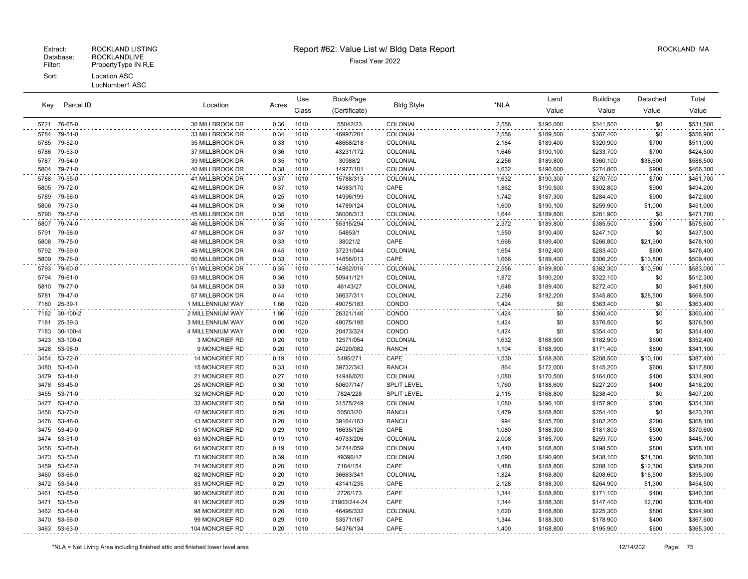Extract: ROCKLAND LISTING
Database: ROCKLANDLIVE
Filter: PropertyType IN R,E
Sort: Location ASC
LocNumber1 ASC

# Report #62: Value List w/ Bldg Data Report

Fiscal Year 2022

ROCKLAND MA

| Key | Parcel ID | Location | Acres | Use Class | Book/Page (Certificate) | Bldg Style | *NLA | Land Value | Buildings Value | Detached Value | Total Value |
|---|---|---|---|---|---|---|---|---|---|---|---|
| 5721 | 76-65-0 | 30 MILLBROOK DR | 0.36 | 1010 | 55042/23 | COLONIAL | 2,556 | $190,000 | $341,500 | $0 | $531,500 |
| 5784 | 79-51-0 | 33 MILLBROOK DR | 0.34 | 1010 | 46997/281 | COLONIAL | 2,556 | $189,500 | $367,400 | $0 | $556,900 |
| 5785 | 79-52-0 | 35 MILLBROOK DR | 0.33 | 1010 | 48668/218 | COLONIAL | 2,184 | $189,400 | $320,900 | $700 | $511,000 |
| 5786 | 79-53-0 | 37 MILLBROOK DR | 0.36 | 1010 | 43231/172 | COLONIAL | 1,646 | $190,100 | $233,700 | $700 | $424,500 |
| 5787 | 79-54-0 | 39 MILLBROOK DR | 0.35 | 1010 | 30988/2 | COLONIAL | 2,256 | $189,800 | $360,100 | $38,600 | $588,500 |
| 5804 | 79-71-0 | 40 MILLBROOK DR | 0.38 | 1010 | 14977/101 | COLONIAL | 1,632 | $190,600 | $274,800 | $900 | $466,300 |
| 5788 | 79-55-0 | 41 MILLBROOK DR | 0.37 | 1010 | 15788/313 | COLONIAL | 1,632 | $190,300 | $270,700 | $700 | $461,700 |
| 5805 | 79-72-0 | 42 MILLBROOK DR | 0.37 | 1010 | 14983/170 | CAPE | 1,862 | $190,500 | $302,800 | $900 | $494,200 |
| 5789 | 79-56-0 | 43 MILLBROOK DR | 0.25 | 1010 | 14996/199 | COLONIAL | 1,742 | $187,300 | $284,400 | $900 | $472,600 |
| 5806 | 79-73-0 | 44 MILLBROOK DR | 0.36 | 1010 | 14789/124 | COLONIAL | 1,600 | $190,100 | $259,900 | $1,000 | $451,000 |
| 5790 | 79-57-0 | 45 MILLBROOK DR | 0.35 | 1010 | 36008/313 | COLONIAL | 1,644 | $189,800 | $281,900 | $0 | $471,700 |
| 5807 | 79-74-0 | 46 MILLBROOK DR | 0.35 | 1010 | 55315/294 | COLONIAL | 2,372 | $189,800 | $385,500 | $300 | $575,600 |
| 5791 | 79-58-0 | 47 MILLBROOK DR | 0.37 | 1010 | 54853/1 | COLONIAL | 1,550 | $190,400 | $247,100 | $0 | $437,500 |
| 5808 | 79-75-0 | 48 MILLBROOK DR | 0.33 | 1010 | 38021/2 | CAPE | 1,666 | $189,400 | $266,800 | $21,900 | $478,100 |
| 5792 | 79-59-0 | 49 MILLBROOK DR | 0.45 | 1010 | 37231/044 | COLONIAL | 1,654 | $192,400 | $283,400 | $600 | $476,400 |
| 5809 | 79-76-0 | 50 MILLBROOK DR | 0.33 | 1010 | 14856/013 | CAPE | 1,666 | $189,400 | $306,200 | $13,800 | $509,400 |
| 5793 | 79-60-0 | 51 MILLBROOK DR | 0.35 | 1010 | 14862/016 | COLONIAL | 2,556 | $189,800 | $382,300 | $10,900 | $583,000 |
| 5794 | 79-61-0 | 53 MILLBROOK DR | 0.36 | 1010 | 50941/121 | COLONIAL | 1,872 | $190,200 | $322,100 | $0 | $512,300 |
| 5810 | 79-77-0 | 54 MILLBROOK DR | 0.33 | 1010 | 46143/27 | COLONIAL | 1,648 | $189,400 | $272,400 | $0 | $461,800 |
| 5781 | 79-47-0 | 57 MILLBROOK DR | 0.44 | 1010 | 38637/311 | COLONIAL | 2,256 | $192,200 | $345,800 | $28,500 | $566,500 |
| 7180 | 25-39-1 | 1 MILLENNIUM WAY | 1.66 | 1020 | 49075/183 | CONDO | 1,424 | $0 | $363,400 | $0 | $363,400 |
| 7182 | 30-100-2 | 2 MILLENNIUM WAY | 1.86 | 1020 | 26321/146 | CONDO | 1,424 | $0 | $360,400 | $0 | $360,400 |
| 7181 | 25-39-3 | 3 MILLENNIUM WAY | 0.00 | 1020 | 49075/195 | CONDO | 1,424 | $0 | $376,500 | $0 | $376,500 |
| 7183 | 30-100-4 | 4 MILLENNIUM WAY | 0.00 | 1020 | 20473/324 | CONDO | 1,424 | $0 | $354,400 | $0 | $354,400 |
| 3423 | 53-100-0 | 3 MONCRIEF RD | 0.20 | 1010 | 12571/054 | COLONIAL | 1,632 | $168,900 | $182,900 | $600 | $352,400 |
| 3428 | 53-98-0 | 9 MONCRIEF RD | 0.20 | 1010 | 24020/082 | RANCH | 1,104 | $168,900 | $171,400 | $800 | $341,100 |
| 3454 | 53-72-0 | 14 MONCRIEF RD | 0.19 | 1010 | 5495/271 | CAPE | 1,530 | $168,800 | $208,500 | $10,100 | $387,400 |
| 3480 | 53-43-0 | 15 MONCRIEF RD | 0.33 | 1010 | 39732/343 | RANCH | 864 | $172,000 | $145,200 | $600 | $317,800 |
| 3479 | 53-44-0 | 21 MONCRIEF RD | 0.27 | 1010 | 14946/020 | COLONIAL | 1,080 | $170,500 | $164,000 | $400 | $334,900 |
| 3478 | 53-45-0 | 25 MONCRIEF RD | 0.30 | 1010 | 50607/147 | SPLIT LEVEL | 1,760 | $188,600 | $227,200 | $400 | $416,200 |
| 3455 | 53-71-0 | 32 MONCRIEF RD | 0.20 | 1010 | 7824/228 | SPLIT LEVEL | 2,115 | $168,800 | $238,400 | $0 | $407,200 |
| 3477 | 53-47-0 | 33 MONCRIEF RD | 0.58 | 1010 | 31575/249 | COLONIAL | 1,080 | $196,100 | $157,900 | $300 | $354,300 |
| 3456 | 53-70-0 | 42 MONCRIEF RD | 0.20 | 1010 | 50503/20 | RANCH | 1,479 | $168,800 | $254,400 | $0 | $423,200 |
| 3476 | 53-48-0 | 43 MONCRIEF RD | 0.20 | 1010 | 39164/163 | RANCH | 994 | $185,700 | $182,200 | $200 | $368,100 |
| 3475 | 53-49-0 | 51 MONCRIEF RD | 0.29 | 1010 | 16635/126 | CAPE | 1,080 | $188,300 | $181,800 | $500 | $370,600 |
| 3474 | 53-51-0 | 63 MONCRIEF RD | 0.19 | 1010 | 49733/206 | COLONIAL | 2,008 | $185,700 | $259,700 | $300 | $445,700 |
| 3458 | 53-68-0 | 64 MONCRIEF RD | 0.19 | 1010 | 34744/059 | COLONIAL | 1,440 | $168,800 | $198,500 | $800 | $368,100 |
| 3473 | 53-53-0 | 73 MONCRIEF RD | 0.39 | 1010 | 49396/17 | COLONIAL | 3,690 | $190,900 | $438,100 | $21,300 | $650,300 |
| 3459 | 53-67-0 | 74 MONCRIEF RD | 0.20 | 1010 | 7164/154 | CAPE | 1,488 | $168,800 | $208,100 | $12,300 | $389,200 |
| 3460 | 53-66-0 | 82 MONCRIEF RD | 0.20 | 1010 | 36663/341 | COLONIAL | 1,824 | $168,800 | $208,600 | $18,500 | $395,900 |
| 3472 | 53-54-0 | 83 MONCRIEF RD | 0.29 | 1010 | 43141/235 | CAPE | 2,128 | $188,300 | $264,900 | $1,300 | $454,500 |
| 3461 | 53-65-0 | 90 MONCRIEF RD | 0.20 | 1010 | 2726/173 | CAPE | 1,344 | $168,800 | $171,100 | $400 | $340,300 |
| 3471 | 53-55-0 | 91 MONCRIEF RD | 0.29 | 1010 | 21900/244-24 | CAPE | 1,344 | $188,300 | $147,400 | $2,700 | $338,400 |
| 3462 | 53-64-0 | 98 MONCRIEF RD | 0.20 | 1010 | 46496/332 | COLONIAL | 1,620 | $168,800 | $225,300 | $800 | $394,900 |
| 3470 | 53-56-0 | 99 MONCRIEF RD | 0.29 | 1010 | 53571/167 | CAPE | 1,344 | $188,300 | $178,900 | $400 | $367,600 |
| 3463 | 53-63-0 | 104 MONCRIEF RD | 0.20 | 1010 | 54376/134 | CAPE | 1,400 | $168,800 | $195,900 | $600 | $365,300 |

*NLA = Net Living Area including finished attic and finished lower level area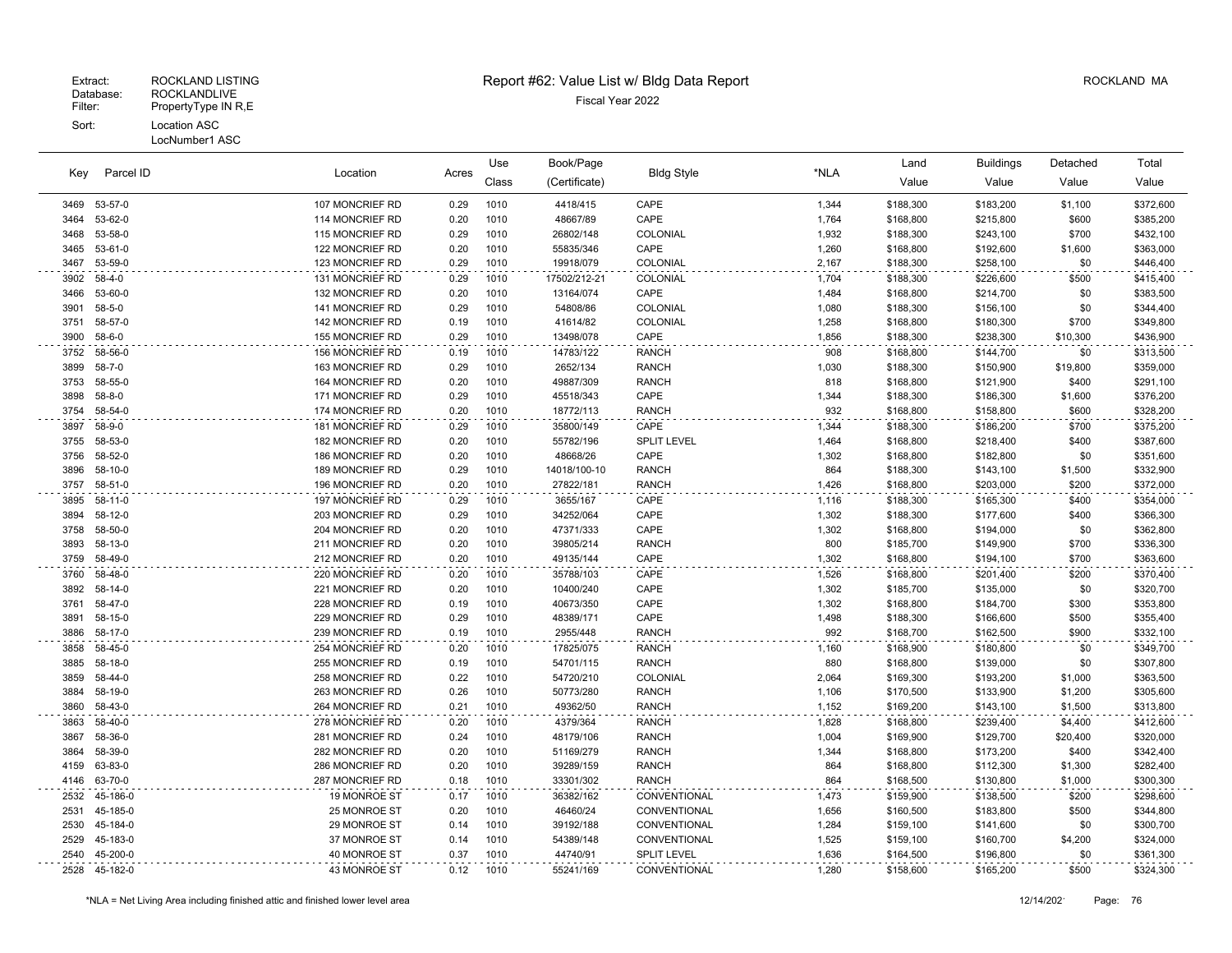Extract: ROCKLAND LISTING
Database: ROCKLANDLIVE
Filter: PropertyType IN R,E
Sort: Location ASC
LocNumber1 ASC

# Report #62: Value List w/ Bldg Data Report

Fiscal Year 2022

ROCKLAND MA

| Key | Parcel ID | Location | Acres | Use Class | Book/Page (Certificate) | Bldg Style | *NLA | Land Value | Buildings Value | Detached Value | Total Value |
|---|---|---|---|---|---|---|---|---|---|---|---|
| 3469 | 53-57-0 | 107 MONCRIEF RD | 0.29 | 1010 | 4418/415 | CAPE | 1,344 | $188,300 | $183,200 | $1,100 | $372,600 |
| 3464 | 53-62-0 | 114 MONCRIEF RD | 0.20 | 1010 | 48667/89 | CAPE | 1,764 | $168,800 | $215,800 | $600 | $385,200 |
| 3468 | 53-58-0 | 115 MONCRIEF RD | 0.29 | 1010 | 26802/148 | COLONIAL | 1,932 | $188,300 | $243,100 | $700 | $432,100 |
| 3465 | 53-61-0 | 122 MONCRIEF RD | 0.20 | 1010 | 55835/346 | CAPE | 1,260 | $168,800 | $192,600 | $1,600 | $363,000 |
| 3467 | 53-59-0 | 123 MONCRIEF RD | 0.29 | 1010 | 19918/079 | COLONIAL | 2,167 | $188,300 | $258,100 | $0 | $446,400 |
| 3902 | 58-4-0 | 131 MONCRIEF RD | 0.29 | 1010 | 17502/212-21 | COLONIAL | 1,704 | $188,300 | $226,600 | $500 | $415,400 |
| 3466 | 53-60-0 | 132 MONCRIEF RD | 0.20 | 1010 | 13164/074 | CAPE | 1,484 | $168,800 | $214,700 | $0 | $383,500 |
| 3901 | 58-5-0 | 141 MONCRIEF RD | 0.29 | 1010 | 54808/86 | COLONIAL | 1,080 | $188,300 | $156,100 | $0 | $344,400 |
| 3751 | 58-57-0 | 142 MONCRIEF RD | 0.19 | 1010 | 41614/82 | COLONIAL | 1,258 | $168,800 | $180,300 | $700 | $349,800 |
| 3900 | 58-6-0 | 155 MONCRIEF RD | 0.29 | 1010 | 13498/078 | CAPE | 1,856 | $188,300 | $238,300 | $10,300 | $436,900 |
| 3752 | 58-56-0 | 156 MONCRIEF RD | 0.19 | 1010 | 14783/122 | RANCH | 908 | $168,800 | $144,700 | $0 | $313,500 |
| 3899 | 58-7-0 | 163 MONCRIEF RD | 0.29 | 1010 | 2652/134 | RANCH | 1,030 | $188,300 | $150,900 | $19,800 | $359,000 |
| 3753 | 58-55-0 | 164 MONCRIEF RD | 0.20 | 1010 | 49887/309 | RANCH | 818 | $168,800 | $121,900 | $400 | $291,100 |
| 3898 | 58-8-0 | 171 MONCRIEF RD | 0.29 | 1010 | 45518/343 | CAPE | 1,344 | $188,300 | $186,300 | $1,600 | $376,200 |
| 3754 | 58-54-0 | 174 MONCRIEF RD | 0.20 | 1010 | 18772/113 | RANCH | 932 | $168,800 | $158,800 | $600 | $328,200 |
| 3897 | 58-9-0 | 181 MONCRIEF RD | 0.29 | 1010 | 35800/149 | CAPE | 1,344 | $188,300 | $186,200 | $700 | $375,200 |
| 3755 | 58-53-0 | 182 MONCRIEF RD | 0.20 | 1010 | 55782/196 | SPLIT LEVEL | 1,464 | $168,800 | $218,400 | $400 | $387,600 |
| 3756 | 58-52-0 | 186 MONCRIEF RD | 0.20 | 1010 | 48668/26 | CAPE | 1,302 | $168,800 | $182,800 | $0 | $351,600 |
| 3896 | 58-10-0 | 189 MONCRIEF RD | 0.29 | 1010 | 14018/100-10 | RANCH | 864 | $188,300 | $143,100 | $1,500 | $332,900 |
| 3757 | 58-51-0 | 196 MONCRIEF RD | 0.20 | 1010 | 27822/181 | RANCH | 1,426 | $168,800 | $203,000 | $200 | $372,000 |
| 3895 | 58-11-0 | 197 MONCRIEF RD | 0.29 | 1010 | 3655/167 | CAPE | 1,116 | $188,300 | $165,300 | $400 | $354,000 |
| 3894 | 58-12-0 | 203 MONCRIEF RD | 0.29 | 1010 | 34252/064 | CAPE | 1,302 | $188,300 | $177,600 | $400 | $366,300 |
| 3758 | 58-50-0 | 204 MONCRIEF RD | 0.20 | 1010 | 47371/333 | CAPE | 1,302 | $168,800 | $194,000 | $0 | $362,800 |
| 3893 | 58-13-0 | 211 MONCRIEF RD | 0.20 | 1010 | 39805/214 | RANCH | 800 | $185,700 | $149,900 | $700 | $336,300 |
| 3759 | 58-49-0 | 212 MONCRIEF RD | 0.20 | 1010 | 49135/144 | CAPE | 1,302 | $168,800 | $194,100 | $700 | $363,600 |
| 3760 | 58-48-0 | 220 MONCRIEF RD | 0.20 | 1010 | 35788/103 | CAPE | 1,526 | $168,800 | $201,400 | $200 | $370,400 |
| 3892 | 58-14-0 | 221 MONCRIEF RD | 0.20 | 1010 | 10400/240 | CAPE | 1,302 | $185,700 | $135,000 | $0 | $320,700 |
| 3761 | 58-47-0 | 228 MONCRIEF RD | 0.19 | 1010 | 40673/350 | CAPE | 1,302 | $168,800 | $184,700 | $300 | $353,800 |
| 3891 | 58-15-0 | 229 MONCRIEF RD | 0.29 | 1010 | 48389/171 | CAPE | 1,498 | $188,300 | $166,600 | $500 | $355,400 |
| 3886 | 58-17-0 | 239 MONCRIEF RD | 0.19 | 1010 | 2955/448 | RANCH | 992 | $168,700 | $162,500 | $900 | $332,100 |
| 3858 | 58-45-0 | 254 MONCRIEF RD | 0.20 | 1010 | 17825/075 | RANCH | 1,160 | $168,900 | $180,800 | $0 | $349,700 |
| 3885 | 58-18-0 | 255 MONCRIEF RD | 0.19 | 1010 | 54701/115 | RANCH | 880 | $168,800 | $139,000 | $0 | $307,800 |
| 3859 | 58-44-0 | 258 MONCRIEF RD | 0.22 | 1010 | 54720/210 | COLONIAL | 2,064 | $169,300 | $193,200 | $1,000 | $363,500 |
| 3884 | 58-19-0 | 263 MONCRIEF RD | 0.26 | 1010 | 50773/280 | RANCH | 1,106 | $170,500 | $133,900 | $1,200 | $305,600 |
| 3860 | 58-43-0 | 264 MONCRIEF RD | 0.21 | 1010 | 49362/50 | RANCH | 1,152 | $169,200 | $143,100 | $1,500 | $313,800 |
| 3863 | 58-40-0 | 278 MONCRIEF RD | 0.20 | 1010 | 4379/364 | RANCH | 1,828 | $168,800 | $239,400 | $4,400 | $412,600 |
| 3867 | 58-36-0 | 281 MONCRIEF RD | 0.24 | 1010 | 48179/106 | RANCH | 1,004 | $169,900 | $129,700 | $20,400 | $320,000 |
| 3864 | 58-39-0 | 282 MONCRIEF RD | 0.20 | 1010 | 51169/279 | RANCH | 1,344 | $168,800 | $173,200 | $400 | $342,400 |
| 4159 | 63-83-0 | 286 MONCRIEF RD | 0.20 | 1010 | 39289/159 | RANCH | 864 | $168,800 | $112,300 | $1,300 | $282,400 |
| 4146 | 63-70-0 | 287 MONCRIEF RD | 0.18 | 1010 | 33301/302 | RANCH | 864 | $168,500 | $130,800 | $1,000 | $300,300 |
| 2532 | 45-186-0 | 19 MONROE ST | 0.17 | 1010 | 36382/162 | CONVENTIONAL | 1,473 | $159,900 | $138,500 | $200 | $298,600 |
| 2531 | 45-185-0 | 25 MONROE ST | 0.20 | 1010 | 46460/24 | CONVENTIONAL | 1,656 | $160,500 | $183,800 | $500 | $344,800 |
| 2530 | 45-184-0 | 29 MONROE ST | 0.14 | 1010 | 39192/188 | CONVENTIONAL | 1,284 | $159,100 | $141,600 | $0 | $300,700 |
| 2529 | 45-183-0 | 37 MONROE ST | 0.14 | 1010 | 54389/148 | CONVENTIONAL | 1,525 | $159,100 | $160,700 | $4,200 | $324,000 |
| 2540 | 45-200-0 | 40 MONROE ST | 0.37 | 1010 | 44740/91 | SPLIT LEVEL | 1,636 | $164,500 | $196,800 | $0 | $361,300 |
| 2528 | 45-182-0 | 43 MONROE ST | 0.12 | 1010 | 55241/169 | CONVENTIONAL | 1,280 | $158,600 | $165,200 | $500 | $324,300 |

*NLA = Net Living Area including finished attic and finished lower level area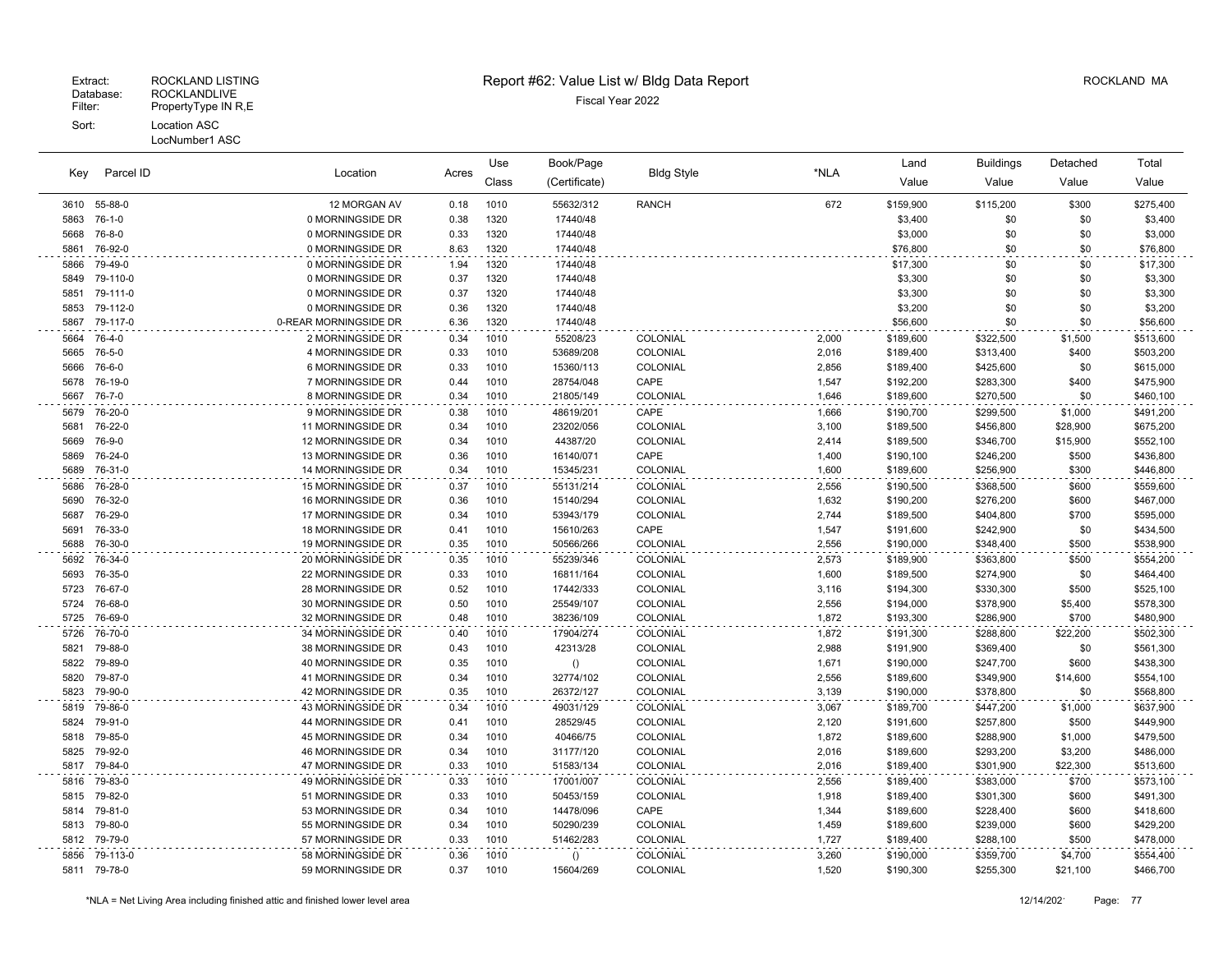Extract: ROCKLAND LISTING
Database: ROCKLANDLIVE
Filter: PropertyType IN R,E
Sort: Location ASC
LocNumber1 ASC

# Report #62: Value List w/ Bldg Data Report

Fiscal Year 2022

ROCKLAND MA

| Key | Parcel ID | Location | Acres | Use Class | Book/Page (Certificate) | Bldg Style | *NLA | Land Value | Buildings Value | Detached Value | Total Value |
|---|---|---|---|---|---|---|---|---|---|---|---|
| 3610 | 55-88-0 | 12 MORGAN AV | 0.18 | 1010 | 55632/312 | RANCH | 672 | $159,900 | $115,200 | $300 | $275,400 |
| 5863 | 76-1-0 | 0 MORNINGSIDE DR | 0.38 | 1320 | 17440/48 | | | $3,400 | $0 | $0 | $3,400 |
| 5668 | 76-8-0 | 0 MORNINGSIDE DR | 0.33 | 1320 | 17440/48 | | | $3,000 | $0 | $0 | $3,000 |
| 5861 | 76-92-0 | 0 MORNINGSIDE DR | 8.63 | 1320 | 17440/48 | | | $76,800 | $0 | $0 | $76,800 |
| 5866 | 79-49-0 | 0 MORNINGSIDE DR | 1.94 | 1320 | 17440/48 | | | $17,300 | $0 | $0 | $17,300 |
| 5849 | 79-110-0 | 0 MORNINGSIDE DR | 0.37 | 1320 | 17440/48 | | | $3,300 | $0 | $0 | $3,300 |
| 5851 | 79-111-0 | 0 MORNINGSIDE DR | 0.37 | 1320 | 17440/48 | | | $3,300 | $0 | $0 | $3,300 |
| 5853 | 79-112-0 | 0 MORNINGSIDE DR | 0.36 | 1320 | 17440/48 | | | $3,200 | $0 | $0 | $3,200 |
| 5867 | 79-117-0 | 0-REAR MORNINGSIDE DR | 6.36 | 1320 | 17440/48 | | | $56,600 | $0 | $0 | $56,600 |
| 5664 | 76-4-0 | 2 MORNINGSIDE DR | 0.34 | 1010 | 55208/23 | COLONIAL | 2,000 | $189,600 | $322,500 | $1,500 | $513,600 |
| 5665 | 76-5-0 | 4 MORNINGSIDE DR | 0.33 | 1010 | 53689/208 | COLONIAL | 2,016 | $189,400 | $313,400 | $400 | $503,200 |
| 5666 | 76-6-0 | 6 MORNINGSIDE DR | 0.33 | 1010 | 15360/113 | COLONIAL | 2,856 | $189,400 | $425,600 | $0 | $615,000 |
| 5678 | 76-19-0 | 7 MORNINGSIDE DR | 0.44 | 1010 | 28754/048 | CAPE | 1,547 | $192,200 | $283,300 | $400 | $475,900 |
| 5667 | 76-7-0 | 8 MORNINGSIDE DR | 0.34 | 1010 | 21805/149 | COLONIAL | 1,646 | $189,600 | $270,500 | $0 | $460,100 |
| 5679 | 76-20-0 | 9 MORNINGSIDE DR | 0.38 | 1010 | 48619/201 | CAPE | 1,666 | $190,700 | $299,500 | $1,000 | $491,200 |
| 5681 | 76-22-0 | 11 MORNINGSIDE DR | 0.34 | 1010 | 23202/056 | COLONIAL | 3,100 | $189,500 | $456,800 | $28,900 | $675,200 |
| 5669 | 76-9-0 | 12 MORNINGSIDE DR | 0.34 | 1010 | 44387/20 | COLONIAL | 2,414 | $189,500 | $346,700 | $15,900 | $552,100 |
| 5869 | 76-24-0 | 13 MORNINGSIDE DR | 0.36 | 1010 | 16140/071 | CAPE | 1,400 | $190,100 | $246,200 | $500 | $436,800 |
| 5689 | 76-31-0 | 14 MORNINGSIDE DR | 0.34 | 1010 | 15345/231 | COLONIAL | 1,600 | $189,600 | $256,900 | $300 | $446,800 |
| 5686 | 76-28-0 | 15 MORNINGSIDE DR | 0.37 | 1010 | 55131/214 | COLONIAL | 2,556 | $190,500 | $368,500 | $600 | $559,600 |
| 5690 | 76-32-0 | 16 MORNINGSIDE DR | 0.36 | 1010 | 15140/294 | COLONIAL | 1,632 | $190,200 | $276,200 | $600 | $467,000 |
| 5687 | 76-29-0 | 17 MORNINGSIDE DR | 0.34 | 1010 | 53943/179 | COLONIAL | 2,744 | $189,500 | $404,800 | $700 | $595,000 |
| 5691 | 76-33-0 | 18 MORNINGSIDE DR | 0.41 | 1010 | 15610/263 | CAPE | 1,547 | $191,600 | $242,900 | $0 | $434,500 |
| 5688 | 76-30-0 | 19 MORNINGSIDE DR | 0.35 | 1010 | 50566/266 | COLONIAL | 2,556 | $190,000 | $348,400 | $500 | $538,900 |
| 5692 | 76-34-0 | 20 MORNINGSIDE DR | 0.35 | 1010 | 55239/346 | COLONIAL | 2,573 | $189,900 | $363,800 | $500 | $554,200 |
| 5693 | 76-35-0 | 22 MORNINGSIDE DR | 0.33 | 1010 | 16811/164 | COLONIAL | 1,600 | $189,500 | $274,900 | $0 | $464,400 |
| 5723 | 76-67-0 | 28 MORNINGSIDE DR | 0.52 | 1010 | 17442/333 | COLONIAL | 3,116 | $194,300 | $330,300 | $500 | $525,100 |
| 5724 | 76-68-0 | 30 MORNINGSIDE DR | 0.50 | 1010 | 25549/107 | COLONIAL | 2,556 | $194,000 | $378,900 | $5,400 | $578,300 |
| 5725 | 76-69-0 | 32 MORNINGSIDE DR | 0.48 | 1010 | 38236/109 | COLONIAL | 1,872 | $193,300 | $286,900 | $700 | $480,900 |
| 5726 | 76-70-0 | 34 MORNINGSIDE DR | 0.40 | 1010 | 17904/274 | COLONIAL | 1,872 | $191,300 | $288,800 | $22,200 | $502,300 |
| 5821 | 79-88-0 | 38 MORNINGSIDE DR | 0.43 | 1010 | 42313/28 | COLONIAL | 2,988 | $191,900 | $369,400 | $0 | $561,300 |
| 5822 | 79-89-0 | 40 MORNINGSIDE DR | 0.35 | 1010 | () | COLONIAL | 1,671 | $190,000 | $247,700 | $600 | $438,300 |
| 5820 | 79-87-0 | 41 MORNINGSIDE DR | 0.34 | 1010 | 32774/102 | COLONIAL | 2,556 | $189,600 | $349,900 | $14,600 | $554,100 |
| 5823 | 79-90-0 | 42 MORNINGSIDE DR | 0.35 | 1010 | 26372/127 | COLONIAL | 3,139 | $190,000 | $378,800 | $0 | $568,800 |
| 5819 | 79-86-0 | 43 MORNINGSIDE DR | 0.34 | 1010 | 49031/129 | COLONIAL | 3,067 | $189,700 | $447,200 | $1,000 | $637,900 |
| 5824 | 79-91-0 | 44 MORNINGSIDE DR | 0.41 | 1010 | 28529/45 | COLONIAL | 2,120 | $191,600 | $257,800 | $500 | $449,900 |
| 5818 | 79-85-0 | 45 MORNINGSIDE DR | 0.34 | 1010 | 40466/75 | COLONIAL | 1,872 | $189,600 | $288,900 | $1,000 | $479,500 |
| 5825 | 79-92-0 | 46 MORNINGSIDE DR | 0.34 | 1010 | 31177/120 | COLONIAL | 2,016 | $189,600 | $293,200 | $3,200 | $486,000 |
| 5817 | 79-84-0 | 47 MORNINGSIDE DR | 0.33 | 1010 | 51583/134 | COLONIAL | 2,016 | $189,400 | $301,900 | $22,300 | $513,600 |
| 5816 | 79-83-0 | 49 MORNINGSIDE DR | 0.33 | 1010 | 17001/007 | COLONIAL | 2,556 | $189,400 | $383,000 | $700 | $573,100 |
| 5815 | 79-82-0 | 51 MORNINGSIDE DR | 0.33 | 1010 | 50453/159 | COLONIAL | 1,918 | $189,400 | $301,300 | $600 | $491,300 |
| 5814 | 79-81-0 | 53 MORNINGSIDE DR | 0.34 | 1010 | 14478/096 | CAPE | 1,344 | $189,600 | $228,400 | $600 | $418,600 |
| 5813 | 79-80-0 | 55 MORNINGSIDE DR | 0.34 | 1010 | 50290/239 | COLONIAL | 1,459 | $189,600 | $239,000 | $600 | $429,200 |
| 5812 | 79-79-0 | 57 MORNINGSIDE DR | 0.33 | 1010 | 51462/283 | COLONIAL | 1,727 | $189,400 | $288,100 | $500 | $478,000 |
| 5856 | 79-113-0 | 58 MORNINGSIDE DR | 0.36 | 1010 | () | COLONIAL | 3,260 | $190,000 | $359,700 | $4,700 | $554,400 |
| 5811 | 79-78-0 | 59 MORNINGSIDE DR | 0.37 | 1010 | 15604/269 | COLONIAL | 1,520 | $190,300 | $255,300 | $21,100 | $466,700 |

*NLA = Net Living Area including finished attic and finished lower level area

12/14/202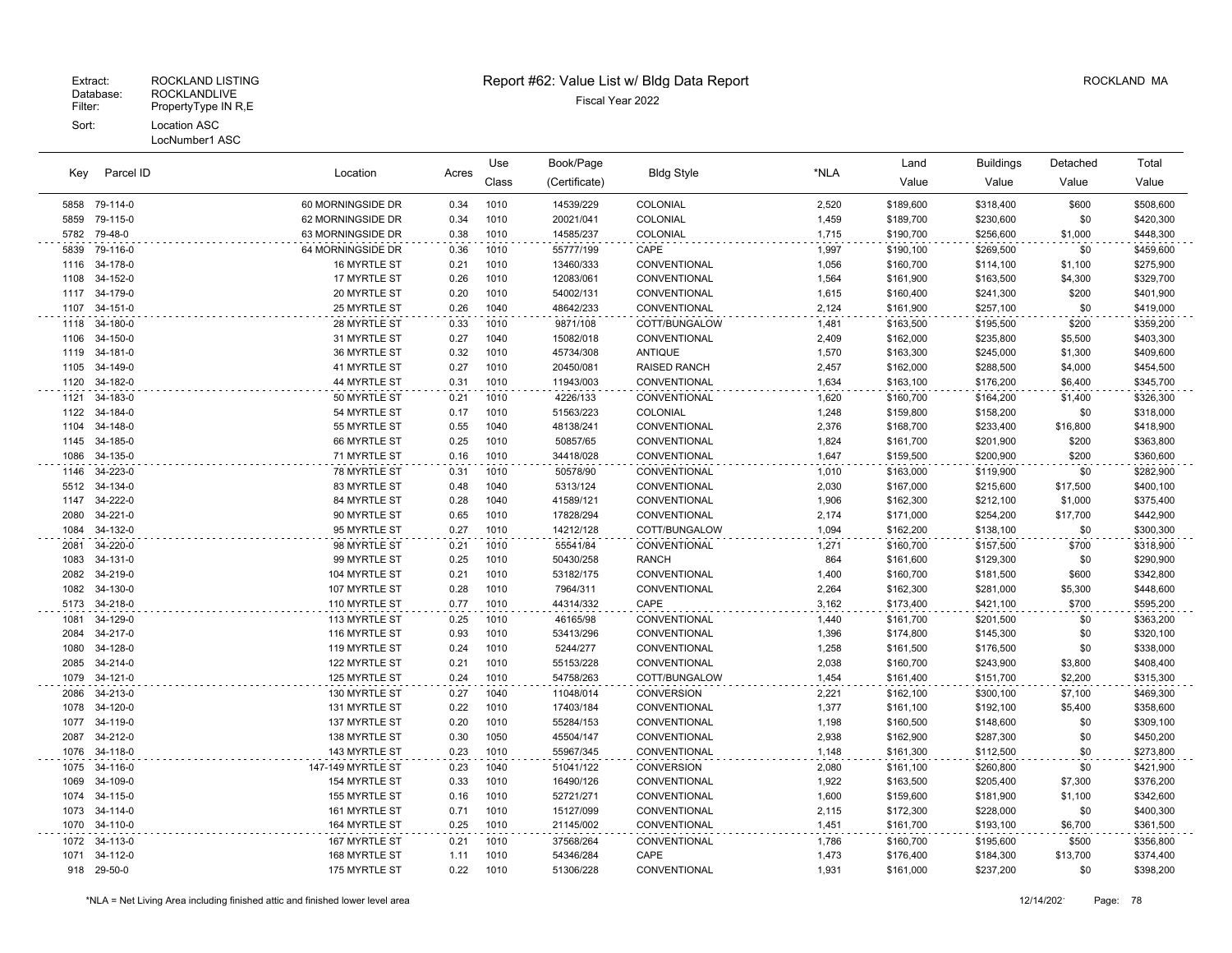Extract: ROCKLAND LISTING
Database: ROCKLANDLIVE
Filter: PropertyType IN R,E
Sort: Location ASC
LocNumber1 ASC

# Report #62: Value List w/ Bldg Data Report

Fiscal Year 2022

ROCKLAND MA

| Key | Parcel ID | Location | Acres | Use Class | Book/Page (Certificate) | Bldg Style | *NLA | Land Value | Buildings Value | Detached Value | Total Value |
|---|---|---|---|---|---|---|---|---|---|---|---|
| 5858 | 79-114-0 | 60 MORNINGSIDE DR | 0.34 | 1010 | 14539/229 | COLONIAL | 2,520 | $189,600 | $318,400 | $600 | $508,600 |
| 5859 | 79-115-0 | 62 MORNINGSIDE DR | 0.34 | 1010 | 20021/041 | COLONIAL | 1,459 | $189,700 | $230,600 | $0 | $420,300 |
| 5782 | 79-48-0 | 63 MORNINGSIDE DR | 0.38 | 1010 | 14585/237 | COLONIAL | 1,715 | $190,700 | $256,600 | $1,000 | $448,300 |
| 5839 | 79-116-0 | 64 MORNINGSIDE DR | 0.36 | 1010 | 55777/199 | CAPE | 1,997 | $190,100 | $269,500 | $0 | $459,600 |
| 1116 | 34-178-0 | 16 MYRTLE ST | 0.21 | 1010 | 13460/333 | CONVENTIONAL | 1,056 | $160,700 | $114,100 | $1,100 | $275,900 |
| 1108 | 34-152-0 | 17 MYRTLE ST | 0.26 | 1010 | 12083/061 | CONVENTIONAL | 1,564 | $161,900 | $163,500 | $4,300 | $329,700 |
| 1117 | 34-179-0 | 20 MYRTLE ST | 0.20 | 1010 | 54002/131 | CONVENTIONAL | 1,615 | $160,400 | $241,300 | $200 | $401,900 |
| 1107 | 34-151-0 | 25 MYRTLE ST | 0.26 | 1040 | 48642/233 | CONVENTIONAL | 2,124 | $161,900 | $257,100 | $0 | $419,000 |
| 1118 | 34-180-0 | 28 MYRTLE ST | 0.33 | 1010 | 9871/108 | COTT/BUNGALOW | 1,481 | $163,500 | $195,500 | $200 | $359,200 |
| 1106 | 34-150-0 | 31 MYRTLE ST | 0.27 | 1040 | 15082/018 | CONVENTIONAL | 2,409 | $162,000 | $235,800 | $5,500 | $403,300 |
| 1119 | 34-181-0 | 36 MYRTLE ST | 0.32 | 1010 | 45734/308 | ANTIQUE | 1,570 | $163,300 | $245,000 | $1,300 | $409,600 |
| 1105 | 34-149-0 | 41 MYRTLE ST | 0.27 | 1010 | 20450/081 | RAISED RANCH | 2,457 | $162,000 | $288,500 | $4,000 | $454,500 |
| 1120 | 34-182-0 | 44 MYRTLE ST | 0.31 | 1010 | 11943/003 | CONVENTIONAL | 1,634 | $163,100 | $176,200 | $6,400 | $345,700 |
| 1121 | 34-183-0 | 50 MYRTLE ST | 0.21 | 1010 | 4226/133 | CONVENTIONAL | 1,620 | $160,700 | $164,200 | $1,400 | $326,300 |
| 1122 | 34-184-0 | 54 MYRTLE ST | 0.17 | 1010 | 51563/223 | COLONIAL | 1,248 | $159,800 | $158,200 | $0 | $318,000 |
| 1104 | 34-148-0 | 55 MYRTLE ST | 0.55 | 1040 | 48138/241 | CONVENTIONAL | 2,376 | $168,700 | $233,400 | $16,800 | $418,900 |
| 1145 | 34-185-0 | 66 MYRTLE ST | 0.25 | 1010 | 50857/65 | CONVENTIONAL | 1,824 | $161,700 | $201,900 | $200 | $363,800 |
| 1086 | 34-135-0 | 71 MYRTLE ST | 0.16 | 1010 | 34418/028 | CONVENTIONAL | 1,647 | $159,500 | $200,900 | $200 | $360,600 |
| 1146 | 34-223-0 | 78 MYRTLE ST | 0.31 | 1010 | 50578/90 | CONVENTIONAL | 1,010 | $163,000 | $119,900 | $0 | $282,900 |
| 5512 | 34-134-0 | 83 MYRTLE ST | 0.48 | 1040 | 5313/124 | CONVENTIONAL | 2,030 | $167,000 | $215,600 | $17,500 | $400,100 |
| 1147 | 34-222-0 | 84 MYRTLE ST | 0.28 | 1040 | 41589/121 | CONVENTIONAL | 1,906 | $162,300 | $212,100 | $1,000 | $375,400 |
| 2080 | 34-221-0 | 90 MYRTLE ST | 0.65 | 1010 | 17828/294 | CONVENTIONAL | 2,174 | $171,000 | $254,200 | $17,700 | $442,900 |
| 1084 | 34-132-0 | 95 MYRTLE ST | 0.27 | 1010 | 14212/128 | COTT/BUNGALOW | 1,094 | $162,200 | $138,100 | $0 | $300,300 |
| 2081 | 34-220-0 | 98 MYRTLE ST | 0.21 | 1010 | 55541/84 | CONVENTIONAL | 1,271 | $160,700 | $157,500 | $700 | $318,900 |
| 1083 | 34-131-0 | 99 MYRTLE ST | 0.25 | 1010 | 50430/258 | RANCH | 864 | $161,600 | $129,300 | $0 | $290,900 |
| 2082 | 34-219-0 | 104 MYRTLE ST | 0.21 | 1010 | 53182/175 | CONVENTIONAL | 1,400 | $160,700 | $181,500 | $600 | $342,800 |
| 1082 | 34-130-0 | 107 MYRTLE ST | 0.28 | 1010 | 7964/311 | CONVENTIONAL | 2,264 | $162,300 | $281,000 | $5,300 | $448,600 |
| 5173 | 34-218-0 | 110 MYRTLE ST | 0.77 | 1010 | 44314/332 | CAPE | 3,162 | $173,400 | $421,100 | $700 | $595,200 |
| 1081 | 34-129-0 | 113 MYRTLE ST | 0.25 | 1010 | 46165/98 | CONVENTIONAL | 1,440 | $161,700 | $201,500 | $0 | $363,200 |
| 2084 | 34-217-0 | 116 MYRTLE ST | 0.93 | 1010 | 53413/296 | CONVENTIONAL | 1,396 | $174,800 | $145,300 | $0 | $320,100 |
| 1080 | 34-128-0 | 119 MYRTLE ST | 0.24 | 1010 | 5244/277 | CONVENTIONAL | 1,258 | $161,500 | $176,500 | $0 | $338,000 |
| 2085 | 34-214-0 | 122 MYRTLE ST | 0.21 | 1010 | 55153/228 | CONVENTIONAL | 2,038 | $160,700 | $243,900 | $3,800 | $408,400 |
| 1079 | 34-121-0 | 125 MYRTLE ST | 0.24 | 1010 | 54758/263 | COTT/BUNGALOW | 1,454 | $161,400 | $151,700 | $2,200 | $315,300 |
| 2086 | 34-213-0 | 130 MYRTLE ST | 0.27 | 1040 | 11048/014 | CONVERSION | 2,221 | $162,100 | $300,100 | $7,100 | $469,300 |
| 1078 | 34-120-0 | 131 MYRTLE ST | 0.22 | 1010 | 17403/184 | CONVENTIONAL | 1,377 | $161,100 | $192,100 | $5,400 | $358,600 |
| 1077 | 34-119-0 | 137 MYRTLE ST | 0.20 | 1010 | 55284/153 | CONVENTIONAL | 1,198 | $160,500 | $148,600 | $0 | $309,100 |
| 2087 | 34-212-0 | 138 MYRTLE ST | 0.30 | 1050 | 45504/147 | CONVENTIONAL | 2,938 | $162,900 | $287,300 | $0 | $450,200 |
| 1076 | 34-118-0 | 143 MYRTLE ST | 0.23 | 1010 | 55967/345 | CONVENTIONAL | 1,148 | $161,300 | $112,500 | $0 | $273,800 |
| 1075 | 34-116-0 | 147-149 MYRTLE ST | 0.23 | 1040 | 51041/122 | CONVERSION | 2,080 | $161,100 | $260,800 | $0 | $421,900 |
| 1069 | 34-109-0 | 154 MYRTLE ST | 0.33 | 1010 | 16490/126 | CONVENTIONAL | 1,922 | $163,500 | $205,400 | $7,300 | $376,200 |
| 1074 | 34-115-0 | 155 MYRTLE ST | 0.16 | 1010 | 52721/271 | CONVENTIONAL | 1,600 | $159,600 | $181,900 | $1,100 | $342,600 |
| 1073 | 34-114-0 | 161 MYRTLE ST | 0.71 | 1010 | 15127/099 | CONVENTIONAL | 2,115 | $172,300 | $228,000 | $0 | $400,300 |
| 1070 | 34-110-0 | 164 MYRTLE ST | 0.25 | 1010 | 21145/002 | CONVENTIONAL | 1,451 | $161,700 | $193,100 | $6,700 | $361,500 |
| 1072 | 34-113-0 | 167 MYRTLE ST | 0.21 | 1010 | 37568/264 | CONVENTIONAL | 1,786 | $160,700 | $195,600 | $500 | $356,800 |
| 1071 | 34-112-0 | 168 MYRTLE ST | 1.11 | 1010 | 54346/284 | CAPE | 1,473 | $176,400 | $184,300 | $13,700 | $374,400 |
| 918 | 29-50-0 | 175 MYRTLE ST | 0.22 | 1010 | 51306/228 | CONVENTIONAL | 1,931 | $161,000 | $237,200 | $0 | $398,200 |

*NLA = Net Living Area including finished attic and finished lower level area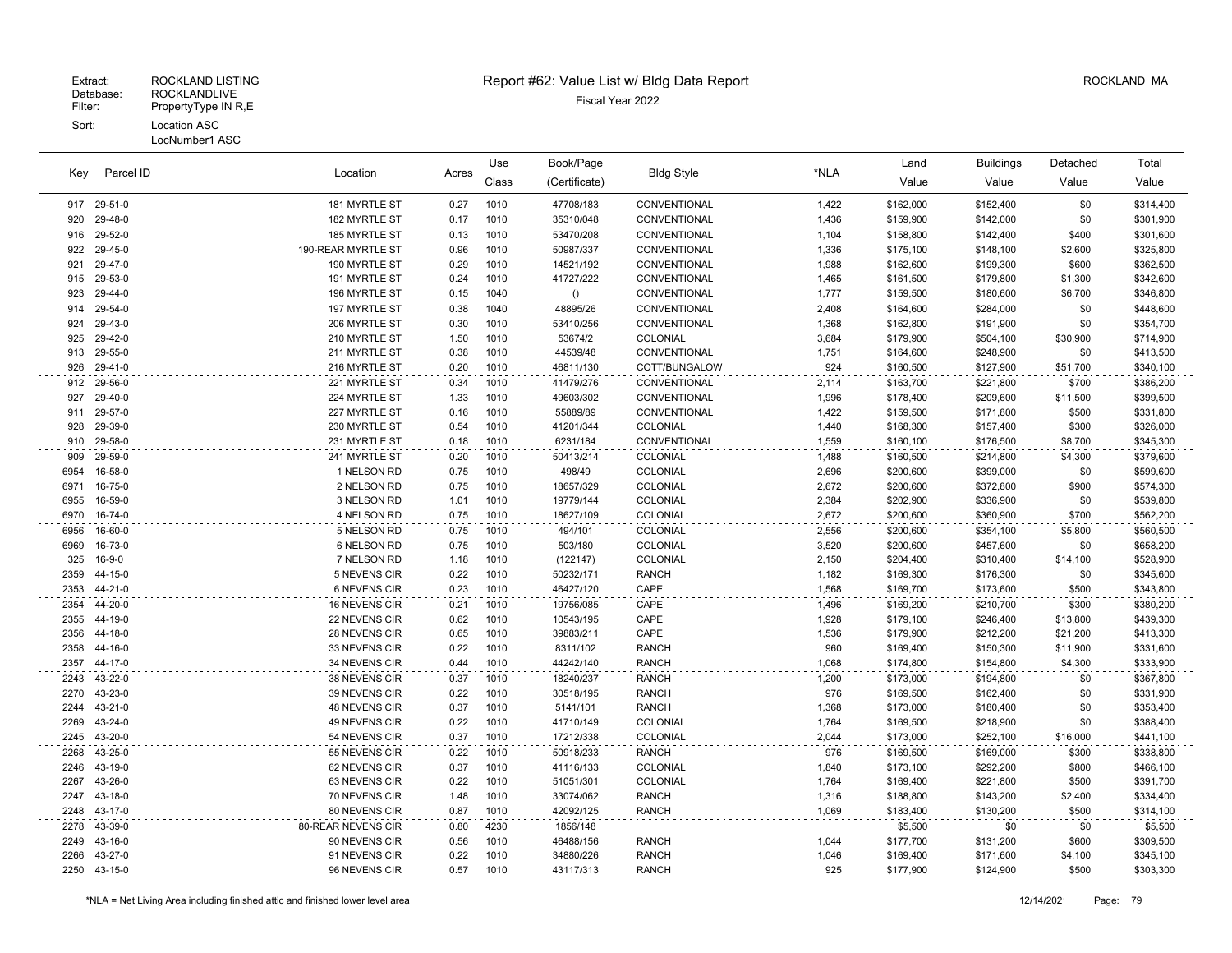Extract: ROCKLAND LISTING
Database: ROCKLANDLIVE
Filter: PropertyType IN R,E
Sort: Location ASC
LocNumber1 ASC

# Report #62: Value List w/ Bldg Data Report

Fiscal Year 2022

ROCKLAND MA

| Key | Parcel ID | Location | Acres | Use Class | Book/Page (Certificate) | Bldg Style | *NLA | Land Value | Buildings Value | Detached Value | Total Value |
|---|---|---|---|---|---|---|---|---|---|---|---|
| 917 | 29-51-0 | 181 MYRTLE ST | 0.27 | 1010 | 47708/183 | CONVENTIONAL | 1,422 | $162,000 | $152,400 | $0 | $314,400 |
| 920 | 29-48-0 | 182 MYRTLE ST | 0.17 | 1010 | 35310/048 | CONVENTIONAL | 1,436 | $159,900 | $142,000 | $0 | $301,900 |
| 916 | 29-52-0 | 185 MYRTLE ST | 0.13 | 1010 | 53470/208 | CONVENTIONAL | 1,104 | $158,800 | $142,400 | $400 | $301,600 |
| 922 | 29-45-0 | 190-REAR MYRTLE ST | 0.96 | 1010 | 50987/337 | CONVENTIONAL | 1,336 | $175,100 | $148,100 | $2,600 | $325,800 |
| 921 | 29-47-0 | 190 MYRTLE ST | 0.29 | 1010 | 14521/192 | CONVENTIONAL | 1,988 | $162,600 | $199,300 | $600 | $362,500 |
| 915 | 29-53-0 | 191 MYRTLE ST | 0.24 | 1010 | 41727/222 | CONVENTIONAL | 1,465 | $161,500 | $179,800 | $1,300 | $342,600 |
| 923 | 29-44-0 | 196 MYRTLE ST | 0.15 | 1040 | () | CONVENTIONAL | 1,777 | $159,500 | $180,600 | $6,700 | $346,800 |
| 914 | 29-54-0 | 197 MYRTLE ST | 0.38 | 1040 | 48895/26 | CONVENTIONAL | 2,408 | $164,600 | $284,000 | $0 | $448,600 |
| 924 | 29-43-0 | 206 MYRTLE ST | 0.30 | 1010 | 53410/256 | CONVENTIONAL | 1,368 | $162,800 | $191,900 | $0 | $354,700 |
| 925 | 29-42-0 | 210 MYRTLE ST | 1.50 | 1010 | 53674/2 | COLONIAL | 3,684 | $179,900 | $504,100 | $30,900 | $714,900 |
| 913 | 29-55-0 | 211 MYRTLE ST | 0.38 | 1010 | 44539/48 | CONVENTIONAL | 1,751 | $164,600 | $248,900 | $0 | $413,500 |
| 926 | 29-41-0 | 216 MYRTLE ST | 0.20 | 1010 | 46811/130 | COTT/BUNGALOW | 924 | $160,500 | $127,900 | $51,700 | $340,100 |
| 912 | 29-56-0 | 221 MYRTLE ST | 0.34 | 1010 | 41479/276 | CONVENTIONAL | 2,114 | $163,700 | $221,800 | $700 | $386,200 |
| 927 | 29-40-0 | 224 MYRTLE ST | 1.33 | 1010 | 49603/302 | CONVENTIONAL | 1,996 | $178,400 | $209,600 | $11,500 | $399,500 |
| 911 | 29-57-0 | 227 MYRTLE ST | 0.16 | 1010 | 55889/89 | CONVENTIONAL | 1,422 | $159,500 | $171,800 | $500 | $331,800 |
| 928 | 29-39-0 | 230 MYRTLE ST | 0.54 | 1010 | 41201/344 | COLONIAL | 1,440 | $168,300 | $157,400 | $300 | $326,000 |
| 910 | 29-58-0 | 231 MYRTLE ST | 0.18 | 1010 | 6231/184 | CONVENTIONAL | 1,559 | $160,100 | $176,500 | $8,700 | $345,300 |
| 909 | 29-59-0 | 241 MYRTLE ST | 0.20 | 1010 | 50413/214 | COLONIAL | 1,488 | $160,500 | $214,800 | $4,300 | $379,600 |
| 6954 | 16-58-0 | 1 NELSON RD | 0.75 | 1010 | 498/49 | COLONIAL | 2,696 | $200,600 | $399,000 | $0 | $599,600 |
| 6971 | 16-75-0 | 2 NELSON RD | 0.75 | 1010 | 18657/329 | COLONIAL | 2,672 | $200,600 | $372,800 | $900 | $574,300 |
| 6955 | 16-59-0 | 3 NELSON RD | 1.01 | 1010 | 19779/144 | COLONIAL | 2,384 | $202,900 | $336,900 | $0 | $539,800 |
| 6970 | 16-74-0 | 4 NELSON RD | 0.75 | 1010 | 18627/109 | COLONIAL | 2,672 | $200,600 | $360,900 | $700 | $562,200 |
| 6956 | 16-60-0 | 5 NELSON RD | 0.75 | 1010 | 494/101 | COLONIAL | 2,556 | $200,600 | $354,100 | $5,800 | $560,500 |
| 6969 | 16-73-0 | 6 NELSON RD | 0.75 | 1010 | 503/180 | COLONIAL | 3,520 | $200,600 | $457,600 | $0 | $658,200 |
| 325 | 16-9-0 | 7 NELSON RD | 1.18 | 1010 | (122147) | COLONIAL | 2,150 | $204,400 | $310,400 | $14,100 | $528,900 |
| 2359 | 44-15-0 | 5 NEVENS CIR | 0.22 | 1010 | 50232/171 | RANCH | 1,182 | $169,300 | $176,300 | $0 | $345,600 |
| 2353 | 44-21-0 | 6 NEVENS CIR | 0.23 | 1010 | 46427/120 | CAPE | 1,568 | $169,700 | $173,600 | $500 | $343,800 |
| 2354 | 44-20-0 | 16 NEVENS CIR | 0.21 | 1010 | 19756/085 | CAPE | 1,496 | $169,200 | $210,700 | $300 | $380,200 |
| 2355 | 44-19-0 | 22 NEVENS CIR | 0.62 | 1010 | 10543/195 | CAPE | 1,928 | $179,100 | $246,400 | $13,800 | $439,300 |
| 2356 | 44-18-0 | 28 NEVENS CIR | 0.65 | 1010 | 39883/211 | CAPE | 1,536 | $179,900 | $212,200 | $21,200 | $413,300 |
| 2358 | 44-16-0 | 33 NEVENS CIR | 0.22 | 1010 | 8311/102 | RANCH | 960 | $169,400 | $150,300 | $11,900 | $331,600 |
| 2357 | 44-17-0 | 34 NEVENS CIR | 0.44 | 1010 | 44242/140 | RANCH | 1,068 | $174,800 | $154,800 | $4,300 | $333,900 |
| 2243 | 43-22-0 | 38 NEVENS CIR | 0.37 | 1010 | 18240/237 | RANCH | 1,200 | $173,000 | $194,800 | $0 | $367,800 |
| 2270 | 43-23-0 | 39 NEVENS CIR | 0.22 | 1010 | 30518/195 | RANCH | 976 | $169,500 | $162,400 | $0 | $331,900 |
| 2244 | 43-21-0 | 48 NEVENS CIR | 0.37 | 1010 | 5141/101 | RANCH | 1,368 | $173,000 | $180,400 | $0 | $353,400 |
| 2269 | 43-24-0 | 49 NEVENS CIR | 0.22 | 1010 | 41710/149 | COLONIAL | 1,764 | $169,500 | $218,900 | $0 | $388,400 |
| 2245 | 43-20-0 | 54 NEVENS CIR | 0.37 | 1010 | 17212/338 | COLONIAL | 2,044 | $173,000 | $252,100 | $16,000 | $441,100 |
| 2268 | 43-25-0 | 55 NEVENS CIR | 0.22 | 1010 | 50918/233 | RANCH | 976 | $169,500 | $169,000 | $300 | $338,800 |
| 2246 | 43-19-0 | 62 NEVENS CIR | 0.37 | 1010 | 41116/133 | COLONIAL | 1,840 | $173,100 | $292,200 | $800 | $466,100 |
| 2267 | 43-26-0 | 63 NEVENS CIR | 0.22 | 1010 | 51051/301 | COLONIAL | 1,764 | $169,400 | $221,800 | $500 | $391,700 |
| 2247 | 43-18-0 | 70 NEVENS CIR | 1.48 | 1010 | 33074/062 | RANCH | 1,316 | $188,800 | $143,200 | $2,400 | $334,400 |
| 2248 | 43-17-0 | 80 NEVENS CIR | 0.87 | 1010 | 42092/125 | RANCH | 1,069 | $183,400 | $130,200 | $500 | $314,100 |
| 2278 | 43-39-0 | 80-REAR NEVENS CIR | 0.80 | 4230 | 1856/148 | | | $5,500 | $0 | $0 | $5,500 |
| 2249 | 43-16-0 | 90 NEVENS CIR | 0.56 | 1010 | 46488/156 | RANCH | 1,044 | $177,700 | $131,200 | $600 | $309,500 |
| 2266 | 43-27-0 | 91 NEVENS CIR | 0.22 | 1010 | 34880/226 | RANCH | 1,046 | $169,400 | $171,600 | $4,100 | $345,100 |
| 2250 | 43-15-0 | 96 NEVENS CIR | 0.57 | 1010 | 43117/313 | RANCH | 925 | $177,900 | $124,900 | $500 | $303,300 |

*NLA = Net Living Area including finished attic and finished lower level area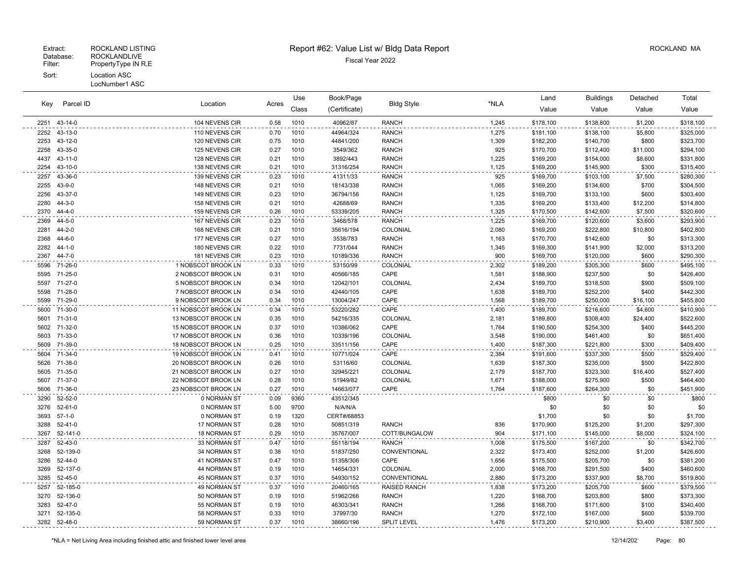Extract: ROCKLAND LISTING
Database: ROCKLANDLIVE
Filter: PropertyType IN R,E
Sort: Location ASC
LocNumber1 ASC

# Report #62: Value List w/ Bldg Data Report

Fiscal Year 2022

ROCKLAND MA

| Key | Parcel ID | Location | Acres | Use Class | Book/Page (Certificate) | Bldg Style | *NLA | Land Value | Buildings Value | Detached Value | Total Value |
|---|---|---|---|---|---|---|---|---|---|---|---|
| 2251 | 43-14-0 | 104 NEVENS CIR | 0.58 | 1010 | 40962/87 | RANCH | 1,245 | $178,100 | $138,800 | $1,200 | $318,100 |
| 2252 | 43-13-0 | 110 NEVENS CIR | 0.70 | 1010 | 44964/324 | RANCH | 1,275 | $181,100 | $138,100 | $5,800 | $325,000 |
| 2253 | 43-12-0 | 120 NEVENS CIR | 0.75 | 1010 | 44841/200 | RANCH | 1,309 | $182,200 | $140,700 | $800 | $323,700 |
| 2258 | 43-35-0 | 125 NEVENS CIR | 0.27 | 1010 | 3549/362 | RANCH | 925 | $170,700 | $112,400 | $11,000 | $294,100 |
| 4437 | 43-11-0 | 128 NEVENS CIR | 0.21 | 1010 | 3892/443 | RANCH | 1,225 | $169,200 | $154,000 | $8,600 | $331,800 |
| 2254 | 43-10-0 | 138 NEVENS CIR | 0.21 | 1010 | 31316/254 | RANCH | 1,125 | $169,200 | $145,900 | $300 | $315,400 |
| 2257 | 43-36-0 | 139 NEVENS CIR | 0.23 | 1010 | 41311/33 | RANCH | 925 | $169,700 | $103,100 | $7,500 | $280,300 |
| 2255 | 43-9-0 | 148 NEVENS CIR | 0.21 | 1010 | 18143/338 | RANCH | 1,065 | $169,200 | $134,600 | $700 | $304,500 |
| 2256 | 43-37-0 | 149 NEVENS CIR | 0.23 | 1010 | 36794/156 | RANCH | 1,125 | $169,700 | $133,100 | $600 | $303,400 |
| 2280 | 44-3-0 | 158 NEVENS CIR | 0.21 | 1010 | 42688/69 | RANCH | 1,335 | $169,200 | $133,400 | $12,200 | $314,800 |
| 2370 | 44-4-0 | 159 NEVENS CIR | 0.26 | 1010 | 53339/205 | RANCH | 1,325 | $170,500 | $142,600 | $7,500 | $320,600 |
| 2369 | 44-5-0 | 167 NEVENS CIR | 0.23 | 1010 | 3468/578 | RANCH | 1,225 | $169,700 | $120,600 | $3,600 | $293,900 |
| 2281 | 44-2-0 | 168 NEVENS CIR | 0.21 | 1010 | 35616/194 | COLONIAL | 2,080 | $169,200 | $222,800 | $10,800 | $402,800 |
| 2368 | 44-6-0 | 177 NEVENS CIR | 0.27 | 1010 | 3538/783 | RANCH | 1,163 | $170,700 | $142,600 | $0 | $313,300 |
| 2282 | 44-1-0 | 180 NEVENS CIR | 0.22 | 1010 | 7731/044 | RANCH | 1,345 | $169,300 | $141,900 | $2,000 | $313,200 |
| 2367 | 44-7-0 | 181 NEVENS CIR | 0.23 | 1010 | 10189/336 | RANCH | 900 | $169,700 | $120,000 | $600 | $290,300 |
| 5596 | 71-26-0 | 1 NOBSCOT BROOK LN | 0.33 | 1010 | 53150/99 | COLONIAL | 2,302 | $189,200 | $305,300 | $600 | $495,100 |
| 5595 | 71-25-0 | 2 NOBSCOT BROOK LN | 0.31 | 1010 | 40566/185 | CAPE | 1,581 | $188,900 | $237,500 | $0 | $426,400 |
| 5597 | 71-27-0 | 5 NOBSCOT BROOK LN | 0.34 | 1010 | 12042/101 | COLONIAL | 2,434 | $189,700 | $318,500 | $900 | $509,100 |
| 5598 | 71-28-0 | 7 NOBSCOT BROOK LN | 0.34 | 1010 | 42440/105 | CAPE | 1,638 | $189,700 | $252,200 | $400 | $442,300 |
| 5599 | 71-29-0 | 9 NOBSCOT BROOK LN | 0.34 | 1010 | 13004/247 | CAPE | 1,568 | $189,700 | $250,000 | $16,100 | $455,800 |
| 5600 | 71-30-0 | 11 NOBSCOT BROOK LN | 0.34 | 1010 | 53220/282 | CAPE | 1,400 | $189,700 | $216,600 | $4,600 | $410,900 |
| 5601 | 71-31-0 | 13 NOBSCOT BROOK LN | 0.35 | 1010 | 54216/335 | COLONIAL | 2,181 | $189,800 | $308,400 | $24,400 | $522,600 |
| 5602 | 71-32-0 | 15 NOBSCOT BROOK LN | 0.37 | 1010 | 10386/062 | CAPE | 1,764 | $190,500 | $254,300 | $400 | $445,200 |
| 5603 | 71-33-0 | 17 NOBSCOT BROOK LN | 0.36 | 1010 | 10339/196 | COLONIAL | 3,548 | $190,000 | $461,400 | $0 | $651,400 |
| 5609 | 71-39-0 | 18 NOBSCOT BROOK LN | 0.25 | 1010 | 33511/156 | CAPE | 1,400 | $187,300 | $221,800 | $300 | $409,400 |
| 5604 | 71-34-0 | 19 NOBSCOT BROOK LN | 0.41 | 1010 | 10771/024 | CAPE | 2,384 | $191,600 | $337,300 | $500 | $529,400 |
| 5626 | 71-38-0 | 20 NOBSCOT BROOK LN | 0.26 | 1010 | 53116/60 | COLONIAL | 1,639 | $187,300 | $235,000 | $500 | $422,800 |
| 5605 | 71-35-0 | 21 NOBSCOT BROOK LN | 0.27 | 1010 | 32945/221 | COLONIAL | 2,179 | $187,700 | $323,300 | $16,400 | $527,400 |
| 5607 | 71-37-0 | 22 NOBSCOT BROOK LN | 0.28 | 1010 | 51949/82 | COLONIAL | 1,671 | $188,000 | $275,900 | $500 | $464,400 |
| 5606 | 71-36-0 | 23 NOBSCOT BROOK LN | 0.27 | 1010 | 14663/077 | CAPE | 1,764 | $187,600 | $264,300 | $0 | $451,900 |
| 3290 | 52-52-0 | 0 NORMAN ST | 0.09 | 9360 | 43512/345 | | | $800 | $0 | $0 | $800 |
| 3276 | 52-61-0 | 0 NORMAN ST | 5.00 | 9700 | N/A/N/A | | | $0 | $0 | $0 | $0 |
| 3693 | 57-1-0 | 0 NORMAN ST | 0.19 | 1320 | CERT#68853 | | | $1,700 | $0 | $0 | $1,700 |
| 3288 | 52-41-0 | 17 NORMAN ST | 0.28 | 1010 | 50851/319 | RANCH | 836 | $170,900 | $125,200 | $1,200 | $297,300 |
| 3267 | 52-141-0 | 18 NORMAN ST | 0.29 | 1010 | 35767/007 | COTT/BUNGALOW | 904 | $171,100 | $145,000 | $8,000 | $324,100 |
| 3287 | 52-43-0 | 33 NORMAN ST | 0.47 | 1010 | 55118/194 | RANCH | 1,008 | $175,500 | $167,200 | $0 | $342,700 |
| 3268 | 52-139-0 | 34 NORMAN ST | 0.38 | 1010 | 51837/250 | CONVENTIONAL | 2,322 | $173,400 | $252,000 | $1,200 | $426,600 |
| 3286 | 52-44-0 | 41 NORMAN ST | 0.47 | 1010 | 51358/306 | CAPE | 1,656 | $175,500 | $205,700 | $0 | $381,200 |
| 3269 | 52-137-0 | 44 NORMAN ST | 0.19 | 1010 | 14654/331 | COLONIAL | 2,000 | $168,700 | $291,500 | $400 | $460,600 |
| 3285 | 52-45-0 | 45 NORMAN ST | 0.37 | 1010 | 54930/152 | CONVENTIONAL | 2,880 | $173,200 | $337,900 | $8,700 | $519,800 |
| 5257 | 52-185-0 | 49 NORMAN ST | 0.37 | 1010 | 20460/165 | RAISED RANCH | 1,838 | $173,200 | $205,700 | $600 | $379,500 |
| 3270 | 52-136-0 | 50 NORMAN ST | 0.19 | 1010 | 51962/266 | RANCH | 1,220 | $168,700 | $203,800 | $800 | $373,300 |
| 3283 | 52-47-0 | 55 NORMAN ST | 0.19 | 1010 | 46303/341 | RANCH | 1,266 | $168,700 | $171,600 | $100 | $340,400 |
| 3271 | 52-135-0 | 58 NORMAN ST | 0.33 | 1010 | 37997/30 | RANCH | 1,270 | $172,100 | $167,000 | $600 | $339,700 |
| 3282 | 52-48-0 | 59 NORMAN ST | 0.37 | 1010 | 38660/196 | SPLIT LEVEL | 1,476 | $173,200 | $210,900 | $3,400 | $387,500 |

*NLA = Net Living Area including finished attic and finished lower level area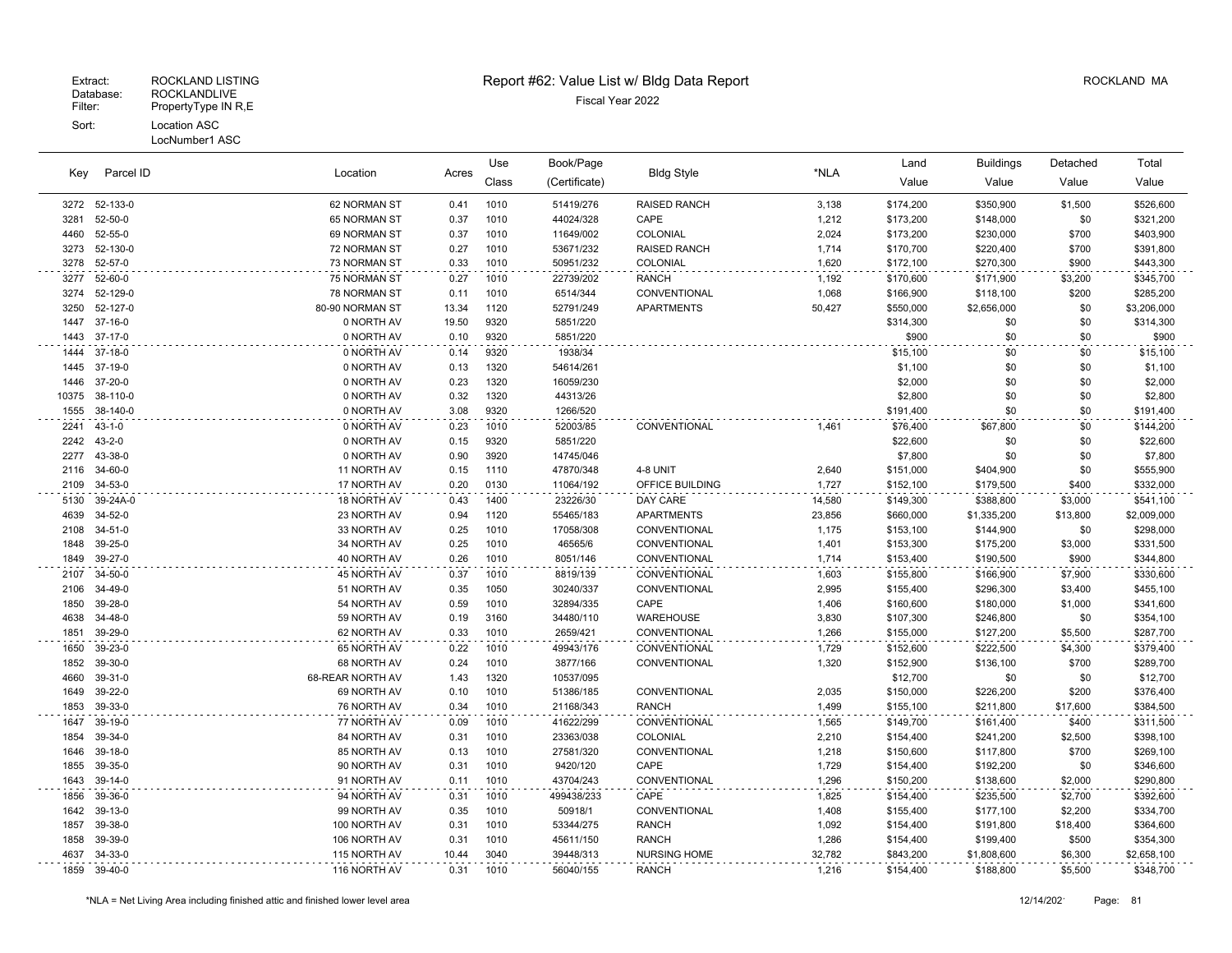Extract: ROCKLAND LISTING
Database: ROCKLANDLIVE
Filter: PropertyType IN R,E
Sort: Location ASC
LocNumber1 ASC

# Report #62: Value List w/ Bldg Data Report

Fiscal Year 2022

ROCKLAND MA

| Key | Parcel ID | Location | Acres | Use Class | Book/Page (Certificate) | Bldg Style | *NLA | Land Value | Buildings Value | Detached Value | Total Value |
|---|---|---|---|---|---|---|---|---|---|---|---|
| 3272 | 52-133-0 | 62 NORMAN ST | 0.41 | 1010 | 51419/276 | RAISED RANCH | 3,138 | $174,200 | $350,900 | $1,500 | $526,600 |
| 3281 | 52-50-0 | 65 NORMAN ST | 0.37 | 1010 | 44024/328 | CAPE | 1,212 | $173,200 | $148,000 | $0 | $321,200 |
| 4460 | 52-55-0 | 69 NORMAN ST | 0.37 | 1010 | 11649/002 | COLONIAL | 2,024 | $173,200 | $230,000 | $700 | $403,900 |
| 3273 | 52-130-0 | 72 NORMAN ST | 0.27 | 1010 | 53671/232 | RAISED RANCH | 1,714 | $170,700 | $220,400 | $700 | $391,800 |
| 3278 | 52-57-0 | 73 NORMAN ST | 0.33 | 1010 | 50951/232 | COLONIAL | 1,620 | $172,100 | $270,300 | $900 | $443,300 |
| 3277 | 52-60-0 | 75 NORMAN ST | 0.27 | 1010 | 22739/202 | RANCH | 1,192 | $170,600 | $171,900 | $3,200 | $345,700 |
| 3274 | 52-129-0 | 78 NORMAN ST | 0.11 | 1010 | 6514/344 | CONVENTIONAL | 1,068 | $166,900 | $118,100 | $200 | $285,200 |
| 3250 | 52-127-0 | 80-90 NORMAN ST | 13.34 | 1120 | 52791/249 | APARTMENTS | 50,427 | $550,000 | $2,656,000 | $0 | $3,206,000 |
| 1447 | 37-16-0 | 0 NORTH AV | 19.50 | 9320 | 5851/220 | | | $314,300 | $0 | $0 | $314,300 |
| 1443 | 37-17-0 | 0 NORTH AV | 0.10 | 9320 | 5851/220 | | | $900 | $0 | $0 | $900 |
| 1444 | 37-18-0 | 0 NORTH AV | 0.14 | 9320 | 1938/34 | | | $15,100 | $0 | $0 | $15,100 |
| 1445 | 37-19-0 | 0 NORTH AV | 0.13 | 1320 | 54614/261 | | | $1,100 | $0 | $0 | $1,100 |
| 1446 | 37-20-0 | 0 NORTH AV | 0.23 | 1320 | 16059/230 | | | $2,000 | $0 | $0 | $2,000 |
| 10375 | 38-110-0 | 0 NORTH AV | 0.32 | 1320 | 44313/26 | | | $2,800 | $0 | $0 | $2,800 |
| 1555 | 38-140-0 | 0 NORTH AV | 3.08 | 9320 | 1266/520 | | | $191,400 | $0 | $0 | $191,400 |
| 2241 | 43-1-0 | 0 NORTH AV | 0.23 | 1010 | 52003/85 | CONVENTIONAL | 1,461 | $76,400 | $67,800 | $0 | $144,200 |
| 2242 | 43-2-0 | 0 NORTH AV | 0.15 | 9320 | 5851/220 | | | $22,600 | $0 | $0 | $22,600 |
| 2277 | 43-38-0 | 0 NORTH AV | 0.90 | 3920 | 14745/046 | | | $7,800 | $0 | $0 | $7,800 |
| 2116 | 34-60-0 | 11 NORTH AV | 0.15 | 1110 | 47870/348 | 4-8 UNIT | 2,640 | $151,000 | $404,900 | $0 | $555,900 |
| 2109 | 34-53-0 | 17 NORTH AV | 0.20 | 0130 | 11064/192 | OFFICE BUILDING | 1,727 | $152,100 | $179,500 | $400 | $332,000 |
| 5130 | 39-24A-0 | 18 NORTH AV | 0.43 | 1400 | 23226/30 | DAY CARE | 14,580 | $149,300 | $388,800 | $3,000 | $541,100 |
| 4639 | 34-52-0 | 23 NORTH AV | 0.94 | 1120 | 55465/183 | APARTMENTS | 23,856 | $660,000 | $1,335,200 | $13,800 | $2,009,000 |
| 2108 | 34-51-0 | 33 NORTH AV | 0.25 | 1010 | 17058/308 | CONVENTIONAL | 1,175 | $153,100 | $144,900 | $0 | $298,000 |
| 1848 | 39-25-0 | 34 NORTH AV | 0.25 | 1010 | 46565/6 | CONVENTIONAL | 1,401 | $153,300 | $175,200 | $3,000 | $331,500 |
| 1849 | 39-27-0 | 40 NORTH AV | 0.26 | 1010 | 8051/146 | CONVENTIONAL | 1,714 | $153,400 | $190,500 | $900 | $344,800 |
| 2107 | 34-50-0 | 45 NORTH AV | 0.37 | 1010 | 8819/139 | CONVENTIONAL | 1,603 | $155,800 | $166,900 | $7,900 | $330,600 |
| 2106 | 34-49-0 | 51 NORTH AV | 0.35 | 1050 | 30240/337 | CONVENTIONAL | 2,995 | $155,400 | $296,300 | $3,400 | $455,100 |
| 1850 | 39-28-0 | 54 NORTH AV | 0.59 | 1010 | 32894/335 | CAPE | 1,406 | $160,600 | $180,000 | $1,000 | $341,600 |
| 4638 | 34-48-0 | 59 NORTH AV | 0.19 | 3160 | 34480/110 | WAREHOUSE | 3,830 | $107,300 | $246,800 | $0 | $354,100 |
| 1851 | 39-29-0 | 62 NORTH AV | 0.33 | 1010 | 2659/421 | CONVENTIONAL | 1,266 | $155,000 | $127,200 | $5,500 | $287,700 |
| 1650 | 39-23-0 | 65 NORTH AV | 0.22 | 1010 | 49943/176 | CONVENTIONAL | 1,729 | $152,600 | $222,500 | $4,300 | $379,400 |
| 1852 | 39-30-0 | 68 NORTH AV | 0.24 | 1010 | 3877/166 | CONVENTIONAL | 1,320 | $152,900 | $136,100 | $700 | $289,700 |
| 4660 | 39-31-0 | 68-REAR NORTH AV | 1.43 | 1320 | 10537/095 | | | $12,700 | $0 | $0 | $12,700 |
| 1649 | 39-22-0 | 69 NORTH AV | 0.10 | 1010 | 51386/185 | CONVENTIONAL | 2,035 | $150,000 | $226,200 | $200 | $376,400 |
| 1853 | 39-33-0 | 76 NORTH AV | 0.34 | 1010 | 21168/343 | RANCH | 1,499 | $155,100 | $211,800 | $17,600 | $384,500 |
| 1647 | 39-19-0 | 77 NORTH AV | 0.09 | 1010 | 41622/299 | CONVENTIONAL | 1,565 | $149,700 | $161,400 | $400 | $311,500 |
| 1854 | 39-34-0 | 84 NORTH AV | 0.31 | 1010 | 23363/038 | COLONIAL | 2,210 | $154,400 | $241,200 | $2,500 | $398,100 |
| 1646 | 39-18-0 | 85 NORTH AV | 0.13 | 1010 | 27581/320 | CONVENTIONAL | 1,218 | $150,600 | $117,800 | $700 | $269,100 |
| 1855 | 39-35-0 | 90 NORTH AV | 0.31 | 1010 | 9420/120 | CAPE | 1,729 | $154,400 | $192,200 | $0 | $346,600 |
| 1643 | 39-14-0 | 91 NORTH AV | 0.11 | 1010 | 43704/243 | CONVENTIONAL | 1,296 | $150,200 | $138,600 | $2,000 | $290,800 |
| 1856 | 39-36-0 | 94 NORTH AV | 0.31 | 1010 | 499438/233 | CAPE | 1,825 | $154,400 | $235,500 | $2,700 | $392,600 |
| 1642 | 39-13-0 | 99 NORTH AV | 0.35 | 1010 | 50918/1 | CONVENTIONAL | 1,408 | $155,400 | $177,100 | $2,200 | $334,700 |
| 1857 | 39-38-0 | 100 NORTH AV | 0.31 | 1010 | 53344/275 | RANCH | 1,092 | $154,400 | $191,800 | $18,400 | $364,600 |
| 1858 | 39-39-0 | 106 NORTH AV | 0.31 | 1010 | 45611/150 | RANCH | 1,286 | $154,400 | $199,400 | $500 | $354,300 |
| 4637 | 34-33-0 | 115 NORTH AV | 10.44 | 3040 | 39448/313 | NURSING HOME | 32,782 | $843,200 | $1,808,600 | $6,300 | $2,658,100 |
| 1859 | 39-40-0 | 116 NORTH AV | 0.31 | 1010 | 56040/155 | RANCH | 1,216 | $154,400 | $188,800 | $5,500 | $348,700 |

*NLA = Net Living Area including finished attic and finished lower level area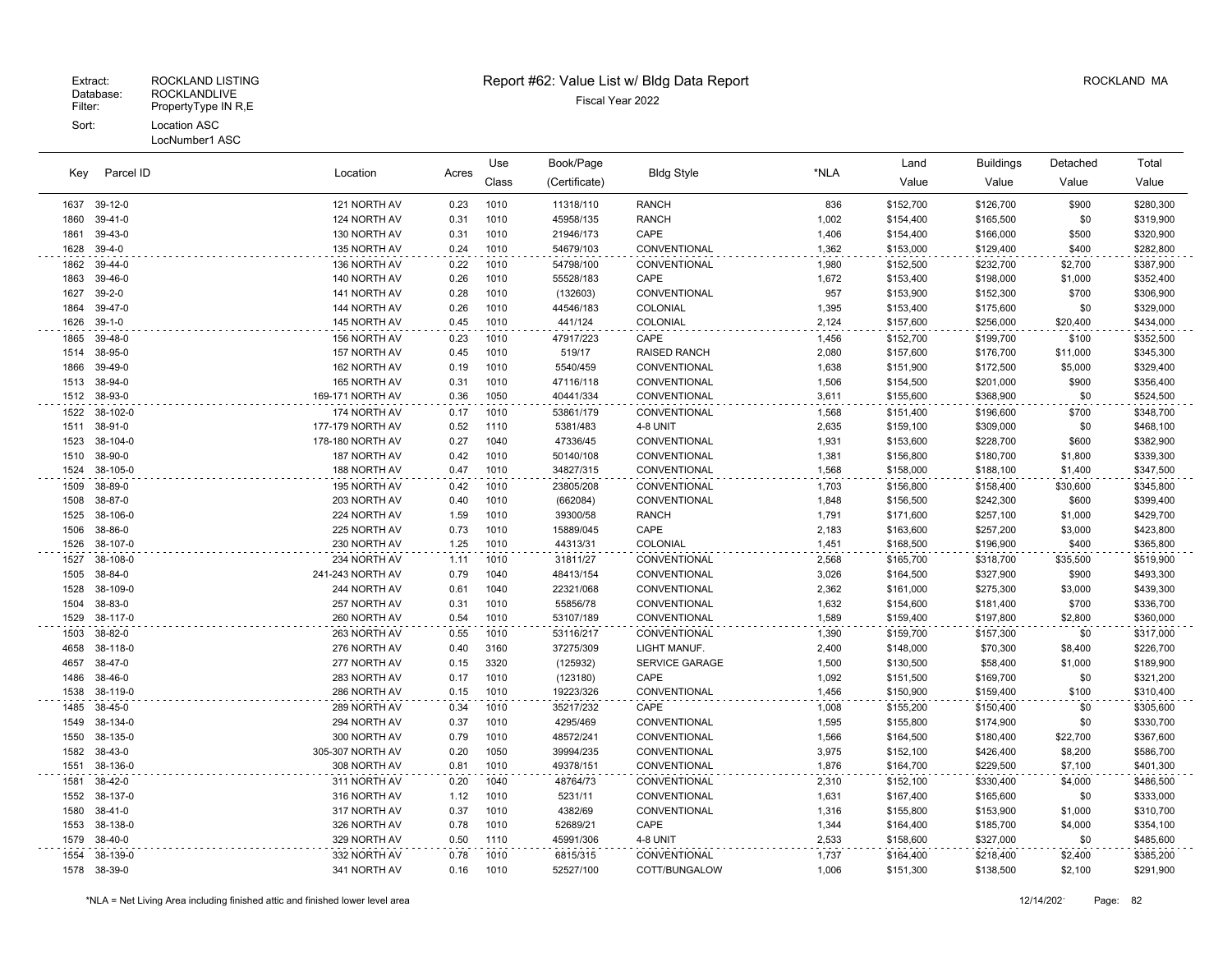Extract: ROCKLAND LISTING
Database: ROCKLANDLIVE
Filter: PropertyType IN R,E
Sort: Location ASC
LocNumber1 ASC

# Report #62: Value List w/ Bldg Data Report

Fiscal Year 2022

ROCKLAND MA

| Key | Parcel ID | Location | Acres | Use Class | Book/Page (Certificate) | Bldg Style | *NLA | Land Value | Buildings Value | Detached Value | Total Value |
|---|---|---|---|---|---|---|---|---|---|---|---|
| 1637 | 39-12-0 | 121 NORTH AV | 0.23 | 1010 | 11318/110 | RANCH | 836 | $152,700 | $126,700 | $900 | $280,300 |
| 1860 | 39-41-0 | 124 NORTH AV | 0.31 | 1010 | 45958/135 | RANCH | 1,002 | $154,400 | $165,500 | $0 | $319,900 |
| 1861 | 39-43-0 | 130 NORTH AV | 0.31 | 1010 | 21946/173 | CAPE | 1,406 | $154,400 | $166,000 | $500 | $320,900 |
| 1628 | 39-4-0 | 135 NORTH AV | 0.24 | 1010 | 54679/103 | CONVENTIONAL | 1,362 | $153,000 | $129,400 | $400 | $282,800 |
| 1862 | 39-44-0 | 136 NORTH AV | 0.22 | 1010 | 54798/100 | CONVENTIONAL | 1,980 | $152,500 | $232,700 | $2,700 | $387,900 |
| 1863 | 39-46-0 | 140 NORTH AV | 0.26 | 1010 | 55528/183 | CAPE | 1,672 | $153,400 | $198,000 | $1,000 | $352,400 |
| 1627 | 39-2-0 | 141 NORTH AV | 0.28 | 1010 | (132603) | CONVENTIONAL | 957 | $153,900 | $152,300 | $700 | $306,900 |
| 1864 | 39-47-0 | 144 NORTH AV | 0.26 | 1010 | 44546/183 | COLONIAL | 1,395 | $153,400 | $175,600 | $0 | $329,000 |
| 1626 | 39-1-0 | 145 NORTH AV | 0.45 | 1010 | 441/124 | COLONIAL | 2,124 | $157,600 | $256,000 | $20,400 | $434,000 |
| 1865 | 39-48-0 | 156 NORTH AV | 0.23 | 1010 | 47917/223 | CAPE | 1,456 | $152,700 | $199,700 | $100 | $352,500 |
| 1514 | 38-95-0 | 157 NORTH AV | 0.45 | 1010 | 519/17 | RAISED RANCH | 2,080 | $157,600 | $176,700 | $11,000 | $345,300 |
| 1866 | 39-49-0 | 162 NORTH AV | 0.19 | 1010 | 5540/459 | CONVENTIONAL | 1,638 | $151,900 | $172,500 | $5,000 | $329,400 |
| 1513 | 38-94-0 | 165 NORTH AV | 0.31 | 1010 | 47116/118 | CONVENTIONAL | 1,506 | $154,500 | $201,000 | $900 | $356,400 |
| 1512 | 38-93-0 | 169-171 NORTH AV | 0.36 | 1050 | 40441/334 | CONVENTIONAL | 3,611 | $155,600 | $368,900 | $0 | $524,500 |
| 1522 | 38-102-0 | 174 NORTH AV | 0.17 | 1010 | 53861/179 | CONVENTIONAL | 1,568 | $151,400 | $196,600 | $700 | $348,700 |
| 1511 | 38-91-0 | 177-179 NORTH AV | 0.52 | 1110 | 5381/483 | 4-8 UNIT | 2,635 | $159,100 | $309,000 | $0 | $468,100 |
| 1523 | 38-104-0 | 178-180 NORTH AV | 0.27 | 1040 | 47336/45 | CONVENTIONAL | 1,931 | $153,600 | $228,700 | $600 | $382,900 |
| 1510 | 38-90-0 | 187 NORTH AV | 0.42 | 1010 | 50140/108 | CONVENTIONAL | 1,381 | $156,800 | $180,700 | $1,800 | $339,300 |
| 1524 | 38-105-0 | 188 NORTH AV | 0.47 | 1010 | 34827/315 | CONVENTIONAL | 1,568 | $158,000 | $188,100 | $1,400 | $347,500 |
| 1509 | 38-89-0 | 195 NORTH AV | 0.42 | 1010 | 23805/208 | CONVENTIONAL | 1,703 | $156,800 | $158,400 | $30,600 | $345,800 |
| 1508 | 38-87-0 | 203 NORTH AV | 0.40 | 1010 | (662084) | CONVENTIONAL | 1,848 | $156,500 | $242,300 | $600 | $399,400 |
| 1525 | 38-106-0 | 224 NORTH AV | 1.59 | 1010 | 39300/58 | RANCH | 1,791 | $171,600 | $257,100 | $1,000 | $429,700 |
| 1506 | 38-86-0 | 225 NORTH AV | 0.73 | 1010 | 15889/045 | CAPE | 2,183 | $163,600 | $257,200 | $3,000 | $423,800 |
| 1526 | 38-107-0 | 230 NORTH AV | 1.25 | 1010 | 44313/31 | COLONIAL | 1,451 | $168,500 | $196,900 | $400 | $365,800 |
| 1527 | 38-108-0 | 234 NORTH AV | 1.11 | 1010 | 31811/27 | CONVENTIONAL | 2,568 | $165,700 | $318,700 | $35,500 | $519,900 |
| 1505 | 38-84-0 | 241-243 NORTH AV | 0.79 | 1040 | 48413/154 | CONVENTIONAL | 3,026 | $164,500 | $327,900 | $900 | $493,300 |
| 1528 | 38-109-0 | 244 NORTH AV | 0.61 | 1040 | 22321/068 | CONVENTIONAL | 2,362 | $161,000 | $275,300 | $3,000 | $439,300 |
| 1504 | 38-83-0 | 257 NORTH AV | 0.31 | 1010 | 55856/78 | CONVENTIONAL | 1,632 | $154,600 | $181,400 | $700 | $336,700 |
| 1529 | 38-117-0 | 260 NORTH AV | 0.54 | 1010 | 53107/189 | CONVENTIONAL | 1,589 | $159,400 | $197,800 | $2,800 | $360,000 |
| 1503 | 38-82-0 | 263 NORTH AV | 0.55 | 1010 | 53116/217 | CONVENTIONAL | 1,390 | $159,700 | $157,300 | $0 | $317,000 |
| 4658 | 38-118-0 | 276 NORTH AV | 0.40 | 3160 | 37275/309 | LIGHT MANUF. | 2,400 | $148,000 | $70,300 | $8,400 | $226,700 |
| 4657 | 38-47-0 | 277 NORTH AV | 0.15 | 3320 | (125932) | SERVICE GARAGE | 1,500 | $130,500 | $58,400 | $1,000 | $189,900 |
| 1486 | 38-46-0 | 283 NORTH AV | 0.17 | 1010 | (123180) | CAPE | 1,092 | $151,500 | $169,700 | $0 | $321,200 |
| 1538 | 38-119-0 | 286 NORTH AV | 0.15 | 1010 | 19223/326 | CONVENTIONAL | 1,456 | $150,900 | $159,400 | $100 | $310,400 |
| 1485 | 38-45-0 | 289 NORTH AV | 0.34 | 1010 | 35217/232 | CAPE | 1,008 | $155,200 | $150,400 | $0 | $305,600 |
| 1549 | 38-134-0 | 294 NORTH AV | 0.37 | 1010 | 4295/469 | CONVENTIONAL | 1,595 | $155,800 | $174,900 | $0 | $330,700 |
| 1550 | 38-135-0 | 300 NORTH AV | 0.79 | 1010 | 48572/241 | CONVENTIONAL | 1,566 | $164,500 | $180,400 | $22,700 | $367,600 |
| 1582 | 38-43-0 | 305-307 NORTH AV | 0.20 | 1050 | 39994/235 | CONVENTIONAL | 3,975 | $152,100 | $426,400 | $8,200 | $586,700 |
| 1551 | 38-136-0 | 308 NORTH AV | 0.81 | 1010 | 49378/151 | CONVENTIONAL | 1,876 | $164,700 | $229,500 | $7,100 | $401,300 |
| 1581 | 38-42-0 | 311 NORTH AV | 0.20 | 1040 | 48764/73 | CONVENTIONAL | 2,310 | $152,100 | $330,400 | $4,000 | $486,500 |
| 1552 | 38-137-0 | 316 NORTH AV | 1.12 | 1010 | 5231/11 | CONVENTIONAL | 1,631 | $167,400 | $165,600 | $0 | $333,000 |
| 1580 | 38-41-0 | 317 NORTH AV | 0.37 | 1010 | 4382/69 | CONVENTIONAL | 1,316 | $155,800 | $153,900 | $1,000 | $310,700 |
| 1553 | 38-138-0 | 326 NORTH AV | 0.78 | 1010 | 52689/21 | CAPE | 1,344 | $164,400 | $185,700 | $4,000 | $354,100 |
| 1579 | 38-40-0 | 329 NORTH AV | 0.50 | 1110 | 45991/306 | 4-8 UNIT | 2,533 | $158,600 | $327,000 | $0 | $485,600 |
| 1554 | 38-139-0 | 332 NORTH AV | 0.78 | 1010 | 6815/315 | CONVENTIONAL | 1,737 | $164,400 | $218,400 | $2,400 | $385,200 |
| 1578 | 38-39-0 | 341 NORTH AV | 0.16 | 1010 | 52527/100 | COTT/BUNGALOW | 1,006 | $151,300 | $138,500 | $2,100 | $291,900 |

*NLA = Net Living Area including finished attic and finished lower level area

12/14/202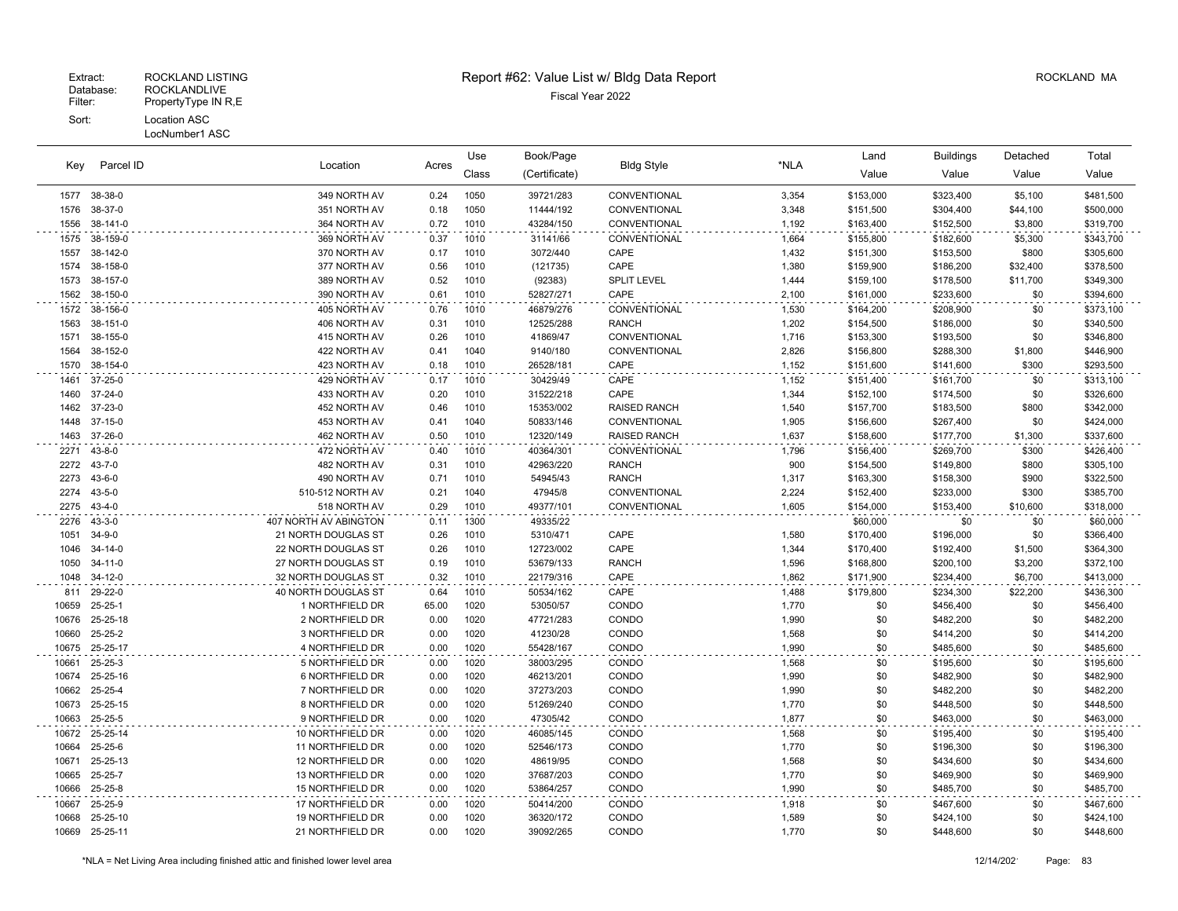Extract: ROCKLAND LISTING
Database: ROCKLANDLIVE
Filter: PropertyType IN R,E
Sort: Location ASC
LocNumber1 ASC

# Report #62: Value List w/ Bldg Data Report

Fiscal Year 2022

ROCKLAND MA

| Key | Parcel ID | Location | Acres | Use Class | Book/Page (Certificate) | Bldg Style | *NLA | Land Value | Buildings Value | Detached Value | Total Value |
|---|---|---|---|---|---|---|---|---|---|---|---|
| 1577 | 38-38-0 | 349 NORTH AV | 0.24 | 1050 | 39721/283 | CONVENTIONAL | 3,354 | $153,000 | $323,400 | $5,100 | $481,500 |
| 1576 | 38-37-0 | 351 NORTH AV | 0.18 | 1050 | 11444/192 | CONVENTIONAL | 3,348 | $151,500 | $304,400 | $44,100 | $500,000 |
| 1556 | 38-141-0 | 364 NORTH AV | 0.72 | 1010 | 43284/150 | CONVENTIONAL | 1,192 | $163,400 | $152,500 | $3,800 | $319,700 |
| 1575 | 38-159-0 | 369 NORTH AV | 0.37 | 1010 | 31141/66 | CONVENTIONAL | 1,664 | $155,800 | $182,600 | $5,300 | $343,700 |
| 1557 | 38-142-0 | 370 NORTH AV | 0.17 | 1010 | 3072/440 | CAPE | 1,432 | $151,300 | $153,500 | $800 | $305,600 |
| 1574 | 38-158-0 | 377 NORTH AV | 0.56 | 1010 | (121735) | CAPE | 1,380 | $159,900 | $186,200 | $32,400 | $378,500 |
| 1573 | 38-157-0 | 389 NORTH AV | 0.52 | 1010 | (92383) | SPLIT LEVEL | 1,444 | $159,100 | $178,500 | $11,700 | $349,300 |
| 1562 | 38-150-0 | 390 NORTH AV | 0.61 | 1010 | 52827/271 | CAPE | 2,100 | $161,000 | $233,600 | $0 | $394,600 |
| 1572 | 38-156-0 | 405 NORTH AV | 0.76 | 1010 | 46879/276 | CONVENTIONAL | 1,530 | $164,200 | $208,900 | $0 | $373,100 |
| 1563 | 38-151-0 | 406 NORTH AV | 0.31 | 1010 | 12525/288 | RANCH | 1,202 | $154,500 | $186,000 | $0 | $340,500 |
| 1571 | 38-155-0 | 415 NORTH AV | 0.26 | 1010 | 41869/47 | CONVENTIONAL | 1,716 | $153,300 | $193,500 | $0 | $346,800 |
| 1564 | 38-152-0 | 422 NORTH AV | 0.41 | 1040 | 9140/180 | CONVENTIONAL | 2,826 | $156,800 | $288,300 | $1,800 | $446,900 |
| 1570 | 38-154-0 | 423 NORTH AV | 0.18 | 1010 | 26528/181 | CAPE | 1,152 | $151,600 | $141,600 | $300 | $293,500 |
| 1461 | 37-25-0 | 429 NORTH AV | 0.17 | 1010 | 30429/49 | CAPE | 1,152 | $151,400 | $161,700 | $0 | $313,100 |
| 1460 | 37-24-0 | 433 NORTH AV | 0.20 | 1010 | 31522/218 | CAPE | 1,344 | $152,100 | $174,500 | $0 | $326,600 |
| 1462 | 37-23-0 | 452 NORTH AV | 0.46 | 1010 | 15353/002 | RAISED RANCH | 1,540 | $157,700 | $183,500 | $800 | $342,000 |
| 1448 | 37-15-0 | 453 NORTH AV | 0.41 | 1040 | 50833/146 | CONVENTIONAL | 1,905 | $156,600 | $267,400 | $0 | $424,000 |
| 1463 | 37-26-0 | 462 NORTH AV | 0.50 | 1010 | 12320/149 | RAISED RANCH | 1,637 | $158,600 | $177,700 | $1,300 | $337,600 |
| 2271 | 43-8-0 | 472 NORTH AV | 0.40 | 1010 | 40364/301 | CONVENTIONAL | 1,796 | $156,400 | $269,700 | $300 | $426,400 |
| 2272 | 43-7-0 | 482 NORTH AV | 0.31 | 1010 | 42963/220 | RANCH | 900 | $154,500 | $149,800 | $800 | $305,100 |
| 2273 | 43-6-0 | 490 NORTH AV | 0.71 | 1010 | 54945/43 | RANCH | 1,317 | $163,300 | $158,300 | $900 | $322,500 |
| 2274 | 43-5-0 | 510-512 NORTH AV | 0.21 | 1040 | 47945/8 | CONVENTIONAL | 2,224 | $152,400 | $233,000 | $300 | $385,700 |
| 2275 | 43-4-0 | 518 NORTH AV | 0.29 | 1010 | 49377/101 | CONVENTIONAL | 1,605 | $154,000 | $153,400 | $10,600 | $318,000 |
| 2276 | 43-3-0 | 407 NORTH AV ABINGTON | 0.11 | 1300 | 49335/22 | | | $60,000 | $0 | $0 | $60,000 |
| 1051 | 34-9-0 | 21 NORTH DOUGLAS ST | 0.26 | 1010 | 5310/471 | CAPE | 1,580 | $170,400 | $196,000 | $0 | $366,400 |
| 1046 | 34-14-0 | 22 NORTH DOUGLAS ST | 0.26 | 1010 | 12723/002 | CAPE | 1,344 | $170,400 | $192,400 | $1,500 | $364,300 |
| 1050 | 34-11-0 | 27 NORTH DOUGLAS ST | 0.19 | 1010 | 53679/133 | RANCH | 1,596 | $168,800 | $200,100 | $3,200 | $372,100 |
| 1048 | 34-12-0 | 32 NORTH DOUGLAS ST | 0.32 | 1010 | 22179/316 | CAPE | 1,862 | $171,900 | $234,400 | $6,700 | $413,000 |
| 811 | 29-22-0 | 40 NORTH DOUGLAS ST | 0.64 | 1010 | 50534/162 | CAPE | 1,488 | $179,800 | $234,300 | $22,200 | $436,300 |
| 10659 | 25-25-1 | 1 NORTHFIELD DR | 65.00 | 1020 | 53050/57 | CONDO | 1,770 | $0 | $456,400 | $0 | $456,400 |
| 10676 | 25-25-18 | 2 NORTHFIELD DR | 0.00 | 1020 | 47721/283 | CONDO | 1,990 | $0 | $482,200 | $0 | $482,200 |
| 10660 | 25-25-2 | 3 NORTHFIELD DR | 0.00 | 1020 | 41230/28 | CONDO | 1,568 | $0 | $414,200 | $0 | $414,200 |
| 10675 | 25-25-17 | 4 NORTHFIELD DR | 0.00 | 1020 | 55428/167 | CONDO | 1,990 | $0 | $485,600 | $0 | $485,600 |
| 10661 | 25-25-3 | 5 NORTHFIELD DR | 0.00 | 1020 | 38003/295 | CONDO | 1,568 | $0 | $195,600 | $0 | $195,600 |
| 10674 | 25-25-16 | 6 NORTHFIELD DR | 0.00 | 1020 | 46213/201 | CONDO | 1,990 | $0 | $482,900 | $0 | $482,900 |
| 10662 | 25-25-4 | 7 NORTHFIELD DR | 0.00 | 1020 | 37273/203 | CONDO | 1,990 | $0 | $482,200 | $0 | $482,200 |
| 10673 | 25-25-15 | 8 NORTHFIELD DR | 0.00 | 1020 | 51269/240 | CONDO | 1,770 | $0 | $448,500 | $0 | $448,500 |
| 10663 | 25-25-5 | 9 NORTHFIELD DR | 0.00 | 1020 | 47305/42 | CONDO | 1,877 | $0 | $463,000 | $0 | $463,000 |
| 10672 | 25-25-14 | 10 NORTHFIELD DR | 0.00 | 1020 | 46085/145 | CONDO | 1,568 | $0 | $195,400 | $0 | $195,400 |
| 10664 | 25-25-6 | 11 NORTHFIELD DR | 0.00 | 1020 | 52546/173 | CONDO | 1,770 | $0 | $196,300 | $0 | $196,300 |
| 10671 | 25-25-13 | 12 NORTHFIELD DR | 0.00 | 1020 | 48619/95 | CONDO | 1,568 | $0 | $434,600 | $0 | $434,600 |
| 10665 | 25-25-7 | 13 NORTHFIELD DR | 0.00 | 1020 | 37687/203 | CONDO | 1,770 | $0 | $469,900 | $0 | $469,900 |
| 10666 | 25-25-8 | 15 NORTHFIELD DR | 0.00 | 1020 | 53864/257 | CONDO | 1,990 | $0 | $485,700 | $0 | $485,700 |
| 10667 | 25-25-9 | 17 NORTHFIELD DR | 0.00 | 1020 | 50414/200 | CONDO | 1,918 | $0 | $467,600 | $0 | $467,600 |
| 10668 | 25-25-10 | 19 NORTHFIELD DR | 0.00 | 1020 | 36320/172 | CONDO | 1,589 | $0 | $424,100 | $0 | $424,100 |
| 10669 | 25-25-11 | 21 NORTHFIELD DR | 0.00 | 1020 | 39092/265 | CONDO | 1,770 | $0 | $448,600 | $0 | $448,600 |

*NLA = Net Living Area including finished attic and finished lower level area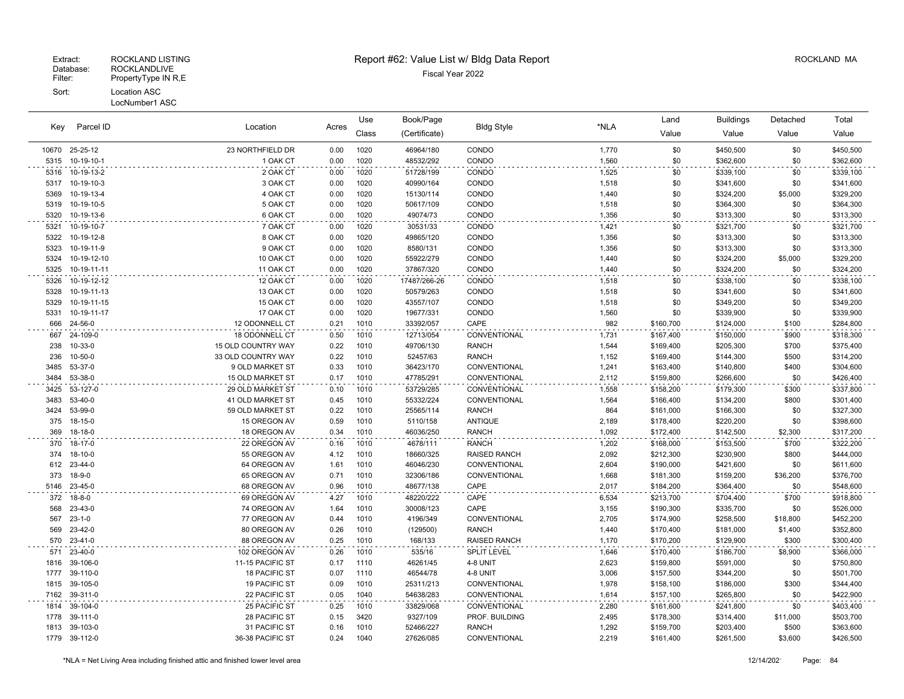Extract: ROCKLAND LISTING
Database: ROCKLANDLIVE
Filter: PropertyType IN R,E
Sort: Location ASC
LocNumber1 ASC

# Report #62: Value List w/ Bldg Data Report

Fiscal Year 2022

ROCKLAND MA

| Key | Parcel ID | Location | Acres | Use Class | Book/Page (Certificate) | Bldg Style | *NLA | Land Value | Buildings Value | Detached Value | Total Value |
|---|---|---|---|---|---|---|---|---|---|---|---|
| 10670 | 25-25-12 | 23 NORTHFIELD DR | 0.00 | 1020 | 46964/180 | CONDO | 1,770 | $0 | $450,500 | $0 | $450,500 |
| 5315 | 10-19-10-1 | 1 OAK CT | 0.00 | 1020 | 48532/292 | CONDO | 1,560 | $0 | $362,600 | $0 | $362,600 |
| 5316 | 10-19-13-2 | 2 OAK CT | 0.00 | 1020 | 51728/199 | CONDO | 1,525 | $0 | $339,100 | $0 | $339,100 |
| 5317 | 10-19-10-3 | 3 OAK CT | 0.00 | 1020 | 40990/164 | CONDO | 1,518 | $0 | $341,600 | $0 | $341,600 |
| 5369 | 10-19-13-4 | 4 OAK CT | 0.00 | 1020 | 15130/114 | CONDO | 1,440 | $0 | $324,200 | $5,000 | $329,200 |
| 5319 | 10-19-10-5 | 5 OAK CT | 0.00 | 1020 | 50617/109 | CONDO | 1,518 | $0 | $364,300 | $0 | $364,300 |
| 5320 | 10-19-13-6 | 6 OAK CT | 0.00 | 1020 | 49074/73 | CONDO | 1,356 | $0 | $313,300 | $0 | $313,300 |
| 5321 | 10-19-10-7 | 7 OAK CT | 0.00 | 1020 | 30531/33 | CONDO | 1,421 | $0 | $321,700 | $0 | $321,700 |
| 5322 | 10-19-12-8 | 8 OAK CT | 0.00 | 1020 | 49865/120 | CONDO | 1,356 | $0 | $313,300 | $0 | $313,300 |
| 5323 | 10-19-11-9 | 9 OAK CT | 0.00 | 1020 | 8580/131 | CONDO | 1,356 | $0 | $313,300 | $0 | $313,300 |
| 5324 | 10-19-12-10 | 10 OAK CT | 0.00 | 1020 | 55922/279 | CONDO | 1,440 | $0 | $324,200 | $5,000 | $329,200 |
| 5325 | 10-19-11-11 | 11 OAK CT | 0.00 | 1020 | 37867/320 | CONDO | 1,440 | $0 | $324,200 | $0 | $324,200 |
| 5326 | 10-19-12-12 | 12 OAK CT | 0.00 | 1020 | 17487/266-26 | CONDO | 1,518 | $0 | $338,100 | $0 | $338,100 |
| 5328 | 10-19-11-13 | 13 OAK CT | 0.00 | 1020 | 50579/263 | CONDO | 1,518 | $0 | $341,600 | $0 | $341,600 |
| 5329 | 10-19-11-15 | 15 OAK CT | 0.00 | 1020 | 43557/107 | CONDO | 1,518 | $0 | $349,200 | $0 | $349,200 |
| 5331 | 10-19-11-17 | 17 OAK CT | 0.00 | 1020 | 19677/331 | CONDO | 1,560 | $0 | $339,900 | $0 | $339,900 |
| 666 | 24-56-0 | 12 ODONNELL CT | 0.21 | 1010 | 33392/057 | CAPE | 982 | $160,700 | $124,000 | $100 | $284,800 |
| 667 | 24-109-0 | 18 ODONNELL CT | 0.50 | 1010 | 12713/054 | CONVENTIONAL | 1,731 | $167,400 | $150,000 | $900 | $318,300 |
| 238 | 10-33-0 | 15 OLD COUNTRY WAY | 0.22 | 1010 | 49706/130 | RANCH | 1,544 | $169,400 | $205,300 | $700 | $375,400 |
| 236 | 10-50-0 | 33 OLD COUNTRY WAY | 0.22 | 1010 | 52457/63 | RANCH | 1,152 | $169,400 | $144,300 | $500 | $314,200 |
| 3485 | 53-37-0 | 9 OLD MARKET ST | 0.33 | 1010 | 36423/170 | CONVENTIONAL | 1,241 | $163,400 | $140,800 | $400 | $304,600 |
| 3484 | 53-38-0 | 15 OLD MARKET ST | 0.17 | 1010 | 47785/291 | CONVENTIONAL | 2,112 | $159,800 | $266,600 | $0 | $426,400 |
| 3425 | 53-127-0 | 29 OLD MARKET ST | 0.10 | 1010 | 53729/285 | CONVENTIONAL | 1,558 | $158,200 | $179,300 | $300 | $337,800 |
| 3483 | 53-40-0 | 41 OLD MARKET ST | 0.45 | 1010 | 55332/224 | CONVENTIONAL | 1,564 | $166,400 | $134,200 | $800 | $301,400 |
| 3424 | 53-99-0 | 59 OLD MARKET ST | 0.22 | 1010 | 25565/114 | RANCH | 864 | $161,000 | $166,300 | $0 | $327,300 |
| 375 | 18-15-0 | 15 OREGON AV | 0.59 | 1010 | 5110/158 | ANTIQUE | 2,189 | $178,400 | $220,200 | $0 | $398,600 |
| 369 | 18-18-0 | 18 OREGON AV | 0.34 | 1010 | 46036/250 | RANCH | 1,092 | $172,400 | $142,500 | $2,300 | $317,200 |
| 370 | 18-17-0 | 22 OREGON AV | 0.16 | 1010 | 4678/111 | RANCH | 1,202 | $168,000 | $153,500 | $700 | $322,200 |
| 374 | 18-10-0 | 55 OREGON AV | 4.12 | 1010 | 18660/325 | RAISED RANCH | 2,092 | $212,300 | $230,900 | $800 | $444,000 |
| 612 | 23-44-0 | 64 OREGON AV | 1.61 | 1010 | 46046/230 | CONVENTIONAL | 2,604 | $190,000 | $421,600 | $0 | $611,600 |
| 373 | 18-9-0 | 65 OREGON AV | 0.71 | 1010 | 32306/186 | CONVENTIONAL | 1,668 | $181,300 | $159,200 | $36,200 | $376,700 |
| 5146 | 23-45-0 | 68 OREGON AV | 0.96 | 1010 | 48677/138 | CAPE | 2,017 | $184,200 | $364,400 | $0 | $548,600 |
| 372 | 18-8-0 | 69 OREGON AV | 4.27 | 1010 | 48220/222 | CAPE | 6,534 | $213,700 | $704,400 | $700 | $918,800 |
| 568 | 23-43-0 | 74 OREGON AV | 1.64 | 1010 | 30008/123 | CAPE | 3,155 | $190,300 | $335,700 | $0 | $526,000 |
| 567 | 23-1-0 | 77 OREGON AV | 0.44 | 1010 | 4196/349 | CONVENTIONAL | 2,705 | $174,900 | $258,500 | $18,800 | $452,200 |
| 569 | 23-42-0 | 80 OREGON AV | 0.26 | 1010 | (129500) | RANCH | 1,440 | $170,400 | $181,000 | $1,400 | $352,800 |
| 570 | 23-41-0 | 88 OREGON AV | 0.25 | 1010 | 168/133 | RAISED RANCH | 1,170 | $170,200 | $129,900 | $300 | $300,400 |
| 571 | 23-40-0 | 102 OREGON AV | 0.26 | 1010 | 535/16 | SPLIT LEVEL | 1,646 | $170,400 | $186,700 | $8,900 | $366,000 |
| 1816 | 39-106-0 | 11-15 PACIFIC ST | 0.17 | 1110 | 46261/45 | 4-8 UNIT | 2,623 | $159,800 | $591,000 | $0 | $750,800 |
| 1777 | 39-110-0 | 18 PACIFIC ST | 0.07 | 1110 | 46544/78 | 4-8 UNIT | 3,006 | $157,500 | $344,200 | $0 | $501,700 |
| 1815 | 39-105-0 | 19 PACIFIC ST | 0.09 | 1010 | 25311/213 | CONVENTIONAL | 1,978 | $158,100 | $186,000 | $300 | $344,400 |
| 7162 | 39-311-0 | 22 PACIFIC ST | 0.05 | 1040 | 54638/283 | CONVENTIONAL | 1,614 | $157,100 | $265,800 | $0 | $422,900 |
| 1814 | 39-104-0 | 25 PACIFIC ST | 0.25 | 1010 | 33829/068 | CONVENTIONAL | 2,280 | $161,600 | $241,800 | $0 | $403,400 |
| 1778 | 39-111-0 | 28 PACIFIC ST | 0.15 | 3420 | 9327/109 | PROF. BUILDING | 2,495 | $178,300 | $314,400 | $11,000 | $503,700 |
| 1813 | 39-103-0 | 31 PACIFIC ST | 0.16 | 1010 | 52466/227 | RANCH | 1,292 | $159,700 | $203,400 | $500 | $363,600 |
| 1779 | 39-112-0 | 36-38 PACIFIC ST | 0.24 | 1040 | 27626/085 | CONVENTIONAL | 2,219 | $161,400 | $261,500 | $3,600 | $426,500 |

*NLA = Net Living Area including finished attic and finished lower level area

12/14/202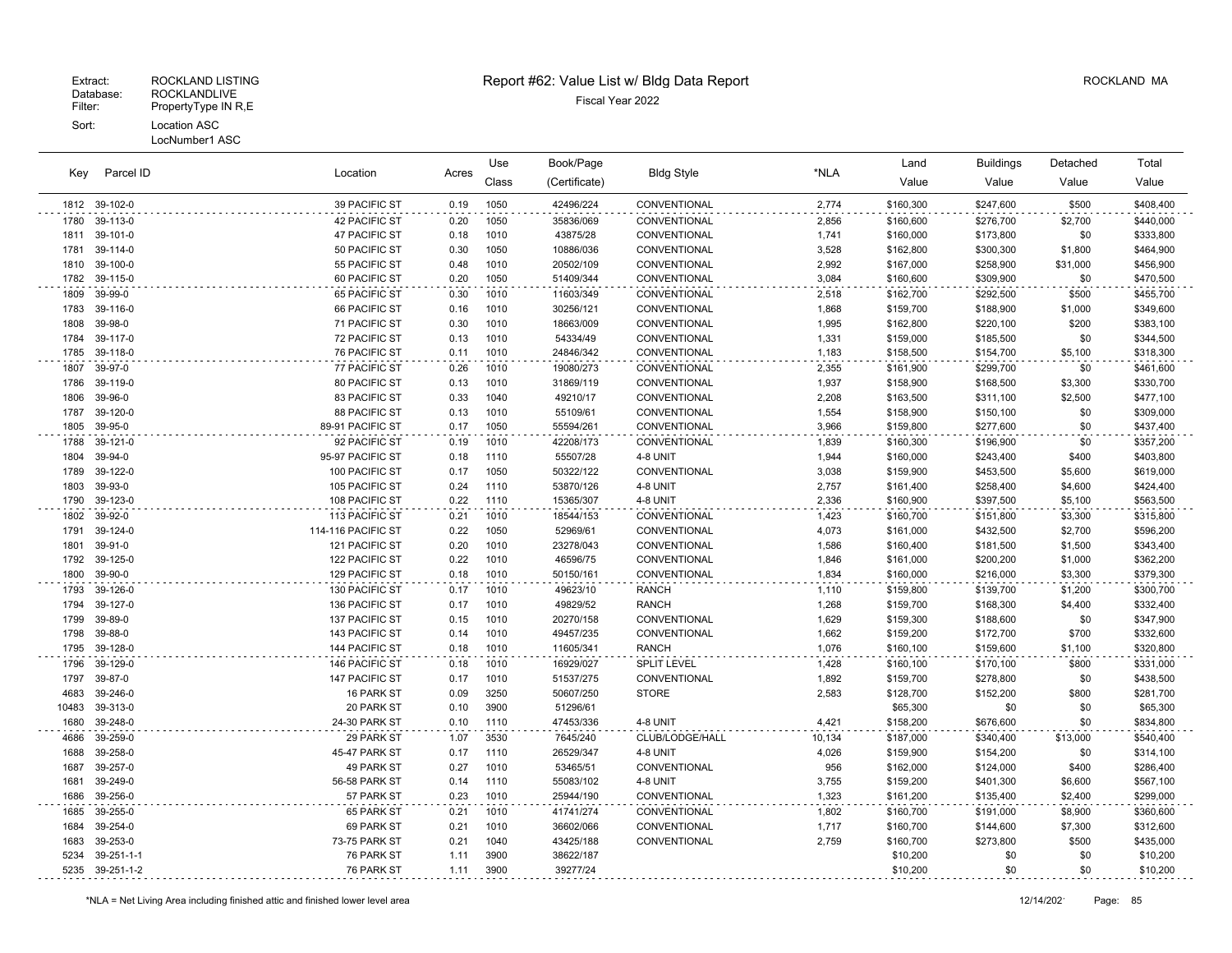Extract: ROCKLAND LISTING
Database: ROCKLANDLIVE
Filter: PropertyType IN R,E
Sort: Location ASC
LocNumber1 ASC

# Report #62: Value List w/ Bldg Data Report

Fiscal Year 2022

ROCKLAND MA

| Key | Parcel ID | Location | Acres | Use Class | Book/Page (Certificate) | Bldg Style | *NLA | Land Value | Buildings Value | Detached Value | Total Value |
|---|---|---|---|---|---|---|---|---|---|---|---|
| 1812 | 39-102-0 | 39 PACIFIC ST | 0.19 | 1050 | 42496/224 | CONVENTIONAL | 2,774 | $160,300 | $247,600 | $500 | $408,400 |
| 1780 | 39-113-0 | 42 PACIFIC ST | 0.20 | 1050 | 35836/069 | CONVENTIONAL | 2,856 | $160,600 | $276,700 | $2,700 | $440,000 |
| 1811 | 39-101-0 | 47 PACIFIC ST | 0.18 | 1010 | 43875/28 | CONVENTIONAL | 1,741 | $160,000 | $173,800 | $0 | $333,800 |
| 1781 | 39-114-0 | 50 PACIFIC ST | 0.30 | 1050 | 10886/036 | CONVENTIONAL | 3,528 | $162,800 | $300,300 | $1,800 | $464,900 |
| 1810 | 39-100-0 | 55 PACIFIC ST | 0.48 | 1010 | 20502/109 | CONVENTIONAL | 2,992 | $167,000 | $258,900 | $31,000 | $456,900 |
| 1782 | 39-115-0 | 60 PACIFIC ST | 0.20 | 1050 | 51409/344 | CONVENTIONAL | 3,084 | $160,600 | $309,900 | $0 | $470,500 |
| 1809 | 39-99-0 | 65 PACIFIC ST | 0.30 | 1010 | 11603/349 | CONVENTIONAL | 2,518 | $162,700 | $292,500 | $500 | $455,700 |
| 1783 | 39-116-0 | 66 PACIFIC ST | 0.16 | 1010 | 30256/121 | CONVENTIONAL | 1,868 | $159,700 | $188,900 | $1,000 | $349,600 |
| 1808 | 39-98-0 | 71 PACIFIC ST | 0.30 | 1010 | 18663/009 | CONVENTIONAL | 1,995 | $162,800 | $220,100 | $200 | $383,100 |
| 1784 | 39-117-0 | 72 PACIFIC ST | 0.13 | 1010 | 54334/49 | CONVENTIONAL | 1,331 | $159,000 | $185,500 | $0 | $344,500 |
| 1785 | 39-118-0 | 76 PACIFIC ST | 0.11 | 1010 | 24846/342 | CONVENTIONAL | 1,183 | $158,500 | $154,700 | $5,100 | $318,300 |
| 1807 | 39-97-0 | 77 PACIFIC ST | 0.26 | 1010 | 19080/273 | CONVENTIONAL | 2,355 | $161,900 | $299,700 | $0 | $461,600 |
| 1786 | 39-119-0 | 80 PACIFIC ST | 0.13 | 1010 | 31869/119 | CONVENTIONAL | 1,937 | $158,900 | $168,500 | $3,300 | $330,700 |
| 1806 | 39-96-0 | 83 PACIFIC ST | 0.33 | 1040 | 49210/17 | CONVENTIONAL | 2,208 | $163,500 | $311,100 | $2,500 | $477,100 |
| 1787 | 39-120-0 | 88 PACIFIC ST | 0.13 | 1010 | 55109/61 | CONVENTIONAL | 1,554 | $158,900 | $150,100 | $0 | $309,000 |
| 1805 | 39-95-0 | 89-91 PACIFIC ST | 0.17 | 1050 | 55594/261 | CONVENTIONAL | 3,966 | $159,800 | $277,600 | $0 | $437,400 |
| 1788 | 39-121-0 | 92 PACIFIC ST | 0.19 | 1010 | 42208/173 | CONVENTIONAL | 1,839 | $160,300 | $196,900 | $0 | $357,200 |
| 1804 | 39-94-0 | 95-97 PACIFIC ST | 0.18 | 1110 | 55507/28 | 4-8 UNIT | 1,944 | $160,000 | $243,400 | $400 | $403,800 |
| 1789 | 39-122-0 | 100 PACIFIC ST | 0.17 | 1050 | 50322/122 | CONVENTIONAL | 3,038 | $159,900 | $453,500 | $5,600 | $619,000 |
| 1803 | 39-93-0 | 105 PACIFIC ST | 0.24 | 1110 | 53870/126 | 4-8 UNIT | 2,757 | $161,400 | $258,400 | $4,600 | $424,400 |
| 1790 | 39-123-0 | 108 PACIFIC ST | 0.22 | 1110 | 15365/307 | 4-8 UNIT | 2,336 | $160,900 | $397,500 | $5,100 | $563,500 |
| 1802 | 39-92-0 | 113 PACIFIC ST | 0.21 | 1010 | 18544/153 | CONVENTIONAL | 1,423 | $160,700 | $151,800 | $3,300 | $315,800 |
| 1791 | 39-124-0 | 114-116 PACIFIC ST | 0.22 | 1050 | 52969/61 | CONVENTIONAL | 4,073 | $161,000 | $432,500 | $2,700 | $596,200 |
| 1801 | 39-91-0 | 121 PACIFIC ST | 0.20 | 1010 | 23278/043 | CONVENTIONAL | 1,586 | $160,400 | $181,500 | $1,500 | $343,400 |
| 1792 | 39-125-0 | 122 PACIFIC ST | 0.22 | 1010 | 46596/75 | CONVENTIONAL | 1,846 | $161,000 | $200,200 | $1,000 | $362,200 |
| 1800 | 39-90-0 | 129 PACIFIC ST | 0.18 | 1010 | 50150/161 | CONVENTIONAL | 1,834 | $160,000 | $216,000 | $3,300 | $379,300 |
| 1793 | 39-126-0 | 130 PACIFIC ST | 0.17 | 1010 | 49623/10 | RANCH | 1,110 | $159,800 | $139,700 | $1,200 | $300,700 |
| 1794 | 39-127-0 | 136 PACIFIC ST | 0.17 | 1010 | 49829/52 | RANCH | 1,268 | $159,700 | $168,300 | $4,400 | $332,400 |
| 1799 | 39-89-0 | 137 PACIFIC ST | 0.15 | 1010 | 20270/158 | CONVENTIONAL | 1,629 | $159,300 | $188,600 | $0 | $347,900 |
| 1798 | 39-88-0 | 143 PACIFIC ST | 0.14 | 1010 | 49457/235 | CONVENTIONAL | 1,662 | $159,200 | $172,700 | $700 | $332,600 |
| 1795 | 39-128-0 | 144 PACIFIC ST | 0.18 | 1010 | 11605/341 | RANCH | 1,076 | $160,100 | $159,600 | $1,100 | $320,800 |
| 1796 | 39-129-0 | 146 PACIFIC ST | 0.18 | 1010 | 16929/027 | SPLIT LEVEL | 1,428 | $160,100 | $170,100 | $800 | $331,000 |
| 1797 | 39-87-0 | 147 PACIFIC ST | 0.17 | 1010 | 51537/275 | CONVENTIONAL | 1,892 | $159,700 | $278,800 | $0 | $438,500 |
| 4683 | 39-246-0 | 16 PARK ST | 0.09 | 3250 | 50607/250 | STORE | 2,583 | $128,700 | $152,200 | $800 | $281,700 |
| 10483 | 39-313-0 | 20 PARK ST | 0.10 | 3900 | 51296/61 | | | $65,300 | $0 | $0 | $65,300 |
| 1680 | 39-248-0 | 24-30 PARK ST | 0.10 | 1110 | 47453/336 | 4-8 UNIT | 4,421 | $158,200 | $676,600 | $0 | $834,800 |
| 4686 | 39-259-0 | 29 PARK ST | 1.07 | 3530 | 7645/240 | CLUB/LODGE/HALL | 10,134 | $187,000 | $340,400 | $13,000 | $540,400 |
| 1688 | 39-258-0 | 45-47 PARK ST | 0.17 | 1110 | 26529/347 | 4-8 UNIT | 4,026 | $159,900 | $154,200 | $0 | $314,100 |
| 1687 | 39-257-0 | 49 PARK ST | 0.27 | 1010 | 53465/51 | CONVENTIONAL | 956 | $162,000 | $124,000 | $400 | $286,400 |
| 1681 | 39-249-0 | 56-58 PARK ST | 0.14 | 1110 | 55083/102 | 4-8 UNIT | 3,755 | $159,200 | $401,300 | $6,600 | $567,100 |
| 1686 | 39-256-0 | 57 PARK ST | 0.23 | 1010 | 25944/190 | CONVENTIONAL | 1,323 | $161,200 | $135,400 | $2,400 | $299,000 |
| 1685 | 39-255-0 | 65 PARK ST | 0.21 | 1010 | 41741/274 | CONVENTIONAL | 1,802 | $160,700 | $191,000 | $8,900 | $360,600 |
| 1684 | 39-254-0 | 69 PARK ST | 0.21 | 1010 | 36602/066 | CONVENTIONAL | 1,717 | $160,700 | $144,600 | $7,300 | $312,600 |
| 1683 | 39-253-0 | 73-75 PARK ST | 0.21 | 1040 | 43425/188 | CONVENTIONAL | 2,759 | $160,700 | $273,800 | $500 | $435,000 |
| 5234 | 39-251-1-1 | 76 PARK ST | 1.11 | 3900 | 38622/187 | | | $10,200 | $0 | $0 | $10,200 |
| 5235 | 39-251-1-2 | 76 PARK ST | 1.11 | 3900 | 39277/24 | | | $10,200 | $0 | $0 | $10,200 |

*NLA = Net Living Area including finished attic and finished lower level area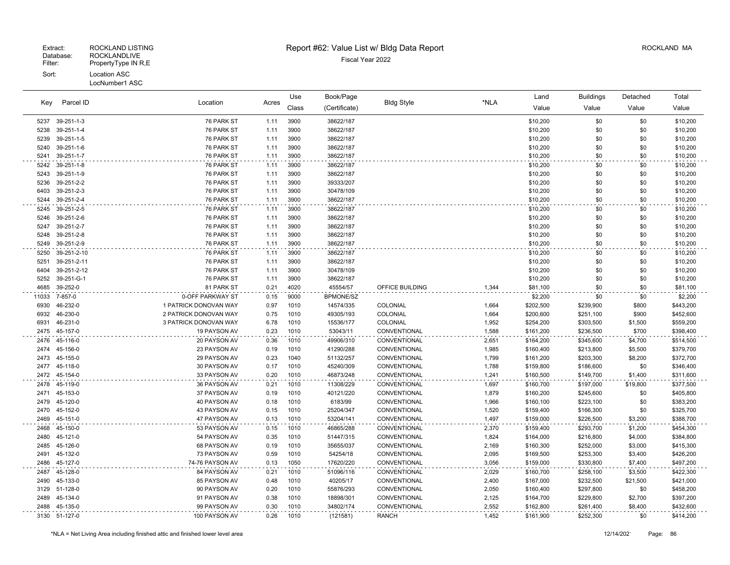Extract: ROCKLAND LISTING
Database: ROCKLANDLIVE
Filter: PropertyType IN R,E
Sort: Location ASC
LocNumber1 ASC

# Report #62: Value List w/ Bldg Data Report

Fiscal Year 2022

ROCKLAND MA

| Key | Parcel ID | Location | Acres | Use Class | Book/Page (Certificate) | Bldg Style | *NLA | Land Value | Buildings Value | Detached Value | Total Value |
|---|---|---|---|---|---|---|---|---|---|---|---|
| 5237 | 39-251-1-3 | 76 PARK ST | 1.11 | 3900 | 38622/187 | | | $10,200 | $0 | $0 | $10,200 |
| 5238 | 39-251-1-4 | 76 PARK ST | 1.11 | 3900 | 38622/187 | | | $10,200 | $0 | $0 | $10,200 |
| 5239 | 39-251-1-5 | 76 PARK ST | 1.11 | 3900 | 38622/187 | | | $10,200 | $0 | $0 | $10,200 |
| 5240 | 39-251-1-6 | 76 PARK ST | 1.11 | 3900 | 38622/187 | | | $10,200 | $0 | $0 | $10,200 |
| 5241 | 39-251-1-7 | 76 PARK ST | 1.11 | 3900 | 38622/187 | | | $10,200 | $0 | $0 | $10,200 |
| 5242 | 39-251-1-8 | 76 PARK ST | 1.11 | 3900 | 38622/187 | | | $10,200 | $0 | $0 | $10,200 |
| 5243 | 39-251-1-9 | 76 PARK ST | 1.11 | 3900 | 38622/187 | | | $10,200 | $0 | $0 | $10,200 |
| 5236 | 39-251-2-2 | 76 PARK ST | 1.11 | 3900 | 39333/207 | | | $10,200 | $0 | $0 | $10,200 |
| 6403 | 39-251-2-3 | 76 PARK ST | 1.11 | 3900 | 30478/109 | | | $10,200 | $0 | $0 | $10,200 |
| 5244 | 39-251-2-4 | 76 PARK ST | 1.11 | 3900 | 38622/187 | | | $10,200 | $0 | $0 | $10,200 |
| 5245 | 39-251-2-5 | 76 PARK ST | 1.11 | 3900 | 38622/187 | | | $10,200 | $0 | $0 | $10,200 |
| 5246 | 39-251-2-6 | 76 PARK ST | 1.11 | 3900 | 38622/187 | | | $10,200 | $0 | $0 | $10,200 |
| 5247 | 39-251-2-7 | 76 PARK ST | 1.11 | 3900 | 38622/187 | | | $10,200 | $0 | $0 | $10,200 |
| 5248 | 39-251-2-8 | 76 PARK ST | 1.11 | 3900 | 38622/187 | | | $10,200 | $0 | $0 | $10,200 |
| 5249 | 39-251-2-9 | 76 PARK ST | 1.11 | 3900 | 38622/187 | | | $10,200 | $0 | $0 | $10,200 |
| 5250 | 39-251-2-10 | 76 PARK ST | 1.11 | 3900 | 38622/187 | | | $10,200 | $0 | $0 | $10,200 |
| 5251 | 39-251-2-11 | 76 PARK ST | 1.11 | 3900 | 38622/187 | | | $10,200 | $0 | $0 | $10,200 |
| 6404 | 39-251-2-12 | 76 PARK ST | 1.11 | 3900 | 30478/109 | | | $10,200 | $0 | $0 | $10,200 |
| 5252 | 39-251-G-1 | 76 PARK ST | 1.11 | 3900 | 38622/187 | | | $10,200 | $0 | $0 | $10,200 |
| 4685 | 39-252-0 | 81 PARK ST | 0.21 | 4020 | 45554/57 | OFFICE BUILDING | 1,344 | $81,100 | $0 | $0 | $81,100 |
| 11033 | 7-857-0 | 0-OFF PARKWAY ST | 0.15 | 9000 | BPMONE/SZ | | | $2,200 | $0 | $0 | $2,200 |
| 6930 | 46-232-0 | 1 PATRICK DONOVAN WAY | 0.97 | 1010 | 14574/335 | COLONIAL | 1,664 | $202,500 | $239,900 | $800 | $443,200 |
| 6932 | 46-230-0 | 2 PATRICK DONOVAN WAY | 0.75 | 1010 | 49305/193 | COLONIAL | 1,664 | $200,600 | $251,100 | $900 | $452,600 |
| 6931 | 46-231-0 | 3 PATRICK DONOVAN WAY | 6.78 | 1010 | 15536/177 | COLONIAL | 1,952 | $254,200 | $303,500 | $1,500 | $559,200 |
| 2475 | 45-157-0 | 19 PAYSON AV | 0.23 | 1010 | 53043/11 | CONVENTIONAL | 1,588 | $161,200 | $236,500 | $700 | $398,400 |
| 2476 | 45-116-0 | 20 PAYSON AV | 0.36 | 1010 | 49906/310 | CONVENTIONAL | 2,651 | $164,200 | $345,600 | $4,700 | $514,500 |
| 2474 | 45-156-0 | 23 PAYSON AV | 0.19 | 1010 | 41290/288 | CONVENTIONAL | 1,985 | $160,400 | $213,800 | $5,500 | $379,700 |
| 2473 | 45-155-0 | 29 PAYSON AV | 0.23 | 1040 | 51132/257 | CONVENTIONAL | 1,799 | $161,200 | $203,300 | $8,200 | $372,700 |
| 2477 | 45-118-0 | 30 PAYSON AV | 0.17 | 1010 | 45240/309 | CONVENTIONAL | 1,788 | $159,800 | $186,600 | $0 | $346,400 |
| 2472 | 45-154-0 | 33 PAYSON AV | 0.20 | 1010 | 46873/248 | CONVENTIONAL | 1,241 | $160,500 | $149,700 | $1,400 | $311,600 |
| 2478 | 45-119-0 | 36 PAYSON AV | 0.21 | 1010 | 11308/229 | CONVENTIONAL | 1,697 | $160,700 | $197,000 | $19,800 | $377,500 |
| 2471 | 45-153-0 | 37 PAYSON AV | 0.19 | 1010 | 40121/220 | CONVENTIONAL | 1,879 | $160,200 | $245,600 | $0 | $405,800 |
| 2479 | 45-120-0 | 40 PAYSON AV | 0.18 | 1010 | 6183/99 | CONVENTIONAL | 1,966 | $160,100 | $223,100 | $0 | $383,200 |
| 2470 | 45-152-0 | 43 PAYSON AV | 0.15 | 1010 | 25204/347 | CONVENTIONAL | 1,520 | $159,400 | $166,300 | $0 | $325,700 |
| 2469 | 45-151-0 | 47 PAYSON AV | 0.13 | 1010 | 53204/141 | CONVENTIONAL | 1,497 | $159,000 | $226,500 | $3,200 | $388,700 |
| 2468 | 45-150-0 | 53 PAYSON AV | 0.15 | 1010 | 46865/288 | CONVENTIONAL | 2,370 | $159,400 | $293,700 | $1,200 | $454,300 |
| 2480 | 45-121-0 | 54 PAYSON AV | 0.35 | 1010 | 51447/315 | CONVENTIONAL | 1,824 | $164,000 | $216,800 | $4,000 | $384,800 |
| 2485 | 45-126-0 | 68 PAYSON AV | 0.19 | 1010 | 35655/037 | CONVENTIONAL | 2,169 | $160,300 | $252,000 | $3,000 | $415,300 |
| 2491 | 45-132-0 | 73 PAYSON AV | 0.59 | 1010 | 54254/18 | CONVENTIONAL | 2,095 | $169,500 | $253,300 | $3,400 | $426,200 |
| 2486 | 45-127-0 | 74-76 PAYSON AV | 0.13 | 1050 | 17620/220 | CONVENTIONAL | 3,056 | $159,000 | $330,800 | $7,400 | $497,200 |
| 2487 | 45-128-0 | 84 PAYSON AV | 0.21 | 1010 | 51096/116 | CONVENTIONAL | 2,029 | $160,700 | $258,100 | $3,500 | $422,300 |
| 2490 | 45-133-0 | 85 PAYSON AV | 0.48 | 1010 | 40205/17 | CONVENTIONAL | 2,400 | $167,000 | $232,500 | $21,500 | $421,000 |
| 3129 | 51-128-0 | 90 PAYSON AV | 0.20 | 1010 | 55876/293 | CONVENTIONAL | 2,050 | $160,400 | $297,800 | $0 | $458,200 |
| 2489 | 45-134-0 | 91 PAYSON AV | 0.38 | 1010 | 18898/301 | CONVENTIONAL | 2,125 | $164,700 | $229,800 | $2,700 | $397,200 |
| 2488 | 45-135-0 | 99 PAYSON AV | 0.30 | 1010 | 34802/174 | CONVENTIONAL | 2,552 | $162,800 | $261,400 | $8,400 | $432,600 |
| 3130 | 51-127-0 | 100 PAYSON AV | 0.26 | 1010 | (121581) | RANCH | 1,452 | $161,900 | $252,300 | $0 | $414,200 |

*NLA = Net Living Area including finished attic and finished lower level area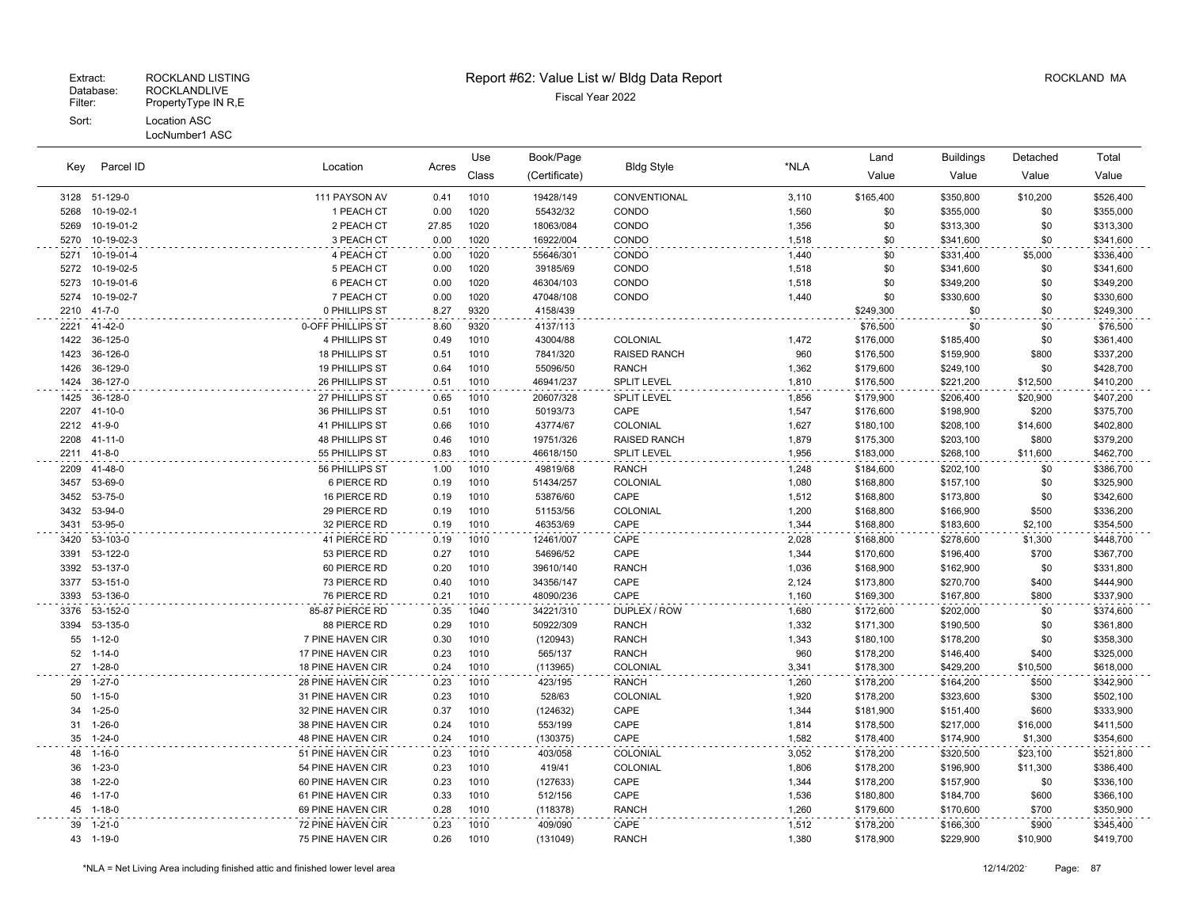Extract: ROCKLAND LISTING
Database: ROCKLANDLIVE
Filter: PropertyType IN R,E
Sort: Location ASC LocNumber1 ASC

# Report #62: Value List w/ Bldg Data Report

Fiscal Year 2022

ROCKLAND MA

| Key | Parcel ID | Location | Acres | Use Class | Book/Page (Certificate) | Bldg Style | *NLA | Land Value | Buildings Value | Detached Value | Total Value |
|---|---|---|---|---|---|---|---|---|---|---|---|
| 3128 | 51-129-0 | 111 PAYSON AV | 0.41 | 1010 | 19428/149 | CONVENTIONAL | 3,110 | $165,400 | $350,800 | $10,200 | $526,400 |
| 5268 | 10-19-02-1 | 1 PEACH CT | 0.00 | 1020 | 55432/32 | CONDO | 1,560 | $0 | $355,000 | $0 | $355,000 |
| 5269 | 10-19-01-2 | 2 PEACH CT | 27.85 | 1020 | 18063/084 | CONDO | 1,356 | $0 | $313,300 | $0 | $313,300 |
| 5270 | 10-19-02-3 | 3 PEACH CT | 0.00 | 1020 | 16922/004 | CONDO | 1,518 | $0 | $341,600 | $0 | $341,600 |
| 5271 | 10-19-01-4 | 4 PEACH CT | 0.00 | 1020 | 55646/301 | CONDO | 1,440 | $0 | $331,400 | $5,000 | $336,400 |
| 5272 | 10-19-02-5 | 5 PEACH CT | 0.00 | 1020 | 39185/69 | CONDO | 1,518 | $0 | $341,600 | $0 | $341,600 |
| 5273 | 10-19-01-6 | 6 PEACH CT | 0.00 | 1020 | 46304/103 | CONDO | 1,518 | $0 | $349,200 | $0 | $349,200 |
| 5274 | 10-19-02-7 | 7 PEACH CT | 0.00 | 1020 | 47048/108 | CONDO | 1,440 | $0 | $330,600 | $0 | $330,600 |
| 2210 | 41-7-0 | 0 PHILLIPS ST | 8.27 | 9320 | 4158/439 | | | $249,300 | $0 | $0 | $249,300 |
| 2221 | 41-42-0 | 0-OFF PHILLIPS ST | 8.60 | 9320 | 4137/113 | | | $76,500 | $0 | $0 | $76,500 |
| 1422 | 36-125-0 | 4 PHILLIPS ST | 0.49 | 1010 | 43004/88 | COLONIAL | 1,472 | $176,000 | $185,400 | $0 | $361,400 |
| 1423 | 36-126-0 | 18 PHILLIPS ST | 0.51 | 1010 | 7841/320 | RAISED RANCH | 960 | $176,500 | $159,900 | $800 | $337,200 |
| 1426 | 36-129-0 | 19 PHILLIPS ST | 0.64 | 1010 | 55096/50 | RANCH | 1,362 | $179,600 | $249,100 | $0 | $428,700 |
| 1424 | 36-127-0 | 26 PHILLIPS ST | 0.51 | 1010 | 46941/237 | SPLIT LEVEL | 1,810 | $176,500 | $221,200 | $12,500 | $410,200 |
| 1425 | 36-128-0 | 27 PHILLIPS ST | 0.65 | 1010 | 20607/328 | SPLIT LEVEL | 1,856 | $179,900 | $206,400 | $20,900 | $407,200 |
| 2207 | 41-10-0 | 36 PHILLIPS ST | 0.51 | 1010 | 50193/73 | CAPE | 1,547 | $176,600 | $198,900 | $200 | $375,700 |
| 2212 | 41-9-0 | 41 PHILLIPS ST | 0.66 | 1010 | 43774/67 | COLONIAL | 1,627 | $180,100 | $208,100 | $14,600 | $402,800 |
| 2208 | 41-11-0 | 48 PHILLIPS ST | 0.46 | 1010 | 19751/326 | RAISED RANCH | 1,879 | $175,300 | $203,100 | $800 | $379,200 |
| 2211 | 41-8-0 | 55 PHILLIPS ST | 0.83 | 1010 | 46618/150 | SPLIT LEVEL | 1,956 | $183,000 | $268,100 | $11,600 | $462,700 |
| 2209 | 41-48-0 | 56 PHILLIPS ST | 1.00 | 1010 | 49819/68 | RANCH | 1,248 | $184,600 | $202,100 | $0 | $386,700 |
| 3457 | 53-69-0 | 6 PIERCE RD | 0.19 | 1010 | 51434/257 | COLONIAL | 1,080 | $168,800 | $157,100 | $0 | $325,900 |
| 3452 | 53-75-0 | 16 PIERCE RD | 0.19 | 1010 | 53876/60 | CAPE | 1,512 | $168,800 | $173,800 | $0 | $342,600 |
| 3432 | 53-94-0 | 29 PIERCE RD | 0.19 | 1010 | 51153/56 | COLONIAL | 1,200 | $168,800 | $166,900 | $500 | $336,200 |
| 3431 | 53-95-0 | 32 PIERCE RD | 0.19 | 1010 | 46353/69 | CAPE | 1,344 | $168,800 | $183,600 | $2,100 | $354,500 |
| 3420 | 53-103-0 | 41 PIERCE RD | 0.19 | 1010 | 12461/007 | CAPE | 2,028 | $168,800 | $278,600 | $1,300 | $448,700 |
| 3391 | 53-122-0 | 53 PIERCE RD | 0.27 | 1010 | 54696/52 | CAPE | 1,344 | $170,600 | $196,400 | $700 | $367,700 |
| 3392 | 53-137-0 | 60 PIERCE RD | 0.20 | 1010 | 39610/140 | RANCH | 1,036 | $168,900 | $162,900 | $0 | $331,800 |
| 3377 | 53-151-0 | 73 PIERCE RD | 0.40 | 1010 | 34356/147 | CAPE | 2,124 | $173,800 | $270,700 | $400 | $444,900 |
| 3393 | 53-136-0 | 76 PIERCE RD | 0.21 | 1010 | 48090/236 | CAPE | 1,160 | $169,300 | $167,800 | $800 | $337,900 |
| 3376 | 53-152-0 | 85-87 PIERCE RD | 0.35 | 1040 | 34221/310 | DUPLEX / ROW | 1,680 | $172,600 | $202,000 | $0 | $374,600 |
| 3394 | 53-135-0 | 88 PIERCE RD | 0.29 | 1010 | 50922/309 | RANCH | 1,332 | $171,300 | $190,500 | $0 | $361,800 |
| 55 | 1-12-0 | 7 PINE HAVEN CIR | 0.30 | 1010 | (120943) | RANCH | 1,343 | $180,100 | $178,200 | $0 | $358,300 |
| 52 | 1-14-0 | 17 PINE HAVEN CIR | 0.23 | 1010 | 565/137 | RANCH | 960 | $178,200 | $146,400 | $400 | $325,000 |
| 27 | 1-28-0 | 18 PINE HAVEN CIR | 0.24 | 1010 | (113965) | COLONIAL | 3,341 | $178,300 | $429,200 | $10,500 | $618,000 |
| 29 | 1-27-0 | 28 PINE HAVEN CIR | 0.23 | 1010 | 423/195 | RANCH | 1,260 | $178,200 | $164,200 | $500 | $342,900 |
| 50 | 1-15-0 | 31 PINE HAVEN CIR | 0.23 | 1010 | 528/63 | COLONIAL | 1,920 | $178,200 | $323,600 | $300 | $502,100 |
| 34 | 1-25-0 | 32 PINE HAVEN CIR | 0.37 | 1010 | (124632) | CAPE | 1,344 | $181,900 | $151,400 | $600 | $333,900 |
| 31 | 1-26-0 | 38 PINE HAVEN CIR | 0.24 | 1010 | 553/199 | CAPE | 1,814 | $178,500 | $217,000 | $16,000 | $411,500 |
| 35 | 1-24-0 | 48 PINE HAVEN CIR | 0.24 | 1010 | (130375) | CAPE | 1,582 | $178,400 | $174,900 | $1,300 | $354,600 |
| 48 | 1-16-0 | 51 PINE HAVEN CIR | 0.23 | 1010 | 403/058 | COLONIAL | 3,052 | $178,200 | $320,500 | $23,100 | $521,800 |
| 36 | 1-23-0 | 54 PINE HAVEN CIR | 0.23 | 1010 | 419/41 | COLONIAL | 1,806 | $178,200 | $196,900 | $11,300 | $386,400 |
| 38 | 1-22-0 | 60 PINE HAVEN CIR | 0.23 | 1010 | (127633) | CAPE | 1,344 | $178,200 | $157,900 | $0 | $336,100 |
| 46 | 1-17-0 | 61 PINE HAVEN CIR | 0.33 | 1010 | 512/156 | CAPE | 1,536 | $180,800 | $184,700 | $600 | $366,100 |
| 45 | 1-18-0 | 69 PINE HAVEN CIR | 0.28 | 1010 | (118378) | RANCH | 1,260 | $179,600 | $170,600 | $700 | $350,900 |
| 39 | 1-21-0 | 72 PINE HAVEN CIR | 0.23 | 1010 | 409/090 | CAPE | 1,512 | $178,200 | $166,300 | $900 | $345,400 |
| 43 | 1-19-0 | 75 PINE HAVEN CIR | 0.26 | 1010 | (131049) | RANCH | 1,380 | $178,900 | $229,900 | $10,900 | $419,700 |

*NLA = Net Living Area including finished attic and finished lower level area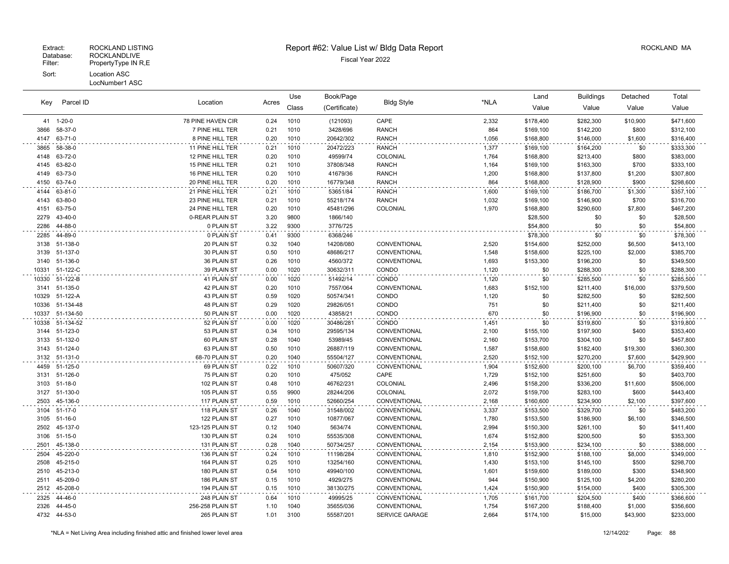Extract: ROCKLAND LISTING
Database: ROCKLANDLIVE
Filter: PropertyType IN R,E
Sort: Location ASC
LocNumber1 ASC

# Report #62: Value List w/ Bldg Data Report

Fiscal Year 2022

ROCKLAND MA

| Key | Parcel ID | Location | Acres | Use Class | Book/Page (Certificate) | Bldg Style | *NLA | Land Value | Buildings Value | Detached Value | Total Value |
|---|---|---|---|---|---|---|---|---|---|---|---|
| 41 | 1-20-0 | 78 PINE HAVEN CIR | 0.24 | 1010 | (121093) | CAPE | 2,332 | $178,400 | $282,300 | $10,900 | $471,600 |
| 3866 | 58-37-0 | 7 PINE HILL TER | 0.21 | 1010 | 3428/696 | RANCH | 864 | $169,100 | $142,200 | $800 | $312,100 |
| 4147 | 63-71-0 | 8 PINE HILL TER | 0.20 | 1010 | 20642/302 | RANCH | 1,056 | $168,800 | $146,000 | $1,600 | $316,400 |
| 3865 | 58-38-0 | 11 PINE HILL TER | 0.21 | 1010 | 20472/223 | RANCH | 1,377 | $169,100 | $164,200 | $0 | $333,300 |
| 4148 | 63-72-0 | 12 PINE HILL TER | 0.20 | 1010 | 49599/74 | COLONIAL | 1,764 | $168,800 | $213,400 | $800 | $383,000 |
| 4145 | 63-82-0 | 15 PINE HILL TER | 0.21 | 1010 | 37808/348 | RANCH | 1,164 | $169,100 | $163,300 | $700 | $333,100 |
| 4149 | 63-73-0 | 16 PINE HILL TER | 0.20 | 1010 | 41679/36 | RANCH | 1,200 | $168,800 | $137,800 | $1,200 | $307,800 |
| 4150 | 63-74-0 | 20 PINE HILL TER | 0.20 | 1010 | 16779/348 | RANCH | 864 | $168,800 | $128,900 | $900 | $298,600 |
| 4144 | 63-81-0 | 21 PINE HILL TER | 0.21 | 1010 | 53651/84 | RANCH | 1,600 | $169,100 | $186,700 | $1,300 | $357,100 |
| 4143 | 63-80-0 | 23 PINE HILL TER | 0.21 | 1010 | 55218/174 | RANCH | 1,032 | $169,100 | $146,900 | $700 | $316,700 |
| 4151 | 63-75-0 | 24 PINE HILL TER | 0.20 | 1010 | 45481/296 | COLONIAL | 1,970 | $168,800 | $290,600 | $7,800 | $467,200 |
| 2279 | 43-40-0 | 0-REAR PLAIN ST | 3.20 | 9800 | 1866/140 | | | $28,500 | $0 | $0 | $28,500 |
| 2286 | 44-88-0 | 0 PLAIN ST | 3.22 | 9300 | 3776/725 | | | $54,800 | $0 | $0 | $54,800 |
| 2285 | 44-89-0 | 0 PLAIN ST | 0.41 | 9300 | 6368/246 | | | $78,300 | $0 | $0 | $78,300 |
| 3138 | 51-138-0 | 20 PLAIN ST | 0.32 | 1040 | 14208/080 | CONVENTIONAL | 2,520 | $154,600 | $252,000 | $6,500 | $413,100 |
| 3139 | 51-137-0 | 30 PLAIN ST | 0.50 | 1010 | 48686/217 | CONVENTIONAL | 1,548 | $158,600 | $225,100 | $2,000 | $385,700 |
| 3140 | 51-136-0 | 36 PLAIN ST | 0.26 | 1010 | 4560/372 | CONVENTIONAL | 1,693 | $153,300 | $196,200 | $0 | $349,500 |
| 10331 | 51-122-C | 39 PLAIN ST | 0.00 | 1020 | 30632/311 | CONDO | 1,120 | $0 | $288,300 | $0 | $288,300 |
| 10330 | 51-122-B | 41 PLAIN ST | 0.00 | 1020 | 51492/14 | CONDO | 1,120 | $0 | $285,500 | $0 | $285,500 |
| 3141 | 51-135-0 | 42 PLAIN ST | 0.20 | 1010 | 7557/064 | CONVENTIONAL | 1,683 | $152,100 | $211,400 | $16,000 | $379,500 |
| 10329 | 51-122-A | 43 PLAIN ST | 0.59 | 1020 | 50574/341 | CONDO | 1,120 | $0 | $282,500 | $0 | $282,500 |
| 10336 | 51-134-48 | 48 PLAIN ST | 0.29 | 1020 | 29826/051 | CONDO | 751 | $0 | $211,400 | $0 | $211,400 |
| 10337 | 51-134-50 | 50 PLAIN ST | 0.00 | 1020 | 43858/21 | CONDO | 670 | $0 | $196,900 | $0 | $196,900 |
| 10338 | 51-134-52 | 52 PLAIN ST | 0.00 | 1020 | 30486/281 | CONDO | 1,451 | $0 | $319,800 | $0 | $319,800 |
| 3144 | 51-123-0 | 53 PLAIN ST | 0.34 | 1010 | 29595/134 | CONVENTIONAL | 2,100 | $155,100 | $197,900 | $400 | $353,400 |
| 3133 | 51-132-0 | 60 PLAIN ST | 0.28 | 1040 | 53989/45 | CONVENTIONAL | 2,160 | $153,700 | $304,100 | $0 | $457,800 |
| 3143 | 51-124-0 | 63 PLAIN ST | 0.50 | 1010 | 26887/119 | CONVENTIONAL | 1,587 | $158,600 | $182,400 | $19,300 | $360,300 |
| 3132 | 51-131-0 | 68-70 PLAIN ST | 0.20 | 1040 | 55504/127 | CONVENTIONAL | 2,520 | $152,100 | $270,200 | $7,600 | $429,900 |
| 4459 | 51-125-0 | 69 PLAIN ST | 0.22 | 1010 | 50607/320 | CONVENTIONAL | 1,904 | $152,600 | $200,100 | $6,700 | $359,400 |
| 3131 | 51-126-0 | 75 PLAIN ST | 0.20 | 1010 | 475/052 | CAPE | 1,729 | $152,100 | $251,600 | $0 | $403,700 |
| 3103 | 51-18-0 | 102 PLAIN ST | 0.48 | 1010 | 46762/231 | COLONIAL | 2,496 | $158,200 | $336,200 | $11,600 | $506,000 |
| 3127 | 51-130-0 | 105 PLAIN ST | 0.55 | 9900 | 28244/206 | COLONIAL | 2,072 | $159,700 | $283,100 | $600 | $443,400 |
| 2503 | 45-136-0 | 117 PLAIN ST | 0.59 | 1010 | 52660/254 | CONVENTIONAL | 2,168 | $160,600 | $234,900 | $2,100 | $397,600 |
| 3104 | 51-17-0 | 118 PLAIN ST | 0.26 | 1040 | 31548/002 | CONVENTIONAL | 3,337 | $153,500 | $329,700 | $0 | $483,200 |
| 3105 | 51-16-0 | 122 PLAIN ST | 0.27 | 1010 | 10877/067 | CONVENTIONAL | 1,780 | $153,500 | $186,900 | $6,100 | $346,500 |
| 2502 | 45-137-0 | 123-125 PLAIN ST | 0.12 | 1040 | 5634/74 | CONVENTIONAL | 2,994 | $150,300 | $261,100 | $0 | $411,400 |
| 3106 | 51-15-0 | 130 PLAIN ST | 0.24 | 1010 | 55535/308 | CONVENTIONAL | 1,674 | $152,800 | $200,500 | $0 | $353,300 |
| 2501 | 45-138-0 | 131 PLAIN ST | 0.28 | 1040 | 50734/257 | CONVENTIONAL | 2,154 | $153,900 | $234,100 | $0 | $388,000 |
| 2504 | 45-220-0 | 136 PLAIN ST | 0.24 | 1010 | 11198/284 | CONVENTIONAL | 1,810 | $152,900 | $188,100 | $8,000 | $349,000 |
| 2508 | 45-215-0 | 164 PLAIN ST | 0.25 | 1010 | 13254/160 | CONVENTIONAL | 1,430 | $153,100 | $145,100 | $500 | $298,700 |
| 2510 | 45-213-0 | 180 PLAIN ST | 0.54 | 1010 | 49940/100 | CONVENTIONAL | 1,601 | $159,600 | $189,000 | $300 | $348,900 |
| 2511 | 45-209-0 | 186 PLAIN ST | 0.15 | 1010 | 4929/275 | CONVENTIONAL | 944 | $150,900 | $125,100 | $4,200 | $280,200 |
| 2512 | 45-208-0 | 194 PLAIN ST | 0.15 | 1010 | 38130/275 | CONVENTIONAL | 1,424 | $150,900 | $154,000 | $400 | $305,300 |
| 2325 | 44-46-0 | 248 PLAIN ST | 0.64 | 1010 | 49995/25 | CONVENTIONAL | 1,705 | $161,700 | $204,500 | $400 | $366,600 |
| 2326 | 44-45-0 | 256-258 PLAIN ST | 1.10 | 1040 | 35655/036 | CONVENTIONAL | 1,754 | $167,200 | $188,400 | $1,000 | $356,600 |
| 4732 | 44-53-0 | 265 PLAIN ST | 1.01 | 3100 | 55587/201 | SERVICE GARAGE | 2,664 | $174,100 | $15,000 | $43,900 | $233,000 |

*NLA = Net Living Area including finished attic and finished lower level area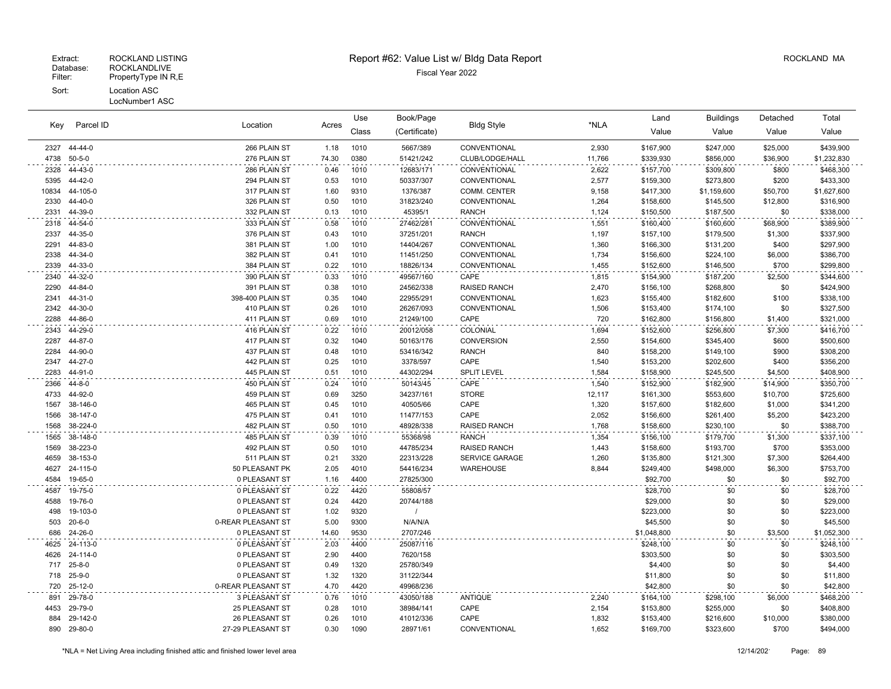Extract: ROCKLAND LISTING
Database: ROCKLANDLIVE
Filter: PropertyType IN R,E
Sort: Location ASC
LocNumber1 ASC

# Report #62: Value List w/ Bldg Data Report

Fiscal Year 2022

ROCKLAND MA

| Key | Parcel ID | Location | Acres | Use Class | Book/Page (Certificate) | Bldg Style | *NLA | Land Value | Buildings Value | Detached Value | Total Value |
|---|---|---|---|---|---|---|---|---|---|---|---|
| 2327 | 44-44-0 | 266 PLAIN ST | 1.18 | 1010 | 5667/389 | CONVENTIONAL | 2,930 | $167,900 | $247,000 | $25,000 | $439,900 |
| 4738 | 50-5-0 | 276 PLAIN ST | 74.30 | 0380 | 51421/242 | CLUB/LODGE/HALL | 11,766 | $339,930 | $856,000 | $36,900 | $1,232,830 |
| 2328 | 44-43-0 | 286 PLAIN ST | 0.46 | 1010 | 12683/171 | CONVENTIONAL | 2,622 | $157,700 | $309,800 | $800 | $468,300 |
| 5395 | 44-42-0 | 294 PLAIN ST | 0.53 | 1010 | 50337/307 | CONVENTIONAL | 2,577 | $159,300 | $273,800 | $200 | $433,300 |
| 10834 | 44-105-0 | 317 PLAIN ST | 1.60 | 9310 | 1376/387 | COMM. CENTER | 9,158 | $417,300 | $1,159,600 | $50,700 | $1,627,600 |
| 2330 | 44-40-0 | 326 PLAIN ST | 0.50 | 1010 | 31823/240 | CONVENTIONAL | 1,264 | $158,600 | $145,500 | $12,800 | $316,900 |
| 2331 | 44-39-0 | 332 PLAIN ST | 0.13 | 1010 | 45395/1 | RANCH | 1,124 | $150,500 | $187,500 | $0 | $338,000 |
| 2318 | 44-54-0 | 333 PLAIN ST | 0.58 | 1010 | 27462/281 | CONVENTIONAL | 1,551 | $160,400 | $160,600 | $68,900 | $389,900 |
| 2337 | 44-35-0 | 376 PLAIN ST | 0.43 | 1010 | 37251/201 | RANCH | 1,197 | $157,100 | $179,500 | $1,300 | $337,900 |
| 2291 | 44-83-0 | 381 PLAIN ST | 1.00 | 1010 | 14404/267 | CONVENTIONAL | 1,360 | $166,300 | $131,200 | $400 | $297,900 |
| 2338 | 44-34-0 | 382 PLAIN ST | 0.41 | 1010 | 11451/250 | CONVENTIONAL | 1,734 | $156,600 | $224,100 | $6,000 | $386,700 |
| 2339 | 44-33-0 | 384 PLAIN ST | 0.22 | 1010 | 18826/134 | CONVENTIONAL | 1,455 | $152,600 | $146,500 | $700 | $299,800 |
| 2340 | 44-32-0 | 390 PLAIN ST | 0.33 | 1010 | 49567/160 | CAPE | 1,815 | $154,900 | $187,200 | $2,500 | $344,600 |
| 2290 | 44-84-0 | 391 PLAIN ST | 0.38 | 1010 | 24562/338 | RAISED RANCH | 2,470 | $156,100 | $268,800 | $0 | $424,900 |
| 2341 | 44-31-0 | 398-400 PLAIN ST | 0.35 | 1040 | 22955/291 | CONVENTIONAL | 1,623 | $155,400 | $182,600 | $100 | $338,100 |
| 2342 | 44-30-0 | 410 PLAIN ST | 0.26 | 1010 | 26267/093 | CONVENTIONAL | 1,506 | $153,400 | $174,100 | $0 | $327,500 |
| 2288 | 44-86-0 | 411 PLAIN ST | 0.69 | 1010 | 21249/100 | CAPE | 720 | $162,800 | $156,800 | $1,400 | $321,000 |
| 2343 | 44-29-0 | 416 PLAIN ST | 0.22 | 1010 | 20012/058 | COLONIAL | 1,694 | $152,600 | $256,800 | $7,300 | $416,700 |
| 2287 | 44-87-0 | 417 PLAIN ST | 0.32 | 1040 | 50163/176 | CONVERSION | 2,550 | $154,600 | $345,400 | $600 | $500,600 |
| 2284 | 44-90-0 | 437 PLAIN ST | 0.48 | 1010 | 53416/342 | RANCH | 840 | $158,200 | $149,100 | $900 | $308,200 |
| 2347 | 44-27-0 | 442 PLAIN ST | 0.25 | 1010 | 3378/597 | CAPE | 1,540 | $153,200 | $202,600 | $400 | $356,200 |
| 2283 | 44-91-0 | 445 PLAIN ST | 0.51 | 1010 | 44302/294 | SPLIT LEVEL | 1,584 | $158,900 | $245,500 | $4,500 | $408,900 |
| 2366 | 44-8-0 | 450 PLAIN ST | 0.24 | 1010 | 50143/45 | CAPE | 1,540 | $152,900 | $182,900 | $14,900 | $350,700 |
| 4733 | 44-92-0 | 459 PLAIN ST | 0.69 | 3250 | 34237/161 | STORE | 12,117 | $161,300 | $553,600 | $10,700 | $725,600 |
| 1567 | 38-146-0 | 465 PLAIN ST | 0.45 | 1010 | 40505/66 | CAPE | 1,320 | $157,600 | $182,600 | $1,000 | $341,200 |
| 1566 | 38-147-0 | 475 PLAIN ST | 0.41 | 1010 | 11477/153 | CAPE | 2,052 | $156,600 | $261,400 | $5,200 | $423,200 |
| 1568 | 38-224-0 | 482 PLAIN ST | 0.50 | 1010 | 48928/338 | RAISED RANCH | 1,768 | $158,600 | $230,100 | $0 | $388,700 |
| 1565 | 38-148-0 | 485 PLAIN ST | 0.39 | 1010 | 55368/98 | RANCH | 1,354 | $156,100 | $179,700 | $1,300 | $337,100 |
| 1569 | 38-223-0 | 492 PLAIN ST | 0.50 | 1010 | 44785/234 | RAISED RANCH | 1,443 | $158,600 | $193,700 | $700 | $353,000 |
| 4659 | 38-153-0 | 511 PLAIN ST | 0.21 | 3320 | 22313/228 | SERVICE GARAGE | 1,260 | $135,800 | $121,300 | $7,300 | $264,400 |
| 4627 | 24-115-0 | 50 PLEASANT PK | 2.05 | 4010 | 54416/234 | WAREHOUSE | 8,844 | $249,400 | $498,000 | $6,300 | $753,700 |
| 4584 | 19-65-0 | 0 PLEASANT ST | 1.16 | 4400 | 27825/300 | | | $92,700 | $0 | $0 | $92,700 |
| 4587 | 19-75-0 | 0 PLEASANT ST | 0.22 | 4420 | 55808/57 | | | $28,700 | $0 | $0 | $28,700 |
| 4588 | 19-76-0 | 0 PLEASANT ST | 0.24 | 4420 | 20744/188 | | | $29,000 | $0 | $0 | $29,000 |
| 498 | 19-103-0 | 0 PLEASANT ST | 1.02 | 9320 | / | | | $223,000 | $0 | $0 | $223,000 |
| 503 | 20-6-0 | 0-REAR PLEASANT ST | 5.00 | 9300 | N/A/N/A | | | $45,500 | $0 | $0 | $45,500 |
| 686 | 24-26-0 | 0 PLEASANT ST | 14.60 | 9530 | 2707/246 | | | $1,048,800 | $0 | $3,500 | $1,052,300 |
| 4625 | 24-113-0 | 0 PLEASANT ST | 2.03 | 4400 | 25087/116 | | | $248,100 | $0 | $0 | $248,100 |
| 4626 | 24-114-0 | 0 PLEASANT ST | 2.90 | 4400 | 7620/158 | | | $303,500 | $0 | $0 | $303,500 |
| 717 | 25-8-0 | 0 PLEASANT ST | 0.49 | 1320 | 25780/349 | | | $4,400 | $0 | $0 | $4,400 |
| 718 | 25-9-0 | 0 PLEASANT ST | 1.32 | 1320 | 31122/344 | | | $11,800 | $0 | $0 | $11,800 |
| 720 | 25-12-0 | 0-REAR PLEASANT ST | 4.70 | 4420 | 49968/236 | | | $42,800 | $0 | $0 | $42,800 |
| 891 | 29-78-0 | 3 PLEASANT ST | 0.76 | 1010 | 43050/188 | ANTIQUE | 2,240 | $164,100 | $298,100 | $6,000 | $468,200 |
| 4453 | 29-79-0 | 25 PLEASANT ST | 0.28 | 1010 | 38984/141 | CAPE | 2,154 | $153,800 | $255,000 | $0 | $408,800 |
| 884 | 29-142-0 | 26 PLEASANT ST | 0.26 | 1010 | 41012/336 | CAPE | 1,832 | $153,400 | $216,600 | $10,000 | $380,000 |
| 890 | 29-80-0 | 27-29 PLEASANT ST | 0.30 | 1090 | 28971/61 | CONVENTIONAL | 1,652 | $169,700 | $323,600 | $700 | $494,000 |

*NLA = Net Living Area including finished attic and finished lower level area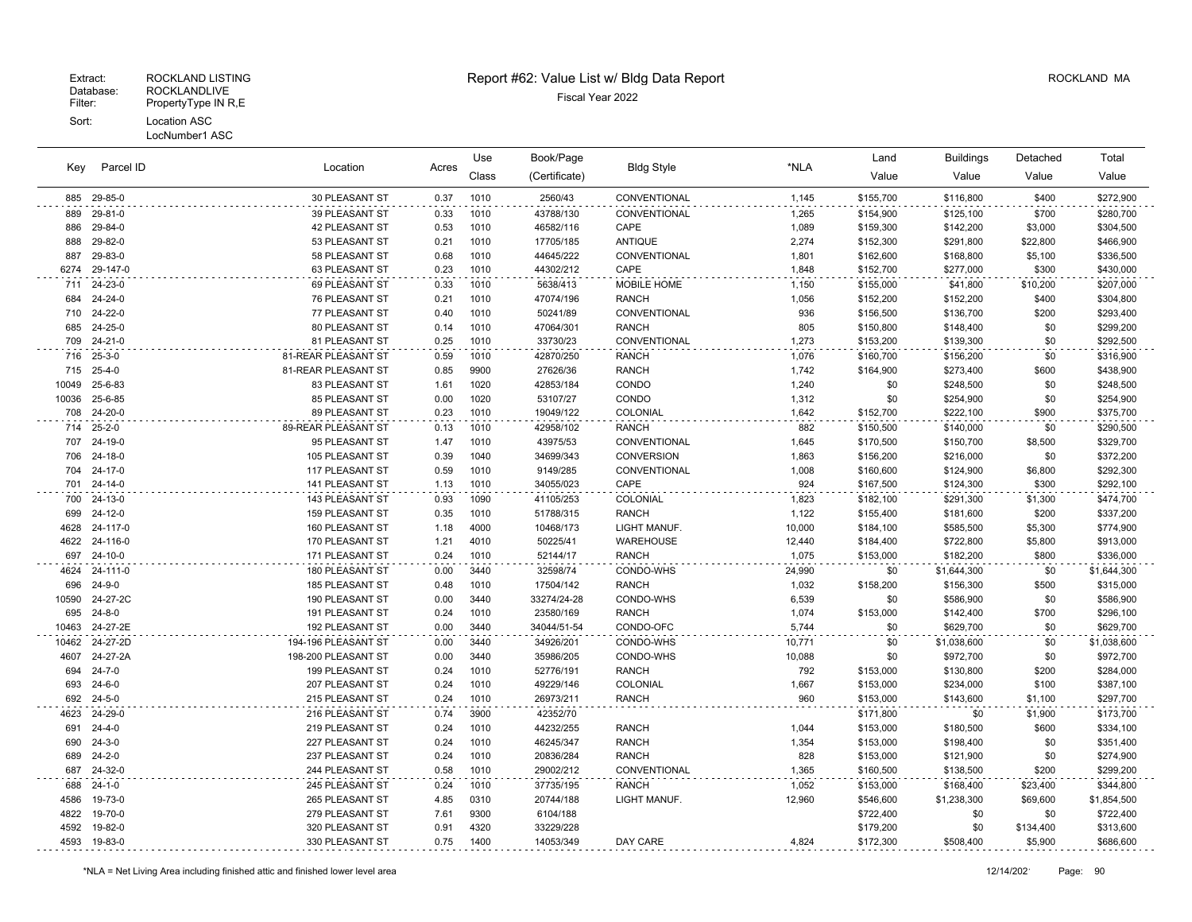Extract: ROCKLAND LISTING
Database: ROCKLANDLIVE
Filter: PropertyType IN R,E
Sort: Location ASC
LocNumber1 ASC

# Report #62: Value List w/ Bldg Data Report

Fiscal Year 2022

ROCKLAND MA

| Key | Parcel ID | Location | Acres | Use Class | Book/Page (Certificate) | Bldg Style | *NLA | Land Value | Buildings Value | Detached Value | Total Value |
|---|---|---|---|---|---|---|---|---|---|---|---|
| 885 | 29-85-0 | 30 PLEASANT ST | 0.37 | 1010 | 2560/43 | CONVENTIONAL | 1,145 | $155,700 | $116,800 | $400 | $272,900 |
| 889 | 29-81-0 | 39 PLEASANT ST | 0.33 | 1010 | 43788/130 | CONVENTIONAL | 1,265 | $154,900 | $125,100 | $700 | $280,700 |
| 886 | 29-84-0 | 42 PLEASANT ST | 0.53 | 1010 | 46582/116 | CAPE | 1,089 | $159,300 | $142,200 | $3,000 | $304,500 |
| 888 | 29-82-0 | 53 PLEASANT ST | 0.21 | 1010 | 17705/185 | ANTIQUE | 2,274 | $152,300 | $291,800 | $22,800 | $466,900 |
| 887 | 29-83-0 | 58 PLEASANT ST | 0.68 | 1010 | 44645/222 | CONVENTIONAL | 1,801 | $162,600 | $168,800 | $5,100 | $336,500 |
| 6274 | 29-147-0 | 63 PLEASANT ST | 0.23 | 1010 | 44302/212 | CAPE | 1,848 | $152,700 | $277,000 | $300 | $430,000 |
| 711 | 24-23-0 | 69 PLEASANT ST | 0.33 | 1010 | 5638/413 | MOBILE HOME | 1,150 | $155,000 | $41,800 | $10,200 | $207,000 |
| 684 | 24-24-0 | 76 PLEASANT ST | 0.21 | 1010 | 47074/196 | RANCH | 1,056 | $152,200 | $152,200 | $400 | $304,800 |
| 710 | 24-22-0 | 77 PLEASANT ST | 0.40 | 1010 | 50241/89 | CONVENTIONAL | 936 | $156,500 | $136,700 | $200 | $293,400 |
| 685 | 24-25-0 | 80 PLEASANT ST | 0.14 | 1010 | 47064/301 | RANCH | 805 | $150,800 | $148,400 | $0 | $299,200 |
| 709 | 24-21-0 | 81 PLEASANT ST | 0.25 | 1010 | 33730/23 | CONVENTIONAL | 1,273 | $153,200 | $139,300 | $0 | $292,500 |
| 716 | 25-3-0 | 81-REAR PLEASANT ST | 0.59 | 1010 | 42870/250 | RANCH | 1,076 | $160,700 | $156,200 | $0 | $316,900 |
| 715 | 25-4-0 | 81-REAR PLEASANT ST | 0.85 | 9900 | 27626/36 | RANCH | 1,742 | $164,900 | $273,400 | $600 | $438,900 |
| 10049 | 25-6-83 | 83 PLEASANT ST | 1.61 | 1020 | 42853/184 | CONDO | 1,240 | $0 | $248,500 | $0 | $248,500 |
| 10036 | 25-6-85 | 85 PLEASANT ST | 0.00 | 1020 | 53107/27 | CONDO | 1,312 | $0 | $254,900 | $0 | $254,900 |
| 708 | 24-20-0 | 89 PLEASANT ST | 0.23 | 1010 | 19049/122 | COLONIAL | 1,642 | $152,700 | $222,100 | $900 | $375,700 |
| 714 | 25-2-0 | 89-REAR PLEASANT ST | 0.13 | 1010 | 42958/102 | RANCH | 882 | $150,500 | $140,000 | $0 | $290,500 |
| 707 | 24-19-0 | 95 PLEASANT ST | 1.47 | 1010 | 43975/53 | CONVENTIONAL | 1,645 | $170,500 | $150,700 | $8,500 | $329,700 |
| 706 | 24-18-0 | 105 PLEASANT ST | 0.39 | 1040 | 34699/343 | CONVERSION | 1,863 | $156,200 | $216,000 | $0 | $372,200 |
| 704 | 24-17-0 | 117 PLEASANT ST | 0.59 | 1010 | 9149/285 | CONVENTIONAL | 1,008 | $160,600 | $124,900 | $6,800 | $292,300 |
| 701 | 24-14-0 | 141 PLEASANT ST | 1.13 | 1010 | 34055/023 | CAPE | 924 | $167,500 | $124,300 | $300 | $292,100 |
| 700 | 24-13-0 | 143 PLEASANT ST | 0.93 | 1090 | 41105/253 | COLONIAL | 1,823 | $182,100 | $291,300 | $1,300 | $474,700 |
| 699 | 24-12-0 | 159 PLEASANT ST | 0.35 | 1010 | 51788/315 | RANCH | 1,122 | $155,400 | $181,600 | $200 | $337,200 |
| 4628 | 24-117-0 | 160 PLEASANT ST | 1.18 | 4000 | 10468/173 | LIGHT MANUF. | 10,000 | $184,100 | $585,500 | $5,300 | $774,900 |
| 4622 | 24-116-0 | 170 PLEASANT ST | 1.21 | 4010 | 50225/41 | WAREHOUSE | 12,440 | $184,400 | $722,800 | $5,800 | $913,000 |
| 697 | 24-10-0 | 171 PLEASANT ST | 0.24 | 1010 | 52144/17 | RANCH | 1,075 | $153,000 | $182,200 | $800 | $336,000 |
| 4624 | 24-111-0 | 180 PLEASANT ST | 0.00 | 3440 | 32598/74 | CONDO-WHS | 24,990 | $0 | $1,644,300 | $0 | $1,644,300 |
| 696 | 24-9-0 | 185 PLEASANT ST | 0.48 | 1010 | 17504/142 | RANCH | 1,032 | $158,200 | $156,300 | $500 | $315,000 |
| 10590 | 24-27-2C | 190 PLEASANT ST | 0.00 | 3440 | 33274/24-28 | CONDO-WHS | 6,539 | $0 | $586,900 | $0 | $586,900 |
| 695 | 24-8-0 | 191 PLEASANT ST | 0.24 | 1010 | 23580/169 | RANCH | 1,074 | $153,000 | $142,400 | $700 | $296,100 |
| 10463 | 24-27-2E | 192 PLEASANT ST | 0.00 | 3440 | 34044/51-54 | CONDO-OFC | 5,744 | $0 | $629,700 | $0 | $629,700 |
| 10462 | 24-27-2D | 194-196 PLEASANT ST | 0.00 | 3440 | 34926/201 | CONDO-WHS | 10,771 | $0 | $1,038,600 | $0 | $1,038,600 |
| 4607 | 24-27-2A | 198-200 PLEASANT ST | 0.00 | 3440 | 35986/205 | CONDO-WHS | 10,088 | $0 | $972,700 | $0 | $972,700 |
| 694 | 24-7-0 | 199 PLEASANT ST | 0.24 | 1010 | 52776/191 | RANCH | 792 | $153,000 | $130,800 | $200 | $284,000 |
| 693 | 24-6-0 | 207 PLEASANT ST | 0.24 | 1010 | 49229/146 | COLONIAL | 1,667 | $153,000 | $234,000 | $100 | $387,100 |
| 692 | 24-5-0 | 215 PLEASANT ST | 0.24 | 1010 | 26973/211 | RANCH | 960 | $153,000 | $143,600 | $1,100 | $297,700 |
| 4623 | 24-29-0 | 216 PLEASANT ST | 0.74 | 3900 | 42352/70 | | | $171,800 | $0 | $1,900 | $173,700 |
| 691 | 24-4-0 | 219 PLEASANT ST | 0.24 | 1010 | 44232/255 | RANCH | 1,044 | $153,000 | $180,500 | $600 | $334,100 |
| 690 | 24-3-0 | 227 PLEASANT ST | 0.24 | 1010 | 46245/347 | RANCH | 1,354 | $153,000 | $198,400 | $0 | $351,400 |
| 689 | 24-2-0 | 237 PLEASANT ST | 0.24 | 1010 | 20836/284 | RANCH | 828 | $153,000 | $121,900 | $0 | $274,900 |
| 687 | 24-32-0 | 244 PLEASANT ST | 0.58 | 1010 | 29002/212 | CONVENTIONAL | 1,365 | $160,500 | $138,500 | $200 | $299,200 |
| 688 | 24-1-0 | 245 PLEASANT ST | 0.24 | 1010 | 37735/195 | RANCH | 1,052 | $153,000 | $168,400 | $23,400 | $344,800 |
| 4586 | 19-73-0 | 265 PLEASANT ST | 4.85 | 0310 | 20744/188 | LIGHT MANUF. | 12,960 | $546,600 | $1,238,300 | $69,600 | $1,854,500 |
| 4822 | 19-70-0 | 279 PLEASANT ST | 7.61 | 9300 | 6104/188 | | | $722,400 | $0 | $0 | $722,400 |
| 4592 | 19-82-0 | 320 PLEASANT ST | 0.91 | 4320 | 33229/228 | | | $179,200 | $0 | $134,400 | $313,600 |
| 4593 | 19-83-0 | 330 PLEASANT ST | 0.75 | 1400 | 14053/349 | DAY CARE | 4,824 | $172,300 | $508,400 | $5,900 | $686,600 |

*NLA = Net Living Area including finished attic and finished lower level area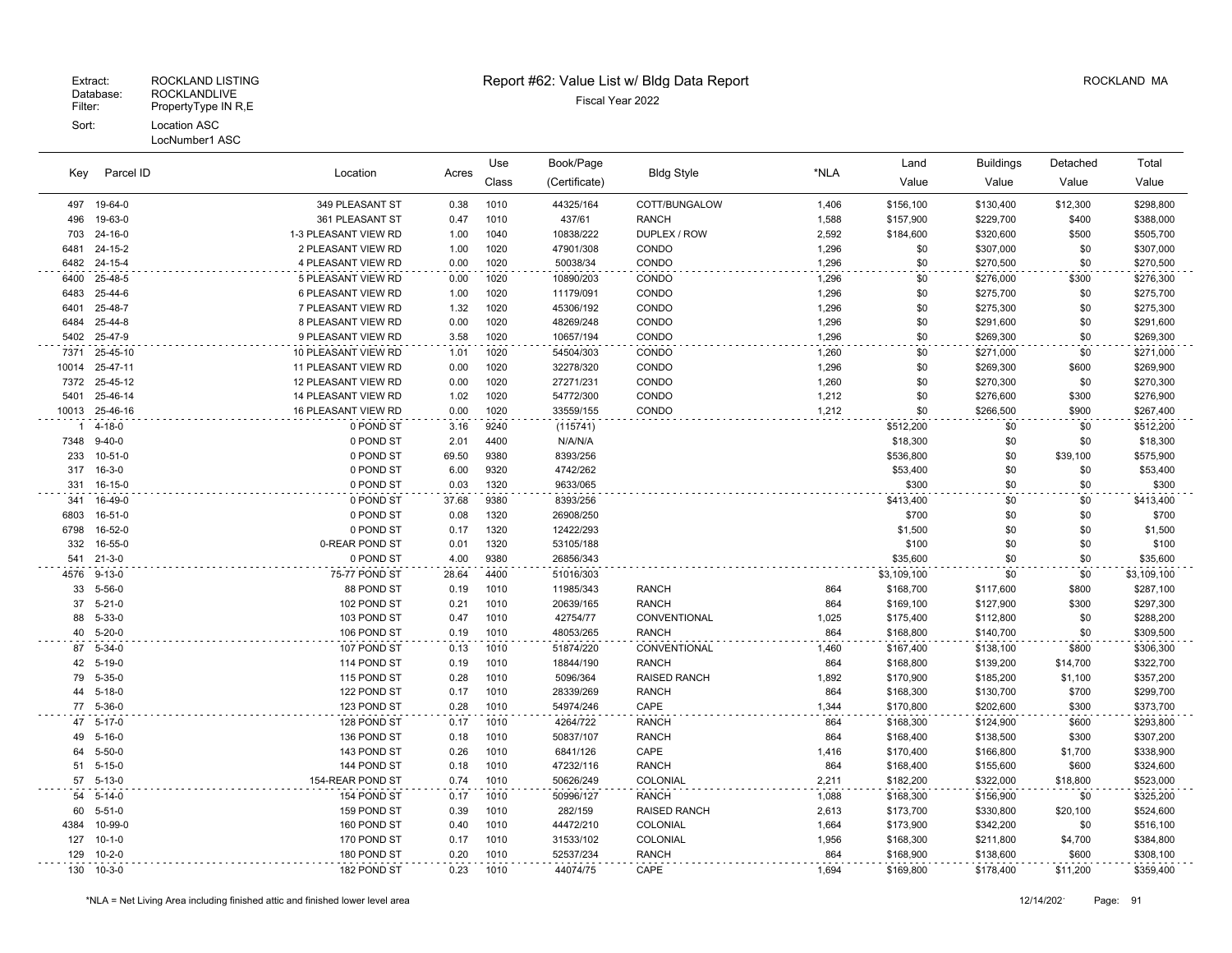Extract: ROCKLAND LISTING
Database: ROCKLANDLIVE
Filter: PropertyType IN R,E
Sort: Location ASC
LocNumber1 ASC

# Report #62: Value List w/ Bldg Data Report

Fiscal Year 2022

ROCKLAND MA

| Key | Parcel ID | Location | Acres | Use Class | Book/Page (Certificate) | Bldg Style | *NLA | Land Value | Buildings Value | Detached Value | Total Value |
|---|---|---|---|---|---|---|---|---|---|---|---|
| 497 | 19-64-0 | 349 PLEASANT ST | 0.38 | 1010 | 44325/164 | COTT/BUNGALOW | 1,406 | $156,100 | $130,400 | $12,300 | $298,800 |
| 496 | 19-63-0 | 361 PLEASANT ST | 0.47 | 1010 | 437/61 | RANCH | 1,588 | $157,900 | $229,700 | $400 | $388,000 |
| 703 | 24-16-0 | 1-3 PLEASANT VIEW RD | 1.00 | 1040 | 10838/222 | DUPLEX / ROW | 2,592 | $184,600 | $320,600 | $500 | $505,700 |
| 6481 | 24-15-2 | 2 PLEASANT VIEW RD | 1.00 | 1020 | 47901/308 | CONDO | 1,296 | $0 | $307,000 | $0 | $307,000 |
| 6482 | 24-15-4 | 4 PLEASANT VIEW RD | 0.00 | 1020 | 50038/34 | CONDO | 1,296 | $0 | $270,500 | $0 | $270,500 |
| 6400 | 25-48-5 | 5 PLEASANT VIEW RD | 0.00 | 1020 | 10890/203 | CONDO | 1,296 | $0 | $276,000 | $300 | $276,300 |
| 6483 | 25-44-6 | 6 PLEASANT VIEW RD | 1.00 | 1020 | 11179/091 | CONDO | 1,296 | $0 | $275,700 | $0 | $275,700 |
| 6401 | 25-48-7 | 7 PLEASANT VIEW RD | 1.32 | 1020 | 45306/192 | CONDO | 1,296 | $0 | $275,300 | $0 | $275,300 |
| 6484 | 25-44-8 | 8 PLEASANT VIEW RD | 0.00 | 1020 | 48269/248 | CONDO | 1,296 | $0 | $291,600 | $0 | $291,600 |
| 5402 | 25-47-9 | 9 PLEASANT VIEW RD | 3.58 | 1020 | 10657/194 | CONDO | 1,296 | $0 | $269,300 | $0 | $269,300 |
| 7371 | 25-45-10 | 10 PLEASANT VIEW RD | 1.01 | 1020 | 54504/303 | CONDO | 1,260 | $0 | $271,000 | $0 | $271,000 |
| 10014 | 25-47-11 | 11 PLEASANT VIEW RD | 0.00 | 1020 | 32278/320 | CONDO | 1,296 | $0 | $269,300 | $600 | $269,900 |
| 7372 | 25-45-12 | 12 PLEASANT VIEW RD | 0.00 | 1020 | 27271/231 | CONDO | 1,260 | $0 | $270,300 | $0 | $270,300 |
| 5401 | 25-46-14 | 14 PLEASANT VIEW RD | 1.02 | 1020 | 54772/300 | CONDO | 1,212 | $0 | $276,600 | $300 | $276,900 |
| 10013 | 25-46-16 | 16 PLEASANT VIEW RD | 0.00 | 1020 | 33559/155 | CONDO | 1,212 | $0 | $266,500 | $900 | $267,400 |
| 1 | 4-18-0 | 0 POND ST | 3.16 | 9240 | (115741) | | | $512,200 | $0 | $0 | $512,200 |
| 7348 | 9-40-0 | 0 POND ST | 2.01 | 4400 | N/A/N/A | | | $18,300 | $0 | $0 | $18,300 |
| 233 | 10-51-0 | 0 POND ST | 69.50 | 9380 | 8393/256 | | | $536,800 | $0 | $39,100 | $575,900 |
| 317 | 16-3-0 | 0 POND ST | 6.00 | 9320 | 4742/262 | | | $53,400 | $0 | $0 | $53,400 |
| 331 | 16-15-0 | 0 POND ST | 0.03 | 1320 | 9633/065 | | | $300 | $0 | $0 | $300 |
| 341 | 16-49-0 | 0 POND ST | 37.68 | 9380 | 8393/256 | | | $413,400 | $0 | $0 | $413,400 |
| 6803 | 16-51-0 | 0 POND ST | 0.08 | 1320 | 26908/250 | | | $700 | $0 | $0 | $700 |
| 6798 | 16-52-0 | 0 POND ST | 0.17 | 1320 | 12422/293 | | | $1,500 | $0 | $0 | $1,500 |
| 332 | 16-55-0 | 0-REAR POND ST | 0.01 | 1320 | 53105/188 | | | $100 | $0 | $0 | $100 |
| 541 | 21-3-0 | 0 POND ST | 4.00 | 9380 | 26856/343 | | | $35,600 | $0 | $0 | $35,600 |
| 4576 | 9-13-0 | 75-77 POND ST | 28.64 | 4400 | 51016/303 | | | $3,109,100 | $0 | $0 | $3,109,100 |
| 33 | 5-56-0 | 88 POND ST | 0.19 | 1010 | 11985/343 | RANCH | 864 | $168,700 | $117,600 | $800 | $287,100 |
| 37 | 5-21-0 | 102 POND ST | 0.21 | 1010 | 20639/165 | RANCH | 864 | $169,100 | $127,900 | $300 | $297,300 |
| 88 | 5-33-0 | 103 POND ST | 0.47 | 1010 | 42754/77 | CONVENTIONAL | 1,025 | $175,400 | $112,800 | $0 | $288,200 |
| 40 | 5-20-0 | 106 POND ST | 0.19 | 1010 | 48053/265 | RANCH | 864 | $168,800 | $140,700 | $0 | $309,500 |
| 87 | 5-34-0 | 107 POND ST | 0.13 | 1010 | 51874/220 | CONVENTIONAL | 1,460 | $167,400 | $138,100 | $800 | $306,300 |
| 42 | 5-19-0 | 114 POND ST | 0.19 | 1010 | 18844/190 | RANCH | 864 | $168,800 | $139,200 | $14,700 | $322,700 |
| 79 | 5-35-0 | 115 POND ST | 0.28 | 1010 | 5096/364 | RAISED RANCH | 1,892 | $170,900 | $185,200 | $1,100 | $357,200 |
| 44 | 5-18-0 | 122 POND ST | 0.17 | 1010 | 28339/269 | RANCH | 864 | $168,300 | $130,700 | $700 | $299,700 |
| 77 | 5-36-0 | 123 POND ST | 0.28 | 1010 | 54974/246 | CAPE | 1,344 | $170,800 | $202,600 | $300 | $373,700 |
| 47 | 5-17-0 | 128 POND ST | 0.17 | 1010 | 4264/722 | RANCH | 864 | $168,300 | $124,900 | $600 | $293,800 |
| 49 | 5-16-0 | 136 POND ST | 0.18 | 1010 | 50837/107 | RANCH | 864 | $168,400 | $138,500 | $300 | $307,200 |
| 64 | 5-50-0 | 143 POND ST | 0.26 | 1010 | 6841/126 | CAPE | 1,416 | $170,400 | $166,800 | $1,700 | $338,900 |
| 51 | 5-15-0 | 144 POND ST | 0.18 | 1010 | 47232/116 | RANCH | 864 | $168,400 | $155,600 | $600 | $324,600 |
| 57 | 5-13-0 | 154-REAR POND ST | 0.74 | 1010 | 50626/249 | COLONIAL | 2,211 | $182,200 | $322,000 | $18,800 | $523,000 |
| 54 | 5-14-0 | 154 POND ST | 0.17 | 1010 | 50996/127 | RANCH | 1,088 | $168,300 | $156,900 | $0 | $325,200 |
| 60 | 5-51-0 | 159 POND ST | 0.39 | 1010 | 282/159 | RAISED RANCH | 2,613 | $173,700 | $330,800 | $20,100 | $524,600 |
| 4384 | 10-99-0 | 160 POND ST | 0.40 | 1010 | 44472/210 | COLONIAL | 1,664 | $173,900 | $342,200 | $0 | $516,100 |
| 127 | 10-1-0 | 170 POND ST | 0.17 | 1010 | 31533/102 | COLONIAL | 1,956 | $168,300 | $211,800 | $4,700 | $384,800 |
| 129 | 10-2-0 | 180 POND ST | 0.20 | 1010 | 52537/234 | RANCH | 864 | $168,900 | $138,600 | $600 | $308,100 |
| 130 | 10-3-0 | 182 POND ST | 0.23 | 1010 | 44074/75 | CAPE | 1,694 | $169,800 | $178,400 | $11,200 | $359,400 |

*NLA = Net Living Area including finished attic and finished lower level area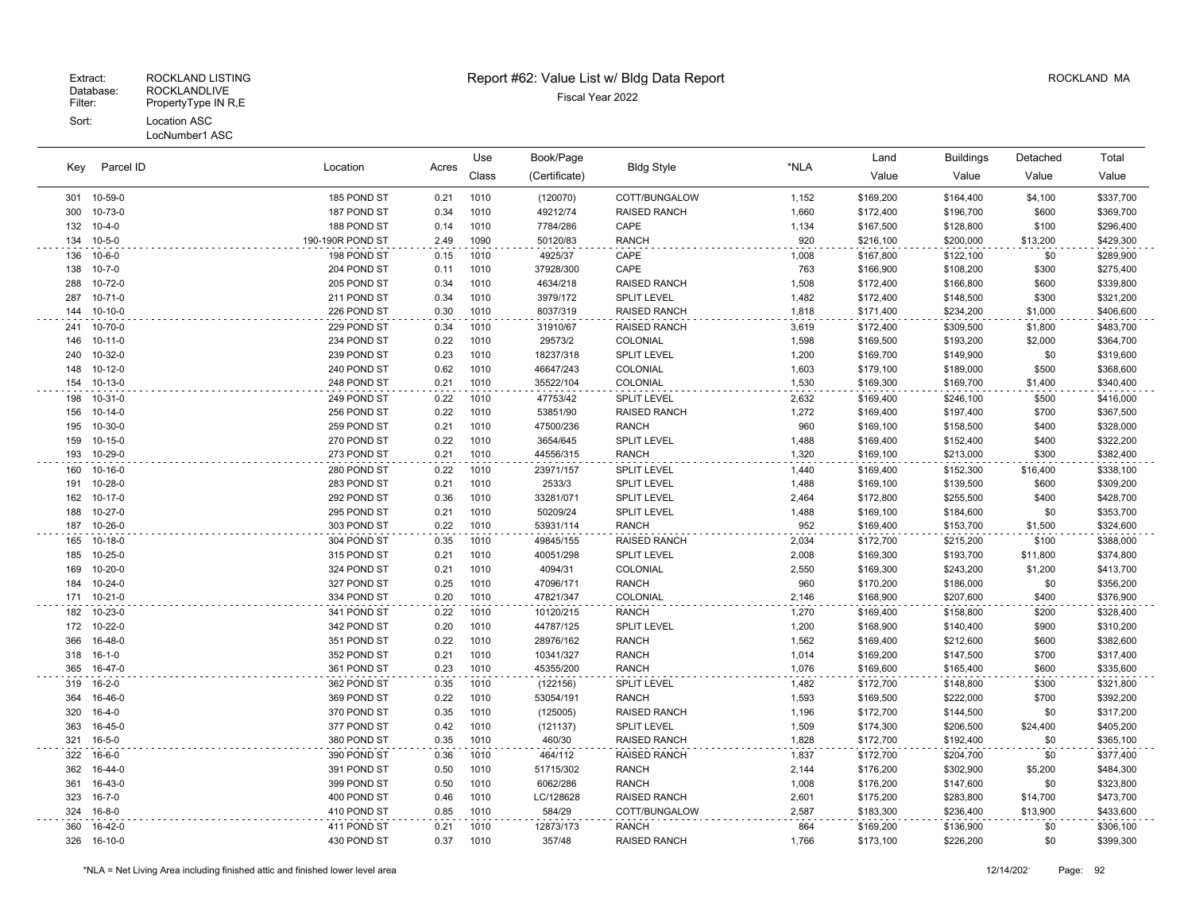Extract: ROCKLAND LISTING
Database: ROCKLANDLIVE
Filter: PropertyType IN R,E
Sort: Location ASC
LocNumber1 ASC

# Report #62: Value List w/ Bldg Data Report

Fiscal Year 2022

ROCKLAND MA

| Key | Parcel ID | Location | Acres | Use Class | Book/Page (Certificate) | Bldg Style | *NLA | Land Value | Buildings Value | Detached Value | Total Value |
|---|---|---|---|---|---|---|---|---|---|---|---|
| 301 | 10-59-0 | 185 POND ST | 0.21 | 1010 | (120070) | COTT/BUNGALOW | 1,152 | $169,200 | $164,400 | $4,100 | $337,700 |
| 300 | 10-73-0 | 187 POND ST | 0.34 | 1010 | 49212/74 | RAISED RANCH | 1,660 | $172,400 | $196,700 | $600 | $369,700 |
| 132 | 10-4-0 | 188 POND ST | 0.14 | 1010 | 7784/286 | CAPE | 1,134 | $167,500 | $128,800 | $100 | $296,400 |
| 134 | 10-5-0 | 190-190R POND ST | 2.49 | 1090 | 50120/83 | RANCH | 920 | $216,100 | $200,000 | $13,200 | $429,300 |
| 136 | 10-6-0 | 198 POND ST | 0.15 | 1010 | 4925/37 | CAPE | 1,008 | $167,800 | $122,100 | $0 | $289,900 |
| 138 | 10-7-0 | 204 POND ST | 0.11 | 1010 | 37928/300 | CAPE | 763 | $166,900 | $108,200 | $300 | $275,400 |
| 288 | 10-72-0 | 205 POND ST | 0.34 | 1010 | 4634/218 | RAISED RANCH | 1,508 | $172,400 | $166,800 | $600 | $339,800 |
| 287 | 10-71-0 | 211 POND ST | 0.34 | 1010 | 3979/172 | SPLIT LEVEL | 1,482 | $172,400 | $148,500 | $300 | $321,200 |
| 144 | 10-10-0 | 226 POND ST | 0.30 | 1010 | 8037/319 | RAISED RANCH | 1,818 | $171,400 | $234,200 | $1,000 | $406,600 |
| 241 | 10-70-0 | 229 POND ST | 0.34 | 1010 | 31910/67 | RAISED RANCH | 3,619 | $172,400 | $309,500 | $1,800 | $483,700 |
| 146 | 10-11-0 | 234 POND ST | 0.22 | 1010 | 29573/2 | COLONIAL | 1,598 | $169,500 | $193,200 | $2,000 | $364,700 |
| 240 | 10-32-0 | 239 POND ST | 0.23 | 1010 | 18237/318 | SPLIT LEVEL | 1,200 | $169,700 | $149,900 | $0 | $319,600 |
| 148 | 10-12-0 | 240 POND ST | 0.62 | 1010 | 46647/243 | COLONIAL | 1,603 | $179,100 | $189,000 | $500 | $368,600 |
| 154 | 10-13-0 | 248 POND ST | 0.21 | 1010 | 35522/104 | COLONIAL | 1,530 | $169,300 | $169,700 | $1,400 | $340,400 |
| 198 | 10-31-0 | 249 POND ST | 0.22 | 1010 | 47753/42 | SPLIT LEVEL | 2,632 | $169,400 | $246,100 | $500 | $416,000 |
| 156 | 10-14-0 | 256 POND ST | 0.22 | 1010 | 53851/90 | RAISED RANCH | 1,272 | $169,400 | $197,400 | $700 | $367,500 |
| 195 | 10-30-0 | 259 POND ST | 0.21 | 1010 | 47500/236 | RANCH | 960 | $169,100 | $158,500 | $400 | $328,000 |
| 159 | 10-15-0 | 270 POND ST | 0.22 | 1010 | 3654/645 | SPLIT LEVEL | 1,488 | $169,400 | $152,400 | $400 | $322,200 |
| 193 | 10-29-0 | 273 POND ST | 0.21 | 1010 | 44556/315 | RANCH | 1,320 | $169,100 | $213,000 | $300 | $382,400 |
| 160 | 10-16-0 | 280 POND ST | 0.22 | 1010 | 23971/157 | SPLIT LEVEL | 1,440 | $169,400 | $152,300 | $16,400 | $338,100 |
| 191 | 10-28-0 | 283 POND ST | 0.21 | 1010 | 2533/3 | SPLIT LEVEL | 1,488 | $169,100 | $139,500 | $600 | $309,200 |
| 162 | 10-17-0 | 292 POND ST | 0.36 | 1010 | 33281/071 | SPLIT LEVEL | 2,464 | $172,800 | $255,500 | $400 | $428,700 |
| 188 | 10-27-0 | 295 POND ST | 0.21 | 1010 | 50209/24 | SPLIT LEVEL | 1,488 | $169,100 | $184,600 | $0 | $353,700 |
| 187 | 10-26-0 | 303 POND ST | 0.22 | 1010 | 53931/114 | RANCH | 952 | $169,400 | $153,700 | $1,500 | $324,600 |
| 165 | 10-18-0 | 304 POND ST | 0.35 | 1010 | 49845/155 | RAISED RANCH | 2,034 | $172,700 | $215,200 | $100 | $388,000 |
| 185 | 10-25-0 | 315 POND ST | 0.21 | 1010 | 40051/298 | SPLIT LEVEL | 2,008 | $169,300 | $193,700 | $11,800 | $374,800 |
| 169 | 10-20-0 | 324 POND ST | 0.21 | 1010 | 4094/31 | COLONIAL | 2,550 | $169,300 | $243,200 | $1,200 | $413,700 |
| 184 | 10-24-0 | 327 POND ST | 0.25 | 1010 | 47096/171 | RANCH | 960 | $170,200 | $186,000 | $0 | $356,200 |
| 171 | 10-21-0 | 334 POND ST | 0.20 | 1010 | 47821/347 | COLONIAL | 2,146 | $168,900 | $207,600 | $400 | $376,900 |
| 182 | 10-23-0 | 341 POND ST | 0.22 | 1010 | 10120/215 | RANCH | 1,270 | $169,400 | $158,800 | $200 | $328,400 |
| 172 | 10-22-0 | 342 POND ST | 0.20 | 1010 | 44787/125 | SPLIT LEVEL | 1,200 | $168,900 | $140,400 | $900 | $310,200 |
| 366 | 16-48-0 | 351 POND ST | 0.22 | 1010 | 28976/162 | RANCH | 1,562 | $169,400 | $212,600 | $600 | $382,600 |
| 318 | 16-1-0 | 352 POND ST | 0.21 | 1010 | 10341/327 | RANCH | 1,014 | $169,200 | $147,500 | $700 | $317,400 |
| 365 | 16-47-0 | 361 POND ST | 0.23 | 1010 | 45355/200 | RANCH | 1,076 | $169,600 | $165,400 | $600 | $335,600 |
| 319 | 16-2-0 | 362 POND ST | 0.35 | 1010 | (122156) | SPLIT LEVEL | 1,482 | $172,700 | $148,800 | $300 | $321,800 |
| 364 | 16-46-0 | 369 POND ST | 0.22 | 1010 | 53054/191 | RANCH | 1,593 | $169,500 | $222,000 | $700 | $392,200 |
| 320 | 16-4-0 | 370 POND ST | 0.35 | 1010 | (125005) | RAISED RANCH | 1,196 | $172,700 | $144,500 | $0 | $317,200 |
| 363 | 16-45-0 | 377 POND ST | 0.42 | 1010 | (121137) | SPLIT LEVEL | 1,509 | $174,300 | $206,500 | $24,400 | $405,200 |
| 321 | 16-5-0 | 380 POND ST | 0.35 | 1010 | 460/30 | RAISED RANCH | 1,828 | $172,700 | $192,400 | $0 | $365,100 |
| 322 | 16-6-0 | 390 POND ST | 0.36 | 1010 | 464/112 | RAISED RANCH | 1,837 | $172,700 | $204,700 | $0 | $377,400 |
| 362 | 16-44-0 | 391 POND ST | 0.50 | 1010 | 51715/302 | RANCH | 2,144 | $176,200 | $302,900 | $5,200 | $484,300 |
| 361 | 16-43-0 | 399 POND ST | 0.50 | 1010 | 6062/286 | RANCH | 1,008 | $176,200 | $147,600 | $0 | $323,800 |
| 323 | 16-7-0 | 400 POND ST | 0.46 | 1010 | LC/128628 | RAISED RANCH | 2,601 | $175,200 | $283,800 | $14,700 | $473,700 |
| 324 | 16-8-0 | 410 POND ST | 0.85 | 1010 | 584/29 | COTT/BUNGALOW | 2,587 | $183,300 | $236,400 | $13,900 | $433,600 |
| 360 | 16-42-0 | 411 POND ST | 0.21 | 1010 | 12873/173 | RANCH | 864 | $169,200 | $136,900 | $0 | $306,100 |
| 326 | 16-10-0 | 430 POND ST | 0.37 | 1010 | 357/48 | RAISED RANCH | 1,766 | $173,100 | $226,200 | $0 | $399,300 |

*NLA = Net Living Area including finished attic and finished lower level area

12/14/202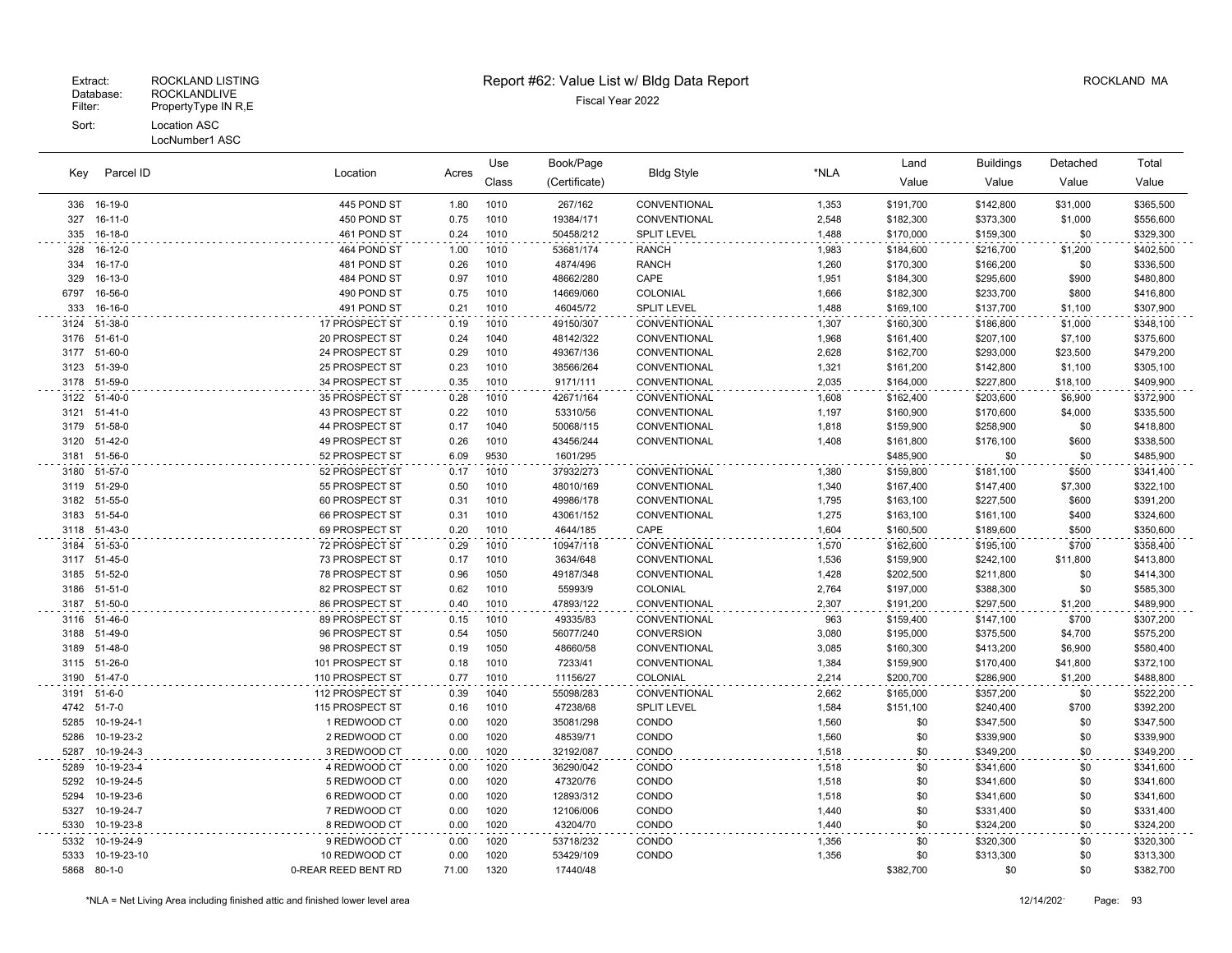| Key | Parcel ID | Location | Acres | Use Class | Book/Page (Certificate) | Bldg Style | *NLA | Land Value | Buildings Value | Detached Value | Total Value |
|---|---|---|---|---|---|---|---|---|---|---|---|
| 336 | 16-19-0 | 445 POND ST | 1.80 | 1010 | 267/162 | CONVENTIONAL | 1,353 | $191,700 | $142,800 | $31,000 | $365,500 |
| 327 | 16-11-0 | 450 POND ST | 0.75 | 1010 | 19384/171 | CONVENTIONAL | 2,548 | $182,300 | $373,300 | $1,000 | $556,600 |
| 335 | 16-18-0 | 461 POND ST | 0.24 | 1010 | 50458/212 | SPLIT LEVEL | 1,488 | $170,000 | $159,300 | $0 | $329,300 |
| 328 | 16-12-0 | 464 POND ST | 1.00 | 1010 | 53681/174 | RANCH | 1,983 | $184,600 | $216,700 | $1,200 | $402,500 |
| 334 | 16-17-0 | 481 POND ST | 0.26 | 1010 | 4874/496 | RANCH | 1,260 | $170,300 | $166,200 | $0 | $336,500 |
| 329 | 16-13-0 | 484 POND ST | 0.97 | 1010 | 48662/280 | CAPE | 1,951 | $184,300 | $295,600 | $900 | $480,800 |
| 6797 | 16-56-0 | 490 POND ST | 0.75 | 1010 | 14669/060 | COLONIAL | 1,666 | $182,300 | $233,700 | $800 | $416,800 |
| 333 | 16-16-0 | 491 POND ST | 0.21 | 1010 | 46045/72 | SPLIT LEVEL | 1,488 | $169,100 | $137,700 | $1,100 | $307,900 |
| 3124 | 51-38-0 | 17 PROSPECT ST | 0.19 | 1010 | 49150/307 | CONVENTIONAL | 1,307 | $160,300 | $186,800 | $1,000 | $348,100 |
| 3176 | 51-61-0 | 20 PROSPECT ST | 0.24 | 1040 | 48142/322 | CONVENTIONAL | 1,968 | $161,400 | $207,100 | $7,100 | $375,600 |
| 3177 | 51-60-0 | 24 PROSPECT ST | 0.29 | 1010 | 49367/136 | CONVENTIONAL | 2,628 | $162,700 | $293,000 | $23,500 | $479,200 |
| 3123 | 51-39-0 | 25 PROSPECT ST | 0.23 | 1010 | 38566/264 | CONVENTIONAL | 1,321 | $161,200 | $142,800 | $1,100 | $305,100 |
| 3178 | 51-59-0 | 34 PROSPECT ST | 0.35 | 1010 | 9171/111 | CONVENTIONAL | 2,035 | $164,000 | $227,800 | $18,100 | $409,900 |
| 3122 | 51-40-0 | 35 PROSPECT ST | 0.28 | 1010 | 42671/164 | CONVENTIONAL | 1,608 | $162,400 | $203,600 | $6,900 | $372,900 |
| 3121 | 51-41-0 | 43 PROSPECT ST | 0.22 | 1010 | 53310/56 | CONVENTIONAL | 1,197 | $160,900 | $170,600 | $4,000 | $335,500 |
| 3179 | 51-58-0 | 44 PROSPECT ST | 0.17 | 1040 | 50068/115 | CONVENTIONAL | 1,818 | $159,900 | $258,900 | $0 | $418,800 |
| 3120 | 51-42-0 | 49 PROSPECT ST | 0.26 | 1010 | 43456/244 | CONVENTIONAL | 1,408 | $161,800 | $176,100 | $600 | $338,500 |
| 3181 | 51-56-0 | 52 PROSPECT ST | 6.09 | 9530 | 1601/295 | | | $485,900 | $0 | $0 | $485,900 |
| 3180 | 51-57-0 | 52 PROSPECT ST | 0.17 | 1010 | 37932/273 | CONVENTIONAL | 1,380 | $159,800 | $181,100 | $500 | $341,400 |
| 3119 | 51-29-0 | 55 PROSPECT ST | 0.50 | 1010 | 48010/169 | CONVENTIONAL | 1,340 | $167,400 | $147,400 | $7,300 | $322,100 |
| 3182 | 51-55-0 | 60 PROSPECT ST | 0.31 | 1010 | 49986/178 | CONVENTIONAL | 1,795 | $163,100 | $227,500 | $600 | $391,200 |
| 3183 | 51-54-0 | 66 PROSPECT ST | 0.31 | 1010 | 43061/152 | CONVENTIONAL | 1,275 | $163,100 | $161,100 | $400 | $324,600 |
| 3118 | 51-43-0 | 69 PROSPECT ST | 0.20 | 1010 | 4644/185 | CAPE | 1,604 | $160,500 | $189,600 | $500 | $350,600 |
| 3184 | 51-53-0 | 72 PROSPECT ST | 0.29 | 1010 | 10947/118 | CONVENTIONAL | 1,570 | $162,600 | $195,100 | $700 | $358,400 |
| 3117 | 51-45-0 | 73 PROSPECT ST | 0.17 | 1010 | 3634/648 | CONVENTIONAL | 1,536 | $159,900 | $242,100 | $11,800 | $413,800 |
| 3185 | 51-52-0 | 78 PROSPECT ST | 0.96 | 1050 | 49187/348 | CONVENTIONAL | 1,428 | $202,500 | $211,800 | $0 | $414,300 |
| 3186 | 51-51-0 | 82 PROSPECT ST | 0.62 | 1010 | 55993/9 | COLONIAL | 2,764 | $197,000 | $388,300 | $0 | $585,300 |
| 3187 | 51-50-0 | 86 PROSPECT ST | 0.40 | 1010 | 47893/122 | CONVENTIONAL | 2,307 | $191,200 | $297,500 | $1,200 | $489,900 |
| 3116 | 51-46-0 | 89 PROSPECT ST | 0.15 | 1010 | 49335/83 | CONVENTIONAL | 963 | $159,400 | $147,100 | $700 | $307,200 |
| 3188 | 51-49-0 | 96 PROSPECT ST | 0.54 | 1050 | 56077/240 | CONVERSION | 3,080 | $195,000 | $375,500 | $4,700 | $575,200 |
| 3189 | 51-48-0 | 98 PROSPECT ST | 0.19 | 1050 | 48660/58 | CONVENTIONAL | 3,085 | $160,300 | $413,200 | $6,900 | $580,400 |
| 3115 | 51-26-0 | 101 PROSPECT ST | 0.18 | 1010 | 7233/41 | CONVENTIONAL | 1,384 | $159,900 | $170,400 | $41,800 | $372,100 |
| 3190 | 51-47-0 | 110 PROSPECT ST | 0.77 | 1010 | 11156/27 | COLONIAL | 2,214 | $200,700 | $286,900 | $1,200 | $488,800 |
| 3191 | 51-6-0 | 112 PROSPECT ST | 0.39 | 1040 | 55098/283 | CONVENTIONAL | 2,662 | $165,000 | $357,200 | $0 | $522,200 |
| 4742 | 51-7-0 | 115 PROSPECT ST | 0.16 | 1010 | 47238/68 | SPLIT LEVEL | 1,584 | $151,100 | $240,400 | $700 | $392,200 |
| 5285 | 10-19-24-1 | 1 REDWOOD CT | 0.00 | 1020 | 35081/298 | CONDO | 1,560 | $0 | $347,500 | $0 | $347,500 |
| 5286 | 10-19-23-2 | 2 REDWOOD CT | 0.00 | 1020 | 48539/71 | CONDO | 1,560 | $0 | $339,900 | $0 | $339,900 |
| 5287 | 10-19-24-3 | 3 REDWOOD CT | 0.00 | 1020 | 32192/087 | CONDO | 1,518 | $0 | $349,200 | $0 | $349,200 |
| 5289 | 10-19-23-4 | 4 REDWOOD CT | 0.00 | 1020 | 36290/042 | CONDO | 1,518 | $0 | $341,600 | $0 | $341,600 |
| 5292 | 10-19-24-5 | 5 REDWOOD CT | 0.00 | 1020 | 47320/76 | CONDO | 1,518 | $0 | $341,600 | $0 | $341,600 |
| 5294 | 10-19-23-6 | 6 REDWOOD CT | 0.00 | 1020 | 12893/312 | CONDO | 1,518 | $0 | $341,600 | $0 | $341,600 |
| 5327 | 10-19-24-7 | 7 REDWOOD CT | 0.00 | 1020 | 12106/006 | CONDO | 1,440 | $0 | $331,400 | $0 | $331,400 |
| 5330 | 10-19-23-8 | 8 REDWOOD CT | 0.00 | 1020 | 43204/70 | CONDO | 1,440 | $0 | $324,200 | $0 | $324,200 |
| 5332 | 10-19-24-9 | 9 REDWOOD CT | 0.00 | 1020 | 53718/232 | CONDO | 1,356 | $0 | $320,300 | $0 | $320,300 |
| 5333 | 10-19-23-10 | 10 REDWOOD CT | 0.00 | 1020 | 53429/109 | CONDO | 1,356 | $0 | $313,300 | $0 | $313,300 |
| 5868 | 80-1-0 | 0-REAR REED BENT RD | 71.00 | 1320 | 17440/48 | | | $382,700 | $0 | $0 | $382,700 |

*NLA = Net Living Area including finished attic and finished lower level area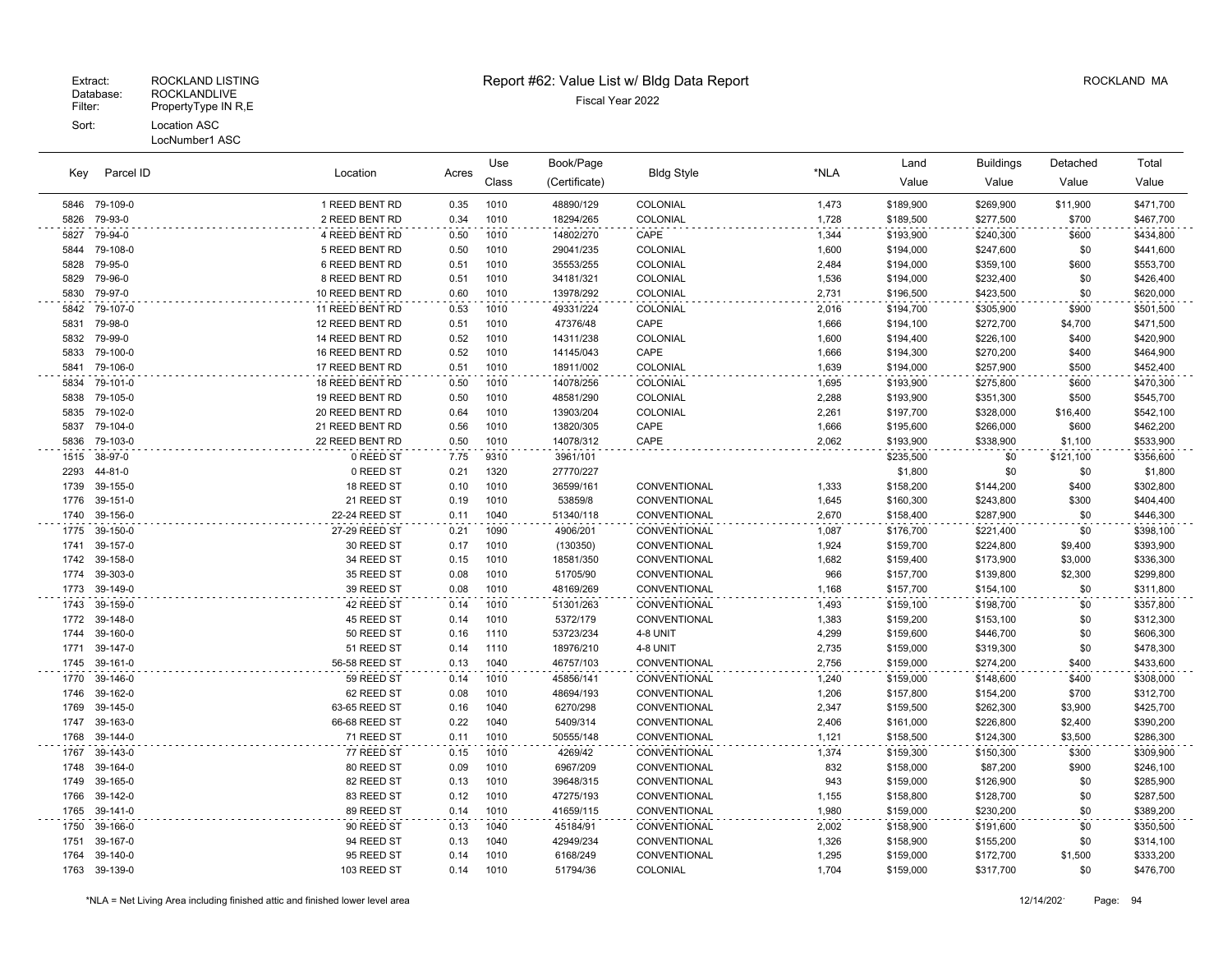Extract: ROCKLAND LISTING
Database: ROCKLANDLIVE
Filter: PropertyType IN R,E
Sort: Location ASC
LocNumber1 ASC

# Report #62: Value List w/ Bldg Data Report

Fiscal Year 2022

ROCKLAND MA

| Key | Parcel ID | Location | Acres | Use Class | Book/Page (Certificate) | Bldg Style | *NLA | Land Value | Buildings Value | Detached Value | Total Value |
|---|---|---|---|---|---|---|---|---|---|---|---|
| 5846 | 79-109-0 | 1 REED BENT RD | 0.35 | 1010 | 48890/129 | COLONIAL | 1,473 | $189,900 | $269,900 | $11,900 | $471,700 |
| 5826 | 79-93-0 | 2 REED BENT RD | 0.34 | 1010 | 18294/265 | COLONIAL | 1,728 | $189,500 | $277,500 | $700 | $467,700 |
| 5827 | 79-94-0 | 4 REED BENT RD | 0.50 | 1010 | 14802/270 | CAPE | 1,344 | $193,900 | $240,300 | $600 | $434,800 |
| 5844 | 79-108-0 | 5 REED BENT RD | 0.50 | 1010 | 29041/235 | COLONIAL | 1,600 | $194,000 | $247,600 | $0 | $441,600 |
| 5828 | 79-95-0 | 6 REED BENT RD | 0.51 | 1010 | 35553/255 | COLONIAL | 2,484 | $194,000 | $359,100 | $600 | $553,700 |
| 5829 | 79-96-0 | 8 REED BENT RD | 0.51 | 1010 | 34181/321 | COLONIAL | 1,536 | $194,000 | $232,400 | $0 | $426,400 |
| 5830 | 79-97-0 | 10 REED BENT RD | 0.60 | 1010 | 13978/292 | COLONIAL | 2,731 | $196,500 | $423,500 | $0 | $620,000 |
| 5842 | 79-107-0 | 11 REED BENT RD | 0.53 | 1010 | 49331/224 | COLONIAL | 2,016 | $194,700 | $305,900 | $900 | $501,500 |
| 5831 | 79-98-0 | 12 REED BENT RD | 0.51 | 1010 | 47376/48 | CAPE | 1,666 | $194,100 | $272,700 | $4,700 | $471,500 |
| 5832 | 79-99-0 | 14 REED BENT RD | 0.52 | 1010 | 14311/238 | COLONIAL | 1,600 | $194,400 | $226,100 | $400 | $420,900 |
| 5833 | 79-100-0 | 16 REED BENT RD | 0.52 | 1010 | 14145/043 | CAPE | 1,666 | $194,300 | $270,200 | $400 | $464,900 |
| 5841 | 79-106-0 | 17 REED BENT RD | 0.51 | 1010 | 18911/002 | COLONIAL | 1,639 | $194,000 | $257,900 | $500 | $452,400 |
| 5834 | 79-101-0 | 18 REED BENT RD | 0.50 | 1010 | 14078/256 | COLONIAL | 1,695 | $193,900 | $275,800 | $600 | $470,300 |
| 5838 | 79-105-0 | 19 REED BENT RD | 0.50 | 1010 | 48581/290 | COLONIAL | 2,288 | $193,900 | $351,300 | $500 | $545,700 |
| 5835 | 79-102-0 | 20 REED BENT RD | 0.64 | 1010 | 13903/204 | COLONIAL | 2,261 | $197,700 | $328,000 | $16,400 | $542,100 |
| 5837 | 79-104-0 | 21 REED BENT RD | 0.56 | 1010 | 13820/305 | CAPE | 1,666 | $195,600 | $266,000 | $600 | $462,200 |
| 5836 | 79-103-0 | 22 REED BENT RD | 0.50 | 1010 | 14078/312 | CAPE | 2,062 | $193,900 | $338,900 | $1,100 | $533,900 |
| 1515 | 38-97-0 | 0 REED ST | 7.75 | 9310 | 3961/101 | | | $235,500 | $0 | $121,100 | $356,600 |
| 2293 | 44-81-0 | 0 REED ST | 0.21 | 1320 | 27770/227 | | | $1,800 | $0 | $0 | $1,800 |
| 1739 | 39-155-0 | 18 REED ST | 0.10 | 1010 | 36599/161 | CONVENTIONAL | 1,333 | $158,200 | $144,200 | $400 | $302,800 |
| 1776 | 39-151-0 | 21 REED ST | 0.19 | 1010 | 53859/8 | CONVENTIONAL | 1,645 | $160,300 | $243,800 | $300 | $404,400 |
| 1740 | 39-156-0 | 22-24 REED ST | 0.11 | 1040 | 51340/118 | CONVENTIONAL | 2,670 | $158,400 | $287,900 | $0 | $446,300 |
| 1775 | 39-150-0 | 27-29 REED ST | 0.21 | 1090 | 4906/201 | CONVENTIONAL | 1,087 | $176,700 | $221,400 | $0 | $398,100 |
| 1741 | 39-157-0 | 30 REED ST | 0.17 | 1010 | (130350) | CONVENTIONAL | 1,924 | $159,700 | $224,800 | $9,400 | $393,900 |
| 1742 | 39-158-0 | 34 REED ST | 0.15 | 1010 | 18581/350 | CONVENTIONAL | 1,682 | $159,400 | $173,900 | $3,000 | $336,300 |
| 1774 | 39-303-0 | 35 REED ST | 0.08 | 1010 | 51705/90 | CONVENTIONAL | 966 | $157,700 | $139,800 | $2,300 | $299,800 |
| 1773 | 39-149-0 | 39 REED ST | 0.08 | 1010 | 48169/269 | CONVENTIONAL | 1,168 | $157,700 | $154,100 | $0 | $311,800 |
| 1743 | 39-159-0 | 42 REED ST | 0.14 | 1010 | 51301/263 | CONVENTIONAL | 1,493 | $159,100 | $198,700 | $0 | $357,800 |
| 1772 | 39-148-0 | 45 REED ST | 0.14 | 1010 | 5372/179 | CONVENTIONAL | 1,383 | $159,200 | $153,100 | $0 | $312,300 |
| 1744 | 39-160-0 | 50 REED ST | 0.16 | 1110 | 53723/234 | 4-8 UNIT | 4,299 | $159,600 | $446,700 | $0 | $606,300 |
| 1771 | 39-147-0 | 51 REED ST | 0.14 | 1110 | 18976/210 | 4-8 UNIT | 2,735 | $159,000 | $319,300 | $0 | $478,300 |
| 1745 | 39-161-0 | 56-58 REED ST | 0.13 | 1040 | 46757/103 | CONVENTIONAL | 2,756 | $159,000 | $274,200 | $400 | $433,600 |
| 1770 | 39-146-0 | 59 REED ST | 0.14 | 1010 | 45856/141 | CONVENTIONAL | 1,240 | $159,000 | $148,600 | $400 | $308,000 |
| 1746 | 39-162-0 | 62 REED ST | 0.08 | 1010 | 48694/193 | CONVENTIONAL | 1,206 | $157,800 | $154,200 | $700 | $312,700 |
| 1769 | 39-145-0 | 63-65 REED ST | 0.16 | 1040 | 6270/298 | CONVENTIONAL | 2,347 | $159,500 | $262,300 | $3,900 | $425,700 |
| 1747 | 39-163-0 | 66-68 REED ST | 0.22 | 1040 | 5409/314 | CONVENTIONAL | 2,406 | $161,000 | $226,800 | $2,400 | $390,200 |
| 1768 | 39-144-0 | 71 REED ST | 0.11 | 1010 | 50555/148 | CONVENTIONAL | 1,121 | $158,500 | $124,300 | $3,500 | $286,300 |
| 1767 | 39-143-0 | 77 REED ST | 0.15 | 1010 | 4269/42 | CONVENTIONAL | 1,374 | $159,300 | $150,300 | $300 | $309,900 |
| 1748 | 39-164-0 | 80 REED ST | 0.09 | 1010 | 6967/209 | CONVENTIONAL | 832 | $158,000 | $87,200 | $900 | $246,100 |
| 1749 | 39-165-0 | 82 REED ST | 0.13 | 1010 | 39648/315 | CONVENTIONAL | 943 | $159,000 | $126,900 | $0 | $285,900 |
| 1766 | 39-142-0 | 83 REED ST | 0.12 | 1010 | 47275/193 | CONVENTIONAL | 1,155 | $158,800 | $128,700 | $0 | $287,500 |
| 1765 | 39-141-0 | 89 REED ST | 0.14 | 1010 | 41659/115 | CONVENTIONAL | 1,980 | $159,000 | $230,200 | $0 | $389,200 |
| 1750 | 39-166-0 | 90 REED ST | 0.13 | 1040 | 45184/91 | CONVENTIONAL | 2,002 | $158,900 | $191,600 | $0 | $350,500 |
| 1751 | 39-167-0 | 94 REED ST | 0.13 | 1040 | 42949/234 | CONVENTIONAL | 1,326 | $158,900 | $155,200 | $0 | $314,100 |
| 1764 | 39-140-0 | 95 REED ST | 0.14 | 1010 | 6168/249 | CONVENTIONAL | 1,295 | $159,000 | $172,700 | $1,500 | $333,200 |
| 1763 | 39-139-0 | 103 REED ST | 0.14 | 1010 | 51794/36 | COLONIAL | 1,704 | $159,000 | $317,700 | $0 | $476,700 |

*NLA = Net Living Area including finished attic and finished lower level area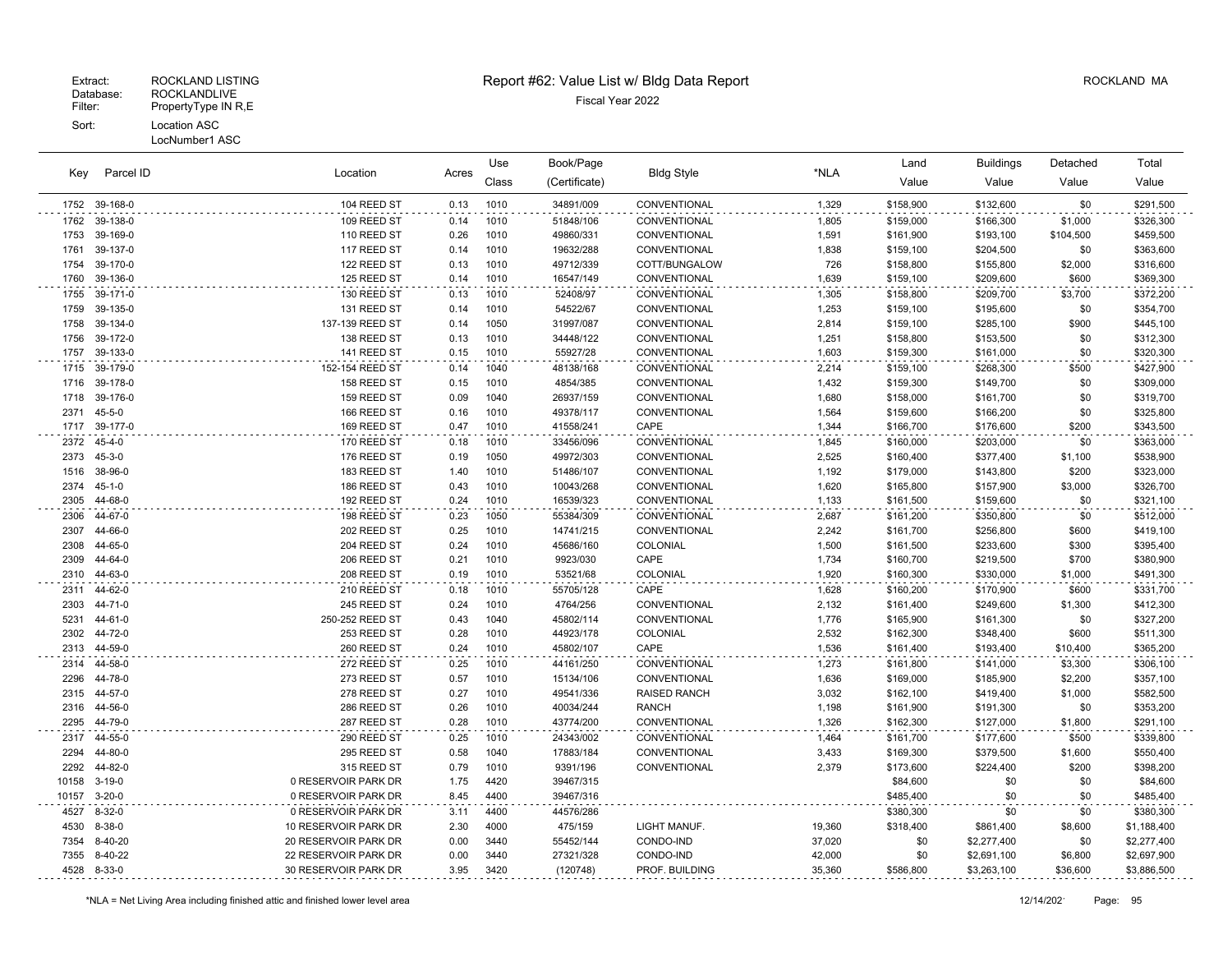Extract: ROCKLAND LISTING
Database: ROCKLANDLIVE
Filter: PropertyType IN R,E
Sort: Location ASC
LocNumber1 ASC

# Report #62: Value List w/ Bldg Data Report

Fiscal Year 2022

ROCKLAND MA

| Key | Parcel ID | Location | Acres | Use Class | Book/Page (Certificate) | Bldg Style | *NLA | Land Value | Buildings Value | Detached Value | Total Value |
|---|---|---|---|---|---|---|---|---|---|---|---|
| 1752 | 39-168-0 | 104 REED ST | 0.13 | 1010 | 34891/009 | CONVENTIONAL | 1,329 | $158,900 | $132,600 | $0 | $291,500 |
| 1762 | 39-138-0 | 109 REED ST | 0.14 | 1010 | 51848/106 | CONVENTIONAL | 1,805 | $159,000 | $166,300 | $1,000 | $326,300 |
| 1753 | 39-169-0 | 110 REED ST | 0.26 | 1010 | 49860/331 | CONVENTIONAL | 1,591 | $161,900 | $193,100 | $104,500 | $459,500 |
| 1761 | 39-137-0 | 117 REED ST | 0.14 | 1010 | 19632/288 | CONVENTIONAL | 1,838 | $159,100 | $204,500 | $0 | $363,600 |
| 1754 | 39-170-0 | 122 REED ST | 0.13 | 1010 | 49712/339 | COTT/BUNGALOW | 726 | $158,800 | $155,800 | $2,000 | $316,600 |
| 1760 | 39-136-0 | 125 REED ST | 0.14 | 1010 | 16547/149 | CONVENTIONAL | 1,639 | $159,100 | $209,600 | $600 | $369,300 |
| 1755 | 39-171-0 | 130 REED ST | 0.13 | 1010 | 52408/97 | CONVENTIONAL | 1,305 | $158,800 | $209,700 | $3,700 | $372,200 |
| 1759 | 39-135-0 | 131 REED ST | 0.14 | 1010 | 54522/67 | CONVENTIONAL | 1,253 | $159,100 | $195,600 | $0 | $354,700 |
| 1758 | 39-134-0 | 137-139 REED ST | 0.14 | 1050 | 31997/087 | CONVENTIONAL | 2,814 | $159,100 | $285,100 | $900 | $445,100 |
| 1756 | 39-172-0 | 138 REED ST | 0.13 | 1010 | 34448/122 | CONVENTIONAL | 1,251 | $158,800 | $153,500 | $0 | $312,300 |
| 1757 | 39-133-0 | 141 REED ST | 0.15 | 1010 | 55927/28 | CONVENTIONAL | 1,603 | $159,300 | $161,000 | $0 | $320,300 |
| 1715 | 39-179-0 | 152-154 REED ST | 0.14 | 1040 | 48138/168 | CONVENTIONAL | 2,214 | $159,100 | $268,300 | $500 | $427,900 |
| 1716 | 39-178-0 | 158 REED ST | 0.15 | 1010 | 4854/385 | CONVENTIONAL | 1,432 | $159,300 | $149,700 | $0 | $309,000 |
| 1718 | 39-176-0 | 159 REED ST | 0.09 | 1040 | 26937/159 | CONVENTIONAL | 1,680 | $158,000 | $161,700 | $0 | $319,700 |
| 2371 | 45-5-0 | 166 REED ST | 0.16 | 1010 | 49378/117 | CONVENTIONAL | 1,564 | $159,600 | $166,200 | $0 | $325,800 |
| 1717 | 39-177-0 | 169 REED ST | 0.47 | 1010 | 41558/241 | CAPE | 1,344 | $166,700 | $176,600 | $200 | $343,500 |
| 2372 | 45-4-0 | 170 REED ST | 0.18 | 1010 | 33456/096 | CONVENTIONAL | 1,845 | $160,000 | $203,000 | $0 | $363,000 |
| 2373 | 45-3-0 | 176 REED ST | 0.19 | 1050 | 49972/303 | CONVENTIONAL | 2,525 | $160,400 | $377,400 | $1,100 | $538,900 |
| 1516 | 38-96-0 | 183 REED ST | 1.40 | 1010 | 51486/107 | CONVENTIONAL | 1,192 | $179,000 | $143,800 | $200 | $323,000 |
| 2374 | 45-1-0 | 186 REED ST | 0.43 | 1010 | 10043/268 | CONVENTIONAL | 1,620 | $165,800 | $157,900 | $3,000 | $326,700 |
| 2305 | 44-68-0 | 192 REED ST | 0.24 | 1010 | 16539/323 | CONVENTIONAL | 1,133 | $161,500 | $159,600 | $0 | $321,100 |
| 2306 | 44-67-0 | 198 REED ST | 0.23 | 1050 | 55384/309 | CONVENTIONAL | 2,687 | $161,200 | $350,800 | $0 | $512,000 |
| 2307 | 44-66-0 | 202 REED ST | 0.25 | 1010 | 14741/215 | CONVENTIONAL | 2,242 | $161,700 | $256,800 | $600 | $419,100 |
| 2308 | 44-65-0 | 204 REED ST | 0.24 | 1010 | 45686/160 | COLONIAL | 1,500 | $161,500 | $233,600 | $300 | $395,400 |
| 2309 | 44-64-0 | 206 REED ST | 0.21 | 1010 | 9923/030 | CAPE | 1,734 | $160,700 | $219,500 | $700 | $380,900 |
| 2310 | 44-63-0 | 208 REED ST | 0.19 | 1010 | 53521/68 | COLONIAL | 1,920 | $160,300 | $330,000 | $1,000 | $491,300 |
| 2311 | 44-62-0 | 210 REED ST | 0.18 | 1010 | 55705/128 | CAPE | 1,628 | $160,200 | $170,900 | $600 | $331,700 |
| 2303 | 44-71-0 | 245 REED ST | 0.24 | 1010 | 4764/256 | CONVENTIONAL | 2,132 | $161,400 | $249,600 | $1,300 | $412,300 |
| 5231 | 44-61-0 | 250-252 REED ST | 0.43 | 1040 | 45802/114 | CONVENTIONAL | 1,776 | $165,900 | $161,300 | $0 | $327,200 |
| 2302 | 44-72-0 | 253 REED ST | 0.28 | 1010 | 44923/178 | COLONIAL | 2,532 | $162,300 | $348,400 | $600 | $511,300 |
| 2313 | 44-59-0 | 260 REED ST | 0.24 | 1010 | 45802/107 | CAPE | 1,536 | $161,400 | $193,400 | $10,400 | $365,200 |
| 2314 | 44-58-0 | 272 REED ST | 0.25 | 1010 | 44161/250 | CONVENTIONAL | 1,273 | $161,800 | $141,000 | $3,300 | $306,100 |
| 2296 | 44-78-0 | 273 REED ST | 0.57 | 1010 | 15134/106 | CONVENTIONAL | 1,636 | $169,000 | $185,900 | $2,200 | $357,100 |
| 2315 | 44-57-0 | 278 REED ST | 0.27 | 1010 | 49541/336 | RAISED RANCH | 3,032 | $162,100 | $419,400 | $1,000 | $582,500 |
| 2316 | 44-56-0 | 286 REED ST | 0.26 | 1010 | 40034/244 | RANCH | 1,198 | $161,900 | $191,300 | $0 | $353,200 |
| 2295 | 44-79-0 | 287 REED ST | 0.28 | 1010 | 43774/200 | CONVENTIONAL | 1,326 | $162,300 | $127,000 | $1,800 | $291,100 |
| 2317 | 44-55-0 | 290 REED ST | 0.25 | 1010 | 24343/002 | CONVENTIONAL | 1,464 | $161,700 | $177,600 | $500 | $339,800 |
| 2294 | 44-80-0 | 295 REED ST | 0.58 | 1040 | 17883/184 | CONVENTIONAL | 3,433 | $169,300 | $379,500 | $1,600 | $550,400 |
| 2292 | 44-82-0 | 315 REED ST | 0.79 | 1010 | 9391/196 | CONVENTIONAL | 2,379 | $173,600 | $224,400 | $200 | $398,200 |
| 10158 | 3-19-0 | 0 RESERVOIR PARK DR | 1.75 | 4420 | 39467/315 | | | $84,600 | $0 | $0 | $84,600 |
| 10157 | 3-20-0 | 0 RESERVOIR PARK DR | 8.45 | 4400 | 39467/316 | | | $485,400 | $0 | $0 | $485,400 |
| 4527 | 8-32-0 | 0 RESERVOIR PARK DR | 3.11 | 4400 | 44576/286 | | | $380,300 | $0 | $0 | $380,300 |
| 4530 | 8-38-0 | 10 RESERVOIR PARK DR | 2.30 | 4000 | 475/159 | LIGHT MANUF. | 19,360 | $318,400 | $861,400 | $8,600 | $1,188,400 |
| 7354 | 8-40-20 | 20 RESERVOIR PARK DR | 0.00 | 3440 | 55452/144 | CONDO-IND | 37,020 | $0 | $2,277,400 | $0 | $2,277,400 |
| 7355 | 8-40-22 | 22 RESERVOIR PARK DR | 0.00 | 3440 | 27321/328 | CONDO-IND | 42,000 | $0 | $2,691,100 | $6,800 | $2,697,900 |
| 4528 | 8-33-0 | 30 RESERVOIR PARK DR | 3.95 | 3420 | (120748) | PROF. BUILDING | 35,360 | $586,800 | $3,263,100 | $36,600 | $3,886,500 |

*NLA = Net Living Area including finished attic and finished lower level area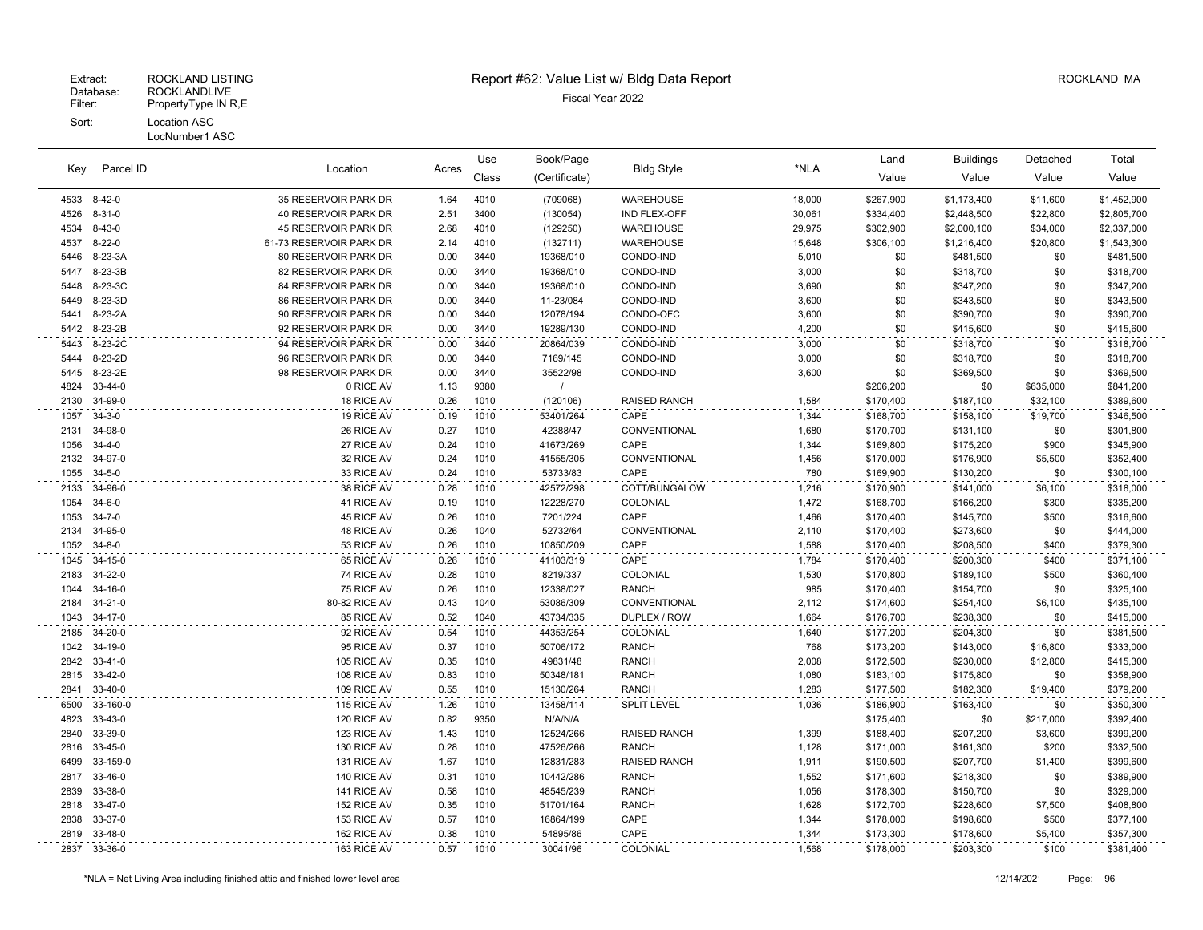Extract: ROCKLAND LISTING
Database: ROCKLANDLIVE
Filter: PropertyType IN R,E
Sort: Location ASC
LocNumber1 ASC

# Report #62: Value List w/ Bldg Data Report

Fiscal Year 2022

ROCKLAND MA

| Key | Parcel ID | Location | Acres | Use Class | Book/Page (Certificate) | Bldg Style | *NLA | Land Value | Buildings Value | Detached Value | Total Value |
|---|---|---|---|---|---|---|---|---|---|---|---|
| 4533 | 8-42-0 | 35 RESERVOIR PARK DR | 1.64 | 4010 | (709068) | WAREHOUSE | 18,000 | $267,900 | $1,173,400 | $11,600 | $1,452,900 |
| 4526 | 8-31-0 | 40 RESERVOIR PARK DR | 2.51 | 3400 | (130054) | IND FLEX-OFF | 30,061 | $334,400 | $2,448,500 | $22,800 | $2,805,700 |
| 4534 | 8-43-0 | 45 RESERVOIR PARK DR | 2.68 | 4010 | (129250) | WAREHOUSE | 29,975 | $302,900 | $2,000,100 | $34,000 | $2,337,000 |
| 4537 | 8-22-0 | 61-73 RESERVOIR PARK DR | 2.14 | 4010 | (132711) | WAREHOUSE | 15,648 | $306,100 | $1,216,400 | $20,800 | $1,543,300 |
| 5446 | 8-23-3A | 80 RESERVOIR PARK DR | 0.00 | 3440 | 19368/010 | CONDO-IND | 5,010 | $0 | $481,500 | $0 | $481,500 |
| 5447 | 8-23-3B | 82 RESERVOIR PARK DR | 0.00 | 3440 | 19368/010 | CONDO-IND | 3,000 | $0 | $318,700 | $0 | $318,700 |
| 5448 | 8-23-3C | 84 RESERVOIR PARK DR | 0.00 | 3440 | 19368/010 | CONDO-IND | 3,690 | $0 | $347,200 | $0 | $347,200 |
| 5449 | 8-23-3D | 86 RESERVOIR PARK DR | 0.00 | 3440 | 11-23/084 | CONDO-IND | 3,600 | $0 | $343,500 | $0 | $343,500 |
| 5441 | 8-23-2A | 90 RESERVOIR PARK DR | 0.00 | 3440 | 12078/194 | CONDO-OFC | 3,600 | $0 | $390,700 | $0 | $390,700 |
| 5442 | 8-23-2B | 92 RESERVOIR PARK DR | 0.00 | 3440 | 19289/130 | CONDO-IND | 4,200 | $0 | $415,600 | $0 | $415,600 |
| 5443 | 8-23-2C | 94 RESERVOIR PARK DR | 0.00 | 3440 | 20864/039 | CONDO-IND | 3,000 | $0 | $318,700 | $0 | $318,700 |
| 5444 | 8-23-2D | 96 RESERVOIR PARK DR | 0.00 | 3440 | 7169/145 | CONDO-IND | 3,000 | $0 | $318,700 | $0 | $318,700 |
| 5445 | 8-23-2E | 98 RESERVOIR PARK DR | 0.00 | 3440 | 35522/98 | CONDO-IND | 3,600 | $0 | $369,500 | $0 | $369,500 |
| 4824 | 33-44-0 | 0 RICE AV | 1.13 | 9380 | / | | | $206,200 | $0 | $635,000 | $841,200 |
| 2130 | 34-99-0 | 18 RICE AV | 0.26 | 1010 | (120106) | RAISED RANCH | 1,584 | $170,400 | $187,100 | $32,100 | $389,600 |
| 1057 | 34-3-0 | 19 RICE AV | 0.19 | 1010 | 53401/264 | CAPE | 1,344 | $168,700 | $158,100 | $19,700 | $346,500 |
| 2131 | 34-98-0 | 26 RICE AV | 0.27 | 1010 | 42388/47 | CONVENTIONAL | 1,680 | $170,700 | $131,100 | $0 | $301,800 |
| 1056 | 34-4-0 | 27 RICE AV | 0.24 | 1010 | 41673/269 | CAPE | 1,344 | $169,800 | $175,200 | $900 | $345,900 |
| 2132 | 34-97-0 | 32 RICE AV | 0.24 | 1010 | 41555/305 | CONVENTIONAL | 1,456 | $170,000 | $176,900 | $5,500 | $352,400 |
| 1055 | 34-5-0 | 33 RICE AV | 0.24 | 1010 | 53733/83 | CAPE | 780 | $169,900 | $130,200 | $0 | $300,100 |
| 2133 | 34-96-0 | 38 RICE AV | 0.28 | 1010 | 42572/298 | COTT/BUNGALOW | 1,216 | $170,900 | $141,000 | $6,100 | $318,000 |
| 1054 | 34-6-0 | 41 RICE AV | 0.19 | 1010 | 12228/270 | COLONIAL | 1,472 | $168,700 | $166,200 | $300 | $335,200 |
| 1053 | 34-7-0 | 45 RICE AV | 0.26 | 1010 | 7201/224 | CAPE | 1,466 | $170,400 | $145,700 | $500 | $316,600 |
| 2134 | 34-95-0 | 48 RICE AV | 0.26 | 1040 | 52732/64 | CONVENTIONAL | 2,110 | $170,400 | $273,600 | $0 | $444,000 |
| 1052 | 34-8-0 | 53 RICE AV | 0.26 | 1010 | 10850/209 | CAPE | 1,588 | $170,400 | $208,500 | $400 | $379,300 |
| 1045 | 34-15-0 | 65 RICE AV | 0.26 | 1010 | 41103/319 | CAPE | 1,784 | $170,400 | $200,300 | $400 | $371,100 |
| 2183 | 34-22-0 | 74 RICE AV | 0.28 | 1010 | 8219/337 | COLONIAL | 1,530 | $170,800 | $189,100 | $500 | $360,400 |
| 1044 | 34-16-0 | 75 RICE AV | 0.26 | 1010 | 12338/027 | RANCH | 985 | $170,400 | $154,700 | $0 | $325,100 |
| 2184 | 34-21-0 | 80-82 RICE AV | 0.43 | 1040 | 53086/309 | CONVENTIONAL | 2,112 | $174,600 | $254,400 | $6,100 | $435,100 |
| 1043 | 34-17-0 | 85 RICE AV | 0.52 | 1040 | 43734/335 | DUPLEX / ROW | 1,664 | $176,700 | $238,300 | $0 | $415,000 |
| 2185 | 34-20-0 | 92 RICE AV | 0.54 | 1010 | 44353/254 | COLONIAL | 1,640 | $177,200 | $204,300 | $0 | $381,500 |
| 1042 | 34-19-0 | 95 RICE AV | 0.37 | 1010 | 50706/172 | RANCH | 768 | $173,200 | $143,000 | $16,800 | $333,000 |
| 2842 | 33-41-0 | 105 RICE AV | 0.35 | 1010 | 49831/48 | RANCH | 2,008 | $172,500 | $230,000 | $12,800 | $415,300 |
| 2815 | 33-42-0 | 108 RICE AV | 0.83 | 1010 | 50348/181 | RANCH | 1,080 | $183,100 | $175,800 | $0 | $358,900 |
| 2841 | 33-40-0 | 109 RICE AV | 0.55 | 1010 | 15130/264 | RANCH | 1,283 | $177,500 | $182,300 | $19,400 | $379,200 |
| 6500 | 33-160-0 | 115 RICE AV | 1.26 | 1010 | 13458/114 | SPLIT LEVEL | 1,036 | $186,900 | $163,400 | $0 | $350,300 |
| 4823 | 33-43-0 | 120 RICE AV | 0.82 | 9350 | N/A/N/A | | | $175,400 | $0 | $217,000 | $392,400 |
| 2840 | 33-39-0 | 123 RICE AV | 1.43 | 1010 | 12524/266 | RAISED RANCH | 1,399 | $188,400 | $207,200 | $3,600 | $399,200 |
| 2816 | 33-45-0 | 130 RICE AV | 0.28 | 1010 | 47526/266 | RANCH | 1,128 | $171,000 | $161,300 | $200 | $332,500 |
| 6499 | 33-159-0 | 131 RICE AV | 1.67 | 1010 | 12831/283 | RAISED RANCH | 1,911 | $190,500 | $207,700 | $1,400 | $399,600 |
| 2817 | 33-46-0 | 140 RICE AV | 0.31 | 1010 | 10442/286 | RANCH | 1,552 | $171,600 | $218,300 | $0 | $389,900 |
| 2839 | 33-38-0 | 141 RICE AV | 0.58 | 1010 | 48545/239 | RANCH | 1,056 | $178,300 | $150,700 | $0 | $329,000 |
| 2818 | 33-47-0 | 152 RICE AV | 0.35 | 1010 | 51701/164 | RANCH | 1,628 | $172,700 | $228,600 | $7,500 | $408,800 |
| 2838 | 33-37-0 | 153 RICE AV | 0.57 | 1010 | 16864/199 | CAPE | 1,344 | $178,000 | $198,600 | $500 | $377,100 |
| 2819 | 33-48-0 | 162 RICE AV | 0.38 | 1010 | 54895/86 | CAPE | 1,344 | $173,300 | $178,600 | $5,400 | $357,300 |
| 2837 | 33-36-0 | 163 RICE AV | 0.57 | 1010 | 30041/96 | COLONIAL | 1,568 | $178,000 | $203,300 | $100 | $381,400 |

*NLA = Net Living Area including finished attic and finished lower level area

12/14/202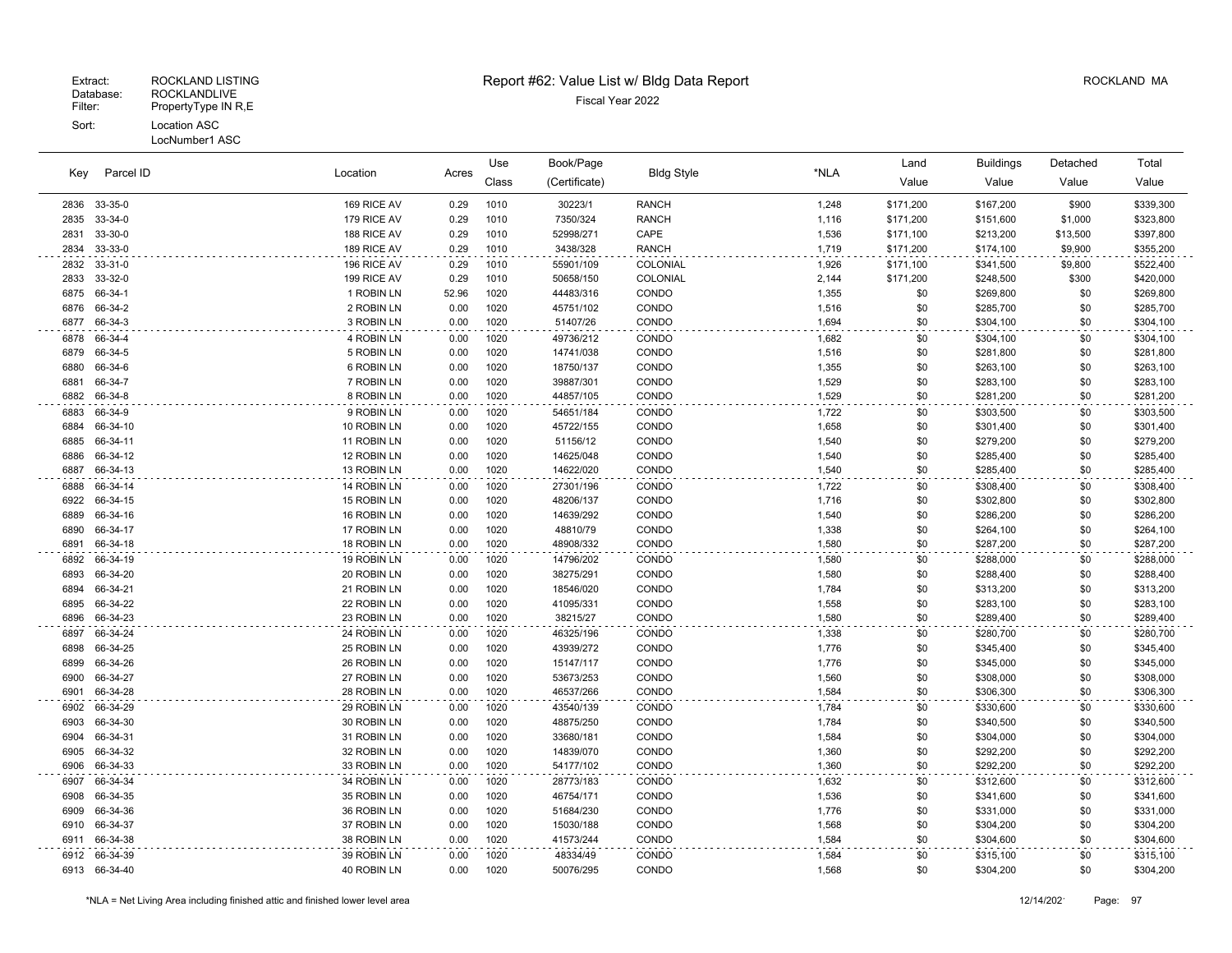Extract: ROCKLAND LISTING
Database: ROCKLANDLIVE
Filter: PropertyType IN R,E
Sort: Location ASC
LocNumber1 ASC

# Report #62: Value List w/ Bldg Data Report

Fiscal Year 2022

ROCKLAND MA

| Key | Parcel ID | Location | Acres | Use Class | Book/Page (Certificate) | Bldg Style | *NLA | Land Value | Buildings Value | Detached Value | Total Value |
|---|---|---|---|---|---|---|---|---|---|---|---|
| 2836 | 33-35-0 | 169 RICE AV | 0.29 | 1010 | 30223/1 | RANCH | 1,248 | $171,200 | $167,200 | $900 | $339,300 |
| 2835 | 33-34-0 | 179 RICE AV | 0.29 | 1010 | 7350/324 | RANCH | 1,116 | $171,200 | $151,600 | $1,000 | $323,800 |
| 2831 | 33-30-0 | 188 RICE AV | 0.29 | 1010 | 52998/271 | CAPE | 1,536 | $171,100 | $213,200 | $13,500 | $397,800 |
| 2834 | 33-33-0 | 189 RICE AV | 0.29 | 1010 | 3438/328 | RANCH | 1,719 | $171,200 | $174,100 | $9,900 | $355,200 |
| 2832 | 33-31-0 | 196 RICE AV | 0.29 | 1010 | 55901/109 | COLONIAL | 1,926 | $171,100 | $341,500 | $9,800 | $522,400 |
| 2833 | 33-32-0 | 199 RICE AV | 0.29 | 1010 | 50658/150 | COLONIAL | 2,144 | $171,200 | $248,500 | $300 | $420,000 |
| 6875 | 66-34-1 | 1 ROBIN LN | 52.96 | 1020 | 44483/316 | CONDO | 1,355 | $0 | $269,800 | $0 | $269,800 |
| 6876 | 66-34-2 | 2 ROBIN LN | 0.00 | 1020 | 45751/102 | CONDO | 1,516 | $0 | $285,700 | $0 | $285,700 |
| 6877 | 66-34-3 | 3 ROBIN LN | 0.00 | 1020 | 51407/26 | CONDO | 1,694 | $0 | $304,100 | $0 | $304,100 |
| 6878 | 66-34-4 | 4 ROBIN LN | 0.00 | 1020 | 49736/212 | CONDO | 1,682 | $0 | $304,100 | $0 | $304,100 |
| 6879 | 66-34-5 | 5 ROBIN LN | 0.00 | 1020 | 14741/038 | CONDO | 1,516 | $0 | $281,800 | $0 | $281,800 |
| 6880 | 66-34-6 | 6 ROBIN LN | 0.00 | 1020 | 18750/137 | CONDO | 1,355 | $0 | $263,100 | $0 | $263,100 |
| 6881 | 66-34-7 | 7 ROBIN LN | 0.00 | 1020 | 39887/301 | CONDO | 1,529 | $0 | $283,100 | $0 | $283,100 |
| 6882 | 66-34-8 | 8 ROBIN LN | 0.00 | 1020 | 44857/105 | CONDO | 1,529 | $0 | $281,200 | $0 | $281,200 |
| 6883 | 66-34-9 | 9 ROBIN LN | 0.00 | 1020 | 54651/184 | CONDO | 1,722 | $0 | $303,500 | $0 | $303,500 |
| 6884 | 66-34-10 | 10 ROBIN LN | 0.00 | 1020 | 45722/155 | CONDO | 1,658 | $0 | $301,400 | $0 | $301,400 |
| 6885 | 66-34-11 | 11 ROBIN LN | 0.00 | 1020 | 51156/12 | CONDO | 1,540 | $0 | $279,200 | $0 | $279,200 |
| 6886 | 66-34-12 | 12 ROBIN LN | 0.00 | 1020 | 14625/048 | CONDO | 1,540 | $0 | $285,400 | $0 | $285,400 |
| 6887 | 66-34-13 | 13 ROBIN LN | 0.00 | 1020 | 14622/020 | CONDO | 1,540 | $0 | $285,400 | $0 | $285,400 |
| 6888 | 66-34-14 | 14 ROBIN LN | 0.00 | 1020 | 27301/196 | CONDO | 1,722 | $0 | $308,400 | $0 | $308,400 |
| 6922 | 66-34-15 | 15 ROBIN LN | 0.00 | 1020 | 48206/137 | CONDO | 1,716 | $0 | $302,800 | $0 | $302,800 |
| 6889 | 66-34-16 | 16 ROBIN LN | 0.00 | 1020 | 14639/292 | CONDO | 1,540 | $0 | $286,200 | $0 | $286,200 |
| 6890 | 66-34-17 | 17 ROBIN LN | 0.00 | 1020 | 48810/79 | CONDO | 1,338 | $0 | $264,100 | $0 | $264,100 |
| 6891 | 66-34-18 | 18 ROBIN LN | 0.00 | 1020 | 48908/332 | CONDO | 1,580 | $0 | $287,200 | $0 | $287,200 |
| 6892 | 66-34-19 | 19 ROBIN LN | 0.00 | 1020 | 14796/202 | CONDO | 1,580 | $0 | $288,000 | $0 | $288,000 |
| 6893 | 66-34-20 | 20 ROBIN LN | 0.00 | 1020 | 38275/291 | CONDO | 1,580 | $0 | $288,400 | $0 | $288,400 |
| 6894 | 66-34-21 | 21 ROBIN LN | 0.00 | 1020 | 18546/020 | CONDO | 1,784 | $0 | $313,200 | $0 | $313,200 |
| 6895 | 66-34-22 | 22 ROBIN LN | 0.00 | 1020 | 41095/331 | CONDO | 1,558 | $0 | $283,100 | $0 | $283,100 |
| 6896 | 66-34-23 | 23 ROBIN LN | 0.00 | 1020 | 38215/27 | CONDO | 1,580 | $0 | $289,400 | $0 | $289,400 |
| 6897 | 66-34-24 | 24 ROBIN LN | 0.00 | 1020 | 46325/196 | CONDO | 1,338 | $0 | $280,700 | $0 | $280,700 |
| 6898 | 66-34-25 | 25 ROBIN LN | 0.00 | 1020 | 43939/272 | CONDO | 1,776 | $0 | $345,400 | $0 | $345,400 |
| 6899 | 66-34-26 | 26 ROBIN LN | 0.00 | 1020 | 15147/117 | CONDO | 1,776 | $0 | $345,000 | $0 | $345,000 |
| 6900 | 66-34-27 | 27 ROBIN LN | 0.00 | 1020 | 53673/253 | CONDO | 1,560 | $0 | $308,000 | $0 | $308,000 |
| 6901 | 66-34-28 | 28 ROBIN LN | 0.00 | 1020 | 46537/266 | CONDO | 1,584 | $0 | $306,300 | $0 | $306,300 |
| 6902 | 66-34-29 | 29 ROBIN LN | 0.00 | 1020 | 43540/139 | CONDO | 1,784 | $0 | $330,600 | $0 | $330,600 |
| 6903 | 66-34-30 | 30 ROBIN LN | 0.00 | 1020 | 48875/250 | CONDO | 1,784 | $0 | $340,500 | $0 | $340,500 |
| 6904 | 66-34-31 | 31 ROBIN LN | 0.00 | 1020 | 33680/181 | CONDO | 1,584 | $0 | $304,000 | $0 | $304,000 |
| 6905 | 66-34-32 | 32 ROBIN LN | 0.00 | 1020 | 14839/070 | CONDO | 1,360 | $0 | $292,200 | $0 | $292,200 |
| 6906 | 66-34-33 | 33 ROBIN LN | 0.00 | 1020 | 54177/102 | CONDO | 1,360 | $0 | $292,200 | $0 | $292,200 |
| 6907 | 66-34-34 | 34 ROBIN LN | 0.00 | 1020 | 28773/183 | CONDO | 1,632 | $0 | $312,600 | $0 | $312,600 |
| 6908 | 66-34-35 | 35 ROBIN LN | 0.00 | 1020 | 46754/171 | CONDO | 1,536 | $0 | $341,600 | $0 | $341,600 |
| 6909 | 66-34-36 | 36 ROBIN LN | 0.00 | 1020 | 51684/230 | CONDO | 1,776 | $0 | $331,000 | $0 | $331,000 |
| 6910 | 66-34-37 | 37 ROBIN LN | 0.00 | 1020 | 15030/188 | CONDO | 1,568 | $0 | $304,200 | $0 | $304,200 |
| 6911 | 66-34-38 | 38 ROBIN LN | 0.00 | 1020 | 41573/244 | CONDO | 1,584 | $0 | $304,600 | $0 | $304,600 |
| 6912 | 66-34-39 | 39 ROBIN LN | 0.00 | 1020 | 48334/49 | CONDO | 1,584 | $0 | $315,100 | $0 | $315,100 |
| 6913 | 66-34-40 | 40 ROBIN LN | 0.00 | 1020 | 50076/295 | CONDO | 1,568 | $0 | $304,200 | $0 | $304,200 |

*NLA = Net Living Area including finished attic and finished lower level area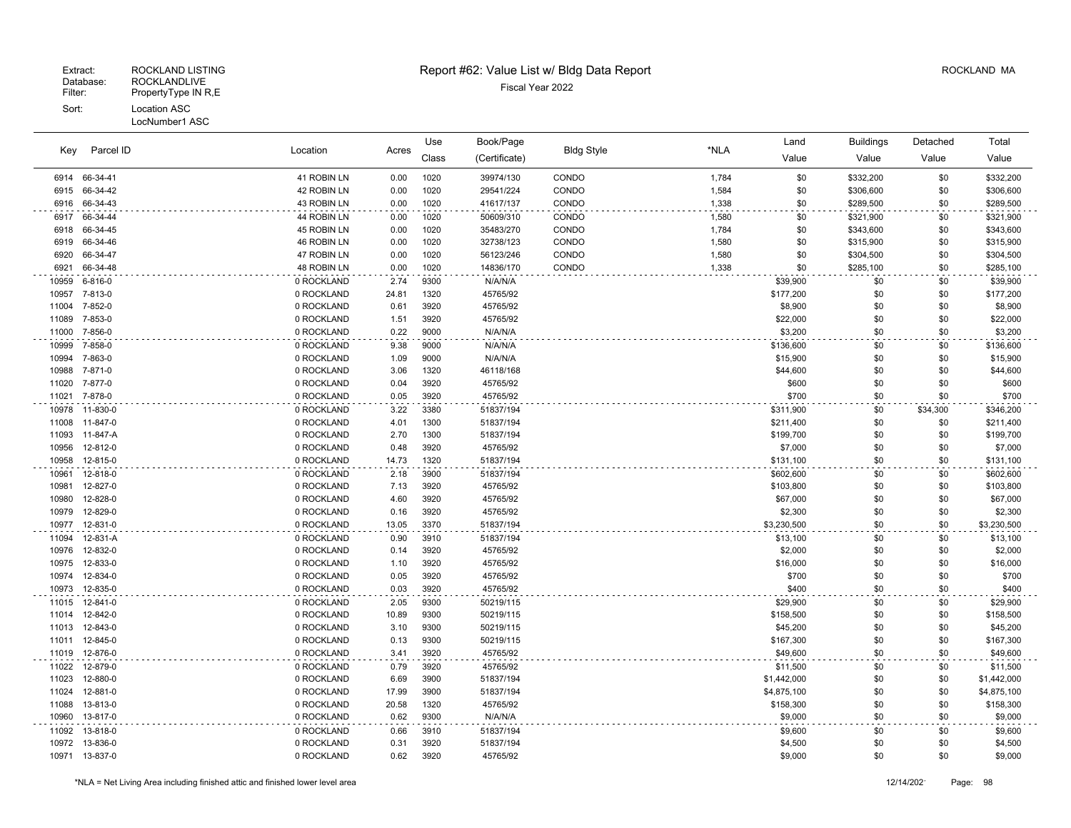Extract: ROCKLAND LISTING
Database: ROCKLANDLIVE
Filter: PropertyType IN R,E
Sort: Location ASC
LocNumber1 ASC

# Report #62: Value List w/ Bldg Data Report

Fiscal Year 2022

ROCKLAND MA

| Key | Parcel ID | Location | Acres | Use Class | Book/Page (Certificate) | Bldg Style | *NLA | Land Value | Buildings Value | Detached Value | Total Value |
|---|---|---|---|---|---|---|---|---|---|---|---|
| 6914 | 66-34-41 | 41 ROBIN LN | 0.00 | 1020 | 39974/130 | CONDO | 1,784 | $0 | $332,200 | $0 | $332,200 |
| 6915 | 66-34-42 | 42 ROBIN LN | 0.00 | 1020 | 29541/224 | CONDO | 1,584 | $0 | $306,600 | $0 | $306,600 |
| 6916 | 66-34-43 | 43 ROBIN LN | 0.00 | 1020 | 41617/137 | CONDO | 1,338 | $0 | $289,500 | $0 | $289,500 |
| 6917 | 66-34-44 | 44 ROBIN LN | 0.00 | 1020 | 50609/310 | CONDO | 1,580 | $0 | $321,900 | $0 | $321,900 |
| 6918 | 66-34-45 | 45 ROBIN LN | 0.00 | 1020 | 35483/270 | CONDO | 1,784 | $0 | $343,600 | $0 | $343,600 |
| 6919 | 66-34-46 | 46 ROBIN LN | 0.00 | 1020 | 32738/123 | CONDO | 1,580 | $0 | $315,900 | $0 | $315,900 |
| 6920 | 66-34-47 | 47 ROBIN LN | 0.00 | 1020 | 56123/246 | CONDO | 1,580 | $0 | $304,500 | $0 | $304,500 |
| 6921 | 66-34-48 | 48 ROBIN LN | 0.00 | 1020 | 14836/170 | CONDO | 1,338 | $0 | $285,100 | $0 | $285,100 |
| 10959 | 6-816-0 | 0 ROCKLAND | 2.74 | 9300 | N/A/N/A | | | $39,900 | $0 | $0 | $39,900 |
| 10957 | 7-813-0 | 0 ROCKLAND | 24.81 | 1320 | 45765/92 | | | $177,200 | $0 | $0 | $177,200 |
| 11004 | 7-852-0 | 0 ROCKLAND | 0.61 | 3920 | 45765/92 | | | $8,900 | $0 | $0 | $8,900 |
| 11089 | 7-853-0 | 0 ROCKLAND | 1.51 | 3920 | 45765/92 | | | $22,000 | $0 | $0 | $22,000 |
| 11000 | 7-856-0 | 0 ROCKLAND | 0.22 | 9000 | N/A/N/A | | | $3,200 | $0 | $0 | $3,200 |
| 10999 | 7-858-0 | 0 ROCKLAND | 9.38 | 9000 | N/A/N/A | | | $136,600 | $0 | $0 | $136,600 |
| 10994 | 7-863-0 | 0 ROCKLAND | 1.09 | 9000 | N/A/N/A | | | $15,900 | $0 | $0 | $15,900 |
| 10988 | 7-871-0 | 0 ROCKLAND | 3.06 | 1320 | 46118/168 | | | $44,600 | $0 | $0 | $44,600 |
| 11020 | 7-877-0 | 0 ROCKLAND | 0.04 | 3920 | 45765/92 | | | $600 | $0 | $0 | $600 |
| 11021 | 7-878-0 | 0 ROCKLAND | 0.05 | 3920 | 45765/92 | | | $700 | $0 | $0 | $700 |
| 10978 | 11-830-0 | 0 ROCKLAND | 3.22 | 3380 | 51837/194 | | | $311,900 | $0 | $34,300 | $346,200 |
| 11008 | 11-847-0 | 0 ROCKLAND | 4.01 | 1300 | 51837/194 | | | $211,400 | $0 | $0 | $211,400 |
| 11093 | 11-847-A | 0 ROCKLAND | 2.70 | 1300 | 51837/194 | | | $199,700 | $0 | $0 | $199,700 |
| 10956 | 12-812-0 | 0 ROCKLAND | 0.48 | 3920 | 45765/92 | | | $7,000 | $0 | $0 | $7,000 |
| 10958 | 12-815-0 | 0 ROCKLAND | 14.73 | 1320 | 51837/194 | | | $131,100 | $0 | $0 | $131,100 |
| 10961 | 12-818-0 | 0 ROCKLAND | 2.18 | 3900 | 51837/194 | | | $602,600 | $0 | $0 | $602,600 |
| 10981 | 12-827-0 | 0 ROCKLAND | 7.13 | 3920 | 45765/92 | | | $103,800 | $0 | $0 | $103,800 |
| 10980 | 12-828-0 | 0 ROCKLAND | 4.60 | 3920 | 45765/92 | | | $67,000 | $0 | $0 | $67,000 |
| 10979 | 12-829-0 | 0 ROCKLAND | 0.16 | 3920 | 45765/92 | | | $2,300 | $0 | $0 | $2,300 |
| 10977 | 12-831-0 | 0 ROCKLAND | 13.05 | 3370 | 51837/194 | | | $3,230,500 | $0 | $0 | $3,230,500 |
| 11094 | 12-831-A | 0 ROCKLAND | 0.90 | 3910 | 51837/194 | | | $13,100 | $0 | $0 | $13,100 |
| 10976 | 12-832-0 | 0 ROCKLAND | 0.14 | 3920 | 45765/92 | | | $2,000 | $0 | $0 | $2,000 |
| 10975 | 12-833-0 | 0 ROCKLAND | 1.10 | 3920 | 45765/92 | | | $16,000 | $0 | $0 | $16,000 |
| 10974 | 12-834-0 | 0 ROCKLAND | 0.05 | 3920 | 45765/92 | | | $700 | $0 | $0 | $700 |
| 10973 | 12-835-0 | 0 ROCKLAND | 0.03 | 3920 | 45765/92 | | | $400 | $0 | $0 | $400 |
| 11015 | 12-841-0 | 0 ROCKLAND | 2.05 | 9300 | 50219/115 | | | $29,900 | $0 | $0 | $29,900 |
| 11014 | 12-842-0 | 0 ROCKLAND | 10.89 | 9300 | 50219/115 | | | $158,500 | $0 | $0 | $158,500 |
| 11013 | 12-843-0 | 0 ROCKLAND | 3.10 | 9300 | 50219/115 | | | $45,200 | $0 | $0 | $45,200 |
| 11011 | 12-845-0 | 0 ROCKLAND | 0.13 | 9300 | 50219/115 | | | $167,300 | $0 | $0 | $167,300 |
| 11019 | 12-876-0 | 0 ROCKLAND | 3.41 | 3920 | 45765/92 | | | $49,600 | $0 | $0 | $49,600 |
| 11022 | 12-879-0 | 0 ROCKLAND | 0.79 | 3920 | 45765/92 | | | $11,500 | $0 | $0 | $11,500 |
| 11023 | 12-880-0 | 0 ROCKLAND | 6.69 | 3900 | 51837/194 | | | $1,442,000 | $0 | $0 | $1,442,000 |
| 11024 | 12-881-0 | 0 ROCKLAND | 17.99 | 3900 | 51837/194 | | | $4,875,100 | $0 | $0 | $4,875,100 |
| 11088 | 13-813-0 | 0 ROCKLAND | 20.58 | 1320 | 45765/92 | | | $158,300 | $0 | $0 | $158,300 |
| 10960 | 13-817-0 | 0 ROCKLAND | 0.62 | 9300 | N/A/N/A | | | $9,000 | $0 | $0 | $9,000 |
| 11092 | 13-818-0 | 0 ROCKLAND | 0.66 | 3910 | 51837/194 | | | $9,600 | $0 | $0 | $9,600 |
| 10972 | 13-836-0 | 0 ROCKLAND | 0.31 | 3920 | 51837/194 | | | $4,500 | $0 | $0 | $4,500 |
| 10971 | 13-837-0 | 0 ROCKLAND | 0.62 | 3920 | 45765/92 | | | $9,000 | $0 | $0 | $9,000 |

*NLA = Net Living Area including finished attic and finished lower level area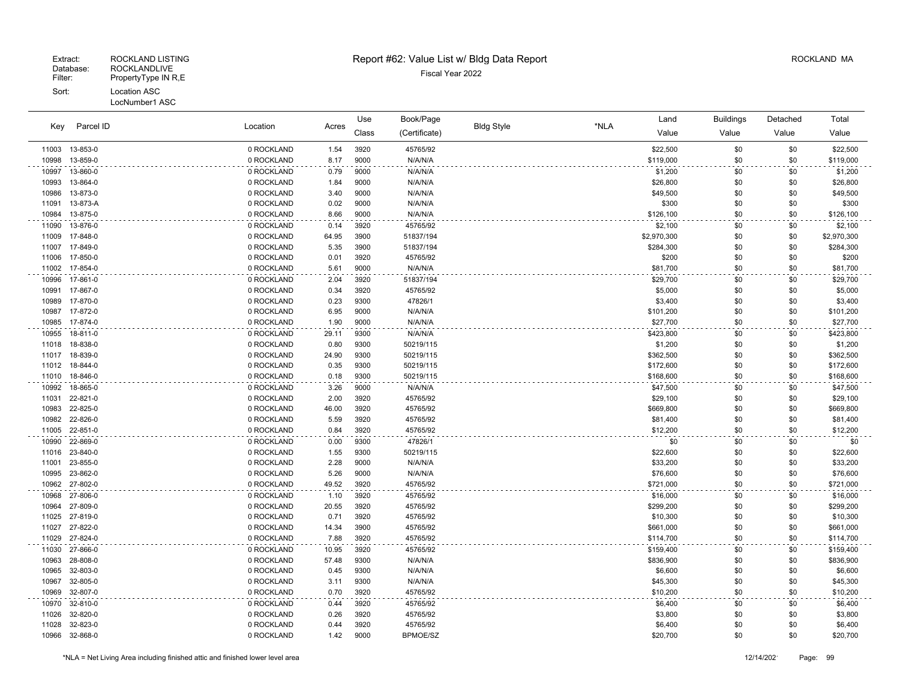Extract: ROCKLAND LISTING
Database: ROCKLANDLIVE
Filter: PropertyType IN R,E
Sort: Location ASC
LocNumber1 ASC

# Report #62: Value List w/ Bldg Data Report

Fiscal Year 2022

ROCKLAND MA

| Key | Parcel ID | Location | Acres | Use Class | Book/Page (Certificate) | Bldg Style | *NLA | Land Value | Buildings Value | Detached Value | Total Value |
|---|---|---|---|---|---|---|---|---|---|---|---|
| 11003 | 13-853-0 | 0 ROCKLAND | 1.54 | 3920 | 45765/92 | | | $22,500 | $0 | $0 | $22,500 |
| 10998 | 13-859-0 | 0 ROCKLAND | 8.17 | 9000 | N/A/N/A | | | $119,000 | $0 | $0 | $119,000 |
| 10997 | 13-860-0 | 0 ROCKLAND | 0.79 | 9000 | N/A/N/A | | | $1,200 | $0 | $0 | $1,200 |
| 10993 | 13-864-0 | 0 ROCKLAND | 1.84 | 9000 | N/A/N/A | | | $26,800 | $0 | $0 | $26,800 |
| 10986 | 13-873-0 | 0 ROCKLAND | 3.40 | 9000 | N/A/N/A | | | $49,500 | $0 | $0 | $49,500 |
| 11091 | 13-873-A | 0 ROCKLAND | 0.02 | 9000 | N/A/N/A | | | $300 | $0 | $0 | $300 |
| 10984 | 13-875-0 | 0 ROCKLAND | 8.66 | 9000 | N/A/N/A | | | $126,100 | $0 | $0 | $126,100 |
| 11090 | 13-876-0 | 0 ROCKLAND | 0.14 | 3920 | 45765/92 | | | $2,100 | $0 | $0 | $2,100 |
| 11009 | 17-848-0 | 0 ROCKLAND | 64.95 | 3900 | 51837/194 | | | $2,970,300 | $0 | $0 | $2,970,300 |
| 11007 | 17-849-0 | 0 ROCKLAND | 5.35 | 3900 | 51837/194 | | | $284,300 | $0 | $0 | $284,300 |
| 11006 | 17-850-0 | 0 ROCKLAND | 0.01 | 3920 | 45765/92 | | | $200 | $0 | $0 | $200 |
| 11002 | 17-854-0 | 0 ROCKLAND | 5.61 | 9000 | N/A/N/A | | | $81,700 | $0 | $0 | $81,700 |
| 10996 | 17-861-0 | 0 ROCKLAND | 2.04 | 3920 | 51837/194 | | | $29,700 | $0 | $0 | $29,700 |
| 10991 | 17-867-0 | 0 ROCKLAND | 0.34 | 3920 | 45765/92 | | | $5,000 | $0 | $0 | $5,000 |
| 10989 | 17-870-0 | 0 ROCKLAND | 0.23 | 9300 | 47826/1 | | | $3,400 | $0 | $0 | $3,400 |
| 10987 | 17-872-0 | 0 ROCKLAND | 6.95 | 9000 | N/A/N/A | | | $101,200 | $0 | $0 | $101,200 |
| 10985 | 17-874-0 | 0 ROCKLAND | 1.90 | 9000 | N/A/N/A | | | $27,700 | $0 | $0 | $27,700 |
| 10955 | 18-811-0 | 0 ROCKLAND | 29.11 | 9300 | N/A/N/A | | | $423,800 | $0 | $0 | $423,800 |
| 11018 | 18-838-0 | 0 ROCKLAND | 0.80 | 9300 | 50219/115 | | | $1,200 | $0 | $0 | $1,200 |
| 11017 | 18-839-0 | 0 ROCKLAND | 24.90 | 9300 | 50219/115 | | | $362,500 | $0 | $0 | $362,500 |
| 11012 | 18-844-0 | 0 ROCKLAND | 0.35 | 9300 | 50219/115 | | | $172,600 | $0 | $0 | $172,600 |
| 11010 | 18-846-0 | 0 ROCKLAND | 0.18 | 9300 | 50219/115 | | | $168,600 | $0 | $0 | $168,600 |
| 10992 | 18-865-0 | 0 ROCKLAND | 3.26 | 9000 | N/A/N/A | | | $47,500 | $0 | $0 | $47,500 |
| 11031 | 22-821-0 | 0 ROCKLAND | 2.00 | 3920 | 45765/92 | | | $29,100 | $0 | $0 | $29,100 |
| 10983 | 22-825-0 | 0 ROCKLAND | 46.00 | 3920 | 45765/92 | | | $669,800 | $0 | $0 | $669,800 |
| 10982 | 22-826-0 | 0 ROCKLAND | 5.59 | 3920 | 45765/92 | | | $81,400 | $0 | $0 | $81,400 |
| 11005 | 22-851-0 | 0 ROCKLAND | 0.84 | 3920 | 45765/92 | | | $12,200 | $0 | $0 | $12,200 |
| 10990 | 22-869-0 | 0 ROCKLAND | 0.00 | 9300 | 47826/1 | | | $0 | $0 | $0 | $0 |
| 11016 | 23-840-0 | 0 ROCKLAND | 1.55 | 9300 | 50219/115 | | | $22,600 | $0 | $0 | $22,600 |
| 11001 | 23-855-0 | 0 ROCKLAND | 2.28 | 9000 | N/A/N/A | | | $33,200 | $0 | $0 | $33,200 |
| 10995 | 23-862-0 | 0 ROCKLAND | 5.26 | 9000 | N/A/N/A | | | $76,600 | $0 | $0 | $76,600 |
| 10962 | 27-802-0 | 0 ROCKLAND | 49.52 | 3920 | 45765/92 | | | $721,000 | $0 | $0 | $721,000 |
| 10968 | 27-806-0 | 0 ROCKLAND | 1.10 | 3920 | 45765/92 | | | $16,000 | $0 | $0 | $16,000 |
| 10964 | 27-809-0 | 0 ROCKLAND | 20.55 | 3920 | 45765/92 | | | $299,200 | $0 | $0 | $299,200 |
| 11025 | 27-819-0 | 0 ROCKLAND | 0.71 | 3920 | 45765/92 | | | $10,300 | $0 | $0 | $10,300 |
| 11027 | 27-822-0 | 0 ROCKLAND | 14.34 | 3900 | 45765/92 | | | $661,000 | $0 | $0 | $661,000 |
| 11029 | 27-824-0 | 0 ROCKLAND | 7.88 | 3920 | 45765/92 | | | $114,700 | $0 | $0 | $114,700 |
| 11030 | 27-866-0 | 0 ROCKLAND | 10.95 | 3920 | 45765/92 | | | $159,400 | $0 | $0 | $159,400 |
| 10963 | 28-808-0 | 0 ROCKLAND | 57.48 | 9300 | N/A/N/A | | | $836,900 | $0 | $0 | $836,900 |
| 10965 | 32-803-0 | 0 ROCKLAND | 0.45 | 9300 | N/A/N/A | | | $6,600 | $0 | $0 | $6,600 |
| 10967 | 32-805-0 | 0 ROCKLAND | 3.11 | 9300 | N/A/N/A | | | $45,300 | $0 | $0 | $45,300 |
| 10969 | 32-807-0 | 0 ROCKLAND | 0.70 | 3920 | 45765/92 | | | $10,200 | $0 | $0 | $10,200 |
| 10970 | 32-810-0 | 0 ROCKLAND | 0.44 | 3920 | 45765/92 | | | $6,400 | $0 | $0 | $6,400 |
| 11026 | 32-820-0 | 0 ROCKLAND | 0.26 | 3920 | 45765/92 | | | $3,800 | $0 | $0 | $3,800 |
| 11028 | 32-823-0 | 0 ROCKLAND | 0.44 | 3920 | 45765/92 | | | $6,400 | $0 | $0 | $6,400 |
| 10966 | 32-868-0 | 0 ROCKLAND | 1.42 | 9000 | BPMOE/SZ | | | $20,700 | $0 | $0 | $20,700 |

*NLA = Net Living Area including finished attic and finished lower level area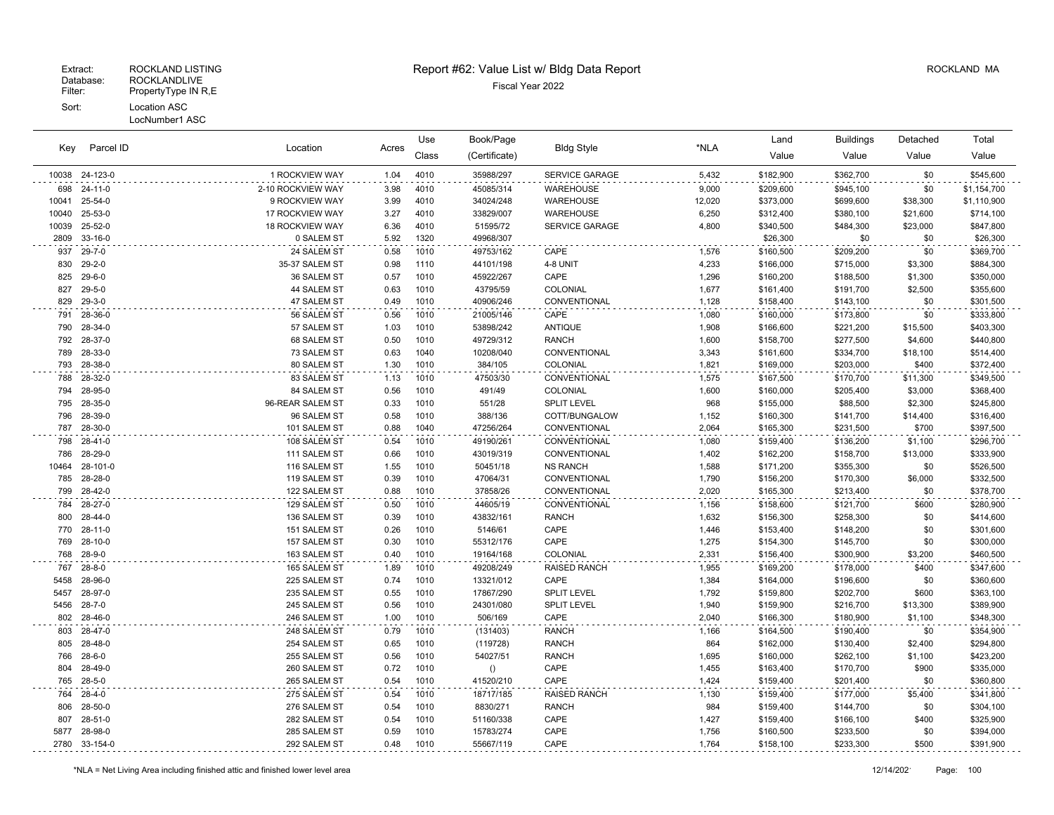Extract: ROCKLAND LISTING
Database: ROCKLANDLIVE
Filter: PropertyType IN R,E
Sort: Location ASC
LocNumber1 ASC

# Report #62: Value List w/ Bldg Data Report

Fiscal Year 2022

ROCKLAND MA

| Key | Parcel ID | Location | Acres | Use Class | Book/Page (Certificate) | Bldg Style | *NLA | Land Value | Buildings Value | Detached Value | Total Value |
|---|---|---|---|---|---|---|---|---|---|---|---|
| 10038 | 24-123-0 | 1 ROCKVIEW WAY | 1.04 | 4010 | 35988/297 | SERVICE GARAGE | 5,432 | $182,900 | $362,700 | $0 | $545,600 |
| 698 | 24-11-0 | 2-10 ROCKVIEW WAY | 3.98 | 4010 | 45085/314 | WAREHOUSE | 9,000 | $209,600 | $945,100 | $0 | $1,154,700 |
| 10041 | 25-54-0 | 9 ROCKVIEW WAY | 3.99 | 4010 | 34024/248 | WAREHOUSE | 12,020 | $373,000 | $699,600 | $38,300 | $1,110,900 |
| 10040 | 25-53-0 | 17 ROCKVIEW WAY | 3.27 | 4010 | 33829/007 | WAREHOUSE | 6,250 | $312,400 | $380,100 | $21,600 | $714,100 |
| 10039 | 25-52-0 | 18 ROCKVIEW WAY | 6.36 | 4010 | 51595/72 | SERVICE GARAGE | 4,800 | $340,500 | $484,300 | $23,000 | $847,800 |
| 2809 | 33-16-0 | 0 SALEM ST | 5.92 | 1320 | 49968/307 | | | $26,300 | $0 | $0 | $26,300 |
| 937 | 29-7-0 | 24 SALEM ST | 0.58 | 1010 | 49753/162 | CAPE | 1,576 | $160,500 | $209,200 | $0 | $369,700 |
| 830 | 29-2-0 | 35-37 SALEM ST | 0.98 | 1110 | 44101/198 | 4-8 UNIT | 4,233 | $166,000 | $715,000 | $3,300 | $884,300 |
| 825 | 29-6-0 | 36 SALEM ST | 0.57 | 1010 | 45922/267 | CAPE | 1,296 | $160,200 | $188,500 | $1,300 | $350,000 |
| 827 | 29-5-0 | 44 SALEM ST | 0.63 | 1010 | 43795/59 | COLONIAL | 1,677 | $161,400 | $191,700 | $2,500 | $355,600 |
| 829 | 29-3-0 | 47 SALEM ST | 0.49 | 1010 | 40906/246 | CONVENTIONAL | 1,128 | $158,400 | $143,100 | $0 | $301,500 |
| 791 | 28-36-0 | 56 SALEM ST | 0.56 | 1010 | 21005/146 | CAPE | 1,080 | $160,000 | $173,800 | $0 | $333,800 |
| 790 | 28-34-0 | 57 SALEM ST | 1.03 | 1010 | 53898/242 | ANTIQUE | 1,908 | $166,600 | $221,200 | $15,500 | $403,300 |
| 792 | 28-37-0 | 68 SALEM ST | 0.50 | 1010 | 49729/312 | RANCH | 1,600 | $158,700 | $277,500 | $4,600 | $440,800 |
| 789 | 28-33-0 | 73 SALEM ST | 0.63 | 1040 | 10208/040 | CONVENTIONAL | 3,343 | $161,600 | $334,700 | $18,100 | $514,400 |
| 793 | 28-38-0 | 80 SALEM ST | 1.30 | 1010 | 384/105 | COLONIAL | 1,821 | $169,000 | $203,000 | $400 | $372,400 |
| 788 | 28-32-0 | 83 SALEM ST | 1.13 | 1010 | 47503/30 | CONVENTIONAL | 1,575 | $167,500 | $170,700 | $11,300 | $349,500 |
| 794 | 28-95-0 | 84 SALEM ST | 0.56 | 1010 | 491/49 | COLONIAL | 1,600 | $160,000 | $205,400 | $3,000 | $368,400 |
| 795 | 28-35-0 | 96-REAR SALEM ST | 0.33 | 1010 | 551/28 | SPLIT LEVEL | 968 | $155,000 | $88,500 | $2,300 | $245,800 |
| 796 | 28-39-0 | 96 SALEM ST | 0.58 | 1010 | 388/136 | COTT/BUNGALOW | 1,152 | $160,300 | $141,700 | $14,400 | $316,400 |
| 787 | 28-30-0 | 101 SALEM ST | 0.88 | 1040 | 47256/264 | CONVENTIONAL | 2,064 | $165,300 | $231,500 | $700 | $397,500 |
| 798 | 28-41-0 | 108 SALEM ST | 0.54 | 1010 | 49190/261 | CONVENTIONAL | 1,080 | $159,400 | $136,200 | $1,100 | $296,700 |
| 786 | 28-29-0 | 111 SALEM ST | 0.66 | 1010 | 43019/319 | CONVENTIONAL | 1,402 | $162,200 | $158,700 | $13,000 | $333,900 |
| 10464 | 28-101-0 | 116 SALEM ST | 1.55 | 1010 | 50451/18 | NS RANCH | 1,588 | $171,200 | $355,300 | $0 | $526,500 |
| 785 | 28-28-0 | 119 SALEM ST | 0.39 | 1010 | 47064/31 | CONVENTIONAL | 1,790 | $156,200 | $170,300 | $6,000 | $332,500 |
| 799 | 28-42-0 | 122 SALEM ST | 0.88 | 1010 | 37858/26 | CONVENTIONAL | 2,020 | $165,300 | $213,400 | $0 | $378,700 |
| 784 | 28-27-0 | 129 SALEM ST | 0.50 | 1010 | 44605/19 | CONVENTIONAL | 1,156 | $158,600 | $121,700 | $600 | $280,900 |
| 800 | 28-44-0 | 136 SALEM ST | 0.39 | 1010 | 43832/161 | RANCH | 1,632 | $156,300 | $258,300 | $0 | $414,600 |
| 770 | 28-11-0 | 151 SALEM ST | 0.26 | 1010 | 5146/61 | CAPE | 1,446 | $153,400 | $148,200 | $0 | $301,600 |
| 769 | 28-10-0 | 157 SALEM ST | 0.30 | 1010 | 55312/176 | CAPE | 1,275 | $154,300 | $145,700 | $0 | $300,000 |
| 768 | 28-9-0 | 163 SALEM ST | 0.40 | 1010 | 19164/168 | COLONIAL | 2,331 | $156,400 | $300,900 | $3,200 | $460,500 |
| 767 | 28-8-0 | 165 SALEM ST | 1.89 | 1010 | 49208/249 | RAISED RANCH | 1,955 | $169,200 | $178,000 | $400 | $347,600 |
| 5458 | 28-96-0 | 225 SALEM ST | 0.74 | 1010 | 13321/012 | CAPE | 1,384 | $164,000 | $196,600 | $0 | $360,600 |
| 5457 | 28-97-0 | 235 SALEM ST | 0.55 | 1010 | 17867/290 | SPLIT LEVEL | 1,792 | $159,800 | $202,700 | $600 | $363,100 |
| 5456 | 28-7-0 | 245 SALEM ST | 0.56 | 1010 | 24301/080 | SPLIT LEVEL | 1,940 | $159,900 | $216,700 | $13,300 | $389,900 |
| 802 | 28-46-0 | 246 SALEM ST | 1.00 | 1010 | 506/169 | CAPE | 2,040 | $166,300 | $180,900 | $1,100 | $348,300 |
| 803 | 28-47-0 | 248 SALEM ST | 0.79 | 1010 | (131403) | RANCH | 1,166 | $164,500 | $190,400 | $0 | $354,900 |
| 805 | 28-48-0 | 254 SALEM ST | 0.65 | 1010 | (119728) | RANCH | 864 | $162,000 | $130,400 | $2,400 | $294,800 |
| 766 | 28-6-0 | 255 SALEM ST | 0.56 | 1010 | 54027/51 | RANCH | 1,695 | $160,000 | $262,100 | $1,100 | $423,200 |
| 804 | 28-49-0 | 260 SALEM ST | 0.72 | 1010 | () | CAPE | 1,455 | $163,400 | $170,700 | $900 | $335,000 |
| 765 | 28-5-0 | 265 SALEM ST | 0.54 | 1010 | 41520/210 | CAPE | 1,424 | $159,400 | $201,400 | $0 | $360,800 |
| 764 | 28-4-0 | 275 SALEM ST | 0.54 | 1010 | 18717/185 | RAISED RANCH | 1,130 | $159,400 | $177,000 | $5,400 | $341,800 |
| 806 | 28-50-0 | 276 SALEM ST | 0.54 | 1010 | 8830/271 | RANCH | 984 | $159,400 | $144,700 | $0 | $304,100 |
| 807 | 28-51-0 | 282 SALEM ST | 0.54 | 1010 | 51160/338 | CAPE | 1,427 | $159,400 | $166,100 | $400 | $325,900 |
| 5877 | 28-98-0 | 285 SALEM ST | 0.59 | 1010 | 15783/274 | CAPE | 1,756 | $160,500 | $233,500 | $0 | $394,000 |
| 2780 | 33-154-0 | 292 SALEM ST | 0.48 | 1010 | 55667/119 | CAPE | 1,764 | $158,100 | $233,300 | $500 | $391,900 |

*NLA = Net Living Area including finished attic and finished lower level area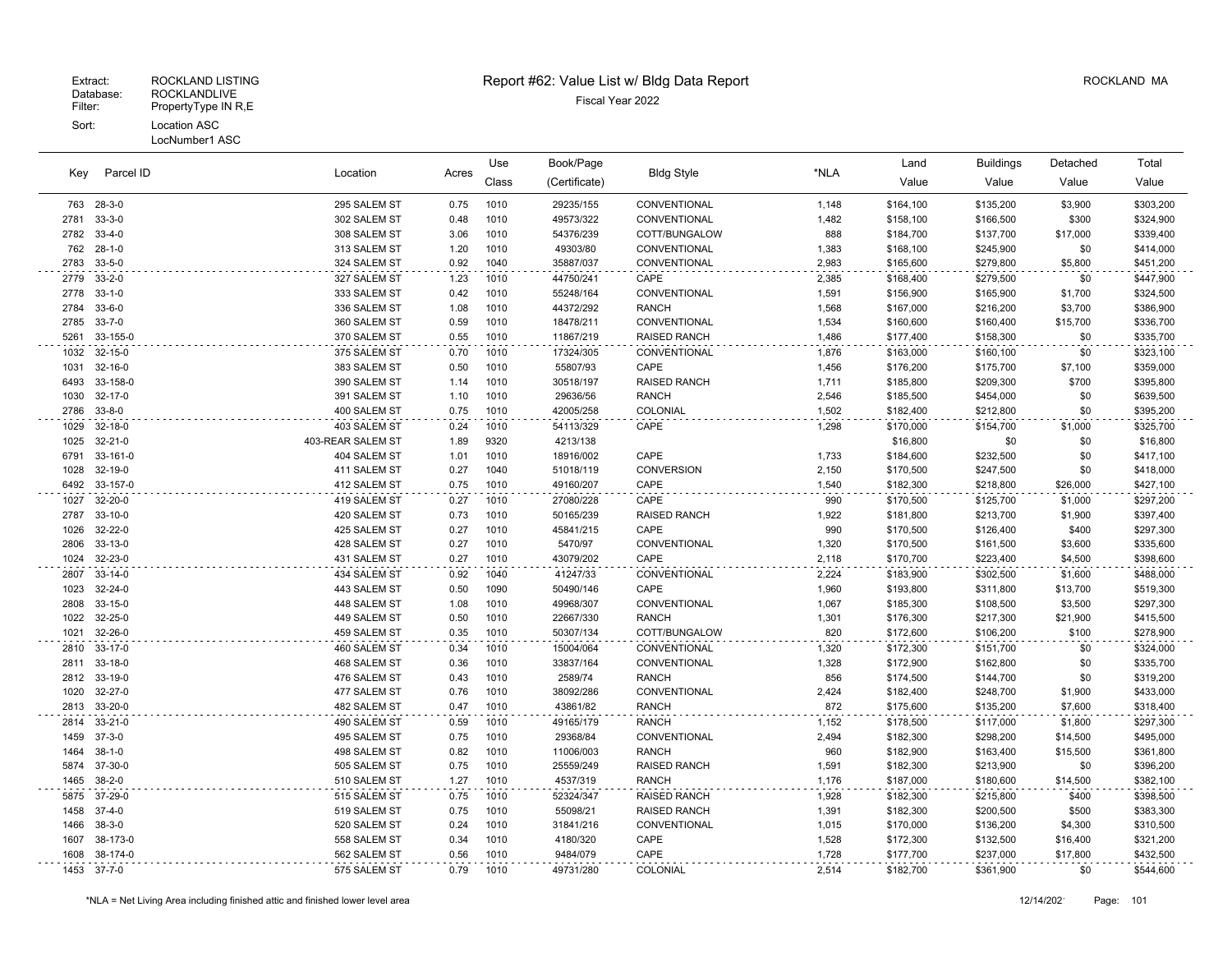Extract: ROCKLAND LISTING
Database: ROCKLANDLIVE
Filter: PropertyType IN R,E
Sort: Location ASC
LocNumber1 ASC

# Report #62: Value List w/ Bldg Data Report

Fiscal Year 2022

ROCKLAND MA

| Key | Parcel ID | Location | Acres | Use Class | Book/Page (Certificate) | Bldg Style | *NLA | Land Value | Buildings Value | Detached Value | Total Value |
|---|---|---|---|---|---|---|---|---|---|---|---|
| 763 | 28-3-0 | 295 SALEM ST | 0.75 | 1010 | 29235/155 | CONVENTIONAL | 1,148 | $164,100 | $135,200 | $3,900 | $303,200 |
| 2781 | 33-3-0 | 302 SALEM ST | 0.48 | 1010 | 49573/322 | CONVENTIONAL | 1,482 | $158,100 | $166,500 | $300 | $324,900 |
| 2782 | 33-4-0 | 308 SALEM ST | 3.06 | 1010 | 54376/239 | COTT/BUNGALOW | 888 | $184,700 | $137,700 | $17,000 | $339,400 |
| 762 | 28-1-0 | 313 SALEM ST | 1.20 | 1010 | 49303/80 | CONVENTIONAL | 1,383 | $168,100 | $245,900 | $0 | $414,000 |
| 2783 | 33-5-0 | 324 SALEM ST | 0.92 | 1040 | 35887/037 | CONVENTIONAL | 2,983 | $165,600 | $279,800 | $5,800 | $451,200 |
| 2779 | 33-2-0 | 327 SALEM ST | 1.23 | 1010 | 44750/241 | CAPE | 2,385 | $168,400 | $279,500 | $0 | $447,900 |
| 2778 | 33-1-0 | 333 SALEM ST | 0.42 | 1010 | 55248/164 | CONVENTIONAL | 1,591 | $156,900 | $165,900 | $1,700 | $324,500 |
| 2784 | 33-6-0 | 336 SALEM ST | 1.08 | 1010 | 44372/292 | RANCH | 1,568 | $167,000 | $216,200 | $3,700 | $386,900 |
| 2785 | 33-7-0 | 360 SALEM ST | 0.59 | 1010 | 18478/211 | CONVENTIONAL | 1,534 | $160,600 | $160,400 | $15,700 | $336,700 |
| 5261 | 33-155-0 | 370 SALEM ST | 0.55 | 1010 | 11867/219 | RAISED RANCH | 1,486 | $177,400 | $158,300 | $0 | $335,700 |
| 1032 | 32-15-0 | 375 SALEM ST | 0.70 | 1010 | 17324/305 | CONVENTIONAL | 1,876 | $163,000 | $160,100 | $0 | $323,100 |
| 1031 | 32-16-0 | 383 SALEM ST | 0.50 | 1010 | 55807/93 | CAPE | 1,456 | $176,200 | $175,700 | $7,100 | $359,000 |
| 6493 | 33-158-0 | 390 SALEM ST | 1.14 | 1010 | 30518/197 | RAISED RANCH | 1,711 | $185,800 | $209,300 | $700 | $395,800 |
| 1030 | 32-17-0 | 391 SALEM ST | 1.10 | 1010 | 29636/56 | RANCH | 2,546 | $185,500 | $454,000 | $0 | $639,500 |
| 2786 | 33-8-0 | 400 SALEM ST | 0.75 | 1010 | 42005/258 | COLONIAL | 1,502 | $182,400 | $212,800 | $0 | $395,200 |
| 1029 | 32-18-0 | 403 SALEM ST | 0.24 | 1010 | 54113/329 | CAPE | 1,298 | $170,000 | $154,700 | $1,000 | $325,700 |
| 1025 | 32-21-0 | 403-REAR SALEM ST | 1.89 | 9320 | 4213/138 | | | $16,800 | $0 | $0 | $16,800 |
| 6791 | 33-161-0 | 404 SALEM ST | 1.01 | 1010 | 18916/002 | CAPE | 1,733 | $184,600 | $232,500 | $0 | $417,100 |
| 1028 | 32-19-0 | 411 SALEM ST | 0.27 | 1040 | 51018/119 | CONVERSION | 2,150 | $170,500 | $247,500 | $0 | $418,000 |
| 6492 | 33-157-0 | 412 SALEM ST | 0.75 | 1010 | 49160/207 | CAPE | 1,540 | $182,300 | $218,800 | $26,000 | $427,100 |
| 1027 | 32-20-0 | 419 SALEM ST | 0.27 | 1010 | 27080/228 | CAPE | 990 | $170,500 | $125,700 | $1,000 | $297,200 |
| 2787 | 33-10-0 | 420 SALEM ST | 0.73 | 1010 | 50165/239 | RAISED RANCH | 1,922 | $181,800 | $213,700 | $1,900 | $397,400 |
| 1026 | 32-22-0 | 425 SALEM ST | 0.27 | 1010 | 45841/215 | CAPE | 990 | $170,500 | $126,400 | $400 | $297,300 |
| 2806 | 33-13-0 | 428 SALEM ST | 0.27 | 1010 | 5470/97 | CONVENTIONAL | 1,320 | $170,500 | $161,500 | $3,600 | $335,600 |
| 1024 | 32-23-0 | 431 SALEM ST | 0.27 | 1010 | 43079/202 | CAPE | 2,118 | $170,700 | $223,400 | $4,500 | $398,600 |
| 2807 | 33-14-0 | 434 SALEM ST | 0.92 | 1040 | 41247/33 | CONVENTIONAL | 2,224 | $183,900 | $302,500 | $1,600 | $488,000 |
| 1023 | 32-24-0 | 443 SALEM ST | 0.50 | 1090 | 50490/146 | CAPE | 1,960 | $193,800 | $311,800 | $13,700 | $519,300 |
| 2808 | 33-15-0 | 448 SALEM ST | 1.08 | 1010 | 49968/307 | CONVENTIONAL | 1,067 | $185,300 | $108,500 | $3,500 | $297,300 |
| 1022 | 32-25-0 | 449 SALEM ST | 0.50 | 1010 | 22667/330 | RANCH | 1,301 | $176,300 | $217,300 | $21,900 | $415,500 |
| 1021 | 32-26-0 | 459 SALEM ST | 0.35 | 1010 | 50307/134 | COTT/BUNGALOW | 820 | $172,600 | $106,200 | $100 | $278,900 |
| 2810 | 33-17-0 | 460 SALEM ST | 0.34 | 1010 | 15004/064 | CONVENTIONAL | 1,320 | $172,300 | $151,700 | $0 | $324,000 |
| 2811 | 33-18-0 | 468 SALEM ST | 0.36 | 1010 | 33837/164 | CONVENTIONAL | 1,328 | $172,900 | $162,800 | $0 | $335,700 |
| 2812 | 33-19-0 | 476 SALEM ST | 0.43 | 1010 | 2589/74 | RANCH | 856 | $174,500 | $144,700 | $0 | $319,200 |
| 1020 | 32-27-0 | 477 SALEM ST | 0.76 | 1010 | 38092/286 | CONVENTIONAL | 2,424 | $182,400 | $248,700 | $1,900 | $433,000 |
| 2813 | 33-20-0 | 482 SALEM ST | 0.47 | 1010 | 43861/82 | RANCH | 872 | $175,600 | $135,200 | $7,600 | $318,400 |
| 2814 | 33-21-0 | 490 SALEM ST | 0.59 | 1010 | 49165/179 | RANCH | 1,152 | $178,500 | $117,000 | $1,800 | $297,300 |
| 1459 | 37-3-0 | 495 SALEM ST | 0.75 | 1010 | 29368/84 | CONVENTIONAL | 2,494 | $182,300 | $298,200 | $14,500 | $495,000 |
| 1464 | 38-1-0 | 498 SALEM ST | 0.82 | 1010 | 11006/003 | RANCH | 960 | $182,900 | $163,400 | $15,500 | $361,800 |
| 5874 | 37-30-0 | 505 SALEM ST | 0.75 | 1010 | 25559/249 | RAISED RANCH | 1,591 | $182,300 | $213,900 | $0 | $396,200 |
| 1465 | 38-2-0 | 510 SALEM ST | 1.27 | 1010 | 4537/319 | RANCH | 1,176 | $187,000 | $180,600 | $14,500 | $382,100 |
| 5875 | 37-29-0 | 515 SALEM ST | 0.75 | 1010 | 52324/347 | RAISED RANCH | 1,928 | $182,300 | $215,800 | $400 | $398,500 |
| 1458 | 37-4-0 | 519 SALEM ST | 0.75 | 1010 | 55098/21 | RAISED RANCH | 1,391 | $182,300 | $200,500 | $500 | $383,300 |
| 1466 | 38-3-0 | 520 SALEM ST | 0.24 | 1010 | 31841/216 | CONVENTIONAL | 1,015 | $170,000 | $136,200 | $4,300 | $310,500 |
| 1607 | 38-173-0 | 558 SALEM ST | 0.34 | 1010 | 4180/320 | CAPE | 1,528 | $172,300 | $132,500 | $16,400 | $321,200 |
| 1608 | 38-174-0 | 562 SALEM ST | 0.56 | 1010 | 9484/079 | CAPE | 1,728 | $177,700 | $237,000 | $17,800 | $432,500 |
| 1453 | 37-7-0 | 575 SALEM ST | 0.79 | 1010 | 49731/280 | COLONIAL | 2,514 | $182,700 | $361,900 | $0 | $544,600 |

*NLA = Net Living Area including finished attic and finished lower level area

12/14/202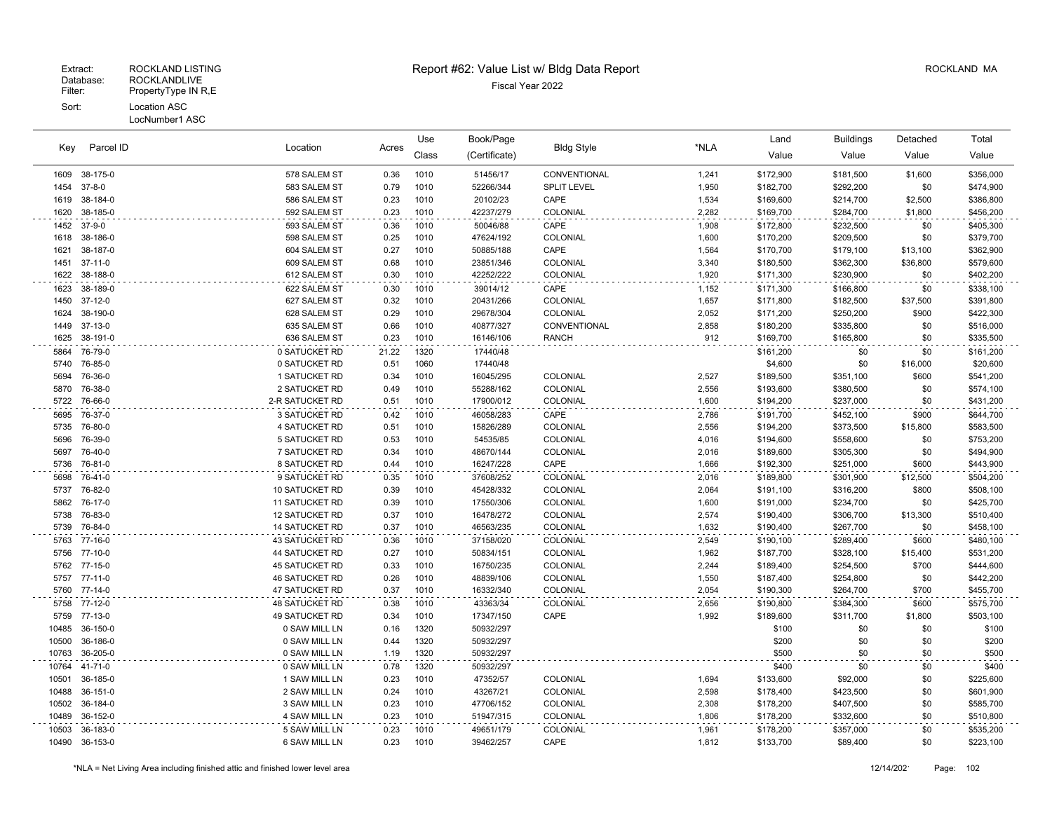Extract: ROCKLAND LISTING
Database: ROCKLANDLIVE
Filter: PropertyType IN R,E
Sort: Location ASC
LocNumber1 ASC

# Report #62: Value List w/ Bldg Data Report

Fiscal Year 2022

ROCKLAND MA

| Key | Parcel ID | Location | Acres | Use Class | Book/Page (Certificate) | Bldg Style | *NLA | Land Value | Buildings Value | Detached Value | Total Value |
|---|---|---|---|---|---|---|---|---|---|---|---|
| 1609 | 38-175-0 | 578 SALEM ST | 0.36 | 1010 | 51456/17 | CONVENTIONAL | 1,241 | $172,900 | $181,500 | $1,600 | $356,000 |
| 1454 | 37-8-0 | 583 SALEM ST | 0.79 | 1010 | 52266/344 | SPLIT LEVEL | 1,950 | $182,700 | $292,200 | $0 | $474,900 |
| 1619 | 38-184-0 | 586 SALEM ST | 0.23 | 1010 | 20102/23 | CAPE | 1,534 | $169,600 | $214,700 | $2,500 | $386,800 |
| 1620 | 38-185-0 | 592 SALEM ST | 0.23 | 1010 | 42237/279 | COLONIAL | 2,282 | $169,700 | $284,700 | $1,800 | $456,200 |
| 1452 | 37-9-0 | 593 SALEM ST | 0.36 | 1010 | 50046/88 | CAPE | 1,908 | $172,800 | $232,500 | $0 | $405,300 |
| 1618 | 38-186-0 | 598 SALEM ST | 0.25 | 1010 | 47624/192 | COLONIAL | 1,600 | $170,200 | $209,500 | $0 | $379,700 |
| 1621 | 38-187-0 | 604 SALEM ST | 0.27 | 1010 | 50885/188 | CAPE | 1,564 | $170,700 | $179,100 | $13,100 | $362,900 |
| 1451 | 37-11-0 | 609 SALEM ST | 0.68 | 1010 | 23851/346 | COLONIAL | 3,340 | $180,500 | $362,300 | $36,800 | $579,600 |
| 1622 | 38-188-0 | 612 SALEM ST | 0.30 | 1010 | 42252/222 | COLONIAL | 1,920 | $171,300 | $230,900 | $0 | $402,200 |
| 1623 | 38-189-0 | 622 SALEM ST | 0.30 | 1010 | 39014/12 | CAPE | 1,152 | $171,300 | $166,800 | $0 | $338,100 |
| 1450 | 37-12-0 | 627 SALEM ST | 0.32 | 1010 | 20431/266 | COLONIAL | 1,657 | $171,800 | $182,500 | $37,500 | $391,800 |
| 1624 | 38-190-0 | 628 SALEM ST | 0.29 | 1010 | 29678/304 | COLONIAL | 2,052 | $171,200 | $250,200 | $900 | $422,300 |
| 1449 | 37-13-0 | 635 SALEM ST | 0.66 | 1010 | 40877/327 | CONVENTIONAL | 2,858 | $180,200 | $335,800 | $0 | $516,000 |
| 1625 | 38-191-0 | 636 SALEM ST | 0.23 | 1010 | 16146/106 | RANCH | 912 | $169,700 | $165,800 | $0 | $335,500 |
| 5864 | 76-79-0 | 0 SATUCKET RD | 21.22 | 1320 | 17440/48 | | | $161,200 | $0 | $0 | $161,200 |
| 5740 | 76-85-0 | 0 SATUCKET RD | 0.51 | 1060 | 17440/48 | | | $4,600 | $0 | $16,000 | $20,600 |
| 5694 | 76-36-0 | 1 SATUCKET RD | 0.34 | 1010 | 16045/295 | COLONIAL | 2,527 | $189,500 | $351,100 | $600 | $541,200 |
| 5870 | 76-38-0 | 2 SATUCKET RD | 0.49 | 1010 | 55288/162 | COLONIAL | 2,556 | $193,600 | $380,500 | $0 | $574,100 |
| 5722 | 76-66-0 | 2-R SATUCKET RD | 0.51 | 1010 | 17900/012 | COLONIAL | 1,600 | $194,200 | $237,000 | $0 | $431,200 |
| 5695 | 76-37-0 | 3 SATUCKET RD | 0.42 | 1010 | 46058/283 | CAPE | 2,786 | $191,700 | $452,100 | $900 | $644,700 |
| 5735 | 76-80-0 | 4 SATUCKET RD | 0.51 | 1010 | 15826/289 | COLONIAL | 2,556 | $194,200 | $373,500 | $15,800 | $583,500 |
| 5696 | 76-39-0 | 5 SATUCKET RD | 0.53 | 1010 | 54535/85 | COLONIAL | 4,016 | $194,600 | $558,600 | $0 | $753,200 |
| 5697 | 76-40-0 | 7 SATUCKET RD | 0.34 | 1010 | 48670/144 | COLONIAL | 2,016 | $189,600 | $305,300 | $0 | $494,900 |
| 5736 | 76-81-0 | 8 SATUCKET RD | 0.44 | 1010 | 16247/228 | CAPE | 1,666 | $192,300 | $251,000 | $600 | $443,900 |
| 5698 | 76-41-0 | 9 SATUCKET RD | 0.35 | 1010 | 37608/252 | COLONIAL | 2,016 | $189,800 | $301,900 | $12,500 | $504,200 |
| 5737 | 76-82-0 | 10 SATUCKET RD | 0.39 | 1010 | 45428/332 | COLONIAL | 2,064 | $191,100 | $316,200 | $800 | $508,100 |
| 5862 | 76-17-0 | 11 SATUCKET RD | 0.39 | 1010 | 17550/306 | COLONIAL | 1,600 | $191,000 | $234,700 | $0 | $425,700 |
| 5738 | 76-83-0 | 12 SATUCKET RD | 0.37 | 1010 | 16478/272 | COLONIAL | 2,574 | $190,400 | $306,700 | $13,300 | $510,400 |
| 5739 | 76-84-0 | 14 SATUCKET RD | 0.37 | 1010 | 46563/235 | COLONIAL | 1,632 | $190,400 | $267,700 | $0 | $458,100 |
| 5763 | 77-16-0 | 43 SATUCKET RD | 0.36 | 1010 | 37158/020 | COLONIAL | 2,549 | $190,100 | $289,400 | $600 | $480,100 |
| 5756 | 77-10-0 | 44 SATUCKET RD | 0.27 | 1010 | 50834/151 | COLONIAL | 1,962 | $187,700 | $328,100 | $15,400 | $531,200 |
| 5762 | 77-15-0 | 45 SATUCKET RD | 0.33 | 1010 | 16750/235 | COLONIAL | 2,244 | $189,400 | $254,500 | $700 | $444,600 |
| 5757 | 77-11-0 | 46 SATUCKET RD | 0.26 | 1010 | 48839/106 | COLONIAL | 1,550 | $187,400 | $254,800 | $0 | $442,200 |
| 5760 | 77-14-0 | 47 SATUCKET RD | 0.37 | 1010 | 16332/340 | COLONIAL | 2,054 | $190,300 | $264,700 | $700 | $455,700 |
| 5758 | 77-12-0 | 48 SATUCKET RD | 0.38 | 1010 | 43363/34 | COLONIAL | 2,656 | $190,800 | $384,300 | $600 | $575,700 |
| 5759 | 77-13-0 | 49 SATUCKET RD | 0.34 | 1010 | 17347/150 | CAPE | 1,992 | $189,600 | $311,700 | $1,800 | $503,100 |
| 10485 | 36-150-0 | 0 SAW MILL LN | 0.16 | 1320 | 50932/297 | | | $100 | $0 | $0 | $100 |
| 10500 | 36-186-0 | 0 SAW MILL LN | 0.44 | 1320 | 50932/297 | | | $200 | $0 | $0 | $200 |
| 10763 | 36-205-0 | 0 SAW MILL LN | 1.19 | 1320 | 50932/297 | | | $500 | $0 | $0 | $500 |
| 10764 | 41-71-0 | 0 SAW MILL LN | 0.78 | 1320 | 50932/297 | | | $400 | $0 | $0 | $400 |
| 10501 | 36-185-0 | 1 SAW MILL LN | 0.23 | 1010 | 47352/57 | COLONIAL | 1,694 | $133,600 | $92,000 | $0 | $225,600 |
| 10488 | 36-151-0 | 2 SAW MILL LN | 0.24 | 1010 | 43267/21 | COLONIAL | 2,598 | $178,400 | $423,500 | $0 | $601,900 |
| 10502 | 36-184-0 | 3 SAW MILL LN | 0.23 | 1010 | 47706/152 | COLONIAL | 2,308 | $178,200 | $407,500 | $0 | $585,700 |
| 10489 | 36-152-0 | 4 SAW MILL LN | 0.23 | 1010 | 51947/315 | COLONIAL | 1,806 | $178,200 | $332,600 | $0 | $510,800 |
| 10503 | 36-183-0 | 5 SAW MILL LN | 0.23 | 1010 | 49651/179 | COLONIAL | 1,961 | $178,200 | $357,000 | $0 | $535,200 |
| 10490 | 36-153-0 | 6 SAW MILL LN | 0.23 | 1010 | 39462/257 | CAPE | 1,812 | $133,700 | $89,400 | $0 | $223,100 |

*NLA = Net Living Area including finished attic and finished lower level area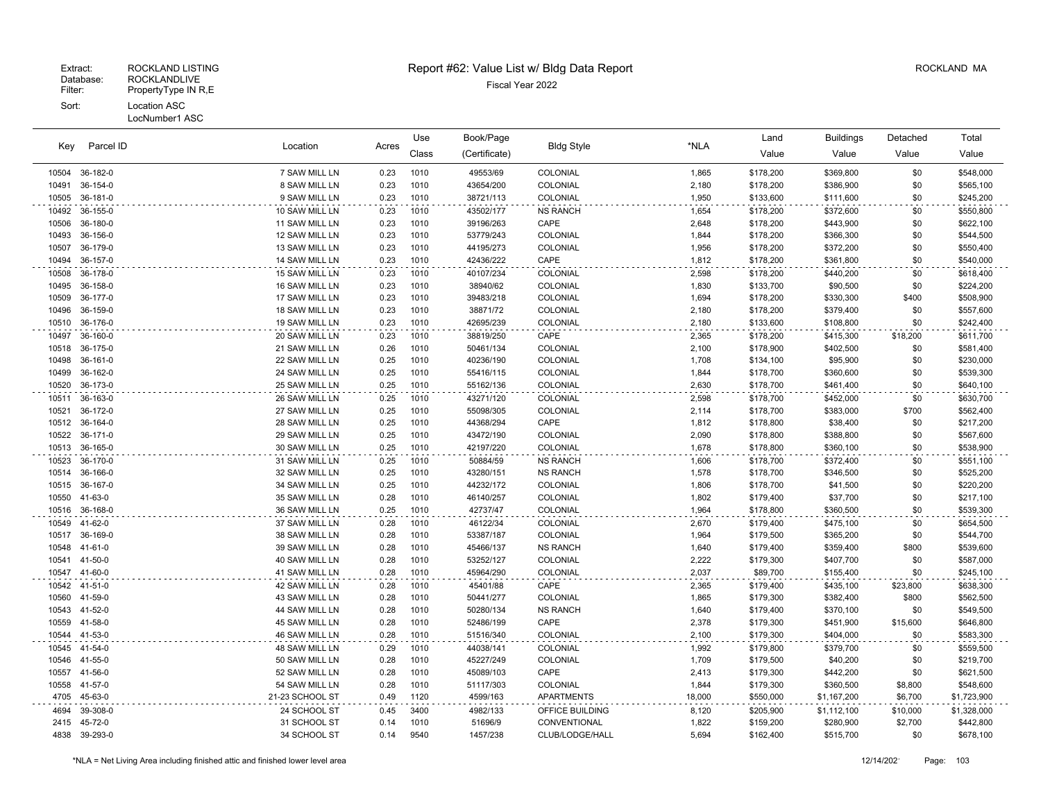Extract: ROCKLAND LISTING
Database: ROCKLANDLIVE
Filter: PropertyType IN R,E
Sort: Location ASC
LocNumber1 ASC

# Report #62: Value List w/ Bldg Data Report

Fiscal Year 2022

ROCKLAND MA

| Key | Parcel ID | Location | Acres | Use Class | Book/Page (Certificate) | Bldg Style | *NLA | Land Value | Buildings Value | Detached Value | Total Value |
|---|---|---|---|---|---|---|---|---|---|---|---|
| 10504 | 36-182-0 | 7 SAW MILL LN | 0.23 | 1010 | 49553/69 | COLONIAL | 1,865 | $178,200 | $369,800 | $0 | $548,000 |
| 10491 | 36-154-0 | 8 SAW MILL LN | 0.23 | 1010 | 43654/200 | COLONIAL | 2,180 | $178,200 | $386,900 | $0 | $565,100 |
| 10505 | 36-181-0 | 9 SAW MILL LN | 0.23 | 1010 | 38721/113 | COLONIAL | 1,950 | $133,600 | $111,600 | $0 | $245,200 |
| 10492 | 36-155-0 | 10 SAW MILL LN | 0.23 | 1010 | 43502/177 | NS RANCH | 1,654 | $178,200 | $372,600 | $0 | $550,800 |
| 10506 | 36-180-0 | 11 SAW MILL LN | 0.23 | 1010 | 39196/263 | CAPE | 2,648 | $178,200 | $443,900 | $0 | $622,100 |
| 10493 | 36-156-0 | 12 SAW MILL LN | 0.23 | 1010 | 53779/243 | COLONIAL | 1,844 | $178,200 | $366,300 | $0 | $544,500 |
| 10507 | 36-179-0 | 13 SAW MILL LN | 0.23 | 1010 | 44195/273 | COLONIAL | 1,956 | $178,200 | $372,200 | $0 | $550,400 |
| 10494 | 36-157-0 | 14 SAW MILL LN | 0.23 | 1010 | 42436/222 | CAPE | 1,812 | $178,200 | $361,800 | $0 | $540,000 |
| 10508 | 36-178-0 | 15 SAW MILL LN | 0.23 | 1010 | 40107/234 | COLONIAL | 2,598 | $178,200 | $440,200 | $0 | $618,400 |
| 10495 | 36-158-0 | 16 SAW MILL LN | 0.23 | 1010 | 38940/62 | COLONIAL | 1,830 | $133,700 | $90,500 | $0 | $224,200 |
| 10509 | 36-177-0 | 17 SAW MILL LN | 0.23 | 1010 | 39483/218 | COLONIAL | 1,694 | $178,200 | $330,300 | $400 | $508,900 |
| 10496 | 36-159-0 | 18 SAW MILL LN | 0.23 | 1010 | 38871/72 | COLONIAL | 2,180 | $178,200 | $379,400 | $0 | $557,600 |
| 10510 | 36-176-0 | 19 SAW MILL LN | 0.23 | 1010 | 42695/239 | COLONIAL | 2,180 | $133,600 | $108,800 | $0 | $242,400 |
| 10497 | 36-160-0 | 20 SAW MILL LN | 0.23 | 1010 | 38819/250 | CAPE | 2,365 | $178,200 | $415,300 | $18,200 | $611,700 |
| 10518 | 36-175-0 | 21 SAW MILL LN | 0.26 | 1010 | 50461/134 | COLONIAL | 2,100 | $178,900 | $402,500 | $0 | $581,400 |
| 10498 | 36-161-0 | 22 SAW MILL LN | 0.25 | 1010 | 40236/190 | COLONIAL | 1,708 | $134,100 | $95,900 | $0 | $230,000 |
| 10499 | 36-162-0 | 24 SAW MILL LN | 0.25 | 1010 | 55416/115 | COLONIAL | 1,844 | $178,700 | $360,600 | $0 | $539,300 |
| 10520 | 36-173-0 | 25 SAW MILL LN | 0.25 | 1010 | 55162/136 | COLONIAL | 2,630 | $178,700 | $461,400 | $0 | $640,100 |
| 10511 | 36-163-0 | 26 SAW MILL LN | 0.25 | 1010 | 43271/120 | COLONIAL | 2,598 | $178,700 | $452,000 | $0 | $630,700 |
| 10521 | 36-172-0 | 27 SAW MILL LN | 0.25 | 1010 | 55098/305 | COLONIAL | 2,114 | $178,700 | $383,000 | $700 | $562,400 |
| 10512 | 36-164-0 | 28 SAW MILL LN | 0.25 | 1010 | 44368/294 | CAPE | 1,812 | $178,800 | $38,400 | $0 | $217,200 |
| 10522 | 36-171-0 | 29 SAW MILL LN | 0.25 | 1010 | 43472/190 | COLONIAL | 2,090 | $178,800 | $388,800 | $0 | $567,600 |
| 10513 | 36-165-0 | 30 SAW MILL LN | 0.25 | 1010 | 42197/220 | COLONIAL | 1,678 | $178,800 | $360,100 | $0 | $538,900 |
| 10523 | 36-170-0 | 31 SAW MILL LN | 0.25 | 1010 | 50884/59 | NS RANCH | 1,606 | $178,700 | $372,400 | $0 | $551,100 |
| 10514 | 36-166-0 | 32 SAW MILL LN | 0.25 | 1010 | 43280/151 | NS RANCH | 1,578 | $178,700 | $346,500 | $0 | $525,200 |
| 10515 | 36-167-0 | 34 SAW MILL LN | 0.25 | 1010 | 44232/172 | COLONIAL | 1,806 | $178,700 | $41,500 | $0 | $220,200 |
| 10550 | 41-63-0 | 35 SAW MILL LN | 0.28 | 1010 | 46140/257 | COLONIAL | 1,802 | $179,400 | $37,700 | $0 | $217,100 |
| 10516 | 36-168-0 | 36 SAW MILL LN | 0.25 | 1010 | 42737/47 | COLONIAL | 1,964 | $178,800 | $360,500 | $0 | $539,300 |
| 10549 | 41-62-0 | 37 SAW MILL LN | 0.28 | 1010 | 46122/34 | COLONIAL | 2,670 | $179,400 | $475,100 | $0 | $654,500 |
| 10517 | 36-169-0 | 38 SAW MILL LN | 0.28 | 1010 | 53387/187 | COLONIAL | 1,964 | $179,500 | $365,200 | $0 | $544,700 |
| 10548 | 41-61-0 | 39 SAW MILL LN | 0.28 | 1010 | 45466/137 | NS RANCH | 1,640 | $179,400 | $359,400 | $800 | $539,600 |
| 10541 | 41-50-0 | 40 SAW MILL LN | 0.28 | 1010 | 53252/127 | COLONIAL | 2,222 | $179,300 | $407,700 | $0 | $587,000 |
| 10547 | 41-60-0 | 41 SAW MILL LN | 0.28 | 1010 | 45964/290 | COLONIAL | 2,037 | $89,700 | $155,400 | $0 | $245,100 |
| 10542 | 41-51-0 | 42 SAW MILL LN | 0.28 | 1010 | 45401/88 | CAPE | 2,365 | $179,400 | $435,100 | $23,800 | $638,300 |
| 10560 | 41-59-0 | 43 SAW MILL LN | 0.28 | 1010 | 50441/277 | COLONIAL | 1,865 | $179,300 | $382,400 | $800 | $562,500 |
| 10543 | 41-52-0 | 44 SAW MILL LN | 0.28 | 1010 | 50280/134 | NS RANCH | 1,640 | $179,400 | $370,100 | $0 | $549,500 |
| 10559 | 41-58-0 | 45 SAW MILL LN | 0.28 | 1010 | 52486/199 | CAPE | 2,378 | $179,300 | $451,900 | $15,600 | $646,800 |
| 10544 | 41-53-0 | 46 SAW MILL LN | 0.28 | 1010 | 51516/340 | COLONIAL | 2,100 | $179,300 | $404,000 | $0 | $583,300 |
| 10545 | 41-54-0 | 48 SAW MILL LN | 0.29 | 1010 | 44038/141 | COLONIAL | 1,992 | $179,800 | $379,700 | $0 | $559,500 |
| 10546 | 41-55-0 | 50 SAW MILL LN | 0.28 | 1010 | 45227/249 | COLONIAL | 1,709 | $179,500 | $40,200 | $0 | $219,700 |
| 10557 | 41-56-0 | 52 SAW MILL LN | 0.28 | 1010 | 45089/103 | CAPE | 2,413 | $179,300 | $442,200 | $0 | $621,500 |
| 10558 | 41-57-0 | 54 SAW MILL LN | 0.28 | 1010 | 51117/303 | COLONIAL | 1,844 | $179,300 | $360,500 | $8,800 | $548,600 |
| 4705 | 45-63-0 | 21-23 SCHOOL ST | 0.49 | 1120 | 4599/163 | APARTMENTS | 18,000 | $550,000 | $1,167,200 | $6,700 | $1,723,900 |
| 4694 | 39-308-0 | 24 SCHOOL ST | 0.45 | 3400 | 4982/133 | OFFICE BUILDING | 8,120 | $205,900 | $1,112,100 | $10,000 | $1,328,000 |
| 2415 | 45-72-0 | 31 SCHOOL ST | 0.14 | 1010 | 51696/9 | CONVENTIONAL | 1,822 | $159,200 | $280,900 | $2,700 | $442,800 |
| 4838 | 39-293-0 | 34 SCHOOL ST | 0.14 | 9540 | 1457/238 | CLUB/LODGE/HALL | 5,694 | $162,400 | $515,700 | $0 | $678,100 |

*NLA = Net Living Area including finished attic and finished lower level area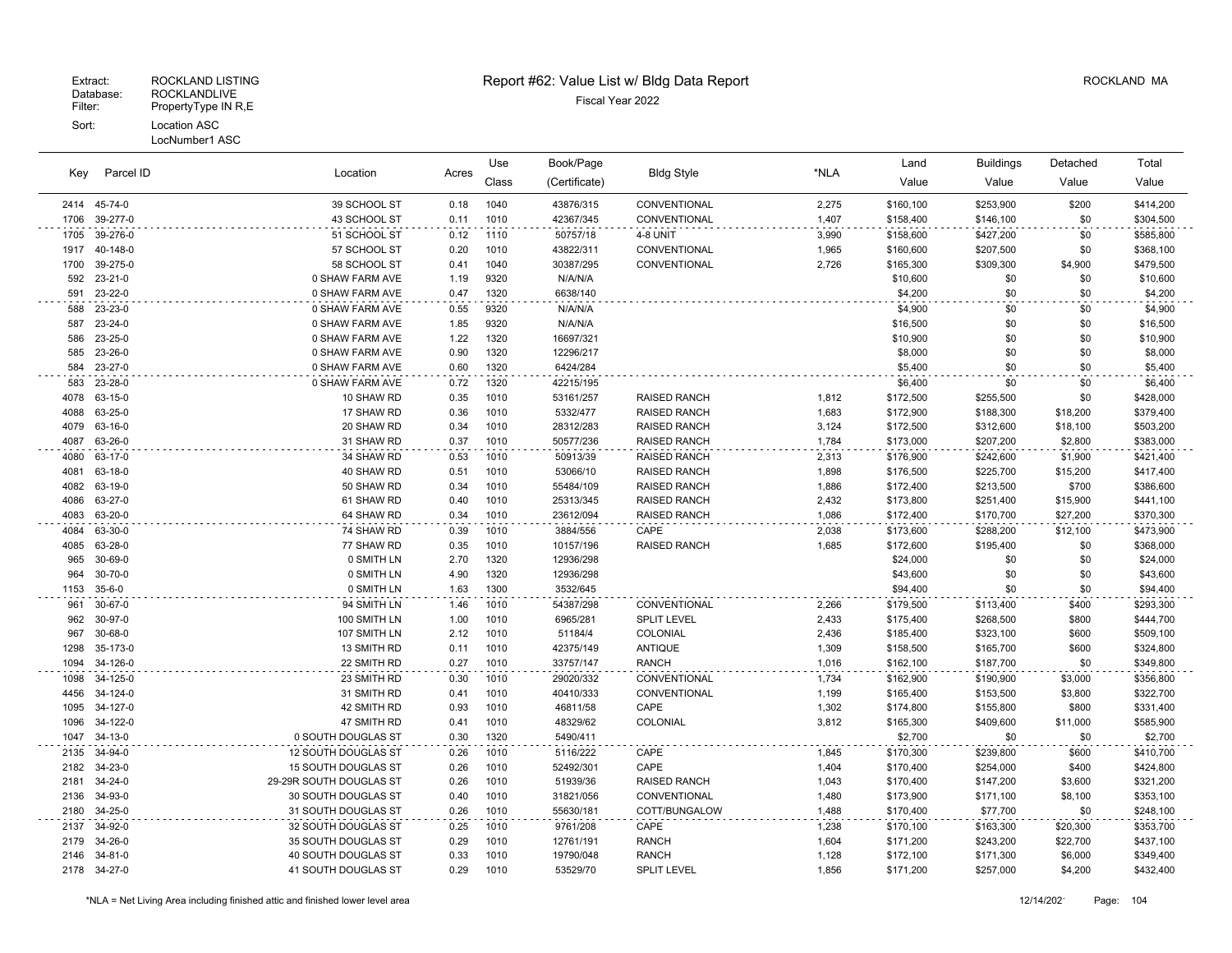Extract: ROCKLAND LISTING
Database: ROCKLANDLIVE
Filter: PropertyType IN R,E
Sort: Location ASC
LocNumber1 ASC

# Report #62: Value List w/ Bldg Data Report

Fiscal Year 2022

ROCKLAND MA

| Key | Parcel ID | Location | Acres | Use Class | Book/Page (Certificate) | Bldg Style | *NLA | Land Value | Buildings Value | Detached Value | Total Value |
|---|---|---|---|---|---|---|---|---|---|---|---|
| 2414 | 45-74-0 | 39 SCHOOL ST | 0.18 | 1040 | 43876/315 | CONVENTIONAL | 2,275 | $160,100 | $253,900 | $200 | $414,200 |
| 1706 | 39-277-0 | 43 SCHOOL ST | 0.11 | 1010 | 42367/345 | CONVENTIONAL | 1,407 | $158,400 | $146,100 | $0 | $304,500 |
| 1705 | 39-276-0 | 51 SCHOOL ST | 0.12 | 1110 | 50757/18 | 4-8 UNIT | 3,990 | $158,600 | $427,200 | $0 | $585,800 |
| 1917 | 40-148-0 | 57 SCHOOL ST | 0.20 | 1010 | 43822/311 | CONVENTIONAL | 1,965 | $160,600 | $207,500 | $0 | $368,100 |
| 1700 | 39-275-0 | 58 SCHOOL ST | 0.41 | 1040 | 30387/295 | CONVENTIONAL | 2,726 | $165,300 | $309,300 | $4,900 | $479,500 |
| 592 | 23-21-0 | 0 SHAW FARM AVE | 1.19 | 9320 | N/A/N/A | | | $10,600 | $0 | $0 | $10,600 |
| 591 | 23-22-0 | 0 SHAW FARM AVE | 0.47 | 1320 | 6638/140 | | | $4,200 | $0 | $0 | $4,200 |
| 588 | 23-23-0 | 0 SHAW FARM AVE | 0.55 | 9320 | N/A/N/A | | | $4,900 | $0 | $0 | $4,900 |
| 587 | 23-24-0 | 0 SHAW FARM AVE | 1.85 | 9320 | N/A/N/A | | | $16,500 | $0 | $0 | $16,500 |
| 586 | 23-25-0 | 0 SHAW FARM AVE | 1.22 | 1320 | 16697/321 | | | $10,900 | $0 | $0 | $10,900 |
| 585 | 23-26-0 | 0 SHAW FARM AVE | 0.90 | 1320 | 12296/217 | | | $8,000 | $0 | $0 | $8,000 |
| 584 | 23-27-0 | 0 SHAW FARM AVE | 0.60 | 1320 | 6424/284 | | | $5,400 | $0 | $0 | $5,400 |
| 583 | 23-28-0 | 0 SHAW FARM AVE | 0.72 | 1320 | 42215/195 | | | $6,400 | $0 | $0 | $6,400 |
| 4078 | 63-15-0 | 10 SHAW RD | 0.35 | 1010 | 53161/257 | RAISED RANCH | 1,812 | $172,500 | $255,500 | $0 | $428,000 |
| 4088 | 63-25-0 | 17 SHAW RD | 0.36 | 1010 | 5332/477 | RAISED RANCH | 1,683 | $172,900 | $188,300 | $18,200 | $379,400 |
| 4079 | 63-16-0 | 20 SHAW RD | 0.34 | 1010 | 28312/283 | RAISED RANCH | 3,124 | $172,500 | $312,600 | $18,100 | $503,200 |
| 4087 | 63-26-0 | 31 SHAW RD | 0.37 | 1010 | 50577/236 | RAISED RANCH | 1,784 | $173,000 | $207,200 | $2,800 | $383,000 |
| 4080 | 63-17-0 | 34 SHAW RD | 0.53 | 1010 | 50913/39 | RAISED RANCH | 2,313 | $176,900 | $242,600 | $1,900 | $421,400 |
| 4081 | 63-18-0 | 40 SHAW RD | 0.51 | 1010 | 53066/10 | RAISED RANCH | 1,898 | $176,500 | $225,700 | $15,200 | $417,400 |
| 4082 | 63-19-0 | 50 SHAW RD | 0.34 | 1010 | 55484/109 | RAISED RANCH | 1,886 | $172,400 | $213,500 | $700 | $386,600 |
| 4086 | 63-27-0 | 61 SHAW RD | 0.40 | 1010 | 25313/345 | RAISED RANCH | 2,432 | $173,800 | $251,400 | $15,900 | $441,100 |
| 4083 | 63-20-0 | 64 SHAW RD | 0.34 | 1010 | 23612/094 | RAISED RANCH | 1,086 | $172,400 | $170,700 | $27,200 | $370,300 |
| 4084 | 63-30-0 | 74 SHAW RD | 0.39 | 1010 | 3884/556 | CAPE | 2,038 | $173,600 | $288,200 | $12,100 | $473,900 |
| 4085 | 63-28-0 | 77 SHAW RD | 0.35 | 1010 | 10157/196 | RAISED RANCH | 1,685 | $172,600 | $195,400 | $0 | $368,000 |
| 965 | 30-69-0 | 0 SMITH LN | 2.70 | 1320 | 12936/298 | | | $24,000 | $0 | $0 | $24,000 |
| 964 | 30-70-0 | 0 SMITH LN | 4.90 | 1320 | 12936/298 | | | $43,600 | $0 | $0 | $43,600 |
| 1153 | 35-6-0 | 0 SMITH LN | 1.63 | 1300 | 3532/645 | | | $94,400 | $0 | $0 | $94,400 |
| 961 | 30-67-0 | 94 SMITH LN | 1.46 | 1010 | 54387/298 | CONVENTIONAL | 2,266 | $179,500 | $113,400 | $400 | $293,300 |
| 962 | 30-97-0 | 100 SMITH LN | 1.00 | 1010 | 6965/281 | SPLIT LEVEL | 2,433 | $175,400 | $268,500 | $800 | $444,700 |
| 967 | 30-68-0 | 107 SMITH LN | 2.12 | 1010 | 51184/4 | COLONIAL | 2,436 | $185,400 | $323,100 | $600 | $509,100 |
| 1298 | 35-173-0 | 13 SMITH RD | 0.11 | 1010 | 42375/149 | ANTIQUE | 1,309 | $158,500 | $165,700 | $600 | $324,800 |
| 1094 | 34-126-0 | 22 SMITH RD | 0.27 | 1010 | 33757/147 | RANCH | 1,016 | $162,100 | $187,700 | $0 | $349,800 |
| 1098 | 34-125-0 | 23 SMITH RD | 0.30 | 1010 | 29020/332 | CONVENTIONAL | 1,734 | $162,900 | $190,900 | $3,000 | $356,800 |
| 4456 | 34-124-0 | 31 SMITH RD | 0.41 | 1010 | 40410/333 | CONVENTIONAL | 1,199 | $165,400 | $153,500 | $3,800 | $322,700 |
| 1095 | 34-127-0 | 42 SMITH RD | 0.93 | 1010 | 46811/58 | CAPE | 1,302 | $174,800 | $155,800 | $800 | $331,400 |
| 1096 | 34-122-0 | 47 SMITH RD | 0.41 | 1010 | 48329/62 | COLONIAL | 3,812 | $165,300 | $409,600 | $11,000 | $585,900 |
| 1047 | 34-13-0 | 0 SOUTH DOUGLAS ST | 0.30 | 1320 | 5490/411 | | | $2,700 | $0 | $0 | $2,700 |
| 2135 | 34-94-0 | 12 SOUTH DOUGLAS ST | 0.26 | 1010 | 5116/222 | CAPE | 1,845 | $170,300 | $239,800 | $600 | $410,700 |
| 2182 | 34-23-0 | 15 SOUTH DOUGLAS ST | 0.26 | 1010 | 52492/301 | CAPE | 1,404 | $170,400 | $254,000 | $400 | $424,800 |
| 2181 | 34-24-0 | 29-29R SOUTH DOUGLAS ST | 0.26 | 1010 | 51939/36 | RAISED RANCH | 1,043 | $170,400 | $147,200 | $3,600 | $321,200 |
| 2136 | 34-93-0 | 30 SOUTH DOUGLAS ST | 0.40 | 1010 | 31821/056 | CONVENTIONAL | 1,480 | $173,900 | $171,100 | $8,100 | $353,100 |
| 2180 | 34-25-0 | 31 SOUTH DOUGLAS ST | 0.26 | 1010 | 55630/181 | COTT/BUNGALOW | 1,488 | $170,400 | $77,700 | $0 | $248,100 |
| 2137 | 34-92-0 | 32 SOUTH DOUGLAS ST | 0.25 | 1010 | 9761/208 | CAPE | 1,238 | $170,100 | $163,300 | $20,300 | $353,700 |
| 2179 | 34-26-0 | 35 SOUTH DOUGLAS ST | 0.29 | 1010 | 12761/191 | RANCH | 1,604 | $171,200 | $243,200 | $22,700 | $437,100 |
| 2146 | 34-81-0 | 40 SOUTH DOUGLAS ST | 0.33 | 1010 | 19790/048 | RANCH | 1,128 | $172,100 | $171,300 | $6,000 | $349,400 |
| 2178 | 34-27-0 | 41 SOUTH DOUGLAS ST | 0.29 | 1010 | 53529/70 | SPLIT LEVEL | 1,856 | $171,200 | $257,000 | $4,200 | $432,400 |

*NLA = Net Living Area including finished attic and finished lower level area

12/14/2021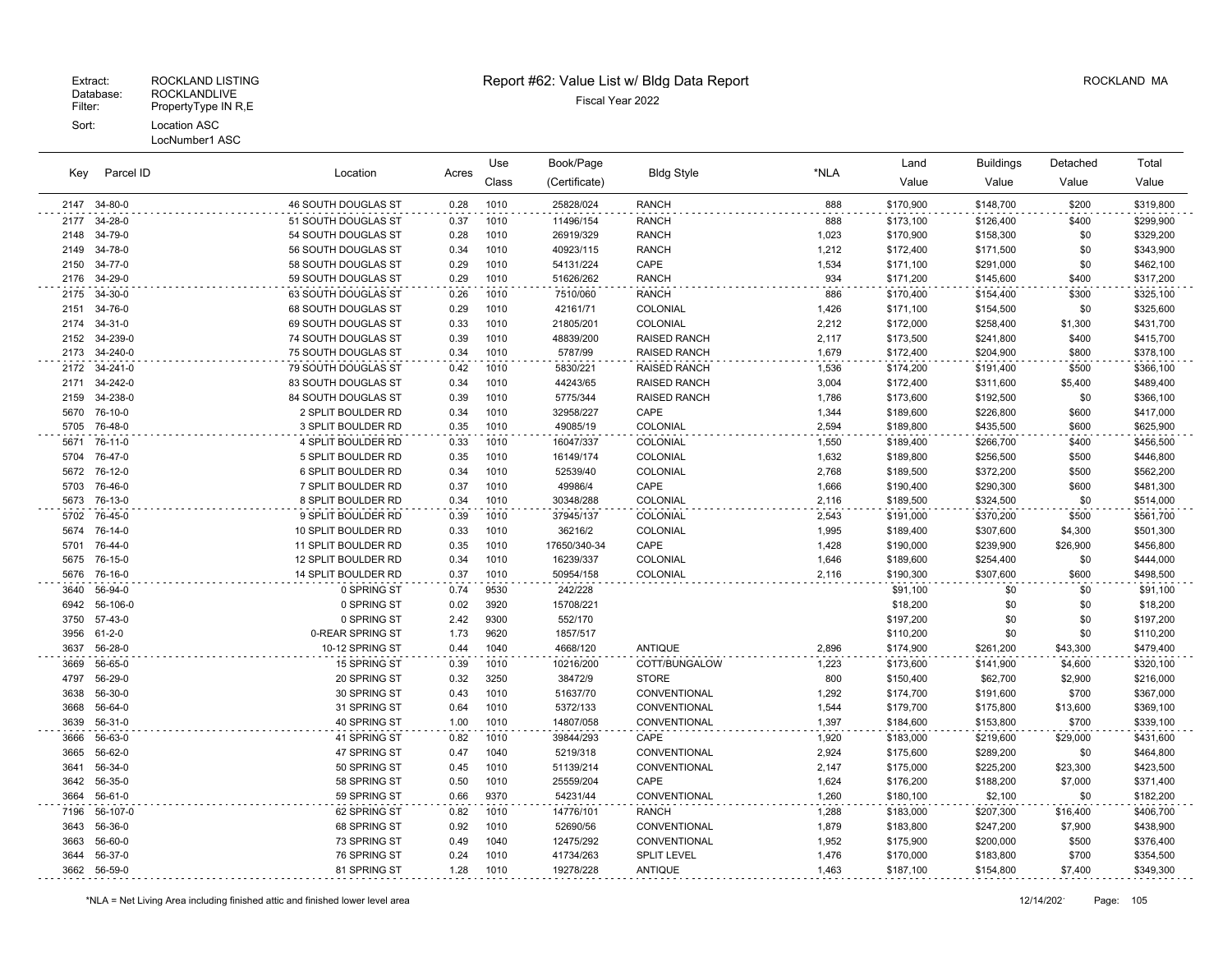Extract: ROCKLAND LISTING
Database: ROCKLANDLIVE
Filter: PropertyType IN R,E
Sort: Location ASC
LocNumber1 ASC

# Report #62: Value List w/ Bldg Data Report

Fiscal Year 2022

ROCKLAND MA

| Key | Parcel ID | Location | Acres | Use Class | Book/Page (Certificate) | Bldg Style | *NLA | Land Value | Buildings Value | Detached Value | Total Value |
|---|---|---|---|---|---|---|---|---|---|---|---|
| 2147 | 34-80-0 | 46 SOUTH DOUGLAS ST | 0.28 | 1010 | 25828/024 | RANCH | 888 | $170,900 | $148,700 | $200 | $319,800 |
| 2177 | 34-28-0 | 51 SOUTH DOUGLAS ST | 0.37 | 1010 | 11496/154 | RANCH | 888 | $173,100 | $126,400 | $400 | $299,900 |
| 2148 | 34-79-0 | 54 SOUTH DOUGLAS ST | 0.28 | 1010 | 26919/329 | RANCH | 1,023 | $170,900 | $158,300 | $0 | $329,200 |
| 2149 | 34-78-0 | 56 SOUTH DOUGLAS ST | 0.34 | 1010 | 40923/115 | RANCH | 1,212 | $172,400 | $171,500 | $0 | $343,900 |
| 2150 | 34-77-0 | 58 SOUTH DOUGLAS ST | 0.29 | 1010 | 54131/224 | CAPE | 1,534 | $171,100 | $291,000 | $0 | $462,100 |
| 2176 | 34-29-0 | 59 SOUTH DOUGLAS ST | 0.29 | 1010 | 51626/262 | RANCH | 934 | $171,200 | $145,600 | $400 | $317,200 |
| 2175 | 34-30-0 | 63 SOUTH DOUGLAS ST | 0.26 | 1010 | 7510/060 | RANCH | 886 | $170,400 | $154,400 | $300 | $325,100 |
| 2151 | 34-76-0 | 68 SOUTH DOUGLAS ST | 0.29 | 1010 | 42161/71 | COLONIAL | 1,426 | $171,100 | $154,500 | $0 | $325,600 |
| 2174 | 34-31-0 | 69 SOUTH DOUGLAS ST | 0.33 | 1010 | 21805/201 | COLONIAL | 2,212 | $172,000 | $258,400 | $1,300 | $431,700 |
| 2152 | 34-239-0 | 74 SOUTH DOUGLAS ST | 0.39 | 1010 | 48839/200 | RAISED RANCH | 2,117 | $173,500 | $241,800 | $400 | $415,700 |
| 2173 | 34-240-0 | 75 SOUTH DOUGLAS ST | 0.34 | 1010 | 5787/99 | RAISED RANCH | 1,679 | $172,400 | $204,900 | $800 | $378,100 |
| 2172 | 34-241-0 | 79 SOUTH DOUGLAS ST | 0.42 | 1010 | 5830/221 | RAISED RANCH | 1,536 | $174,200 | $191,400 | $500 | $366,100 |
| 2171 | 34-242-0 | 83 SOUTH DOUGLAS ST | 0.34 | 1010 | 44243/65 | RAISED RANCH | 3,004 | $172,400 | $311,600 | $5,400 | $489,400 |
| 2159 | 34-238-0 | 84 SOUTH DOUGLAS ST | 0.39 | 1010 | 5775/344 | RAISED RANCH | 1,786 | $173,600 | $192,500 | $0 | $366,100 |
| 5670 | 76-10-0 | 2 SPLIT BOULDER RD | 0.34 | 1010 | 32958/227 | CAPE | 1,344 | $189,600 | $226,800 | $600 | $417,000 |
| 5705 | 76-48-0 | 3 SPLIT BOULDER RD | 0.35 | 1010 | 49085/19 | COLONIAL | 2,594 | $189,800 | $435,500 | $600 | $625,900 |
| 5671 | 76-11-0 | 4 SPLIT BOULDER RD | 0.33 | 1010 | 16047/337 | COLONIAL | 1,550 | $189,400 | $266,700 | $400 | $456,500 |
| 5704 | 76-47-0 | 5 SPLIT BOULDER RD | 0.35 | 1010 | 16149/174 | COLONIAL | 1,632 | $189,800 | $256,500 | $500 | $446,800 |
| 5672 | 76-12-0 | 6 SPLIT BOULDER RD | 0.34 | 1010 | 52539/40 | COLONIAL | 2,768 | $189,500 | $372,200 | $500 | $562,200 |
| 5703 | 76-46-0 | 7 SPLIT BOULDER RD | 0.37 | 1010 | 49986/4 | CAPE | 1,666 | $190,400 | $290,300 | $600 | $481,300 |
| 5673 | 76-13-0 | 8 SPLIT BOULDER RD | 0.34 | 1010 | 30348/288 | COLONIAL | 2,116 | $189,500 | $324,500 | $0 | $514,000 |
| 5702 | 76-45-0 | 9 SPLIT BOULDER RD | 0.39 | 1010 | 37945/137 | COLONIAL | 2,543 | $191,000 | $370,200 | $500 | $561,700 |
| 5674 | 76-14-0 | 10 SPLIT BOULDER RD | 0.33 | 1010 | 36216/2 | COLONIAL | 1,995 | $189,400 | $307,600 | $4,300 | $501,300 |
| 5701 | 76-44-0 | 11 SPLIT BOULDER RD | 0.35 | 1010 | 17650/340-34 | CAPE | 1,428 | $190,000 | $239,900 | $26,900 | $456,800 |
| 5675 | 76-15-0 | 12 SPLIT BOULDER RD | 0.34 | 1010 | 16239/337 | COLONIAL | 1,646 | $189,600 | $254,400 | $0 | $444,000 |
| 5676 | 76-16-0 | 14 SPLIT BOULDER RD | 0.37 | 1010 | 50954/158 | COLONIAL | 2,116 | $190,300 | $307,600 | $600 | $498,500 |
| 3640 | 56-94-0 | 0 SPRING ST | 0.74 | 9530 | 242/228 | | | $91,100 | $0 | $0 | $91,100 |
| 6942 | 56-106-0 | 0 SPRING ST | 0.02 | 3920 | 15708/221 | | | $18,200 | $0 | $0 | $18,200 |
| 3750 | 57-43-0 | 0 SPRING ST | 2.42 | 9300 | 552/170 | | | $197,200 | $0 | $0 | $197,200 |
| 3956 | 61-2-0 | 0-REAR SPRING ST | 1.73 | 9620 | 1857/517 | | | $110,200 | $0 | $0 | $110,200 |
| 3637 | 56-28-0 | 10-12 SPRING ST | 0.44 | 1040 | 4668/120 | ANTIQUE | 2,896 | $174,900 | $261,200 | $43,300 | $479,400 |
| 3669 | 56-65-0 | 15 SPRING ST | 0.39 | 1010 | 10216/200 | COTT/BUNGALOW | 1,223 | $173,600 | $141,900 | $4,600 | $320,100 |
| 4797 | 56-29-0 | 20 SPRING ST | 0.32 | 3250 | 38472/9 | STORE | 800 | $150,400 | $62,700 | $2,900 | $216,000 |
| 3638 | 56-30-0 | 30 SPRING ST | 0.43 | 1010 | 51637/70 | CONVENTIONAL | 1,292 | $174,700 | $191,600 | $700 | $367,000 |
| 3668 | 56-64-0 | 31 SPRING ST | 0.64 | 1010 | 5372/133 | CONVENTIONAL | 1,544 | $179,700 | $175,800 | $13,600 | $369,100 |
| 3639 | 56-31-0 | 40 SPRING ST | 1.00 | 1010 | 14807/058 | CONVENTIONAL | 1,397 | $184,600 | $153,800 | $700 | $339,100 |
| 3666 | 56-63-0 | 41 SPRING ST | 0.82 | 1010 | 39844/293 | CAPE | 1,920 | $183,000 | $219,600 | $29,000 | $431,600 |
| 3665 | 56-62-0 | 47 SPRING ST | 0.47 | 1040 | 5219/318 | CONVENTIONAL | 2,924 | $175,600 | $289,200 | $0 | $464,800 |
| 3641 | 56-34-0 | 50 SPRING ST | 0.45 | 1010 | 51139/214 | CONVENTIONAL | 2,147 | $175,000 | $225,200 | $23,300 | $423,500 |
| 3642 | 56-35-0 | 58 SPRING ST | 0.50 | 1010 | 25559/204 | CAPE | 1,624 | $176,200 | $188,200 | $7,000 | $371,400 |
| 3664 | 56-61-0 | 59 SPRING ST | 0.66 | 9370 | 54231/44 | CONVENTIONAL | 1,260 | $180,100 | $2,100 | $0 | $182,200 |
| 7196 | 56-107-0 | 62 SPRING ST | 0.82 | 1010 | 14776/101 | RANCH | 1,288 | $183,000 | $207,300 | $16,400 | $406,700 |
| 3643 | 56-36-0 | 68 SPRING ST | 0.92 | 1010 | 52690/56 | CONVENTIONAL | 1,879 | $183,800 | $247,200 | $7,900 | $438,900 |
| 3663 | 56-60-0 | 73 SPRING ST | 0.49 | 1040 | 12475/292 | CONVENTIONAL | 1,952 | $175,900 | $200,000 | $500 | $376,400 |
| 3644 | 56-37-0 | 76 SPRING ST | 0.24 | 1010 | 41734/263 | SPLIT LEVEL | 1,476 | $170,000 | $183,800 | $700 | $354,500 |
| 3662 | 56-59-0 | 81 SPRING ST | 1.28 | 1010 | 19278/228 | ANTIQUE | 1,463 | $187,100 | $154,800 | $7,400 | $349,300 |

*NLA = Net Living Area including finished attic and finished lower level area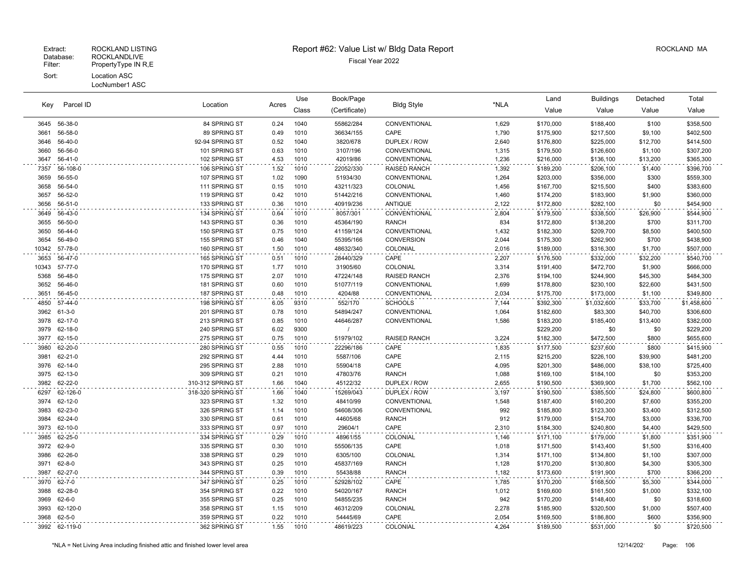Extract: ROCKLAND LISTING
Database: ROCKLANDLIVE
Filter: PropertyType IN R,E
Sort: Location ASC
LocNumber1 ASC

# Report #62: Value List w/ Bldg Data Report

Fiscal Year 2022

ROCKLAND MA

| Key | Parcel ID | Location | Acres | Use Class | Book/Page (Certificate) | Bldg Style | *NLA | Land Value | Buildings Value | Detached Value | Total Value |
|---|---|---|---|---|---|---|---|---|---|---|---|
| 3645 | 56-38-0 | 84 SPRING ST | 0.24 | 1040 | 55862/284 | CONVENTIONAL | 1,629 | $170,000 | $188,400 | $100 | $358,500 |
| 3661 | 56-58-0 | 89 SPRING ST | 0.49 | 1010 | 36634/155 | CAPE | 1,790 | $175,900 | $217,500 | $9,100 | $402,500 |
| 3646 | 56-40-0 | 92-94 SPRING ST | 0.52 | 1040 | 3820/678 | DUPLEX / ROW | 2,640 | $176,800 | $225,000 | $12,700 | $414,500 |
| 3660 | 56-56-0 | 101 SPRING ST | 0.63 | 1010 | 3107/196 | CONVENTIONAL | 1,315 | $179,500 | $126,600 | $1,100 | $307,200 |
| 3647 | 56-41-0 | 102 SPRING ST | 4.53 | 1010 | 42019/86 | CONVENTIONAL | 1,236 | $216,000 | $136,100 | $13,200 | $365,300 |
| 7357 | 56-108-0 | 106 SPRING ST | 1.52 | 1010 | 22052/330 | RAISED RANCH | 1,392 | $189,200 | $206,100 | $1,400 | $396,700 |
| 3659 | 56-55-0 | 107 SPRING ST | 1.02 | 1090 | 51934/30 | CONVENTIONAL | 1,264 | $203,000 | $356,000 | $300 | $559,300 |
| 3658 | 56-54-0 | 111 SPRING ST | 0.15 | 1010 | 43211/323 | COLONIAL | 1,456 | $167,700 | $215,500 | $400 | $383,600 |
| 3657 | 56-52-0 | 119 SPRING ST | 0.42 | 1010 | 51442/216 | CONVENTIONAL | 1,460 | $174,200 | $183,900 | $1,900 | $360,000 |
| 3656 | 56-51-0 | 133 SPRING ST | 0.36 | 1010 | 40919/236 | ANTIQUE | 2,122 | $172,800 | $282,100 | $0 | $454,900 |
| 3649 | 56-43-0 | 134 SPRING ST | 0.64 | 1010 | 8057/301 | CONVENTIONAL | 2,804 | $179,500 | $338,500 | $26,900 | $544,900 |
| 3655 | 56-50-0 | 143 SPRING ST | 0.36 | 1010 | 45364/190 | RANCH | 834 | $172,800 | $138,200 | $700 | $311,700 |
| 3650 | 56-44-0 | 150 SPRING ST | 0.75 | 1010 | 41159/124 | CONVENTIONAL | 1,432 | $182,300 | $209,700 | $8,500 | $400,500 |
| 3654 | 56-49-0 | 155 SPRING ST | 0.46 | 1040 | 55395/166 | CONVERSION | 2,044 | $175,300 | $262,900 | $700 | $438,900 |
| 10342 | 57-78-0 | 160 SPRING ST | 1.50 | 1010 | 48632/340 | COLONIAL | 2,016 | $189,000 | $316,300 | $1,700 | $507,000 |
| 3653 | 56-47-0 | 165 SPRING ST | 0.51 | 1010 | 28440/329 | CAPE | 2,207 | $176,500 | $332,000 | $32,200 | $540,700 |
| 10343 | 57-77-0 | 170 SPRING ST | 1.77 | 1010 | 31905/60 | COLONIAL | 3,314 | $191,400 | $472,700 | $1,900 | $666,000 |
| 5368 | 56-48-0 | 175 SPRING ST | 2.07 | 1010 | 47224/148 | RAISED RANCH | 2,376 | $194,100 | $244,900 | $45,300 | $484,300 |
| 3652 | 56-46-0 | 181 SPRING ST | 0.60 | 1010 | 51077/119 | CONVENTIONAL | 1,699 | $178,800 | $230,100 | $22,600 | $431,500 |
| 3651 | 56-45-0 | 187 SPRING ST | 0.48 | 1010 | 4204/88 | CONVENTIONAL | 2,034 | $175,700 | $173,000 | $1,100 | $349,800 |
| 4850 | 57-44-0 | 198 SPRING ST | 6.05 | 9310 | 552/170 | SCHOOLS | 7,144 | $392,300 | $1,032,600 | $33,700 | $1,458,600 |
| 3962 | 61-3-0 | 201 SPRING ST | 0.78 | 1010 | 54894/247 | CONVENTIONAL | 1,064 | $182,600 | $83,300 | $40,700 | $306,600 |
| 3978 | 62-17-0 | 213 SPRING ST | 0.85 | 1010 | 44646/287 | CONVENTIONAL | 1,586 | $183,200 | $185,400 | $13,400 | $382,000 |
| 3979 | 62-18-0 | 240 SPRING ST | 6.02 | 9300 | / | | | $229,200 | $0 | $0 | $229,200 |
| 3977 | 62-15-0 | 275 SPRING ST | 0.75 | 1010 | 51979/102 | RAISED RANCH | 3,224 | $182,300 | $472,500 | $800 | $655,600 |
| 3980 | 62-20-0 | 280 SPRING ST | 0.55 | 1010 | 22296/186 | CAPE | 1,835 | $177,500 | $237,600 | $800 | $415,900 |
| 3981 | 62-21-0 | 292 SPRING ST | 4.44 | 1010 | 5587/106 | CAPE | 2,115 | $215,200 | $226,100 | $39,900 | $481,200 |
| 3976 | 62-14-0 | 295 SPRING ST | 2.88 | 1010 | 55904/18 | CAPE | 4,095 | $201,300 | $486,000 | $38,100 | $725,400 |
| 3975 | 62-13-0 | 309 SPRING ST | 0.21 | 1010 | 47803/76 | RANCH | 1,088 | $169,100 | $184,100 | $0 | $353,200 |
| 3982 | 62-22-0 | 310-312 SPRING ST | 1.66 | 1040 | 45122/32 | DUPLEX / ROW | 2,655 | $190,500 | $369,900 | $1,700 | $562,100 |
| 6297 | 62-126-0 | 318-320 SPRING ST | 1.66 | 1040 | 15269/043 | DUPLEX / ROW | 3,197 | $190,500 | $385,500 | $24,800 | $600,800 |
| 3974 | 62-12-0 | 323 SPRING ST | 1.32 | 1010 | 48410/99 | CONVENTIONAL | 1,548 | $187,400 | $160,200 | $7,600 | $355,200 |
| 3983 | 62-23-0 | 326 SPRING ST | 1.14 | 1010 | 54608/306 | CONVENTIONAL | 992 | $185,800 | $123,300 | $3,400 | $312,500 |
| 3984 | 62-24-0 | 330 SPRING ST | 0.61 | 1010 | 44605/68 | RANCH | 912 | $179,000 | $154,700 | $3,000 | $336,700 |
| 3973 | 62-10-0 | 333 SPRING ST | 0.97 | 1010 | 29604/1 | CAPE | 2,310 | $184,300 | $240,800 | $4,400 | $429,500 |
| 3985 | 62-25-0 | 334 SPRING ST | 0.29 | 1010 | 48961/55 | COLONIAL | 1,146 | $171,100 | $179,000 | $1,800 | $351,900 |
| 3972 | 62-9-0 | 335 SPRING ST | 0.30 | 1010 | 55506/135 | CAPE | 1,018 | $171,500 | $143,400 | $1,500 | $316,400 |
| 3986 | 62-26-0 | 338 SPRING ST | 0.29 | 1010 | 6305/100 | COLONIAL | 1,314 | $171,100 | $134,800 | $1,100 | $307,000 |
| 3971 | 62-8-0 | 343 SPRING ST | 0.25 | 1010 | 45837/169 | RANCH | 1,128 | $170,200 | $130,800 | $4,300 | $305,300 |
| 3987 | 62-27-0 | 344 SPRING ST | 0.39 | 1010 | 55438/88 | RANCH | 1,182 | $173,600 | $191,900 | $700 | $366,200 |
| 3970 | 62-7-0 | 347 SPRING ST | 0.25 | 1010 | 52928/102 | CAPE | 1,785 | $170,200 | $168,500 | $5,300 | $344,000 |
| 3988 | 62-28-0 | 354 SPRING ST | 0.22 | 1010 | 54020/167 | RANCH | 1,012 | $169,600 | $161,500 | $1,000 | $332,100 |
| 3969 | 62-6-0 | 355 SPRING ST | 0.25 | 1010 | 54855/235 | RANCH | 942 | $170,200 | $148,400 | $0 | $318,600 |
| 3993 | 62-120-0 | 358 SPRING ST | 1.15 | 1010 | 46312/209 | COLONIAL | 2,278 | $185,900 | $320,500 | $1,000 | $507,400 |
| 3968 | 62-5-0 | 359 SPRING ST | 0.22 | 1010 | 54445/69 | CAPE | 2,054 | $169,500 | $186,800 | $600 | $356,900 |
| 3992 | 62-119-0 | 362 SPRING ST | 1.55 | 1010 | 48619/223 | COLONIAL | 4,264 | $189,500 | $531,000 | $0 | $720,500 |

*NLA = Net Living Area including finished attic and finished lower level area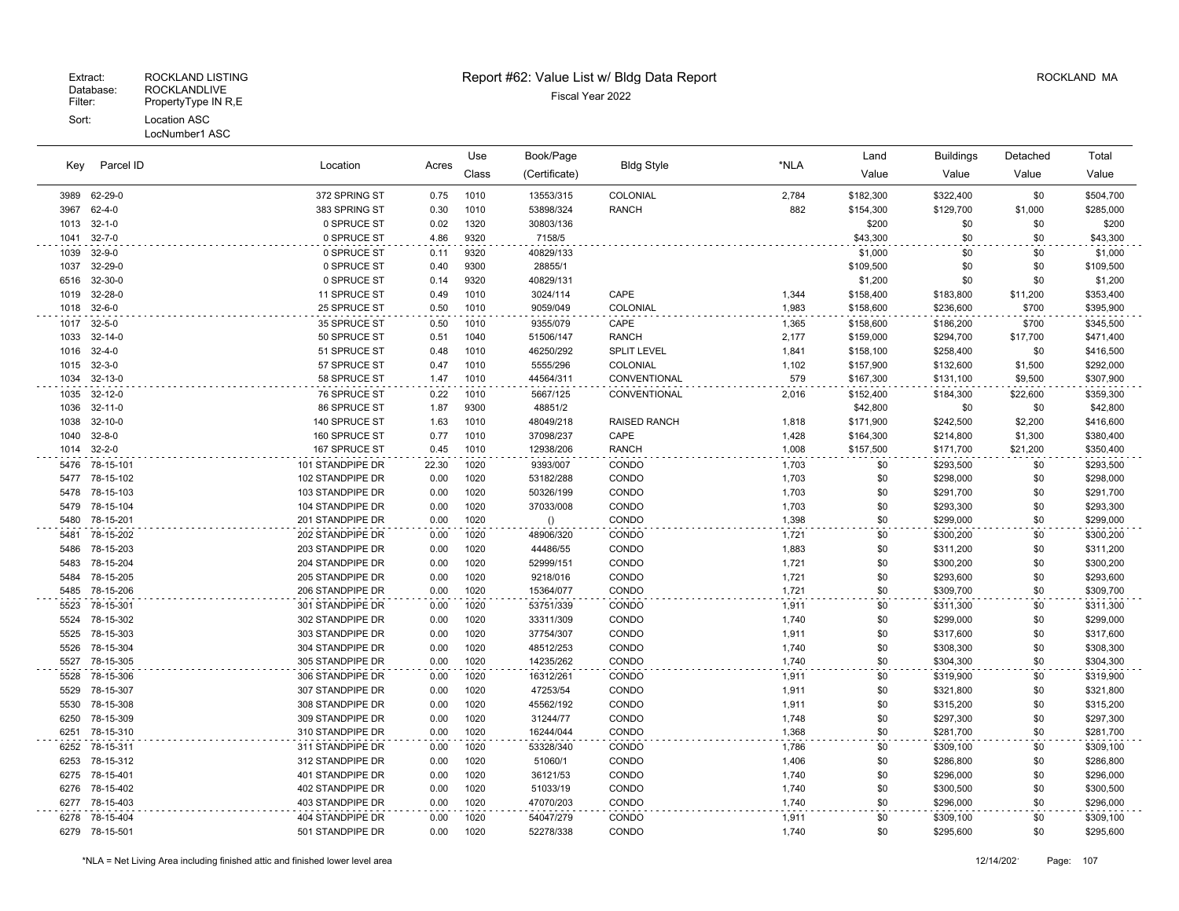Extract: ROCKLAND LISTING
Database: ROCKLANDLIVE
Filter: PropertyType IN R,E
Sort: Location ASC
LocNumber1 ASC

# Report #62: Value List w/ Bldg Data Report

Fiscal Year 2022

ROCKLAND MA

| Key | Parcel ID | Location | Acres | Use Class | Book/Page (Certificate) | Bldg Style | *NLA | Land Value | Buildings Value | Detached Value | Total Value |
|---|---|---|---|---|---|---|---|---|---|---|---|
| 3989 | 62-29-0 | 372 SPRING ST | 0.75 | 1010 | 13553/315 | COLONIAL | 2,784 | $182,300 | $322,400 | $0 | $504,700 |
| 3967 | 62-4-0 | 383 SPRING ST | 0.30 | 1010 | 53898/324 | RANCH | 882 | $154,300 | $129,700 | $1,000 | $285,000 |
| 1013 | 32-1-0 | 0 SPRUCE ST | 0.02 | 1320 | 30803/136 | | | $200 | $0 | $0 | $200 |
| 1041 | 32-7-0 | 0 SPRUCE ST | 4.86 | 9320 | 7158/5 | | | $43,300 | $0 | $0 | $43,300 |
| 1039 | 32-9-0 | 0 SPRUCE ST | 0.11 | 9320 | 40829/133 | | | $1,000 | $0 | $0 | $1,000 |
| 1037 | 32-29-0 | 0 SPRUCE ST | 0.40 | 9300 | 28855/1 | | | $109,500 | $0 | $0 | $109,500 |
| 6516 | 32-30-0 | 0 SPRUCE ST | 0.14 | 9320 | 40829/131 | | | $1,200 | $0 | $0 | $1,200 |
| 1019 | 32-28-0 | 11 SPRUCE ST | 0.49 | 1010 | 3024/114 | CAPE | 1,344 | $158,400 | $183,800 | $11,200 | $353,400 |
| 1018 | 32-6-0 | 25 SPRUCE ST | 0.50 | 1010 | 9059/049 | COLONIAL | 1,983 | $158,600 | $236,600 | $700 | $395,900 |
| 1017 | 32-5-0 | 35 SPRUCE ST | 0.50 | 1010 | 9355/079 | CAPE | 1,365 | $158,600 | $186,200 | $700 | $345,500 |
| 1033 | 32-14-0 | 50 SPRUCE ST | 0.51 | 1040 | 51506/147 | RANCH | 2,177 | $159,000 | $294,700 | $17,700 | $471,400 |
| 1016 | 32-4-0 | 51 SPRUCE ST | 0.48 | 1010 | 46250/292 | SPLIT LEVEL | 1,841 | $158,100 | $258,400 | $0 | $416,500 |
| 1015 | 32-3-0 | 57 SPRUCE ST | 0.47 | 1010 | 5555/296 | COLONIAL | 1,102 | $157,900 | $132,600 | $1,500 | $292,000 |
| 1034 | 32-13-0 | 58 SPRUCE ST | 1.47 | 1010 | 44564/311 | CONVENTIONAL | 579 | $167,300 | $131,100 | $9,500 | $307,900 |
| 1035 | 32-12-0 | 76 SPRUCE ST | 0.22 | 1010 | 5667/125 | CONVENTIONAL | 2,016 | $152,400 | $184,300 | $22,600 | $359,300 |
| 1036 | 32-11-0 | 86 SPRUCE ST | 1.87 | 9300 | 48851/2 | | | $42,800 | $0 | $0 | $42,800 |
| 1038 | 32-10-0 | 140 SPRUCE ST | 1.63 | 1010 | 48049/218 | RAISED RANCH | 1,818 | $171,900 | $242,500 | $2,200 | $416,600 |
| 1040 | 32-8-0 | 160 SPRUCE ST | 0.77 | 1010 | 37098/237 | CAPE | 1,428 | $164,300 | $214,800 | $1,300 | $380,400 |
| 1014 | 32-2-0 | 167 SPRUCE ST | 0.45 | 1010 | 12938/206 | RANCH | 1,008 | $157,500 | $171,700 | $21,200 | $350,400 |
| 5476 | 78-15-101 | 101 STANDPIPE DR | 22.30 | 1020 | 9393/007 | CONDO | 1,703 | $0 | $293,500 | $0 | $293,500 |
| 5477 | 78-15-102 | 102 STANDPIPE DR | 0.00 | 1020 | 53182/288 | CONDO | 1,703 | $0 | $298,000 | $0 | $298,000 |
| 5478 | 78-15-103 | 103 STANDPIPE DR | 0.00 | 1020 | 50326/199 | CONDO | 1,703 | $0 | $291,700 | $0 | $291,700 |
| 5479 | 78-15-104 | 104 STANDPIPE DR | 0.00 | 1020 | 37033/008 | CONDO | 1,703 | $0 | $293,300 | $0 | $293,300 |
| 5480 | 78-15-201 | 201 STANDPIPE DR | 0.00 | 1020 | () | CONDO | 1,398 | $0 | $299,000 | $0 | $299,000 |
| 5481 | 78-15-202 | 202 STANDPIPE DR | 0.00 | 1020 | 48906/320 | CONDO | 1,721 | $0 | $300,200 | $0 | $300,200 |
| 5486 | 78-15-203 | 203 STANDPIPE DR | 0.00 | 1020 | 44486/55 | CONDO | 1,883 | $0 | $311,200 | $0 | $311,200 |
| 5483 | 78-15-204 | 204 STANDPIPE DR | 0.00 | 1020 | 52999/151 | CONDO | 1,721 | $0 | $300,200 | $0 | $300,200 |
| 5484 | 78-15-205 | 205 STANDPIPE DR | 0.00 | 1020 | 9218/016 | CONDO | 1,721 | $0 | $293,600 | $0 | $293,600 |
| 5485 | 78-15-206 | 206 STANDPIPE DR | 0.00 | 1020 | 15364/077 | CONDO | 1,721 | $0 | $309,700 | $0 | $309,700 |
| 5523 | 78-15-301 | 301 STANDPIPE DR | 0.00 | 1020 | 53751/339 | CONDO | 1,911 | $0 | $311,300 | $0 | $311,300 |
| 5524 | 78-15-302 | 302 STANDPIPE DR | 0.00 | 1020 | 33311/309 | CONDO | 1,740 | $0 | $299,000 | $0 | $299,000 |
| 5525 | 78-15-303 | 303 STANDPIPE DR | 0.00 | 1020 | 37754/307 | CONDO | 1,911 | $0 | $317,600 | $0 | $317,600 |
| 5526 | 78-15-304 | 304 STANDPIPE DR | 0.00 | 1020 | 48512/253 | CONDO | 1,740 | $0 | $308,300 | $0 | $308,300 |
| 5527 | 78-15-305 | 305 STANDPIPE DR | 0.00 | 1020 | 14235/262 | CONDO | 1,740 | $0 | $304,300 | $0 | $304,300 |
| 5528 | 78-15-306 | 306 STANDPIPE DR | 0.00 | 1020 | 16312/261 | CONDO | 1,911 | $0 | $319,900 | $0 | $319,900 |
| 5529 | 78-15-307 | 307 STANDPIPE DR | 0.00 | 1020 | 47253/54 | CONDO | 1,911 | $0 | $321,800 | $0 | $321,800 |
| 5530 | 78-15-308 | 308 STANDPIPE DR | 0.00 | 1020 | 45562/192 | CONDO | 1,911 | $0 | $315,200 | $0 | $315,200 |
| 6250 | 78-15-309 | 309 STANDPIPE DR | 0.00 | 1020 | 31244/77 | CONDO | 1,748 | $0 | $297,300 | $0 | $297,300 |
| 6251 | 78-15-310 | 310 STANDPIPE DR | 0.00 | 1020 | 16244/044 | CONDO | 1,368 | $0 | $281,700 | $0 | $281,700 |
| 6252 | 78-15-311 | 311 STANDPIPE DR | 0.00 | 1020 | 53328/340 | CONDO | 1,786 | $0 | $309,100 | $0 | $309,100 |
| 6253 | 78-15-312 | 312 STANDPIPE DR | 0.00 | 1020 | 51060/1 | CONDO | 1,406 | $0 | $286,800 | $0 | $286,800 |
| 6275 | 78-15-401 | 401 STANDPIPE DR | 0.00 | 1020 | 36121/53 | CONDO | 1,740 | $0 | $296,000 | $0 | $296,000 |
| 6276 | 78-15-402 | 402 STANDPIPE DR | 0.00 | 1020 | 51033/19 | CONDO | 1,740 | $0 | $300,500 | $0 | $300,500 |
| 6277 | 78-15-403 | 403 STANDPIPE DR | 0.00 | 1020 | 47070/203 | CONDO | 1,740 | $0 | $296,000 | $0 | $296,000 |
| 6278 | 78-15-404 | 404 STANDPIPE DR | 0.00 | 1020 | 54047/279 | CONDO | 1,911 | $0 | $309,100 | $0 | $309,100 |
| 6279 | 78-15-501 | 501 STANDPIPE DR | 0.00 | 1020 | 52278/338 | CONDO | 1,740 | $0 | $295,600 | $0 | $295,600 |

*NLA = Net Living Area including finished attic and finished lower level area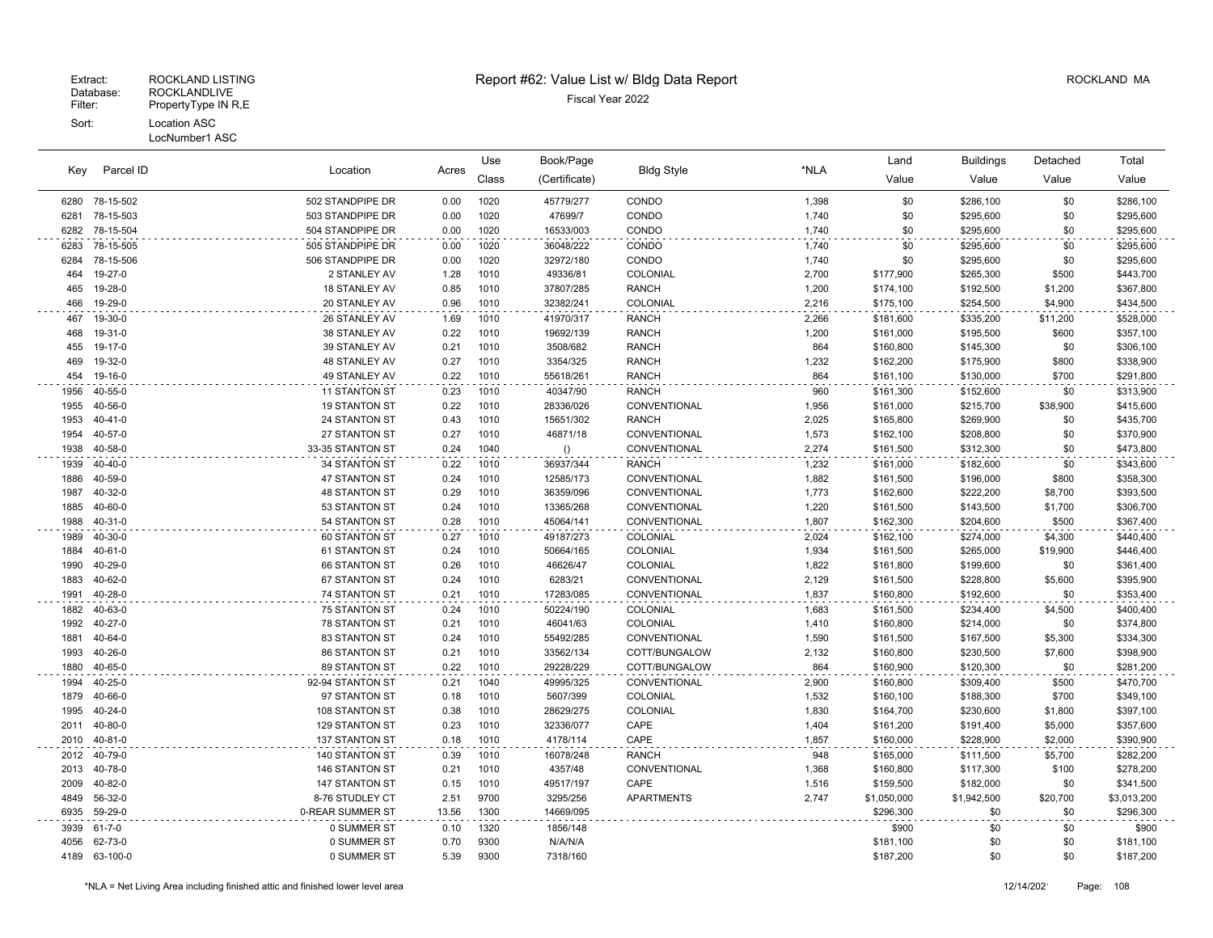Extract: ROCKLAND LISTING
Database: ROCKLANDLIVE
Filter: PropertyType IN R,E
Sort: Location ASC
LocNumber1 ASC

# Report #62: Value List w/ Bldg Data Report

Fiscal Year 2022

ROCKLAND MA

| Key | Parcel ID | Location | Acres | Use Class | Book/Page (Certificate) | Bldg Style | *NLA | Land Value | Buildings Value | Detached Value | Total Value |
|---|---|---|---|---|---|---|---|---|---|---|---|
| 6280 | 78-15-502 | 502 STANDPIPE DR | 0.00 | 1020 | 45779/277 | CONDO | 1,398 | $0 | $286,100 | $0 | $286,100 |
| 6281 | 78-15-503 | 503 STANDPIPE DR | 0.00 | 1020 | 47699/7 | CONDO | 1,740 | $0 | $295,600 | $0 | $295,600 |
| 6282 | 78-15-504 | 504 STANDPIPE DR | 0.00 | 1020 | 16533/003 | CONDO | 1,740 | $0 | $295,600 | $0 | $295,600 |
| 6283 | 78-15-505 | 505 STANDPIPE DR | 0.00 | 1020 | 36048/222 | CONDO | 1,740 | $0 | $295,600 | $0 | $295,600 |
| 6284 | 78-15-506 | 506 STANDPIPE DR | 0.00 | 1020 | 32972/180 | CONDO | 1,740 | $0 | $295,600 | $0 | $295,600 |
| 464 | 19-27-0 | 2 STANLEY AV | 1.28 | 1010 | 49336/81 | COLONIAL | 2,700 | $177,900 | $265,300 | $500 | $443,700 |
| 465 | 19-28-0 | 18 STANLEY AV | 0.85 | 1010 | 37807/285 | RANCH | 1,200 | $174,100 | $192,500 | $1,200 | $367,800 |
| 466 | 19-29-0 | 20 STANLEY AV | 0.96 | 1010 | 32382/241 | COLONIAL | 2,216 | $175,100 | $254,500 | $4,900 | $434,500 |
| 467 | 19-30-0 | 26 STANLEY AV | 1.69 | 1010 | 41970/317 | RANCH | 2,266 | $181,600 | $335,200 | $11,200 | $528,000 |
| 468 | 19-31-0 | 38 STANLEY AV | 0.22 | 1010 | 19692/139 | RANCH | 1,200 | $161,000 | $195,500 | $600 | $357,100 |
| 455 | 19-17-0 | 39 STANLEY AV | 0.21 | 1010 | 3508/682 | RANCH | 864 | $160,800 | $145,300 | $0 | $306,100 |
| 469 | 19-32-0 | 48 STANLEY AV | 0.27 | 1010 | 3354/325 | RANCH | 1,232 | $162,200 | $175,900 | $800 | $338,900 |
| 454 | 19-16-0 | 49 STANLEY AV | 0.22 | 1010 | 55618/261 | RANCH | 864 | $161,100 | $130,000 | $700 | $291,800 |
| 1956 | 40-55-0 | 11 STANTON ST | 0.23 | 1010 | 40347/90 | RANCH | 960 | $161,300 | $152,600 | $0 | $313,900 |
| 1955 | 40-56-0 | 19 STANTON ST | 0.22 | 1010 | 28336/026 | CONVENTIONAL | 1,956 | $161,000 | $215,700 | $38,900 | $415,600 |
| 1953 | 40-41-0 | 24 STANTON ST | 0.43 | 1010 | 15651/302 | RANCH | 2,025 | $165,800 | $269,900 | $0 | $435,700 |
| 1954 | 40-57-0 | 27 STANTON ST | 0.27 | 1010 | 46871/18 | CONVENTIONAL | 1,573 | $162,100 | $208,800 | $0 | $370,900 |
| 1938 | 40-58-0 | 33-35 STANTON ST | 0.24 | 1040 | () | CONVENTIONAL | 2,274 | $161,500 | $312,300 | $0 | $473,800 |
| 1939 | 40-40-0 | 34 STANTON ST | 0.22 | 1010 | 36937/344 | RANCH | 1,232 | $161,000 | $182,600 | $0 | $343,600 |
| 1886 | 40-59-0 | 47 STANTON ST | 0.24 | 1010 | 12585/173 | CONVENTIONAL | 1,882 | $161,500 | $196,000 | $800 | $358,300 |
| 1987 | 40-32-0 | 48 STANTON ST | 0.29 | 1010 | 36359/096 | CONVENTIONAL | 1,773 | $162,600 | $222,200 | $8,700 | $393,500 |
| 1885 | 40-60-0 | 53 STANTON ST | 0.24 | 1010 | 13365/268 | CONVENTIONAL | 1,220 | $161,500 | $143,500 | $1,700 | $306,700 |
| 1988 | 40-31-0 | 54 STANTON ST | 0.28 | 1010 | 45064/141 | CONVENTIONAL | 1,807 | $162,300 | $204,600 | $500 | $367,400 |
| 1989 | 40-30-0 | 60 STANTON ST | 0.27 | 1010 | 49187/273 | COLONIAL | 2,024 | $162,100 | $274,000 | $4,300 | $440,400 |
| 1884 | 40-61-0 | 61 STANTON ST | 0.24 | 1010 | 50664/165 | COLONIAL | 1,934 | $161,500 | $265,000 | $19,900 | $446,400 |
| 1990 | 40-29-0 | 66 STANTON ST | 0.26 | 1010 | 46626/47 | COLONIAL | 1,822 | $161,800 | $199,600 | $0 | $361,400 |
| 1883 | 40-62-0 | 67 STANTON ST | 0.24 | 1010 | 6283/21 | CONVENTIONAL | 2,129 | $161,500 | $228,800 | $5,600 | $395,900 |
| 1991 | 40-28-0 | 74 STANTON ST | 0.21 | 1010 | 17283/085 | CONVENTIONAL | 1,837 | $160,800 | $192,600 | $0 | $353,400 |
| 1882 | 40-63-0 | 75 STANTON ST | 0.24 | 1010 | 50224/190 | COLONIAL | 1,683 | $161,500 | $234,400 | $4,500 | $400,400 |
| 1992 | 40-27-0 | 78 STANTON ST | 0.21 | 1010 | 46041/63 | COLONIAL | 1,410 | $160,800 | $214,000 | $0 | $374,800 |
| 1881 | 40-64-0 | 83 STANTON ST | 0.24 | 1010 | 55492/285 | CONVENTIONAL | 1,590 | $161,500 | $167,500 | $5,300 | $334,300 |
| 1993 | 40-26-0 | 86 STANTON ST | 0.21 | 1010 | 33562/134 | COTT/BUNGALOW | 2,132 | $160,800 | $230,500 | $7,600 | $398,900 |
| 1880 | 40-65-0 | 89 STANTON ST | 0.22 | 1010 | 29228/229 | COTT/BUNGALOW | 864 | $160,900 | $120,300 | $0 | $281,200 |
| 1994 | 40-25-0 | 92-94 STANTON ST | 0.21 | 1040 | 49995/325 | CONVENTIONAL | 2,900 | $160,800 | $309,400 | $500 | $470,700 |
| 1879 | 40-66-0 | 97 STANTON ST | 0.18 | 1010 | 5607/399 | COLONIAL | 1,532 | $160,100 | $188,300 | $700 | $349,100 |
| 1995 | 40-24-0 | 108 STANTON ST | 0.38 | 1010 | 28629/275 | COLONIAL | 1,830 | $164,700 | $230,600 | $1,800 | $397,100 |
| 2011 | 40-80-0 | 129 STANTON ST | 0.23 | 1010 | 32336/077 | CAPE | 1,404 | $161,200 | $191,400 | $5,000 | $357,600 |
| 2010 | 40-81-0 | 137 STANTON ST | 0.18 | 1010 | 4178/114 | CAPE | 1,857 | $160,000 | $228,900 | $2,000 | $390,900 |
| 2012 | 40-79-0 | 140 STANTON ST | 0.39 | 1010 | 16078/248 | RANCH | 948 | $165,000 | $111,500 | $5,700 | $282,200 |
| 2013 | 40-78-0 | 146 STANTON ST | 0.21 | 1010 | 4357/48 | CONVENTIONAL | 1,368 | $160,800 | $117,300 | $100 | $278,200 |
| 2009 | 40-82-0 | 147 STANTON ST | 0.15 | 1010 | 49517/197 | CAPE | 1,516 | $159,500 | $182,000 | $0 | $341,500 |
| 4849 | 56-32-0 | 8-76 STUDLEY CT | 2.51 | 9700 | 3295/256 | APARTMENTS | 2,747 | $1,050,000 | $1,942,500 | $20,700 | $3,013,200 |
| 6935 | 59-29-0 | 0-REAR SUMMER ST | 13.56 | 1300 | 14669/095 | | | $296,300 | $0 | $0 | $296,300 |
| 3939 | 61-7-0 | 0 SUMMER ST | 0.10 | 1320 | 1856/148 | | | $900 | $0 | $0 | $900 |
| 4056 | 62-73-0 | 0 SUMMER ST | 0.70 | 9300 | N/A/N/A | | | $181,100 | $0 | $0 | $181,100 |
| 4189 | 63-100-0 | 0 SUMMER ST | 5.39 | 9300 | 7318/160 | | | $187,200 | $0 | $0 | $187,200 |

*NLA = Net Living Area including finished attic and finished lower level area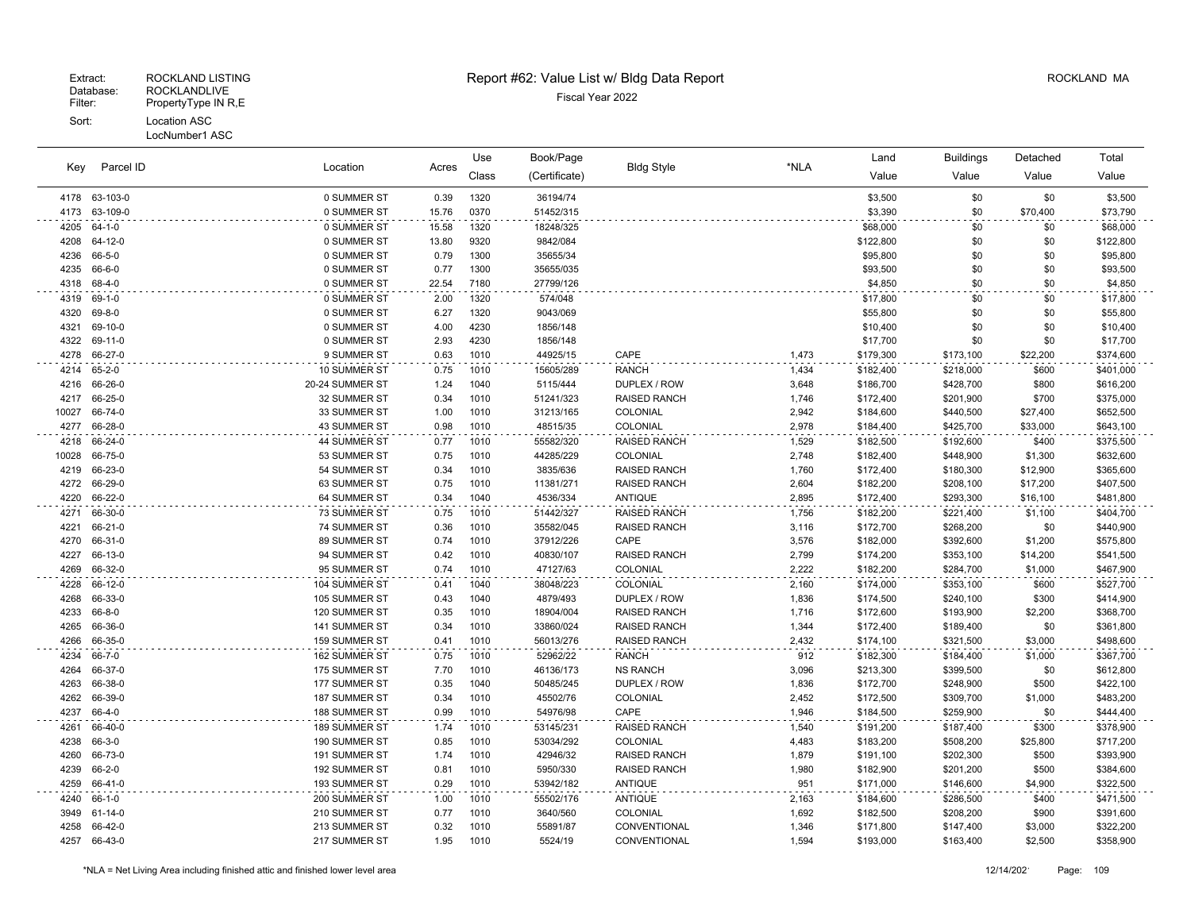Extract: ROCKLAND LISTING
Database: ROCKLANDLIVE
Filter: PropertyType IN R,E
Sort: Location ASC
LocNumber1 ASC

# Report #62: Value List w/ Bldg Data Report

Fiscal Year 2022

ROCKLAND MA

| Key | Parcel ID | Location | Acres | Use Class | Book/Page (Certificate) | Bldg Style | *NLA | Land Value | Buildings Value | Detached Value | Total Value |
|---|---|---|---|---|---|---|---|---|---|---|---|
| 4178 | 63-103-0 | 0 SUMMER ST | 0.39 | 1320 | 36194/74 | | | $3,500 | $0 | $0 | $3,500 |
| 4173 | 63-109-0 | 0 SUMMER ST | 15.76 | 0370 | 51452/315 | | | $3,390 | $0 | $70,400 | $73,790 |
| 4205 | 64-1-0 | 0 SUMMER ST | 15.58 | 1320 | 18248/325 | | | $68,000 | $0 | $0 | $68,000 |
| 4208 | 64-12-0 | 0 SUMMER ST | 13.80 | 9320 | 9842/084 | | | $122,800 | $0 | $0 | $122,800 |
| 4236 | 66-5-0 | 0 SUMMER ST | 0.79 | 1300 | 35655/34 | | | $95,800 | $0 | $0 | $95,800 |
| 4235 | 66-6-0 | 0 SUMMER ST | 0.77 | 1300 | 35655/035 | | | $93,500 | $0 | $0 | $93,500 |
| 4318 | 68-4-0 | 0 SUMMER ST | 22.54 | 7180 | 27799/126 | | | $4,850 | $0 | $0 | $4,850 |
| 4319 | 69-1-0 | 0 SUMMER ST | 2.00 | 1320 | 574/048 | | | $17,800 | $0 | $0 | $17,800 |
| 4320 | 69-8-0 | 0 SUMMER ST | 6.27 | 1320 | 9043/069 | | | $55,800 | $0 | $0 | $55,800 |
| 4321 | 69-10-0 | 0 SUMMER ST | 4.00 | 4230 | 1856/148 | | | $10,400 | $0 | $0 | $10,400 |
| 4322 | 69-11-0 | 0 SUMMER ST | 2.93 | 4230 | 1856/148 | | | $17,700 | $0 | $0 | $17,700 |
| 4278 | 66-27-0 | 9 SUMMER ST | 0.63 | 1010 | 44925/15 | CAPE | 1,473 | $179,300 | $173,100 | $22,200 | $374,600 |
| 4214 | 65-2-0 | 10 SUMMER ST | 0.75 | 1010 | 15605/289 | RANCH | 1,434 | $182,400 | $218,000 | $600 | $401,000 |
| 4216 | 66-26-0 | 20-24 SUMMER ST | 1.24 | 1040 | 5115/444 | DUPLEX / ROW | 3,648 | $186,700 | $428,700 | $800 | $616,200 |
| 4217 | 66-25-0 | 32 SUMMER ST | 0.34 | 1010 | 51241/323 | RAISED RANCH | 1,746 | $172,400 | $201,900 | $700 | $375,000 |
| 10027 | 66-74-0 | 33 SUMMER ST | 1.00 | 1010 | 31213/165 | COLONIAL | 2,942 | $184,600 | $440,500 | $27,400 | $652,500 |
| 4277 | 66-28-0 | 43 SUMMER ST | 0.98 | 1010 | 48515/35 | COLONIAL | 2,978 | $184,400 | $425,700 | $33,000 | $643,100 |
| 4218 | 66-24-0 | 44 SUMMER ST | 0.77 | 1010 | 55582/320 | RAISED RANCH | 1,529 | $182,500 | $192,600 | $400 | $375,500 |
| 10028 | 66-75-0 | 53 SUMMER ST | 0.75 | 1010 | 44285/229 | COLONIAL | 2,748 | $182,400 | $448,900 | $1,300 | $632,600 |
| 4219 | 66-23-0 | 54 SUMMER ST | 0.34 | 1010 | 3835/636 | RAISED RANCH | 1,760 | $172,400 | $180,300 | $12,900 | $365,600 |
| 4272 | 66-29-0 | 63 SUMMER ST | 0.75 | 1010 | 11381/271 | RAISED RANCH | 2,604 | $182,200 | $208,100 | $17,200 | $407,500 |
| 4220 | 66-22-0 | 64 SUMMER ST | 0.34 | 1040 | 4536/334 | ANTIQUE | 2,895 | $172,400 | $293,300 | $16,100 | $481,800 |
| 4271 | 66-30-0 | 73 SUMMER ST | 0.75 | 1010 | 51442/327 | RAISED RANCH | 1,756 | $182,200 | $221,400 | $1,100 | $404,700 |
| 4221 | 66-21-0 | 74 SUMMER ST | 0.36 | 1010 | 35582/045 | RAISED RANCH | 3,116 | $172,700 | $268,200 | $0 | $440,900 |
| 4270 | 66-31-0 | 89 SUMMER ST | 0.74 | 1010 | 37912/226 | CAPE | 3,576 | $182,000 | $392,600 | $1,200 | $575,800 |
| 4227 | 66-13-0 | 94 SUMMER ST | 0.42 | 1010 | 40830/107 | RAISED RANCH | 2,799 | $174,200 | $353,100 | $14,200 | $541,500 |
| 4269 | 66-32-0 | 95 SUMMER ST | 0.74 | 1010 | 47127/63 | COLONIAL | 2,222 | $182,200 | $284,700 | $1,000 | $467,900 |
| 4228 | 66-12-0 | 104 SUMMER ST | 0.41 | 1040 | 38048/223 | COLONIAL | 2,160 | $174,000 | $353,100 | $600 | $527,700 |
| 4268 | 66-33-0 | 105 SUMMER ST | 0.43 | 1040 | 4879/493 | DUPLEX / ROW | 1,836 | $174,500 | $240,100 | $300 | $414,900 |
| 4233 | 66-8-0 | 120 SUMMER ST | 0.35 | 1010 | 18904/004 | RAISED RANCH | 1,716 | $172,600 | $193,900 | $2,200 | $368,700 |
| 4265 | 66-36-0 | 141 SUMMER ST | 0.34 | 1010 | 33860/024 | RAISED RANCH | 1,344 | $172,400 | $189,400 | $0 | $361,800 |
| 4266 | 66-35-0 | 159 SUMMER ST | 0.41 | 1010 | 56013/276 | RAISED RANCH | 2,432 | $174,100 | $321,500 | $3,000 | $498,600 |
| 4234 | 66-7-0 | 162 SUMMER ST | 0.75 | 1010 | 52962/22 | RANCH | 912 | $182,300 | $184,400 | $1,000 | $367,700 |
| 4264 | 66-37-0 | 175 SUMMER ST | 7.70 | 1010 | 46136/173 | NS RANCH | 3,096 | $213,300 | $399,500 | $0 | $612,800 |
| 4263 | 66-38-0 | 177 SUMMER ST | 0.35 | 1040 | 50485/245 | DUPLEX / ROW | 1,836 | $172,700 | $248,900 | $500 | $422,100 |
| 4262 | 66-39-0 | 187 SUMMER ST | 0.34 | 1010 | 45502/76 | COLONIAL | 2,452 | $172,500 | $309,700 | $1,000 | $483,200 |
| 4237 | 66-4-0 | 188 SUMMER ST | 0.99 | 1010 | 54976/98 | CAPE | 1,946 | $184,500 | $259,900 | $0 | $444,400 |
| 4261 | 66-40-0 | 189 SUMMER ST | 1.74 | 1010 | 53145/231 | RAISED RANCH | 1,540 | $191,200 | $187,400 | $300 | $378,900 |
| 4238 | 66-3-0 | 190 SUMMER ST | 0.85 | 1010 | 53034/292 | COLONIAL | 4,483 | $183,200 | $508,200 | $25,800 | $717,200 |
| 4260 | 66-73-0 | 191 SUMMER ST | 1.74 | 1010 | 42946/32 | RAISED RANCH | 1,879 | $191,100 | $202,300 | $500 | $393,900 |
| 4239 | 66-2-0 | 192 SUMMER ST | 0.81 | 1010 | 5950/330 | RAISED RANCH | 1,980 | $182,900 | $201,200 | $500 | $384,600 |
| 4259 | 66-41-0 | 193 SUMMER ST | 0.29 | 1010 | 53942/182 | ANTIQUE | 951 | $171,000 | $146,600 | $4,900 | $322,500 |
| 4240 | 66-1-0 | 200 SUMMER ST | 1.00 | 1010 | 55502/176 | ANTIQUE | 2,163 | $184,600 | $286,500 | $400 | $471,500 |
| 3949 | 61-14-0 | 210 SUMMER ST | 0.77 | 1010 | 3640/560 | COLONIAL | 1,692 | $182,500 | $208,200 | $900 | $391,600 |
| 4258 | 66-42-0 | 213 SUMMER ST | 0.32 | 1010 | 55891/87 | CONVENTIONAL | 1,346 | $171,800 | $147,400 | $3,000 | $322,200 |
| 4257 | 66-43-0 | 217 SUMMER ST | 1.95 | 1010 | 5524/19 | CONVENTIONAL | 1,594 | $193,000 | $163,400 | $2,500 | $358,900 |

*NLA = Net Living Area including finished attic and finished lower level area

12/14/202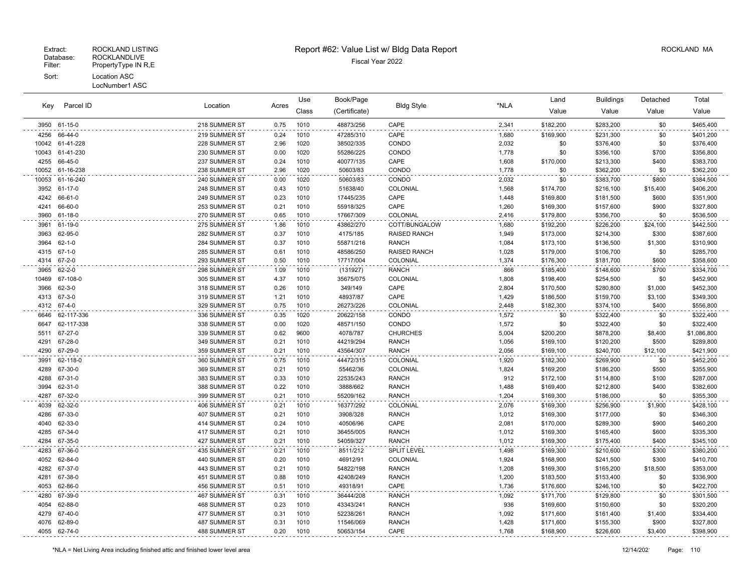Extract: ROCKLAND LISTING
Database: ROCKLANDLIVE
Filter: PropertyType IN R,E
Sort: Location ASC
LocNumber1 ASC

# Report #62: Value List w/ Bldg Data Report

Fiscal Year 2022

ROCKLAND MA

| Key | Parcel ID | Location | Acres | Use Class | Book/Page (Certificate) | Bldg Style | *NLA | Land Value | Buildings Value | Detached Value | Total Value |
|---|---|---|---|---|---|---|---|---|---|---|---|
| 3950 | 61-15-0 | 218 SUMMER ST | 0.75 | 1010 | 48873/256 | CAPE | 2,341 | $182,200 | $283,200 | $0 | $465,400 |
| 4256 | 66-44-0 | 219 SUMMER ST | 0.24 | 1010 | 47285/310 | CAPE | 1,680 | $169,900 | $231,300 | $0 | $401,200 |
| 10042 | 61-41-228 | 228 SUMMER ST | 2.96 | 1020 | 38502/335 | CONDO | 2,032 | $0 | $376,400 | $0 | $376,400 |
| 10043 | 61-41-230 | 230 SUMMER ST | 0.00 | 1020 | 55286/225 | CONDO | 1,778 | $0 | $356,100 | $700 | $356,800 |
| 4255 | 66-45-0 | 237 SUMMER ST | 0.24 | 1010 | 40077/135 | CAPE | 1,608 | $170,000 | $213,300 | $400 | $383,700 |
| 10052 | 61-16-238 | 238 SUMMER ST | 2.96 | 1020 | 50603/83 | CONDO | 1,778 | $0 | $362,200 | $0 | $362,200 |
| 10053 | 61-16-240 | 240 SUMMER ST | 0.00 | 1020 | 50603/83 | CONDO | 2,032 | $0 | $383,700 | $800 | $384,500 |
| 3952 | 61-17-0 | 248 SUMMER ST | 0.43 | 1010 | 51638/40 | COLONIAL | 1,568 | $174,700 | $216,100 | $15,400 | $406,200 |
| 4242 | 66-61-0 | 249 SUMMER ST | 0.23 | 1010 | 17445/235 | CAPE | 1,448 | $169,800 | $181,500 | $600 | $351,900 |
| 4241 | 66-60-0 | 253 SUMMER ST | 0.21 | 1010 | 55918/325 | CAPE | 1,260 | $169,300 | $157,600 | $900 | $327,800 |
| 3960 | 61-18-0 | 270 SUMMER ST | 0.65 | 1010 | 17667/309 | COLONIAL | 2,416 | $179,800 | $356,700 | $0 | $536,500 |
| 3961 | 61-19-0 | 275 SUMMER ST | 1.86 | 1010 | 43862/270 | COTT/BUNGALOW | 1,680 | $192,200 | $226,200 | $24,100 | $442,500 |
| 3963 | 62-95-0 | 282 SUMMER ST | 0.37 | 1010 | 4175/185 | RAISED RANCH | 1,949 | $173,000 | $214,300 | $300 | $387,600 |
| 3964 | 62-1-0 | 284 SUMMER ST | 0.37 | 1010 | 55871/216 | RANCH | 1,084 | $173,100 | $136,500 | $1,300 | $310,900 |
| 4315 | 67-1-0 | 285 SUMMER ST | 0.61 | 1010 | 48586/250 | RAISED RANCH | 1,028 | $179,000 | $106,700 | $0 | $285,700 |
| 4314 | 67-2-0 | 293 SUMMER ST | 0.50 | 1010 | 17717/004 | COLONIAL | 1,374 | $176,300 | $181,700 | $600 | $358,600 |
| 3965 | 62-2-0 | 298 SUMMER ST | 1.09 | 1010 | (131927) | RANCH | 866 | $185,400 | $148,600 | $700 | $334,700 |
| 10469 | 67-108-0 | 305 SUMMER ST | 4.37 | 1010 | 35675/075 | COLONIAL | 1,808 | $198,400 | $254,500 | $0 | $452,900 |
| 3966 | 62-3-0 | 318 SUMMER ST | 0.26 | 1010 | 349/149 | CAPE | 2,804 | $170,500 | $280,800 | $1,000 | $452,300 |
| 4313 | 67-3-0 | 319 SUMMER ST | 1.21 | 1010 | 48937/87 | CAPE | 1,429 | $186,500 | $159,700 | $3,100 | $349,300 |
| 4312 | 67-4-0 | 329 SUMMER ST | 0.75 | 1010 | 26273/226 | COLONIAL | 2,448 | $182,300 | $374,100 | $400 | $556,800 |
| 6646 | 62-117-336 | 336 SUMMER ST | 0.35 | 1020 | 20622/158 | CONDO | 1,572 | $0 | $322,400 | $0 | $322,400 |
| 6647 | 62-117-338 | 338 SUMMER ST | 0.00 | 1020 | 48571/150 | CONDO | 1,572 | $0 | $322,400 | $0 | $322,400 |
| 5511 | 67-27-0 | 339 SUMMER ST | 0.62 | 9600 | 4078/787 | CHURCHES | 5,004 | $200,200 | $878,200 | $8,400 | $1,086,800 |
| 4291 | 67-28-0 | 349 SUMMER ST | 0.21 | 1010 | 44219/294 | RANCH | 1,056 | $169,100 | $120,200 | $500 | $289,800 |
| 4290 | 67-29-0 | 359 SUMMER ST | 0.21 | 1010 | 43564/307 | RANCH | 2,056 | $169,100 | $240,700 | $12,100 | $421,900 |
| 3991 | 62-118-0 | 360 SUMMER ST | 0.75 | 1010 | 44472/315 | COLONIAL | 1,920 | $182,300 | $269,900 | $0 | $452,200 |
| 4289 | 67-30-0 | 369 SUMMER ST | 0.21 | 1010 | 55462/36 | COLONIAL | 1,824 | $169,200 | $186,200 | $500 | $355,900 |
| 4288 | 67-31-0 | 383 SUMMER ST | 0.33 | 1010 | 22535/243 | RANCH | 912 | $172,100 | $114,800 | $100 | $287,000 |
| 3994 | 62-31-0 | 388 SUMMER ST | 0.22 | 1010 | 3888/662 | RANCH | 1,488 | $169,400 | $212,800 | $400 | $382,600 |
| 4287 | 67-32-0 | 399 SUMMER ST | 0.21 | 1010 | 55209/162 | RANCH | 1,204 | $169,300 | $186,000 | $0 | $355,300 |
| 4039 | 62-32-0 | 406 SUMMER ST | 0.21 | 1010 | 16377/292 | COLONIAL | 2,076 | $169,300 | $256,900 | $1,900 | $428,100 |
| 4286 | 67-33-0 | 407 SUMMER ST | 0.21 | 1010 | 3908/328 | RANCH | 1,012 | $169,300 | $177,000 | $0 | $346,300 |
| 4040 | 62-33-0 | 414 SUMMER ST | 0.24 | 1010 | 40506/96 | CAPE | 2,081 | $170,000 | $289,300 | $900 | $460,200 |
| 4285 | 67-34-0 | 417 SUMMER ST | 0.21 | 1010 | 36455/005 | RANCH | 1,012 | $169,300 | $165,400 | $600 | $335,300 |
| 4284 | 67-35-0 | 427 SUMMER ST | 0.21 | 1010 | 54059/327 | RANCH | 1,012 | $169,300 | $175,400 | $400 | $345,100 |
| 4283 | 67-36-0 | 435 SUMMER ST | 0.21 | 1010 | 8511/212 | SPLIT LEVEL | 1,498 | $169,300 | $210,600 | $300 | $380,200 |
| 4052 | 62-84-0 | 440 SUMMER ST | 0.20 | 1010 | 46912/91 | COLONIAL | 1,924 | $168,900 | $241,500 | $300 | $410,700 |
| 4282 | 67-37-0 | 443 SUMMER ST | 0.21 | 1010 | 54822/198 | RANCH | 1,208 | $169,300 | $165,200 | $18,500 | $353,000 |
| 4281 | 67-38-0 | 451 SUMMER ST | 0.88 | 1010 | 42408/249 | RANCH | 1,200 | $183,500 | $153,400 | $0 | $336,900 |
| 4053 | 62-86-0 | 456 SUMMER ST | 0.51 | 1010 | 49318/91 | CAPE | 1,736 | $176,600 | $246,100 | $0 | $422,700 |
| 4280 | 67-39-0 | 467 SUMMER ST | 0.31 | 1010 | 36444/208 | RANCH | 1,092 | $171,700 | $129,800 | $0 | $301,500 |
| 4054 | 62-88-0 | 468 SUMMER ST | 0.23 | 1010 | 43343/241 | RANCH | 936 | $169,600 | $150,600 | $0 | $320,200 |
| 4279 | 67-40-0 | 477 SUMMER ST | 0.31 | 1010 | 52238/261 | RANCH | 1,092 | $171,600 | $161,400 | $1,400 | $334,400 |
| 4076 | 62-89-0 | 487 SUMMER ST | 0.31 | 1010 | 11546/069 | RANCH | 1,428 | $171,600 | $155,300 | $900 | $327,800 |
| 4055 | 62-74-0 | 488 SUMMER ST | 0.20 | 1010 | 50653/154 | CAPE | 1,768 | $168,900 | $226,600 | $3,400 | $398,900 |

*NLA = Net Living Area including finished attic and finished lower level area

12/14/202·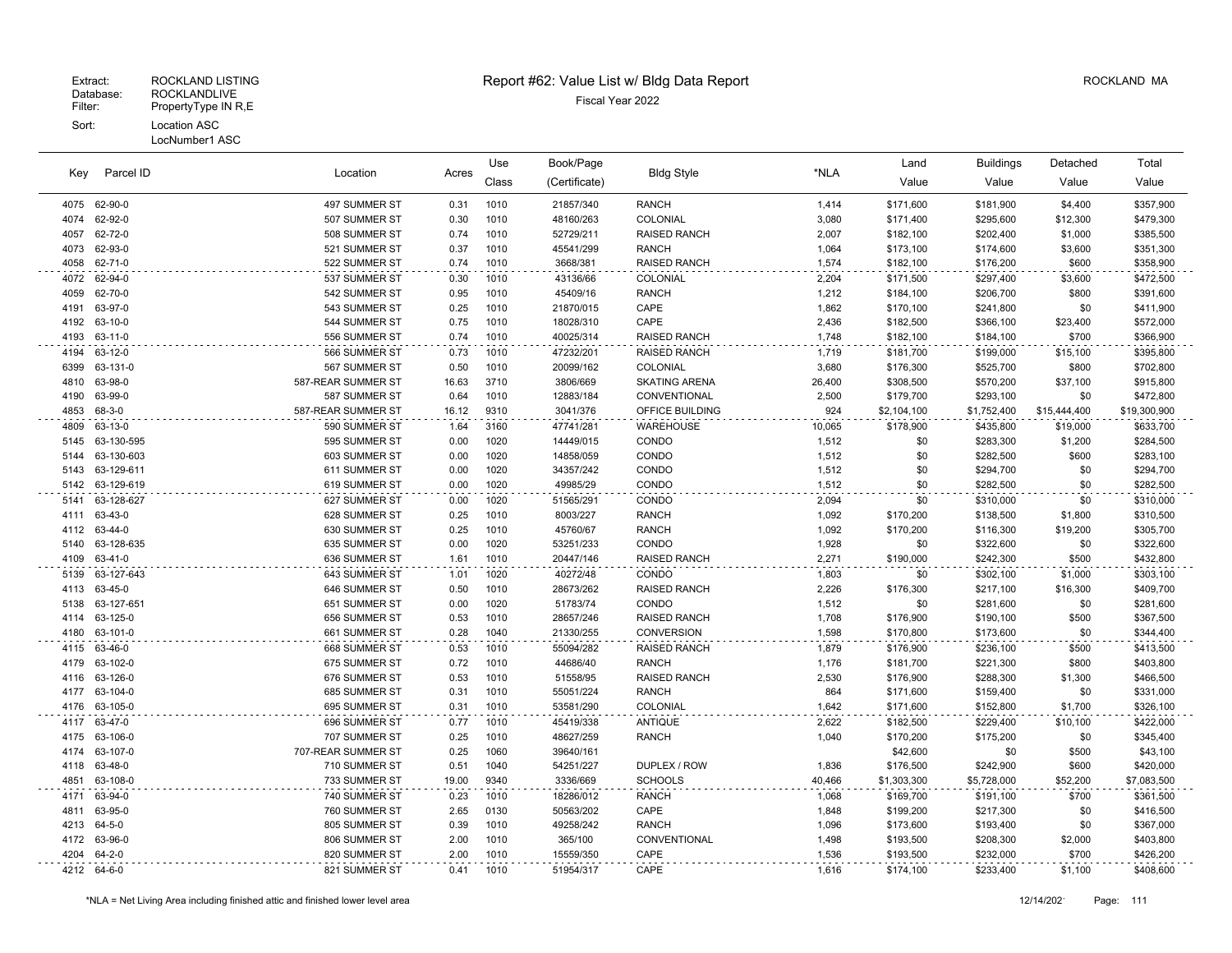Extract: ROCKLAND LISTING
Database: ROCKLANDLIVE
Filter: PropertyType IN R,E
Sort: Location ASC
LocNumber1 ASC

# Report #62: Value List w/ Bldg Data Report

Fiscal Year 2022

ROCKLAND MA

| Key | Parcel ID | Location | Acres | Use Class | Book/Page (Certificate) | Bldg Style | *NLA | Land Value | Buildings Value | Detached Value | Total Value |
|---|---|---|---|---|---|---|---|---|---|---|---|
| 4075 | 62-90-0 | 497 SUMMER ST | 0.31 | 1010 | 21857/340 | RANCH | 1,414 | $171,600 | $181,900 | $4,400 | $357,900 |
| 4074 | 62-92-0 | 507 SUMMER ST | 0.30 | 1010 | 48160/263 | COLONIAL | 3,080 | $171,400 | $295,600 | $12,300 | $479,300 |
| 4057 | 62-72-0 | 508 SUMMER ST | 0.74 | 1010 | 52729/211 | RAISED RANCH | 2,007 | $182,100 | $202,400 | $1,000 | $385,500 |
| 4073 | 62-93-0 | 521 SUMMER ST | 0.37 | 1010 | 45541/299 | RANCH | 1,064 | $173,100 | $174,600 | $3,600 | $351,300 |
| 4058 | 62-71-0 | 522 SUMMER ST | 0.74 | 1010 | 3668/381 | RAISED RANCH | 1,574 | $182,100 | $176,200 | $600 | $358,900 |
| 4072 | 62-94-0 | 537 SUMMER ST | 0.30 | 1010 | 43136/66 | COLONIAL | 2,204 | $171,500 | $297,400 | $3,600 | $472,500 |
| 4059 | 62-70-0 | 542 SUMMER ST | 0.95 | 1010 | 45409/16 | RANCH | 1,212 | $184,100 | $206,700 | $800 | $391,600 |
| 4191 | 63-97-0 | 543 SUMMER ST | 0.25 | 1010 | 21870/015 | CAPE | 1,862 | $170,100 | $241,800 | $0 | $411,900 |
| 4192 | 63-10-0 | 544 SUMMER ST | 0.75 | 1010 | 18028/310 | CAPE | 2,436 | $182,500 | $366,100 | $23,400 | $572,000 |
| 4193 | 63-11-0 | 556 SUMMER ST | 0.74 | 1010 | 40025/314 | RAISED RANCH | 1,748 | $182,100 | $184,100 | $700 | $366,900 |
| 4194 | 63-12-0 | 566 SUMMER ST | 0.73 | 1010 | 47232/201 | RAISED RANCH | 1,719 | $181,700 | $199,000 | $15,100 | $395,800 |
| 6399 | 63-131-0 | 567 SUMMER ST | 0.50 | 1010 | 20099/162 | COLONIAL | 3,680 | $176,300 | $525,700 | $800 | $702,800 |
| 4810 | 63-98-0 | 587-REAR SUMMER ST | 16.63 | 3710 | 3806/669 | SKATING ARENA | 26,400 | $308,500 | $570,200 | $37,100 | $915,800 |
| 4190 | 63-99-0 | 587 SUMMER ST | 0.64 | 1010 | 12883/184 | CONVENTIONAL | 2,500 | $179,700 | $293,100 | $0 | $472,800 |
| 4853 | 68-3-0 | 587-REAR SUMMER ST | 16.12 | 9310 | 3041/376 | OFFICE BUILDING | 924 | $2,104,100 | $1,752,400 | $15,444,400 | $19,300,900 |
| 4809 | 63-13-0 | 590 SUMMER ST | 1.64 | 3160 | 47741/281 | WAREHOUSE | 10,065 | $178,900 | $435,800 | $19,000 | $633,700 |
| 5145 | 63-130-595 | 595 SUMMER ST | 0.00 | 1020 | 14449/015 | CONDO | 1,512 | $0 | $283,300 | $1,200 | $284,500 |
| 5144 | 63-130-603 | 603 SUMMER ST | 0.00 | 1020 | 14858/059 | CONDO | 1,512 | $0 | $282,500 | $600 | $283,100 |
| 5143 | 63-129-611 | 611 SUMMER ST | 0.00 | 1020 | 34357/242 | CONDO | 1,512 | $0 | $294,700 | $0 | $294,700 |
| 5142 | 63-129-619 | 619 SUMMER ST | 0.00 | 1020 | 49985/29 | CONDO | 1,512 | $0 | $282,500 | $0 | $282,500 |
| 5141 | 63-128-627 | 627 SUMMER ST | 0.00 | 1020 | 51565/291 | CONDO | 2,094 | $0 | $310,000 | $0 | $310,000 |
| 4111 | 63-43-0 | 628 SUMMER ST | 0.25 | 1010 | 8003/227 | RANCH | 1,092 | $170,200 | $138,500 | $1,800 | $310,500 |
| 4112 | 63-44-0 | 630 SUMMER ST | 0.25 | 1010 | 45760/67 | RANCH | 1,092 | $170,200 | $116,300 | $19,200 | $305,700 |
| 5140 | 63-128-635 | 635 SUMMER ST | 0.00 | 1020 | 53251/233 | CONDO | 1,928 | $0 | $322,600 | $0 | $322,600 |
| 4109 | 63-41-0 | 636 SUMMER ST | 1.61 | 1010 | 20447/146 | RAISED RANCH | 2,271 | $190,000 | $242,300 | $500 | $432,800 |
| 5139 | 63-127-643 | 643 SUMMER ST | 1.01 | 1020 | 40272/48 | CONDO | 1,803 | $0 | $302,100 | $1,000 | $303,100 |
| 4113 | 63-45-0 | 646 SUMMER ST | 0.50 | 1010 | 28673/262 | RAISED RANCH | 2,226 | $176,300 | $217,100 | $16,300 | $409,700 |
| 5138 | 63-127-651 | 651 SUMMER ST | 0.00 | 1020 | 51783/74 | CONDO | 1,512 | $0 | $281,600 | $0 | $281,600 |
| 4114 | 63-125-0 | 656 SUMMER ST | 0.53 | 1010 | 28657/246 | RAISED RANCH | 1,708 | $176,900 | $190,100 | $500 | $367,500 |
| 4180 | 63-101-0 | 661 SUMMER ST | 0.28 | 1040 | 21330/255 | CONVERSION | 1,598 | $170,800 | $173,600 | $0 | $344,400 |
| 4115 | 63-46-0 | 668 SUMMER ST | 0.53 | 1010 | 55094/282 | RAISED RANCH | 1,879 | $176,900 | $236,100 | $500 | $413,500 |
| 4179 | 63-102-0 | 675 SUMMER ST | 0.72 | 1010 | 44686/40 | RANCH | 1,176 | $181,700 | $221,300 | $800 | $403,800 |
| 4116 | 63-126-0 | 676 SUMMER ST | 0.53 | 1010 | 51558/95 | RAISED RANCH | 2,530 | $176,900 | $288,300 | $1,300 | $466,500 |
| 4177 | 63-104-0 | 685 SUMMER ST | 0.31 | 1010 | 55051/224 | RANCH | 864 | $171,600 | $159,400 | $0 | $331,000 |
| 4176 | 63-105-0 | 695 SUMMER ST | 0.31 | 1010 | 53581/290 | COLONIAL | 1,642 | $171,600 | $152,800 | $1,700 | $326,100 |
| 4117 | 63-47-0 | 696 SUMMER ST | 0.77 | 1010 | 45419/338 | ANTIQUE | 2,622 | $182,500 | $229,400 | $10,100 | $422,000 |
| 4175 | 63-106-0 | 707 SUMMER ST | 0.25 | 1010 | 48627/259 | RANCH | 1,040 | $170,200 | $175,200 | $0 | $345,400 |
| 4174 | 63-107-0 | 707-REAR SUMMER ST | 0.25 | 1060 | 39640/161 | | | $42,600 | $0 | $500 | $43,100 |
| 4118 | 63-48-0 | 710 SUMMER ST | 0.51 | 1040 | 54251/227 | DUPLEX / ROW | 1,836 | $176,500 | $242,900 | $600 | $420,000 |
| 4851 | 63-108-0 | 733 SUMMER ST | 19.00 | 9340 | 3336/669 | SCHOOLS | 40,466 | $1,303,300 | $5,728,000 | $52,200 | $7,083,500 |
| 4171 | 63-94-0 | 740 SUMMER ST | 0.23 | 1010 | 18286/012 | RANCH | 1,068 | $169,700 | $191,100 | $700 | $361,500 |
| 4811 | 63-95-0 | 760 SUMMER ST | 2.65 | 0130 | 50563/202 | CAPE | 1,848 | $199,200 | $217,300 | $0 | $416,500 |
| 4213 | 64-5-0 | 805 SUMMER ST | 0.39 | 1010 | 49258/242 | RANCH | 1,096 | $173,600 | $193,400 | $0 | $367,000 |
| 4172 | 63-96-0 | 806 SUMMER ST | 2.00 | 1010 | 365/100 | CONVENTIONAL | 1,498 | $193,500 | $208,300 | $2,000 | $403,800 |
| 4204 | 64-2-0 | 820 SUMMER ST | 2.00 | 1010 | 15559/350 | CAPE | 1,536 | $193,500 | $232,000 | $700 | $426,200 |
| 4212 | 64-6-0 | 821 SUMMER ST | 0.41 | 1010 | 51954/317 | CAPE | 1,616 | $174,100 | $233,400 | $1,100 | $408,600 |

*NLA = Net Living Area including finished attic and finished lower level area

12/14/202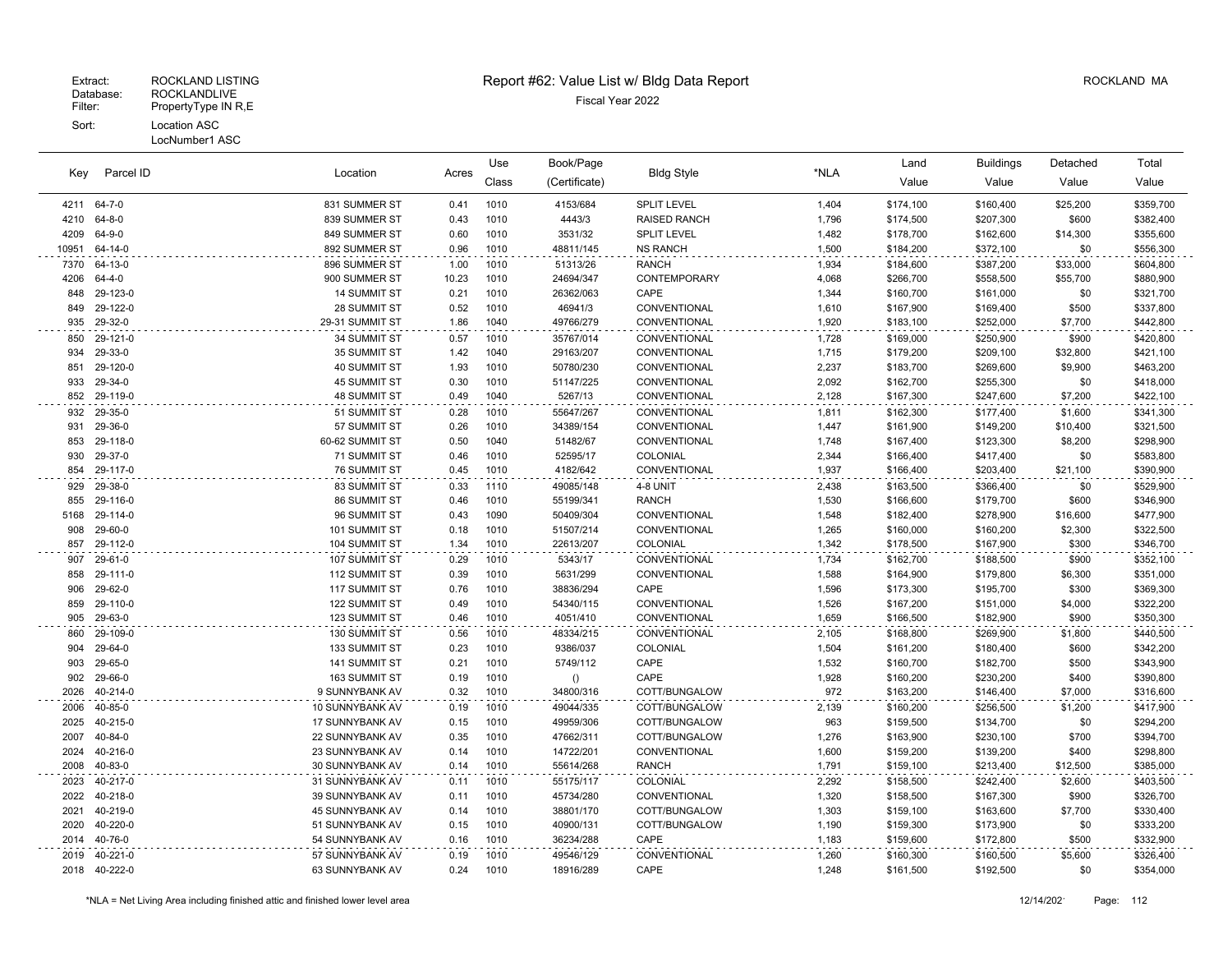Extract: ROCKLAND LISTING
Database: ROCKLANDLIVE
Filter: PropertyType IN R,E
Sort: Location ASC
LocNumber1 ASC

# Report #62: Value List w/ Bldg Data Report

Fiscal Year 2022

ROCKLAND MA

| Key | Parcel ID | Location | Acres | Use Class | Book/Page (Certificate) | Bldg Style | *NLA | Land Value | Buildings Value | Detached Value | Total Value |
|---|---|---|---|---|---|---|---|---|---|---|---|
| 4211 | 64-7-0 | 831 SUMMER ST | 0.41 | 1010 | 4153/684 | SPLIT LEVEL | 1,404 | $174,100 | $160,400 | $25,200 | $359,700 |
| 4210 | 64-8-0 | 839 SUMMER ST | 0.43 | 1010 | 4443/3 | RAISED RANCH | 1,796 | $174,500 | $207,300 | $600 | $382,400 |
| 4209 | 64-9-0 | 849 SUMMER ST | 0.60 | 1010 | 3531/32 | SPLIT LEVEL | 1,482 | $178,700 | $162,600 | $14,300 | $355,600 |
| 10951 | 64-14-0 | 892 SUMMER ST | 0.96 | 1010 | 48811/145 | NS RANCH | 1,500 | $184,200 | $372,100 | $0 | $556,300 |
| 7370 | 64-13-0 | 896 SUMMER ST | 1.00 | 1010 | 51313/26 | RANCH | 1,934 | $184,600 | $387,200 | $33,000 | $604,800 |
| 4206 | 64-4-0 | 900 SUMMER ST | 10.23 | 1010 | 24694/347 | CONTEMPORARY | 4,068 | $266,700 | $558,500 | $55,700 | $880,900 |
| 848 | 29-123-0 | 14 SUMMIT ST | 0.21 | 1010 | 26362/063 | CAPE | 1,344 | $160,700 | $161,000 | $0 | $321,700 |
| 849 | 29-122-0 | 28 SUMMIT ST | 0.52 | 1010 | 46941/3 | CONVENTIONAL | 1,610 | $167,900 | $169,400 | $500 | $337,800 |
| 935 | 29-32-0 | 29-31 SUMMIT ST | 1.86 | 1040 | 49766/279 | CONVENTIONAL | 1,920 | $183,100 | $252,000 | $7,700 | $442,800 |
| 850 | 29-121-0 | 34 SUMMIT ST | 0.57 | 1010 | 35767/014 | CONVENTIONAL | 1,728 | $169,000 | $250,900 | $900 | $420,800 |
| 934 | 29-33-0 | 35 SUMMIT ST | 1.42 | 1040 | 29163/207 | CONVENTIONAL | 1,715 | $179,200 | $209,100 | $32,800 | $421,100 |
| 851 | 29-120-0 | 40 SUMMIT ST | 1.93 | 1010 | 50780/230 | CONVENTIONAL | 2,237 | $183,700 | $269,600 | $9,900 | $463,200 |
| 933 | 29-34-0 | 45 SUMMIT ST | 0.30 | 1010 | 51147/225 | CONVENTIONAL | 2,092 | $162,700 | $255,300 | $0 | $418,000 |
| 852 | 29-119-0 | 48 SUMMIT ST | 0.49 | 1040 | 5267/13 | CONVENTIONAL | 2,128 | $167,300 | $247,600 | $7,200 | $422,100 |
| 932 | 29-35-0 | 51 SUMMIT ST | 0.28 | 1010 | 55647/267 | CONVENTIONAL | 1,811 | $162,300 | $177,400 | $1,600 | $341,300 |
| 931 | 29-36-0 | 57 SUMMIT ST | 0.26 | 1010 | 34389/154 | CONVENTIONAL | 1,447 | $161,900 | $149,200 | $10,400 | $321,500 |
| 853 | 29-118-0 | 60-62 SUMMIT ST | 0.50 | 1040 | 51482/67 | CONVENTIONAL | 1,748 | $167,400 | $123,300 | $8,200 | $298,900 |
| 930 | 29-37-0 | 71 SUMMIT ST | 0.46 | 1010 | 52595/17 | COLONIAL | 2,344 | $166,400 | $417,400 | $0 | $583,800 |
| 854 | 29-117-0 | 76 SUMMIT ST | 0.45 | 1010 | 4182/642 | CONVENTIONAL | 1,937 | $166,400 | $203,400 | $21,100 | $390,900 |
| 929 | 29-38-0 | 83 SUMMIT ST | 0.33 | 1110 | 49085/148 | 4-8 UNIT | 2,438 | $163,500 | $366,400 | $0 | $529,900 |
| 855 | 29-116-0 | 86 SUMMIT ST | 0.46 | 1010 | 55199/341 | RANCH | 1,530 | $166,600 | $179,700 | $600 | $346,900 |
| 5168 | 29-114-0 | 96 SUMMIT ST | 0.43 | 1090 | 50409/304 | CONVENTIONAL | 1,548 | $182,400 | $278,900 | $16,600 | $477,900 |
| 908 | 29-60-0 | 101 SUMMIT ST | 0.18 | 1010 | 51507/214 | CONVENTIONAL | 1,265 | $160,000 | $160,200 | $2,300 | $322,500 |
| 857 | 29-112-0 | 104 SUMMIT ST | 1.34 | 1010 | 22613/207 | COLONIAL | 1,342 | $178,500 | $167,900 | $300 | $346,700 |
| 907 | 29-61-0 | 107 SUMMIT ST | 0.29 | 1010 | 5343/17 | CONVENTIONAL | 1,734 | $162,700 | $188,500 | $900 | $352,100 |
| 858 | 29-111-0 | 112 SUMMIT ST | 0.39 | 1010 | 5631/299 | CONVENTIONAL | 1,588 | $164,900 | $179,800 | $6,300 | $351,000 |
| 906 | 29-62-0 | 117 SUMMIT ST | 0.76 | 1010 | 38836/294 | CAPE | 1,596 | $173,300 | $195,700 | $300 | $369,300 |
| 859 | 29-110-0 | 122 SUMMIT ST | 0.49 | 1010 | 54340/115 | CONVENTIONAL | 1,526 | $167,200 | $151,000 | $4,000 | $322,200 |
| 905 | 29-63-0 | 123 SUMMIT ST | 0.46 | 1010 | 4051/410 | CONVENTIONAL | 1,659 | $166,500 | $182,900 | $900 | $350,300 |
| 860 | 29-109-0 | 130 SUMMIT ST | 0.56 | 1010 | 48334/215 | CONVENTIONAL | 2,105 | $168,800 | $269,900 | $1,800 | $440,500 |
| 904 | 29-64-0 | 133 SUMMIT ST | 0.23 | 1010 | 9386/037 | COLONIAL | 1,504 | $161,200 | $180,400 | $600 | $342,200 |
| 903 | 29-65-0 | 141 SUMMIT ST | 0.21 | 1010 | 5749/112 | CAPE | 1,532 | $160,700 | $182,700 | $500 | $343,900 |
| 902 | 29-66-0 | 163 SUMMIT ST | 0.19 | 1010 | () | CAPE | 1,928 | $160,200 | $230,200 | $400 | $390,800 |
| 2026 | 40-214-0 | 9 SUNNYBANK AV | 0.32 | 1010 | 34800/316 | COTT/BUNGALOW | 972 | $163,200 | $146,400 | $7,000 | $316,600 |
| 2006 | 40-85-0 | 10 SUNNYBANK AV | 0.19 | 1010 | 49044/335 | COTT/BUNGALOW | 2,139 | $160,200 | $256,500 | $1,200 | $417,900 |
| 2025 | 40-215-0 | 17 SUNNYBANK AV | 0.15 | 1010 | 49959/306 | COTT/BUNGALOW | 963 | $159,500 | $134,700 | $0 | $294,200 |
| 2007 | 40-84-0 | 22 SUNNYBANK AV | 0.35 | 1010 | 47662/311 | COTT/BUNGALOW | 1,276 | $163,900 | $230,100 | $700 | $394,700 |
| 2024 | 40-216-0 | 23 SUNNYBANK AV | 0.14 | 1010 | 14722/201 | CONVENTIONAL | 1,600 | $159,200 | $139,200 | $400 | $298,800 |
| 2008 | 40-83-0 | 30 SUNNYBANK AV | 0.14 | 1010 | 55614/268 | RANCH | 1,791 | $159,100 | $213,400 | $12,500 | $385,000 |
| 2023 | 40-217-0 | 31 SUNNYBANK AV | 0.11 | 1010 | 55175/117 | COLONIAL | 2,292 | $158,500 | $242,400 | $2,600 | $403,500 |
| 2022 | 40-218-0 | 39 SUNNYBANK AV | 0.11 | 1010 | 45734/280 | CONVENTIONAL | 1,320 | $158,500 | $167,300 | $900 | $326,700 |
| 2021 | 40-219-0 | 45 SUNNYBANK AV | 0.14 | 1010 | 38801/170 | COTT/BUNGALOW | 1,303 | $159,100 | $163,600 | $7,700 | $330,400 |
| 2020 | 40-220-0 | 51 SUNNYBANK AV | 0.15 | 1010 | 40900/131 | COTT/BUNGALOW | 1,190 | $159,300 | $173,900 | $0 | $333,200 |
| 2014 | 40-76-0 | 54 SUNNYBANK AV | 0.16 | 1010 | 36234/288 | CAPE | 1,183 | $159,600 | $172,800 | $500 | $332,900 |
| 2019 | 40-221-0 | 57 SUNNYBANK AV | 0.19 | 1010 | 49546/129 | CONVENTIONAL | 1,260 | $160,300 | $160,500 | $5,600 | $326,400 |
| 2018 | 40-222-0 | 63 SUNNYBANK AV | 0.24 | 1010 | 18916/289 | CAPE | 1,248 | $161,500 | $192,500 | $0 | $354,000 |

*NLA = Net Living Area including finished attic and finished lower level area

12/14/2021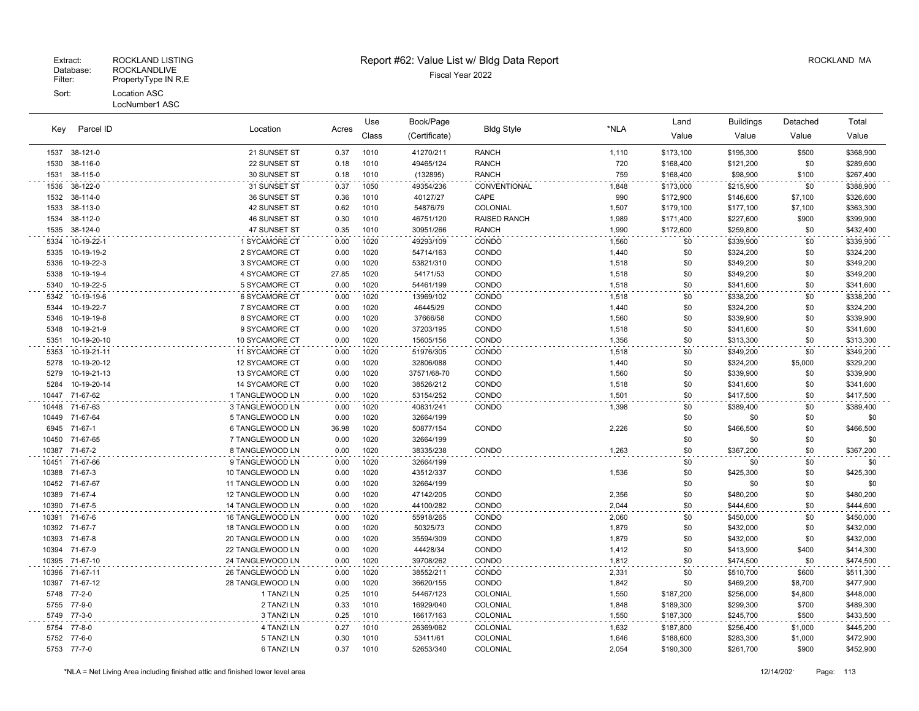Extract: ROCKLAND LISTING
Database: ROCKLANDLIVE
Filter: PropertyType IN R,E
Sort: Location ASC
LocNumber1 ASC

# Report #62: Value List w/ Bldg Data Report

Fiscal Year 2022

ROCKLAND MA

| Key | Parcel ID | Location | Acres | Use Class | Book/Page (Certificate) | Bldg Style | *NLA | Land Value | Buildings Value | Detached Value | Total Value |
|---|---|---|---|---|---|---|---|---|---|---|---|
| 1537 | 38-121-0 | 21 SUNSET ST | 0.37 | 1010 | 41270/211 | RANCH | 1,110 | $173,100 | $195,300 | $500 | $368,900 |
| 1530 | 38-116-0 | 22 SUNSET ST | 0.18 | 1010 | 49465/124 | RANCH | 720 | $168,400 | $121,200 | $0 | $289,600 |
| 1531 | 38-115-0 | 30 SUNSET ST | 0.18 | 1010 | (132895) | RANCH | 759 | $168,400 | $98,900 | $100 | $267,400 |
| 1536 | 38-122-0 | 31 SUNSET ST | 0.37 | 1050 | 49354/236 | CONVENTIONAL | 1,848 | $173,000 | $215,900 | $0 | $388,900 |
| 1532 | 38-114-0 | 36 SUNSET ST | 0.36 | 1010 | 40127/27 | CAPE | 990 | $172,900 | $146,600 | $7,100 | $326,600 |
| 1533 | 38-113-0 | 42 SUNSET ST | 0.62 | 1010 | 54876/79 | COLONIAL | 1,507 | $179,100 | $177,100 | $7,100 | $363,300 |
| 1534 | 38-112-0 | 46 SUNSET ST | 0.30 | 1010 | 46751/120 | RAISED RANCH | 1,989 | $171,400 | $227,600 | $900 | $399,900 |
| 1535 | 38-124-0 | 47 SUNSET ST | 0.35 | 1010 | 30951/266 | RANCH | 1,990 | $172,600 | $259,800 | $0 | $432,400 |
| 5334 | 10-19-22-1 | 1 SYCAMORE CT | 0.00 | 1020 | 49293/109 | CONDO | 1,560 | $0 | $339,900 | $0 | $339,900 |
| 5335 | 10-19-19-2 | 2 SYCAMORE CT | 0.00 | 1020 | 54714/163 | CONDO | 1,440 | $0 | $324,200 | $0 | $324,200 |
| 5336 | 10-19-22-3 | 3 SYCAMORE CT | 0.00 | 1020 | 53821/310 | CONDO | 1,518 | $0 | $349,200 | $0 | $349,200 |
| 5338 | 10-19-19-4 | 4 SYCAMORE CT | 27.85 | 1020 | 54171/53 | CONDO | 1,518 | $0 | $349,200 | $0 | $349,200 |
| 5340 | 10-19-22-5 | 5 SYCAMORE CT | 0.00 | 1020 | 54461/199 | CONDO | 1,518 | $0 | $341,600 | $0 | $341,600 |
| 5342 | 10-19-19-6 | 6 SYCAMORE CT | 0.00 | 1020 | 13969/102 | CONDO | 1,518 | $0 | $338,200 | $0 | $338,200 |
| 5344 | 10-19-22-7 | 7 SYCAMORE CT | 0.00 | 1020 | 46445/29 | CONDO | 1,440 | $0 | $324,200 | $0 | $324,200 |
| 5346 | 10-19-19-8 | 8 SYCAMORE CT | 0.00 | 1020 | 37666/58 | CONDO | 1,560 | $0 | $339,900 | $0 | $339,900 |
| 5348 | 10-19-21-9 | 9 SYCAMORE CT | 0.00 | 1020 | 37203/195 | CONDO | 1,518 | $0 | $341,600 | $0 | $341,600 |
| 5351 | 10-19-20-10 | 10 SYCAMORE CT | 0.00 | 1020 | 15605/156 | CONDO | 1,356 | $0 | $313,300 | $0 | $313,300 |
| 5353 | 10-19-21-11 | 11 SYCAMORE CT | 0.00 | 1020 | 51976/305 | CONDO | 1,518 | $0 | $349,200 | $0 | $349,200 |
| 5278 | 10-19-20-12 | 12 SYCAMORE CT | 0.00 | 1020 | 32806/088 | CONDO | 1,440 | $0 | $324,200 | $5,000 | $329,200 |
| 5279 | 10-19-21-13 | 13 SYCAMORE CT | 0.00 | 1020 | 37571/68-70 | CONDO | 1,560 | $0 | $339,900 | $0 | $339,900 |
| 5284 | 10-19-20-14 | 14 SYCAMORE CT | 0.00 | 1020 | 38526/212 | CONDO | 1,518 | $0 | $341,600 | $0 | $341,600 |
| 10447 | 71-67-62 | 1 TANGLEWOOD LN | 0.00 | 1020 | 53154/252 | CONDO | 1,501 | $0 | $417,500 | $0 | $417,500 |
| 10448 | 71-67-63 | 3 TANGLEWOOD LN | 0.00 | 1020 | 40831/241 | CONDO | 1,398 | $0 | $389,400 | $0 | $389,400 |
| 10449 | 71-67-64 | 5 TANGLEWOOD LN | 0.00 | 1020 | 32664/199 | | | $0 | $0 | $0 | $0 |
| 6945 | 71-67-1 | 6 TANGLEWOOD LN | 36.98 | 1020 | 50877/154 | CONDO | 2,226 | $0 | $466,500 | $0 | $466,500 |
| 10450 | 71-67-65 | 7 TANGLEWOOD LN | 0.00 | 1020 | 32664/199 | | | $0 | $0 | $0 | $0 |
| 10387 | 71-67-2 | 8 TANGLEWOOD LN | 0.00 | 1020 | 38335/238 | CONDO | 1,263 | $0 | $367,200 | $0 | $367,200 |
| 10451 | 71-67-66 | 9 TANGLEWOOD LN | 0.00 | 1020 | 32664/199 | | | $0 | $0 | $0 | $0 |
| 10388 | 71-67-3 | 10 TANGLEWOOD LN | 0.00 | 1020 | 43512/337 | CONDO | 1,536 | $0 | $425,300 | $0 | $425,300 |
| 10452 | 71-67-67 | 11 TANGLEWOOD LN | 0.00 | 1020 | 32664/199 | | | $0 | $0 | $0 | $0 |
| 10389 | 71-67-4 | 12 TANGLEWOOD LN | 0.00 | 1020 | 47142/205 | CONDO | 2,356 | $0 | $480,200 | $0 | $480,200 |
| 10390 | 71-67-5 | 14 TANGLEWOOD LN | 0.00 | 1020 | 44100/282 | CONDO | 2,044 | $0 | $444,600 | $0 | $444,600 |
| 10391 | 71-67-6 | 16 TANGLEWOOD LN | 0.00 | 1020 | 55918/265 | CONDO | 2,060 | $0 | $450,000 | $0 | $450,000 |
| 10392 | 71-67-7 | 18 TANGLEWOOD LN | 0.00 | 1020 | 50325/73 | CONDO | 1,879 | $0 | $432,000 | $0 | $432,000 |
| 10393 | 71-67-8 | 20 TANGLEWOOD LN | 0.00 | 1020 | 35594/309 | CONDO | 1,879 | $0 | $432,000 | $0 | $432,000 |
| 10394 | 71-67-9 | 22 TANGLEWOOD LN | 0.00 | 1020 | 44428/34 | CONDO | 1,412 | $0 | $413,900 | $400 | $414,300 |
| 10395 | 71-67-10 | 24 TANGLEWOOD LN | 0.00 | 1020 | 39708/262 | CONDO | 1,812 | $0 | $474,500 | $0 | $474,500 |
| 10396 | 71-67-11 | 26 TANGLEWOOD LN | 0.00 | 1020 | 38552/211 | CONDO | 2,331 | $0 | $510,700 | $600 | $511,300 |
| 10397 | 71-67-12 | 28 TANGLEWOOD LN | 0.00 | 1020 | 36620/155 | CONDO | 1,842 | $0 | $469,200 | $8,700 | $477,900 |
| 5748 | 77-2-0 | 1 TANZI LN | 0.25 | 1010 | 54467/123 | COLONIAL | 1,550 | $187,200 | $256,000 | $4,800 | $448,000 |
| 5755 | 77-9-0 | 2 TANZI LN | 0.33 | 1010 | 16929/040 | COLONIAL | 1,848 | $189,300 | $299,300 | $700 | $489,300 |
| 5749 | 77-3-0 | 3 TANZI LN | 0.25 | 1010 | 16617/163 | COLONIAL | 1,550 | $187,300 | $245,700 | $500 | $433,500 |
| 5754 | 77-8-0 | 4 TANZI LN | 0.27 | 1010 | 26369/062 | COLONIAL | 1,632 | $187,800 | $256,400 | $1,000 | $445,200 |
| 5752 | 77-6-0 | 5 TANZI LN | 0.30 | 1010 | 53411/61 | COLONIAL | 1,646 | $188,600 | $283,300 | $1,000 | $472,900 |
| 5753 | 77-7-0 | 6 TANZI LN | 0.37 | 1010 | 52653/340 | COLONIAL | 2,054 | $190,300 | $261,700 | $900 | $452,900 |

*NLA = Net Living Area including finished attic and finished lower level area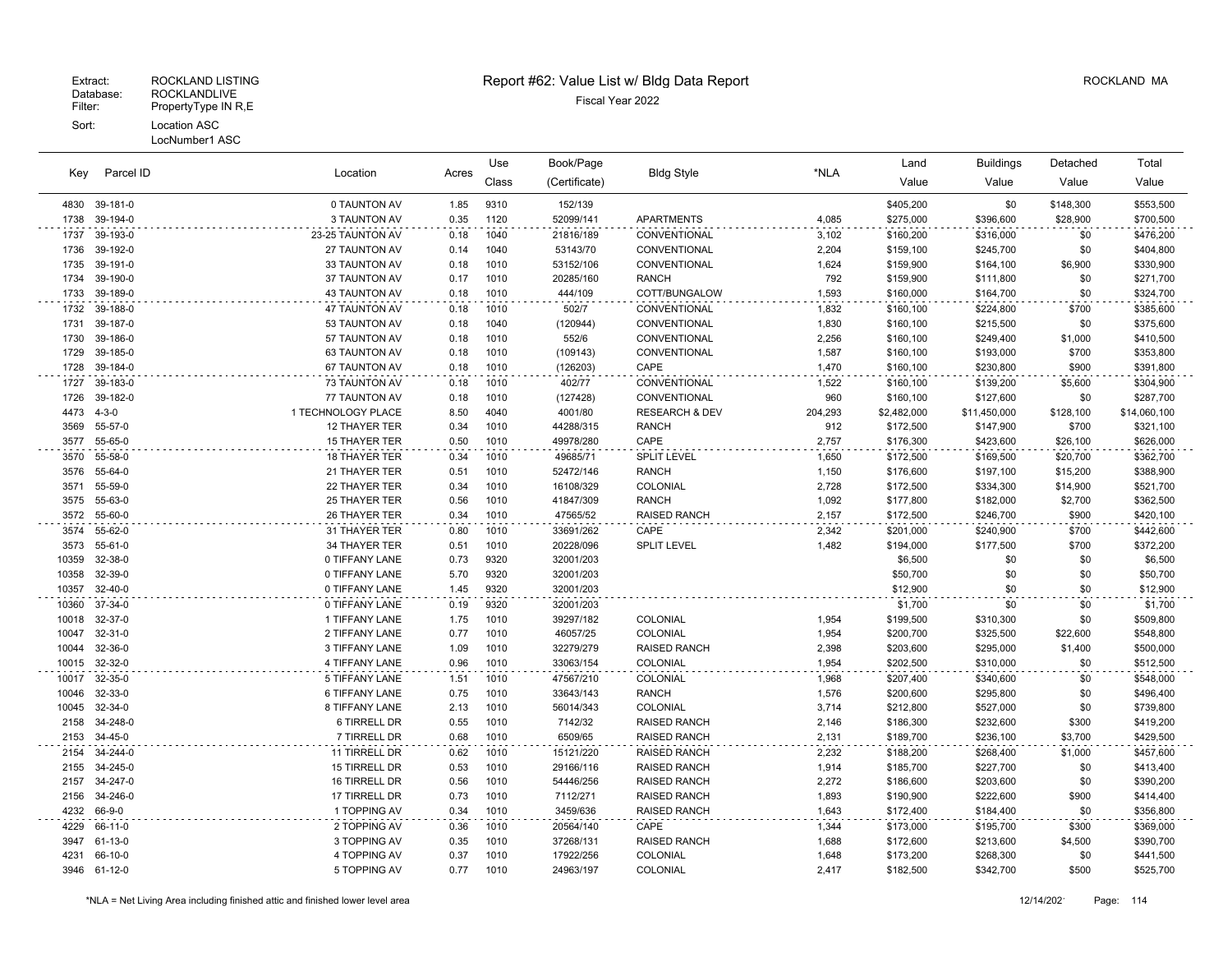Extract: ROCKLAND LISTING
Database: ROCKLANDLIVE
Filter: PropertyType IN R,E
Sort: Location ASC
LocNumber1 ASC

# Report #62: Value List w/ Bldg Data Report

Fiscal Year 2022

ROCKLAND MA

| Key | Parcel ID | Location | Acres | Use Class | Book/Page (Certificate) | Bldg Style | *NLA | Land Value | Buildings Value | Detached Value | Total Value |
|---|---|---|---|---|---|---|---|---|---|---|---|
| 4830 | 39-181-0 | 0 TAUNTON AV | 1.85 | 9310 | 152/139 | | | $405,200 | $0 | $148,300 | $553,500 |
| 1738 | 39-194-0 | 3 TAUNTON AV | 0.35 | 1120 | 52099/141 | APARTMENTS | 4,085 | $275,000 | $396,600 | $28,900 | $700,500 |
| 1737 | 39-193-0 | 23-25 TAUNTON AV | 0.18 | 1040 | 21816/189 | CONVENTIONAL | 3,102 | $160,200 | $316,000 | $0 | $476,200 |
| 1736 | 39-192-0 | 27 TAUNTON AV | 0.14 | 1040 | 53143/70 | CONVENTIONAL | 2,204 | $159,100 | $245,700 | $0 | $404,800 |
| 1735 | 39-191-0 | 33 TAUNTON AV | 0.18 | 1010 | 53152/106 | CONVENTIONAL | 1,624 | $159,900 | $164,100 | $6,900 | $330,900 |
| 1734 | 39-190-0 | 37 TAUNTON AV | 0.17 | 1010 | 20285/160 | RANCH | 792 | $159,900 | $111,800 | $0 | $271,700 |
| 1733 | 39-189-0 | 43 TAUNTON AV | 0.18 | 1010 | 444/109 | COTT/BUNGALOW | 1,593 | $160,000 | $164,700 | $0 | $324,700 |
| 1732 | 39-188-0 | 47 TAUNTON AV | 0.18 | 1010 | 502/7 | CONVENTIONAL | 1,832 | $160,100 | $224,800 | $700 | $385,600 |
| 1731 | 39-187-0 | 53 TAUNTON AV | 0.18 | 1040 | (120944) | CONVENTIONAL | 1,830 | $160,100 | $215,500 | $0 | $375,600 |
| 1730 | 39-186-0 | 57 TAUNTON AV | 0.18 | 1010 | 552/6 | CONVENTIONAL | 2,256 | $160,100 | $249,400 | $1,000 | $410,500 |
| 1729 | 39-185-0 | 63 TAUNTON AV | 0.18 | 1010 | (109143) | CONVENTIONAL | 1,587 | $160,100 | $193,000 | $700 | $353,800 |
| 1728 | 39-184-0 | 67 TAUNTON AV | 0.18 | 1010 | (126203) | CAPE | 1,470 | $160,100 | $230,800 | $900 | $391,800 |
| 1727 | 39-183-0 | 73 TAUNTON AV | 0.18 | 1010 | 402/77 | CONVENTIONAL | 1,522 | $160,100 | $139,200 | $5,600 | $304,900 |
| 1726 | 39-182-0 | 77 TAUNTON AV | 0.18 | 1010 | (127428) | CONVENTIONAL | 960 | $160,100 | $127,600 | $0 | $287,700 |
| 4473 | 4-3-0 | 1 TECHNOLOGY PLACE | 8.50 | 4040 | 4001/80 | RESEARCH & DEV | 204,293 | $2,482,000 | $11,450,000 | $128,100 | $14,060,100 |
| 3569 | 55-57-0 | 12 THAYER TER | 0.34 | 1010 | 44288/315 | RANCH | 912 | $172,500 | $147,900 | $700 | $321,100 |
| 3577 | 55-65-0 | 15 THAYER TER | 0.50 | 1010 | 49978/280 | CAPE | 2,757 | $176,300 | $423,600 | $26,100 | $626,000 |
| 3570 | 55-58-0 | 18 THAYER TER | 0.34 | 1010 | 49685/71 | SPLIT LEVEL | 1,650 | $172,500 | $169,500 | $20,700 | $362,700 |
| 3576 | 55-64-0 | 21 THAYER TER | 0.51 | 1010 | 52472/146 | RANCH | 1,150 | $176,600 | $197,100 | $15,200 | $388,900 |
| 3571 | 55-59-0 | 22 THAYER TER | 0.34 | 1010 | 16108/329 | COLONIAL | 2,728 | $172,500 | $334,300 | $14,900 | $521,700 |
| 3575 | 55-63-0 | 25 THAYER TER | 0.56 | 1010 | 41847/309 | RANCH | 1,092 | $177,800 | $182,000 | $2,700 | $362,500 |
| 3572 | 55-60-0 | 26 THAYER TER | 0.34 | 1010 | 47565/52 | RAISED RANCH | 2,157 | $172,500 | $246,700 | $900 | $420,100 |
| 3574 | 55-62-0 | 31 THAYER TER | 0.80 | 1010 | 33691/262 | CAPE | 2,342 | $201,000 | $240,900 | $700 | $442,600 |
| 3573 | 55-61-0 | 34 THAYER TER | 0.51 | 1010 | 20228/096 | SPLIT LEVEL | 1,482 | $194,000 | $177,500 | $700 | $372,200 |
| 10359 | 32-38-0 | 0 TIFFANY LANE | 0.73 | 9320 | 32001/203 | | | $6,500 | $0 | $0 | $6,500 |
| 10358 | 32-39-0 | 0 TIFFANY LANE | 5.70 | 9320 | 32001/203 | | | $50,700 | $0 | $0 | $50,700 |
| 10357 | 32-40-0 | 0 TIFFANY LANE | 1.45 | 9320 | 32001/203 | | | $12,900 | $0 | $0 | $12,900 |
| 10360 | 37-34-0 | 0 TIFFANY LANE | 0.19 | 9320 | 32001/203 | | | $1,700 | $0 | $0 | $1,700 |
| 10018 | 32-37-0 | 1 TIFFANY LANE | 1.75 | 1010 | 39297/182 | COLONIAL | 1,954 | $199,500 | $310,300 | $0 | $509,800 |
| 10047 | 32-31-0 | 2 TIFFANY LANE | 0.77 | 1010 | 46057/25 | COLONIAL | 1,954 | $200,700 | $325,500 | $22,600 | $548,800 |
| 10044 | 32-36-0 | 3 TIFFANY LANE | 1.09 | 1010 | 32279/279 | RAISED RANCH | 2,398 | $203,600 | $295,000 | $1,400 | $500,000 |
| 10015 | 32-32-0 | 4 TIFFANY LANE | 0.96 | 1010 | 33063/154 | COLONIAL | 1,954 | $202,500 | $310,000 | $0 | $512,500 |
| 10017 | 32-35-0 | 5 TIFFANY LANE | 1.51 | 1010 | 47567/210 | COLONIAL | 1,968 | $207,400 | $340,600 | $0 | $548,000 |
| 10046 | 32-33-0 | 6 TIFFANY LANE | 0.75 | 1010 | 33643/143 | RANCH | 1,576 | $200,600 | $295,800 | $0 | $496,400 |
| 10045 | 32-34-0 | 8 TIFFANY LANE | 2.13 | 1010 | 56014/343 | COLONIAL | 3,714 | $212,800 | $527,000 | $0 | $739,800 |
| 2158 | 34-248-0 | 6 TIRRELL DR | 0.55 | 1010 | 7142/32 | RAISED RANCH | 2,146 | $186,300 | $232,600 | $300 | $419,200 |
| 2153 | 34-45-0 | 7 TIRRELL DR | 0.68 | 1010 | 6509/65 | RAISED RANCH | 2,131 | $189,700 | $236,100 | $3,700 | $429,500 |
| 2154 | 34-244-0 | 11 TIRRELL DR | 0.62 | 1010 | 15121/220 | RAISED RANCH | 2,232 | $188,200 | $268,400 | $1,000 | $457,600 |
| 2155 | 34-245-0 | 15 TIRRELL DR | 0.53 | 1010 | 29166/116 | RAISED RANCH | 1,914 | $185,700 | $227,700 | $0 | $413,400 |
| 2157 | 34-247-0 | 16 TIRRELL DR | 0.56 | 1010 | 54446/256 | RAISED RANCH | 2,272 | $186,600 | $203,600 | $0 | $390,200 |
| 2156 | 34-246-0 | 17 TIRRELL DR | 0.73 | 1010 | 7112/271 | RAISED RANCH | 1,893 | $190,900 | $222,600 | $900 | $414,400 |
| 4232 | 66-9-0 | 1 TOPPING AV | 0.34 | 1010 | 3459/636 | RAISED RANCH | 1,643 | $172,400 | $184,400 | $0 | $356,800 |
| 4229 | 66-11-0 | 2 TOPPING AV | 0.36 | 1010 | 20564/140 | CAPE | 1,344 | $173,000 | $195,700 | $300 | $369,000 |
| 3947 | 61-13-0 | 3 TOPPING AV | 0.35 | 1010 | 37268/131 | RAISED RANCH | 1,688 | $172,600 | $213,600 | $4,500 | $390,700 |
| 4231 | 66-10-0 | 4 TOPPING AV | 0.37 | 1010 | 17922/256 | COLONIAL | 1,648 | $173,200 | $268,300 | $0 | $441,500 |
| 3946 | 61-12-0 | 5 TOPPING AV | 0.77 | 1010 | 24963/197 | COLONIAL | 2,417 | $182,500 | $342,700 | $500 | $525,700 |

*NLA = Net Living Area including finished attic and finished lower level area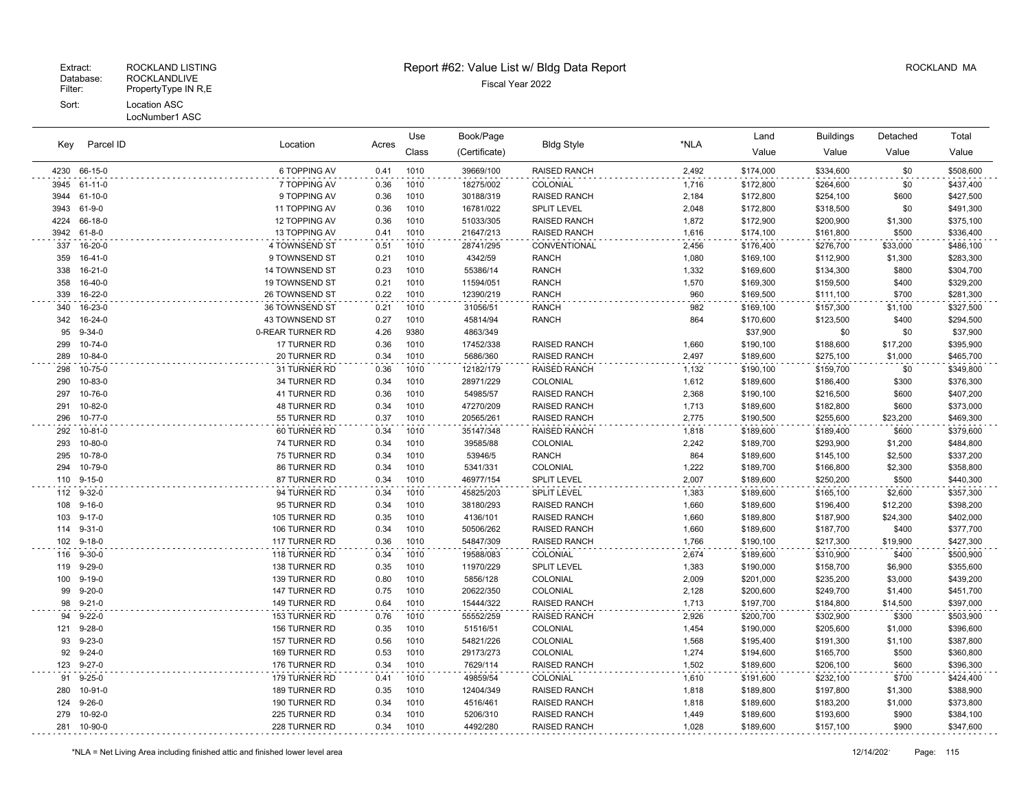Extract: ROCKLAND LISTING
Database: ROCKLANDLIVE
Filter: PropertyType IN R,E
Sort: Location ASC
LocNumber1 ASC

# Report #62: Value List w/ Bldg Data Report

Fiscal Year 2022

ROCKLAND MA

| Key | Parcel ID | Location | Acres | Use Class | Book/Page (Certificate) | Bldg Style | *NLA | Land Value | Buildings Value | Detached Value | Total Value |
|---|---|---|---|---|---|---|---|---|---|---|---|
| 4230 | 66-15-0 | 6 TOPPING AV | 0.41 | 1010 | 39669/100 | RAISED RANCH | 2,492 | $174,000 | $334,600 | $0 | $508,600 |
| 3945 | 61-11-0 | 7 TOPPING AV | 0.36 | 1010 | 18275/002 | COLONIAL | 1,716 | $172,800 | $264,600 | $0 | $437,400 |
| 3944 | 61-10-0 | 9 TOPPING AV | 0.36 | 1010 | 30188/319 | RAISED RANCH | 2,184 | $172,800 | $254,100 | $600 | $427,500 |
| 3943 | 61-9-0 | 11 TOPPING AV | 0.36 | 1010 | 16781/022 | SPLIT LEVEL | 2,048 | $172,800 | $318,500 | $0 | $491,300 |
| 4224 | 66-18-0 | 12 TOPPING AV | 0.36 | 1010 | 51033/305 | RAISED RANCH | 1,872 | $172,900 | $200,900 | $1,300 | $375,100 |
| 3942 | 61-8-0 | 13 TOPPING AV | 0.41 | 1010 | 21647/213 | RAISED RANCH | 1,616 | $174,100 | $161,800 | $500 | $336,400 |
| 337 | 16-20-0 | 4 TOWNSEND ST | 0.51 | 1010 | 28741/295 | CONVENTIONAL | 2,456 | $176,400 | $276,700 | $33,000 | $486,100 |
| 359 | 16-41-0 | 9 TOWNSEND ST | 0.21 | 1010 | 4342/59 | RANCH | 1,080 | $169,100 | $112,900 | $1,300 | $283,300 |
| 338 | 16-21-0 | 14 TOWNSEND ST | 0.23 | 1010 | 55386/14 | RANCH | 1,332 | $169,600 | $134,300 | $800 | $304,700 |
| 358 | 16-40-0 | 19 TOWNSEND ST | 0.21 | 1010 | 11594/051 | RANCH | 1,570 | $169,300 | $159,500 | $400 | $329,200 |
| 339 | 16-22-0 | 26 TOWNSEND ST | 0.22 | 1010 | 12390/219 | RANCH | 960 | $169,500 | $111,100 | $700 | $281,300 |
| 340 | 16-23-0 | 36 TOWNSEND ST | 0.21 | 1010 | 31056/51 | RANCH | 982 | $169,100 | $157,300 | $1,100 | $327,500 |
| 342 | 16-24-0 | 43 TOWNSEND ST | 0.27 | 1010 | 45814/94 | RANCH | 864 | $170,600 | $123,500 | $400 | $294,500 |
| 95 | 9-34-0 | 0-REAR TURNER RD | 4.26 | 9380 | 4863/349 | | | $37,900 | $0 | $0 | $37,900 |
| 299 | 10-74-0 | 17 TURNER RD | 0.36 | 1010 | 17452/338 | RAISED RANCH | 1,660 | $190,100 | $188,600 | $17,200 | $395,900 |
| 289 | 10-84-0 | 20 TURNER RD | 0.34 | 1010 | 5686/360 | RAISED RANCH | 2,497 | $189,600 | $275,100 | $1,000 | $465,700 |
| 298 | 10-75-0 | 31 TURNER RD | 0.36 | 1010 | 12182/179 | RAISED RANCH | 1,132 | $190,100 | $159,700 | $0 | $349,800 |
| 290 | 10-83-0 | 34 TURNER RD | 0.34 | 1010 | 28971/229 | COLONIAL | 1,612 | $189,600 | $186,400 | $300 | $376,300 |
| 297 | 10-76-0 | 41 TURNER RD | 0.36 | 1010 | 54985/57 | RAISED RANCH | 2,368 | $190,100 | $216,500 | $600 | $407,200 |
| 291 | 10-82-0 | 48 TURNER RD | 0.34 | 1010 | 47270/209 | RAISED RANCH | 1,713 | $189,600 | $182,800 | $600 | $373,000 |
| 296 | 10-77-0 | 55 TURNER RD | 0.37 | 1010 | 20565/261 | RAISED RANCH | 2,775 | $190,500 | $255,600 | $23,200 | $469,300 |
| 292 | 10-81-0 | 60 TURNER RD | 0.34 | 1010 | 35147/348 | RAISED RANCH | 1,818 | $189,600 | $189,400 | $600 | $379,600 |
| 293 | 10-80-0 | 74 TURNER RD | 0.34 | 1010 | 39585/88 | COLONIAL | 2,242 | $189,700 | $293,900 | $1,200 | $484,800 |
| 295 | 10-78-0 | 75 TURNER RD | 0.34 | 1010 | 53946/5 | RANCH | 864 | $189,600 | $145,100 | $2,500 | $337,200 |
| 294 | 10-79-0 | 86 TURNER RD | 0.34 | 1010 | 5341/331 | COLONIAL | 1,222 | $189,700 | $166,800 | $2,300 | $358,800 |
| 110 | 9-15-0 | 87 TURNER RD | 0.34 | 1010 | 46977/154 | SPLIT LEVEL | 2,007 | $189,600 | $250,200 | $500 | $440,300 |
| 112 | 9-32-0 | 94 TURNER RD | 0.34 | 1010 | 45825/203 | SPLIT LEVEL | 1,383 | $189,600 | $165,100 | $2,600 | $357,300 |
| 108 | 9-16-0 | 95 TURNER RD | 0.34 | 1010 | 38180/293 | RAISED RANCH | 1,660 | $189,600 | $196,400 | $12,200 | $398,200 |
| 103 | 9-17-0 | 105 TURNER RD | 0.35 | 1010 | 4136/101 | RAISED RANCH | 1,660 | $189,800 | $187,900 | $24,300 | $402,000 |
| 114 | 9-31-0 | 106 TURNER RD | 0.34 | 1010 | 50506/262 | RAISED RANCH | 1,660 | $189,600 | $187,700 | $400 | $377,700 |
| 102 | 9-18-0 | 117 TURNER RD | 0.36 | 1010 | 54847/309 | RAISED RANCH | 1,766 | $190,100 | $217,300 | $19,900 | $427,300 |
| 116 | 9-30-0 | 118 TURNER RD | 0.34 | 1010 | 19588/083 | COLONIAL | 2,674 | $189,600 | $310,900 | $400 | $500,900 |
| 119 | 9-29-0 | 138 TURNER RD | 0.35 | 1010 | 11970/229 | SPLIT LEVEL | 1,383 | $190,000 | $158,700 | $6,900 | $355,600 |
| 100 | 9-19-0 | 139 TURNER RD | 0.80 | 1010 | 5856/128 | COLONIAL | 2,009 | $201,000 | $235,200 | $3,000 | $439,200 |
| 99 | 9-20-0 | 147 TURNER RD | 0.75 | 1010 | 20622/350 | COLONIAL | 2,128 | $200,600 | $249,700 | $1,400 | $451,700 |
| 98 | 9-21-0 | 149 TURNER RD | 0.64 | 1010 | 15444/322 | RAISED RANCH | 1,713 | $197,700 | $184,800 | $14,500 | $397,000 |
| 94 | 9-22-0 | 153 TURNER RD | 0.76 | 1010 | 55552/259 | RAISED RANCH | 2,926 | $200,700 | $302,900 | $300 | $503,900 |
| 121 | 9-28-0 | 156 TURNER RD | 0.35 | 1010 | 51516/51 | COLONIAL | 1,454 | $190,000 | $205,600 | $1,000 | $396,600 |
| 93 | 9-23-0 | 157 TURNER RD | 0.56 | 1010 | 54821/226 | COLONIAL | 1,568 | $195,400 | $191,300 | $1,100 | $387,800 |
| 92 | 9-24-0 | 169 TURNER RD | 0.53 | 1010 | 29173/273 | COLONIAL | 1,274 | $194,600 | $165,700 | $500 | $360,800 |
| 123 | 9-27-0 | 176 TURNER RD | 0.34 | 1010 | 7629/114 | RAISED RANCH | 1,502 | $189,600 | $206,100 | $600 | $396,300 |
| 91 | 9-25-0 | 179 TURNER RD | 0.41 | 1010 | 49859/54 | COLONIAL | 1,610 | $191,600 | $232,100 | $700 | $424,400 |
| 280 | 10-91-0 | 189 TURNER RD | 0.35 | 1010 | 12404/349 | RAISED RANCH | 1,818 | $189,800 | $197,800 | $1,300 | $388,900 |
| 124 | 9-26-0 | 190 TURNER RD | 0.34 | 1010 | 4516/461 | RAISED RANCH | 1,818 | $189,600 | $183,200 | $1,000 | $373,800 |
| 279 | 10-92-0 | 225 TURNER RD | 0.34 | 1010 | 5206/310 | RAISED RANCH | 1,449 | $189,600 | $193,600 | $900 | $384,100 |
| 281 | 10-90-0 | 228 TURNER RD | 0.34 | 1010 | 4492/280 | RAISED RANCH | 1,028 | $189,600 | $157,100 | $900 | $347,600 |

*NLA = Net Living Area including finished attic and finished lower level area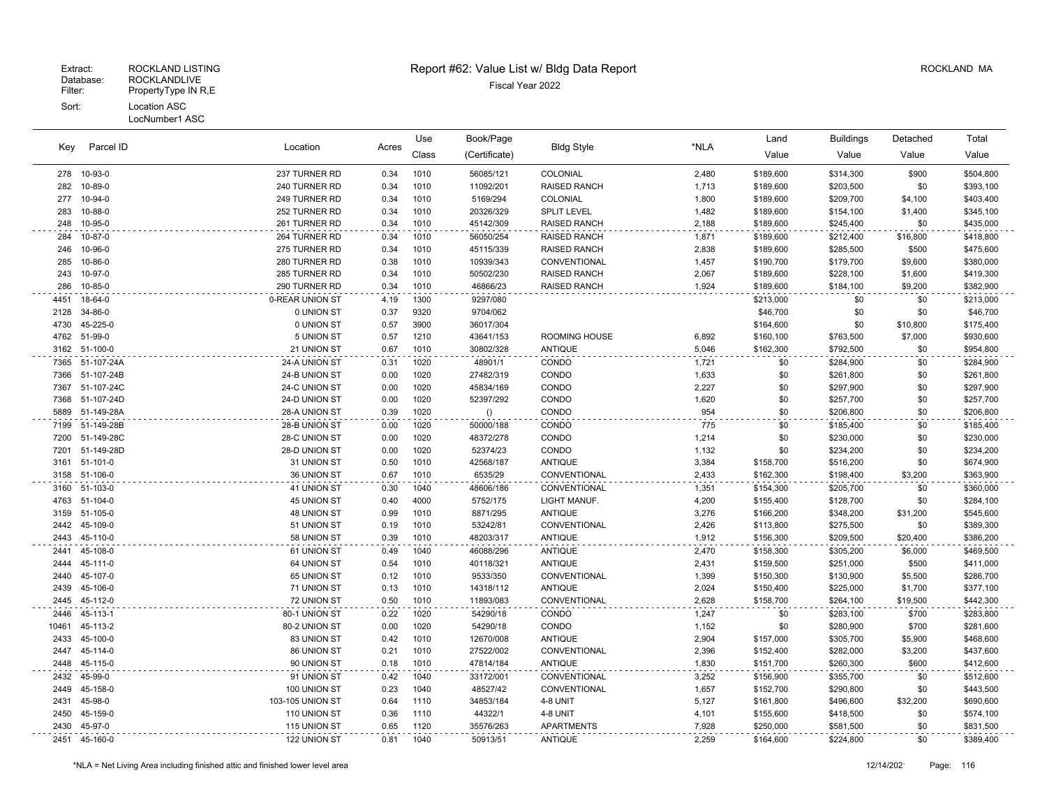Extract: ROCKLAND LISTING
Database: ROCKLANDLIVE
Filter: PropertyType IN R,E
Sort: Location ASC
LocNumber1 ASC

# Report #62: Value List w/ Bldg Data Report

Fiscal Year 2022

ROCKLAND MA

| Key | Parcel ID | Location | Acres | Use Class | Book/Page (Certificate) | Bldg Style | *NLA | Land Value | Buildings Value | Detached Value | Total Value |
|---|---|---|---|---|---|---|---|---|---|---|---|
| 278 | 10-93-0 | 237 TURNER RD | 0.34 | 1010 | 56085/121 | COLONIAL | 2,480 | $189,600 | $314,300 | $900 | $504,800 |
| 282 | 10-89-0 | 240 TURNER RD | 0.34 | 1010 | 11092/201 | RAISED RANCH | 1,713 | $189,600 | $203,500 | $0 | $393,100 |
| 277 | 10-94-0 | 249 TURNER RD | 0.34 | 1010 | 5169/294 | COLONIAL | 1,800 | $189,600 | $209,700 | $4,100 | $403,400 |
| 283 | 10-88-0 | 252 TURNER RD | 0.34 | 1010 | 20326/329 | SPLIT LEVEL | 1,482 | $189,600 | $154,100 | $1,400 | $345,100 |
| 248 | 10-95-0 | 261 TURNER RD | 0.34 | 1010 | 45142/309 | RAISED RANCH | 2,188 | $189,600 | $245,400 | $0 | $435,000 |
| 284 | 10-87-0 | 264 TURNER RD | 0.34 | 1010 | 56050/254 | RAISED RANCH | 1,871 | $189,600 | $212,400 | $16,800 | $418,800 |
| 246 | 10-96-0 | 275 TURNER RD | 0.34 | 1010 | 45115/339 | RAISED RANCH | 2,838 | $189,600 | $285,500 | $500 | $475,600 |
| 285 | 10-86-0 | 280 TURNER RD | 0.38 | 1010 | 10939/343 | CONVENTIONAL | 1,457 | $190,700 | $179,700 | $9,600 | $380,000 |
| 243 | 10-97-0 | 285 TURNER RD | 0.34 | 1010 | 50502/230 | RAISED RANCH | 2,067 | $189,600 | $228,100 | $1,600 | $419,300 |
| 286 | 10-85-0 | 290 TURNER RD | 0.34 | 1010 | 46866/23 | RAISED RANCH | 1,924 | $189,600 | $184,100 | $9,200 | $382,900 |
| 4451 | 18-64-0 | 0-REAR UNION ST | 4.19 | 1300 | 9297/080 | | | $213,000 | $0 | $0 | $213,000 |
| 2128 | 34-86-0 | 0 UNION ST | 0.37 | 9320 | 9704/062 | | | $46,700 | $0 | $0 | $46,700 |
| 4730 | 45-225-0 | 0 UNION ST | 0.57 | 3900 | 36017/304 | | | $164,600 | $0 | $10,800 | $175,400 |
| 4762 | 51-99-0 | 5 UNION ST | 0.57 | 1210 | 43641/153 | ROOMING HOUSE | 6,892 | $160,100 | $763,500 | $7,000 | $930,600 |
| 3162 | 51-100-0 | 21 UNION ST | 0.67 | 1010 | 30802/328 | ANTIQUE | 5,046 | $162,300 | $792,500 | $0 | $954,800 |
| 7365 | 51-107-24A | 24-A UNION ST | 0.31 | 1020 | 48901/1 | CONDO | 1,721 | $0 | $284,900 | $0 | $284,900 |
| 7366 | 51-107-24B | 24-B UNION ST | 0.00 | 1020 | 27482/319 | CONDO | 1,633 | $0 | $261,800 | $0 | $261,800 |
| 7367 | 51-107-24C | 24-C UNION ST | 0.00 | 1020 | 45834/169 | CONDO | 2,227 | $0 | $297,900 | $0 | $297,900 |
| 7368 | 51-107-24D | 24-D UNION ST | 0.00 | 1020 | 52397/292 | CONDO | 1,620 | $0 | $257,700 | $0 | $257,700 |
| 5889 | 51-149-28A | 28-A UNION ST | 0.39 | 1020 | () | CONDO | 954 | $0 | $206,800 | $0 | $206,800 |
| 7199 | 51-149-28B | 28-B UNION ST | 0.00 | 1020 | 50000/188 | CONDO | 775 | $0 | $185,400 | $0 | $185,400 |
| 7200 | 51-149-28C | 28-C UNION ST | 0.00 | 1020 | 48372/278 | CONDO | 1,214 | $0 | $230,000 | $0 | $230,000 |
| 7201 | 51-149-28D | 28-D UNION ST | 0.00 | 1020 | 52374/23 | CONDO | 1,132 | $0 | $234,200 | $0 | $234,200 |
| 3161 | 51-101-0 | 31 UNION ST | 0.50 | 1010 | 42568/187 | ANTIQUE | 3,384 | $158,700 | $516,200 | $0 | $674,900 |
| 3158 | 51-106-0 | 36 UNION ST | 0.67 | 1010 | 6535/29 | CONVENTIONAL | 2,433 | $162,300 | $198,400 | $3,200 | $363,900 |
| 3160 | 51-103-0 | 41 UNION ST | 0.30 | 1040 | 48606/186 | CONVENTIONAL | 1,351 | $154,300 | $205,700 | $0 | $360,000 |
| 4763 | 51-104-0 | 45 UNION ST | 0.40 | 4000 | 5752/175 | LIGHT MANUF. | 4,200 | $155,400 | $128,700 | $0 | $284,100 |
| 3159 | 51-105-0 | 48 UNION ST | 0.99 | 1010 | 8871/295 | ANTIQUE | 3,276 | $166,200 | $348,200 | $31,200 | $545,600 |
| 2442 | 45-109-0 | 51 UNION ST | 0.19 | 1010 | 53242/81 | CONVENTIONAL | 2,426 | $113,800 | $275,500 | $0 | $389,300 |
| 2443 | 45-110-0 | 58 UNION ST | 0.39 | 1010 | 48203/317 | ANTIQUE | 1,912 | $156,300 | $209,500 | $20,400 | $386,200 |
| 2441 | 45-108-0 | 61 UNION ST | 0.49 | 1040 | 46088/296 | ANTIQUE | 2,470 | $158,300 | $305,200 | $6,000 | $469,500 |
| 2444 | 45-111-0 | 64 UNION ST | 0.54 | 1010 | 40118/321 | ANTIQUE | 2,431 | $159,500 | $251,000 | $500 | $411,000 |
| 2440 | 45-107-0 | 65 UNION ST | 0.12 | 1010 | 9533/350 | CONVENTIONAL | 1,399 | $150,300 | $130,900 | $5,500 | $286,700 |
| 2439 | 45-106-0 | 71 UNION ST | 0.13 | 1010 | 14318/112 | ANTIQUE | 2,024 | $150,400 | $225,000 | $1,700 | $377,100 |
| 2445 | 45-112-0 | 72 UNION ST | 0.50 | 1010 | 11893/083 | CONVENTIONAL | 2,628 | $158,700 | $264,100 | $19,500 | $442,300 |
| 2446 | 45-113-1 | 80-1 UNION ST | 0.22 | 1020 | 54290/18 | CONDO | 1,247 | $0 | $283,100 | $700 | $283,800 |
| 10461 | 45-113-2 | 80-2 UNION ST | 0.00 | 1020 | 54290/18 | CONDO | 1,152 | $0 | $280,900 | $700 | $281,600 |
| 2433 | 45-100-0 | 83 UNION ST | 0.42 | 1010 | 12670/008 | ANTIQUE | 2,904 | $157,000 | $305,700 | $5,900 | $468,600 |
| 2447 | 45-114-0 | 86 UNION ST | 0.21 | 1010 | 27522/002 | CONVENTIONAL | 2,396 | $152,400 | $282,000 | $3,200 | $437,600 |
| 2448 | 45-115-0 | 90 UNION ST | 0.18 | 1010 | 47814/184 | ANTIQUE | 1,830 | $151,700 | $260,300 | $600 | $412,600 |
| 2432 | 45-99-0 | 91 UNION ST | 0.42 | 1040 | 33172/001 | CONVENTIONAL | 3,252 | $156,900 | $355,700 | $0 | $512,600 |
| 2449 | 45-158-0 | 100 UNION ST | 0.23 | 1040 | 48527/42 | CONVENTIONAL | 1,657 | $152,700 | $290,800 | $0 | $443,500 |
| 2431 | 45-98-0 | 103-105 UNION ST | 0.64 | 1110 | 34853/184 | 4-8 UNIT | 5,127 | $161,800 | $496,600 | $32,200 | $690,600 |
| 2450 | 45-159-0 | 110 UNION ST | 0.36 | 1110 | 44322/1 | 4-8 UNIT | 4,101 | $155,600 | $418,500 | $0 | $574,100 |
| 2430 | 45-97-0 | 115 UNION ST | 0.65 | 1120 | 35576/263 | APARTMENTS | 7,928 | $250,000 | $581,500 | $0 | $831,500 |
| 2451 | 45-160-0 | 122 UNION ST | 0.81 | 1040 | 50913/51 | ANTIQUE | 2,259 | $164,600 | $224,800 | $0 | $389,400 |

*NLA = Net Living Area including finished attic and finished lower level area

12/14/202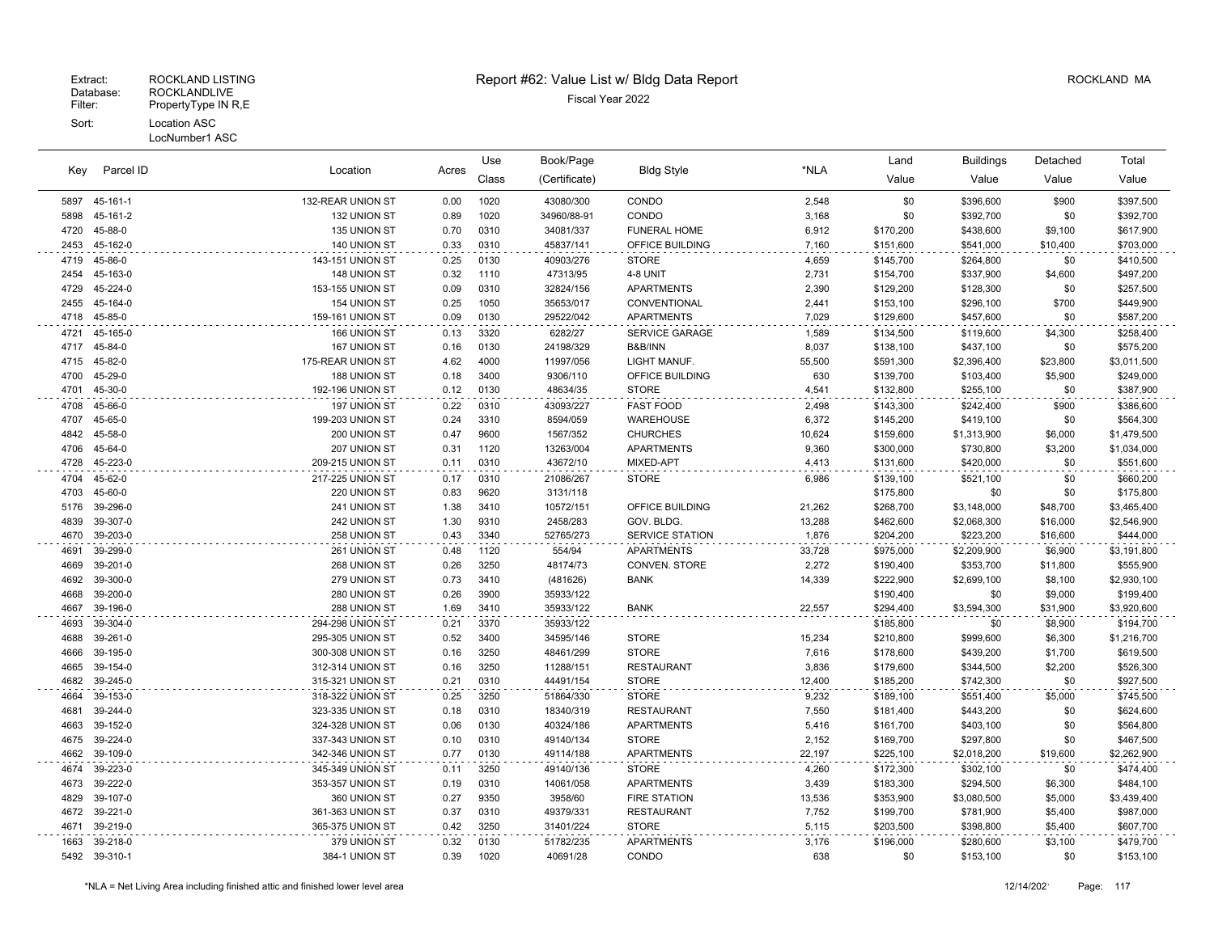Extract: ROCKLAND LISTING
Database: ROCKLANDLIVE
Filter: PropertyType IN R,E
Sort: Location ASC
LocNumber1 ASC

# Report #62: Value List w/ Bldg Data Report

Fiscal Year 2022

ROCKLAND MA

| Key | Parcel ID | Location | Acres | Use Class | Book/Page (Certificate) | Bldg Style | *NLA | Land Value | Buildings Value | Detached Value | Total Value |
|---|---|---|---|---|---|---|---|---|---|---|---|
| 5897 | 45-161-1 | 132-REAR UNION ST | 0.00 | 1020 | 43080/300 | CONDO | 2,548 | $0 | $396,600 | $900 | $397,500 |
| 5898 | 45-161-2 | 132 UNION ST | 0.89 | 1020 | 34960/88-91 | CONDO | 3,168 | $0 | $392,700 | $0 | $392,700 |
| 4720 | 45-88-0 | 135 UNION ST | 0.70 | 0310 | 34081/337 | FUNERAL HOME | 6,912 | $170,200 | $438,600 | $9,100 | $617,900 |
| 2453 | 45-162-0 | 140 UNION ST | 0.33 | 0310 | 45837/141 | OFFICE BUILDING | 7,160 | $151,600 | $541,000 | $10,400 | $703,000 |
| 4719 | 45-86-0 | 143-151 UNION ST | 0.25 | 0130 | 40903/276 | STORE | 4,659 | $145,700 | $264,800 | $0 | $410,500 |
| 2454 | 45-163-0 | 148 UNION ST | 0.32 | 1110 | 47313/95 | 4-8 UNIT | 2,731 | $154,700 | $337,900 | $4,600 | $497,200 |
| 4729 | 45-224-0 | 153-155 UNION ST | 0.09 | 0310 | 32824/156 | APARTMENTS | 2,390 | $129,200 | $128,300 | $0 | $257,500 |
| 2455 | 45-164-0 | 154 UNION ST | 0.25 | 1050 | 35653/017 | CONVENTIONAL | 2,441 | $153,100 | $296,100 | $700 | $449,900 |
| 4718 | 45-85-0 | 159-161 UNION ST | 0.09 | 0130 | 29522/042 | APARTMENTS | 7,029 | $129,600 | $457,600 | $0 | $587,200 |
| 4721 | 45-165-0 | 166 UNION ST | 0.13 | 3320 | 6282/27 | SERVICE GARAGE | 1,589 | $134,500 | $119,600 | $4,300 | $258,400 |
| 4717 | 45-84-0 | 167 UNION ST | 0.16 | 0130 | 24198/329 | B&B/INN | 8,037 | $138,100 | $437,100 | $0 | $575,200 |
| 4715 | 45-82-0 | 175-REAR UNION ST | 4.62 | 4000 | 11997/056 | LIGHT MANUF. | 55,500 | $591,300 | $2,396,400 | $23,800 | $3,011,500 |
| 4700 | 45-29-0 | 188 UNION ST | 0.18 | 3400 | 9306/110 | OFFICE BUILDING | 630 | $139,700 | $103,400 | $5,900 | $249,000 |
| 4701 | 45-30-0 | 192-196 UNION ST | 0.12 | 0130 | 48634/35 | STORE | 4,541 | $132,800 | $255,100 | $0 | $387,900 |
| 4708 | 45-66-0 | 197 UNION ST | 0.22 | 0310 | 43093/227 | FAST FOOD | 2,498 | $143,300 | $242,400 | $900 | $386,600 |
| 4707 | 45-65-0 | 199-203 UNION ST | 0.24 | 3310 | 8594/059 | WAREHOUSE | 6,372 | $145,200 | $419,100 | $0 | $564,300 |
| 4842 | 45-58-0 | 200 UNION ST | 0.47 | 9600 | 1567/352 | CHURCHES | 10,624 | $159,600 | $1,313,900 | $6,000 | $1,479,500 |
| 4706 | 45-64-0 | 207 UNION ST | 0.31 | 1120 | 13263/004 | APARTMENTS | 9,360 | $300,000 | $730,800 | $3,200 | $1,034,000 |
| 4728 | 45-223-0 | 209-215 UNION ST | 0.11 | 0310 | 43672/10 | MIXED-APT | 4,413 | $131,600 | $420,000 | $0 | $551,600 |
| 4704 | 45-62-0 | 217-225 UNION ST | 0.17 | 0310 | 21086/267 | STORE | 6,986 | $139,100 | $521,100 | $0 | $660,200 |
| 4703 | 45-60-0 | 220 UNION ST | 0.83 | 9620 | 3131/118 | | | $175,800 | $0 | $0 | $175,800 |
| 5176 | 39-296-0 | 241 UNION ST | 1.38 | 3410 | 10572/151 | OFFICE BUILDING | 21,262 | $268,700 | $3,148,000 | $48,700 | $3,465,400 |
| 4839 | 39-307-0 | 242 UNION ST | 1.30 | 9310 | 2458/283 | GOV. BLDG. | 13,288 | $462,600 | $2,068,300 | $16,000 | $2,546,900 |
| 4670 | 39-203-0 | 258 UNION ST | 0.43 | 3340 | 52765/273 | SERVICE STATION | 1,876 | $204,200 | $223,200 | $16,600 | $444,000 |
| 4691 | 39-299-0 | 261 UNION ST | 0.48 | 1120 | 554/94 | APARTMENTS | 33,728 | $975,000 | $2,209,900 | $6,900 | $3,191,800 |
| 4669 | 39-201-0 | 268 UNION ST | 0.26 | 3250 | 48174/73 | CONVEN. STORE | 2,272 | $190,400 | $353,700 | $11,800 | $555,900 |
| 4692 | 39-300-0 | 279 UNION ST | 0.73 | 3410 | (481626) | BANK | 14,339 | $222,900 | $2,699,100 | $8,100 | $2,930,100 |
| 4668 | 39-200-0 | 280 UNION ST | 0.26 | 3900 | 35933/122 | | | $190,400 | $0 | $9,000 | $199,400 |
| 4667 | 39-196-0 | 288 UNION ST | 1.69 | 3410 | 35933/122 | BANK | 22,557 | $294,400 | $3,594,300 | $31,900 | $3,920,600 |
| 4693 | 39-304-0 | 294-298 UNION ST | 0.21 | 3370 | 35933/122 | | | $185,800 | $0 | $8,900 | $194,700 |
| 4688 | 39-261-0 | 295-305 UNION ST | 0.52 | 3400 | 34595/146 | STORE | 15,234 | $210,800 | $999,600 | $6,300 | $1,216,700 |
| 4666 | 39-195-0 | 300-308 UNION ST | 0.16 | 3250 | 48461/299 | STORE | 7,616 | $178,600 | $439,200 | $1,700 | $619,500 |
| 4665 | 39-154-0 | 312-314 UNION ST | 0.16 | 3250 | 11288/151 | RESTAURANT | 3,836 | $179,600 | $344,500 | $2,200 | $526,300 |
| 4682 | 39-245-0 | 315-321 UNION ST | 0.21 | 0310 | 44491/154 | STORE | 12,400 | $185,200 | $742,300 | $0 | $927,500 |
| 4664 | 39-153-0 | 318-322 UNION ST | 0.25 | 3250 | 51864/330 | STORE | 9,232 | $189,100 | $551,400 | $5,000 | $745,500 |
| 4681 | 39-244-0 | 323-335 UNION ST | 0.18 | 0310 | 18340/319 | RESTAURANT | 7,550 | $181,400 | $443,200 | $0 | $624,600 |
| 4663 | 39-152-0 | 324-328 UNION ST | 0.06 | 0130 | 40324/186 | APARTMENTS | 5,416 | $161,700 | $403,100 | $0 | $564,800 |
| 4675 | 39-224-0 | 337-343 UNION ST | 0.10 | 0310 | 49140/134 | STORE | 2,152 | $169,700 | $297,800 | $0 | $467,500 |
| 4662 | 39-109-0 | 342-346 UNION ST | 0.77 | 0130 | 49114/188 | APARTMENTS | 22,197 | $225,100 | $2,018,200 | $19,600 | $2,262,900 |
| 4674 | 39-223-0 | 345-349 UNION ST | 0.11 | 3250 | 49140/136 | STORE | 4,260 | $172,300 | $302,100 | $0 | $474,400 |
| 4673 | 39-222-0 | 353-357 UNION ST | 0.19 | 0310 | 14061/058 | APARTMENTS | 3,439 | $183,300 | $294,500 | $6,300 | $484,100 |
| 4829 | 39-107-0 | 360 UNION ST | 0.27 | 9350 | 3958/60 | FIRE STATION | 13,536 | $353,900 | $3,080,500 | $5,000 | $3,439,400 |
| 4672 | 39-221-0 | 361-363 UNION ST | 0.37 | 0310 | 49379/331 | RESTAURANT | 7,752 | $199,700 | $781,900 | $5,400 | $987,000 |
| 4671 | 39-219-0 | 365-375 UNION ST | 0.42 | 3250 | 31401/224 | STORE | 5,115 | $203,500 | $398,800 | $5,400 | $607,700 |
| 1663 | 39-218-0 | 379 UNION ST | 0.32 | 0130 | 51782/235 | APARTMENTS | 3,176 | $196,000 | $280,600 | $3,100 | $479,700 |
| 5492 | 39-310-1 | 384-1 UNION ST | 0.39 | 1020 | 40691/28 | CONDO | 638 | $0 | $153,100 | $0 | $153,100 |

*NLA = Net Living Area including finished attic and finished lower level area

12/14/2021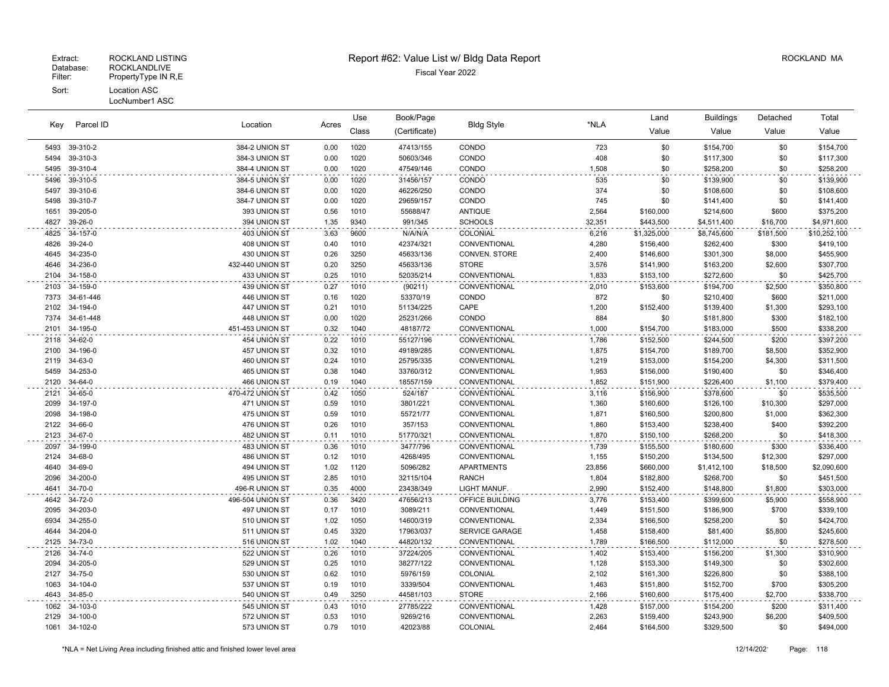Extract: ROCKLAND LISTING
Database: ROCKLANDLIVE
Filter: PropertyType IN R,E
Sort: Location ASC
LocNumber1 ASC

# Report #62: Value List w/ Bldg Data Report

Fiscal Year 2022

ROCKLAND MA

| Key | Parcel ID | Location | Acres | Use Class | Book/Page (Certificate) | Bldg Style | *NLA | Land Value | Buildings Value | Detached Value | Total Value |
|---|---|---|---|---|---|---|---|---|---|---|---|
| 5493 | 39-310-2 | 384-2 UNION ST | 0.00 | 1020 | 47413/155 | CONDO | 723 | $0 | $154,700 | $0 | $154,700 |
| 5494 | 39-310-3 | 384-3 UNION ST | 0.00 | 1020 | 50603/346 | CONDO | 408 | $0 | $117,300 | $0 | $117,300 |
| 5495 | 39-310-4 | 384-4 UNION ST | 0.00 | 1020 | 47549/146 | CONDO | 1,508 | $0 | $258,200 | $0 | $258,200 |
| 5496 | 39-310-5 | 384-5 UNION ST | 0.00 | 1020 | 31456/157 | CONDO | 535 | $0 | $139,900 | $0 | $139,900 |
| 5497 | 39-310-6 | 384-6 UNION ST | 0.00 | 1020 | 46226/250 | CONDO | 374 | $0 | $108,600 | $0 | $108,600 |
| 5498 | 39-310-7 | 384-7 UNION ST | 0.00 | 1020 | 29659/157 | CONDO | 745 | $0 | $141,400 | $0 | $141,400 |
| 1651 | 39-205-0 | 393 UNION ST | 0.56 | 1010 | 55688/47 | ANTIQUE | 2,564 | $160,000 | $214,600 | $600 | $375,200 |
| 4827 | 39-26-0 | 394 UNION ST | 1.35 | 9340 | 991/345 | SCHOOLS | 32,351 | $443,500 | $4,511,400 | $16,700 | $4,971,600 |
| 4825 | 34-157-0 | 403 UNION ST | 3.63 | 9600 | N/A/N/A | COLONIAL | 6,216 | $1,325,000 | $8,745,600 | $181,500 | $10,252,100 |
| 4826 | 39-24-0 | 408 UNION ST | 0.40 | 1010 | 42374/321 | CONVENTIONAL | 4,280 | $156,400 | $262,400 | $300 | $419,100 |
| 4645 | 34-235-0 | 430 UNION ST | 0.26 | 3250 | 45633/136 | CONVEN. STORE | 2,400 | $146,600 | $301,300 | $8,000 | $455,900 |
| 4646 | 34-236-0 | 432-440 UNION ST | 0.20 | 3250 | 45633/136 | STORE | 3,576 | $141,900 | $163,200 | $2,600 | $307,700 |
| 2104 | 34-158-0 | 433 UNION ST | 0.25 | 1010 | 52035/214 | CONVENTIONAL | 1,833 | $153,100 | $272,600 | $0 | $425,700 |
| 2103 | 34-159-0 | 439 UNION ST | 0.27 | 1010 | (90211) | CONVENTIONAL | 2,010 | $153,600 | $194,700 | $2,500 | $350,800 |
| 7373 | 34-61-446 | 446 UNION ST | 0.16 | 1020 | 53370/19 | CONDO | 872 | $0 | $210,400 | $600 | $211,000 |
| 2102 | 34-194-0 | 447 UNION ST | 0.21 | 1010 | 51134/225 | CAPE | 1,200 | $152,400 | $139,400 | $1,300 | $293,100 |
| 7374 | 34-61-448 | 448 UNION ST | 0.00 | 1020 | 25231/266 | CONDO | 884 | $0 | $181,800 | $300 | $182,100 |
| 2101 | 34-195-0 | 451-453 UNION ST | 0.32 | 1040 | 48187/72 | CONVENTIONAL | 1,000 | $154,700 | $183,000 | $500 | $338,200 |
| 2118 | 34-62-0 | 454 UNION ST | 0.22 | 1010 | 55127/196 | CONVENTIONAL | 1,786 | $152,500 | $244,500 | $200 | $397,200 |
| 2100 | 34-196-0 | 457 UNION ST | 0.32 | 1010 | 49189/285 | CONVENTIONAL | 1,875 | $154,700 | $189,700 | $8,500 | $352,900 |
| 2119 | 34-63-0 | 460 UNION ST | 0.24 | 1010 | 25795/335 | CONVENTIONAL | 1,219 | $153,000 | $154,200 | $4,300 | $311,500 |
| 5459 | 34-253-0 | 465 UNION ST | 0.38 | 1040 | 33760/312 | CONVENTIONAL | 1,953 | $156,000 | $190,400 | $0 | $346,400 |
| 2120 | 34-64-0 | 466 UNION ST | 0.19 | 1040 | 18557/159 | CONVENTIONAL | 1,852 | $151,900 | $226,400 | $1,100 | $379,400 |
| 2121 | 34-65-0 | 470-472 UNION ST | 0.42 | 1050 | 524/187 | CONVENTIONAL | 3,116 | $156,900 | $378,600 | $0 | $535,500 |
| 2099 | 34-197-0 | 471 UNION ST | 0.59 | 1010 | 3801/221 | CONVENTIONAL | 1,360 | $160,600 | $126,100 | $10,300 | $297,000 |
| 2098 | 34-198-0 | 475 UNION ST | 0.59 | 1010 | 55721/77 | CONVENTIONAL | 1,871 | $160,500 | $200,800 | $1,000 | $362,300 |
| 2122 | 34-66-0 | 476 UNION ST | 0.26 | 1010 | 357/153 | CONVENTIONAL | 1,860 | $153,400 | $238,400 | $400 | $392,200 |
| 2123 | 34-67-0 | 482 UNION ST | 0.11 | 1010 | 51770/321 | CONVENTIONAL | 1,870 | $150,100 | $268,200 | $0 | $418,300 |
| 2097 | 34-199-0 | 483 UNION ST | 0.36 | 1010 | 3477/796 | CONVENTIONAL | 1,739 | $155,500 | $180,600 | $300 | $336,400 |
| 2124 | 34-68-0 | 486 UNION ST | 0.12 | 1010 | 4268/495 | CONVENTIONAL | 1,155 | $150,200 | $134,500 | $12,300 | $297,000 |
| 4640 | 34-69-0 | 494 UNION ST | 1.02 | 1120 | 5096/282 | APARTMENTS | 23,856 | $660,000 | $1,412,100 | $18,500 | $2,090,600 |
| 2096 | 34-200-0 | 495 UNION ST | 2.85 | 1010 | 32115/104 | RANCH | 1,804 | $182,800 | $268,700 | $0 | $451,500 |
| 4641 | 34-70-0 | 496-R UNION ST | 0.35 | 4000 | 23438/349 | LIGHT MANUF. | 2,990 | $152,400 | $148,800 | $1,800 | $303,000 |
| 4642 | 34-72-0 | 496-504 UNION ST | 0.36 | 3420 | 47656/213 | OFFICE BUILDING | 3,776 | $153,400 | $399,600 | $5,900 | $558,900 |
| 2095 | 34-203-0 | 497 UNION ST | 0.17 | 1010 | 3089/211 | CONVENTIONAL | 1,449 | $151,500 | $186,900 | $700 | $339,100 |
| 6934 | 34-255-0 | 510 UNION ST | 1.02 | 1050 | 14600/319 | CONVENTIONAL | 2,334 | $166,500 | $258,200 | $0 | $424,700 |
| 4644 | 34-204-0 | 511 UNION ST | 0.45 | 3320 | 17963/037 | SERVICE GARAGE | 1,458 | $158,400 | $81,400 | $5,800 | $245,600 |
| 2125 | 34-73-0 | 516 UNION ST | 1.02 | 1040 | 44820/132 | CONVENTIONAL | 1,789 | $166,500 | $112,000 | $0 | $278,500 |
| 2126 | 34-74-0 | 522 UNION ST | 0.26 | 1010 | 37224/205 | CONVENTIONAL | 1,402 | $153,400 | $156,200 | $1,300 | $310,900 |
| 2094 | 34-205-0 | 529 UNION ST | 0.25 | 1010 | 38277/122 | CONVENTIONAL | 1,128 | $153,300 | $149,300 | $0 | $302,600 |
| 2127 | 34-75-0 | 530 UNION ST | 0.62 | 1010 | 5976/159 | COLONIAL | 2,102 | $161,300 | $226,800 | $0 | $388,100 |
| 1063 | 34-104-0 | 537 UNION ST | 0.19 | 1010 | 3339/504 | CONVENTIONAL | 1,463 | $151,800 | $152,700 | $700 | $305,200 |
| 4643 | 34-85-0 | 540 UNION ST | 0.49 | 3250 | 44581/103 | STORE | 2,166 | $160,600 | $175,400 | $2,700 | $338,700 |
| 1062 | 34-103-0 | 545 UNION ST | 0.43 | 1010 | 27785/222 | CONVENTIONAL | 1,428 | $157,000 | $154,200 | $200 | $311,400 |
| 2129 | 34-100-0 | 572 UNION ST | 0.53 | 1010 | 9269/216 | CONVENTIONAL | 2,263 | $159,400 | $243,900 | $6,200 | $409,500 |
| 1061 | 34-102-0 | 573 UNION ST | 0.79 | 1010 | 42023/88 | COLONIAL | 2,464 | $164,500 | $329,500 | $0 | $494,000 |

*NLA = Net Living Area including finished attic and finished lower level area

12/14/202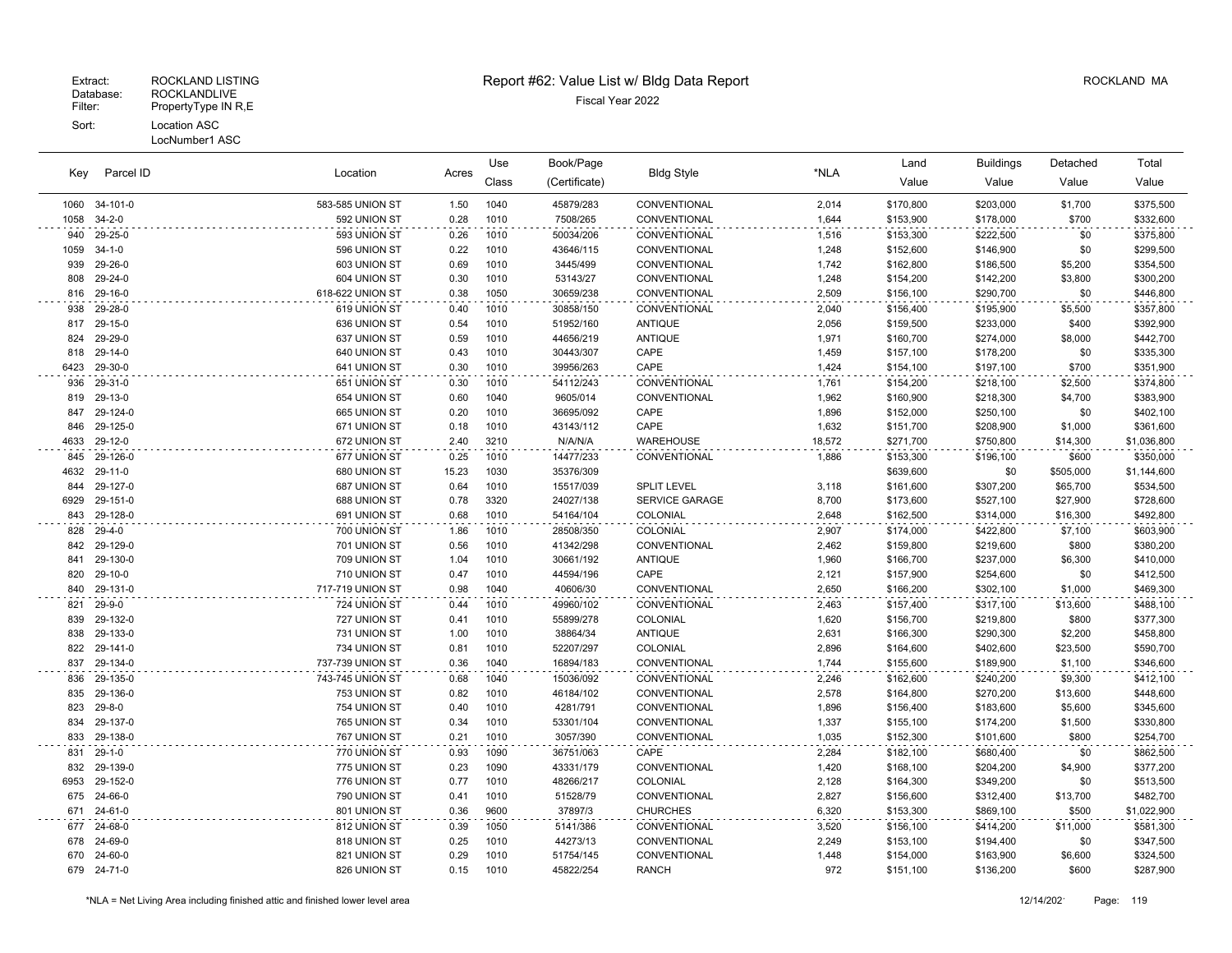Extract: ROCKLAND LISTING
Database: ROCKLANDLIVE
Filter: PropertyType IN R,E
Sort: Location ASC
LocNumber1 ASC

# Report #62: Value List w/ Bldg Data Report

Fiscal Year 2022

ROCKLAND MA

| Key | Parcel ID | Location | Acres | Use Class | Book/Page (Certificate) | Bldg Style | *NLA | Land Value | Buildings Value | Detached Value | Total Value |
|---|---|---|---|---|---|---|---|---|---|---|---|
| 1060 | 34-101-0 | 583-585 UNION ST | 1.50 | 1040 | 45879/283 | CONVENTIONAL | 2,014 | $170,800 | $203,000 | $1,700 | $375,500 |
| 1058 | 34-2-0 | 592 UNION ST | 0.28 | 1010 | 7508/265 | CONVENTIONAL | 1,644 | $153,900 | $178,000 | $700 | $332,600 |
| 940 | 29-25-0 | 593 UNION ST | 0.26 | 1010 | 50034/206 | CONVENTIONAL | 1,516 | $153,300 | $222,500 | $0 | $375,800 |
| 1059 | 34-1-0 | 596 UNION ST | 0.22 | 1010 | 43646/115 | CONVENTIONAL | 1,248 | $152,600 | $146,900 | $0 | $299,500 |
| 939 | 29-26-0 | 603 UNION ST | 0.69 | 1010 | 3445/499 | CONVENTIONAL | 1,742 | $162,800 | $186,500 | $5,200 | $354,500 |
| 808 | 29-24-0 | 604 UNION ST | 0.30 | 1010 | 53143/27 | CONVENTIONAL | 1,248 | $154,200 | $142,200 | $3,800 | $300,200 |
| 816 | 29-16-0 | 618-622 UNION ST | 0.38 | 1050 | 30659/238 | CONVENTIONAL | 2,509 | $156,100 | $290,700 | $0 | $446,800 |
| 938 | 29-28-0 | 619 UNION ST | 0.40 | 1010 | 30858/150 | CONVENTIONAL | 2,040 | $156,400 | $195,900 | $5,500 | $357,800 |
| 817 | 29-15-0 | 636 UNION ST | 0.54 | 1010 | 51952/160 | ANTIQUE | 2,056 | $159,500 | $233,000 | $400 | $392,900 |
| 824 | 29-29-0 | 637 UNION ST | 0.59 | 1010 | 44656/219 | ANTIQUE | 1,971 | $160,700 | $274,000 | $8,000 | $442,700 |
| 818 | 29-14-0 | 640 UNION ST | 0.43 | 1010 | 30443/307 | CAPE | 1,459 | $157,100 | $178,200 | $0 | $335,300 |
| 6423 | 29-30-0 | 641 UNION ST | 0.30 | 1010 | 39956/263 | CAPE | 1,424 | $154,100 | $197,100 | $700 | $351,900 |
| 936 | 29-31-0 | 651 UNION ST | 0.30 | 1010 | 54112/243 | CONVENTIONAL | 1,761 | $154,200 | $218,100 | $2,500 | $374,800 |
| 819 | 29-13-0 | 654 UNION ST | 0.60 | 1040 | 9605/014 | CONVENTIONAL | 1,962 | $160,900 | $218,300 | $4,700 | $383,900 |
| 847 | 29-124-0 | 665 UNION ST | 0.20 | 1010 | 36695/092 | CAPE | 1,896 | $152,000 | $250,100 | $0 | $402,100 |
| 846 | 29-125-0 | 671 UNION ST | 0.18 | 1010 | 43143/112 | CAPE | 1,632 | $151,700 | $208,900 | $1,000 | $361,600 |
| 4633 | 29-12-0 | 672 UNION ST | 2.40 | 3210 | N/A/N/A | WAREHOUSE | 18,572 | $271,700 | $750,800 | $14,300 | $1,036,800 |
| 845 | 29-126-0 | 677 UNION ST | 0.25 | 1010 | 14477/233 | CONVENTIONAL | 1,886 | $153,300 | $196,100 | $600 | $350,000 |
| 4632 | 29-11-0 | 680 UNION ST | 15.23 | 1030 | 35376/309 | | | $639,600 | $0 | $505,000 | $1,144,600 |
| 844 | 29-127-0 | 687 UNION ST | 0.64 | 1010 | 15517/039 | SPLIT LEVEL | 3,118 | $161,600 | $307,200 | $65,700 | $534,500 |
| 6929 | 29-151-0 | 688 UNION ST | 0.78 | 3320 | 24027/138 | SERVICE GARAGE | 8,700 | $173,600 | $527,100 | $27,900 | $728,600 |
| 843 | 29-128-0 | 691 UNION ST | 0.68 | 1010 | 54164/104 | COLONIAL | 2,648 | $162,500 | $314,000 | $16,300 | $492,800 |
| 828 | 29-4-0 | 700 UNION ST | 1.86 | 1010 | 28508/350 | COLONIAL | 2,907 | $174,000 | $422,800 | $7,100 | $603,900 |
| 842 | 29-129-0 | 701 UNION ST | 0.56 | 1010 | 41342/298 | CONVENTIONAL | 2,462 | $159,800 | $219,600 | $800 | $380,200 |
| 841 | 29-130-0 | 709 UNION ST | 1.04 | 1010 | 30661/192 | ANTIQUE | 1,960 | $166,700 | $237,000 | $6,300 | $410,000 |
| 820 | 29-10-0 | 710 UNION ST | 0.47 | 1010 | 44594/196 | CAPE | 2,121 | $157,900 | $254,600 | $0 | $412,500 |
| 840 | 29-131-0 | 717-719 UNION ST | 0.98 | 1040 | 40606/30 | CONVENTIONAL | 2,650 | $166,200 | $302,100 | $1,000 | $469,300 |
| 821 | 29-9-0 | 724 UNION ST | 0.44 | 1010 | 49960/102 | CONVENTIONAL | 2,463 | $157,400 | $317,100 | $13,600 | $488,100 |
| 839 | 29-132-0 | 727 UNION ST | 0.41 | 1010 | 55899/278 | COLONIAL | 1,620 | $156,700 | $219,800 | $800 | $377,300 |
| 838 | 29-133-0 | 731 UNION ST | 1.00 | 1010 | 38864/34 | ANTIQUE | 2,631 | $166,300 | $290,300 | $2,200 | $458,800 |
| 822 | 29-141-0 | 734 UNION ST | 0.81 | 1010 | 52207/297 | COLONIAL | 2,896 | $164,600 | $402,600 | $23,500 | $590,700 |
| 837 | 29-134-0 | 737-739 UNION ST | 0.36 | 1040 | 16894/183 | CONVENTIONAL | 1,744 | $155,600 | $189,900 | $1,100 | $346,600 |
| 836 | 29-135-0 | 743-745 UNION ST | 0.68 | 1040 | 15036/092 | CONVENTIONAL | 2,246 | $162,600 | $240,200 | $9,300 | $412,100 |
| 835 | 29-136-0 | 753 UNION ST | 0.82 | 1010 | 46184/102 | CONVENTIONAL | 2,578 | $164,800 | $270,200 | $13,600 | $448,600 |
| 823 | 29-8-0 | 754 UNION ST | 0.40 | 1010 | 4281/791 | CONVENTIONAL | 1,896 | $156,400 | $183,600 | $5,600 | $345,600 |
| 834 | 29-137-0 | 765 UNION ST | 0.34 | 1010 | 53301/104 | CONVENTIONAL | 1,337 | $155,100 | $174,200 | $1,500 | $330,800 |
| 833 | 29-138-0 | 767 UNION ST | 0.21 | 1010 | 3057/390 | CONVENTIONAL | 1,035 | $152,300 | $101,600 | $800 | $254,700 |
| 831 | 29-1-0 | 770 UNION ST | 0.93 | 1090 | 36751/063 | CAPE | 2,284 | $182,100 | $680,400 | $0 | $862,500 |
| 832 | 29-139-0 | 775 UNION ST | 0.23 | 1090 | 43331/179 | CONVENTIONAL | 1,420 | $168,100 | $204,200 | $4,900 | $377,200 |
| 6953 | 29-152-0 | 776 UNION ST | 0.77 | 1010 | 48266/217 | COLONIAL | 2,128 | $164,300 | $349,200 | $0 | $513,500 |
| 675 | 24-66-0 | 790 UNION ST | 0.41 | 1010 | 51528/79 | CONVENTIONAL | 2,827 | $156,600 | $312,400 | $13,700 | $482,700 |
| 671 | 24-61-0 | 801 UNION ST | 0.36 | 9600 | 37897/3 | CHURCHES | 6,320 | $153,300 | $869,100 | $500 | $1,022,900 |
| 677 | 24-68-0 | 812 UNION ST | 0.39 | 1050 | 5141/386 | CONVENTIONAL | 3,520 | $156,100 | $414,200 | $11,000 | $581,300 |
| 678 | 24-69-0 | 818 UNION ST | 0.25 | 1010 | 44273/13 | CONVENTIONAL | 2,249 | $153,100 | $194,400 | $0 | $347,500 |
| 670 | 24-60-0 | 821 UNION ST | 0.29 | 1010 | 51754/145 | CONVENTIONAL | 1,448 | $154,000 | $163,900 | $6,600 | $324,500 |
| 679 | 24-71-0 | 826 UNION ST | 0.15 | 1010 | 45822/254 | RANCH | 972 | $151,100 | $136,200 | $600 | $287,900 |

*NLA = Net Living Area including finished attic and finished lower level area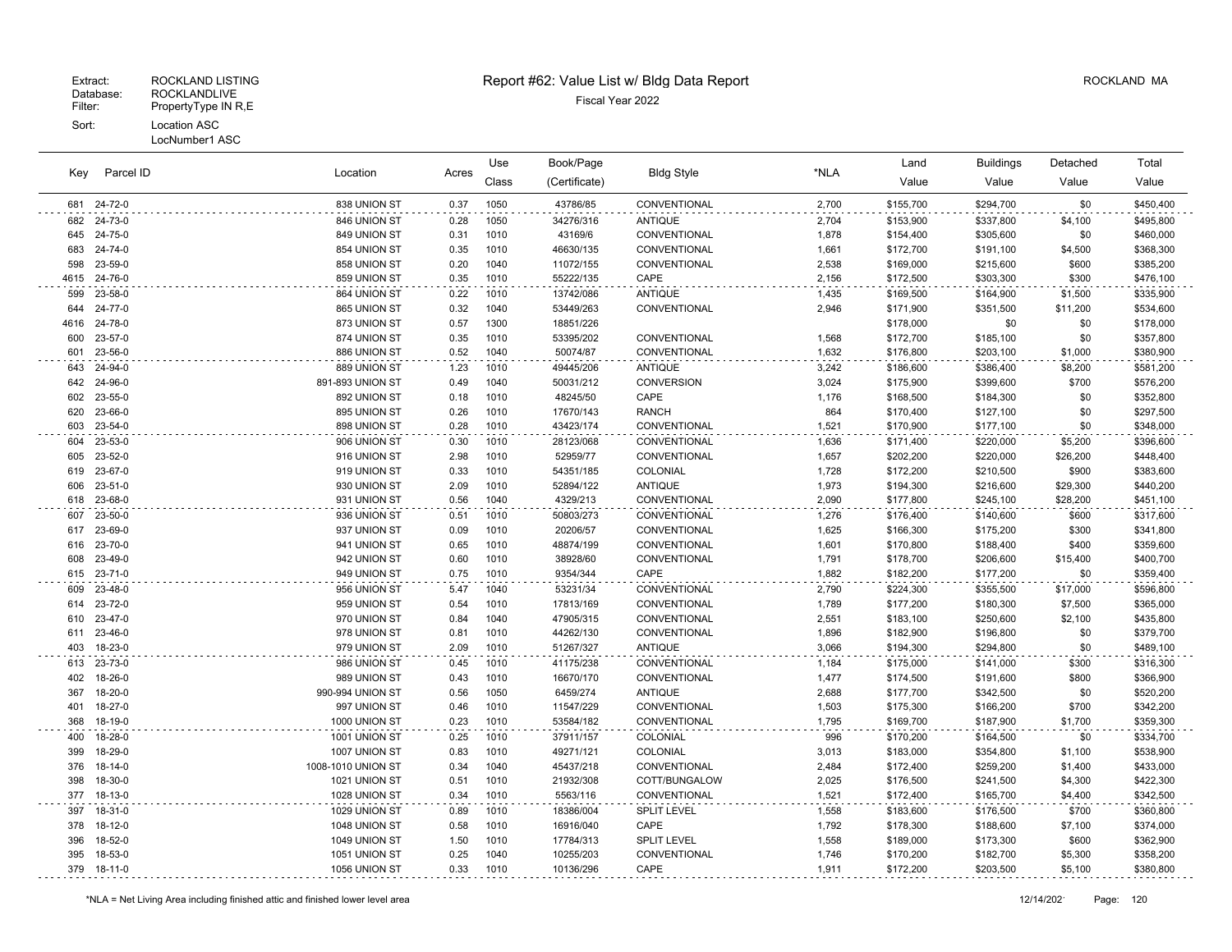Extract: ROCKLAND LISTING
Database: ROCKLANDLIVE
Filter: PropertyType IN R,E
Sort: Location ASC
LocNumber1 ASC

# Report #62: Value List w/ Bldg Data Report

Fiscal Year 2022

ROCKLAND MA

| Key | Parcel ID | Location | Acres | Use Class | Book/Page (Certificate) | Bldg Style | *NLA | Land Value | Buildings Value | Detached Value | Total Value |
|---|---|---|---|---|---|---|---|---|---|---|---|
| 681 | 24-72-0 | 838 UNION ST | 0.37 | 1050 | 43786/85 | CONVENTIONAL | 2,700 | $155,700 | $294,700 | $0 | $450,400 |
| 682 | 24-73-0 | 846 UNION ST | 0.28 | 1050 | 34276/316 | ANTIQUE | 2,704 | $153,900 | $337,800 | $4,100 | $495,800 |
| 645 | 24-75-0 | 849 UNION ST | 0.31 | 1010 | 43169/6 | CONVENTIONAL | 1,878 | $154,400 | $305,600 | $0 | $460,000 |
| 683 | 24-74-0 | 854 UNION ST | 0.35 | 1010 | 46630/135 | CONVENTIONAL | 1,661 | $172,700 | $191,100 | $4,500 | $368,300 |
| 598 | 23-59-0 | 858 UNION ST | 0.20 | 1040 | 11072/155 | CONVENTIONAL | 2,538 | $169,000 | $215,600 | $600 | $385,200 |
| 4615 | 24-76-0 | 859 UNION ST | 0.35 | 1010 | 55222/135 | CAPE | 2,156 | $172,500 | $303,300 | $300 | $476,100 |
| 599 | 23-58-0 | 864 UNION ST | 0.22 | 1010 | 13742/086 | ANTIQUE | 1,435 | $169,500 | $164,900 | $1,500 | $335,900 |
| 644 | 24-77-0 | 865 UNION ST | 0.32 | 1040 | 53449/263 | CONVENTIONAL | 2,946 | $171,900 | $351,500 | $11,200 | $534,600 |
| 4616 | 24-78-0 | 873 UNION ST | 0.57 | 1300 | 18851/226 | | | $178,000 | $0 | $0 | $178,000 |
| 600 | 23-57-0 | 874 UNION ST | 0.35 | 1010 | 53395/202 | CONVENTIONAL | 1,568 | $172,700 | $185,100 | $0 | $357,800 |
| 601 | 23-56-0 | 886 UNION ST | 0.52 | 1040 | 50074/87 | CONVENTIONAL | 1,632 | $176,800 | $203,100 | $1,000 | $380,900 |
| 643 | 24-94-0 | 889 UNION ST | 1.23 | 1010 | 49445/206 | ANTIQUE | 3,242 | $186,600 | $386,400 | $8,200 | $581,200 |
| 642 | 24-96-0 | 891-893 UNION ST | 0.49 | 1040 | 50031/212 | CONVERSION | 3,024 | $175,900 | $399,600 | $700 | $576,200 |
| 602 | 23-55-0 | 892 UNION ST | 0.18 | 1010 | 48245/50 | CAPE | 1,176 | $168,500 | $184,300 | $0 | $352,800 |
| 620 | 23-66-0 | 895 UNION ST | 0.26 | 1010 | 17670/143 | RANCH | 864 | $170,400 | $127,100 | $0 | $297,500 |
| 603 | 23-54-0 | 898 UNION ST | 0.28 | 1010 | 43423/174 | CONVENTIONAL | 1,521 | $170,900 | $177,100 | $0 | $348,000 |
| 604 | 23-53-0 | 906 UNION ST | 0.30 | 1010 | 28123/068 | CONVENTIONAL | 1,636 | $171,400 | $220,000 | $5,200 | $396,600 |
| 605 | 23-52-0 | 916 UNION ST | 2.98 | 1010 | 52959/77 | CONVENTIONAL | 1,657 | $202,200 | $220,000 | $26,200 | $448,400 |
| 619 | 23-67-0 | 919 UNION ST | 0.33 | 1010 | 54351/185 | COLONIAL | 1,728 | $172,200 | $210,500 | $900 | $383,600 |
| 606 | 23-51-0 | 930 UNION ST | 2.09 | 1010 | 52894/122 | ANTIQUE | 1,973 | $194,300 | $216,600 | $29,300 | $440,200 |
| 618 | 23-68-0 | 931 UNION ST | 0.56 | 1040 | 4329/213 | CONVENTIONAL | 2,090 | $177,800 | $245,100 | $28,200 | $451,100 |
| 607 | 23-50-0 | 936 UNION ST | 0.51 | 1010 | 50803/273 | CONVENTIONAL | 1,276 | $176,400 | $140,600 | $600 | $317,600 |
| 617 | 23-69-0 | 937 UNION ST | 0.09 | 1010 | 20206/57 | CONVENTIONAL | 1,625 | $166,300 | $175,200 | $300 | $341,800 |
| 616 | 23-70-0 | 941 UNION ST | 0.65 | 1010 | 48874/199 | CONVENTIONAL | 1,601 | $170,800 | $188,400 | $400 | $359,600 |
| 608 | 23-49-0 | 942 UNION ST | 0.60 | 1010 | 38928/60 | CONVENTIONAL | 1,791 | $178,700 | $206,600 | $15,400 | $400,700 |
| 615 | 23-71-0 | 949 UNION ST | 0.75 | 1010 | 9354/344 | CAPE | 1,882 | $182,200 | $177,200 | $0 | $359,400 |
| 609 | 23-48-0 | 956 UNION ST | 5.47 | 1040 | 53231/34 | CONVENTIONAL | 2,790 | $224,300 | $355,500 | $17,000 | $596,800 |
| 614 | 23-72-0 | 959 UNION ST | 0.54 | 1010 | 17813/169 | CONVENTIONAL | 1,789 | $177,200 | $180,300 | $7,500 | $365,000 |
| 610 | 23-47-0 | 970 UNION ST | 0.84 | 1040 | 47905/315 | CONVENTIONAL | 2,551 | $183,100 | $250,600 | $2,100 | $435,800 |
| 611 | 23-46-0 | 978 UNION ST | 0.81 | 1010 | 44262/130 | CONVENTIONAL | 1,896 | $182,900 | $196,800 | $0 | $379,700 |
| 403 | 18-23-0 | 979 UNION ST | 2.09 | 1010 | 51267/327 | ANTIQUE | 3,066 | $194,300 | $294,800 | $0 | $489,100 |
| 613 | 23-73-0 | 986 UNION ST | 0.45 | 1010 | 41175/238 | CONVENTIONAL | 1,184 | $175,000 | $141,000 | $300 | $316,300 |
| 402 | 18-26-0 | 989 UNION ST | 0.43 | 1010 | 16670/170 | CONVENTIONAL | 1,477 | $174,500 | $191,600 | $800 | $366,900 |
| 367 | 18-20-0 | 990-994 UNION ST | 0.56 | 1050 | 6459/274 | ANTIQUE | 2,688 | $177,700 | $342,500 | $0 | $520,200 |
| 401 | 18-27-0 | 997 UNION ST | 0.46 | 1010 | 11547/229 | CONVENTIONAL | 1,503 | $175,300 | $166,200 | $700 | $342,200 |
| 368 | 18-19-0 | 1000 UNION ST | 0.23 | 1010 | 53584/182 | CONVENTIONAL | 1,795 | $169,700 | $187,900 | $1,700 | $359,300 |
| 400 | 18-28-0 | 1001 UNION ST | 0.25 | 1010 | 37911/157 | COLONIAL | 996 | $170,200 | $164,500 | $0 | $334,700 |
| 399 | 18-29-0 | 1007 UNION ST | 0.83 | 1010 | 49271/121 | COLONIAL | 3,013 | $183,000 | $354,800 | $1,100 | $538,900 |
| 376 | 18-14-0 | 1008-1010 UNION ST | 0.34 | 1040 | 45437/218 | CONVENTIONAL | 2,484 | $172,400 | $259,200 | $1,400 | $433,000 |
| 398 | 18-30-0 | 1021 UNION ST | 0.51 | 1010 | 21932/308 | COTT/BUNGALOW | 2,025 | $176,500 | $241,500 | $4,300 | $422,300 |
| 377 | 18-13-0 | 1028 UNION ST | 0.34 | 1010 | 5563/116 | CONVENTIONAL | 1,521 | $172,400 | $165,700 | $4,400 | $342,500 |
| 397 | 18-31-0 | 1029 UNION ST | 0.89 | 1010 | 18386/004 | SPLIT LEVEL | 1,558 | $183,600 | $176,500 | $700 | $360,800 |
| 378 | 18-12-0 | 1048 UNION ST | 0.58 | 1010 | 16916/040 | CAPE | 1,792 | $178,300 | $188,600 | $7,100 | $374,000 |
| 396 | 18-52-0 | 1049 UNION ST | 1.50 | 1010 | 17784/313 | SPLIT LEVEL | 1,558 | $189,000 | $173,300 | $600 | $362,900 |
| 395 | 18-53-0 | 1051 UNION ST | 0.25 | 1040 | 10255/203 | CONVENTIONAL | 1,746 | $170,200 | $182,700 | $5,300 | $358,200 |
| 379 | 18-11-0 | 1056 UNION ST | 0.33 | 1010 | 10136/296 | CAPE | 1,911 | $172,200 | $203,500 | $5,100 | $380,800 |

*NLA = Net Living Area including finished attic and finished lower level area

12/14/2021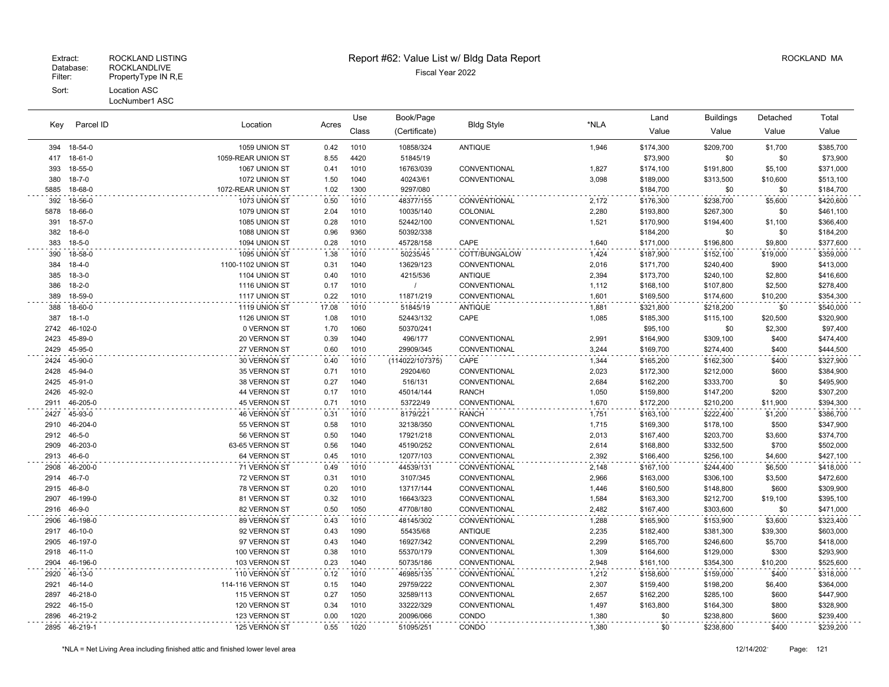Extract: ROCKLAND LISTING
Database: ROCKLANDLIVE
Filter: PropertyType IN R,E
Sort: Location ASC
LocNumber1 ASC

# Report #62: Value List w/ Bldg Data Report

Fiscal Year 2022

ROCKLAND MA

| Key | Parcel ID | Location | Acres | Use Class | Book/Page (Certificate) | Bldg Style | *NLA | Land Value | Buildings Value | Detached Value | Total Value |
|---|---|---|---|---|---|---|---|---|---|---|---|
| 394 | 18-54-0 | 1059 UNION ST | 0.42 | 1010 | 10858/324 | ANTIQUE | 1,946 | $174,300 | $209,700 | $1,700 | $385,700 |
| 417 | 18-61-0 | 1059-REAR UNION ST | 8.55 | 4420 | 51845/19 | | | $73,900 | $0 | $0 | $73,900 |
| 393 | 18-55-0 | 1067 UNION ST | 0.41 | 1010 | 16763/039 | CONVENTIONAL | 1,827 | $174,100 | $191,800 | $5,100 | $371,000 |
| 380 | 18-7-0 | 1072 UNION ST | 1.50 | 1040 | 40243/61 | CONVENTIONAL | 3,098 | $189,000 | $313,500 | $10,600 | $513,100 |
| 5885 | 18-68-0 | 1072-REAR UNION ST | 1.02 | 1300 | 9297/080 | | | $184,700 | $0 | $0 | $184,700 |
| 392 | 18-56-0 | 1073 UNION ST | 0.50 | 1010 | 48377/155 | CONVENTIONAL | 2,172 | $176,300 | $238,700 | $5,600 | $420,600 |
| 5878 | 18-66-0 | 1079 UNION ST | 2.04 | 1010 | 10035/140 | COLONIAL | 2,280 | $193,800 | $267,300 | $0 | $461,100 |
| 391 | 18-57-0 | 1085 UNION ST | 0.28 | 1010 | 52442/100 | CONVENTIONAL | 1,521 | $170,900 | $194,400 | $1,100 | $366,400 |
| 382 | 18-6-0 | 1088 UNION ST | 0.96 | 9360 | 50392/338 | | | $184,200 | $0 | $0 | $184,200 |
| 383 | 18-5-0 | 1094 UNION ST | 0.28 | 1010 | 45728/158 | CAPE | 1,640 | $171,000 | $196,800 | $9,800 | $377,600 |
| 390 | 18-58-0 | 1095 UNION ST | 1.38 | 1010 | 50235/45 | COTT/BUNGALOW | 1,424 | $187,900 | $152,100 | $19,000 | $359,000 |
| 384 | 18-4-0 | 1100-1102 UNION ST | 0.31 | 1040 | 13629/123 | CONVENTIONAL | 2,016 | $171,700 | $240,400 | $900 | $413,000 |
| 385 | 18-3-0 | 1104 UNION ST | 0.40 | 1010 | 4215/536 | ANTIQUE | 2,394 | $173,700 | $240,100 | $2,800 | $416,600 |
| 386 | 18-2-0 | 1116 UNION ST | 0.17 | 1010 | / | CONVENTIONAL | 1,112 | $168,100 | $107,800 | $2,500 | $278,400 |
| 389 | 18-59-0 | 1117 UNION ST | 0.22 | 1010 | 11871/219 | CONVENTIONAL | 1,601 | $169,500 | $174,600 | $10,200 | $354,300 |
| 388 | 18-60-0 | 1119 UNION ST | 17.08 | 1010 | 51845/19 | ANTIQUE | 1,881 | $321,800 | $218,200 | $0 | $540,000 |
| 387 | 18-1-0 | 1126 UNION ST | 1.08 | 1010 | 52443/132 | CAPE | 1,085 | $185,300 | $115,100 | $20,500 | $320,900 |
| 2742 | 46-102-0 | 0 VERNON ST | 1.70 | 1060 | 50370/241 | | | $95,100 | $0 | $2,300 | $97,400 |
| 2423 | 45-89-0 | 20 VERNON ST | 0.39 | 1040 | 496/177 | CONVENTIONAL | 2,991 | $164,900 | $309,100 | $400 | $474,400 |
| 2429 | 45-95-0 | 27 VERNON ST | 0.60 | 1010 | 29909/345 | CONVENTIONAL | 3,244 | $169,700 | $274,400 | $400 | $444,500 |
| 2424 | 45-90-0 | 30 VERNON ST | 0.40 | 1010 | (114022/107375) | CAPE | 1,344 | $165,200 | $162,300 | $400 | $327,900 |
| 2428 | 45-94-0 | 35 VERNON ST | 0.71 | 1010 | 29204/60 | CONVENTIONAL | 2,023 | $172,300 | $212,000 | $600 | $384,900 |
| 2425 | 45-91-0 | 38 VERNON ST | 0.27 | 1040 | 516/131 | CONVENTIONAL | 2,684 | $162,200 | $333,700 | $0 | $495,900 |
| 2426 | 45-92-0 | 44 VERNON ST | 0.17 | 1010 | 45014/144 | RANCH | 1,050 | $159,800 | $147,200 | $200 | $307,200 |
| 2911 | 46-205-0 | 45 VERNON ST | 0.71 | 1010 | 53722/49 | CONVENTIONAL | 1,670 | $172,200 | $210,200 | $11,900 | $394,300 |
| 2427 | 45-93-0 | 46 VERNON ST | 0.31 | 1010 | 8179/221 | RANCH | 1,751 | $163,100 | $222,400 | $1,200 | $386,700 |
| 2910 | 46-204-0 | 55 VERNON ST | 0.58 | 1010 | 32138/350 | CONVENTIONAL | 1,715 | $169,300 | $178,100 | $500 | $347,900 |
| 2912 | 46-5-0 | 56 VERNON ST | 0.50 | 1040 | 17921/218 | CONVENTIONAL | 2,013 | $167,400 | $203,700 | $3,600 | $374,700 |
| 2909 | 46-203-0 | 63-65 VERNON ST | 0.56 | 1040 | 45190/252 | CONVENTIONAL | 2,614 | $168,800 | $332,500 | $700 | $502,000 |
| 2913 | 46-6-0 | 64 VERNON ST | 0.45 | 1010 | 12077/103 | CONVENTIONAL | 2,392 | $166,400 | $256,100 | $4,600 | $427,100 |
| 2908 | 46-200-0 | 71 VERNON ST | 0.49 | 1010 | 44539/131 | CONVENTIONAL | 2,148 | $167,100 | $244,400 | $6,500 | $418,000 |
| 2914 | 46-7-0 | 72 VERNON ST | 0.31 | 1010 | 3107/345 | CONVENTIONAL | 2,966 | $163,000 | $306,100 | $3,500 | $472,600 |
| 2915 | 46-8-0 | 78 VERNON ST | 0.20 | 1010 | 13717/144 | CONVENTIONAL | 1,446 | $160,500 | $148,800 | $600 | $309,900 |
| 2907 | 46-199-0 | 81 VERNON ST | 0.32 | 1010 | 16643/323 | CONVENTIONAL | 1,584 | $163,300 | $212,700 | $19,100 | $395,100 |
| 2916 | 46-9-0 | 82 VERNON ST | 0.50 | 1050 | 47708/180 | CONVENTIONAL | 2,482 | $167,400 | $303,600 | $0 | $471,000 |
| 2906 | 46-198-0 | 89 VERNON ST | 0.43 | 1010 | 48145/302 | CONVENTIONAL | 1,288 | $165,900 | $153,900 | $3,600 | $323,400 |
| 2917 | 46-10-0 | 92 VERNON ST | 0.43 | 1090 | 55435/68 | ANTIQUE | 2,235 | $182,400 | $381,300 | $39,300 | $603,000 |
| 2905 | 46-197-0 | 97 VERNON ST | 0.43 | 1040 | 16927/342 | CONVENTIONAL | 2,299 | $165,700 | $246,600 | $5,700 | $418,000 |
| 2918 | 46-11-0 | 100 VERNON ST | 0.38 | 1010 | 55370/179 | CONVENTIONAL | 1,309 | $164,600 | $129,000 | $300 | $293,900 |
| 2904 | 46-196-0 | 103 VERNON ST | 0.23 | 1040 | 50735/186 | CONVENTIONAL | 2,948 | $161,100 | $354,300 | $10,200 | $525,600 |
| 2920 | 46-13-0 | 110 VERNON ST | 0.12 | 1010 | 46985/135 | CONVENTIONAL | 1,212 | $158,600 | $159,000 | $400 | $318,000 |
| 2921 | 46-14-0 | 114-116 VERNON ST | 0.15 | 1040 | 29759/222 | CONVENTIONAL | 2,307 | $159,400 | $198,200 | $6,400 | $364,000 |
| 2897 | 46-218-0 | 115 VERNON ST | 0.27 | 1050 | 32589/113 | CONVENTIONAL | 2,657 | $162,200 | $285,100 | $600 | $447,900 |
| 2922 | 46-15-0 | 120 VERNON ST | 0.34 | 1010 | 33222/329 | CONVENTIONAL | 1,497 | $163,800 | $164,300 | $800 | $328,900 |
| 2896 | 46-219-2 | 123 VERNON ST | 0.00 | 1020 | 20096/066 | CONDO | 1,380 | $0 | $238,800 | $600 | $239,400 |
| 2895 | 46-219-1 | 125 VERNON ST | 0.55 | 1020 | 51095/251 | CONDO | 1,380 | $0 | $238,800 | $400 | $239,200 |

*NLA = Net Living Area including finished attic and finished lower level area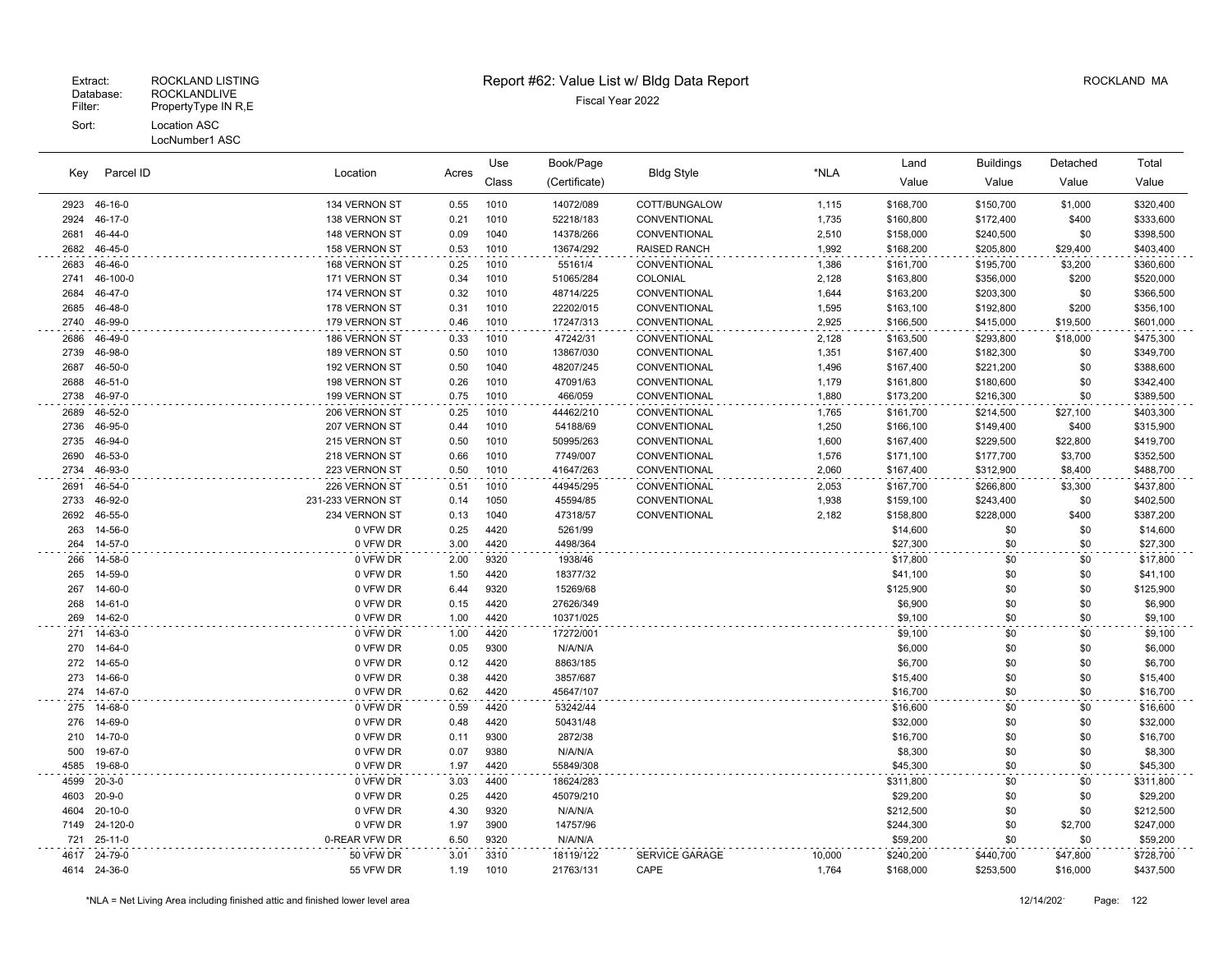Extract: ROCKLAND LISTING
Database: ROCKLANDLIVE
Filter: PropertyType IN R,E
Sort: Location ASC
LocNumber1 ASC

# Report #62: Value List w/ Bldg Data Report

Fiscal Year 2022

ROCKLAND MA

| Key | Parcel ID | Location | Acres | Use Class | Book/Page (Certificate) | Bldg Style | *NLA | Land Value | Buildings Value | Detached Value | Total Value |
|---|---|---|---|---|---|---|---|---|---|---|---|
| 2923 | 46-16-0 | 134 VERNON ST | 0.55 | 1010 | 14072/089 | COTT/BUNGALOW | 1,115 | $168,700 | $150,700 | $1,000 | $320,400 |
| 2924 | 46-17-0 | 138 VERNON ST | 0.21 | 1010 | 52218/183 | CONVENTIONAL | 1,735 | $160,800 | $172,400 | $400 | $333,600 |
| 2681 | 46-44-0 | 148 VERNON ST | 0.09 | 1040 | 14378/266 | CONVENTIONAL | 2,510 | $158,000 | $240,500 | $0 | $398,500 |
| 2682 | 46-45-0 | 158 VERNON ST | 0.53 | 1010 | 13674/292 | RAISED RANCH | 1,992 | $168,200 | $205,800 | $29,400 | $403,400 |
| 2683 | 46-46-0 | 168 VERNON ST | 0.25 | 1010 | 55161/4 | CONVENTIONAL | 1,386 | $161,700 | $195,700 | $3,200 | $360,600 |
| 2741 | 46-100-0 | 171 VERNON ST | 0.34 | 1010 | 51065/284 | COLONIAL | 2,128 | $163,800 | $356,000 | $200 | $520,000 |
| 2684 | 46-47-0 | 174 VERNON ST | 0.32 | 1010 | 48714/225 | CONVENTIONAL | 1,644 | $163,200 | $203,300 | $0 | $366,500 |
| 2685 | 46-48-0 | 178 VERNON ST | 0.31 | 1010 | 22202/015 | CONVENTIONAL | 1,595 | $163,100 | $192,800 | $200 | $356,100 |
| 2740 | 46-99-0 | 179 VERNON ST | 0.46 | 1010 | 17247/313 | CONVENTIONAL | 2,925 | $166,500 | $415,000 | $19,500 | $601,000 |
| 2686 | 46-49-0 | 186 VERNON ST | 0.33 | 1010 | 47242/31 | CONVENTIONAL | 2,128 | $163,500 | $293,800 | $18,000 | $475,300 |
| 2739 | 46-98-0 | 189 VERNON ST | 0.50 | 1010 | 13867/030 | CONVENTIONAL | 1,351 | $167,400 | $182,300 | $0 | $349,700 |
| 2687 | 46-50-0 | 192 VERNON ST | 0.50 | 1040 | 48207/245 | CONVENTIONAL | 1,496 | $167,400 | $221,200 | $0 | $388,600 |
| 2688 | 46-51-0 | 198 VERNON ST | 0.26 | 1010 | 47091/63 | CONVENTIONAL | 1,179 | $161,800 | $180,600 | $0 | $342,400 |
| 2738 | 46-97-0 | 199 VERNON ST | 0.75 | 1010 | 466/059 | CONVENTIONAL | 1,880 | $173,200 | $216,300 | $0 | $389,500 |
| 2689 | 46-52-0 | 206 VERNON ST | 0.25 | 1010 | 44462/210 | CONVENTIONAL | 1,765 | $161,700 | $214,500 | $27,100 | $403,300 |
| 2736 | 46-95-0 | 207 VERNON ST | 0.44 | 1010 | 54188/69 | CONVENTIONAL | 1,250 | $166,100 | $149,400 | $400 | $315,900 |
| 2735 | 46-94-0 | 215 VERNON ST | 0.50 | 1010 | 50995/263 | CONVENTIONAL | 1,600 | $167,400 | $229,500 | $22,800 | $419,700 |
| 2690 | 46-53-0 | 218 VERNON ST | 0.66 | 1010 | 7749/007 | CONVENTIONAL | 1,576 | $171,100 | $177,700 | $3,700 | $352,500 |
| 2734 | 46-93-0 | 223 VERNON ST | 0.50 | 1010 | 41647/263 | CONVENTIONAL | 2,060 | $167,400 | $312,900 | $8,400 | $488,700 |
| 2691 | 46-54-0 | 226 VERNON ST | 0.51 | 1010 | 44945/295 | CONVENTIONAL | 2,053 | $167,700 | $266,800 | $3,300 | $437,800 |
| 2733 | 46-92-0 | 231-233 VERNON ST | 0.14 | 1050 | 45594/85 | CONVENTIONAL | 1,938 | $159,100 | $243,400 | $0 | $402,500 |
| 2692 | 46-55-0 | 234 VERNON ST | 0.13 | 1040 | 47318/57 | CONVENTIONAL | 2,182 | $158,800 | $228,000 | $400 | $387,200 |
| 263 | 14-56-0 | 0 VFW DR | 0.25 | 4420 | 5261/99 | | | $14,600 | $0 | $0 | $14,600 |
| 264 | 14-57-0 | 0 VFW DR | 3.00 | 4420 | 4498/364 | | | $27,300 | $0 | $0 | $27,300 |
| 266 | 14-58-0 | 0 VFW DR | 2.00 | 9320 | 1938/46 | | | $17,800 | $0 | $0 | $17,800 |
| 265 | 14-59-0 | 0 VFW DR | 1.50 | 4420 | 18377/32 | | | $41,100 | $0 | $0 | $41,100 |
| 267 | 14-60-0 | 0 VFW DR | 6.44 | 9320 | 15269/68 | | | $125,900 | $0 | $0 | $125,900 |
| 268 | 14-61-0 | 0 VFW DR | 0.15 | 4420 | 27626/349 | | | $6,900 | $0 | $0 | $6,900 |
| 269 | 14-62-0 | 0 VFW DR | 1.00 | 4420 | 10371/025 | | | $9,100 | $0 | $0 | $9,100 |
| 271 | 14-63-0 | 0 VFW DR | 1.00 | 4420 | 17272/001 | | | $9,100 | $0 | $0 | $9,100 |
| 270 | 14-64-0 | 0 VFW DR | 0.05 | 9300 | N/A/N/A | | | $6,000 | $0 | $0 | $6,000 |
| 272 | 14-65-0 | 0 VFW DR | 0.12 | 4420 | 8863/185 | | | $6,700 | $0 | $0 | $6,700 |
| 273 | 14-66-0 | 0 VFW DR | 0.38 | 4420 | 3857/687 | | | $15,400 | $0 | $0 | $15,400 |
| 274 | 14-67-0 | 0 VFW DR | 0.62 | 4420 | 45647/107 | | | $16,700 | $0 | $0 | $16,700 |
| 275 | 14-68-0 | 0 VFW DR | 0.59 | 4420 | 53242/44 | | | $16,600 | $0 | $0 | $16,600 |
| 276 | 14-69-0 | 0 VFW DR | 0.48 | 4420 | 50431/48 | | | $32,000 | $0 | $0 | $32,000 |
| 210 | 14-70-0 | 0 VFW DR | 0.11 | 9300 | 2872/38 | | | $16,700 | $0 | $0 | $16,700 |
| 500 | 19-67-0 | 0 VFW DR | 0.07 | 9380 | N/A/N/A | | | $8,300 | $0 | $0 | $8,300 |
| 4585 | 19-68-0 | 0 VFW DR | 1.97 | 4420 | 55849/308 | | | $45,300 | $0 | $0 | $45,300 |
| 4599 | 20-3-0 | 0 VFW DR | 3.03 | 4400 | 18624/283 | | | $311,800 | $0 | $0 | $311,800 |
| 4603 | 20-9-0 | 0 VFW DR | 0.25 | 4420 | 45079/210 | | | $29,200 | $0 | $0 | $29,200 |
| 4604 | 20-10-0 | 0 VFW DR | 4.30 | 9320 | N/A/N/A | | | $212,500 | $0 | $0 | $212,500 |
| 7149 | 24-120-0 | 0 VFW DR | 1.97 | 3900 | 14757/96 | | | $244,300 | $0 | $2,700 | $247,000 |
| 721 | 25-11-0 | 0-REAR VFW DR | 6.50 | 9320 | N/A/N/A | | | $59,200 | $0 | $0 | $59,200 |
| 4617 | 24-79-0 | 50 VFW DR | 3.01 | 3310 | 18119/122 | SERVICE GARAGE | 10,000 | $240,200 | $440,700 | $47,800 | $728,700 |
| 4614 | 24-36-0 | 55 VFW DR | 1.19 | 1010 | 21763/131 | CAPE | 1,764 | $168,000 | $253,500 | $16,000 | $437,500 |

*NLA = Net Living Area including finished attic and finished lower level area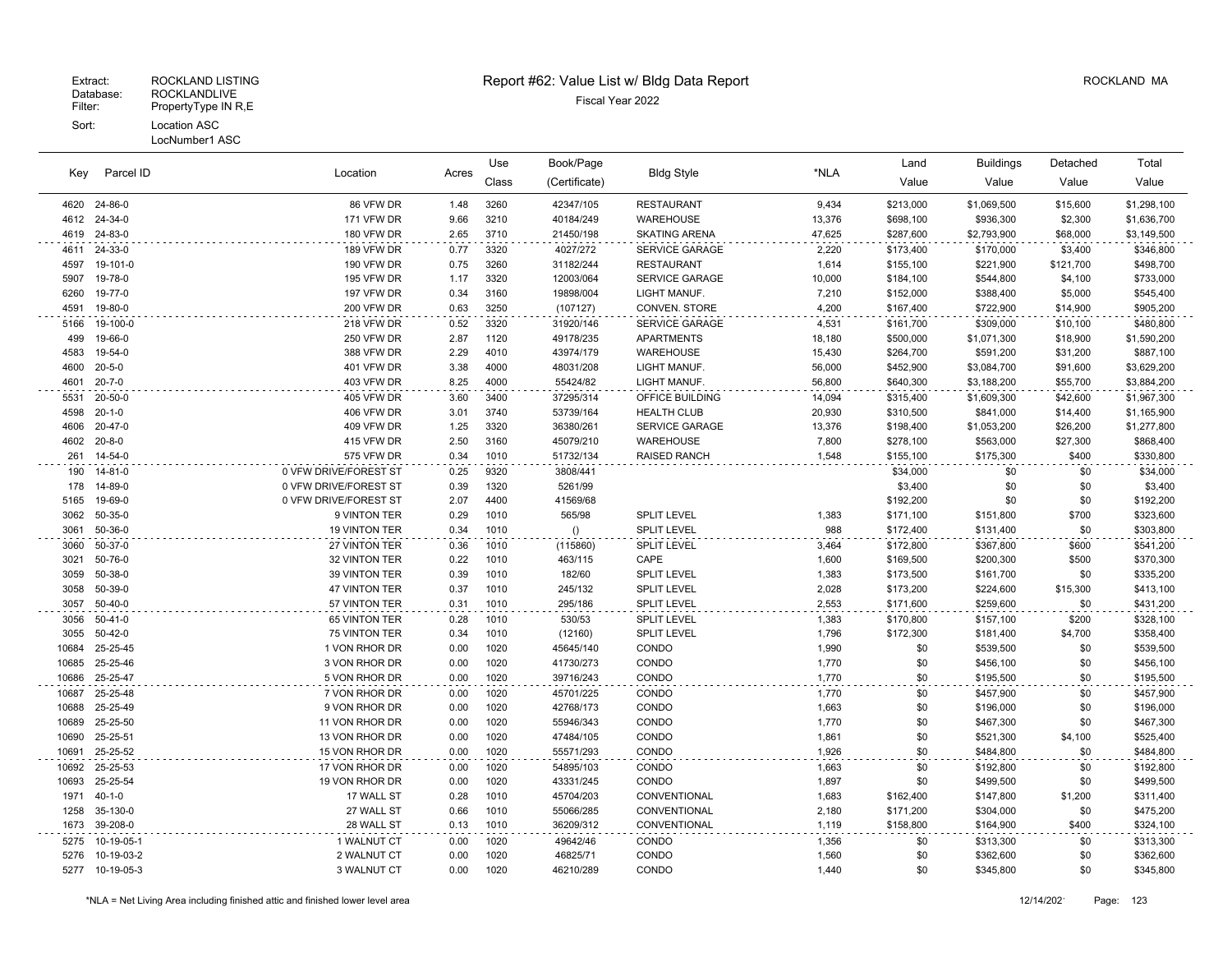Extract: ROCKLAND LISTING
Database: ROCKLANDLIVE
Filter: PropertyType IN R,E
Sort: Location ASC
LocNumber1 ASC

# Report #62: Value List w/ Bldg Data Report

Fiscal Year 2022

ROCKLAND MA

| Key | Parcel ID | Location | Acres | Use Class | Book/Page (Certificate) | Bldg Style | *NLA | Land Value | Buildings Value | Detached Value | Total Value |
|---|---|---|---|---|---|---|---|---|---|---|---|
| 4620 | 24-86-0 | 86 VFW DR | 1.48 | 3260 | 42347/105 | RESTAURANT | 9,434 | $213,000 | $1,069,500 | $15,600 | $1,298,100 |
| 4612 | 24-34-0 | 171 VFW DR | 9.66 | 3210 | 40184/249 | WAREHOUSE | 13,376 | $698,100 | $936,300 | $2,300 | $1,636,700 |
| 4619 | 24-83-0 | 180 VFW DR | 2.65 | 3710 | 21450/198 | SKATING ARENA | 47,625 | $287,600 | $2,793,900 | $68,000 | $3,149,500 |
| 4611 | 24-33-0 | 189 VFW DR | 0.77 | 3320 | 4027/272 | SERVICE GARAGE | 2,220 | $173,400 | $170,000 | $3,400 | $346,800 |
| 4597 | 19-101-0 | 190 VFW DR | 0.75 | 3260 | 31182/244 | RESTAURANT | 1,614 | $155,100 | $221,900 | $121,700 | $498,700 |
| 5907 | 19-78-0 | 195 VFW DR | 1.17 | 3320 | 12003/064 | SERVICE GARAGE | 10,000 | $184,100 | $544,800 | $4,100 | $733,000 |
| 6260 | 19-77-0 | 197 VFW DR | 0.34 | 3160 | 19898/004 | LIGHT MANUF. | 7,210 | $152,000 | $388,400 | $5,000 | $545,400 |
| 4591 | 19-80-0 | 200 VFW DR | 0.63 | 3250 | (107127) | CONVEN. STORE | 4,200 | $167,400 | $722,900 | $14,900 | $905,200 |
| 5166 | 19-100-0 | 218 VFW DR | 0.52 | 3320 | 31920/146 | SERVICE GARAGE | 4,531 | $161,700 | $309,000 | $10,100 | $480,800 |
| 499 | 19-66-0 | 250 VFW DR | 2.87 | 1120 | 49178/235 | APARTMENTS | 18,180 | $500,000 | $1,071,300 | $18,900 | $1,590,200 |
| 4583 | 19-54-0 | 388 VFW DR | 2.29 | 4010 | 43974/179 | WAREHOUSE | 15,430 | $264,700 | $591,200 | $31,200 | $887,100 |
| 4600 | 20-5-0 | 401 VFW DR | 3.38 | 4000 | 48031/208 | LIGHT MANUF. | 56,000 | $452,900 | $3,084,700 | $91,600 | $3,629,200 |
| 4601 | 20-7-0 | 403 VFW DR | 8.25 | 4000 | 55424/82 | LIGHT MANUF. | 56,800 | $640,300 | $3,188,200 | $55,700 | $3,884,200 |
| 5531 | 20-50-0 | 405 VFW DR | 3.60 | 3400 | 37295/314 | OFFICE BUILDING | 14,094 | $315,400 | $1,609,300 | $42,600 | $1,967,300 |
| 4598 | 20-1-0 | 406 VFW DR | 3.01 | 3740 | 53739/164 | HEALTH CLUB | 20,930 | $310,500 | $841,000 | $14,400 | $1,165,900 |
| 4606 | 20-47-0 | 409 VFW DR | 1.25 | 3320 | 36380/261 | SERVICE GARAGE | 13,376 | $198,400 | $1,053,200 | $26,200 | $1,277,800 |
| 4602 | 20-8-0 | 415 VFW DR | 2.50 | 3160 | 45079/210 | WAREHOUSE | 7,800 | $278,100 | $563,000 | $27,300 | $868,400 |
| 261 | 14-54-0 | 575 VFW DR | 0.34 | 1010 | 51732/134 | RAISED RANCH | 1,548 | $155,100 | $175,300 | $400 | $330,800 |
| 190 | 14-81-0 | 0 VFW DRIVE/FOREST ST | 0.25 | 9320 | 3808/441 | | | $34,000 | $0 | $0 | $34,000 |
| 178 | 14-89-0 | 0 VFW DRIVE/FOREST ST | 0.39 | 1320 | 5261/99 | | | $3,400 | $0 | $0 | $3,400 |
| 5165 | 19-69-0 | 0 VFW DRIVE/FOREST ST | 2.07 | 4400 | 41569/68 | | | $192,200 | $0 | $0 | $192,200 |
| 3062 | 50-35-0 | 9 VINTON TER | 0.29 | 1010 | 565/98 | SPLIT LEVEL | 1,383 | $171,100 | $151,800 | $700 | $323,600 |
| 3061 | 50-36-0 | 19 VINTON TER | 0.34 | 1010 | () | SPLIT LEVEL | 988 | $172,400 | $131,400 | $0 | $303,800 |
| 3060 | 50-37-0 | 27 VINTON TER | 0.36 | 1010 | (115860) | SPLIT LEVEL | 3,464 | $172,800 | $367,800 | $600 | $541,200 |
| 3021 | 50-76-0 | 32 VINTON TER | 0.22 | 1010 | 463/115 | CAPE | 1,600 | $169,500 | $200,300 | $500 | $370,300 |
| 3059 | 50-38-0 | 39 VINTON TER | 0.39 | 1010 | 182/60 | SPLIT LEVEL | 1,383 | $173,500 | $161,700 | $0 | $335,200 |
| 3058 | 50-39-0 | 47 VINTON TER | 0.37 | 1010 | 245/132 | SPLIT LEVEL | 2,028 | $173,200 | $224,600 | $15,300 | $413,100 |
| 3057 | 50-40-0 | 57 VINTON TER | 0.31 | 1010 | 295/186 | SPLIT LEVEL | 2,553 | $171,600 | $259,600 | $0 | $431,200 |
| 3056 | 50-41-0 | 65 VINTON TER | 0.28 | 1010 | 530/53 | SPLIT LEVEL | 1,383 | $170,800 | $157,100 | $200 | $328,100 |
| 3055 | 50-42-0 | 75 VINTON TER | 0.34 | 1010 | (12160) | SPLIT LEVEL | 1,796 | $172,300 | $181,400 | $4,700 | $358,400 |
| 10684 | 25-25-45 | 1 VON RHOR DR | 0.00 | 1020 | 45645/140 | CONDO | 1,990 | $0 | $539,500 | $0 | $539,500 |
| 10685 | 25-25-46 | 3 VON RHOR DR | 0.00 | 1020 | 41730/273 | CONDO | 1,770 | $0 | $456,100 | $0 | $456,100 |
| 10686 | 25-25-47 | 5 VON RHOR DR | 0.00 | 1020 | 39716/243 | CONDO | 1,770 | $0 | $195,500 | $0 | $195,500 |
| 10687 | 25-25-48 | 7 VON RHOR DR | 0.00 | 1020 | 45701/225 | CONDO | 1,770 | $0 | $457,900 | $0 | $457,900 |
| 10688 | 25-25-49 | 9 VON RHOR DR | 0.00 | 1020 | 42768/173 | CONDO | 1,663 | $0 | $196,000 | $0 | $196,000 |
| 10689 | 25-25-50 | 11 VON RHOR DR | 0.00 | 1020 | 55946/343 | CONDO | 1,770 | $0 | $467,300 | $0 | $467,300 |
| 10690 | 25-25-51 | 13 VON RHOR DR | 0.00 | 1020 | 47484/105 | CONDO | 1,861 | $0 | $521,300 | $4,100 | $525,400 |
| 10691 | 25-25-52 | 15 VON RHOR DR | 0.00 | 1020 | 55571/293 | CONDO | 1,926 | $0 | $484,800 | $0 | $484,800 |
| 10692 | 25-25-53 | 17 VON RHOR DR | 0.00 | 1020 | 54895/103 | CONDO | 1,663 | $0 | $192,800 | $0 | $192,800 |
| 10693 | 25-25-54 | 19 VON RHOR DR | 0.00 | 1020 | 43331/245 | CONDO | 1,897 | $0 | $499,500 | $0 | $499,500 |
| 1971 | 40-1-0 | 17 WALL ST | 0.28 | 1010 | 45704/203 | CONVENTIONAL | 1,683 | $162,400 | $147,800 | $1,200 | $311,400 |
| 1258 | 35-130-0 | 27 WALL ST | 0.66 | 1010 | 55066/285 | CONVENTIONAL | 2,180 | $171,200 | $304,000 | $0 | $475,200 |
| 1673 | 39-208-0 | 28 WALL ST | 0.13 | 1010 | 36209/312 | CONVENTIONAL | 1,119 | $158,800 | $164,900 | $400 | $324,100 |
| 5275 | 10-19-05-1 | 1 WALNUT CT | 0.00 | 1020 | 49642/46 | CONDO | 1,356 | $0 | $313,300 | $0 | $313,300 |
| 5276 | 10-19-03-2 | 2 WALNUT CT | 0.00 | 1020 | 46825/71 | CONDO | 1,560 | $0 | $362,600 | $0 | $362,600 |
| 5277 | 10-19-05-3 | 3 WALNUT CT | 0.00 | 1020 | 46210/289 | CONDO | 1,440 | $0 | $345,800 | $0 | $345,800 |

*NLA = Net Living Area including finished attic and finished lower level area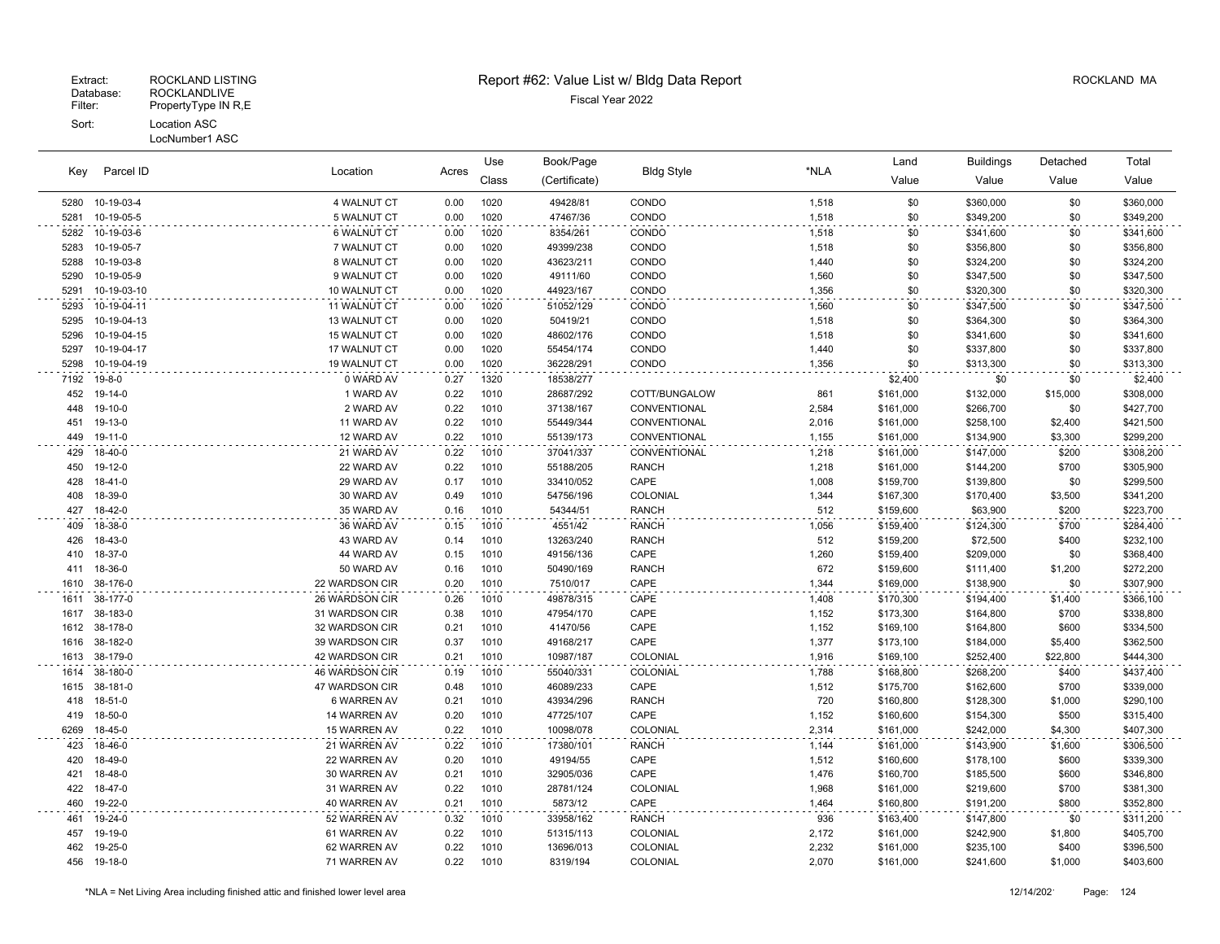Extract: ROCKLAND LISTING
Database: ROCKLANDLIVE
Filter: PropertyType IN R,E
Sort: Location ASC
LocNumber1 ASC

# Report #62: Value List w/ Bldg Data Report

Fiscal Year 2022

ROCKLAND MA

| Key | Parcel ID | Location | Acres | Use Class | Book/Page (Certificate) | Bldg Style | *NLA | Land Value | Buildings Value | Detached Value | Total Value |
|---|---|---|---|---|---|---|---|---|---|---|---|
| 5280 | 10-19-03-4 | 4 WALNUT CT | 0.00 | 1020 | 49428/81 | CONDO | 1,518 | $0 | $360,000 | $0 | $360,000 |
| 5281 | 10-19-05-5 | 5 WALNUT CT | 0.00 | 1020 | 47467/36 | CONDO | 1,518 | $0 | $349,200 | $0 | $349,200 |
| 5282 | 10-19-03-6 | 6 WALNUT CT | 0.00 | 1020 | 8354/261 | CONDO | 1,518 | $0 | $341,600 | $0 | $341,600 |
| 5283 | 10-19-05-7 | 7 WALNUT CT | 0.00 | 1020 | 49399/238 | CONDO | 1,518 | $0 | $356,800 | $0 | $356,800 |
| 5288 | 10-19-03-8 | 8 WALNUT CT | 0.00 | 1020 | 43623/211 | CONDO | 1,440 | $0 | $324,200 | $0 | $324,200 |
| 5290 | 10-19-05-9 | 9 WALNUT CT | 0.00 | 1020 | 49111/60 | CONDO | 1,560 | $0 | $347,500 | $0 | $347,500 |
| 5291 | 10-19-03-10 | 10 WALNUT CT | 0.00 | 1020 | 44923/167 | CONDO | 1,356 | $0 | $320,300 | $0 | $320,300 |
| 5293 | 10-19-04-11 | 11 WALNUT CT | 0.00 | 1020 | 51052/129 | CONDO | 1,560 | $0 | $347,500 | $0 | $347,500 |
| 5295 | 10-19-04-13 | 13 WALNUT CT | 0.00 | 1020 | 50419/21 | CONDO | 1,518 | $0 | $364,300 | $0 | $364,300 |
| 5296 | 10-19-04-15 | 15 WALNUT CT | 0.00 | 1020 | 48602/176 | CONDO | 1,518 | $0 | $341,600 | $0 | $341,600 |
| 5297 | 10-19-04-17 | 17 WALNUT CT | 0.00 | 1020 | 55454/174 | CONDO | 1,440 | $0 | $337,800 | $0 | $337,800 |
| 5298 | 10-19-04-19 | 19 WALNUT CT | 0.00 | 1020 | 36228/291 | CONDO | 1,356 | $0 | $313,300 | $0 | $313,300 |
| 7192 | 19-8-0 | 0 WARD AV | 0.27 | 1320 | 18538/277 | | | $2,400 | $0 | $0 | $2,400 |
| 452 | 19-14-0 | 1 WARD AV | 0.22 | 1010 | 28687/292 | COTT/BUNGALOW | 861 | $161,000 | $132,000 | $15,000 | $308,000 |
| 448 | 19-10-0 | 2 WARD AV | 0.22 | 1010 | 37138/167 | CONVENTIONAL | 2,584 | $161,000 | $266,700 | $0 | $427,700 |
| 451 | 19-13-0 | 11 WARD AV | 0.22 | 1010 | 55449/344 | CONVENTIONAL | 2,016 | $161,000 | $258,100 | $2,400 | $421,500 |
| 449 | 19-11-0 | 12 WARD AV | 0.22 | 1010 | 55139/173 | CONVENTIONAL | 1,155 | $161,000 | $134,900 | $3,300 | $299,200 |
| 429 | 18-40-0 | 21 WARD AV | 0.22 | 1010 | 37041/337 | CONVENTIONAL | 1,218 | $161,000 | $147,000 | $200 | $308,200 |
| 450 | 19-12-0 | 22 WARD AV | 0.22 | 1010 | 55188/205 | RANCH | 1,218 | $161,000 | $144,200 | $700 | $305,900 |
| 428 | 18-41-0 | 29 WARD AV | 0.17 | 1010 | 33410/052 | CAPE | 1,008 | $159,700 | $139,800 | $0 | $299,500 |
| 408 | 18-39-0 | 30 WARD AV | 0.49 | 1010 | 54756/196 | COLONIAL | 1,344 | $167,300 | $170,400 | $3,500 | $341,200 |
| 427 | 18-42-0 | 35 WARD AV | 0.16 | 1010 | 54344/51 | RANCH | 512 | $159,600 | $63,900 | $200 | $223,700 |
| 409 | 18-38-0 | 36 WARD AV | 0.15 | 1010 | 4551/42 | RANCH | 1,056 | $159,400 | $124,300 | $700 | $284,400 |
| 426 | 18-43-0 | 43 WARD AV | 0.14 | 1010 | 13263/240 | RANCH | 512 | $159,200 | $72,500 | $400 | $232,100 |
| 410 | 18-37-0 | 44 WARD AV | 0.15 | 1010 | 49156/136 | CAPE | 1,260 | $159,400 | $209,000 | $0 | $368,400 |
| 411 | 18-36-0 | 50 WARD AV | 0.16 | 1010 | 50490/169 | RANCH | 672 | $159,600 | $111,400 | $1,200 | $272,200 |
| 1610 | 38-176-0 | 22 WARDSON CIR | 0.20 | 1010 | 7510/017 | CAPE | 1,344 | $169,000 | $138,900 | $0 | $307,900 |
| 1611 | 38-177-0 | 26 WARDSON CIR | 0.26 | 1010 | 49878/315 | CAPE | 1,408 | $170,300 | $194,400 | $1,400 | $366,100 |
| 1617 | 38-183-0 | 31 WARDSON CIR | 0.38 | 1010 | 47954/170 | CAPE | 1,152 | $173,300 | $164,800 | $700 | $338,800 |
| 1612 | 38-178-0 | 32 WARDSON CIR | 0.21 | 1010 | 41470/56 | CAPE | 1,152 | $169,100 | $164,800 | $600 | $334,500 |
| 1616 | 38-182-0 | 39 WARDSON CIR | 0.37 | 1010 | 49168/217 | CAPE | 1,377 | $173,100 | $184,000 | $5,400 | $362,500 |
| 1613 | 38-179-0 | 42 WARDSON CIR | 0.21 | 1010 | 10987/187 | COLONIAL | 1,916 | $169,100 | $252,400 | $22,800 | $444,300 |
| 1614 | 38-180-0 | 46 WARDSON CIR | 0.19 | 1010 | 55040/331 | COLONIAL | 1,788 | $168,800 | $268,200 | $400 | $437,400 |
| 1615 | 38-181-0 | 47 WARDSON CIR | 0.48 | 1010 | 46089/233 | CAPE | 1,512 | $175,700 | $162,600 | $700 | $339,000 |
| 418 | 18-51-0 | 6 WARREN AV | 0.21 | 1010 | 43934/296 | RANCH | 720 | $160,800 | $128,300 | $1,000 | $290,100 |
| 419 | 18-50-0 | 14 WARREN AV | 0.20 | 1010 | 47725/107 | CAPE | 1,152 | $160,600 | $154,300 | $500 | $315,400 |
| 6269 | 18-45-0 | 15 WARREN AV | 0.22 | 1010 | 10098/078 | COLONIAL | 2,314 | $161,000 | $242,000 | $4,300 | $407,300 |
| 423 | 18-46-0 | 21 WARREN AV | 0.22 | 1010 | 17380/101 | RANCH | 1,144 | $161,000 | $143,900 | $1,600 | $306,500 |
| 420 | 18-49-0 | 22 WARREN AV | 0.20 | 1010 | 49194/55 | CAPE | 1,512 | $160,600 | $178,100 | $600 | $339,300 |
| 421 | 18-48-0 | 30 WARREN AV | 0.21 | 1010 | 32905/036 | CAPE | 1,476 | $160,700 | $185,500 | $600 | $346,800 |
| 422 | 18-47-0 | 31 WARREN AV | 0.22 | 1010 | 28781/124 | COLONIAL | 1,968 | $161,000 | $219,600 | $700 | $381,300 |
| 460 | 19-22-0 | 40 WARREN AV | 0.21 | 1010 | 5873/12 | CAPE | 1,464 | $160,800 | $191,200 | $800 | $352,800 |
| 461 | 19-24-0 | 52 WARREN AV | 0.32 | 1010 | 33958/162 | RANCH | 936 | $163,400 | $147,800 | $0 | $311,200 |
| 457 | 19-19-0 | 61 WARREN AV | 0.22 | 1010 | 51315/113 | COLONIAL | 2,172 | $161,000 | $242,900 | $1,800 | $405,700 |
| 462 | 19-25-0 | 62 WARREN AV | 0.22 | 1010 | 13696/013 | COLONIAL | 2,232 | $161,000 | $235,100 | $400 | $396,500 |
| 456 | 19-18-0 | 71 WARREN AV | 0.22 | 1010 | 8319/194 | COLONIAL | 2,070 | $161,000 | $241,600 | $1,000 | $403,600 |

*NLA = Net Living Area including finished attic and finished lower level area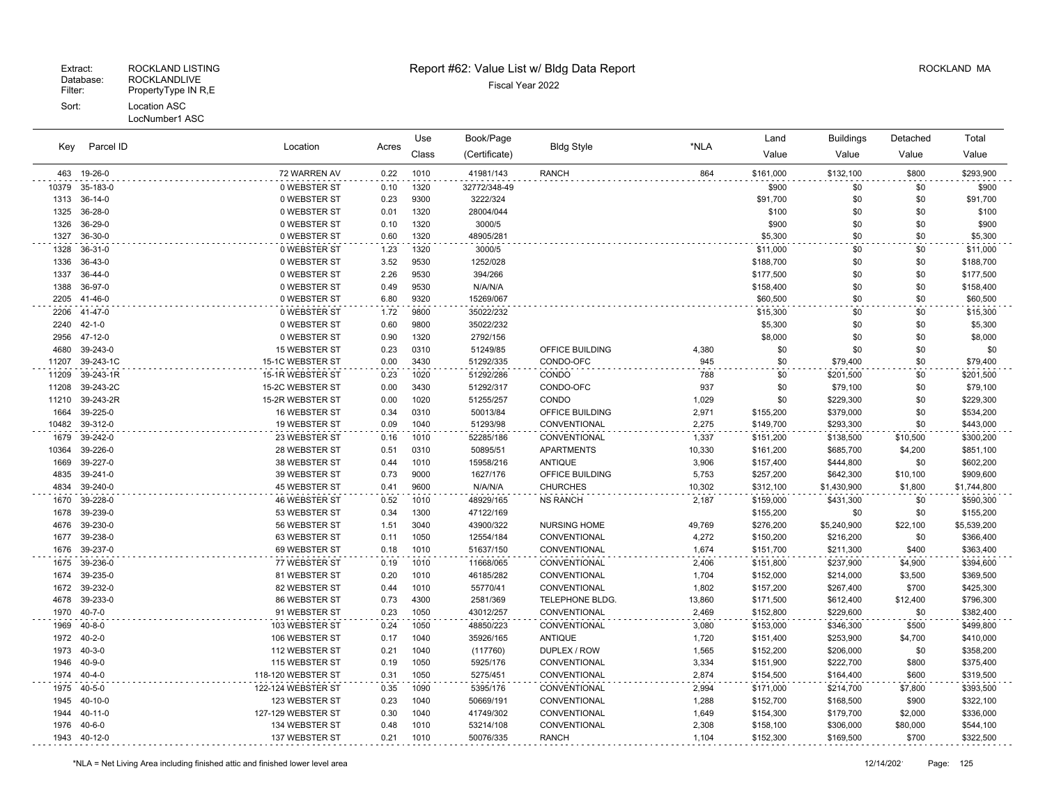Extract: ROCKLAND LISTING
Database: ROCKLANDLIVE
Filter: PropertyType IN R,E
Sort: Location ASC
LocNumber1 ASC

# Report #62: Value List w/ Bldg Data Report

Fiscal Year 2022

ROCKLAND MA

| Key | Parcel ID | Location | Acres | Use Class | Book/Page (Certificate) | Bldg Style | *NLA | Land Value | Buildings Value | Detached Value | Total Value |
|---|---|---|---|---|---|---|---|---|---|---|---|
| 463 | 19-26-0 | 72 WARREN AV | 0.22 | 1010 | 41981/143 | RANCH | 864 | $161,000 | $132,100 | $800 | $293,900 |
| 10379 | 35-183-0 | 0 WEBSTER ST | 0.10 | 1320 | 32772/348-49 | | | $900 | $0 | $0 | $900 |
| 1313 | 36-14-0 | 0 WEBSTER ST | 0.23 | 9300 | 3222/324 | | | $91,700 | $0 | $0 | $91,700 |
| 1325 | 36-28-0 | 0 WEBSTER ST | 0.01 | 1320 | 28004/044 | | | $100 | $0 | $0 | $100 |
| 1326 | 36-29-0 | 0 WEBSTER ST | 0.10 | 1320 | 3000/5 | | | $900 | $0 | $0 | $900 |
| 1327 | 36-30-0 | 0 WEBSTER ST | 0.60 | 1320 | 48905/281 | | | $5,300 | $0 | $0 | $5,300 |
| 1328 | 36-31-0 | 0 WEBSTER ST | 1.23 | 1320 | 3000/5 | | | $11,000 | $0 | $0 | $11,000 |
| 1336 | 36-43-0 | 0 WEBSTER ST | 3.52 | 9530 | 1252/028 | | | $188,700 | $0 | $0 | $188,700 |
| 1337 | 36-44-0 | 0 WEBSTER ST | 2.26 | 9530 | 394/266 | | | $177,500 | $0 | $0 | $177,500 |
| 1388 | 36-97-0 | 0 WEBSTER ST | 0.49 | 9530 | N/A/N/A | | | $158,400 | $0 | $0 | $158,400 |
| 2205 | 41-46-0 | 0 WEBSTER ST | 6.80 | 9320 | 15269/067 | | | $60,500 | $0 | $0 | $60,500 |
| 2206 | 41-47-0 | 0 WEBSTER ST | 1.72 | 9800 | 35022/232 | | | $15,300 | $0 | $0 | $15,300 |
| 2240 | 42-1-0 | 0 WEBSTER ST | 0.60 | 9800 | 35022/232 | | | $5,300 | $0 | $0 | $5,300 |
| 2956 | 47-12-0 | 0 WEBSTER ST | 0.90 | 1320 | 2792/156 | | | $8,000 | $0 | $0 | $8,000 |
| 4680 | 39-243-0 | 15 WEBSTER ST | 0.23 | 0310 | 51249/85 | OFFICE BUILDING | 4,380 | $0 | $0 | $0 | $0 |
| 11207 | 39-243-1C | 15-1C WEBSTER ST | 0.00 | 3430 | 51292/335 | CONDO-OFC | 945 | $0 | $79,400 | $0 | $79,400 |
| 11209 | 39-243-1R | 15-1R WEBSTER ST | 0.23 | 1020 | 51292/286 | CONDO | 788 | $0 | $201,500 | $0 | $201,500 |
| 11208 | 39-243-2C | 15-2C WEBSTER ST | 0.00 | 3430 | 51292/317 | CONDO-OFC | 937 | $0 | $79,100 | $0 | $79,100 |
| 11210 | 39-243-2R | 15-2R WEBSTER ST | 0.00 | 1020 | 51255/257 | CONDO | 1,029 | $0 | $229,300 | $0 | $229,300 |
| 1664 | 39-225-0 | 16 WEBSTER ST | 0.34 | 0310 | 50013/84 | OFFICE BUILDING | 2,971 | $155,200 | $379,000 | $0 | $534,200 |
| 10482 | 39-312-0 | 19 WEBSTER ST | 0.09 | 1040 | 51293/98 | CONVENTIONAL | 2,275 | $149,700 | $293,300 | $0 | $443,000 |
| 1679 | 39-242-0 | 23 WEBSTER ST | 0.16 | 1010 | 52285/186 | CONVENTIONAL | 1,337 | $151,200 | $138,500 | $10,500 | $300,200 |
| 10364 | 39-226-0 | 28 WEBSTER ST | 0.51 | 0310 | 50895/51 | APARTMENTS | 10,330 | $161,200 | $685,700 | $4,200 | $851,100 |
| 1669 | 39-227-0 | 38 WEBSTER ST | 0.44 | 1010 | 15958/216 | ANTIQUE | 3,906 | $157,400 | $444,800 | $0 | $602,200 |
| 4835 | 39-241-0 | 39 WEBSTER ST | 0.73 | 9000 | 1627/176 | OFFICE BUILDING | 5,753 | $257,200 | $642,300 | $10,100 | $909,600 |
| 4834 | 39-240-0 | 45 WEBSTER ST | 0.41 | 9600 | N/A/N/A | CHURCHES | 10,302 | $312,100 | $1,430,900 | $1,800 | $1,744,800 |
| 1670 | 39-228-0 | 46 WEBSTER ST | 0.52 | 1010 | 48929/165 | NS RANCH | 2,187 | $159,000 | $431,300 | $0 | $590,300 |
| 1678 | 39-239-0 | 53 WEBSTER ST | 0.34 | 1300 | 47122/169 | | | $155,200 | $0 | $0 | $155,200 |
| 4676 | 39-230-0 | 56 WEBSTER ST | 1.51 | 3040 | 43900/322 | NURSING HOME | 49,769 | $276,200 | $5,240,900 | $22,100 | $5,539,200 |
| 1677 | 39-238-0 | 63 WEBSTER ST | 0.11 | 1050 | 12554/184 | CONVENTIONAL | 4,272 | $150,200 | $216,200 | $0 | $366,400 |
| 1676 | 39-237-0 | 69 WEBSTER ST | 0.18 | 1010 | 51637/150 | CONVENTIONAL | 1,674 | $151,700 | $211,300 | $400 | $363,400 |
| 1675 | 39-236-0 | 77 WEBSTER ST | 0.19 | 1010 | 11668/065 | CONVENTIONAL | 2,406 | $151,800 | $237,900 | $4,900 | $394,600 |
| 1674 | 39-235-0 | 81 WEBSTER ST | 0.20 | 1010 | 46185/282 | CONVENTIONAL | 1,704 | $152,000 | $214,000 | $3,500 | $369,500 |
| 1672 | 39-232-0 | 82 WEBSTER ST | 0.44 | 1010 | 55770/41 | CONVENTIONAL | 1,802 | $157,200 | $267,400 | $700 | $425,300 |
| 4678 | 39-233-0 | 86 WEBSTER ST | 0.73 | 4300 | 2581/369 | TELEPHONE BLDG. | 13,860 | $171,500 | $612,400 | $12,400 | $796,300 |
| 1970 | 40-7-0 | 91 WEBSTER ST | 0.23 | 1050 | 43012/257 | CONVENTIONAL | 2,469 | $152,800 | $229,600 | $0 | $382,400 |
| 1969 | 40-8-0 | 103 WEBSTER ST | 0.24 | 1050 | 48850/223 | CONVENTIONAL | 3,080 | $153,000 | $346,300 | $500 | $499,800 |
| 1972 | 40-2-0 | 106 WEBSTER ST | 0.17 | 1040 | 35926/165 | ANTIQUE | 1,720 | $151,400 | $253,900 | $4,700 | $410,000 |
| 1973 | 40-3-0 | 112 WEBSTER ST | 0.21 | 1040 | (117760) | DUPLEX / ROW | 1,565 | $152,200 | $206,000 | $0 | $358,200 |
| 1946 | 40-9-0 | 115 WEBSTER ST | 0.19 | 1050 | 5925/176 | CONVENTIONAL | 3,334 | $151,900 | $222,700 | $800 | $375,400 |
| 1974 | 40-4-0 | 118-120 WEBSTER ST | 0.31 | 1050 | 5275/451 | CONVENTIONAL | 2,874 | $154,500 | $164,400 | $600 | $319,500 |
| 1975 | 40-5-0 | 122-124 WEBSTER ST | 0.35 | 1090 | 5395/176 | CONVENTIONAL | 2,994 | $171,000 | $214,700 | $7,800 | $393,500 |
| 1945 | 40-10-0 | 123 WEBSTER ST | 0.23 | 1040 | 50669/191 | CONVENTIONAL | 1,288 | $152,700 | $168,500 | $900 | $322,100 |
| 1944 | 40-11-0 | 127-129 WEBSTER ST | 0.30 | 1040 | 41749/302 | CONVENTIONAL | 1,649 | $154,300 | $179,700 | $2,000 | $336,000 |
| 1976 | 40-6-0 | 134 WEBSTER ST | 0.48 | 1010 | 53214/108 | CONVENTIONAL | 2,308 | $158,100 | $306,000 | $80,000 | $544,100 |
| 1943 | 40-12-0 | 137 WEBSTER ST | 0.21 | 1010 | 50076/335 | RANCH | 1,104 | $152,300 | $169,500 | $700 | $322,500 |

*NLA = Net Living Area including finished attic and finished lower level area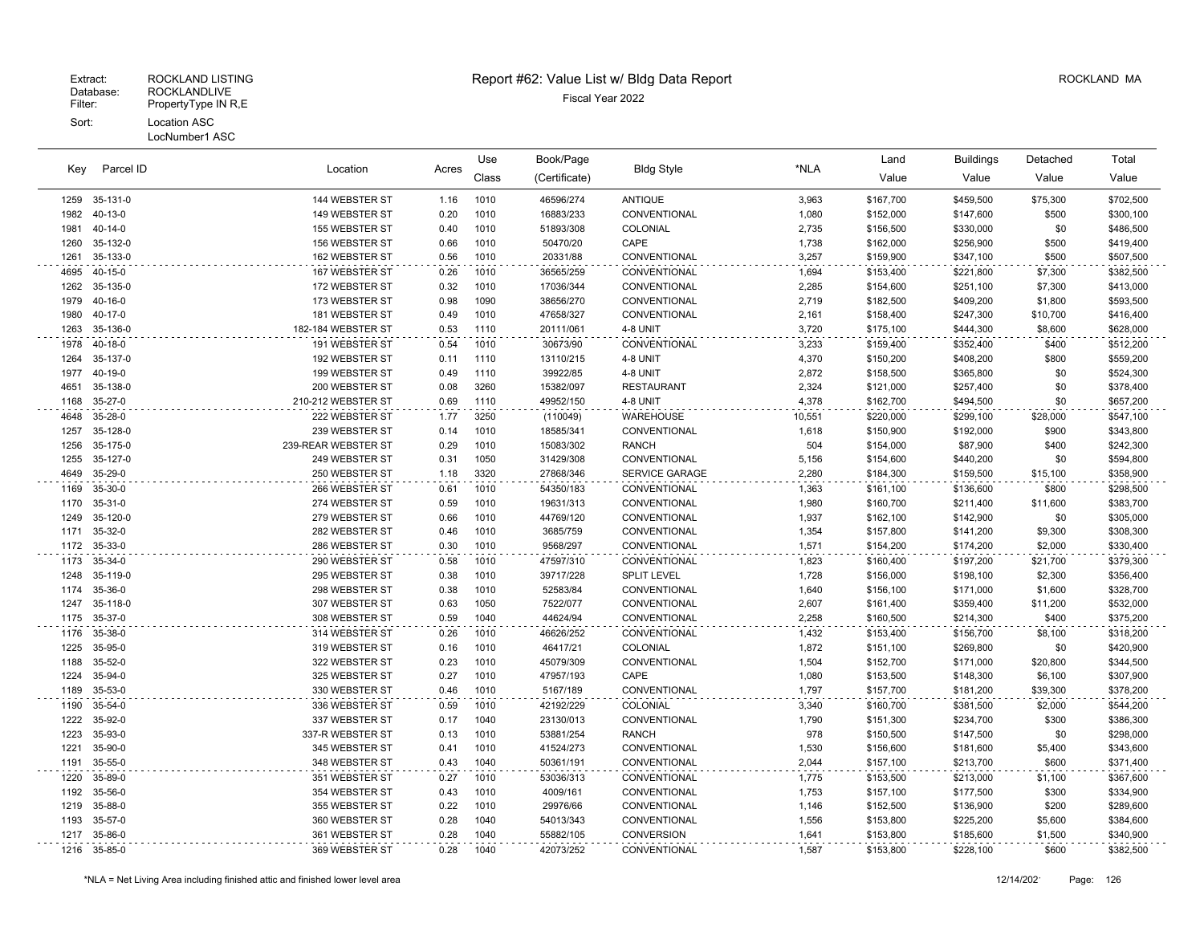Extract: ROCKLAND LISTING
Database: ROCKLANDLIVE
Filter: PropertyType IN R,E
Sort: Location ASC
LocNumber1 ASC

# Report #62: Value List w/ Bldg Data Report

Fiscal Year 2022

ROCKLAND MA

| Key | Parcel ID | Location | Acres | Use Class | Book/Page (Certificate) | Bldg Style | *NLA | Land Value | Buildings Value | Detached Value | Total Value |
|---|---|---|---|---|---|---|---|---|---|---|---|
| 1259 | 35-131-0 | 144 WEBSTER ST | 1.16 | 1010 | 46596/274 | ANTIQUE | 3,963 | $167,700 | $459,500 | $75,300 | $702,500 |
| 1982 | 40-13-0 | 149 WEBSTER ST | 0.20 | 1010 | 16883/233 | CONVENTIONAL | 1,080 | $152,000 | $147,600 | $500 | $300,100 |
| 1981 | 40-14-0 | 155 WEBSTER ST | 0.40 | 1010 | 51893/308 | COLONIAL | 2,735 | $156,500 | $330,000 | $0 | $486,500 |
| 1260 | 35-132-0 | 156 WEBSTER ST | 0.66 | 1010 | 50470/20 | CAPE | 1,738 | $162,000 | $256,900 | $500 | $419,400 |
| 1261 | 35-133-0 | 162 WEBSTER ST | 0.56 | 1010 | 20331/88 | CONVENTIONAL | 3,257 | $159,900 | $347,100 | $500 | $507,500 |
| 4695 | 40-15-0 | 167 WEBSTER ST | 0.26 | 1010 | 36565/259 | CONVENTIONAL | 1,694 | $153,400 | $221,800 | $7,300 | $382,500 |
| 1262 | 35-135-0 | 172 WEBSTER ST | 0.32 | 1010 | 17036/344 | CONVENTIONAL | 2,285 | $154,600 | $251,100 | $7,300 | $413,000 |
| 1979 | 40-16-0 | 173 WEBSTER ST | 0.98 | 1090 | 38656/270 | CONVENTIONAL | 2,719 | $182,500 | $409,200 | $1,800 | $593,500 |
| 1980 | 40-17-0 | 181 WEBSTER ST | 0.49 | 1010 | 47658/327 | CONVENTIONAL | 2,161 | $158,400 | $247,300 | $10,700 | $416,400 |
| 1263 | 35-136-0 | 182-184 WEBSTER ST | 0.53 | 1110 | 20111/061 | 4-8 UNIT | 3,720 | $175,100 | $444,300 | $8,600 | $628,000 |
| 1978 | 40-18-0 | 191 WEBSTER ST | 0.54 | 1010 | 30673/90 | CONVENTIONAL | 3,233 | $159,400 | $352,400 | $400 | $512,200 |
| 1264 | 35-137-0 | 192 WEBSTER ST | 0.11 | 1110 | 13110/215 | 4-8 UNIT | 4,370 | $150,200 | $408,200 | $800 | $559,200 |
| 1977 | 40-19-0 | 199 WEBSTER ST | 0.49 | 1110 | 39922/85 | 4-8 UNIT | 2,872 | $158,500 | $365,800 | $0 | $524,300 |
| 4651 | 35-138-0 | 200 WEBSTER ST | 0.08 | 3260 | 15382/097 | RESTAURANT | 2,324 | $121,000 | $257,400 | $0 | $378,400 |
| 1168 | 35-27-0 | 210-212 WEBSTER ST | 0.69 | 1110 | 49952/150 | 4-8 UNIT | 4,378 | $162,700 | $494,500 | $0 | $657,200 |
| 4648 | 35-28-0 | 222 WEBSTER ST | 1.77 | 3250 | (110049) | WAREHOUSE | 10,551 | $220,000 | $299,100 | $28,000 | $547,100 |
| 1257 | 35-128-0 | 239 WEBSTER ST | 0.14 | 1010 | 18585/341 | CONVENTIONAL | 1,618 | $150,900 | $192,000 | $900 | $343,800 |
| 1256 | 35-175-0 | 239-REAR WEBSTER ST | 0.29 | 1010 | 15083/302 | RANCH | 504 | $154,000 | $87,900 | $400 | $242,300 |
| 1255 | 35-127-0 | 249 WEBSTER ST | 0.31 | 1050 | 31429/308 | CONVENTIONAL | 5,156 | $154,600 | $440,200 | $0 | $594,800 |
| 4649 | 35-29-0 | 250 WEBSTER ST | 1.18 | 3320 | 27868/346 | SERVICE GARAGE | 2,280 | $184,300 | $159,500 | $15,100 | $358,900 |
| 1169 | 35-30-0 | 266 WEBSTER ST | 0.61 | 1010 | 54350/183 | CONVENTIONAL | 1,363 | $161,100 | $136,600 | $800 | $298,500 |
| 1170 | 35-31-0 | 274 WEBSTER ST | 0.59 | 1010 | 19631/313 | CONVENTIONAL | 1,980 | $160,700 | $211,400 | $11,600 | $383,700 |
| 1249 | 35-120-0 | 279 WEBSTER ST | 0.66 | 1010 | 44769/120 | CONVENTIONAL | 1,937 | $162,100 | $142,900 | $0 | $305,000 |
| 1171 | 35-32-0 | 282 WEBSTER ST | 0.46 | 1010 | 3685/759 | CONVENTIONAL | 1,354 | $157,800 | $141,200 | $9,300 | $308,300 |
| 1172 | 35-33-0 | 286 WEBSTER ST | 0.30 | 1010 | 9568/297 | CONVENTIONAL | 1,571 | $154,200 | $174,200 | $2,000 | $330,400 |
| 1173 | 35-34-0 | 290 WEBSTER ST | 0.58 | 1010 | 47597/310 | CONVENTIONAL | 1,823 | $160,400 | $197,200 | $21,700 | $379,300 |
| 1248 | 35-119-0 | 295 WEBSTER ST | 0.38 | 1010 | 39717/228 | SPLIT LEVEL | 1,728 | $156,000 | $198,100 | $2,300 | $356,400 |
| 1174 | 35-36-0 | 298 WEBSTER ST | 0.38 | 1010 | 52583/84 | CONVENTIONAL | 1,640 | $156,100 | $171,000 | $1,600 | $328,700 |
| 1247 | 35-118-0 | 307 WEBSTER ST | 0.63 | 1050 | 7522/077 | CONVENTIONAL | 2,607 | $161,400 | $359,400 | $11,200 | $532,000 |
| 1175 | 35-37-0 | 308 WEBSTER ST | 0.59 | 1040 | 44624/94 | CONVENTIONAL | 2,258 | $160,500 | $214,300 | $400 | $375,200 |
| 1176 | 35-38-0 | 314 WEBSTER ST | 0.26 | 1010 | 46626/252 | CONVENTIONAL | 1,432 | $153,400 | $156,700 | $8,100 | $318,200 |
| 1225 | 35-95-0 | 319 WEBSTER ST | 0.16 | 1010 | 46417/21 | COLONIAL | 1,872 | $151,100 | $269,800 | $0 | $420,900 |
| 1188 | 35-52-0 | 322 WEBSTER ST | 0.23 | 1010 | 45079/309 | CONVENTIONAL | 1,504 | $152,700 | $171,000 | $20,800 | $344,500 |
| 1224 | 35-94-0 | 325 WEBSTER ST | 0.27 | 1010 | 47957/193 | CAPE | 1,080 | $153,500 | $148,300 | $6,100 | $307,900 |
| 1189 | 35-53-0 | 330 WEBSTER ST | 0.46 | 1010 | 5167/189 | CONVENTIONAL | 1,797 | $157,700 | $181,200 | $39,300 | $378,200 |
| 1190 | 35-54-0 | 336 WEBSTER ST | 0.59 | 1010 | 42192/229 | COLONIAL | 3,340 | $160,700 | $381,500 | $2,000 | $544,200 |
| 1222 | 35-92-0 | 337 WEBSTER ST | 0.17 | 1040 | 23130/013 | CONVENTIONAL | 1,790 | $151,300 | $234,700 | $300 | $386,300 |
| 1223 | 35-93-0 | 337-R WEBSTER ST | 0.13 | 1010 | 53881/254 | RANCH | 978 | $150,500 | $147,500 | $0 | $298,000 |
| 1221 | 35-90-0 | 345 WEBSTER ST | 0.41 | 1010 | 41524/273 | CONVENTIONAL | 1,530 | $156,600 | $181,600 | $5,400 | $343,600 |
| 1191 | 35-55-0 | 348 WEBSTER ST | 0.43 | 1040 | 50361/191 | CONVENTIONAL | 2,044 | $157,100 | $213,700 | $600 | $371,400 |
| 1220 | 35-89-0 | 351 WEBSTER ST | 0.27 | 1010 | 53036/313 | CONVENTIONAL | 1,775 | $153,500 | $213,000 | $1,100 | $367,600 |
| 1192 | 35-56-0 | 354 WEBSTER ST | 0.43 | 1010 | 4009/161 | CONVENTIONAL | 1,753 | $157,100 | $177,500 | $300 | $334,900 |
| 1219 | 35-88-0 | 355 WEBSTER ST | 0.22 | 1010 | 29976/66 | CONVENTIONAL | 1,146 | $152,500 | $136,900 | $200 | $289,600 |
| 1193 | 35-57-0 | 360 WEBSTER ST | 0.28 | 1040 | 54013/343 | CONVENTIONAL | 1,556 | $153,800 | $225,200 | $5,600 | $384,600 |
| 1217 | 35-86-0 | 361 WEBSTER ST | 0.28 | 1040 | 55882/105 | CONVERSION | 1,641 | $153,800 | $185,600 | $1,500 | $340,900 |
| 1216 | 35-85-0 | 369 WEBSTER ST | 0.28 | 1040 | 42073/252 | CONVENTIONAL | 1,587 | $153,800 | $228,100 | $600 | $382,500 |

*NLA = Net Living Area including finished attic and finished lower level area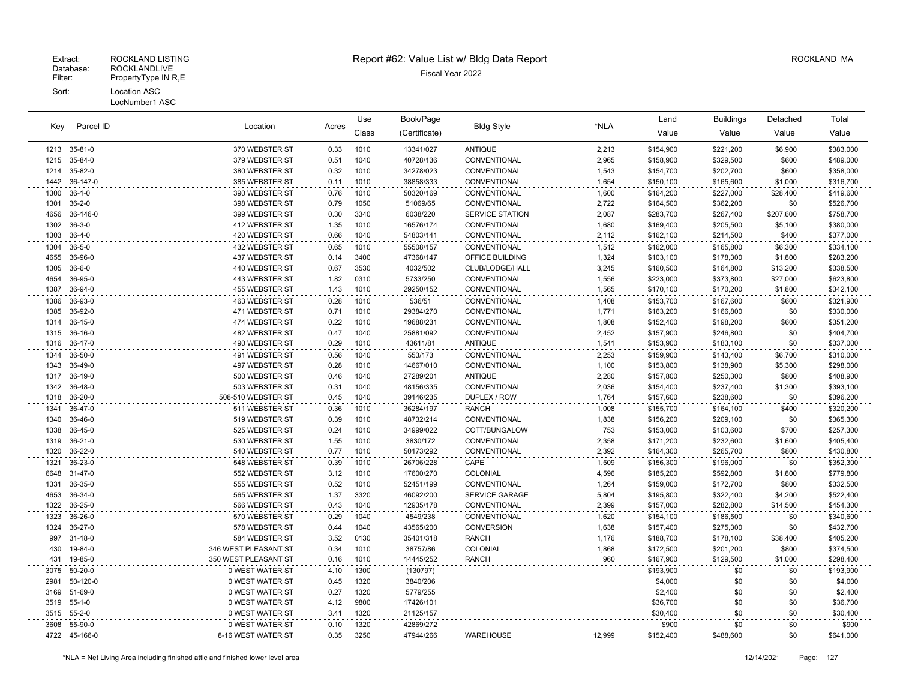Extract: ROCKLAND LISTING
Database: ROCKLANDLIVE
Filter: PropertyType IN R,E
Sort: Location ASC
LocNumber1 ASC

# Report #62: Value List w/ Bldg Data Report

Fiscal Year 2022

ROCKLAND MA

| Key | Parcel ID | Location | Acres | Use Class | Book/Page (Certificate) | Bldg Style | *NLA | Land Value | Buildings Value | Detached Value | Total Value |
|---|---|---|---|---|---|---|---|---|---|---|---|
| 1213 | 35-81-0 | 370 WEBSTER ST | 0.33 | 1010 | 13341/027 | ANTIQUE | 2,213 | $154,900 | $221,200 | $6,900 | $383,000 |
| 1215 | 35-84-0 | 379 WEBSTER ST | 0.51 | 1040 | 40728/136 | CONVENTIONAL | 2,965 | $158,900 | $329,500 | $600 | $489,000 |
| 1214 | 35-82-0 | 380 WEBSTER ST | 0.32 | 1010 | 34278/023 | CONVENTIONAL | 1,543 | $154,700 | $202,700 | $600 | $358,000 |
| 1442 | 36-147-0 | 385 WEBSTER ST | 0.11 | 1010 | 38858/333 | CONVENTIONAL | 1,654 | $150,100 | $165,600 | $1,000 | $316,700 |
| 1300 | 36-1-0 | 390 WEBSTER ST | 0.76 | 1010 | 50320/169 | CONVENTIONAL | 1,600 | $164,200 | $227,000 | $28,400 | $419,600 |
| 1301 | 36-2-0 | 398 WEBSTER ST | 0.79 | 1050 | 51069/65 | CONVENTIONAL | 2,722 | $164,500 | $362,200 | $0 | $526,700 |
| 4656 | 36-146-0 | 399 WEBSTER ST | 0.30 | 3340 | 6038/220 | SERVICE STATION | 2,087 | $283,700 | $267,400 | $207,600 | $758,700 |
| 1302 | 36-3-0 | 412 WEBSTER ST | 1.35 | 1010 | 16576/174 | CONVENTIONAL | 1,680 | $169,400 | $205,500 | $5,100 | $380,000 |
| 1303 | 36-4-0 | 420 WEBSTER ST | 0.66 | 1040 | 54803/141 | CONVENTIONAL | 2,112 | $162,100 | $214,500 | $400 | $377,000 |
| 1304 | 36-5-0 | 432 WEBSTER ST | 0.65 | 1010 | 55508/157 | CONVENTIONAL | 1,512 | $162,000 | $165,800 | $6,300 | $334,100 |
| 4655 | 36-96-0 | 437 WEBSTER ST | 0.14 | 3400 | 47368/147 | OFFICE BUILDING | 1,324 | $103,100 | $178,300 | $1,800 | $283,200 |
| 1305 | 36-6-0 | 440 WEBSTER ST | 0.67 | 3530 | 4032/502 | CLUB/LODGE/HALL | 3,245 | $160,500 | $164,800 | $13,200 | $338,500 |
| 4654 | 36-95-0 | 443 WEBSTER ST | 1.82 | 0310 | 5733/250 | CONVENTIONAL | 1,556 | $223,000 | $373,800 | $27,000 | $623,800 |
| 1387 | 36-94-0 | 455 WEBSTER ST | 1.43 | 1010 | 29250/152 | CONVENTIONAL | 1,565 | $170,100 | $170,200 | $1,800 | $342,100 |
| 1386 | 36-93-0 | 463 WEBSTER ST | 0.28 | 1010 | 536/51 | CONVENTIONAL | 1,408 | $153,700 | $167,600 | $600 | $321,900 |
| 1385 | 36-92-0 | 471 WEBSTER ST | 0.71 | 1010 | 29384/270 | CONVENTIONAL | 1,771 | $163,200 | $166,800 | $0 | $330,000 |
| 1314 | 36-15-0 | 474 WEBSTER ST | 0.22 | 1010 | 19688/231 | CONVENTIONAL | 1,808 | $152,400 | $198,200 | $600 | $351,200 |
| 1315 | 36-16-0 | 482 WEBSTER ST | 0.47 | 1040 | 25881/092 | CONVENTIONAL | 2,452 | $157,900 | $246,800 | $0 | $404,700 |
| 1316 | 36-17-0 | 490 WEBSTER ST | 0.29 | 1010 | 43611/81 | ANTIQUE | 1,541 | $153,900 | $183,100 | $0 | $337,000 |
| 1344 | 36-50-0 | 491 WEBSTER ST | 0.56 | 1040 | 553/173 | CONVENTIONAL | 2,253 | $159,900 | $143,400 | $6,700 | $310,000 |
| 1343 | 36-49-0 | 497 WEBSTER ST | 0.28 | 1010 | 14667/010 | CONVENTIONAL | 1,100 | $153,800 | $138,900 | $5,300 | $298,000 |
| 1317 | 36-19-0 | 500 WEBSTER ST | 0.46 | 1040 | 27289/201 | ANTIQUE | 2,280 | $157,800 | $250,300 | $800 | $408,900 |
| 1342 | 36-48-0 | 503 WEBSTER ST | 0.31 | 1040 | 48156/335 | CONVENTIONAL | 2,036 | $154,400 | $237,400 | $1,300 | $393,100 |
| 1318 | 36-20-0 | 508-510 WEBSTER ST | 0.45 | 1040 | 39146/235 | DUPLEX / ROW | 1,764 | $157,600 | $238,600 | $0 | $396,200 |
| 1341 | 36-47-0 | 511 WEBSTER ST | 0.36 | 1010 | 36284/197 | RANCH | 1,008 | $155,700 | $164,100 | $400 | $320,200 |
| 1340 | 36-46-0 | 519 WEBSTER ST | 0.39 | 1010 | 48732/214 | CONVENTIONAL | 1,838 | $156,200 | $209,100 | $0 | $365,300 |
| 1338 | 36-45-0 | 525 WEBSTER ST | 0.24 | 1010 | 34999/022 | COTT/BUNGALOW | 753 | $153,000 | $103,600 | $700 | $257,300 |
| 1319 | 36-21-0 | 530 WEBSTER ST | 1.55 | 1010 | 3830/172 | CONVENTIONAL | 2,358 | $171,200 | $232,600 | $1,600 | $405,400 |
| 1320 | 36-22-0 | 540 WEBSTER ST | 0.77 | 1010 | 50173/292 | CONVENTIONAL | 2,392 | $164,300 | $265,700 | $800 | $430,800 |
| 1321 | 36-23-0 | 548 WEBSTER ST | 0.39 | 1010 | 26706/228 | CAPE | 1,509 | $156,300 | $196,000 | $0 | $352,300 |
| 6648 | 31-47-0 | 552 WEBSTER ST | 3.12 | 1010 | 17600/270 | COLONIAL | 4,596 | $185,200 | $592,800 | $1,800 | $779,800 |
| 1331 | 36-35-0 | 555 WEBSTER ST | 0.52 | 1010 | 52451/199 | CONVENTIONAL | 1,264 | $159,000 | $172,700 | $800 | $332,500 |
| 4653 | 36-34-0 | 565 WEBSTER ST | 1.37 | 3320 | 46092/200 | SERVICE GARAGE | 5,804 | $195,800 | $322,400 | $4,200 | $522,400 |
| 1322 | 36-25-0 | 566 WEBSTER ST | 0.43 | 1040 | 12935/178 | CONVENTIONAL | 2,399 | $157,000 | $282,800 | $14,500 | $454,300 |
| 1323 | 36-26-0 | 570 WEBSTER ST | 0.29 | 1040 | 4549/238 | CONVENTIONAL | 1,620 | $154,100 | $186,500 | $0 | $340,600 |
| 1324 | 36-27-0 | 578 WEBSTER ST | 0.44 | 1040 | 43565/200 | CONVERSION | 1,638 | $157,400 | $275,300 | $0 | $432,700 |
| 997 | 31-18-0 | 584 WEBSTER ST | 3.52 | 0130 | 35401/318 | RANCH | 1,176 | $188,700 | $178,100 | $38,400 | $405,200 |
| 430 | 19-84-0 | 346 WEST PLEASANT ST | 0.34 | 1010 | 38757/86 | COLONIAL | 1,868 | $172,500 | $201,200 | $800 | $374,500 |
| 431 | 19-85-0 | 350 WEST PLEASANT ST | 0.16 | 1010 | 14445/252 | RANCH | 960 | $167,900 | $129,500 | $1,000 | $298,400 |
| 3075 | 50-20-0 | 0 WEST WATER ST | 4.10 | 1300 | (130797) | | | $193,900 | $0 | $0 | $193,900 |
| 2981 | 50-120-0 | 0 WEST WATER ST | 0.45 | 1320 | 3840/206 | | | $4,000 | $0 | $0 | $4,000 |
| 3169 | 51-69-0 | 0 WEST WATER ST | 0.27 | 1320 | 5779/255 | | | $2,400 | $0 | $0 | $2,400 |
| 3519 | 55-1-0 | 0 WEST WATER ST | 4.12 | 9800 | 17426/101 | | | $36,700 | $0 | $0 | $36,700 |
| 3515 | 55-2-0 | 0 WEST WATER ST | 3.41 | 1320 | 21125/157 | | | $30,400 | $0 | $0 | $30,400 |
| 3608 | 55-90-0 | 0 WEST WATER ST | 0.10 | 1320 | 42869/272 | | | $900 | $0 | $0 | $900 |
| 4722 | 45-166-0 | 8-16 WEST WATER ST | 0.35 | 3250 | 47944/266 | WAREHOUSE | 12,999 | $152,400 | $488,600 | $0 | $641,000 |

*NLA = Net Living Area including finished attic and finished lower level area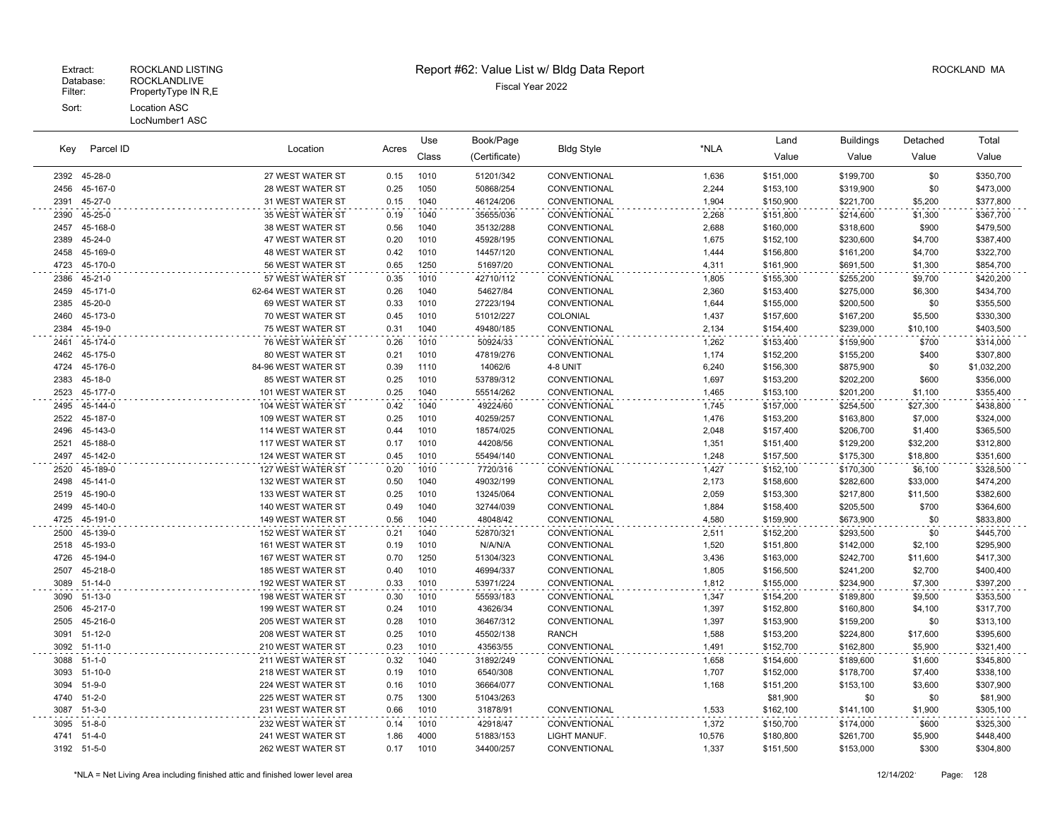Extract: ROCKLAND LISTING
Database: ROCKLANDLIVE
Filter: PropertyType IN R,E
Sort: Location ASC
LocNumber1 ASC

# Report #62: Value List w/ Bldg Data Report

Fiscal Year 2022

ROCKLAND MA

| Key | Parcel ID | Location | Acres | Use Class | Book/Page (Certificate) | Bldg Style | *NLA | Land Value | Buildings Value | Detached Value | Total Value |
|---|---|---|---|---|---|---|---|---|---|---|---|
| 2392 | 45-28-0 | 27 WEST WATER ST | 0.15 | 1010 | 51201/342 | CONVENTIONAL | 1,636 | $151,000 | $199,700 | $0 | $350,700 |
| 2456 | 45-167-0 | 28 WEST WATER ST | 0.25 | 1050 | 50868/254 | CONVENTIONAL | 2,244 | $153,100 | $319,900 | $0 | $473,000 |
| 2391 | 45-27-0 | 31 WEST WATER ST | 0.15 | 1040 | 46124/206 | CONVENTIONAL | 1,904 | $150,900 | $221,700 | $5,200 | $377,800 |
| 2390 | 45-25-0 | 35 WEST WATER ST | 0.19 | 1040 | 35655/036 | CONVENTIONAL | 2,268 | $151,800 | $214,600 | $1,300 | $367,700 |
| 2457 | 45-168-0 | 38 WEST WATER ST | 0.56 | 1040 | 35132/288 | CONVENTIONAL | 2,688 | $160,000 | $318,600 | $900 | $479,500 |
| 2389 | 45-24-0 | 47 WEST WATER ST | 0.20 | 1010 | 45928/195 | CONVENTIONAL | 1,675 | $152,100 | $230,600 | $4,700 | $387,400 |
| 2458 | 45-169-0 | 48 WEST WATER ST | 0.42 | 1010 | 14457/120 | CONVENTIONAL | 1,444 | $156,800 | $161,200 | $4,700 | $322,700 |
| 4723 | 45-170-0 | 56 WEST WATER ST | 0.65 | 1250 | 51697/20 | CONVENTIONAL | 4,311 | $161,900 | $691,500 | $1,300 | $854,700 |
| 2386 | 45-21-0 | 57 WEST WATER ST | 0.35 | 1010 | 42710/112 | CONVENTIONAL | 1,805 | $155,300 | $255,200 | $9,700 | $420,200 |
| 2459 | 45-171-0 | 62-64 WEST WATER ST | 0.26 | 1040 | 54627/84 | CONVENTIONAL | 2,360 | $153,400 | $275,000 | $6,300 | $434,700 |
| 2385 | 45-20-0 | 69 WEST WATER ST | 0.33 | 1010 | 27223/194 | CONVENTIONAL | 1,644 | $155,000 | $200,500 | $0 | $355,500 |
| 2460 | 45-173-0 | 70 WEST WATER ST | 0.45 | 1010 | 51012/227 | COLONIAL | 1,437 | $157,600 | $167,200 | $5,500 | $330,300 |
| 2384 | 45-19-0 | 75 WEST WATER ST | 0.31 | 1040 | 49480/185 | CONVENTIONAL | 2,134 | $154,400 | $239,000 | $10,100 | $403,500 |
| 2461 | 45-174-0 | 76 WEST WATER ST | 0.26 | 1010 | 50924/33 | CONVENTIONAL | 1,262 | $153,400 | $159,900 | $700 | $314,000 |
| 2462 | 45-175-0 | 80 WEST WATER ST | 0.21 | 1010 | 47819/276 | CONVENTIONAL | 1,174 | $152,200 | $155,200 | $400 | $307,800 |
| 4724 | 45-176-0 | 84-96 WEST WATER ST | 0.39 | 1110 | 14062/6 | 4-8 UNIT | 6,240 | $156,300 | $875,900 | $0 | $1,032,200 |
| 2383 | 45-18-0 | 85 WEST WATER ST | 0.25 | 1010 | 53789/312 | CONVENTIONAL | 1,697 | $153,200 | $202,200 | $600 | $356,000 |
| 2523 | 45-177-0 | 101 WEST WATER ST | 0.25 | 1040 | 55514/262 | CONVENTIONAL | 1,465 | $153,100 | $201,200 | $1,100 | $355,400 |
| 2495 | 45-144-0 | 104 WEST WATER ST | 0.42 | 1040 | 49224/60 | CONVENTIONAL | 1,745 | $157,000 | $254,500 | $27,300 | $438,800 |
| 2522 | 45-187-0 | 109 WEST WATER ST | 0.25 | 1010 | 40259/257 | CONVENTIONAL | 1,476 | $153,200 | $163,800 | $7,000 | $324,000 |
| 2496 | 45-143-0 | 114 WEST WATER ST | 0.44 | 1010 | 18574/025 | CONVENTIONAL | 2,048 | $157,400 | $206,700 | $1,400 | $365,500 |
| 2521 | 45-188-0 | 117 WEST WATER ST | 0.17 | 1010 | 44208/56 | CONVENTIONAL | 1,351 | $151,400 | $129,200 | $32,200 | $312,800 |
| 2497 | 45-142-0 | 124 WEST WATER ST | 0.45 | 1010 | 55494/140 | CONVENTIONAL | 1,248 | $157,500 | $175,300 | $18,800 | $351,600 |
| 2520 | 45-189-0 | 127 WEST WATER ST | 0.20 | 1010 | 7720/316 | CONVENTIONAL | 1,427 | $152,100 | $170,300 | $6,100 | $328,500 |
| 2498 | 45-141-0 | 132 WEST WATER ST | 0.50 | 1040 | 49032/199 | CONVENTIONAL | 2,173 | $158,600 | $282,600 | $33,000 | $474,200 |
| 2519 | 45-190-0 | 133 WEST WATER ST | 0.25 | 1010 | 13245/064 | CONVENTIONAL | 2,059 | $153,300 | $217,800 | $11,500 | $382,600 |
| 2499 | 45-140-0 | 140 WEST WATER ST | 0.49 | 1040 | 32744/039 | CONVENTIONAL | 1,884 | $158,400 | $205,500 | $700 | $364,600 |
| 4725 | 45-191-0 | 149 WEST WATER ST | 0.56 | 1040 | 48048/42 | CONVENTIONAL | 4,580 | $159,900 | $673,900 | $0 | $833,800 |
| 2500 | 45-139-0 | 152 WEST WATER ST | 0.21 | 1040 | 52870/321 | CONVENTIONAL | 2,511 | $152,200 | $293,500 | $0 | $445,700 |
| 2518 | 45-193-0 | 161 WEST WATER ST | 0.19 | 1010 | N/A/N/A | CONVENTIONAL | 1,520 | $151,800 | $142,000 | $2,100 | $295,900 |
| 4726 | 45-194-0 | 167 WEST WATER ST | 0.70 | 1250 | 51304/323 | CONVENTIONAL | 3,436 | $163,000 | $242,700 | $11,600 | $417,300 |
| 2507 | 45-218-0 | 185 WEST WATER ST | 0.40 | 1010 | 46994/337 | CONVENTIONAL | 1,805 | $156,500 | $241,200 | $2,700 | $400,400 |
| 3089 | 51-14-0 | 192 WEST WATER ST | 0.33 | 1010 | 53971/224 | CONVENTIONAL | 1,812 | $155,000 | $234,900 | $7,300 | $397,200 |
| 3090 | 51-13-0 | 198 WEST WATER ST | 0.30 | 1010 | 55593/183 | CONVENTIONAL | 1,347 | $154,200 | $189,800 | $9,500 | $353,500 |
| 2506 | 45-217-0 | 199 WEST WATER ST | 0.24 | 1010 | 43626/34 | CONVENTIONAL | 1,397 | $152,800 | $160,800 | $4,100 | $317,700 |
| 2505 | 45-216-0 | 205 WEST WATER ST | 0.28 | 1010 | 36467/312 | CONVENTIONAL | 1,397 | $153,900 | $159,200 | $0 | $313,100 |
| 3091 | 51-12-0 | 208 WEST WATER ST | 0.25 | 1010 | 45502/138 | RANCH | 1,588 | $153,200 | $224,800 | $17,600 | $395,600 |
| 3092 | 51-11-0 | 210 WEST WATER ST | 0.23 | 1010 | 43563/55 | CONVENTIONAL | 1,491 | $152,700 | $162,800 | $5,900 | $321,400 |
| 3088 | 51-1-0 | 211 WEST WATER ST | 0.32 | 1040 | 31892/249 | CONVENTIONAL | 1,658 | $154,600 | $189,600 | $1,600 | $345,800 |
| 3093 | 51-10-0 | 218 WEST WATER ST | 0.19 | 1010 | 6540/308 | CONVENTIONAL | 1,707 | $152,000 | $178,700 | $7,400 | $338,100 |
| 3094 | 51-9-0 | 224 WEST WATER ST | 0.16 | 1010 | 36664/077 | CONVENTIONAL | 1,168 | $151,200 | $153,100 | $3,600 | $307,900 |
| 4740 | 51-2-0 | 225 WEST WATER ST | 0.75 | 1300 | 51043/263 | | | $81,900 | $0 | $0 | $81,900 |
| 3087 | 51-3-0 | 231 WEST WATER ST | 0.66 | 1010 | 31878/91 | CONVENTIONAL | 1,533 | $162,100 | $141,100 | $1,900 | $305,100 |
| 3095 | 51-8-0 | 232 WEST WATER ST | 0.14 | 1010 | 42918/47 | CONVENTIONAL | 1,372 | $150,700 | $174,000 | $600 | $325,300 |
| 4741 | 51-4-0 | 241 WEST WATER ST | 1.86 | 4000 | 51883/153 | LIGHT MANUF. | 10,576 | $180,800 | $261,700 | $5,900 | $448,400 |
| 3192 | 51-5-0 | 262 WEST WATER ST | 0.17 | 1010 | 34400/257 | CONVENTIONAL | 1,337 | $151,500 | $153,000 | $300 | $304,800 |

*NLA = Net Living Area including finished attic and finished lower level area

12/14/202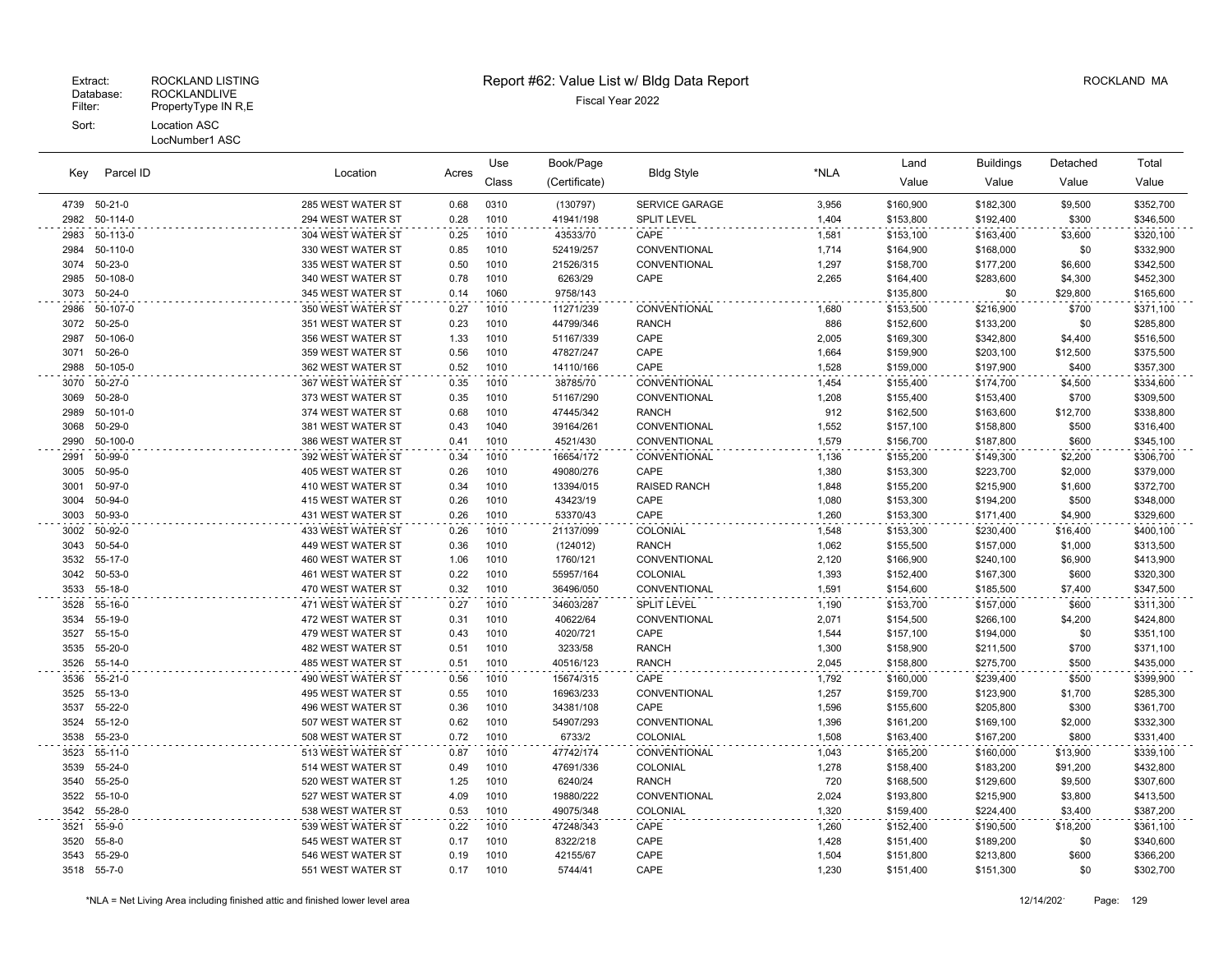Extract: ROCKLAND LISTING
Database: ROCKLANDLIVE
Filter: PropertyType IN R,E
Sort: Location ASC
LocNumber1 ASC

# Report #62: Value List w/ Bldg Data Report

Fiscal Year 2022

ROCKLAND MA

| Key | Parcel ID | Location | Acres | Use Class | Book/Page (Certificate) | Bldg Style | *NLA | Land Value | Buildings Value | Detached Value | Total Value |
|---|---|---|---|---|---|---|---|---|---|---|---|
| 4739 | 50-21-0 | 285 WEST WATER ST | 0.68 | 0310 | (130797) | SERVICE GARAGE | 3,956 | $160,900 | $182,300 | $9,500 | $352,700 |
| 2982 | 50-114-0 | 294 WEST WATER ST | 0.28 | 1010 | 41941/198 | SPLIT LEVEL | 1,404 | $153,800 | $192,400 | $300 | $346,500 |
| 2983 | 50-113-0 | 304 WEST WATER ST | 0.25 | 1010 | 43533/70 | CAPE | 1,581 | $153,100 | $163,400 | $3,600 | $320,100 |
| 2984 | 50-110-0 | 330 WEST WATER ST | 0.85 | 1010 | 52419/257 | CONVENTIONAL | 1,714 | $164,900 | $168,000 | $0 | $332,900 |
| 3074 | 50-23-0 | 335 WEST WATER ST | 0.50 | 1010 | 21526/315 | CONVENTIONAL | 1,297 | $158,700 | $177,200 | $6,600 | $342,500 |
| 2985 | 50-108-0 | 340 WEST WATER ST | 0.78 | 1010 | 6263/29 | CAPE | 2,265 | $164,400 | $283,600 | $4,300 | $452,300 |
| 3073 | 50-24-0 | 345 WEST WATER ST | 0.14 | 1060 | 9758/143 | | | $135,800 | $0 | $29,800 | $165,600 |
| 2986 | 50-107-0 | 350 WEST WATER ST | 0.27 | 1010 | 11271/239 | CONVENTIONAL | 1,680 | $153,500 | $216,900 | $700 | $371,100 |
| 3072 | 50-25-0 | 351 WEST WATER ST | 0.23 | 1010 | 44799/346 | RANCH | 886 | $152,600 | $133,200 | $0 | $285,800 |
| 2987 | 50-106-0 | 356 WEST WATER ST | 1.33 | 1010 | 51167/339 | CAPE | 2,005 | $169,300 | $342,800 | $4,400 | $516,500 |
| 3071 | 50-26-0 | 359 WEST WATER ST | 0.56 | 1010 | 47827/247 | CAPE | 1,664 | $159,900 | $203,100 | $12,500 | $375,500 |
| 2988 | 50-105-0 | 362 WEST WATER ST | 0.52 | 1010 | 14110/166 | CAPE | 1,528 | $159,000 | $197,900 | $400 | $357,300 |
| 3070 | 50-27-0 | 367 WEST WATER ST | 0.35 | 1010 | 38785/70 | CONVENTIONAL | 1,454 | $155,400 | $174,700 | $4,500 | $334,600 |
| 3069 | 50-28-0 | 373 WEST WATER ST | 0.35 | 1010 | 51167/290 | CONVENTIONAL | 1,208 | $155,400 | $153,400 | $700 | $309,500 |
| 2989 | 50-101-0 | 374 WEST WATER ST | 0.68 | 1010 | 47445/342 | RANCH | 912 | $162,500 | $163,600 | $12,700 | $338,800 |
| 3068 | 50-29-0 | 381 WEST WATER ST | 0.43 | 1040 | 39164/261 | CONVENTIONAL | 1,552 | $157,100 | $158,800 | $500 | $316,400 |
| 2990 | 50-100-0 | 386 WEST WATER ST | 0.41 | 1010 | 4521/430 | CONVENTIONAL | 1,579 | $156,700 | $187,800 | $600 | $345,100 |
| 2991 | 50-99-0 | 392 WEST WATER ST | 0.34 | 1010 | 16654/172 | CONVENTIONAL | 1,136 | $155,200 | $149,300 | $2,200 | $306,700 |
| 3005 | 50-95-0 | 405 WEST WATER ST | 0.26 | 1010 | 49080/276 | CAPE | 1,380 | $153,300 | $223,700 | $2,000 | $379,000 |
| 3001 | 50-97-0 | 410 WEST WATER ST | 0.34 | 1010 | 13394/015 | RAISED RANCH | 1,848 | $155,200 | $215,900 | $1,600 | $372,700 |
| 3004 | 50-94-0 | 415 WEST WATER ST | 0.26 | 1010 | 43423/19 | CAPE | 1,080 | $153,300 | $194,200 | $500 | $348,000 |
| 3003 | 50-93-0 | 431 WEST WATER ST | 0.26 | 1010 | 53370/43 | CAPE | 1,260 | $153,300 | $171,400 | $4,900 | $329,600 |
| 3002 | 50-92-0 | 433 WEST WATER ST | 0.26 | 1010 | 21137/099 | COLONIAL | 1,548 | $153,300 | $230,400 | $16,400 | $400,100 |
| 3043 | 50-54-0 | 449 WEST WATER ST | 0.36 | 1010 | (124012) | RANCH | 1,062 | $155,500 | $157,000 | $1,000 | $313,500 |
| 3532 | 55-17-0 | 460 WEST WATER ST | 1.06 | 1010 | 1760/121 | CONVENTIONAL | 2,120 | $166,900 | $240,100 | $6,900 | $413,900 |
| 3042 | 50-53-0 | 461 WEST WATER ST | 0.22 | 1010 | 55957/164 | COLONIAL | 1,393 | $152,400 | $167,300 | $600 | $320,300 |
| 3533 | 55-18-0 | 470 WEST WATER ST | 0.32 | 1010 | 36496/050 | CONVENTIONAL | 1,591 | $154,600 | $185,500 | $7,400 | $347,500 |
| 3528 | 55-16-0 | 471 WEST WATER ST | 0.27 | 1010 | 34603/287 | SPLIT LEVEL | 1,190 | $153,700 | $157,000 | $600 | $311,300 |
| 3534 | 55-19-0 | 472 WEST WATER ST | 0.31 | 1010 | 40622/64 | CONVENTIONAL | 2,071 | $154,500 | $266,100 | $4,200 | $424,800 |
| 3527 | 55-15-0 | 479 WEST WATER ST | 0.43 | 1010 | 4020/721 | CAPE | 1,544 | $157,100 | $194,000 | $0 | $351,100 |
| 3535 | 55-20-0 | 482 WEST WATER ST | 0.51 | 1010 | 3233/58 | RANCH | 1,300 | $158,900 | $211,500 | $700 | $371,100 |
| 3526 | 55-14-0 | 485 WEST WATER ST | 0.51 | 1010 | 40516/123 | RANCH | 2,045 | $158,800 | $275,700 | $500 | $435,000 |
| 3536 | 55-21-0 | 490 WEST WATER ST | 0.56 | 1010 | 15674/315 | CAPE | 1,792 | $160,000 | $239,400 | $500 | $399,900 |
| 3525 | 55-13-0 | 495 WEST WATER ST | 0.55 | 1010 | 16963/233 | CONVENTIONAL | 1,257 | $159,700 | $123,900 | $1,700 | $285,300 |
| 3537 | 55-22-0 | 496 WEST WATER ST | 0.36 | 1010 | 34381/108 | CAPE | 1,596 | $155,600 | $205,800 | $300 | $361,700 |
| 3524 | 55-12-0 | 507 WEST WATER ST | 0.62 | 1010 | 54907/293 | CONVENTIONAL | 1,396 | $161,200 | $169,100 | $2,000 | $332,300 |
| 3538 | 55-23-0 | 508 WEST WATER ST | 0.72 | 1010 | 6733/2 | COLONIAL | 1,508 | $163,400 | $167,200 | $800 | $331,400 |
| 3523 | 55-11-0 | 513 WEST WATER ST | 0.87 | 1010 | 47742/174 | CONVENTIONAL | 1,043 | $165,200 | $160,000 | $13,900 | $339,100 |
| 3539 | 55-24-0 | 514 WEST WATER ST | 0.49 | 1010 | 47691/336 | COLONIAL | 1,278 | $158,400 | $183,200 | $91,200 | $432,800 |
| 3540 | 55-25-0 | 520 WEST WATER ST | 1.25 | 1010 | 6240/24 | RANCH | 720 | $168,500 | $129,600 | $9,500 | $307,600 |
| 3522 | 55-10-0 | 527 WEST WATER ST | 4.09 | 1010 | 19880/222 | CONVENTIONAL | 2,024 | $193,800 | $215,900 | $3,800 | $413,500 |
| 3542 | 55-28-0 | 538 WEST WATER ST | 0.53 | 1010 | 49075/348 | COLONIAL | 1,320 | $159,400 | $224,400 | $3,400 | $387,200 |
| 3521 | 55-9-0 | 539 WEST WATER ST | 0.22 | 1010 | 47248/343 | CAPE | 1,260 | $152,400 | $190,500 | $18,200 | $361,100 |
| 3520 | 55-8-0 | 545 WEST WATER ST | 0.17 | 1010 | 8322/218 | CAPE | 1,428 | $151,400 | $189,200 | $0 | $340,600 |
| 3543 | 55-29-0 | 546 WEST WATER ST | 0.19 | 1010 | 42155/67 | CAPE | 1,504 | $151,800 | $213,800 | $600 | $366,200 |
| 3518 | 55-7-0 | 551 WEST WATER ST | 0.17 | 1010 | 5744/41 | CAPE | 1,230 | $151,400 | $151,300 | $0 | $302,700 |

*NLA = Net Living Area including finished attic and finished lower level area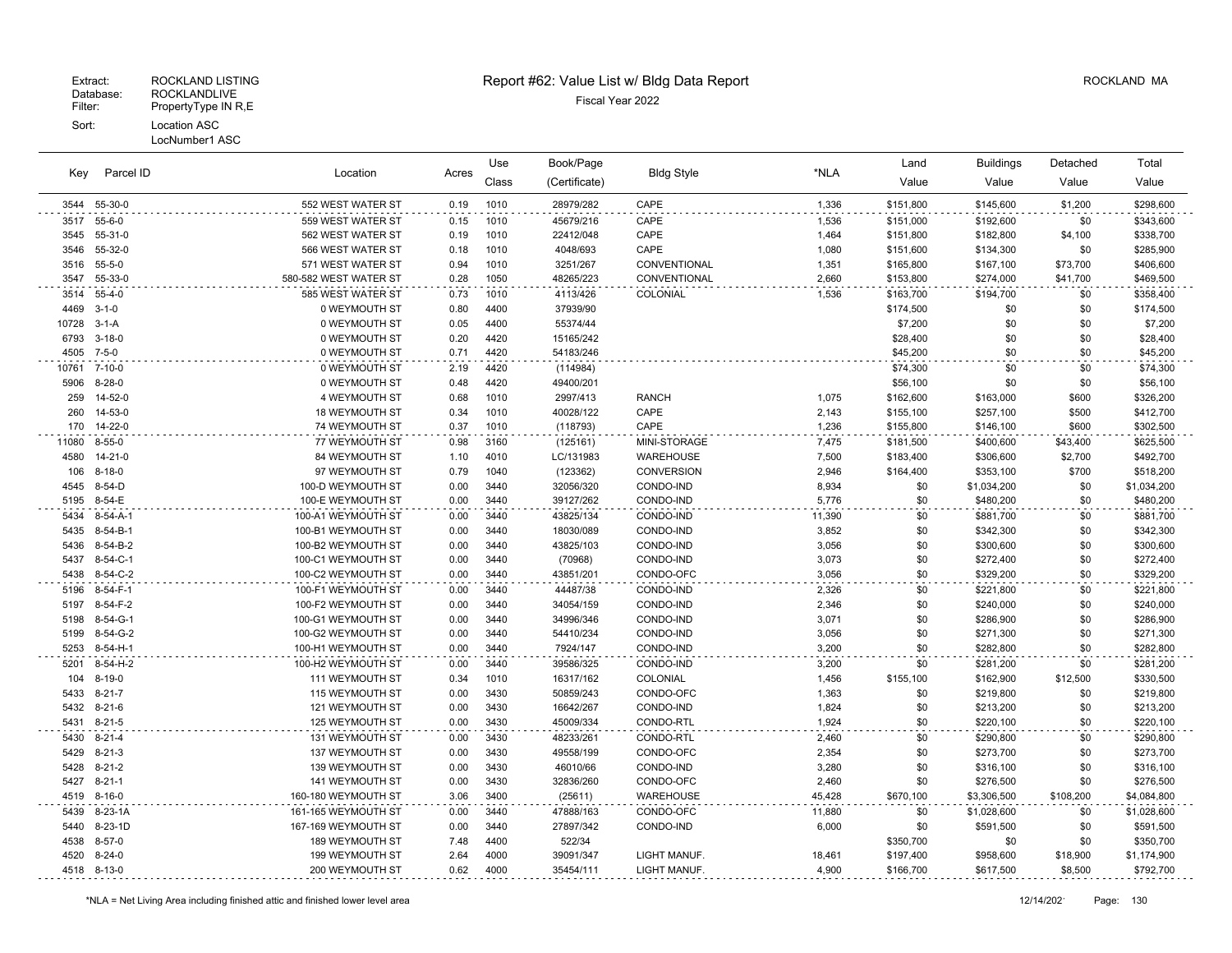Extract: ROCKLAND LISTING
Database: ROCKLANDLIVE
Filter: PropertyType IN R,E
Sort: Location ASC
LocNumber1 ASC

# Report #62: Value List w/ Bldg Data Report

Fiscal Year 2022

ROCKLAND MA

| Key | Parcel ID | Location | Acres | Use Class | Book/Page (Certificate) | Bldg Style | *NLA | Land Value | Buildings Value | Detached Value | Total Value |
|---|---|---|---|---|---|---|---|---|---|---|---|
| 3544 | 55-30-0 | 552 WEST WATER ST | 0.19 | 1010 | 28979/282 | CAPE | 1,336 | $151,800 | $145,600 | $1,200 | $298,600 |
| 3517 | 55-6-0 | 559 WEST WATER ST | 0.15 | 1010 | 45679/216 | CAPE | 1,536 | $151,000 | $192,600 | $0 | $343,600 |
| 3545 | 55-31-0 | 562 WEST WATER ST | 0.19 | 1010 | 22412/048 | CAPE | 1,464 | $151,800 | $182,800 | $4,100 | $338,700 |
| 3546 | 55-32-0 | 566 WEST WATER ST | 0.18 | 1010 | 4048/693 | CAPE | 1,080 | $151,600 | $134,300 | $0 | $285,900 |
| 3516 | 55-5-0 | 571 WEST WATER ST | 0.94 | 1010 | 3251/267 | CONVENTIONAL | 1,351 | $165,800 | $167,100 | $73,700 | $406,600 |
| 3547 | 55-33-0 | 580-582 WEST WATER ST | 0.28 | 1050 | 48265/223 | CONVENTIONAL | 2,660 | $153,800 | $274,000 | $41,700 | $469,500 |
| 3514 | 55-4-0 | 585 WEST WATER ST | 0.73 | 1010 | 4113/426 | COLONIAL | 1,536 | $163,700 | $194,700 | $0 | $358,400 |
| 4469 | 3-1-0 | 0 WEYMOUTH ST | 0.80 | 4400 | 37939/90 | | | $174,500 | $0 | $0 | $174,500 |
| 10728 | 3-1-A | 0 WEYMOUTH ST | 0.05 | 4400 | 55374/44 | | | $7,200 | $0 | $0 | $7,200 |
| 6793 | 3-18-0 | 0 WEYMOUTH ST | 0.20 | 4420 | 15165/242 | | | $28,400 | $0 | $0 | $28,400 |
| 4505 | 7-5-0 | 0 WEYMOUTH ST | 0.71 | 4420 | 54183/246 | | | $45,200 | $0 | $0 | $45,200 |
| 10761 | 7-10-0 | 0 WEYMOUTH ST | 2.19 | 4420 | (114984) | | | $74,300 | $0 | $0 | $74,300 |
| 5906 | 8-28-0 | 0 WEYMOUTH ST | 0.48 | 4420 | 49400/201 | | | $56,100 | $0 | $0 | $56,100 |
| 259 | 14-52-0 | 4 WEYMOUTH ST | 0.68 | 1010 | 2997/413 | RANCH | 1,075 | $162,600 | $163,000 | $600 | $326,200 |
| 260 | 14-53-0 | 18 WEYMOUTH ST | 0.34 | 1010 | 40028/122 | CAPE | 2,143 | $155,100 | $257,100 | $500 | $412,700 |
| 170 | 14-22-0 | 74 WEYMOUTH ST | 0.37 | 1010 | (118793) | CAPE | 1,236 | $155,800 | $146,100 | $600 | $302,500 |
| 11080 | 8-55-0 | 77 WEYMOUTH ST | 0.98 | 3160 | (125161) | MINI-STORAGE | 7,475 | $181,500 | $400,600 | $43,400 | $625,500 |
| 4580 | 14-21-0 | 84 WEYMOUTH ST | 1.10 | 4010 | LC/131983 | WAREHOUSE | 7,500 | $183,400 | $306,600 | $2,700 | $492,700 |
| 106 | 8-18-0 | 97 WEYMOUTH ST | 0.79 | 1040 | (123362) | CONVERSION | 2,946 | $164,400 | $353,100 | $700 | $518,200 |
| 4545 | 8-54-D | 100-D WEYMOUTH ST | 0.00 | 3440 | 32056/320 | CONDO-IND | 8,934 | $0 | $1,034,200 | $0 | $1,034,200 |
| 5195 | 8-54-E | 100-E WEYMOUTH ST | 0.00 | 3440 | 39127/262 | CONDO-IND | 5,776 | $0 | $480,200 | $0 | $480,200 |
| 5434 | 8-54-A-1 | 100-A1 WEYMOUTH ST | 0.00 | 3440 | 43825/134 | CONDO-IND | 11,390 | $0 | $881,700 | $0 | $881,700 |
| 5435 | 8-54-B-1 | 100-B1 WEYMOUTH ST | 0.00 | 3440 | 18030/089 | CONDO-IND | 3,852 | $0 | $342,300 | $0 | $342,300 |
| 5436 | 8-54-B-2 | 100-B2 WEYMOUTH ST | 0.00 | 3440 | 43825/103 | CONDO-IND | 3,056 | $0 | $300,600 | $0 | $300,600 |
| 5437 | 8-54-C-1 | 100-C1 WEYMOUTH ST | 0.00 | 3440 | (70968) | CONDO-IND | 3,073 | $0 | $272,400 | $0 | $272,400 |
| 5438 | 8-54-C-2 | 100-C2 WEYMOUTH ST | 0.00 | 3440 | 43851/201 | CONDO-OFC | 3,056 | $0 | $329,200 | $0 | $329,200 |
| 5196 | 8-54-F-1 | 100-F1 WEYMOUTH ST | 0.00 | 3440 | 44487/38 | CONDO-IND | 2,326 | $0 | $221,800 | $0 | $221,800 |
| 5197 | 8-54-F-2 | 100-F2 WEYMOUTH ST | 0.00 | 3440 | 34054/159 | CONDO-IND | 2,346 | $0 | $240,000 | $0 | $240,000 |
| 5198 | 8-54-G-1 | 100-G1 WEYMOUTH ST | 0.00 | 3440 | 34996/346 | CONDO-IND | 3,071 | $0 | $286,900 | $0 | $286,900 |
| 5199 | 8-54-G-2 | 100-G2 WEYMOUTH ST | 0.00 | 3440 | 54410/234 | CONDO-IND | 3,056 | $0 | $271,300 | $0 | $271,300 |
| 5253 | 8-54-H-1 | 100-H1 WEYMOUTH ST | 0.00 | 3440 | 7924/147 | CONDO-IND | 3,200 | $0 | $282,800 | $0 | $282,800 |
| 5201 | 8-54-H-2 | 100-H2 WEYMOUTH ST | 0.00 | 3440 | 39586/325 | CONDO-IND | 3,200 | $0 | $281,200 | $0 | $281,200 |
| 104 | 8-19-0 | 111 WEYMOUTH ST | 0.34 | 1010 | 16317/162 | COLONIAL | 1,456 | $155,100 | $162,900 | $12,500 | $330,500 |
| 5433 | 8-21-7 | 115 WEYMOUTH ST | 0.00 | 3430 | 50859/243 | CONDO-OFC | 1,363 | $0 | $219,800 | $0 | $219,800 |
| 5432 | 8-21-6 | 121 WEYMOUTH ST | 0.00 | 3430 | 16642/267 | CONDO-IND | 1,824 | $0 | $213,200 | $0 | $213,200 |
| 5431 | 8-21-5 | 125 WEYMOUTH ST | 0.00 | 3430 | 45009/334 | CONDO-RTL | 1,924 | $0 | $220,100 | $0 | $220,100 |
| 5430 | 8-21-4 | 131 WEYMOUTH ST | 0.00 | 3430 | 48233/261 | CONDO-RTL | 2,460 | $0 | $290,800 | $0 | $290,800 |
| 5429 | 8-21-3 | 137 WEYMOUTH ST | 0.00 | 3430 | 49558/199 | CONDO-OFC | 2,354 | $0 | $273,700 | $0 | $273,700 |
| 5428 | 8-21-2 | 139 WEYMOUTH ST | 0.00 | 3430 | 46010/66 | CONDO-IND | 3,280 | $0 | $316,100 | $0 | $316,100 |
| 5427 | 8-21-1 | 141 WEYMOUTH ST | 0.00 | 3430 | 32836/260 | CONDO-OFC | 2,460 | $0 | $276,500 | $0 | $276,500 |
| 4519 | 8-16-0 | 160-180 WEYMOUTH ST | 3.06 | 3400 | (25611) | WAREHOUSE | 45,428 | $670,100 | $3,306,500 | $108,200 | $4,084,800 |
| 5439 | 8-23-1A | 161-165 WEYMOUTH ST | 0.00 | 3440 | 47888/163 | CONDO-OFC | 11,880 | $0 | $1,028,600 | $0 | $1,028,600 |
| 5440 | 8-23-1D | 167-169 WEYMOUTH ST | 0.00 | 3440 | 27897/342 | CONDO-IND | 6,000 | $0 | $591,500 | $0 | $591,500 |
| 4538 | 8-57-0 | 189 WEYMOUTH ST | 7.48 | 4400 | 522/34 | | | $350,700 | $0 | $0 | $350,700 |
| 4520 | 8-24-0 | 199 WEYMOUTH ST | 2.64 | 4000 | 39091/347 | LIGHT MANUF. | 18,461 | $197,400 | $958,600 | $18,900 | $1,174,900 |
| 4518 | 8-13-0 | 200 WEYMOUTH ST | 0.62 | 4000 | 35454/111 | LIGHT MANUF. | 4,900 | $166,700 | $617,500 | $8,500 | $792,700 |

*NLA = Net Living Area including finished attic and finished lower level area

12/14/202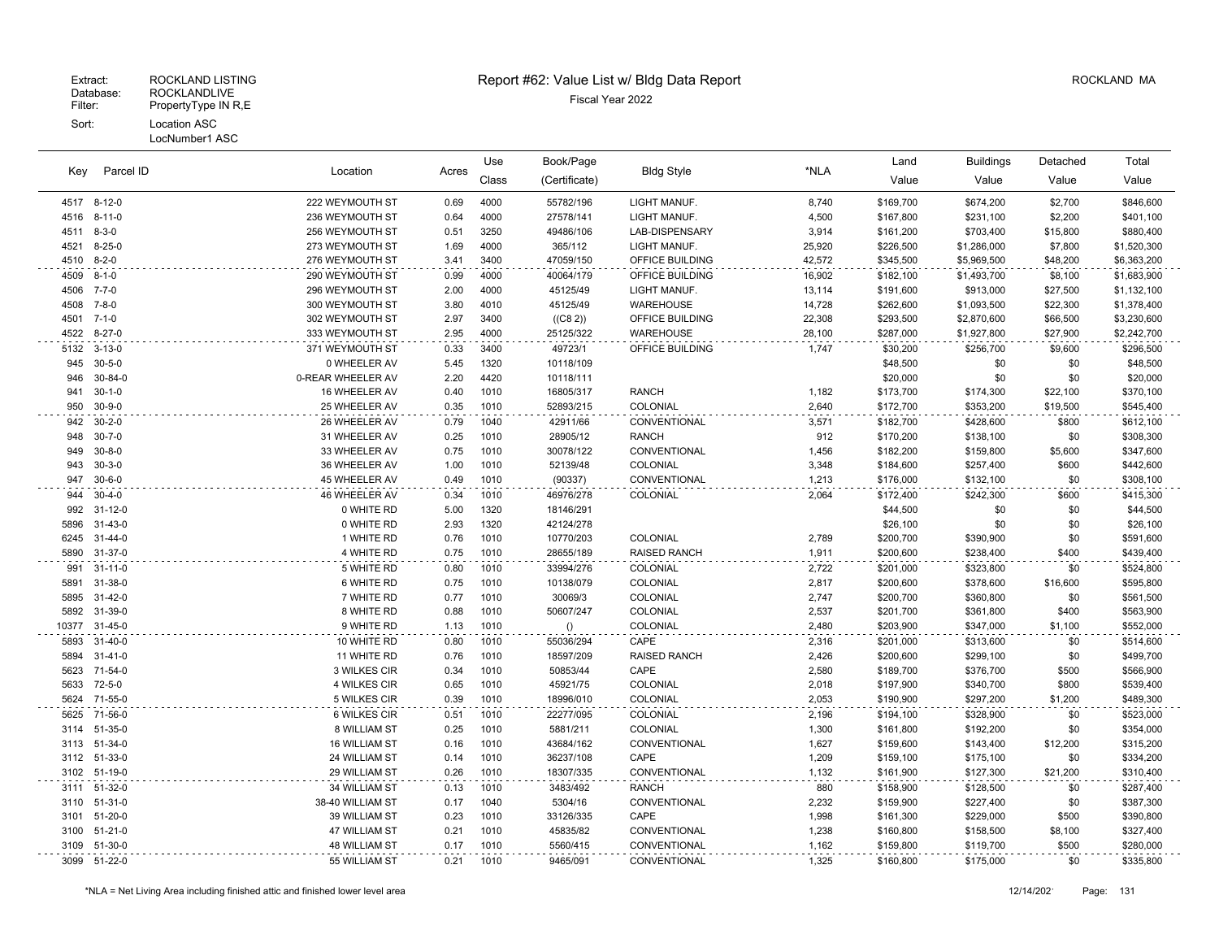Extract: ROCKLAND LISTING
Database: ROCKLANDLIVE
Filter: PropertyType IN R,E
Sort: Location ASC
LocNumber1 ASC

# Report #62: Value List w/ Bldg Data Report

Fiscal Year 2022

ROCKLAND MA

| Key | Parcel ID | Location | Acres | Use Class | Book/Page (Certificate) | Bldg Style | *NLA | Land Value | Buildings Value | Detached Value | Total Value |
|---|---|---|---|---|---|---|---|---|---|---|---|
| 4517 | 8-12-0 | 222 WEYMOUTH ST | 0.69 | 4000 | 55782/196 | LIGHT MANUF. | 8,740 | $169,700 | $674,200 | $2,700 | $846,600 |
| 4516 | 8-11-0 | 236 WEYMOUTH ST | 0.64 | 4000 | 27578/141 | LIGHT MANUF. | 4,500 | $167,800 | $231,100 | $2,200 | $401,100 |
| 4511 | 8-3-0 | 256 WEYMOUTH ST | 0.51 | 3250 | 49486/106 | LAB-DISPENSARY | 3,914 | $161,200 | $703,400 | $15,800 | $880,400 |
| 4521 | 8-25-0 | 273 WEYMOUTH ST | 1.69 | 4000 | 365/112 | LIGHT MANUF. | 25,920 | $226,500 | $1,286,000 | $7,800 | $1,520,300 |
| 4510 | 8-2-0 | 276 WEYMOUTH ST | 3.41 | 3400 | 47059/150 | OFFICE BUILDING | 42,572 | $345,500 | $5,969,500 | $48,200 | $6,363,200 |
| 4509 | 8-1-0 | 290 WEYMOUTH ST | 0.99 | 4000 | 40064/179 | OFFICE BUILDING | 16,902 | $182,100 | $1,493,700 | $8,100 | $1,683,900 |
| 4506 | 7-7-0 | 296 WEYMOUTH ST | 2.00 | 4000 | 45125/49 | LIGHT MANUF. | 13,114 | $191,600 | $913,000 | $27,500 | $1,132,100 |
| 4508 | 7-8-0 | 300 WEYMOUTH ST | 3.80 | 4010 | 45125/49 | WAREHOUSE | 14,728 | $262,600 | $1,093,500 | $22,300 | $1,378,400 |
| 4501 | 7-1-0 | 302 WEYMOUTH ST | 2.97 | 3400 | ((C8 2)) | OFFICE BUILDING | 22,308 | $293,500 | $2,870,600 | $66,500 | $3,230,600 |
| 4522 | 8-27-0 | 333 WEYMOUTH ST | 2.95 | 4000 | 25125/322 | WAREHOUSE | 28,100 | $287,000 | $1,927,800 | $27,900 | $2,242,700 |
| 5132 | 3-13-0 | 371 WEYMOUTH ST | 0.33 | 3400 | 49723/1 | OFFICE BUILDING | 1,747 | $30,200 | $256,700 | $9,600 | $296,500 |
| 945 | 30-5-0 | 0 WHEELER AV | 5.45 | 1320 | 10118/109 | | | $48,500 | $0 | $0 | $48,500 |
| 946 | 30-84-0 | 0-REAR WHEELER AV | 2.20 | 4420 | 10118/111 | | | $20,000 | $0 | $0 | $20,000 |
| 941 | 30-1-0 | 16 WHEELER AV | 0.40 | 1010 | 16805/317 | RANCH | 1,182 | $173,700 | $174,300 | $22,100 | $370,100 |
| 950 | 30-9-0 | 25 WHEELER AV | 0.35 | 1010 | 52893/215 | COLONIAL | 2,640 | $172,700 | $353,200 | $19,500 | $545,400 |
| 942 | 30-2-0 | 26 WHEELER AV | 0.79 | 1040 | 42911/66 | CONVENTIONAL | 3,571 | $182,700 | $428,600 | $800 | $612,100 |
| 948 | 30-7-0 | 31 WHEELER AV | 0.25 | 1010 | 28905/12 | RANCH | 912 | $170,200 | $138,100 | $0 | $308,300 |
| 949 | 30-8-0 | 33 WHEELER AV | 0.75 | 1010 | 30078/122 | CONVENTIONAL | 1,456 | $182,200 | $159,800 | $5,600 | $347,600 |
| 943 | 30-3-0 | 36 WHEELER AV | 1.00 | 1010 | 52139/48 | COLONIAL | 3,348 | $184,600 | $257,400 | $600 | $442,600 |
| 947 | 30-6-0 | 45 WHEELER AV | 0.49 | 1010 | (90337) | CONVENTIONAL | 1,213 | $176,000 | $132,100 | $0 | $308,100 |
| 944 | 30-4-0 | 46 WHEELER AV | 0.34 | 1010 | 46976/278 | COLONIAL | 2,064 | $172,400 | $242,300 | $600 | $415,300 |
| 992 | 31-12-0 | 0 WHITE RD | 5.00 | 1320 | 18146/291 | | | $44,500 | $0 | $0 | $44,500 |
| 5896 | 31-43-0 | 0 WHITE RD | 2.93 | 1320 | 42124/278 | | | $26,100 | $0 | $0 | $26,100 |
| 6245 | 31-44-0 | 1 WHITE RD | 0.76 | 1010 | 10770/203 | COLONIAL | 2,789 | $200,700 | $390,900 | $0 | $591,600 |
| 5890 | 31-37-0 | 4 WHITE RD | 0.75 | 1010 | 28655/189 | RAISED RANCH | 1,911 | $200,600 | $238,400 | $400 | $439,400 |
| 991 | 31-11-0 | 5 WHITE RD | 0.80 | 1010 | 33994/276 | COLONIAL | 2,722 | $201,000 | $323,800 | $0 | $524,800 |
| 5891 | 31-38-0 | 6 WHITE RD | 0.75 | 1010 | 10138/079 | COLONIAL | 2,817 | $200,600 | $378,600 | $16,600 | $595,800 |
| 5895 | 31-42-0 | 7 WHITE RD | 0.77 | 1010 | 30069/3 | COLONIAL | 2,747 | $200,700 | $360,800 | $0 | $561,500 |
| 5892 | 31-39-0 | 8 WHITE RD | 0.88 | 1010 | 50607/247 | COLONIAL | 2,537 | $201,700 | $361,800 | $400 | $563,900 |
| 10377 | 31-45-0 | 9 WHITE RD | 1.13 | 1010 | () | COLONIAL | 2,480 | $203,900 | $347,000 | $1,100 | $552,000 |
| 5893 | 31-40-0 | 10 WHITE RD | 0.80 | 1010 | 55036/294 | CAPE | 2,316 | $201,000 | $313,600 | $0 | $514,600 |
| 5894 | 31-41-0 | 11 WHITE RD | 0.76 | 1010 | 18597/209 | RAISED RANCH | 2,426 | $200,600 | $299,100 | $0 | $499,700 |
| 5623 | 71-54-0 | 3 WILKES CIR | 0.34 | 1010 | 50853/44 | CAPE | 2,580 | $189,700 | $376,700 | $500 | $566,900 |
| 5633 | 72-5-0 | 4 WILKES CIR | 0.65 | 1010 | 45921/75 | COLONIAL | 2,018 | $197,900 | $340,700 | $800 | $539,400 |
| 5624 | 71-55-0 | 5 WILKES CIR | 0.39 | 1010 | 18996/010 | COLONIAL | 2,053 | $190,900 | $297,200 | $1,200 | $489,300 |
| 5625 | 71-56-0 | 6 WILKES CIR | 0.51 | 1010 | 22277/095 | COLONIAL | 2,196 | $194,100 | $328,900 | $0 | $523,000 |
| 3114 | 51-35-0 | 8 WILLIAM ST | 0.25 | 1010 | 5881/211 | COLONIAL | 1,300 | $161,800 | $192,200 | $0 | $354,000 |
| 3113 | 51-34-0 | 16 WILLIAM ST | 0.16 | 1010 | 43684/162 | CONVENTIONAL | 1,627 | $159,600 | $143,400 | $12,200 | $315,200 |
| 3112 | 51-33-0 | 24 WILLIAM ST | 0.14 | 1010 | 36237/108 | CAPE | 1,209 | $159,100 | $175,100 | $0 | $334,200 |
| 3102 | 51-19-0 | 29 WILLIAM ST | 0.26 | 1010 | 18307/335 | CONVENTIONAL | 1,132 | $161,900 | $127,300 | $21,200 | $310,400 |
| 3111 | 51-32-0 | 34 WILLIAM ST | 0.13 | 1010 | 3483/492 | RANCH | 880 | $158,900 | $128,500 | $0 | $287,400 |
| 3110 | 51-31-0 | 38-40 WILLIAM ST | 0.17 | 1040 | 5304/16 | CONVENTIONAL | 2,232 | $159,900 | $227,400 | $0 | $387,300 |
| 3101 | 51-20-0 | 39 WILLIAM ST | 0.23 | 1010 | 33126/335 | CAPE | 1,998 | $161,300 | $229,000 | $500 | $390,800 |
| 3100 | 51-21-0 | 47 WILLIAM ST | 0.21 | 1010 | 45835/82 | CONVENTIONAL | 1,238 | $160,800 | $158,500 | $8,100 | $327,400 |
| 3109 | 51-30-0 | 48 WILLIAM ST | 0.17 | 1010 | 5560/415 | CONVENTIONAL | 1,162 | $159,800 | $119,700 | $500 | $280,000 |
| 3099 | 51-22-0 | 55 WILLIAM ST | 0.21 | 1010 | 9465/091 | CONVENTIONAL | 1,325 | $160,800 | $175,000 | $0 | $335,800 |

*NLA = Net Living Area including finished attic and finished lower level area

12/14/2021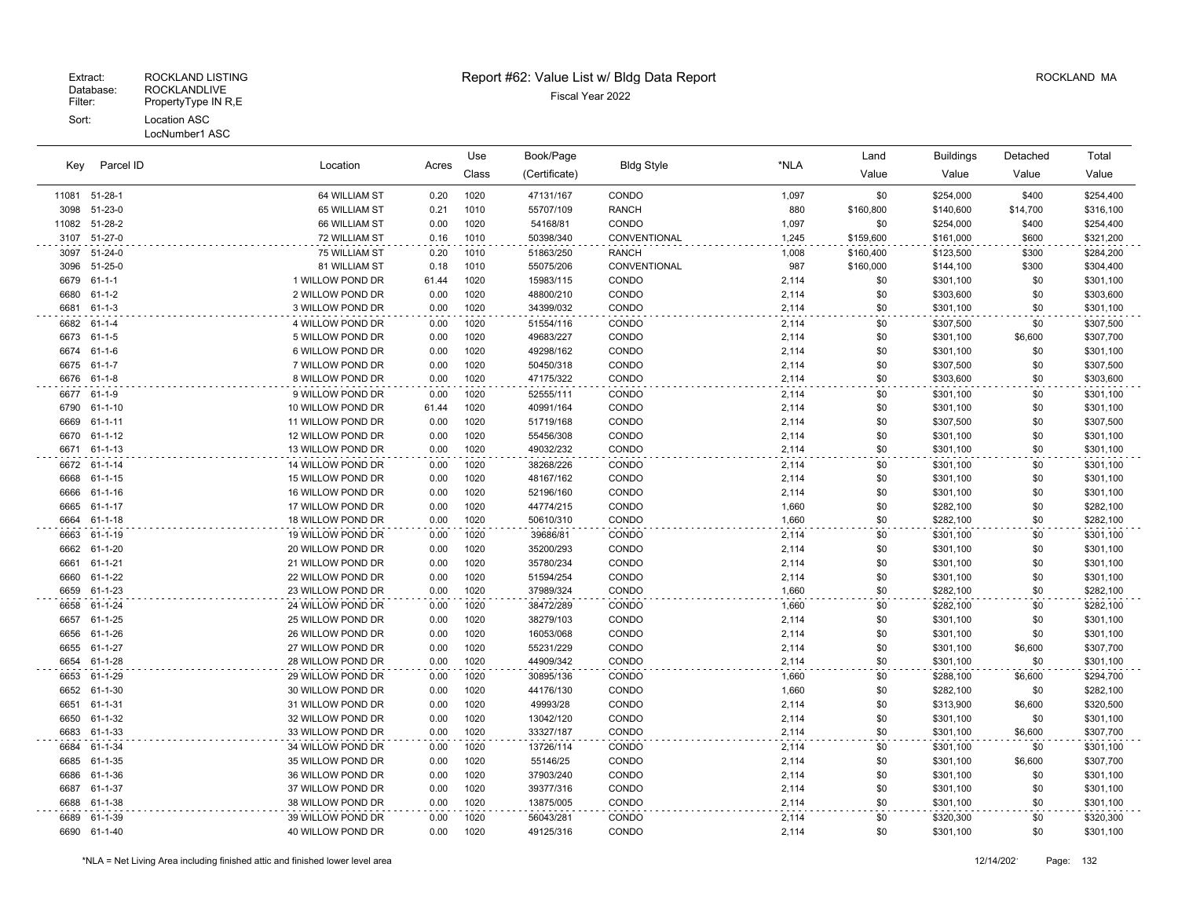Extract: ROCKLAND LISTING
Database: ROCKLANDLIVE
Filter: PropertyType IN R,E
Sort: Location ASC
LocNumber1 ASC

# Report #62: Value List w/ Bldg Data Report

Fiscal Year 2022

ROCKLAND MA

| Key | Parcel ID | Location | Acres | Use Class | Book/Page (Certificate) | Bldg Style | *NLA | Land Value | Buildings Value | Detached Value | Total Value |
|---|---|---|---|---|---|---|---|---|---|---|---|
| 11081 | 51-28-1 | 64 WILLIAM ST | 0.20 | 1020 | 47131/167 | CONDO | 1,097 | $0 | $254,000 | $400 | $254,400 |
| 3098 | 51-23-0 | 65 WILLIAM ST | 0.21 | 1010 | 55707/109 | RANCH | 880 | $160,800 | $140,600 | $14,700 | $316,100 |
| 11082 | 51-28-2 | 66 WILLIAM ST | 0.00 | 1020 | 54168/81 | CONDO | 1,097 | $0 | $254,000 | $400 | $254,400 |
| 3107 | 51-27-0 | 72 WILLIAM ST | 0.16 | 1010 | 50398/340 | CONVENTIONAL | 1,245 | $159,600 | $161,000 | $600 | $321,200 |
| 3097 | 51-24-0 | 75 WILLIAM ST | 0.20 | 1010 | 51863/250 | RANCH | 1,008 | $160,400 | $123,500 | $300 | $284,200 |
| 3096 | 51-25-0 | 81 WILLIAM ST | 0.18 | 1010 | 55075/206 | CONVENTIONAL | 987 | $160,000 | $144,100 | $300 | $304,400 |
| 6679 | 61-1-1 | 1 WILLOW POND DR | 61.44 | 1020 | 15983/115 | CONDO | 2,114 | $0 | $301,100 | $0 | $301,100 |
| 6680 | 61-1-2 | 2 WILLOW POND DR | 0.00 | 1020 | 48800/210 | CONDO | 2,114 | $0 | $303,600 | $0 | $303,600 |
| 6681 | 61-1-3 | 3 WILLOW POND DR | 0.00 | 1020 | 34399/032 | CONDO | 2,114 | $0 | $301,100 | $0 | $301,100 |
| 6682 | 61-1-4 | 4 WILLOW POND DR | 0.00 | 1020 | 51554/116 | CONDO | 2,114 | $0 | $307,500 | $0 | $307,500 |
| 6673 | 61-1-5 | 5 WILLOW POND DR | 0.00 | 1020 | 49683/227 | CONDO | 2,114 | $0 | $301,100 | $6,600 | $307,700 |
| 6674 | 61-1-6 | 6 WILLOW POND DR | 0.00 | 1020 | 49298/162 | CONDO | 2,114 | $0 | $301,100 | $0 | $301,100 |
| 6675 | 61-1-7 | 7 WILLOW POND DR | 0.00 | 1020 | 50450/318 | CONDO | 2,114 | $0 | $307,500 | $0 | $307,500 |
| 6676 | 61-1-8 | 8 WILLOW POND DR | 0.00 | 1020 | 47175/322 | CONDO | 2,114 | $0 | $303,600 | $0 | $303,600 |
| 6677 | 61-1-9 | 9 WILLOW POND DR | 0.00 | 1020 | 52555/111 | CONDO | 2,114 | $0 | $301,100 | $0 | $301,100 |
| 6790 | 61-1-10 | 10 WILLOW POND DR | 61.44 | 1020 | 40991/164 | CONDO | 2,114 | $0 | $301,100 | $0 | $301,100 |
| 6669 | 61-1-11 | 11 WILLOW POND DR | 0.00 | 1020 | 51719/168 | CONDO | 2,114 | $0 | $307,500 | $0 | $307,500 |
| 6670 | 61-1-12 | 12 WILLOW POND DR | 0.00 | 1020 | 55456/308 | CONDO | 2,114 | $0 | $301,100 | $0 | $301,100 |
| 6671 | 61-1-13 | 13 WILLOW POND DR | 0.00 | 1020 | 49032/232 | CONDO | 2,114 | $0 | $301,100 | $0 | $301,100 |
| 6672 | 61-1-14 | 14 WILLOW POND DR | 0.00 | 1020 | 38268/226 | CONDO | 2,114 | $0 | $301,100 | $0 | $301,100 |
| 6668 | 61-1-15 | 15 WILLOW POND DR | 0.00 | 1020 | 48167/162 | CONDO | 2,114 | $0 | $301,100 | $0 | $301,100 |
| 6666 | 61-1-16 | 16 WILLOW POND DR | 0.00 | 1020 | 52196/160 | CONDO | 2,114 | $0 | $301,100 | $0 | $301,100 |
| 6665 | 61-1-17 | 17 WILLOW POND DR | 0.00 | 1020 | 44774/215 | CONDO | 1,660 | $0 | $282,100 | $0 | $282,100 |
| 6664 | 61-1-18 | 18 WILLOW POND DR | 0.00 | 1020 | 50610/310 | CONDO | 1,660 | $0 | $282,100 | $0 | $282,100 |
| 6663 | 61-1-19 | 19 WILLOW POND DR | 0.00 | 1020 | 39686/81 | CONDO | 2,114 | $0 | $301,100 | $0 | $301,100 |
| 6662 | 61-1-20 | 20 WILLOW POND DR | 0.00 | 1020 | 35200/293 | CONDO | 2,114 | $0 | $301,100 | $0 | $301,100 |
| 6661 | 61-1-21 | 21 WILLOW POND DR | 0.00 | 1020 | 35780/234 | CONDO | 2,114 | $0 | $301,100 | $0 | $301,100 |
| 6660 | 61-1-22 | 22 WILLOW POND DR | 0.00 | 1020 | 51594/254 | CONDO | 2,114 | $0 | $301,100 | $0 | $301,100 |
| 6659 | 61-1-23 | 23 WILLOW POND DR | 0.00 | 1020 | 37989/324 | CONDO | 1,660 | $0 | $282,100 | $0 | $282,100 |
| 6658 | 61-1-24 | 24 WILLOW POND DR | 0.00 | 1020 | 38472/289 | CONDO | 1,660 | $0 | $282,100 | $0 | $282,100 |
| 6657 | 61-1-25 | 25 WILLOW POND DR | 0.00 | 1020 | 38279/103 | CONDO | 2,114 | $0 | $301,100 | $0 | $301,100 |
| 6656 | 61-1-26 | 26 WILLOW POND DR | 0.00 | 1020 | 16053/068 | CONDO | 2,114 | $0 | $301,100 | $0 | $301,100 |
| 6655 | 61-1-27 | 27 WILLOW POND DR | 0.00 | 1020 | 55231/229 | CONDO | 2,114 | $0 | $301,100 | $6,600 | $307,700 |
| 6654 | 61-1-28 | 28 WILLOW POND DR | 0.00 | 1020 | 44909/342 | CONDO | 2,114 | $0 | $301,100 | $0 | $301,100 |
| 6653 | 61-1-29 | 29 WILLOW POND DR | 0.00 | 1020 | 30895/136 | CONDO | 1,660 | $0 | $288,100 | $6,600 | $294,700 |
| 6652 | 61-1-30 | 30 WILLOW POND DR | 0.00 | 1020 | 44176/130 | CONDO | 1,660 | $0 | $282,100 | $0 | $282,100 |
| 6651 | 61-1-31 | 31 WILLOW POND DR | 0.00 | 1020 | 49993/28 | CONDO | 2,114 | $0 | $313,900 | $6,600 | $320,500 |
| 6650 | 61-1-32 | 32 WILLOW POND DR | 0.00 | 1020 | 13042/120 | CONDO | 2,114 | $0 | $301,100 | $0 | $301,100 |
| 6683 | 61-1-33 | 33 WILLOW POND DR | 0.00 | 1020 | 33327/187 | CONDO | 2,114 | $0 | $301,100 | $6,600 | $307,700 |
| 6684 | 61-1-34 | 34 WILLOW POND DR | 0.00 | 1020 | 13726/114 | CONDO | 2,114 | $0 | $301,100 | $0 | $301,100 |
| 6685 | 61-1-35 | 35 WILLOW POND DR | 0.00 | 1020 | 55146/25 | CONDO | 2,114 | $0 | $301,100 | $6,600 | $307,700 |
| 6686 | 61-1-36 | 36 WILLOW POND DR | 0.00 | 1020 | 37903/240 | CONDO | 2,114 | $0 | $301,100 | $0 | $301,100 |
| 6687 | 61-1-37 | 37 WILLOW POND DR | 0.00 | 1020 | 39377/316 | CONDO | 2,114 | $0 | $301,100 | $0 | $301,100 |
| 6688 | 61-1-38 | 38 WILLOW POND DR | 0.00 | 1020 | 13875/005 | CONDO | 2,114 | $0 | $301,100 | $0 | $301,100 |
| 6689 | 61-1-39 | 39 WILLOW POND DR | 0.00 | 1020 | 56043/281 | CONDO | 2,114 | $0 | $320,300 | $0 | $320,300 |
| 6690 | 61-1-40 | 40 WILLOW POND DR | 0.00 | 1020 | 49125/316 | CONDO | 2,114 | $0 | $301,100 | $0 | $301,100 |

*NLA = Net Living Area including finished attic and finished lower level area

12/14/202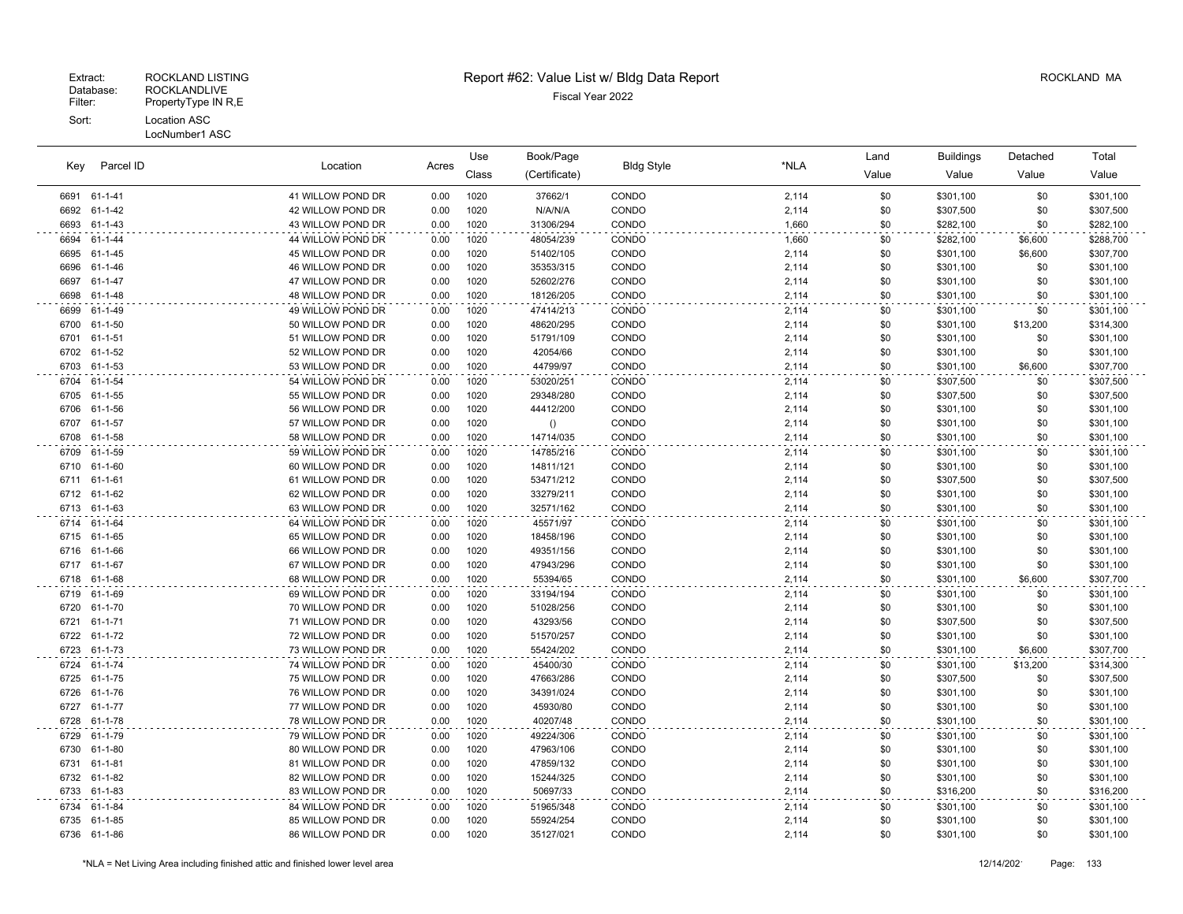Extract: ROCKLAND LISTING
Database: ROCKLANDLIVE
Filter: PropertyType IN R,E
Sort: Location ASC
LocNumber1 ASC

# Report #62: Value List w/ Bldg Data Report

Fiscal Year 2022

ROCKLAND MA

| Key | Parcel ID | Location | Acres | Use Class | Book/Page (Certificate) | Bldg Style | *NLA | Land Value | Buildings Value | Detached Value | Total Value |
|---|---|---|---|---|---|---|---|---|---|---|---|
| 6691 | 61-1-41 | 41 WILLOW POND DR | 0.00 | 1020 | 37662/1 | CONDO | 2,114 | $0 | $301,100 | $0 | $301,100 |
| 6692 | 61-1-42 | 42 WILLOW POND DR | 0.00 | 1020 | N/A/N/A | CONDO | 2,114 | $0 | $307,500 | $0 | $307,500 |
| 6693 | 61-1-43 | 43 WILLOW POND DR | 0.00 | 1020 | 31306/294 | CONDO | 1,660 | $0 | $282,100 | $0 | $282,100 |
| 6694 | 61-1-44 | 44 WILLOW POND DR | 0.00 | 1020 | 48054/239 | CONDO | 1,660 | $0 | $282,100 | $6,600 | $288,700 |
| 6695 | 61-1-45 | 45 WILLOW POND DR | 0.00 | 1020 | 51402/105 | CONDO | 2,114 | $0 | $301,100 | $6,600 | $307,700 |
| 6696 | 61-1-46 | 46 WILLOW POND DR | 0.00 | 1020 | 35353/315 | CONDO | 2,114 | $0 | $301,100 | $0 | $301,100 |
| 6697 | 61-1-47 | 47 WILLOW POND DR | 0.00 | 1020 | 52602/276 | CONDO | 2,114 | $0 | $301,100 | $0 | $301,100 |
| 6698 | 61-1-48 | 48 WILLOW POND DR | 0.00 | 1020 | 18126/205 | CONDO | 2,114 | $0 | $301,100 | $0 | $301,100 |
| 6699 | 61-1-49 | 49 WILLOW POND DR | 0.00 | 1020 | 47414/213 | CONDO | 2,114 | $0 | $301,100 | $0 | $301,100 |
| 6700 | 61-1-50 | 50 WILLOW POND DR | 0.00 | 1020 | 48620/295 | CONDO | 2,114 | $0 | $301,100 | $13,200 | $314,300 |
| 6701 | 61-1-51 | 51 WILLOW POND DR | 0.00 | 1020 | 51791/109 | CONDO | 2,114 | $0 | $301,100 | $0 | $301,100 |
| 6702 | 61-1-52 | 52 WILLOW POND DR | 0.00 | 1020 | 42054/66 | CONDO | 2,114 | $0 | $301,100 | $0 | $301,100 |
| 6703 | 61-1-53 | 53 WILLOW POND DR | 0.00 | 1020 | 44799/97 | CONDO | 2,114 | $0 | $301,100 | $6,600 | $307,700 |
| 6704 | 61-1-54 | 54 WILLOW POND DR | 0.00 | 1020 | 53020/251 | CONDO | 2,114 | $0 | $307,500 | $0 | $307,500 |
| 6705 | 61-1-55 | 55 WILLOW POND DR | 0.00 | 1020 | 29348/280 | CONDO | 2,114 | $0 | $307,500 | $0 | $307,500 |
| 6706 | 61-1-56 | 56 WILLOW POND DR | 0.00 | 1020 | 44412/200 | CONDO | 2,114 | $0 | $301,100 | $0 | $301,100 |
| 6707 | 61-1-57 | 57 WILLOW POND DR | 0.00 | 1020 | () | CONDO | 2,114 | $0 | $301,100 | $0 | $301,100 |
| 6708 | 61-1-58 | 58 WILLOW POND DR | 0.00 | 1020 | 14714/035 | CONDO | 2,114 | $0 | $301,100 | $0 | $301,100 |
| 6709 | 61-1-59 | 59 WILLOW POND DR | 0.00 | 1020 | 14785/216 | CONDO | 2,114 | $0 | $301,100 | $0 | $301,100 |
| 6710 | 61-1-60 | 60 WILLOW POND DR | 0.00 | 1020 | 14811/121 | CONDO | 2,114 | $0 | $301,100 | $0 | $301,100 |
| 6711 | 61-1-61 | 61 WILLOW POND DR | 0.00 | 1020 | 53471/212 | CONDO | 2,114 | $0 | $307,500 | $0 | $307,500 |
| 6712 | 61-1-62 | 62 WILLOW POND DR | 0.00 | 1020 | 33279/211 | CONDO | 2,114 | $0 | $301,100 | $0 | $301,100 |
| 6713 | 61-1-63 | 63 WILLOW POND DR | 0.00 | 1020 | 32571/162 | CONDO | 2,114 | $0 | $301,100 | $0 | $301,100 |
| 6714 | 61-1-64 | 64 WILLOW POND DR | 0.00 | 1020 | 45571/97 | CONDO | 2,114 | $0 | $301,100 | $0 | $301,100 |
| 6715 | 61-1-65 | 65 WILLOW POND DR | 0.00 | 1020 | 18458/196 | CONDO | 2,114 | $0 | $301,100 | $0 | $301,100 |
| 6716 | 61-1-66 | 66 WILLOW POND DR | 0.00 | 1020 | 49351/156 | CONDO | 2,114 | $0 | $301,100 | $0 | $301,100 |
| 6717 | 61-1-67 | 67 WILLOW POND DR | 0.00 | 1020 | 47943/296 | CONDO | 2,114 | $0 | $301,100 | $0 | $301,100 |
| 6718 | 61-1-68 | 68 WILLOW POND DR | 0.00 | 1020 | 55394/65 | CONDO | 2,114 | $0 | $301,100 | $6,600 | $307,700 |
| 6719 | 61-1-69 | 69 WILLOW POND DR | 0.00 | 1020 | 33194/194 | CONDO | 2,114 | $0 | $301,100 | $0 | $301,100 |
| 6720 | 61-1-70 | 70 WILLOW POND DR | 0.00 | 1020 | 51028/256 | CONDO | 2,114 | $0 | $301,100 | $0 | $301,100 |
| 6721 | 61-1-71 | 71 WILLOW POND DR | 0.00 | 1020 | 43293/56 | CONDO | 2,114 | $0 | $307,500 | $0 | $307,500 |
| 6722 | 61-1-72 | 72 WILLOW POND DR | 0.00 | 1020 | 51570/257 | CONDO | 2,114 | $0 | $301,100 | $0 | $301,100 |
| 6723 | 61-1-73 | 73 WILLOW POND DR | 0.00 | 1020 | 55424/202 | CONDO | 2,114 | $0 | $301,100 | $6,600 | $307,700 |
| 6724 | 61-1-74 | 74 WILLOW POND DR | 0.00 | 1020 | 45400/30 | CONDO | 2,114 | $0 | $301,100 | $13,200 | $314,300 |
| 6725 | 61-1-75 | 75 WILLOW POND DR | 0.00 | 1020 | 47663/286 | CONDO | 2,114 | $0 | $307,500 | $0 | $307,500 |
| 6726 | 61-1-76 | 76 WILLOW POND DR | 0.00 | 1020 | 34391/024 | CONDO | 2,114 | $0 | $301,100 | $0 | $301,100 |
| 6727 | 61-1-77 | 77 WILLOW POND DR | 0.00 | 1020 | 45930/80 | CONDO | 2,114 | $0 | $301,100 | $0 | $301,100 |
| 6728 | 61-1-78 | 78 WILLOW POND DR | 0.00 | 1020 | 40207/48 | CONDO | 2,114 | $0 | $301,100 | $0 | $301,100 |
| 6729 | 61-1-79 | 79 WILLOW POND DR | 0.00 | 1020 | 49224/306 | CONDO | 2,114 | $0 | $301,100 | $0 | $301,100 |
| 6730 | 61-1-80 | 80 WILLOW POND DR | 0.00 | 1020 | 47963/106 | CONDO | 2,114 | $0 | $301,100 | $0 | $301,100 |
| 6731 | 61-1-81 | 81 WILLOW POND DR | 0.00 | 1020 | 47859/132 | CONDO | 2,114 | $0 | $301,100 | $0 | $301,100 |
| 6732 | 61-1-82 | 82 WILLOW POND DR | 0.00 | 1020 | 15244/325 | CONDO | 2,114 | $0 | $301,100 | $0 | $301,100 |
| 6733 | 61-1-83 | 83 WILLOW POND DR | 0.00 | 1020 | 50697/33 | CONDO | 2,114 | $0 | $316,200 | $0 | $316,200 |
| 6734 | 61-1-84 | 84 WILLOW POND DR | 0.00 | 1020 | 51965/348 | CONDO | 2,114 | $0 | $301,100 | $0 | $301,100 |
| 6735 | 61-1-85 | 85 WILLOW POND DR | 0.00 | 1020 | 55924/254 | CONDO | 2,114 | $0 | $301,100 | $0 | $301,100 |
| 6736 | 61-1-86 | 86 WILLOW POND DR | 0.00 | 1020 | 35127/021 | CONDO | 2,114 | $0 | $301,100 | $0 | $301,100 |

*NLA = Net Living Area including finished attic and finished lower level area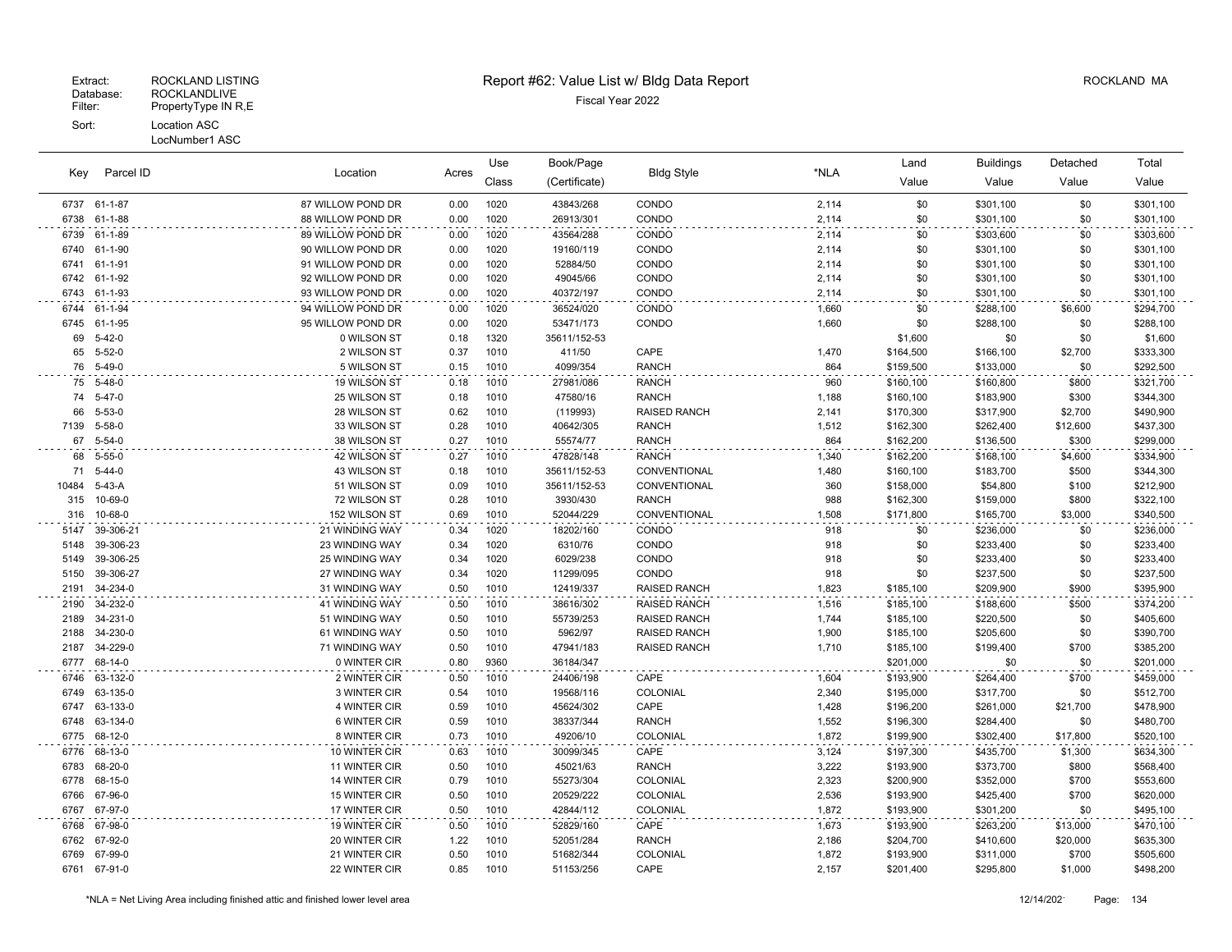Extract: ROCKLAND LISTING
Database: ROCKLANDLIVE
Filter: PropertyType IN R,E
Sort: Location ASC
LocNumber1 ASC

# Report #62: Value List w/ Bldg Data Report

Fiscal Year 2022

ROCKLAND MA

| Key | Parcel ID | Location | Acres | Use Class | Book/Page (Certificate) | Bldg Style | *NLA | Land Value | Buildings Value | Detached Value | Total Value |
|---|---|---|---|---|---|---|---|---|---|---|---|
| 6737 | 61-1-87 | 87 WILLOW POND DR | 0.00 | 1020 | 43843/268 | CONDO | 2,114 | $0 | $301,100 | $0 | $301,100 |
| 6738 | 61-1-88 | 88 WILLOW POND DR | 0.00 | 1020 | 26913/301 | CONDO | 2,114 | $0 | $301,100 | $0 | $301,100 |
| 6739 | 61-1-89 | 89 WILLOW POND DR | 0.00 | 1020 | 43564/288 | CONDO | 2,114 | $0 | $303,600 | $0 | $303,600 |
| 6740 | 61-1-90 | 90 WILLOW POND DR | 0.00 | 1020 | 19160/119 | CONDO | 2,114 | $0 | $301,100 | $0 | $301,100 |
| 6741 | 61-1-91 | 91 WILLOW POND DR | 0.00 | 1020 | 52884/50 | CONDO | 2,114 | $0 | $301,100 | $0 | $301,100 |
| 6742 | 61-1-92 | 92 WILLOW POND DR | 0.00 | 1020 | 49045/66 | CONDO | 2,114 | $0 | $301,100 | $0 | $301,100 |
| 6743 | 61-1-93 | 93 WILLOW POND DR | 0.00 | 1020 | 40372/197 | CONDO | 2,114 | $0 | $301,100 | $0 | $301,100 |
| 6744 | 61-1-94 | 94 WILLOW POND DR | 0.00 | 1020 | 36524/020 | CONDO | 1,660 | $0 | $288,100 | $6,600 | $294,700 |
| 6745 | 61-1-95 | 95 WILLOW POND DR | 0.00 | 1020 | 53471/173 | CONDO | 1,660 | $0 | $288,100 | $0 | $288,100 |
| 69 | 5-42-0 | 0 WILSON ST | 0.18 | 1320 | 35611/152-53 | | | $1,600 | $0 | $0 | $1,600 |
| 65 | 5-52-0 | 2 WILSON ST | 0.37 | 1010 | 411/50 | CAPE | 1,470 | $164,500 | $166,100 | $2,700 | $333,300 |
| 76 | 5-49-0 | 5 WILSON ST | 0.15 | 1010 | 4099/354 | RANCH | 864 | $159,500 | $133,000 | $0 | $292,500 |
| 75 | 5-48-0 | 19 WILSON ST | 0.18 | 1010 | 27981/086 | RANCH | 960 | $160,100 | $160,800 | $800 | $321,700 |
| 74 | 5-47-0 | 25 WILSON ST | 0.18 | 1010 | 47580/16 | RANCH | 1,188 | $160,100 | $183,900 | $300 | $344,300 |
| 66 | 5-53-0 | 28 WILSON ST | 0.62 | 1010 | (119993) | RAISED RANCH | 2,141 | $170,300 | $317,900 | $2,700 | $490,900 |
| 7139 | 5-58-0 | 33 WILSON ST | 0.28 | 1010 | 40642/305 | RANCH | 1,512 | $162,300 | $262,400 | $12,600 | $437,300 |
| 67 | 5-54-0 | 38 WILSON ST | 0.27 | 1010 | 55574/77 | RANCH | 864 | $162,200 | $136,500 | $300 | $299,000 |
| 68 | 5-55-0 | 42 WILSON ST | 0.27 | 1010 | 47828/148 | RANCH | 1,340 | $162,200 | $168,100 | $4,600 | $334,900 |
| 71 | 5-44-0 | 43 WILSON ST | 0.18 | 1010 | 35611/152-53 | CONVENTIONAL | 1,480 | $160,100 | $183,700 | $500 | $344,300 |
| 10484 | 5-43-A | 51 WILSON ST | 0.09 | 1010 | 35611/152-53 | CONVENTIONAL | 360 | $158,000 | $54,800 | $100 | $212,900 |
| 315 | 10-69-0 | 72 WILSON ST | 0.28 | 1010 | 3930/430 | RANCH | 988 | $162,300 | $159,000 | $800 | $322,100 |
| 316 | 10-68-0 | 152 WILSON ST | 0.69 | 1010 | 52044/229 | CONVENTIONAL | 1,508 | $171,800 | $165,700 | $3,000 | $340,500 |
| 5147 | 39-306-21 | 21 WINDING WAY | 0.34 | 1020 | 18202/160 | CONDO | 918 | $0 | $236,000 | $0 | $236,000 |
| 5148 | 39-306-23 | 23 WINDING WAY | 0.34 | 1020 | 6310/76 | CONDO | 918 | $0 | $233,400 | $0 | $233,400 |
| 5149 | 39-306-25 | 25 WINDING WAY | 0.34 | 1020 | 6029/238 | CONDO | 918 | $0 | $233,400 | $0 | $233,400 |
| 5150 | 39-306-27 | 27 WINDING WAY | 0.34 | 1020 | 11299/095 | CONDO | 918 | $0 | $237,500 | $0 | $237,500 |
| 2191 | 34-234-0 | 31 WINDING WAY | 0.50 | 1010 | 12419/337 | RAISED RANCH | 1,823 | $185,100 | $209,900 | $900 | $395,900 |
| 2190 | 34-232-0 | 41 WINDING WAY | 0.50 | 1010 | 38616/302 | RAISED RANCH | 1,516 | $185,100 | $188,600 | $500 | $374,200 |
| 2189 | 34-231-0 | 51 WINDING WAY | 0.50 | 1010 | 55739/253 | RAISED RANCH | 1,744 | $185,100 | $220,500 | $0 | $405,600 |
| 2188 | 34-230-0 | 61 WINDING WAY | 0.50 | 1010 | 5962/97 | RAISED RANCH | 1,900 | $185,100 | $205,600 | $0 | $390,700 |
| 2187 | 34-229-0 | 71 WINDING WAY | 0.50 | 1010 | 47941/183 | RAISED RANCH | 1,710 | $185,100 | $199,400 | $700 | $385,200 |
| 6777 | 68-14-0 | 0 WINTER CIR | 0.80 | 9360 | 36184/347 | | | $201,000 | $0 | $0 | $201,000 |
| 6746 | 63-132-0 | 2 WINTER CIR | 0.50 | 1010 | 24406/198 | CAPE | 1,604 | $193,900 | $264,400 | $700 | $459,000 |
| 6749 | 63-135-0 | 3 WINTER CIR | 0.54 | 1010 | 19568/116 | COLONIAL | 2,340 | $195,000 | $317,700 | $0 | $512,700 |
| 6747 | 63-133-0 | 4 WINTER CIR | 0.59 | 1010 | 45624/302 | CAPE | 1,428 | $196,200 | $261,000 | $21,700 | $478,900 |
| 6748 | 63-134-0 | 6 WINTER CIR | 0.59 | 1010 | 38337/344 | RANCH | 1,552 | $196,300 | $284,400 | $0 | $480,700 |
| 6775 | 68-12-0 | 8 WINTER CIR | 0.73 | 1010 | 49206/10 | COLONIAL | 1,872 | $199,900 | $302,400 | $17,800 | $520,100 |
| 6776 | 68-13-0 | 10 WINTER CIR | 0.63 | 1010 | 30099/345 | CAPE | 3,124 | $197,300 | $435,700 | $1,300 | $634,300 |
| 6783 | 68-20-0 | 11 WINTER CIR | 0.50 | 1010 | 45021/63 | RANCH | 3,222 | $193,900 | $373,700 | $800 | $568,400 |
| 6778 | 68-15-0 | 14 WINTER CIR | 0.79 | 1010 | 55273/304 | COLONIAL | 2,323 | $200,900 | $352,000 | $700 | $553,600 |
| 6766 | 67-96-0 | 15 WINTER CIR | 0.50 | 1010 | 20529/222 | COLONIAL | 2,536 | $193,900 | $425,400 | $700 | $620,000 |
| 6767 | 67-97-0 | 17 WINTER CIR | 0.50 | 1010 | 42844/112 | COLONIAL | 1,872 | $193,900 | $301,200 | $0 | $495,100 |
| 6768 | 67-98-0 | 19 WINTER CIR | 0.50 | 1010 | 52829/160 | CAPE | 1,673 | $193,900 | $263,200 | $13,000 | $470,100 |
| 6762 | 67-92-0 | 20 WINTER CIR | 1.22 | 1010 | 52051/284 | RANCH | 2,186 | $204,700 | $410,600 | $20,000 | $635,300 |
| 6769 | 67-99-0 | 21 WINTER CIR | 0.50 | 1010 | 51682/344 | COLONIAL | 1,872 | $193,900 | $311,000 | $700 | $505,600 |
| 6761 | 67-91-0 | 22 WINTER CIR | 0.85 | 1010 | 51153/256 | CAPE | 2,157 | $201,400 | $295,800 | $1,000 | $498,200 |

*NLA = Net Living Area including finished attic and finished lower level area

12/14/202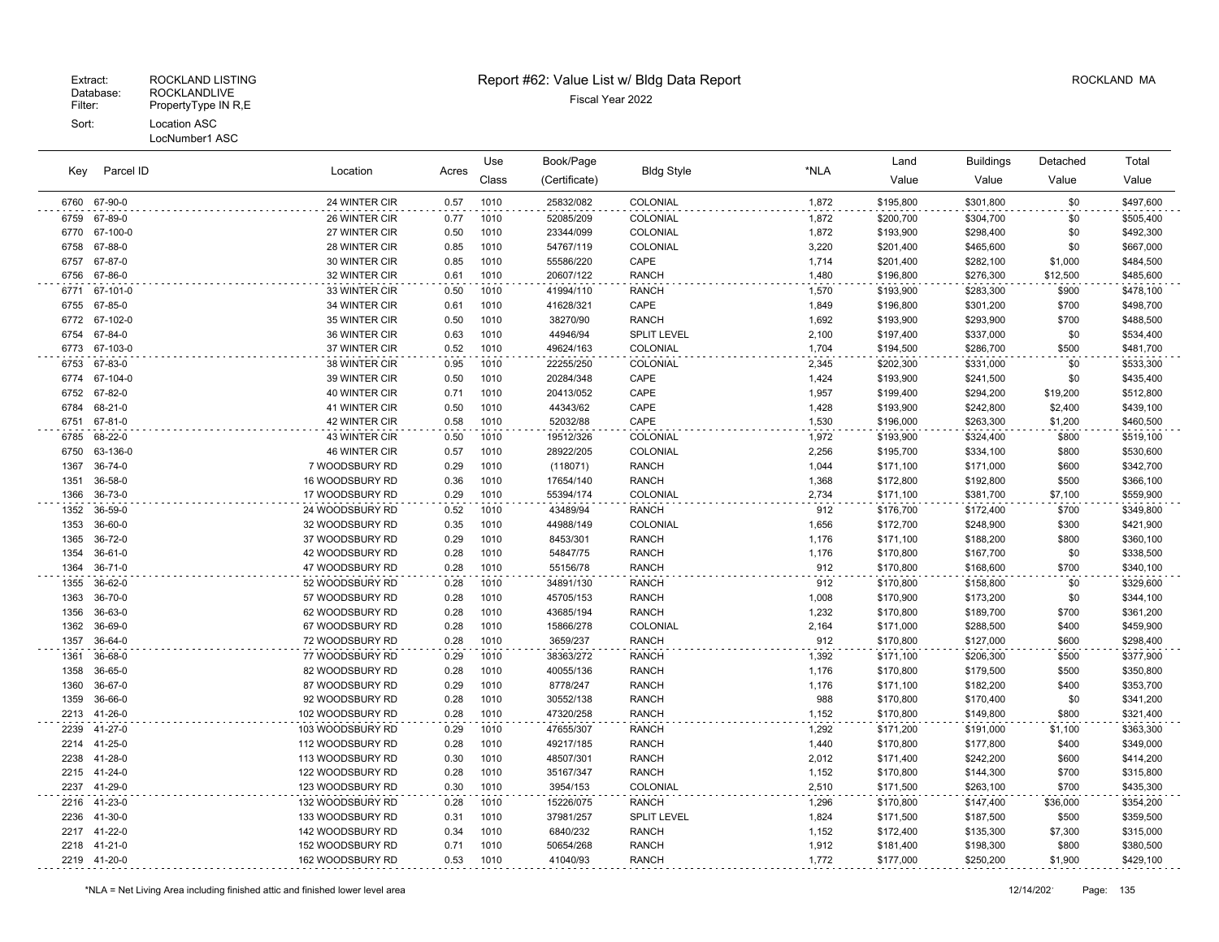Extract: ROCKLAND LISTING
Database: ROCKLANDLIVE
Filter: PropertyType IN R,E
Sort: Location ASC
LocNumber1 ASC

# Report #62: Value List w/ Bldg Data Report

Fiscal Year 2022

ROCKLAND MA

| Key | Parcel ID | Location | Acres | Use Class | Book/Page (Certificate) | Bldg Style | *NLA | Land Value | Buildings Value | Detached Value | Total Value |
|---|---|---|---|---|---|---|---|---|---|---|---|
| 6760 | 67-90-0 | 24 WINTER CIR | 0.57 | 1010 | 25832/082 | COLONIAL | 1,872 | $195,800 | $301,800 | $0 | $497,600 |
| 6759 | 67-89-0 | 26 WINTER CIR | 0.77 | 1010 | 52085/209 | COLONIAL | 1,872 | $200,700 | $304,700 | $0 | $505,400 |
| 6770 | 67-100-0 | 27 WINTER CIR | 0.50 | 1010 | 23344/099 | COLONIAL | 1,872 | $193,900 | $298,400 | $0 | $492,300 |
| 6758 | 67-88-0 | 28 WINTER CIR | 0.85 | 1010 | 54767/119 | COLONIAL | 3,220 | $201,400 | $465,600 | $0 | $667,000 |
| 6757 | 67-87-0 | 30 WINTER CIR | 0.85 | 1010 | 55586/220 | CAPE | 1,714 | $201,400 | $282,100 | $1,000 | $484,500 |
| 6756 | 67-86-0 | 32 WINTER CIR | 0.61 | 1010 | 20607/122 | RANCH | 1,480 | $196,800 | $276,300 | $12,500 | $485,600 |
| 6771 | 67-101-0 | 33 WINTER CIR | 0.50 | 1010 | 41994/110 | RANCH | 1,570 | $193,900 | $283,300 | $900 | $478,100 |
| 6755 | 67-85-0 | 34 WINTER CIR | 0.61 | 1010 | 41628/321 | CAPE | 1,849 | $196,800 | $301,200 | $700 | $498,700 |
| 6772 | 67-102-0 | 35 WINTER CIR | 0.50 | 1010 | 38270/90 | RANCH | 1,692 | $193,900 | $293,900 | $700 | $488,500 |
| 6754 | 67-84-0 | 36 WINTER CIR | 0.63 | 1010 | 44946/94 | SPLIT LEVEL | 2,100 | $197,400 | $337,000 | $0 | $534,400 |
| 6773 | 67-103-0 | 37 WINTER CIR | 0.52 | 1010 | 49624/163 | COLONIAL | 1,704 | $194,500 | $286,700 | $500 | $481,700 |
| 6753 | 67-83-0 | 38 WINTER CIR | 0.95 | 1010 | 22255/250 | COLONIAL | 2,345 | $202,300 | $331,000 | $0 | $533,300 |
| 6774 | 67-104-0 | 39 WINTER CIR | 0.50 | 1010 | 20284/348 | CAPE | 1,424 | $193,900 | $241,500 | $0 | $435,400 |
| 6752 | 67-82-0 | 40 WINTER CIR | 0.71 | 1010 | 20413/052 | CAPE | 1,957 | $199,400 | $294,200 | $19,200 | $512,800 |
| 6784 | 68-21-0 | 41 WINTER CIR | 0.50 | 1010 | 44343/62 | CAPE | 1,428 | $193,900 | $242,800 | $2,400 | $439,100 |
| 6751 | 67-81-0 | 42 WINTER CIR | 0.58 | 1010 | 52032/88 | CAPE | 1,530 | $196,000 | $263,300 | $1,200 | $460,500 |
| 6785 | 68-22-0 | 43 WINTER CIR | 0.50 | 1010 | 19512/326 | COLONIAL | 1,972 | $193,900 | $324,400 | $800 | $519,100 |
| 6750 | 63-136-0 | 46 WINTER CIR | 0.57 | 1010 | 28922/205 | COLONIAL | 2,256 | $195,700 | $334,100 | $800 | $530,600 |
| 1367 | 36-74-0 | 7 WOODSBURY RD | 0.29 | 1010 | (118071) | RANCH | 1,044 | $171,100 | $171,000 | $600 | $342,700 |
| 1351 | 36-58-0 | 16 WOODSBURY RD | 0.36 | 1010 | 17654/140 | RANCH | 1,368 | $172,800 | $192,800 | $500 | $366,100 |
| 1366 | 36-73-0 | 17 WOODSBURY RD | 0.29 | 1010 | 55394/174 | COLONIAL | 2,734 | $171,100 | $381,700 | $7,100 | $559,900 |
| 1352 | 36-59-0 | 24 WOODSBURY RD | 0.52 | 1010 | 43489/94 | RANCH | 912 | $176,700 | $172,400 | $700 | $349,800 |
| 1353 | 36-60-0 | 32 WOODSBURY RD | 0.35 | 1010 | 44988/149 | COLONIAL | 1,656 | $172,700 | $248,900 | $300 | $421,900 |
| 1365 | 36-72-0 | 37 WOODSBURY RD | 0.29 | 1010 | 8453/301 | RANCH | 1,176 | $171,100 | $188,200 | $800 | $360,100 |
| 1354 | 36-61-0 | 42 WOODSBURY RD | 0.28 | 1010 | 54847/75 | RANCH | 1,176 | $170,800 | $167,700 | $0 | $338,500 |
| 1364 | 36-71-0 | 47 WOODSBURY RD | 0.28 | 1010 | 55156/78 | RANCH | 912 | $170,800 | $168,600 | $700 | $340,100 |
| 1355 | 36-62-0 | 52 WOODSBURY RD | 0.28 | 1010 | 34891/130 | RANCH | 912 | $170,800 | $158,800 | $0 | $329,600 |
| 1363 | 36-70-0 | 57 WOODSBURY RD | 0.28 | 1010 | 45705/153 | RANCH | 1,008 | $170,900 | $173,200 | $0 | $344,100 |
| 1356 | 36-63-0 | 62 WOODSBURY RD | 0.28 | 1010 | 43685/194 | RANCH | 1,232 | $170,800 | $189,700 | $700 | $361,200 |
| 1362 | 36-69-0 | 67 WOODSBURY RD | 0.28 | 1010 | 15866/278 | COLONIAL | 2,164 | $171,000 | $288,500 | $400 | $459,900 |
| 1357 | 36-64-0 | 72 WOODSBURY RD | 0.28 | 1010 | 3659/237 | RANCH | 912 | $170,800 | $127,000 | $600 | $298,400 |
| 1361 | 36-68-0 | 77 WOODSBURY RD | 0.29 | 1010 | 38363/272 | RANCH | 1,392 | $171,100 | $206,300 | $500 | $377,900 |
| 1358 | 36-65-0 | 82 WOODSBURY RD | 0.28 | 1010 | 40055/136 | RANCH | 1,176 | $170,800 | $179,500 | $500 | $350,800 |
| 1360 | 36-67-0 | 87 WOODSBURY RD | 0.29 | 1010 | 8778/247 | RANCH | 1,176 | $171,100 | $182,200 | $400 | $353,700 |
| 1359 | 36-66-0 | 92 WOODSBURY RD | 0.28 | 1010 | 30552/138 | RANCH | 988 | $170,800 | $170,400 | $0 | $341,200 |
| 2213 | 41-26-0 | 102 WOODSBURY RD | 0.28 | 1010 | 47320/258 | RANCH | 1,152 | $170,800 | $149,800 | $800 | $321,400 |
| 2239 | 41-27-0 | 103 WOODSBURY RD | 0.29 | 1010 | 47655/307 | RANCH | 1,292 | $171,200 | $191,000 | $1,100 | $363,300 |
| 2214 | 41-25-0 | 112 WOODSBURY RD | 0.28 | 1010 | 49217/185 | RANCH | 1,440 | $170,800 | $177,800 | $400 | $349,000 |
| 2238 | 41-28-0 | 113 WOODSBURY RD | 0.30 | 1010 | 48507/301 | RANCH | 2,012 | $171,400 | $242,200 | $600 | $414,200 |
| 2215 | 41-24-0 | 122 WOODSBURY RD | 0.28 | 1010 | 35167/347 | RANCH | 1,152 | $170,800 | $144,300 | $700 | $315,800 |
| 2237 | 41-29-0 | 123 WOODSBURY RD | 0.30 | 1010 | 3954/153 | COLONIAL | 2,510 | $171,500 | $263,100 | $700 | $435,300 |
| 2216 | 41-23-0 | 132 WOODSBURY RD | 0.28 | 1010 | 15226/075 | RANCH | 1,296 | $170,800 | $147,400 | $36,000 | $354,200 |
| 2236 | 41-30-0 | 133 WOODSBURY RD | 0.31 | 1010 | 37981/257 | SPLIT LEVEL | 1,824 | $171,500 | $187,500 | $500 | $359,500 |
| 2217 | 41-22-0 | 142 WOODSBURY RD | 0.34 | 1010 | 6840/232 | RANCH | 1,152 | $172,400 | $135,300 | $7,300 | $315,000 |
| 2218 | 41-21-0 | 152 WOODSBURY RD | 0.71 | 1010 | 50654/268 | RANCH | 1,912 | $181,400 | $198,300 | $800 | $380,500 |
| 2219 | 41-20-0 | 162 WOODSBURY RD | 0.53 | 1010 | 41040/93 | RANCH | 1,772 | $177,000 | $250,200 | $1,900 | $429,100 |

*NLA = Net Living Area including finished attic and finished lower level area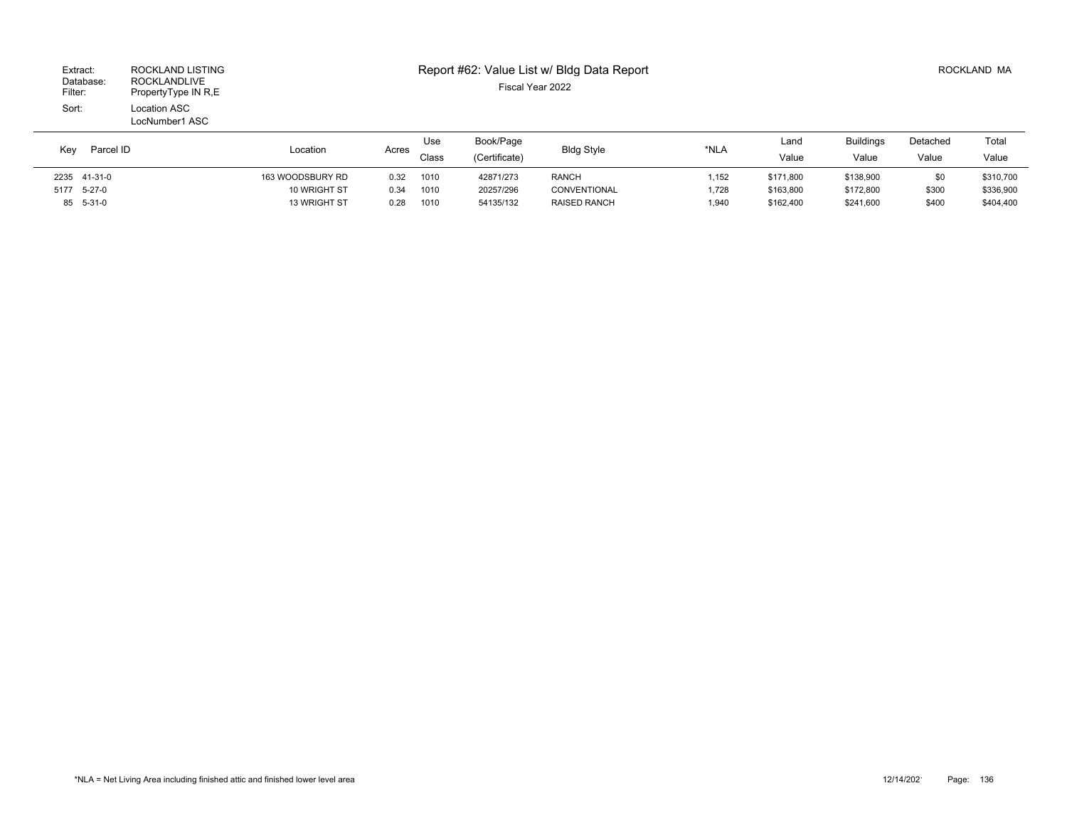| Extract: | ROCKLAND LISTING |
|---|---|
| Database: | ROCKLANDLIVE |
| Filter: | PropertyType IN R,E |
| Sort: | Location ASC<br>LocNumber1 ASC |

# Report #62: Value List w/ Bldg Data Report

Fiscal Year 2022

ROCKLAND MA

| Key | Parcel ID | Location | Acres | Use Class | Book/Page (Certificate) | Bldg Style | *NLA | Land Value | Buildings Value | Detached Value | Total Value |
|---|---|---|---|---|---|---|---|---|---|---|---|
| 2235 | 41-31-0 | 163 WOODSBURY RD | 0.32 | 1010 | 42871/273 | RANCH | 1,152 | $171,800 | $138,900 | $0 | $310,700 |
| 5177 | 5-27-0 | 10 WRIGHT ST | 0.34 | 1010 | 20257/296 | CONVENTIONAL | 1,728 | $163,800 | $172,800 | $300 | $336,900 |
| 85 | 5-31-0 | 13 WRIGHT ST | 0.28 | 1010 | 54135/132 | RAISED RANCH | 1,940 | $162,400 | $241,600 | $400 | $404,400 |

*NLA = Net Living Area including finished attic and finished lower level area

12/14/2021